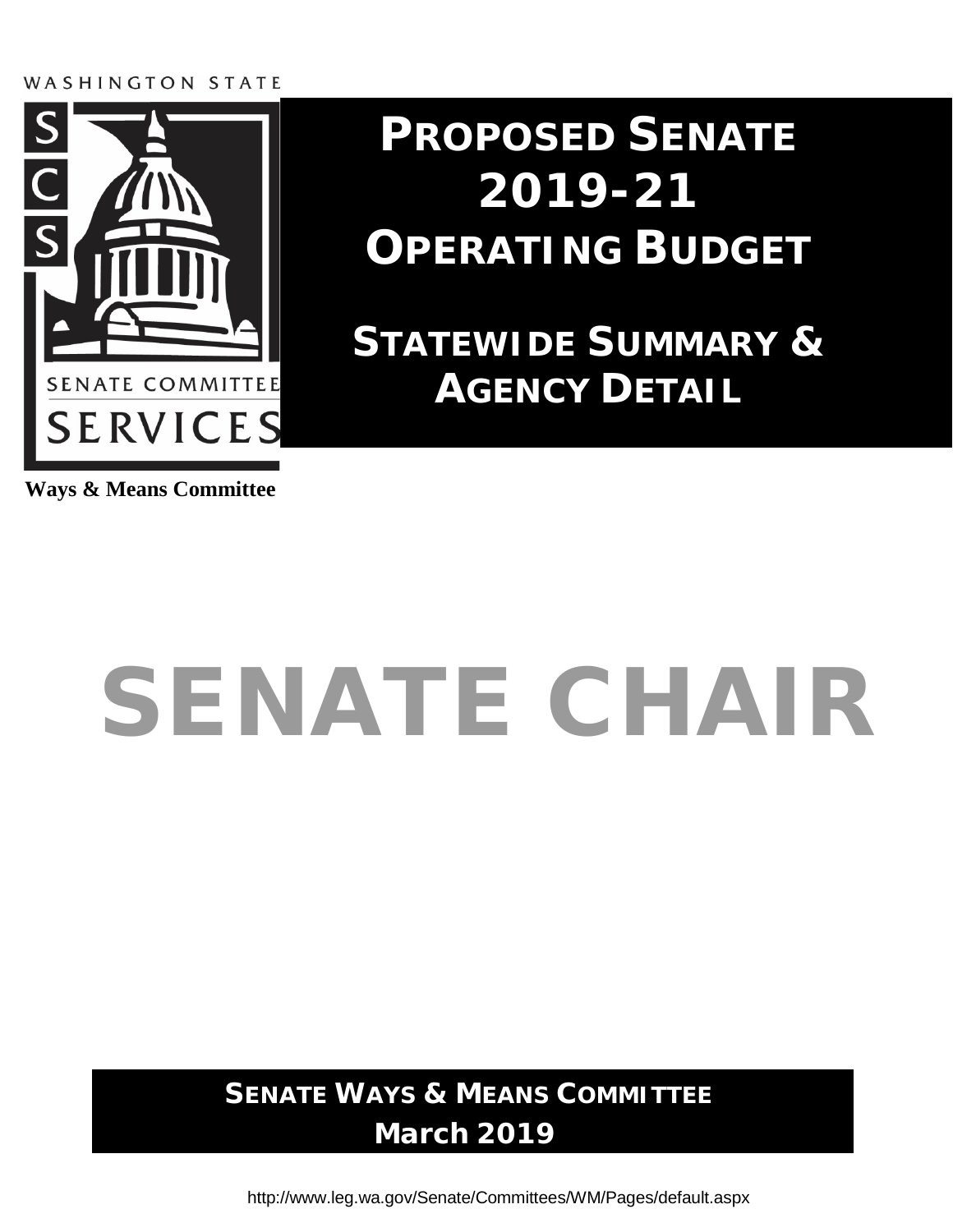WASHINGTON STATE

SCS

SENATE COMMITTEE SERVICES

**Ways & Means Committee**

# PROPOSED SENATE 2019-21 OPERATING BUDGET

## STATEWIDE SUMMARY & AGENCY DETAIL

# SENATE CHAIR

**SENATE WAYS & MEANS COMMITTEE**
**March 2019**

http://www.leg.wa.gov/Senate/Committees/WM/Pages/default.aspx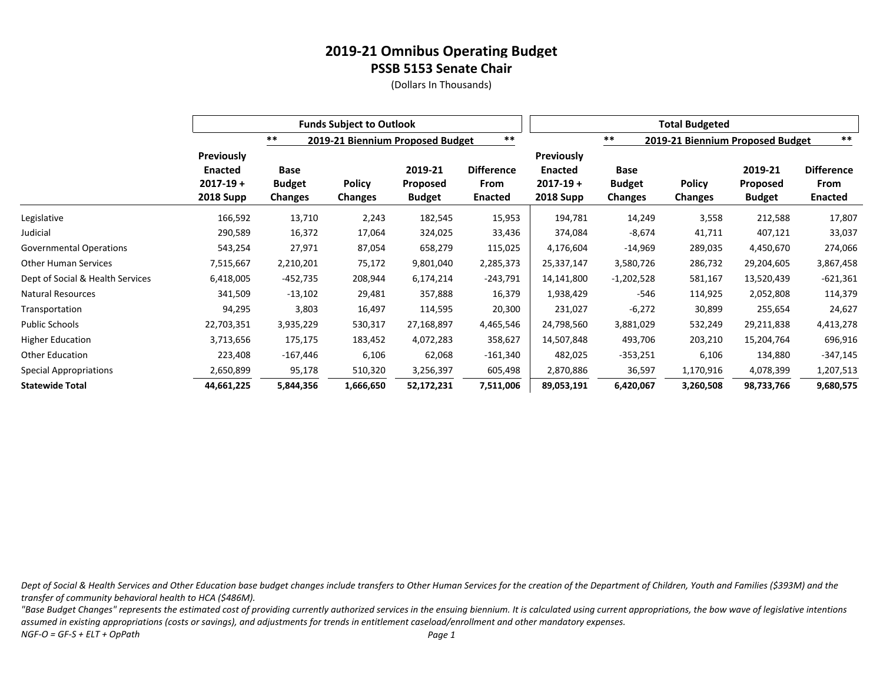# 2019-21 Omnibus Operating Budget

## PSSB 5153 Senate Chair

(Dollars In Thousands)

| | Funds Subject to Outlook | | | | | Total Budgeted | | | | |
|---|---|---|---|---|---|---|---|---|---|---|
| | | ** 2019-21 Biennium Proposed Budget ** | | | | | ** 2019-21 Biennium Proposed Budget ** | | | |
| | Previously Enacted 2017-19 + 2018 Supp | Base Budget Changes | Policy Changes | 2019-21 Proposed Budget | Difference From Enacted | Previously Enacted 2017-19 + 2018 Supp | Base Budget Changes | Policy Changes | 2019-21 Proposed Budget | Difference From Enacted |
| Legislative | 166,592 | 13,710 | 2,243 | 182,545 | 15,953 | 194,781 | 14,249 | 3,558 | 212,588 | 17,807 |
| Judicial | 290,589 | 16,372 | 17,064 | 324,025 | 33,436 | 374,084 | -8,674 | 41,711 | 407,121 | 33,037 |
| Governmental Operations | 543,254 | 27,971 | 87,054 | 658,279 | 115,025 | 4,176,604 | -14,969 | 289,035 | 4,450,670 | 274,066 |
| Other Human Services | 7,515,667 | 2,210,201 | 75,172 | 9,801,040 | 2,285,373 | 25,337,147 | 3,580,726 | 286,732 | 29,204,605 | 3,867,458 |
| Dept of Social & Health Services | 6,418,005 | -452,735 | 208,944 | 6,174,214 | -243,791 | 14,141,800 | -1,202,528 | 581,167 | 13,520,439 | -621,361 |
| Natural Resources | 341,509 | -13,102 | 29,481 | 357,888 | 16,379 | 1,938,429 | -546 | 114,925 | 2,052,808 | 114,379 |
| Transportation | 94,295 | 3,803 | 16,497 | 114,595 | 20,300 | 231,027 | -6,272 | 30,899 | 255,654 | 24,627 |
| Public Schools | 22,703,351 | 3,935,229 | 530,317 | 27,168,897 | 4,465,546 | 24,798,560 | 3,881,029 | 532,249 | 29,211,838 | 4,413,278 |
| Higher Education | 3,713,656 | 175,175 | 183,452 | 4,072,283 | 358,627 | 14,507,848 | 493,706 | 203,210 | 15,204,764 | 696,916 |
| Other Education | 223,408 | -167,446 | 6,106 | 62,068 | -161,340 | 482,025 | -353,251 | 6,106 | 134,880 | -347,145 |
| Special Appropriations | 2,650,899 | 95,178 | 510,320 | 3,256,397 | 605,498 | 2,870,886 | 36,597 | 1,170,916 | 4,078,399 | 1,207,513 |
| **Statewide Total** | **44,661,225** | **5,844,356** | **1,666,650** | **52,172,231** | **7,511,006** | **89,053,191** | **6,420,067** | **3,260,508** | **98,733,766** | **9,680,575** |

*Dept of Social & Health Services and Other Education base budget changes include transfers to Other Human Services for the creation of the Department of Children, Youth and Families ($393M) and the transfer of community behavioral health to HCA ($486M).*

*"Base Budget Changes" represents the estimated cost of providing currently authorized services in the ensuing biennium. It is calculated using current appropriations, the bow wave of legislative intentions assumed in existing appropriations (costs or savings), and adjustments for trends in entitlement caseload/enrollment and other mandatory expenses.*

*NGF-O = GF-S + ELT + OpPath*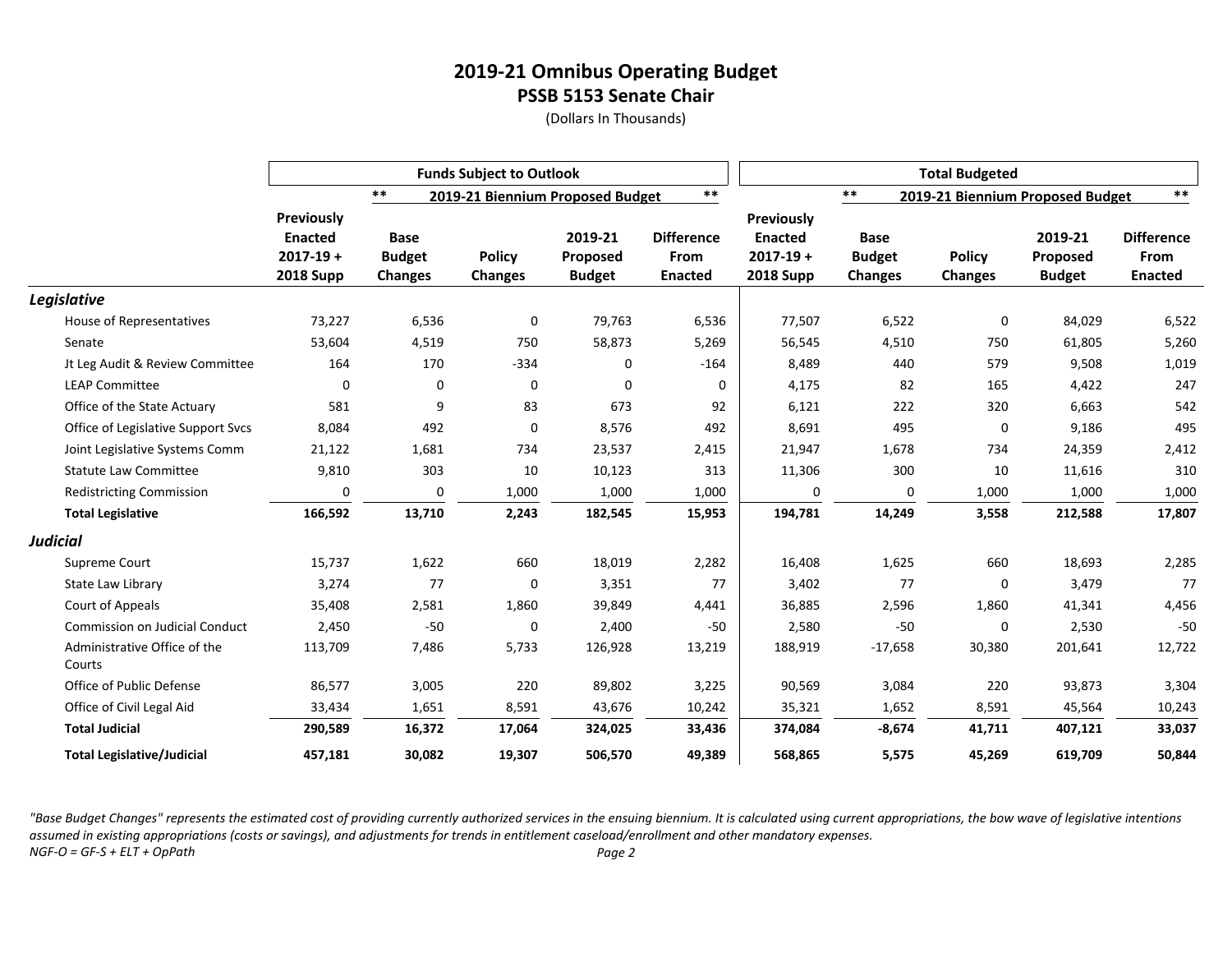# 2019-21 Omnibus Operating Budget

## PSSB 5153 Senate Chair

(Dollars In Thousands)

| | Funds Subject to Outlook | | | | | Total Budgeted | | | | |
|---|---|---|---|---|---|---|---|---|---|---|
| | | ** 2019-21 Biennium Proposed Budget ** | | | | | ** 2019-21 Biennium Proposed Budget ** | | | |
| | Previously Enacted 2017-19 + 2018 Supp | Base Budget Changes | Policy Changes | 2019-21 Proposed Budget | Difference From Enacted | Previously Enacted 2017-19 + 2018 Supp | Base Budget Changes | Policy Changes | 2019-21 Proposed Budget | Difference From Enacted |
| ***Legislative*** | | | | | | | | | | |
| House of Representatives | 73,227 | 6,536 | 0 | 79,763 | 6,536 | 77,507 | 6,522 | 0 | 84,029 | 6,522 |
| Senate | 53,604 | 4,519 | 750 | 58,873 | 5,269 | 56,545 | 4,510 | 750 | 61,805 | 5,260 |
| Jt Leg Audit & Review Committee | 164 | 170 | -334 | 0 | -164 | 8,489 | 440 | 579 | 9,508 | 1,019 |
| LEAP Committee | 0 | 0 | 0 | 0 | 0 | 4,175 | 82 | 165 | 4,422 | 247 |
| Office of the State Actuary | 581 | 9 | 83 | 673 | 92 | 6,121 | 222 | 320 | 6,663 | 542 |
| Office of Legislative Support Svcs | 8,084 | 492 | 0 | 8,576 | 492 | 8,691 | 495 | 0 | 9,186 | 495 |
| Joint Legislative Systems Comm | 21,122 | 1,681 | 734 | 23,537 | 2,415 | 21,947 | 1,678 | 734 | 24,359 | 2,412 |
| Statute Law Committee | 9,810 | 303 | 10 | 10,123 | 313 | 11,306 | 300 | 10 | 11,616 | 310 |
| Redistricting Commission | 0 | 0 | 1,000 | 1,000 | 1,000 | 0 | 0 | 1,000 | 1,000 | 1,000 |
| **Total Legislative** | **166,592** | **13,710** | **2,243** | **182,545** | **15,953** | **194,781** | **14,249** | **3,558** | **212,588** | **17,807** |
| ***Judicial*** | | | | | | | | | | |
| Supreme Court | 15,737 | 1,622 | 660 | 18,019 | 2,282 | 16,408 | 1,625 | 660 | 18,693 | 2,285 |
| State Law Library | 3,274 | 77 | 0 | 3,351 | 77 | 3,402 | 77 | 0 | 3,479 | 77 |
| Court of Appeals | 35,408 | 2,581 | 1,860 | 39,849 | 4,441 | 36,885 | 2,596 | 1,860 | 41,341 | 4,456 |
| Commission on Judicial Conduct | 2,450 | -50 | 0 | 2,400 | -50 | 2,580 | -50 | 0 | 2,530 | -50 |
| Administrative Office of the Courts | 113,709 | 7,486 | 5,733 | 126,928 | 13,219 | 188,919 | -17,658 | 30,380 | 201,641 | 12,722 |
| Office of Public Defense | 86,577 | 3,005 | 220 | 89,802 | 3,225 | 90,569 | 3,084 | 220 | 93,873 | 3,304 |
| Office of Civil Legal Aid | 33,434 | 1,651 | 8,591 | 43,676 | 10,242 | 35,321 | 1,652 | 8,591 | 45,564 | 10,243 |
| **Total Judicial** | **290,589** | **16,372** | **17,064** | **324,025** | **33,436** | **374,084** | **-8,674** | **41,711** | **407,121** | **33,037** |
| **Total Legislative/Judicial** | **457,181** | **30,082** | **19,307** | **506,570** | **49,389** | **568,865** | **5,575** | **45,269** | **619,709** | **50,844** |

*"Base Budget Changes" represents the estimated cost of providing currently authorized services in the ensuing biennium. It is calculated using current appropriations, the bow wave of legislative intentions assumed in existing appropriations (costs or savings), and adjustments for trends in entitlement caseload/enrollment and other mandatory expenses.*

*NGF-O = GF-S + ELT + OpPath*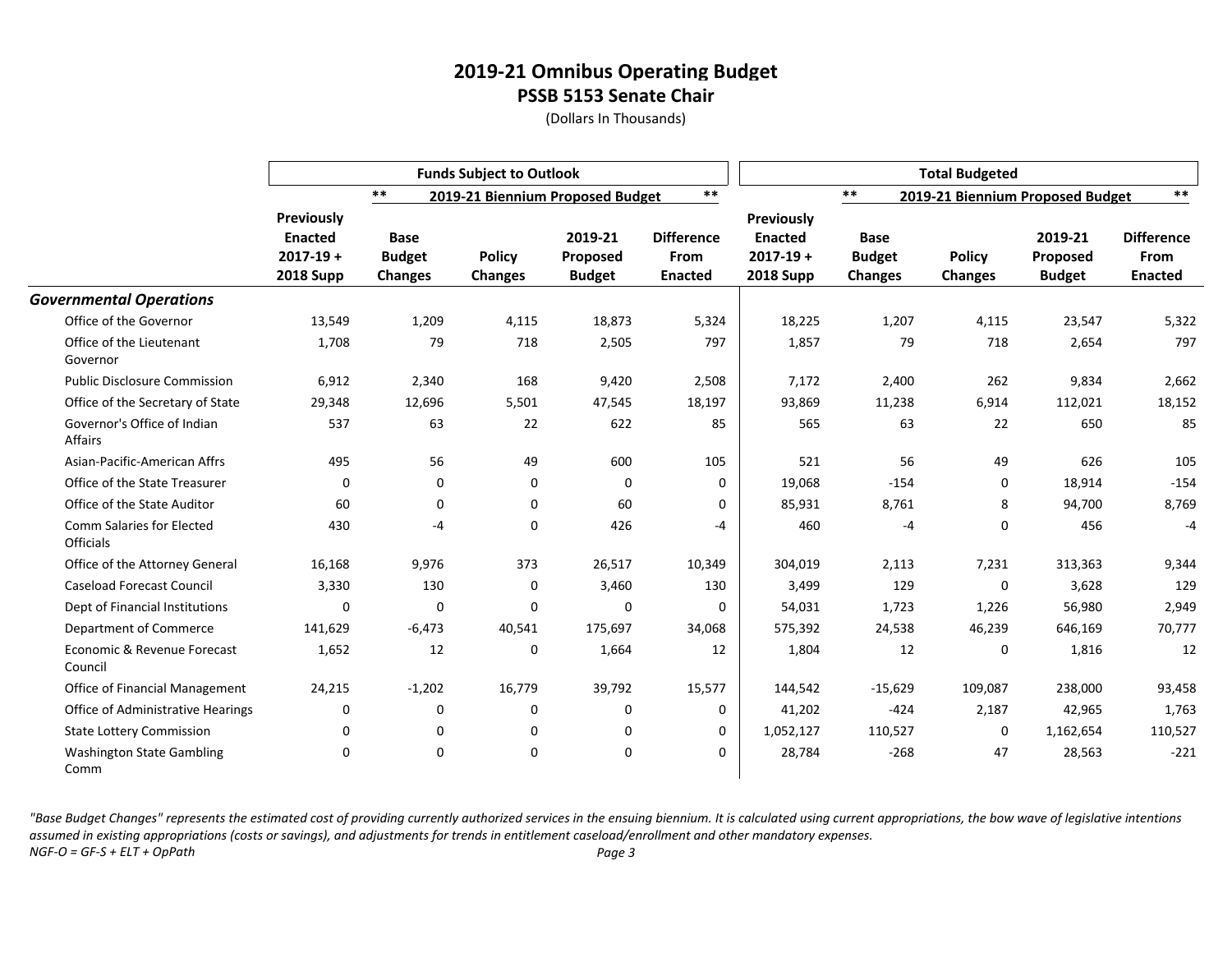# 2019-21 Omnibus Operating Budget

## PSSB 5153 Senate Chair

(Dollars In Thousands)

| | Funds Subject to Outlook | | | | | Total Budgeted | | | | |
|---|---|---|---|---|---|---|---|---|---|---|
| | | ** 2019-21 Biennium Proposed Budget ** | | | | | ** 2019-21 Biennium Proposed Budget ** | | | |
| | Previously Enacted 2017-19 + 2018 Supp | Base Budget Changes | Policy Changes | 2019-21 Proposed Budget | Difference From Enacted | Previously Enacted 2017-19 + 2018 Supp | Base Budget Changes | Policy Changes | 2019-21 Proposed Budget | Difference From Enacted |
| ***Governmental Operations*** | | | | | | | | | | |
| Office of the Governor | 13,549 | 1,209 | 4,115 | 18,873 | 5,324 | 18,225 | 1,207 | 4,115 | 23,547 | 5,322 |
| Office of the Lieutenant Governor | 1,708 | 79 | 718 | 2,505 | 797 | 1,857 | 79 | 718 | 2,654 | 797 |
| Public Disclosure Commission | 6,912 | 2,340 | 168 | 9,420 | 2,508 | 7,172 | 2,400 | 262 | 9,834 | 2,662 |
| Office of the Secretary of State | 29,348 | 12,696 | 5,501 | 47,545 | 18,197 | 93,869 | 11,238 | 6,914 | 112,021 | 18,152 |
| Governor's Office of Indian Affairs | 537 | 63 | 22 | 622 | 85 | 565 | 63 | 22 | 650 | 85 |
| Asian-Pacific-American Affrs | 495 | 56 | 49 | 600 | 105 | 521 | 56 | 49 | 626 | 105 |
| Office of the State Treasurer | 0 | 0 | 0 | 0 | 0 | 19,068 | -154 | 0 | 18,914 | -154 |
| Office of the State Auditor | 60 | 0 | 0 | 60 | 0 | 85,931 | 8,761 | 8 | 94,700 | 8,769 |
| Comm Salaries for Elected Officials | 430 | -4 | 0 | 426 | -4 | 460 | -4 | 0 | 456 | -4 |
| Office of the Attorney General | 16,168 | 9,976 | 373 | 26,517 | 10,349 | 304,019 | 2,113 | 7,231 | 313,363 | 9,344 |
| Caseload Forecast Council | 3,330 | 130 | 0 | 3,460 | 130 | 3,499 | 129 | 0 | 3,628 | 129 |
| Dept of Financial Institutions | 0 | 0 | 0 | 0 | 0 | 54,031 | 1,723 | 1,226 | 56,980 | 2,949 |
| Department of Commerce | 141,629 | -6,473 | 40,541 | 175,697 | 34,068 | 575,392 | 24,538 | 46,239 | 646,169 | 70,777 |
| Economic & Revenue Forecast Council | 1,652 | 12 | 0 | 1,664 | 12 | 1,804 | 12 | 0 | 1,816 | 12 |
| Office of Financial Management | 24,215 | -1,202 | 16,779 | 39,792 | 15,577 | 144,542 | -15,629 | 109,087 | 238,000 | 93,458 |
| Office of Administrative Hearings | 0 | 0 | 0 | 0 | 0 | 41,202 | -424 | 2,187 | 42,965 | 1,763 |
| State Lottery Commission | 0 | 0 | 0 | 0 | 0 | 1,052,127 | 110,527 | 0 | 1,162,654 | 110,527 |
| Washington State Gambling Comm | 0 | 0 | 0 | 0 | 0 | 28,784 | -268 | 47 | 28,563 | -221 |

*"Base Budget Changes" represents the estimated cost of providing currently authorized services in the ensuing biennium. It is calculated using current appropriations, the bow wave of legislative intentions assumed in existing appropriations (costs or savings), and adjustments for trends in entitlement caseload/enrollment and other mandatory expenses.*

*NGF-O = GF-S + ELT + OpPath*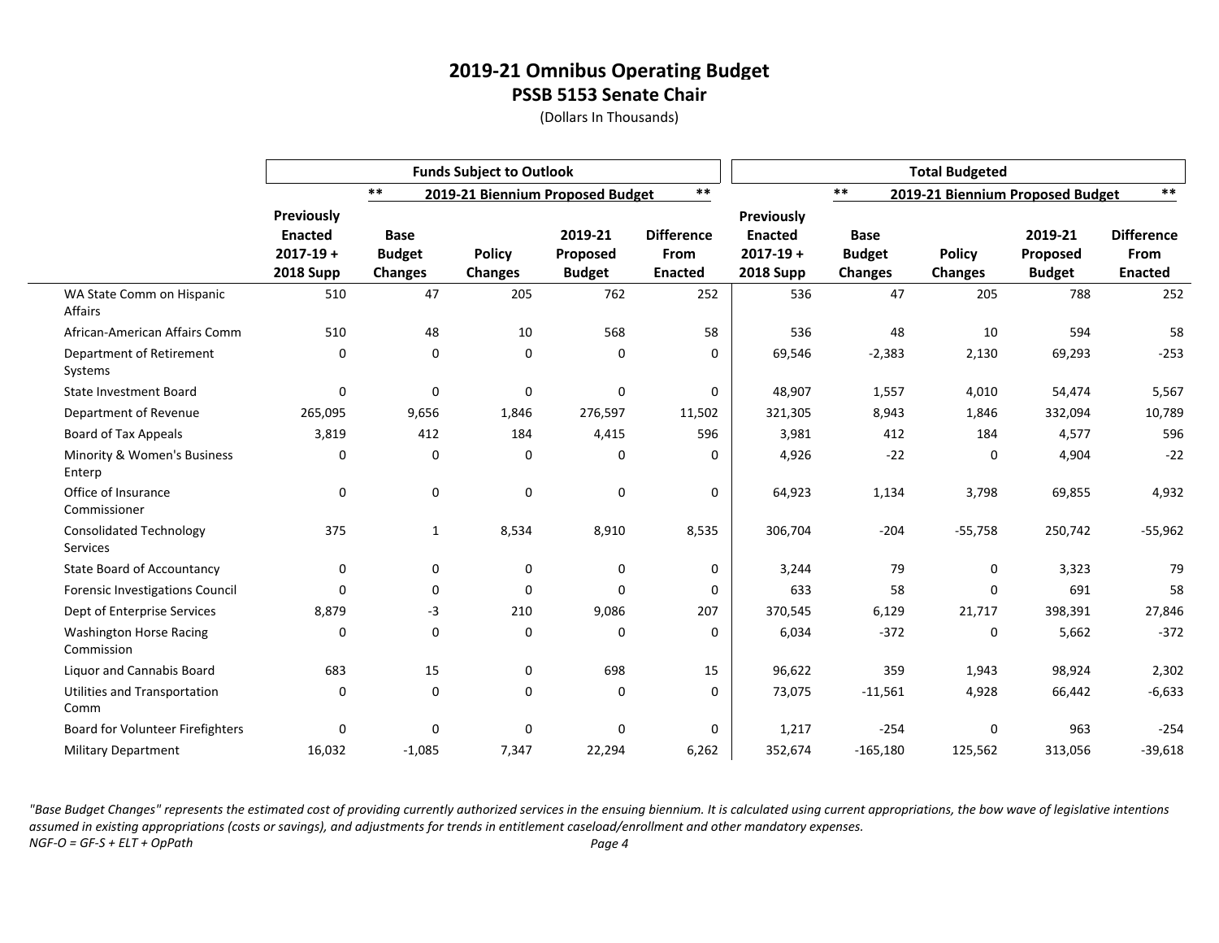# 2019-21 Omnibus Operating Budget

## PSSB 5153 Senate Chair

(Dollars In Thousands)

| | Funds Subject to Outlook | | | | | Total Budgeted | | | | |
|---|---|---|---|---|---|---|---|---|---|---|
| | | ** 2019-21 Biennium Proposed Budget ** | | | | | ** 2019-21 Biennium Proposed Budget ** | | | |
| | Previously Enacted 2017-19 + 2018 Supp | Base Budget Changes | Policy Changes | 2019-21 Proposed Budget | Difference From Enacted | Previously Enacted 2017-19 + 2018 Supp | Base Budget Changes | Policy Changes | 2019-21 Proposed Budget | Difference From Enacted |
| WA State Comm on Hispanic Affairs | 510 | 47 | 205 | 762 | 252 | 536 | 47 | 205 | 788 | 252 |
| African-American Affairs Comm | 510 | 48 | 10 | 568 | 58 | 536 | 48 | 10 | 594 | 58 |
| Department of Retirement Systems | 0 | 0 | 0 | 0 | 0 | 69,546 | -2,383 | 2,130 | 69,293 | -253 |
| State Investment Board | 0 | 0 | 0 | 0 | 0 | 48,907 | 1,557 | 4,010 | 54,474 | 5,567 |
| Department of Revenue | 265,095 | 9,656 | 1,846 | 276,597 | 11,502 | 321,305 | 8,943 | 1,846 | 332,094 | 10,789 |
| Board of Tax Appeals | 3,819 | 412 | 184 | 4,415 | 596 | 3,981 | 412 | 184 | 4,577 | 596 |
| Minority & Women's Business Enterp | 0 | 0 | 0 | 0 | 0 | 4,926 | -22 | 0 | 4,904 | -22 |
| Office of Insurance Commissioner | 0 | 0 | 0 | 0 | 0 | 64,923 | 1,134 | 3,798 | 69,855 | 4,932 |
| Consolidated Technology Services | 375 | 1 | 8,534 | 8,910 | 8,535 | 306,704 | -204 | -55,758 | 250,742 | -55,962 |
| State Board of Accountancy | 0 | 0 | 0 | 0 | 0 | 3,244 | 79 | 0 | 3,323 | 79 |
| Forensic Investigations Council | 0 | 0 | 0 | 0 | 0 | 633 | 58 | 0 | 691 | 58 |
| Dept of Enterprise Services | 8,879 | -3 | 210 | 9,086 | 207 | 370,545 | 6,129 | 21,717 | 398,391 | 27,846 |
| Washington Horse Racing Commission | 0 | 0 | 0 | 0 | 0 | 6,034 | -372 | 0 | 5,662 | -372 |
| Liquor and Cannabis Board | 683 | 15 | 0 | 698 | 15 | 96,622 | 359 | 1,943 | 98,924 | 2,302 |
| Utilities and Transportation Comm | 0 | 0 | 0 | 0 | 0 | 73,075 | -11,561 | 4,928 | 66,442 | -6,633 |
| Board for Volunteer Firefighters | 0 | 0 | 0 | 0 | 0 | 1,217 | -254 | 0 | 963 | -254 |
| Military Department | 16,032 | -1,085 | 7,347 | 22,294 | 6,262 | 352,674 | -165,180 | 125,562 | 313,056 | -39,618 |

*"Base Budget Changes" represents the estimated cost of providing currently authorized services in the ensuing biennium. It is calculated using current appropriations, the bow wave of legislative intentions assumed in existing appropriations (costs or savings), and adjustments for trends in entitlement caseload/enrollment and other mandatory expenses.*

*NGF-O = GF-S + ELT + OpPath*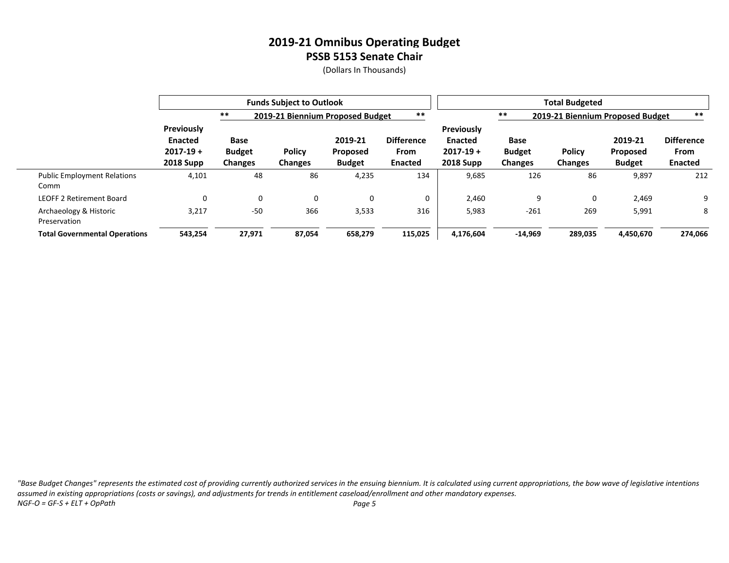# 2019-21 Omnibus Operating Budget

## PSSB 5153 Senate Chair

(Dollars In Thousands)

| | Funds Subject to Outlook | | | | | Total Budgeted | | | | |
|---|---|---|---|---|---|---|---|---|---|---|
| | | ** 2019-21 Biennium Proposed Budget ** | | | | | ** 2019-21 Biennium Proposed Budget ** | | | |
| | Previously Enacted 2017-19 + 2018 Supp | Base Budget Changes | Policy Changes | 2019-21 Proposed Budget | Difference From Enacted | Previously Enacted 2017-19 + 2018 Supp | Base Budget Changes | Policy Changes | 2019-21 Proposed Budget | Difference From Enacted |
| Public Employment Relations Comm | 4,101 | 48 | 86 | 4,235 | 134 | 9,685 | 126 | 86 | 9,897 | 212 |
| LEOFF 2 Retirement Board | 0 | 0 | 0 | 0 | 0 | 2,460 | 9 | 0 | 2,469 | 9 |
| Archaeology & Historic Preservation | 3,217 | -50 | 366 | 3,533 | 316 | 5,983 | -261 | 269 | 5,991 | 8 |
| **Total Governmental Operations** | **543,254** | **27,971** | **87,054** | **658,279** | **115,025** | **4,176,604** | **-14,969** | **289,035** | **4,450,670** | **274,066** |

*"Base Budget Changes" represents the estimated cost of providing currently authorized services in the ensuing biennium. It is calculated using current appropriations, the bow wave of legislative intentions assumed in existing appropriations (costs or savings), and adjustments for trends in entitlement caseload/enrollment and other mandatory expenses.*

*NGF-O = GF-S + ELT + OpPath*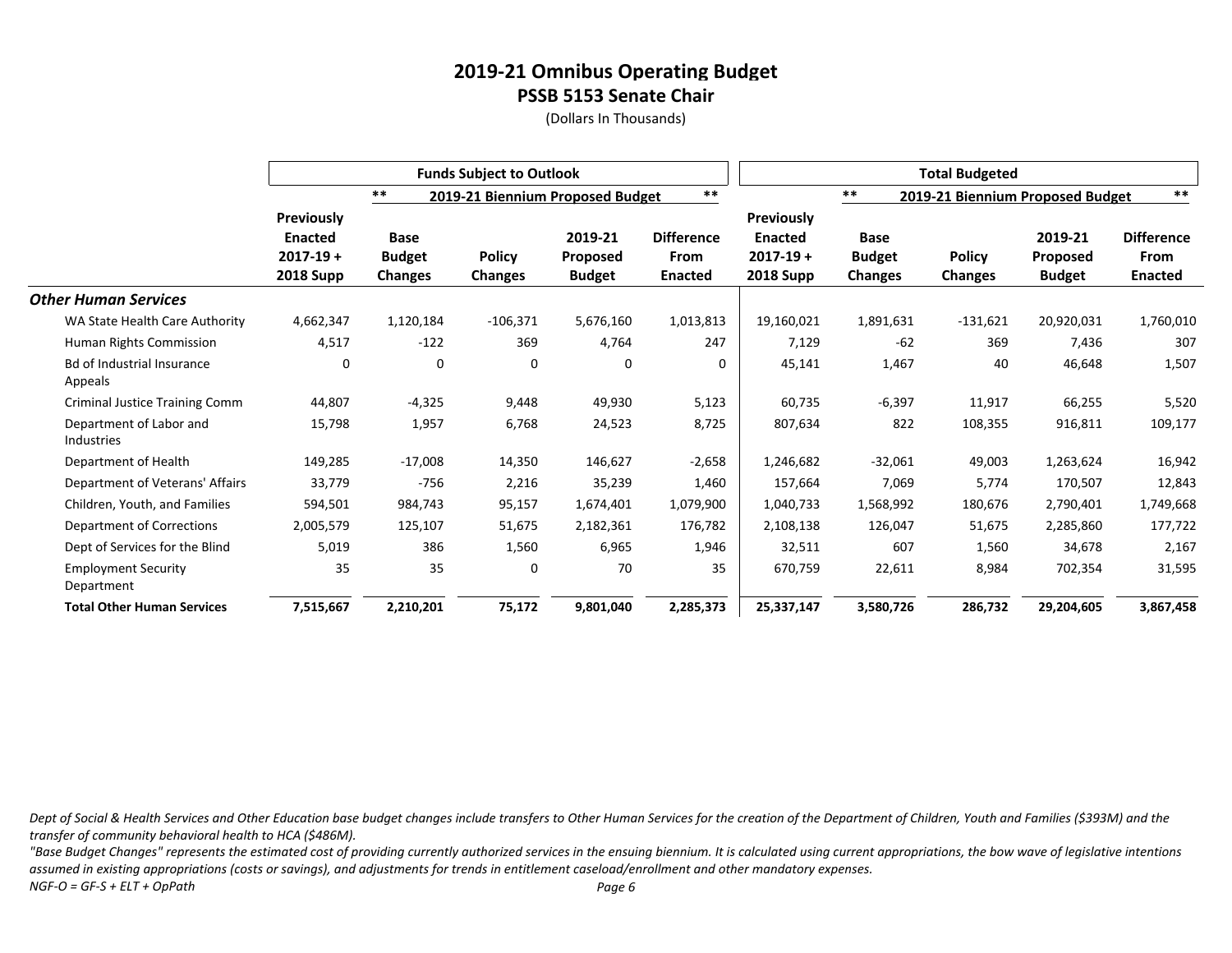# 2019-21 Omnibus Operating Budget

## PSSB 5153 Senate Chair

(Dollars In Thousands)

| | Funds Subject to Outlook | | | | | Total Budgeted | | | | |
|---|---|---|---|---|---|---|---|---|---|---|
| | | ** 2019-21 Biennium Proposed Budget ** | | | | | ** 2019-21 Biennium Proposed Budget ** | | | |
| | Previously Enacted 2017-19 + 2018 Supp | Base Budget Changes | Policy Changes | 2019-21 Proposed Budget | Difference From Enacted | Previously Enacted 2017-19 + 2018 Supp | Base Budget Changes | Policy Changes | 2019-21 Proposed Budget | Difference From Enacted |
| ***Other Human Services*** | | | | | | | | | | |
| WA State Health Care Authority | 4,662,347 | 1,120,184 | -106,371 | 5,676,160 | 1,013,813 | 19,160,021 | 1,891,631 | -131,621 | 20,920,031 | 1,760,010 |
| Human Rights Commission | 4,517 | -122 | 369 | 4,764 | 247 | 7,129 | -62 | 369 | 7,436 | 307 |
| Bd of Industrial Insurance Appeals | 0 | 0 | 0 | 0 | 0 | 45,141 | 1,467 | 40 | 46,648 | 1,507 |
| Criminal Justice Training Comm | 44,807 | -4,325 | 9,448 | 49,930 | 5,123 | 60,735 | -6,397 | 11,917 | 66,255 | 5,520 |
| Department of Labor and Industries | 15,798 | 1,957 | 6,768 | 24,523 | 8,725 | 807,634 | 822 | 108,355 | 916,811 | 109,177 |
| Department of Health | 149,285 | -17,008 | 14,350 | 146,627 | -2,658 | 1,246,682 | -32,061 | 49,003 | 1,263,624 | 16,942 |
| Department of Veterans' Affairs | 33,779 | -756 | 2,216 | 35,239 | 1,460 | 157,664 | 7,069 | 5,774 | 170,507 | 12,843 |
| Children, Youth, and Families | 594,501 | 984,743 | 95,157 | 1,674,401 | 1,079,900 | 1,040,733 | 1,568,992 | 180,676 | 2,790,401 | 1,749,668 |
| Department of Corrections | 2,005,579 | 125,107 | 51,675 | 2,182,361 | 176,782 | 2,108,138 | 126,047 | 51,675 | 2,285,860 | 177,722 |
| Dept of Services for the Blind | 5,019 | 386 | 1,560 | 6,965 | 1,946 | 32,511 | 607 | 1,560 | 34,678 | 2,167 |
| Employment Security Department | 35 | 35 | 0 | 70 | 35 | 670,759 | 22,611 | 8,984 | 702,354 | 31,595 |
| **Total Other Human Services** | **7,515,667** | **2,210,201** | **75,172** | **9,801,040** | **2,285,373** | **25,337,147** | **3,580,726** | **286,732** | **29,204,605** | **3,867,458** |

*Dept of Social & Health Services and Other Education base budget changes include transfers to Other Human Services for the creation of the Department of Children, Youth and Families ($393M) and the transfer of community behavioral health to HCA ($486M).*

*"Base Budget Changes" represents the estimated cost of providing currently authorized services in the ensuing biennium. It is calculated using current appropriations, the bow wave of legislative intentions assumed in existing appropriations (costs or savings), and adjustments for trends in entitlement caseload/enrollment and other mandatory expenses.*

*NGF-O = GF-S + ELT + OpPath*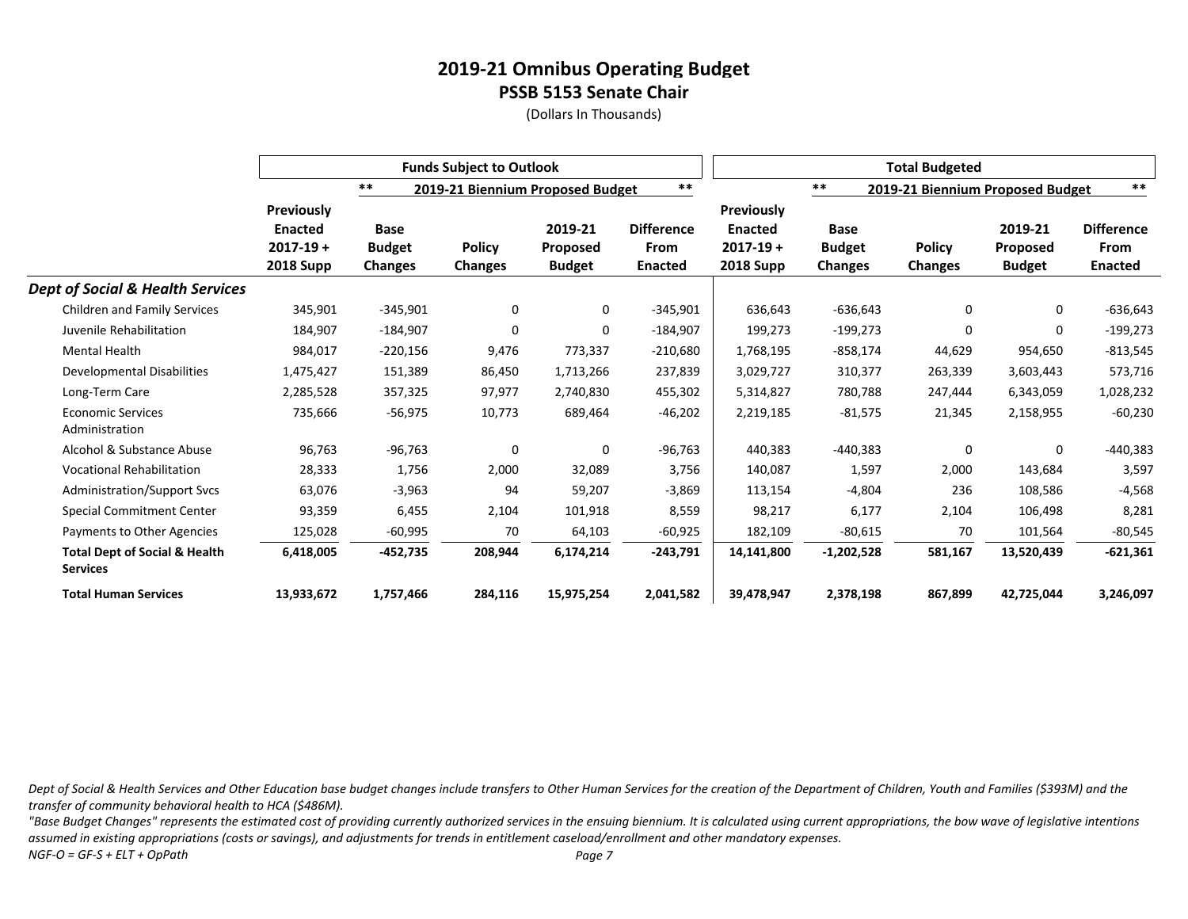# 2019-21 Omnibus Operating Budget

## PSSB 5153 Senate Chair

(Dollars In Thousands)

| | Funds Subject to Outlook | | | | | Total Budgeted | | | | |
|---|---|---|---|---|---|---|---|---|---|---|
| | | ** 2019-21 Biennium Proposed Budget ** | | | | | ** 2019-21 Biennium Proposed Budget ** | | | |
| | Previously Enacted 2017-19 + 2018 Supp | Base Budget Changes | Policy Changes | 2019-21 Proposed Budget | Difference From Enacted | Previously Enacted 2017-19 + 2018 Supp | Base Budget Changes | Policy Changes | 2019-21 Proposed Budget | Difference From Enacted |
| ***Dept of Social & Health Services*** | | | | | | | | | | |
| Children and Family Services | 345,901 | -345,901 | 0 | 0 | -345,901 | 636,643 | -636,643 | 0 | 0 | -636,643 |
| Juvenile Rehabilitation | 184,907 | -184,907 | 0 | 0 | -184,907 | 199,273 | -199,273 | 0 | 0 | -199,273 |
| Mental Health | 984,017 | -220,156 | 9,476 | 773,337 | -210,680 | 1,768,195 | -858,174 | 44,629 | 954,650 | -813,545 |
| Developmental Disabilities | 1,475,427 | 151,389 | 86,450 | 1,713,266 | 237,839 | 3,029,727 | 310,377 | 263,339 | 3,603,443 | 573,716 |
| Long-Term Care | 2,285,528 | 357,325 | 97,977 | 2,740,830 | 455,302 | 5,314,827 | 780,788 | 247,444 | 6,343,059 | 1,028,232 |
| Economic Services Administration | 735,666 | -56,975 | 10,773 | 689,464 | -46,202 | 2,219,185 | -81,575 | 21,345 | 2,158,955 | -60,230 |
| Alcohol & Substance Abuse | 96,763 | -96,763 | 0 | 0 | -96,763 | 440,383 | -440,383 | 0 | 0 | -440,383 |
| Vocational Rehabilitation | 28,333 | 1,756 | 2,000 | 32,089 | 3,756 | 140,087 | 1,597 | 2,000 | 143,684 | 3,597 |
| Administration/Support Svcs | 63,076 | -3,963 | 94 | 59,207 | -3,869 | 113,154 | -4,804 | 236 | 108,586 | -4,568 |
| Special Commitment Center | 93,359 | 6,455 | 2,104 | 101,918 | 8,559 | 98,217 | 6,177 | 2,104 | 106,498 | 8,281 |
| Payments to Other Agencies | 125,028 | -60,995 | 70 | 64,103 | -60,925 | 182,109 | -80,615 | 70 | 101,564 | -80,545 |
| **Total Dept of Social & Health Services** | **6,418,005** | **-452,735** | **208,944** | **6,174,214** | **-243,791** | **14,141,800** | **-1,202,528** | **581,167** | **13,520,439** | **-621,361** |
| **Total Human Services** | **13,933,672** | **1,757,466** | **284,116** | **15,975,254** | **2,041,582** | **39,478,947** | **2,378,198** | **867,899** | **42,725,044** | **3,246,097** |

*Dept of Social & Health Services and Other Education base budget changes include transfers to Other Human Services for the creation of the Department of Children, Youth and Families ($393M) and the transfer of community behavioral health to HCA ($486M).*

*"Base Budget Changes" represents the estimated cost of providing currently authorized services in the ensuing biennium. It is calculated using current appropriations, the bow wave of legislative intentions assumed in existing appropriations (costs or savings), and adjustments for trends in entitlement caseload/enrollment and other mandatory expenses.*

*NGF-O = GF-S + ELT + OpPath*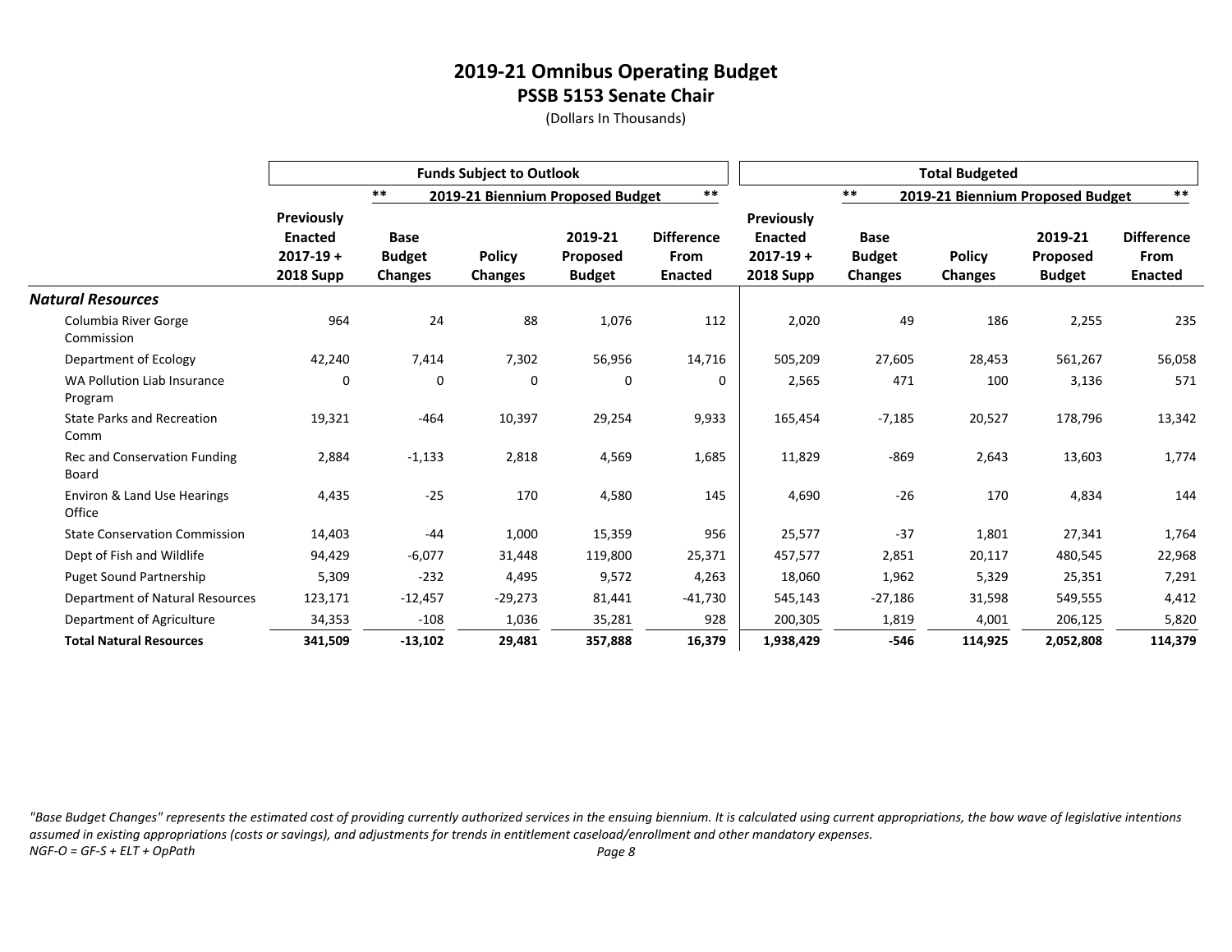# 2019-21 Omnibus Operating Budget

## PSSB 5153 Senate Chair

(Dollars In Thousands)

| | Funds Subject to Outlook | | | | | Total Budgeted | | | | |
|---|---|---|---|---|---|---|---|---|---|---|
| | | ** 2019-21 Biennium Proposed Budget ** | | | | | ** 2019-21 Biennium Proposed Budget ** | | | |
| | Previously Enacted 2017-19 + 2018 Supp | Base Budget Changes | Policy Changes | 2019-21 Proposed Budget | Difference From Enacted | Previously Enacted 2017-19 + 2018 Supp | Base Budget Changes | Policy Changes | 2019-21 Proposed Budget | Difference From Enacted |
| ***Natural Resources*** | | | | | | | | | | |
| Columbia River Gorge Commission | 964 | 24 | 88 | 1,076 | 112 | 2,020 | 49 | 186 | 2,255 | 235 |
| Department of Ecology | 42,240 | 7,414 | 7,302 | 56,956 | 14,716 | 505,209 | 27,605 | 28,453 | 561,267 | 56,058 |
| WA Pollution Liab Insurance Program | 0 | 0 | 0 | 0 | 0 | 2,565 | 471 | 100 | 3,136 | 571 |
| State Parks and Recreation Comm | 19,321 | -464 | 10,397 | 29,254 | 9,933 | 165,454 | -7,185 | 20,527 | 178,796 | 13,342 |
| Rec and Conservation Funding Board | 2,884 | -1,133 | 2,818 | 4,569 | 1,685 | 11,829 | -869 | 2,643 | 13,603 | 1,774 |
| Environ & Land Use Hearings Office | 4,435 | -25 | 170 | 4,580 | 145 | 4,690 | -26 | 170 | 4,834 | 144 |
| State Conservation Commission | 14,403 | -44 | 1,000 | 15,359 | 956 | 25,577 | -37 | 1,801 | 27,341 | 1,764 |
| Dept of Fish and Wildlife | 94,429 | -6,077 | 31,448 | 119,800 | 25,371 | 457,577 | 2,851 | 20,117 | 480,545 | 22,968 |
| Puget Sound Partnership | 5,309 | -232 | 4,495 | 9,572 | 4,263 | 18,060 | 1,962 | 5,329 | 25,351 | 7,291 |
| Department of Natural Resources | 123,171 | -12,457 | -29,273 | 81,441 | -41,730 | 545,143 | -27,186 | 31,598 | 549,555 | 4,412 |
| Department of Agriculture | 34,353 | -108 | 1,036 | 35,281 | 928 | 200,305 | 1,819 | 4,001 | 206,125 | 5,820 |
| **Total Natural Resources** | **341,509** | **-13,102** | **29,481** | **357,888** | **16,379** | **1,938,429** | **-546** | **114,925** | **2,052,808** | **114,379** |

*"Base Budget Changes" represents the estimated cost of providing currently authorized services in the ensuing biennium. It is calculated using current appropriations, the bow wave of legislative intentions assumed in existing appropriations (costs or savings), and adjustments for trends in entitlement caseload/enrollment and other mandatory expenses.*

*NGF-O = GF-S + ELT + OpPath*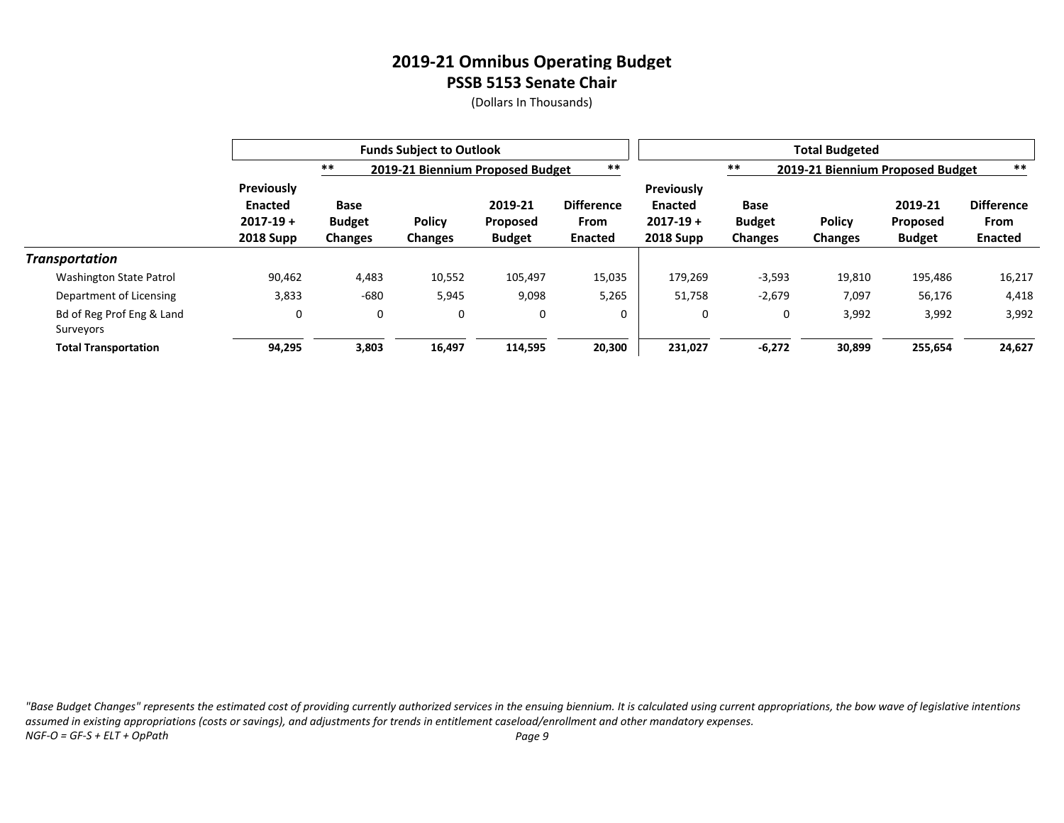# 2019-21 Omnibus Operating Budget

## PSSB 5153 Senate Chair

(Dollars In Thousands)

| | Funds Subject to Outlook | | | | | Total Budgeted | | | | |
|---|---|---|---|---|---|---|---|---|---|---|
| | | ** 2019-21 Biennium Proposed Budget ** | | | | | ** 2019-21 Biennium Proposed Budget ** | | | |
| | Previously Enacted 2017-19 + 2018 Supp | Base Budget Changes | Policy Changes | 2019-21 Proposed Budget | Difference From Enacted | Previously Enacted 2017-19 + 2018 Supp | Base Budget Changes | Policy Changes | 2019-21 Proposed Budget | Difference From Enacted |
| ***Transportation*** | | | | | | | | | | |
| Washington State Patrol | 90,462 | 4,483 | 10,552 | 105,497 | 15,035 | 179,269 | -3,593 | 19,810 | 195,486 | 16,217 |
| Department of Licensing | 3,833 | -680 | 5,945 | 9,098 | 5,265 | 51,758 | -2,679 | 7,097 | 56,176 | 4,418 |
| Bd of Reg Prof Eng & Land Surveyors | 0 | 0 | 0 | 0 | 0 | 0 | 0 | 3,992 | 3,992 | 3,992 |
| **Total Transportation** | **94,295** | **3,803** | **16,497** | **114,595** | **20,300** | **231,027** | **-6,272** | **30,899** | **255,654** | **24,627** |

*"Base Budget Changes" represents the estimated cost of providing currently authorized services in the ensuing biennium. It is calculated using current appropriations, the bow wave of legislative intentions assumed in existing appropriations (costs or savings), and adjustments for trends in entitlement caseload/enrollment and other mandatory expenses.*

*NGF-O = GF-S + ELT + OpPath*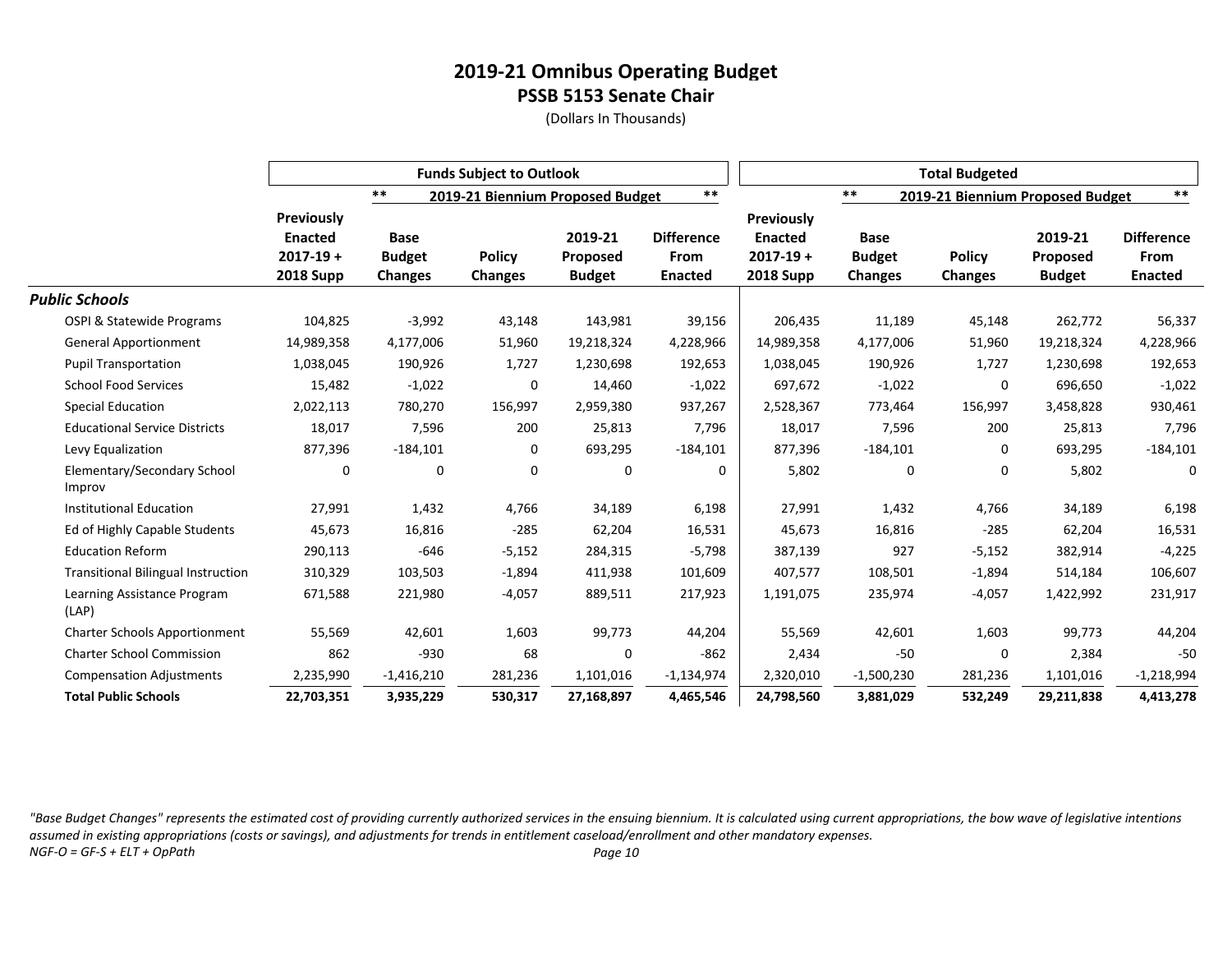# 2019-21 Omnibus Operating Budget

## PSSB 5153 Senate Chair

(Dollars In Thousands)

| | Funds Subject to Outlook | | | | | Total Budgeted | | | | |
|---|---|---|---|---|---|---|---|---|---|---|
| | | ** 2019-21 Biennium Proposed Budget ** | | | | | ** 2019-21 Biennium Proposed Budget ** | | | |
| | Previously Enacted 2017-19 + 2018 Supp | Base Budget Changes | Policy Changes | 2019-21 Proposed Budget | Difference From Enacted | Previously Enacted 2017-19 + 2018 Supp | Base Budget Changes | Policy Changes | 2019-21 Proposed Budget | Difference From Enacted |
| ***Public Schools*** | | | | | | | | | | |
| OSPI & Statewide Programs | 104,825 | -3,992 | 43,148 | 143,981 | 39,156 | 206,435 | 11,189 | 45,148 | 262,772 | 56,337 |
| General Apportionment | 14,989,358 | 4,177,006 | 51,960 | 19,218,324 | 4,228,966 | 14,989,358 | 4,177,006 | 51,960 | 19,218,324 | 4,228,966 |
| Pupil Transportation | 1,038,045 | 190,926 | 1,727 | 1,230,698 | 192,653 | 1,038,045 | 190,926 | 1,727 | 1,230,698 | 192,653 |
| School Food Services | 15,482 | -1,022 | 0 | 14,460 | -1,022 | 697,672 | -1,022 | 0 | 696,650 | -1,022 |
| Special Education | 2,022,113 | 780,270 | 156,997 | 2,959,380 | 937,267 | 2,528,367 | 773,464 | 156,997 | 3,458,828 | 930,461 |
| Educational Service Districts | 18,017 | 7,596 | 200 | 25,813 | 7,796 | 18,017 | 7,596 | 200 | 25,813 | 7,796 |
| Levy Equalization | 877,396 | -184,101 | 0 | 693,295 | -184,101 | 877,396 | -184,101 | 0 | 693,295 | -184,101 |
| Elementary/Secondary School Improv | 0 | 0 | 0 | 0 | 0 | 5,802 | 0 | 0 | 5,802 | 0 |
| Institutional Education | 27,991 | 1,432 | 4,766 | 34,189 | 6,198 | 27,991 | 1,432 | 4,766 | 34,189 | 6,198 |
| Ed of Highly Capable Students | 45,673 | 16,816 | -285 | 62,204 | 16,531 | 45,673 | 16,816 | -285 | 62,204 | 16,531 |
| Education Reform | 290,113 | -646 | -5,152 | 284,315 | -5,798 | 387,139 | 927 | -5,152 | 382,914 | -4,225 |
| Transitional Bilingual Instruction | 310,329 | 103,503 | -1,894 | 411,938 | 101,609 | 407,577 | 108,501 | -1,894 | 514,184 | 106,607 |
| Learning Assistance Program (LAP) | 671,588 | 221,980 | -4,057 | 889,511 | 217,923 | 1,191,075 | 235,974 | -4,057 | 1,422,992 | 231,917 |
| Charter Schools Apportionment | 55,569 | 42,601 | 1,603 | 99,773 | 44,204 | 55,569 | 42,601 | 1,603 | 99,773 | 44,204 |
| Charter School Commission | 862 | -930 | 68 | 0 | -862 | 2,434 | -50 | 0 | 2,384 | -50 |
| Compensation Adjustments | 2,235,990 | -1,416,210 | 281,236 | 1,101,016 | -1,134,974 | 2,320,010 | -1,500,230 | 281,236 | 1,101,016 | -1,218,994 |
| **Total Public Schools** | **22,703,351** | **3,935,229** | **530,317** | **27,168,897** | **4,465,546** | **24,798,560** | **3,881,029** | **532,249** | **29,211,838** | **4,413,278** |

*"Base Budget Changes" represents the estimated cost of providing currently authorized services in the ensuing biennium. It is calculated using current appropriations, the bow wave of legislative intentions assumed in existing appropriations (costs or savings), and adjustments for trends in entitlement caseload/enrollment and other mandatory expenses.*

*NGF-O = GF-S + ELT + OpPath*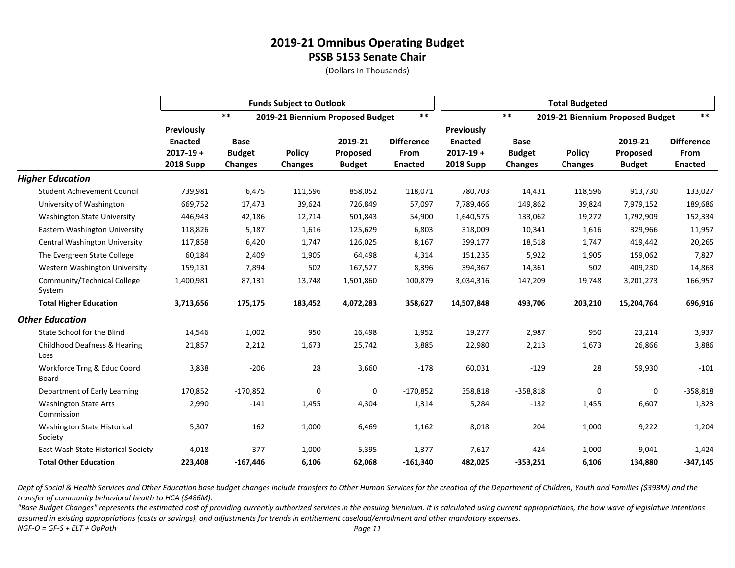# 2019-21 Omnibus Operating Budget
## PSSB 5153 Senate Chair
(Dollars In Thousands)

| | Funds Subject to Outlook | | | | | Total Budgeted | | | | |
|---|---|---|---|---|---|---|---|---|---|---|
| | | ** 2019-21 Biennium Proposed Budget ** | | | | | ** 2019-21 Biennium Proposed Budget ** | | | |
| | Previously Enacted 2017-19 + 2018 Supp | Base Budget Changes | Policy Changes | 2019-21 Proposed Budget | Difference From Enacted | Previously Enacted 2017-19 + 2018 Supp | Base Budget Changes | Policy Changes | 2019-21 Proposed Budget | Difference From Enacted |
| ***Higher Education*** | | | | | | | | | | |
| Student Achievement Council | 739,981 | 6,475 | 111,596 | 858,052 | 118,071 | 780,703 | 14,431 | 118,596 | 913,730 | 133,027 |
| University of Washington | 669,752 | 17,473 | 39,624 | 726,849 | 57,097 | 7,789,466 | 149,862 | 39,824 | 7,979,152 | 189,686 |
| Washington State University | 446,943 | 42,186 | 12,714 | 501,843 | 54,900 | 1,640,575 | 133,062 | 19,272 | 1,792,909 | 152,334 |
| Eastern Washington University | 118,826 | 5,187 | 1,616 | 125,629 | 6,803 | 318,009 | 10,341 | 1,616 | 329,966 | 11,957 |
| Central Washington University | 117,858 | 6,420 | 1,747 | 126,025 | 8,167 | 399,177 | 18,518 | 1,747 | 419,442 | 20,265 |
| The Evergreen State College | 60,184 | 2,409 | 1,905 | 64,498 | 4,314 | 151,235 | 5,922 | 1,905 | 159,062 | 7,827 |
| Western Washington University | 159,131 | 7,894 | 502 | 167,527 | 8,396 | 394,367 | 14,361 | 502 | 409,230 | 14,863 |
| Community/Technical College System | 1,400,981 | 87,131 | 13,748 | 1,501,860 | 100,879 | 3,034,316 | 147,209 | 19,748 | 3,201,273 | 166,957 |
| **Total Higher Education** | **3,713,656** | **175,175** | **183,452** | **4,072,283** | **358,627** | **14,507,848** | **493,706** | **203,210** | **15,204,764** | **696,916** |
| ***Other Education*** | | | | | | | | | | |
| State School for the Blind | 14,546 | 1,002 | 950 | 16,498 | 1,952 | 19,277 | 2,987 | 950 | 23,214 | 3,937 |
| Childhood Deafness & Hearing Loss | 21,857 | 2,212 | 1,673 | 25,742 | 3,885 | 22,980 | 2,213 | 1,673 | 26,866 | 3,886 |
| Workforce Trng & Educ Coord Board | 3,838 | -206 | 28 | 3,660 | -178 | 60,031 | -129 | 28 | 59,930 | -101 |
| Department of Early Learning | 170,852 | -170,852 | 0 | 0 | -170,852 | 358,818 | -358,818 | 0 | 0 | -358,818 |
| Washington State Arts Commission | 2,990 | -141 | 1,455 | 4,304 | 1,314 | 5,284 | -132 | 1,455 | 6,607 | 1,323 |
| Washington State Historical Society | 5,307 | 162 | 1,000 | 6,469 | 1,162 | 8,018 | 204 | 1,000 | 9,222 | 1,204 |
| East Wash State Historical Society | 4,018 | 377 | 1,000 | 5,395 | 1,377 | 7,617 | 424 | 1,000 | 9,041 | 1,424 |
| **Total Other Education** | **223,408** | **-167,446** | **6,106** | **62,068** | **-161,340** | **482,025** | **-353,251** | **6,106** | **134,880** | **-347,145** |

*Dept of Social & Health Services and Other Education base budget changes include transfers to Other Human Services for the creation of the Department of Children, Youth and Families ($393M) and the transfer of community behavioral health to HCA ($486M).*

*"Base Budget Changes" represents the estimated cost of providing currently authorized services in the ensuing biennium. It is calculated using current appropriations, the bow wave of legislative intentions assumed in existing appropriations (costs or savings), and adjustments for trends in entitlement caseload/enrollment and other mandatory expenses.*

*NGF-O = GF-S + ELT + OpPath*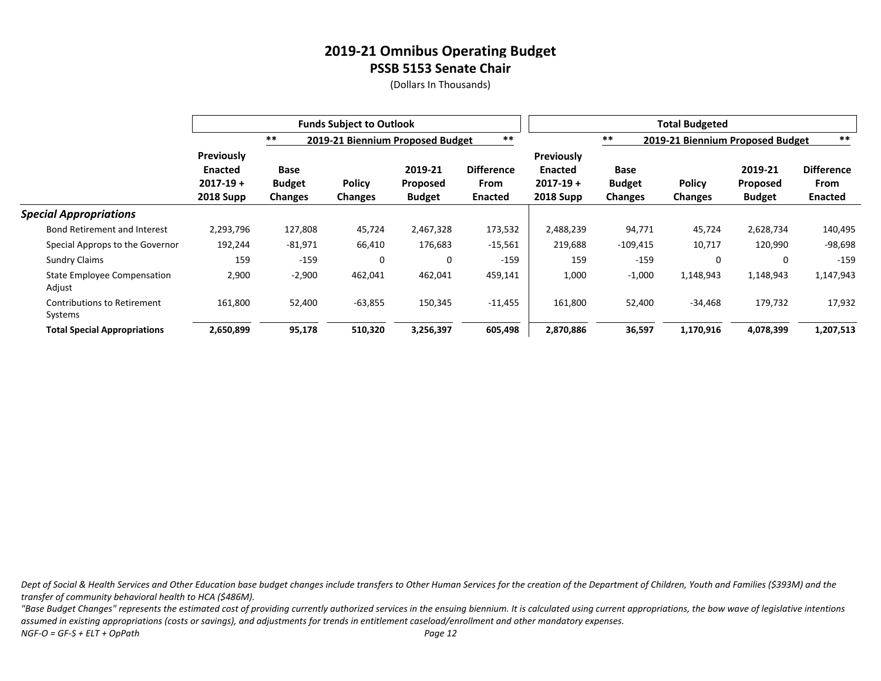# 2019-21 Omnibus Operating Budget
## PSSB 5153 Senate Chair
(Dollars In Thousands)

| | Funds Subject to Outlook | | | | | Total Budgeted | | | | |
|---|---|---|---|---|---|---|---|---|---|---|
| | | ** 2019-21 Biennium Proposed Budget ** | | | | | ** 2019-21 Biennium Proposed Budget ** | | | |
| | Previously Enacted 2017-19 + 2018 Supp | Base Budget Changes | Policy Changes | 2019-21 Proposed Budget | Difference From Enacted | Previously Enacted 2017-19 + 2018 Supp | Base Budget Changes | Policy Changes | 2019-21 Proposed Budget | Difference From Enacted |
| ***Special Appropriations*** | | | | | | | | | | |
| Bond Retirement and Interest | 2,293,796 | 127,808 | 45,724 | 2,467,328 | 173,532 | 2,488,239 | 94,771 | 45,724 | 2,628,734 | 140,495 |
| Special Approps to the Governor | 192,244 | -81,971 | 66,410 | 176,683 | -15,561 | 219,688 | -109,415 | 10,717 | 120,990 | -98,698 |
| Sundry Claims | 159 | -159 | 0 | 0 | -159 | 159 | -159 | 0 | 0 | -159 |
| State Employee Compensation Adjust | 2,900 | -2,900 | 462,041 | 462,041 | 459,141 | 1,000 | -1,000 | 1,148,943 | 1,148,943 | 1,147,943 |
| Contributions to Retirement Systems | 161,800 | 52,400 | -63,855 | 150,345 | -11,455 | 161,800 | 52,400 | -34,468 | 179,732 | 17,932 |
| **Total Special Appropriations** | **2,650,899** | **95,178** | **510,320** | **3,256,397** | **605,498** | **2,870,886** | **36,597** | **1,170,916** | **4,078,399** | **1,207,513** |

*Dept of Social & Health Services and Other Education base budget changes include transfers to Other Human Services for the creation of the Department of Children, Youth and Families ($393M) and the transfer of community behavioral health to HCA ($486M).*

*"Base Budget Changes" represents the estimated cost of providing currently authorized services in the ensuing biennium. It is calculated using current appropriations, the bow wave of legislative intentions assumed in existing appropriations (costs or savings), and adjustments for trends in entitlement caseload/enrollment and other mandatory expenses.*

*NGF-O = GF-S + ELT + OpPath*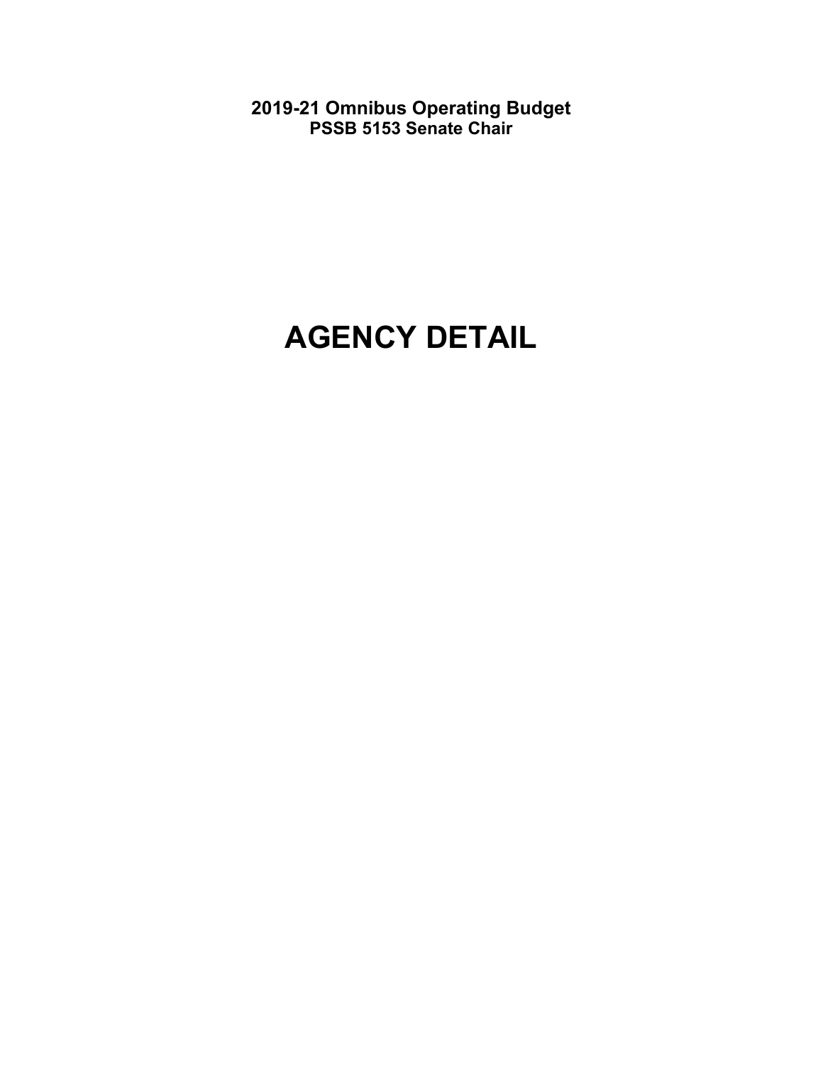**2019-21 Omnibus Operating Budget**
**PSSB 5153 Senate Chair**

# AGENCY DETAIL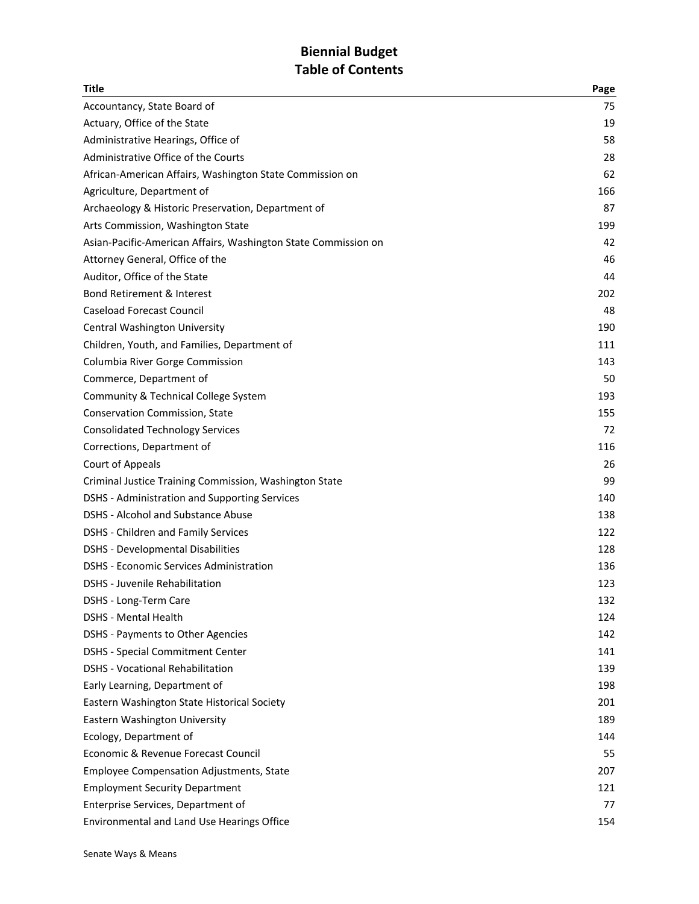# Biennial Budget
## Table of Contents

| Title | Page |
|---|---|
| Accountancy, State Board of | 75 |
| Actuary, Office of the State | 19 |
| Administrative Hearings, Office of | 58 |
| Administrative Office of the Courts | 28 |
| African-American Affairs, Washington State Commission on | 62 |
| Agriculture, Department of | 166 |
| Archaeology & Historic Preservation, Department of | 87 |
| Arts Commission, Washington State | 199 |
| Asian-Pacific-American Affairs, Washington State Commission on | 42 |
| Attorney General, Office of the | 46 |
| Auditor, Office of the State | 44 |
| Bond Retirement & Interest | 202 |
| Caseload Forecast Council | 48 |
| Central Washington University | 190 |
| Children, Youth, and Families, Department of | 111 |
| Columbia River Gorge Commission | 143 |
| Commerce, Department of | 50 |
| Community & Technical College System | 193 |
| Conservation Commission, State | 155 |
| Consolidated Technology Services | 72 |
| Corrections, Department of | 116 |
| Court of Appeals | 26 |
| Criminal Justice Training Commission, Washington State | 99 |
| DSHS - Administration and Supporting Services | 140 |
| DSHS - Alcohol and Substance Abuse | 138 |
| DSHS - Children and Family Services | 122 |
| DSHS - Developmental Disabilities | 128 |
| DSHS - Economic Services Administration | 136 |
| DSHS - Juvenile Rehabilitation | 123 |
| DSHS - Long-Term Care | 132 |
| DSHS - Mental Health | 124 |
| DSHS - Payments to Other Agencies | 142 |
| DSHS - Special Commitment Center | 141 |
| DSHS - Vocational Rehabilitation | 139 |
| Early Learning, Department of | 198 |
| Eastern Washington State Historical Society | 201 |
| Eastern Washington University | 189 |
| Ecology, Department of | 144 |
| Economic & Revenue Forecast Council | 55 |
| Employee Compensation Adjustments, State | 207 |
| Employment Security Department | 121 |
| Enterprise Services, Department of | 77 |
| Environmental and Land Use Hearings Office | 154 |

Senate Ways & Means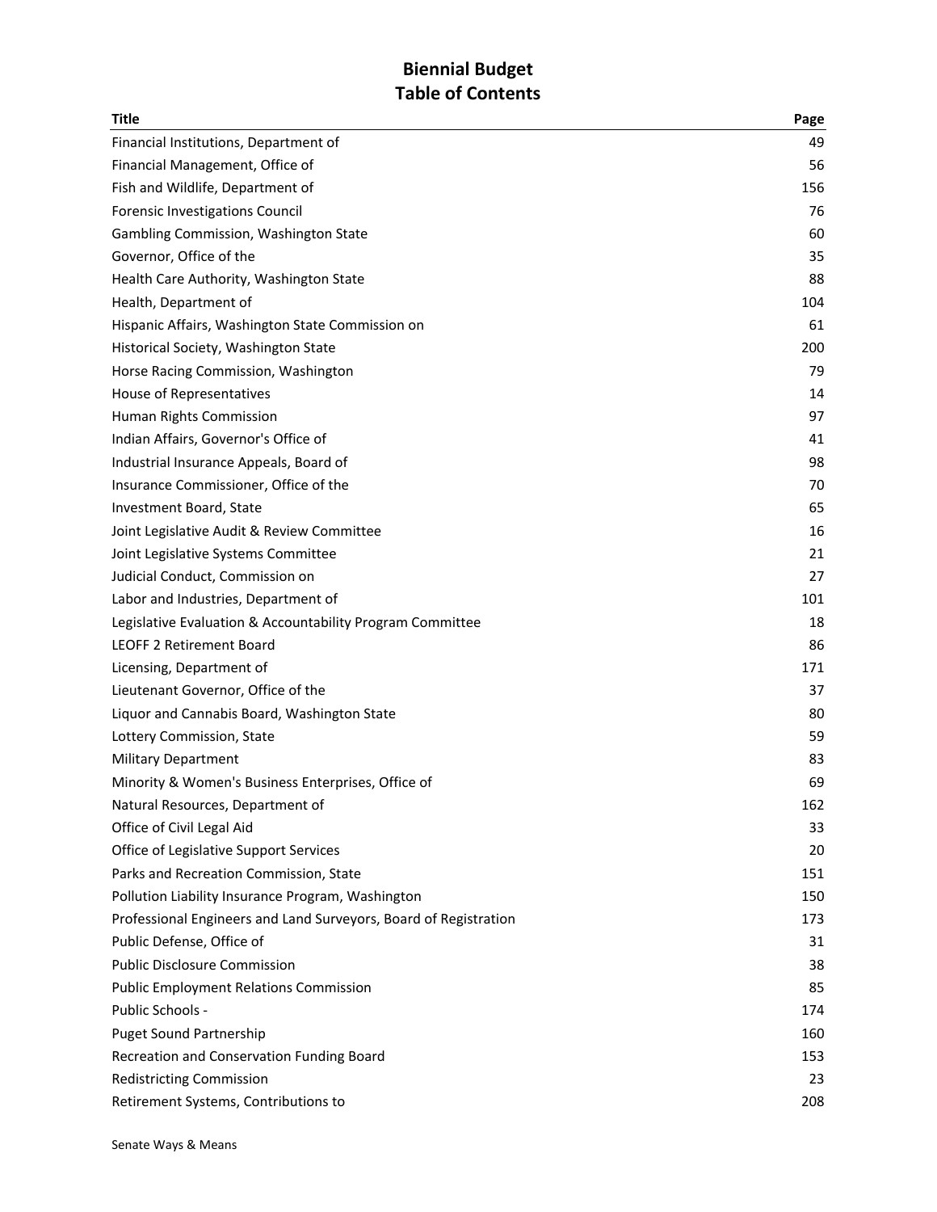# Biennial Budget
# Table of Contents

| Title | Page |
|---|---|
| Financial Institutions, Department of | 49 |
| Financial Management, Office of | 56 |
| Fish and Wildlife, Department of | 156 |
| Forensic Investigations Council | 76 |
| Gambling Commission, Washington State | 60 |
| Governor, Office of the | 35 |
| Health Care Authority, Washington State | 88 |
| Health, Department of | 104 |
| Hispanic Affairs, Washington State Commission on | 61 |
| Historical Society, Washington State | 200 |
| Horse Racing Commission, Washington | 79 |
| House of Representatives | 14 |
| Human Rights Commission | 97 |
| Indian Affairs, Governor's Office of | 41 |
| Industrial Insurance Appeals, Board of | 98 |
| Insurance Commissioner, Office of the | 70 |
| Investment Board, State | 65 |
| Joint Legislative Audit & Review Committee | 16 |
| Joint Legislative Systems Committee | 21 |
| Judicial Conduct, Commission on | 27 |
| Labor and Industries, Department of | 101 |
| Legislative Evaluation & Accountability Program Committee | 18 |
| LEOFF 2 Retirement Board | 86 |
| Licensing, Department of | 171 |
| Lieutenant Governor, Office of the | 37 |
| Liquor and Cannabis Board, Washington State | 80 |
| Lottery Commission, State | 59 |
| Military Department | 83 |
| Minority & Women's Business Enterprises, Office of | 69 |
| Natural Resources, Department of | 162 |
| Office of Civil Legal Aid | 33 |
| Office of Legislative Support Services | 20 |
| Parks and Recreation Commission, State | 151 |
| Pollution Liability Insurance Program, Washington | 150 |
| Professional Engineers and Land Surveyors, Board of Registration | 173 |
| Public Defense, Office of | 31 |
| Public Disclosure Commission | 38 |
| Public Employment Relations Commission | 85 |
| Public Schools - | 174 |
| Puget Sound Partnership | 160 |
| Recreation and Conservation Funding Board | 153 |
| Redistricting Commission | 23 |
| Retirement Systems, Contributions to | 208 |

Senate Ways & Means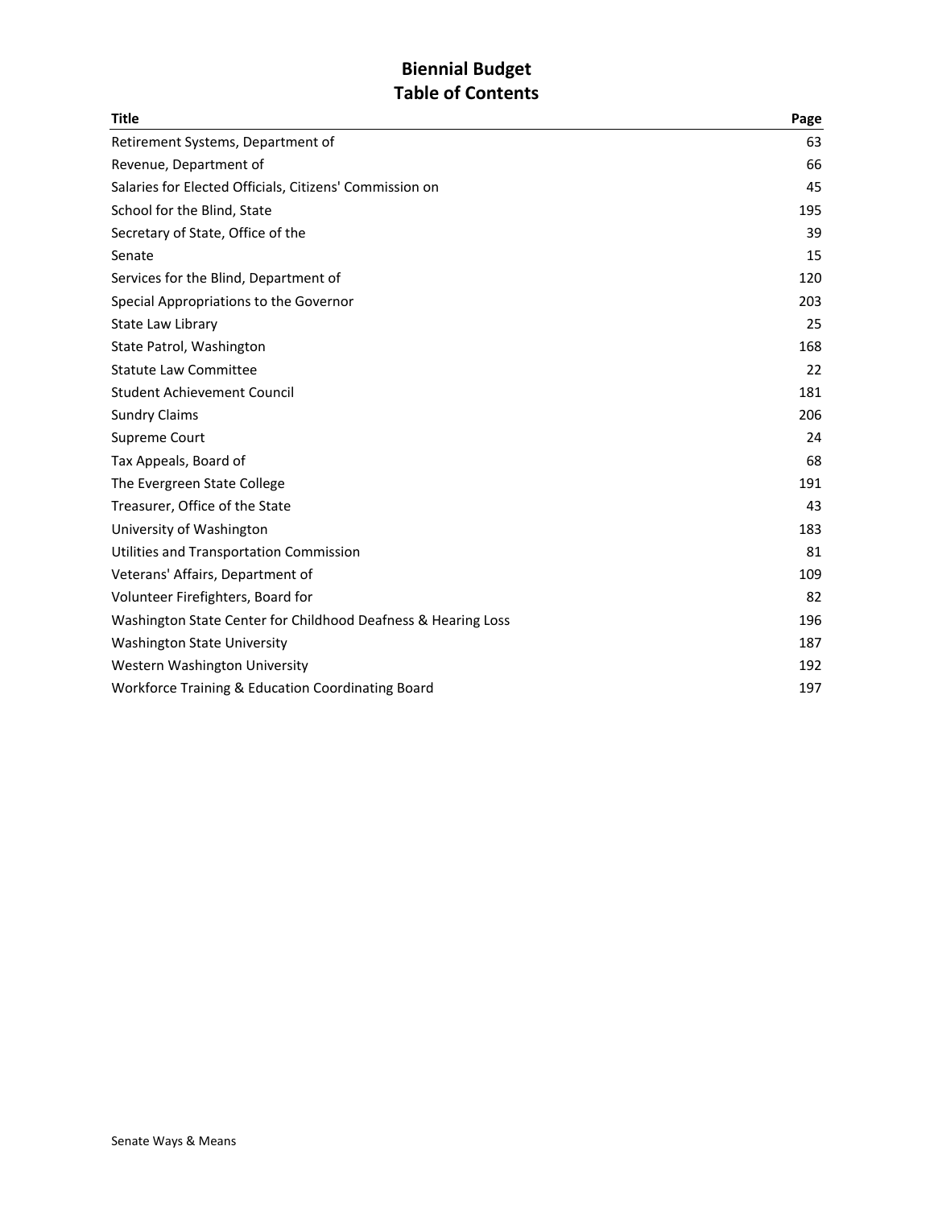# Biennial Budget
## Table of Contents

| Title | Page |
| --- | --- |
| Retirement Systems, Department of | 63 |
| Revenue, Department of | 66 |
| Salaries for Elected Officials, Citizens' Commission on | 45 |
| School for the Blind, State | 195 |
| Secretary of State, Office of the | 39 |
| Senate | 15 |
| Services for the Blind, Department of | 120 |
| Special Appropriations to the Governor | 203 |
| State Law Library | 25 |
| State Patrol, Washington | 168 |
| Statute Law Committee | 22 |
| Student Achievement Council | 181 |
| Sundry Claims | 206 |
| Supreme Court | 24 |
| Tax Appeals, Board of | 68 |
| The Evergreen State College | 191 |
| Treasurer, Office of the State | 43 |
| University of Washington | 183 |
| Utilities and Transportation Commission | 81 |
| Veterans' Affairs, Department of | 109 |
| Volunteer Firefighters, Board for | 82 |
| Washington State Center for Childhood Deafness & Hearing Loss | 196 |
| Washington State University | 187 |
| Western Washington University | 192 |
| Workforce Training & Education Coordinating Board | 197 |

Senate Ways & Means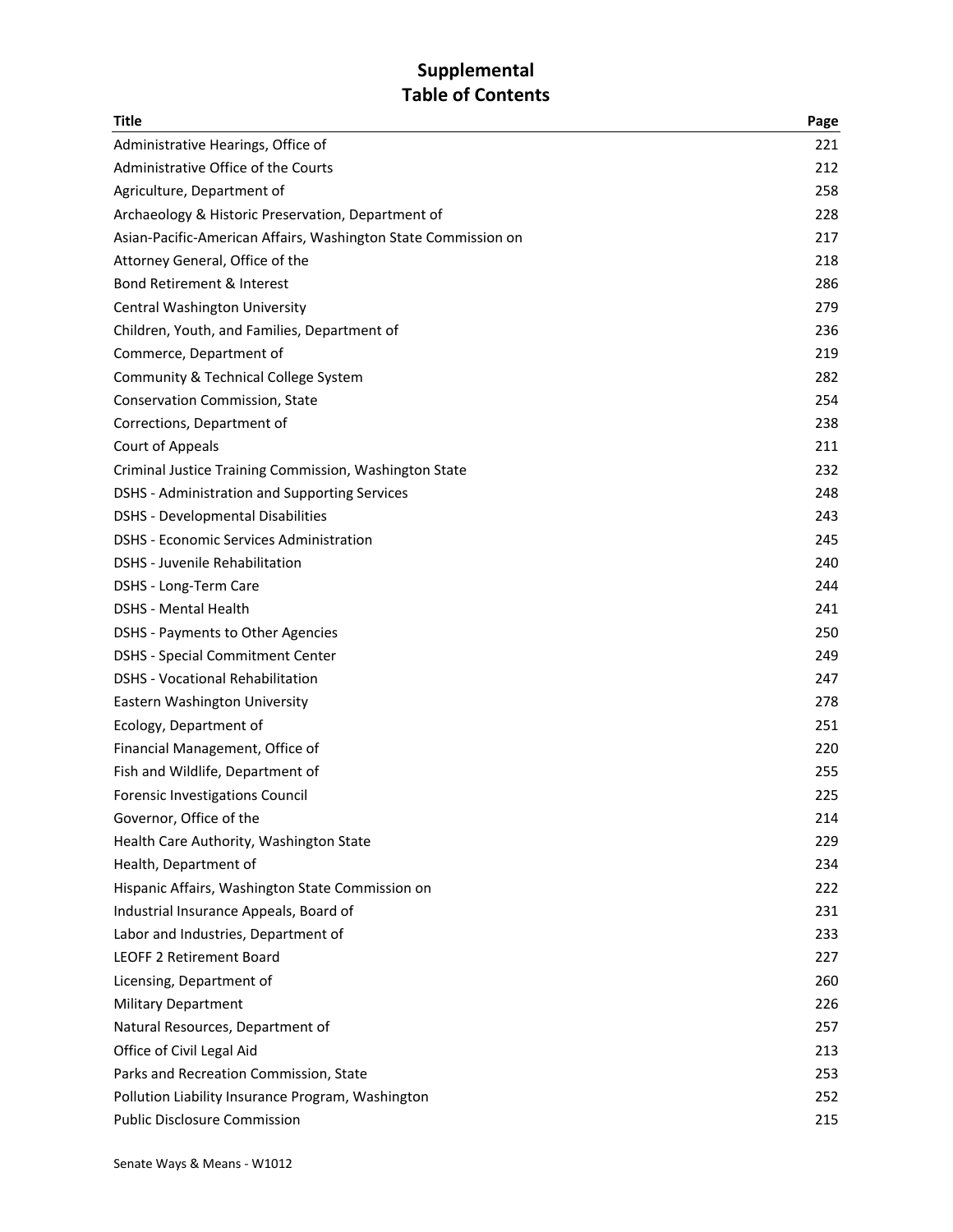# Supplemental
# Table of Contents

| Title | Page |
|---|---|
| Administrative Hearings, Office of | 221 |
| Administrative Office of the Courts | 212 |
| Agriculture, Department of | 258 |
| Archaeology & Historic Preservation, Department of | 228 |
| Asian-Pacific-American Affairs, Washington State Commission on | 217 |
| Attorney General, Office of the | 218 |
| Bond Retirement & Interest | 286 |
| Central Washington University | 279 |
| Children, Youth, and Families, Department of | 236 |
| Commerce, Department of | 219 |
| Community & Technical College System | 282 |
| Conservation Commission, State | 254 |
| Corrections, Department of | 238 |
| Court of Appeals | 211 |
| Criminal Justice Training Commission, Washington State | 232 |
| DSHS - Administration and Supporting Services | 248 |
| DSHS - Developmental Disabilities | 243 |
| DSHS - Economic Services Administration | 245 |
| DSHS - Juvenile Rehabilitation | 240 |
| DSHS - Long-Term Care | 244 |
| DSHS - Mental Health | 241 |
| DSHS - Payments to Other Agencies | 250 |
| DSHS - Special Commitment Center | 249 |
| DSHS - Vocational Rehabilitation | 247 |
| Eastern Washington University | 278 |
| Ecology, Department of | 251 |
| Financial Management, Office of | 220 |
| Fish and Wildlife, Department of | 255 |
| Forensic Investigations Council | 225 |
| Governor, Office of the | 214 |
| Health Care Authority, Washington State | 229 |
| Health, Department of | 234 |
| Hispanic Affairs, Washington State Commission on | 222 |
| Industrial Insurance Appeals, Board of | 231 |
| Labor and Industries, Department of | 233 |
| LEOFF 2 Retirement Board | 227 |
| Licensing, Department of | 260 |
| Military Department | 226 |
| Natural Resources, Department of | 257 |
| Office of Civil Legal Aid | 213 |
| Parks and Recreation Commission, State | 253 |
| Pollution Liability Insurance Program, Washington | 252 |
| Public Disclosure Commission | 215 |

Senate Ways & Means - W1012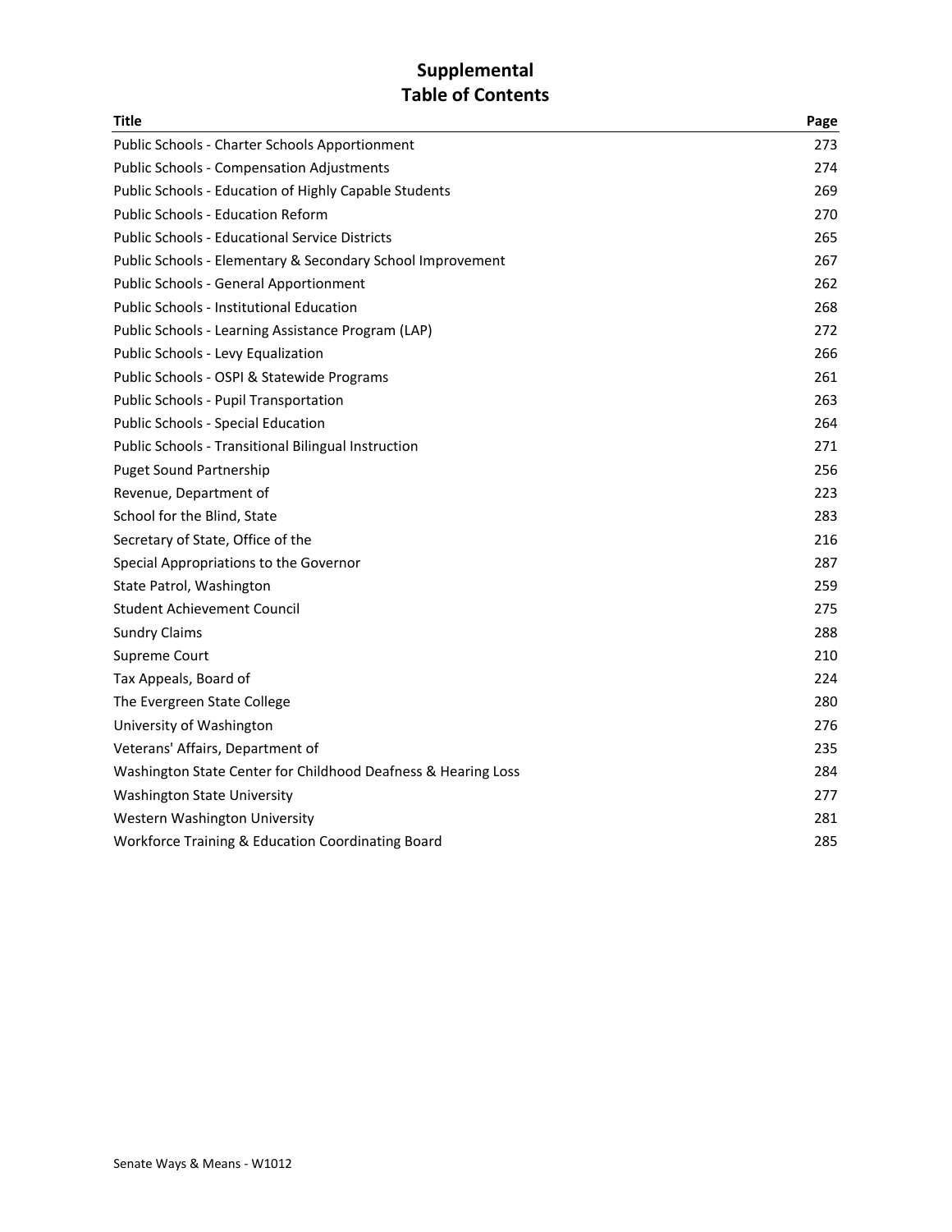# Supplemental
# Table of Contents

| Title | Page |
|---|---|
| Public Schools - Charter Schools Apportionment | 273 |
| Public Schools - Compensation Adjustments | 274 |
| Public Schools - Education of Highly Capable Students | 269 |
| Public Schools - Education Reform | 270 |
| Public Schools - Educational Service Districts | 265 |
| Public Schools - Elementary & Secondary School Improvement | 267 |
| Public Schools - General Apportionment | 262 |
| Public Schools - Institutional Education | 268 |
| Public Schools - Learning Assistance Program (LAP) | 272 |
| Public Schools - Levy Equalization | 266 |
| Public Schools - OSPI & Statewide Programs | 261 |
| Public Schools - Pupil Transportation | 263 |
| Public Schools - Special Education | 264 |
| Public Schools - Transitional Bilingual Instruction | 271 |
| Puget Sound Partnership | 256 |
| Revenue, Department of | 223 |
| School for the Blind, State | 283 |
| Secretary of State, Office of the | 216 |
| Special Appropriations to the Governor | 287 |
| State Patrol, Washington | 259 |
| Student Achievement Council | 275 |
| Sundry Claims | 288 |
| Supreme Court | 210 |
| Tax Appeals, Board of | 224 |
| The Evergreen State College | 280 |
| University of Washington | 276 |
| Veterans' Affairs, Department of | 235 |
| Washington State Center for Childhood Deafness & Hearing Loss | 284 |
| Washington State University | 277 |
| Western Washington University | 281 |
| Workforce Training & Education Coordinating Board | 285 |

Senate Ways & Means - W1012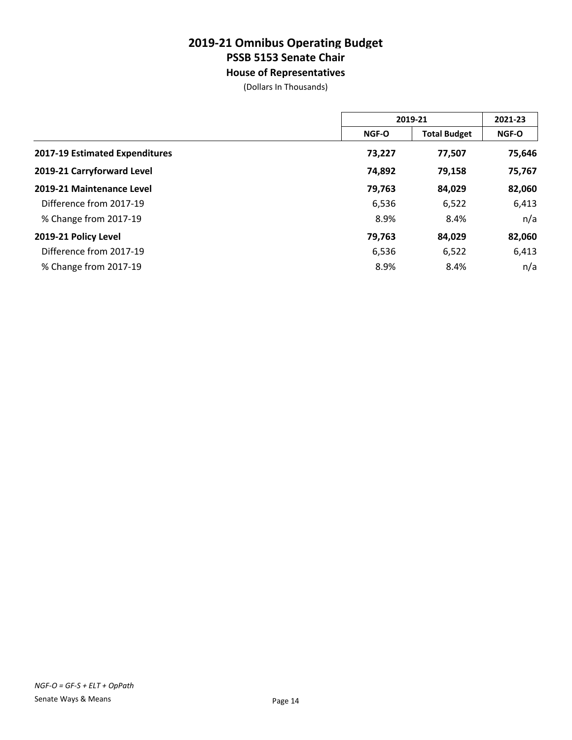# 2019-21 Omnibus Operating Budget
## PSSB 5153 Senate Chair
### House of Representatives

(Dollars In Thousands)

| | 2019-21 | | 2021-23 |
|---|---|---|---|
| | NGF-O | Total Budget | NGF-O |
| **2017-19 Estimated Expenditures** | **73,227** | **77,507** | **75,646** |
| **2019-21 Carryforward Level** | **74,892** | **79,158** | **75,767** |
| **2019-21 Maintenance Level** | **79,763** | **84,029** | **82,060** |
| Difference from 2017-19 | 6,536 | 6,522 | 6,413 |
| % Change from 2017-19 | 8.9% | 8.4% | n/a |
| **2019-21 Policy Level** | **79,763** | **84,029** | **82,060** |
| Difference from 2017-19 | 6,536 | 6,522 | 6,413 |
| % Change from 2017-19 | 8.9% | 8.4% | n/a |

*NGF-O = GF-S + ELT + OpPath*

Senate Ways & Means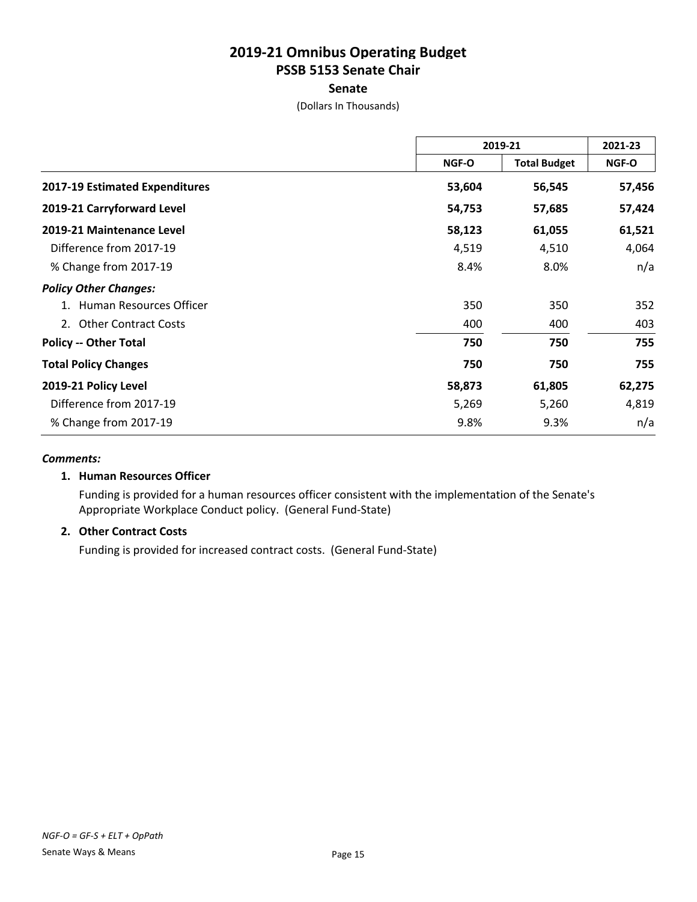# 2019-21 Omnibus Operating Budget
## PSSB 5153 Senate Chair
### Senate

(Dollars In Thousands)

| | 2019-21 | | 2021-23 |
|---|---|---|---|
| | NGF-O | Total Budget | NGF-O |
| **2017-19 Estimated Expenditures** | **53,604** | **56,545** | **57,456** |
| **2019-21 Carryforward Level** | **54,753** | **57,685** | **57,424** |
| **2019-21 Maintenance Level** | **58,123** | **61,055** | **61,521** |
| Difference from 2017-19 | 4,519 | 4,510 | 4,064 |
| % Change from 2017-19 | 8.4% | 8.0% | n/a |
| ***Policy Other Changes:*** | | | |
| 1. Human Resources Officer | 350 | 350 | 352 |
| 2. Other Contract Costs | 400 | 400 | 403 |
| **Policy -- Other Total** | **750** | **750** | **755** |
| **Total Policy Changes** | **750** | **750** | **755** |
| **2019-21 Policy Level** | **58,873** | **61,805** | **62,275** |
| Difference from 2017-19 | 5,269 | 5,260 | 4,819 |
| % Change from 2017-19 | 9.8% | 9.3% | n/a |

***Comments:***

**1. Human Resources Officer**

Funding is provided for a human resources officer consistent with the implementation of the Senate's Appropriate Workplace Conduct policy. (General Fund-State)

**2. Other Contract Costs**

Funding is provided for increased contract costs. (General Fund-State)

*NGF-O = GF-S + ELT + OpPath*

Senate Ways & Means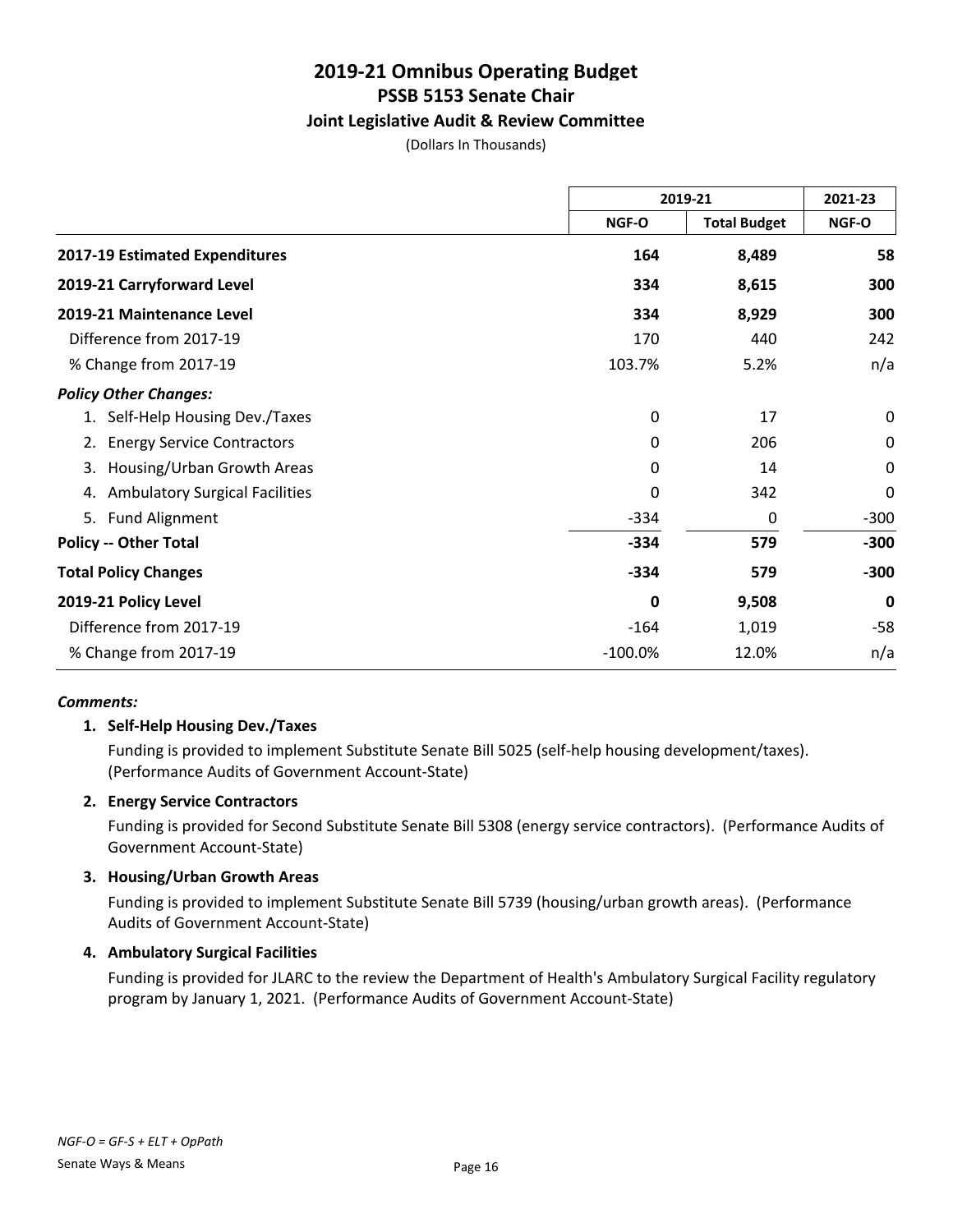# 2019-21 Omnibus Operating Budget
## PSSB 5153 Senate Chair
### Joint Legislative Audit & Review Committee

(Dollars In Thousands)

| | 2019-21 | | 2021-23 |
|---|---|---|---|
| | NGF-O | Total Budget | NGF-O |
| **2017-19 Estimated Expenditures** | **164** | **8,489** | **58** |
| **2019-21 Carryforward Level** | **334** | **8,615** | **300** |
| **2019-21 Maintenance Level** | **334** | **8,929** | **300** |
| Difference from 2017-19 | 170 | 440 | 242 |
| % Change from 2017-19 | 103.7% | 5.2% | n/a |
| ***Policy Other Changes:*** | | | |
| 1. Self-Help Housing Dev./Taxes | 0 | 17 | 0 |
| 2. Energy Service Contractors | 0 | 206 | 0 |
| 3. Housing/Urban Growth Areas | 0 | 14 | 0 |
| 4. Ambulatory Surgical Facilities | 0 | 342 | 0 |
| 5. Fund Alignment | -334 | 0 | -300 |
| **Policy -- Other Total** | **-334** | **579** | **-300** |
| **Total Policy Changes** | **-334** | **579** | **-300** |
| **2019-21 Policy Level** | **0** | **9,508** | **0** |
| Difference from 2017-19 | -164 | 1,019 | -58 |
| % Change from 2017-19 | -100.0% | 12.0% | n/a |

***Comments:***

**1. Self-Help Housing Dev./Taxes**

Funding is provided to implement Substitute Senate Bill 5025 (self-help housing development/taxes). (Performance Audits of Government Account-State)

**2. Energy Service Contractors**

Funding is provided for Second Substitute Senate Bill 5308 (energy service contractors). (Performance Audits of Government Account-State)

**3. Housing/Urban Growth Areas**

Funding is provided to implement Substitute Senate Bill 5739 (housing/urban growth areas). (Performance Audits of Government Account-State)

**4. Ambulatory Surgical Facilities**

Funding is provided for JLARC to the review the Department of Health's Ambulatory Surgical Facility regulatory program by January 1, 2021. (Performance Audits of Government Account-State)

*NGF-O = GF-S + ELT + OpPath*

Senate Ways & Means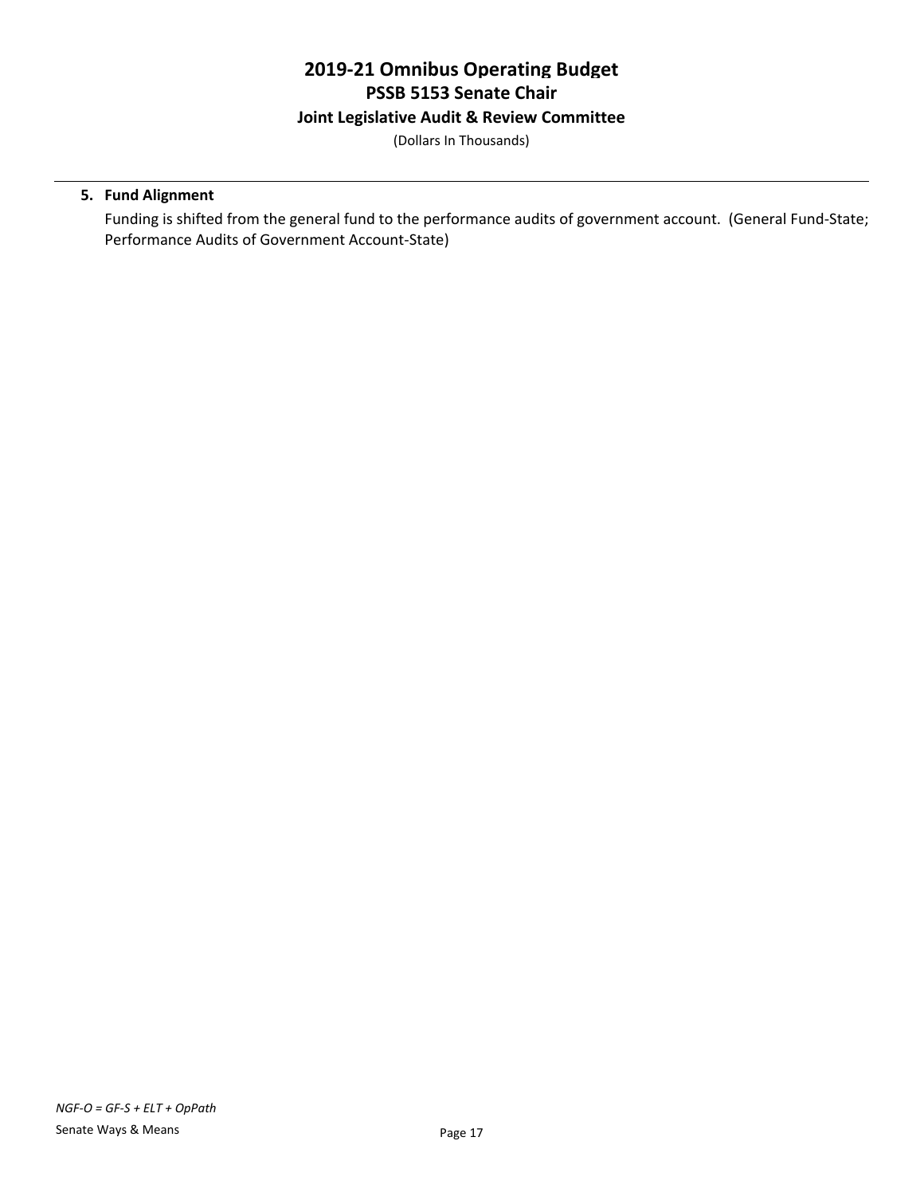**5. Fund Alignment**

Funding is shifted from the general fund to the performance audits of government account. (General Fund-State; Performance Audits of Government Account-State)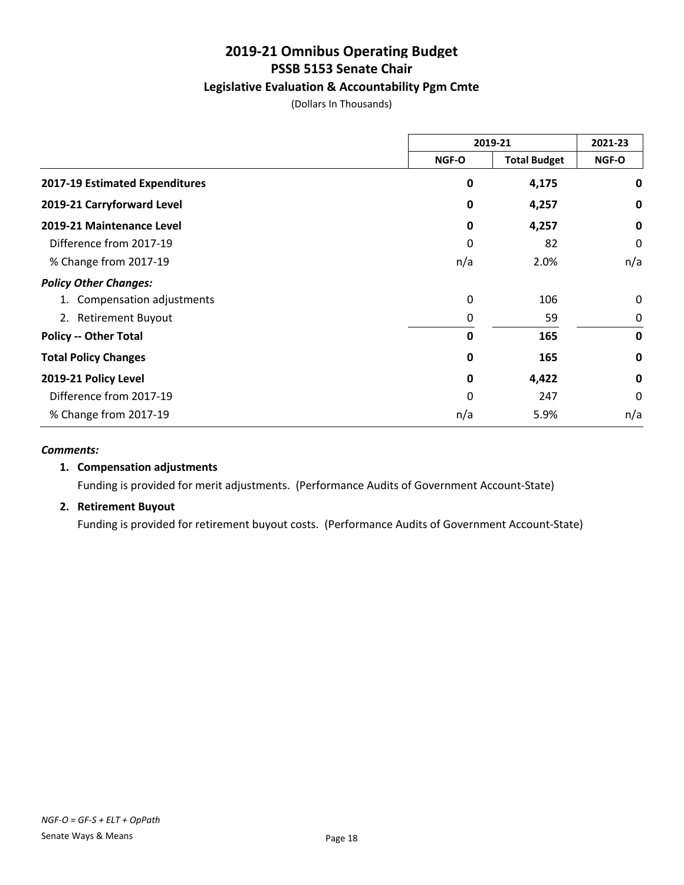# 2019-21 Omnibus Operating Budget
## PSSB 5153 Senate Chair
### Legislative Evaluation & Accountability Pgm Cmte

(Dollars In Thousands)

| | 2019-21 | | 2021-23 |
|---|---|---|---|
| | NGF-O | Total Budget | NGF-O |
| **2017-19 Estimated Expenditures** | **0** | **4,175** | **0** |
| **2019-21 Carryforward Level** | **0** | **4,257** | **0** |
| **2019-21 Maintenance Level** | **0** | **4,257** | **0** |
| Difference from 2017-19 | 0 | 82 | 0 |
| % Change from 2017-19 | n/a | 2.0% | n/a |
| ***Policy Other Changes:*** | | | |
| 1. Compensation adjustments | 0 | 106 | 0 |
| 2. Retirement Buyout | 0 | 59 | 0 |
| **Policy -- Other Total** | **0** | **165** | **0** |
| **Total Policy Changes** | **0** | **165** | **0** |
| **2019-21 Policy Level** | **0** | **4,422** | **0** |
| Difference from 2017-19 | 0 | 247 | 0 |
| % Change from 2017-19 | n/a | 5.9% | n/a |

***Comments:***

1. **Compensation adjustments**

   Funding is provided for merit adjustments. (Performance Audits of Government Account-State)

2. **Retirement Buyout**

   Funding is provided for retirement buyout costs. (Performance Audits of Government Account-State)

*NGF-O = GF-S + ELT + OpPath*

Senate Ways & Means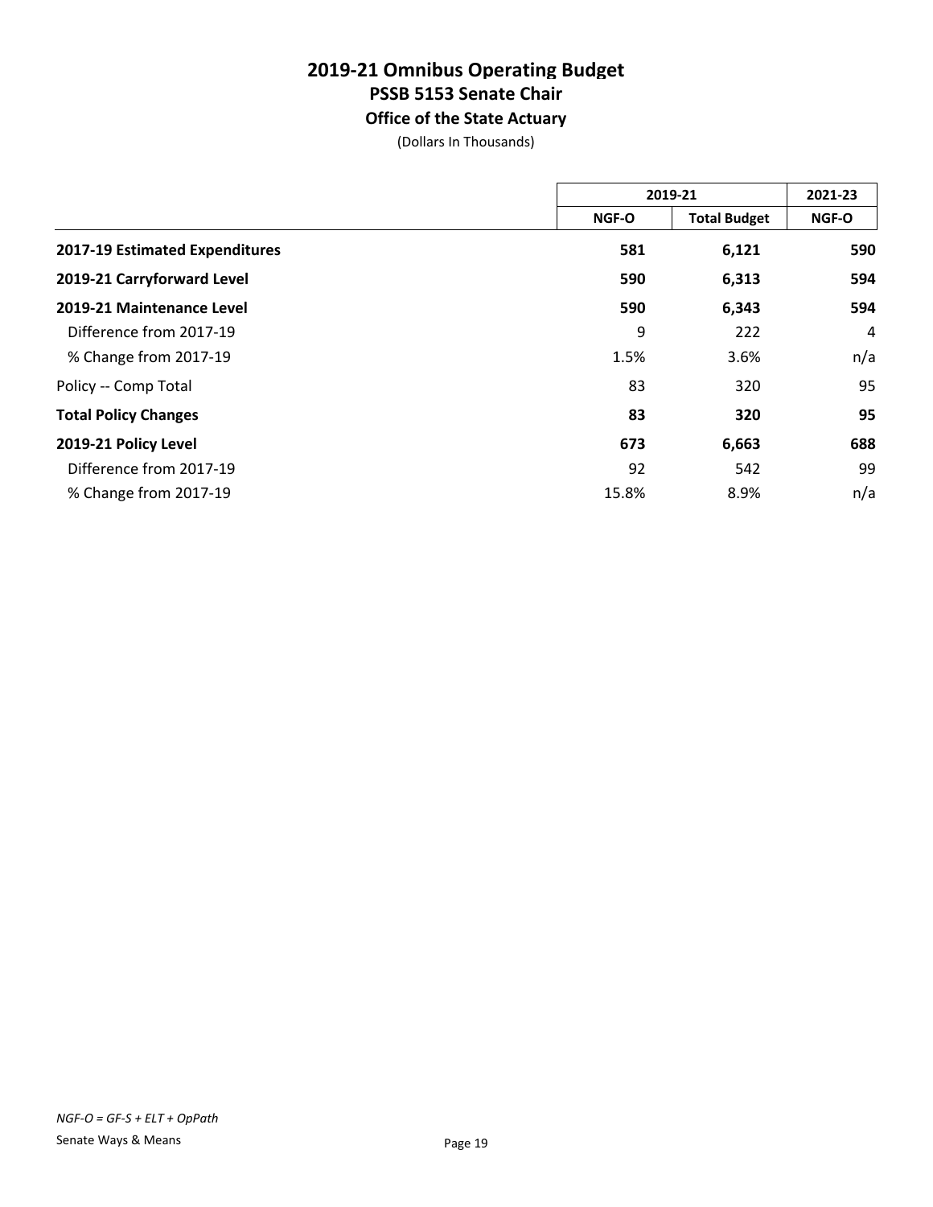# 2019-21 Omnibus Operating Budget
## PSSB 5153 Senate Chair
### Office of the State Actuary
(Dollars In Thousands)

| | 2019-21 | | 2021-23 |
|---|---|---|---|
| | NGF-O | Total Budget | NGF-O |
| **2017-19 Estimated Expenditures** | **581** | **6,121** | **590** |
| **2019-21 Carryforward Level** | **590** | **6,313** | **594** |
| **2019-21 Maintenance Level** | **590** | **6,343** | **594** |
| Difference from 2017-19 | 9 | 222 | 4 |
| % Change from 2017-19 | 1.5% | 3.6% | n/a |
| Policy -- Comp Total | 83 | 320 | 95 |
| **Total Policy Changes** | **83** | **320** | **95** |
| **2019-21 Policy Level** | **673** | **6,663** | **688** |
| Difference from 2017-19 | 92 | 542 | 99 |
| % Change from 2017-19 | 15.8% | 8.9% | n/a |

*NGF-O = GF-S + ELT + OpPath*

Senate Ways & Means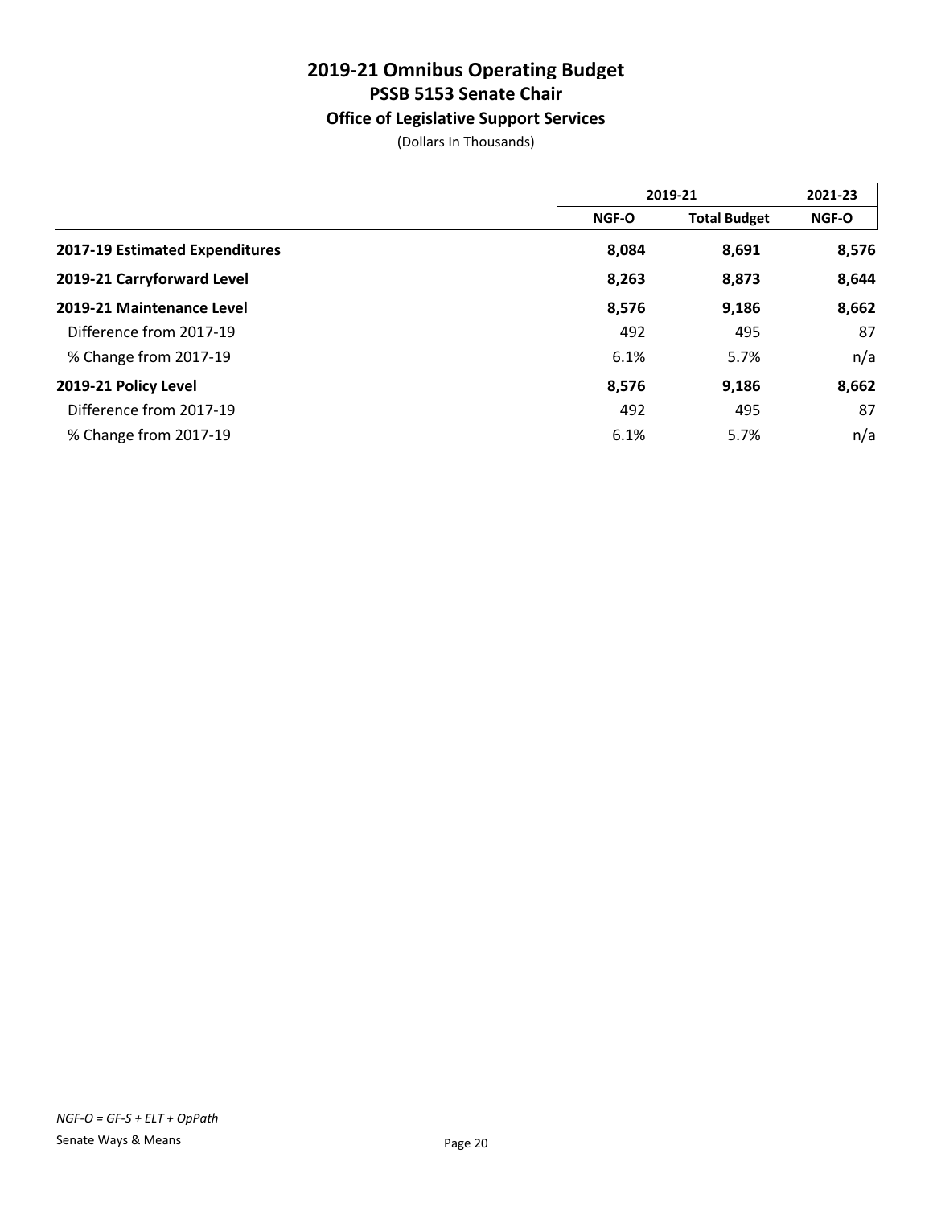# 2019-21 Omnibus Operating Budget
## PSSB 5153 Senate Chair
### Office of Legislative Support Services

(Dollars In Thousands)

| | 2019-21 | | 2021-23 |
|---|---|---|---|
| | NGF-O | Total Budget | NGF-O |
| **2017-19 Estimated Expenditures** | **8,084** | **8,691** | **8,576** |
| **2019-21 Carryforward Level** | **8,263** | **8,873** | **8,644** |
| **2019-21 Maintenance Level** | **8,576** | **9,186** | **8,662** |
| Difference from 2017-19 | 492 | 495 | 87 |
| % Change from 2017-19 | 6.1% | 5.7% | n/a |
| **2019-21 Policy Level** | **8,576** | **9,186** | **8,662** |
| Difference from 2017-19 | 492 | 495 | 87 |
| % Change from 2017-19 | 6.1% | 5.7% | n/a |

*NGF-O = GF-S + ELT + OpPath*

Senate Ways & Means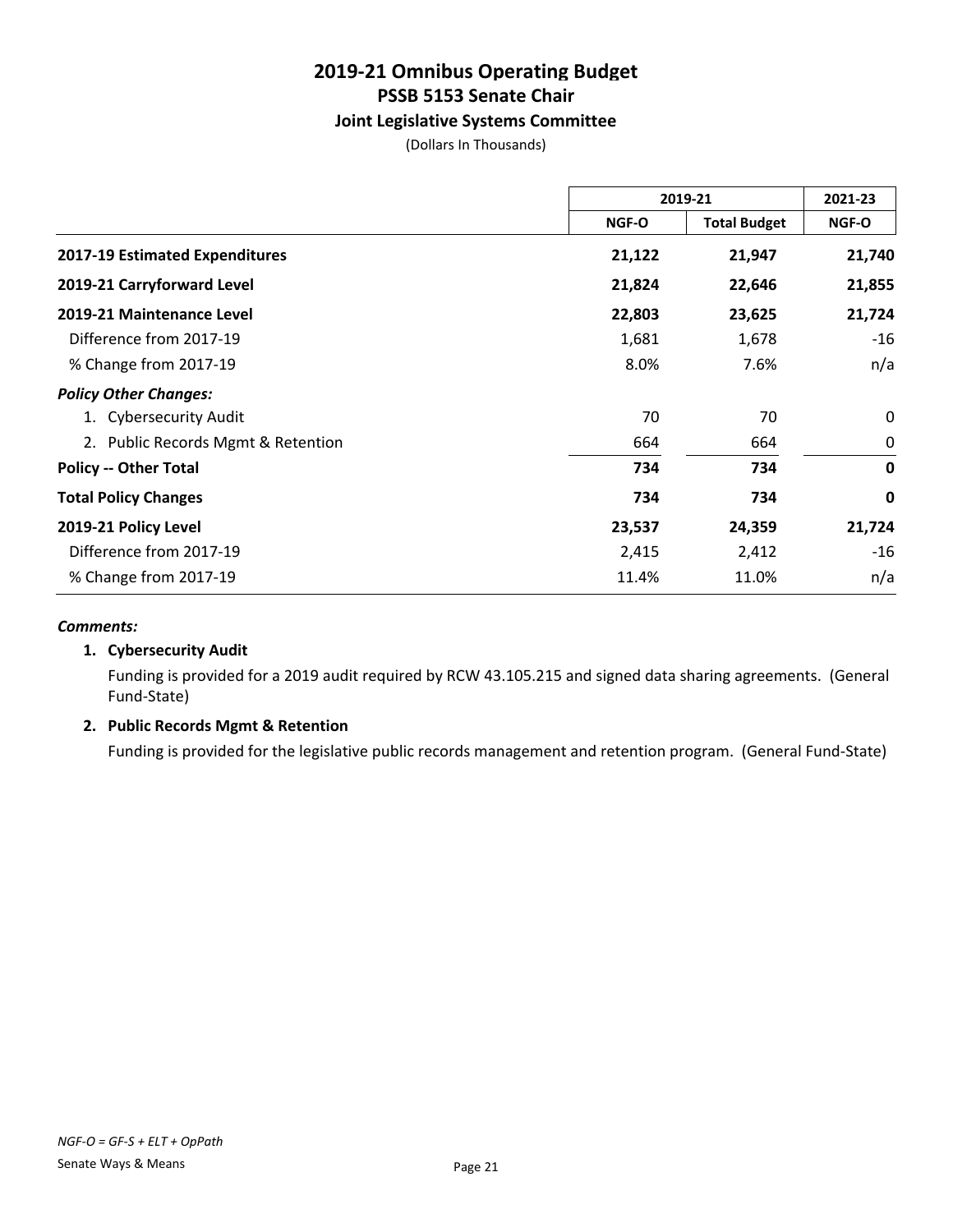# 2019-21 Omnibus Operating Budget
## PSSB 5153 Senate Chair
### Joint Legislative Systems Committee

(Dollars In Thousands)

| | 2019-21 | | 2021-23 |
|---|---|---|---|
| | NGF-O | Total Budget | NGF-O |
| **2017-19 Estimated Expenditures** | **21,122** | **21,947** | **21,740** |
| **2019-21 Carryforward Level** | **21,824** | **22,646** | **21,855** |
| **2019-21 Maintenance Level** | **22,803** | **23,625** | **21,724** |
| Difference from 2017-19 | 1,681 | 1,678 | -16 |
| % Change from 2017-19 | 8.0% | 7.6% | n/a |
| ***Policy Other Changes:*** | | | |
| 1. Cybersecurity Audit | 70 | 70 | 0 |
| 2. Public Records Mgmt & Retention | 664 | 664 | 0 |
| **Policy -- Other Total** | **734** | **734** | **0** |
| **Total Policy Changes** | **734** | **734** | **0** |
| **2019-21 Policy Level** | **23,537** | **24,359** | **21,724** |
| Difference from 2017-19 | 2,415 | 2,412 | -16 |
| % Change from 2017-19 | 11.4% | 11.0% | n/a |

***Comments:***

**1. Cybersecurity Audit**

Funding is provided for a 2019 audit required by RCW 43.105.215 and signed data sharing agreements. (General Fund-State)

**2. Public Records Mgmt & Retention**

Funding is provided for the legislative public records management and retention program. (General Fund-State)

*NGF-O = GF-S + ELT + OpPath*

Senate Ways & Means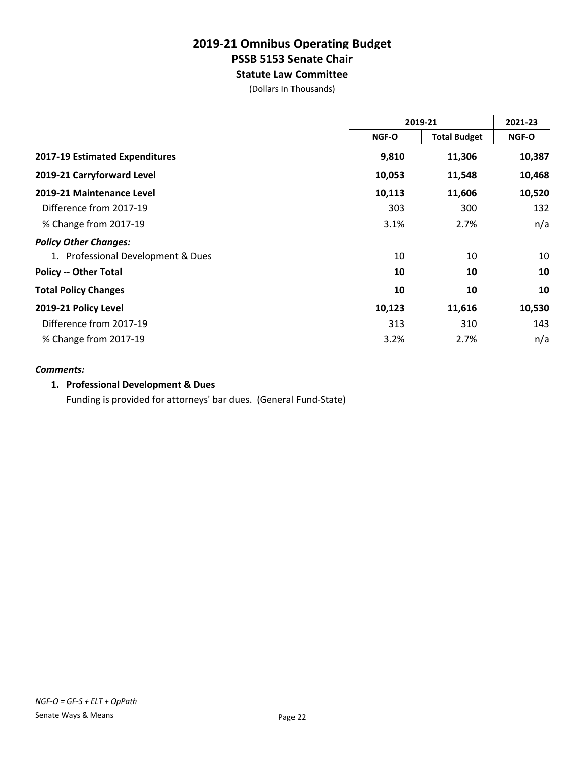# 2019-21 Omnibus Operating Budget
## PSSB 5153 Senate Chair
### Statute Law Committee

(Dollars In Thousands)

| | 2019-21 | | 2021-23 |
|---|---|---|---|
| | NGF-O | Total Budget | NGF-O |
| **2017-19 Estimated Expenditures** | **9,810** | **11,306** | **10,387** |
| **2019-21 Carryforward Level** | **10,053** | **11,548** | **10,468** |
| **2019-21 Maintenance Level** | **10,113** | **11,606** | **10,520** |
| Difference from 2017-19 | 303 | 300 | 132 |
| % Change from 2017-19 | 3.1% | 2.7% | n/a |
| ***Policy Other Changes:*** | | | |
| 1. Professional Development & Dues | 10 | 10 | 10 |
| **Policy -- Other Total** | **10** | **10** | **10** |
| **Total Policy Changes** | **10** | **10** | **10** |
| **2019-21 Policy Level** | **10,123** | **11,616** | **10,530** |
| Difference from 2017-19 | 313 | 310 | 143 |
| % Change from 2017-19 | 3.2% | 2.7% | n/a |

***Comments:***

**1. Professional Development & Dues**

Funding is provided for attorneys' bar dues. (General Fund-State)

*NGF-O = GF-S + ELT + OpPath*

Senate Ways & Means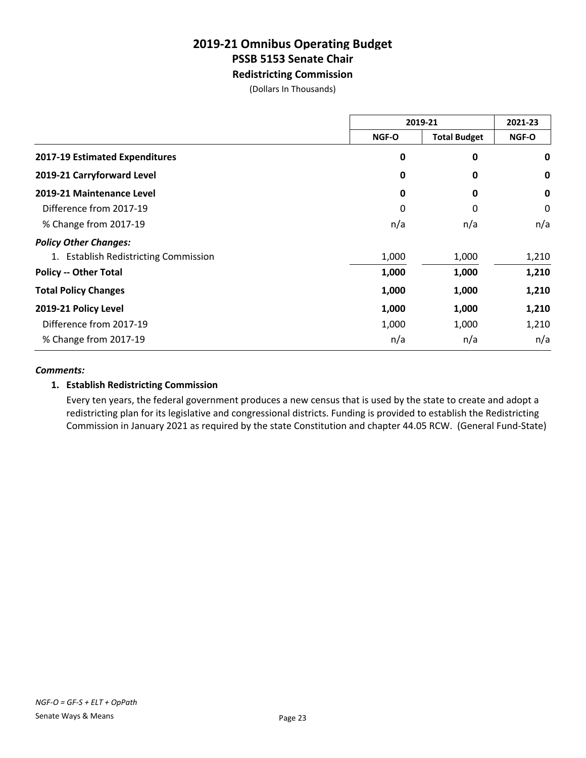# 2019-21 Omnibus Operating Budget
## PSSB 5153 Senate Chair
### Redistricting Commission

(Dollars In Thousands)

| | 2019-21 | | 2021-23 |
|---|---|---|---|
| | NGF-O | Total Budget | NGF-O |
| **2017-19 Estimated Expenditures** | **0** | **0** | **0** |
| **2019-21 Carryforward Level** | **0** | **0** | **0** |
| **2019-21 Maintenance Level** | **0** | **0** | **0** |
| Difference from 2017-19 | 0 | 0 | 0 |
| % Change from 2017-19 | n/a | n/a | n/a |
| ***Policy Other Changes:*** | | | |
| 1. Establish Redistricting Commission | 1,000 | 1,000 | 1,210 |
| **Policy -- Other Total** | **1,000** | **1,000** | **1,210** |
| **Total Policy Changes** | **1,000** | **1,000** | **1,210** |
| **2019-21 Policy Level** | **1,000** | **1,000** | **1,210** |
| Difference from 2017-19 | 1,000 | 1,000 | 1,210 |
| % Change from 2017-19 | n/a | n/a | n/a |

***Comments:***

**1. Establish Redistricting Commission**

Every ten years, the federal government produces a new census that is used by the state to create and adopt a redistricting plan for its legislative and congressional districts. Funding is provided to establish the Redistricting Commission in January 2021 as required by the state Constitution and chapter 44.05 RCW. (General Fund-State)

*NGF-O = GF-S + ELT + OpPath*

Senate Ways & Means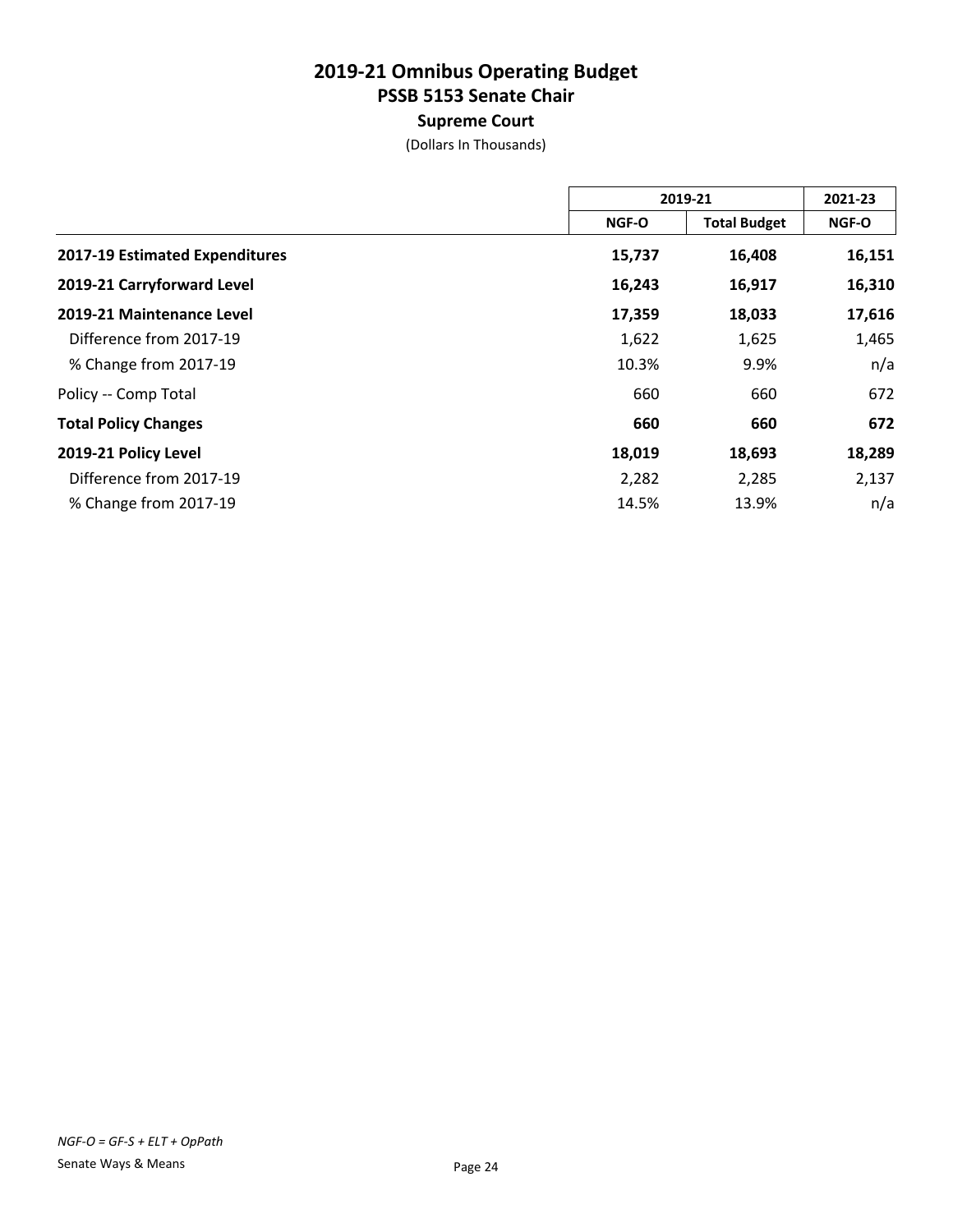# 2019-21 Omnibus Operating Budget
## PSSB 5153 Senate Chair
### Supreme Court

(Dollars In Thousands)

| | 2019-21 | | 2021-23 |
|---|---|---|---|
| | NGF-O | Total Budget | NGF-O |
| **2017-19 Estimated Expenditures** | **15,737** | **16,408** | **16,151** |
| **2019-21 Carryforward Level** | **16,243** | **16,917** | **16,310** |
| **2019-21 Maintenance Level** | **17,359** | **18,033** | **17,616** |
| Difference from 2017-19 | 1,622 | 1,625 | 1,465 |
| % Change from 2017-19 | 10.3% | 9.9% | n/a |
| Policy -- Comp Total | 660 | 660 | 672 |
| **Total Policy Changes** | **660** | **660** | **672** |
| **2019-21 Policy Level** | **18,019** | **18,693** | **18,289** |
| Difference from 2017-19 | 2,282 | 2,285 | 2,137 |
| % Change from 2017-19 | 14.5% | 13.9% | n/a |

*NGF-O = GF-S + ELT + OpPath*

Senate Ways & Means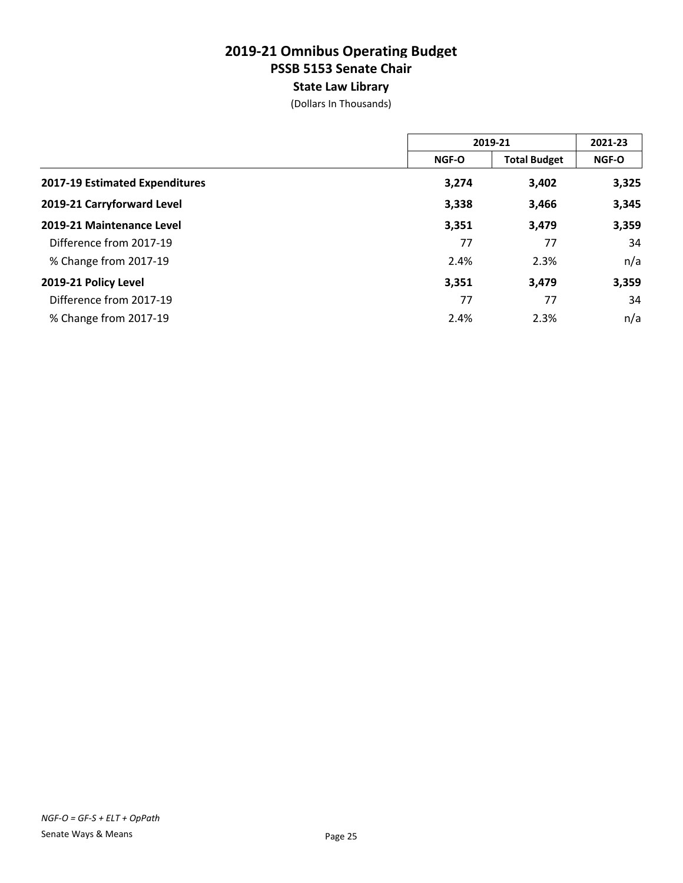# 2019-21 Omnibus Operating Budget
## PSSB 5153 Senate Chair
### State Law Library

(Dollars In Thousands)

| | 2019-21 | | 2021-23 |
|---|---|---|---|
| | NGF-O | Total Budget | NGF-O |
| **2017-19 Estimated Expenditures** | **3,274** | **3,402** | **3,325** |
| **2019-21 Carryforward Level** | **3,338** | **3,466** | **3,345** |
| **2019-21 Maintenance Level** | **3,351** | **3,479** | **3,359** |
| Difference from 2017-19 | 77 | 77 | 34 |
| % Change from 2017-19 | 2.4% | 2.3% | n/a |
| **2019-21 Policy Level** | **3,351** | **3,479** | **3,359** |
| Difference from 2017-19 | 77 | 77 | 34 |
| % Change from 2017-19 | 2.4% | 2.3% | n/a |

*NGF-O = GF-S + ELT + OpPath*

Senate Ways & Means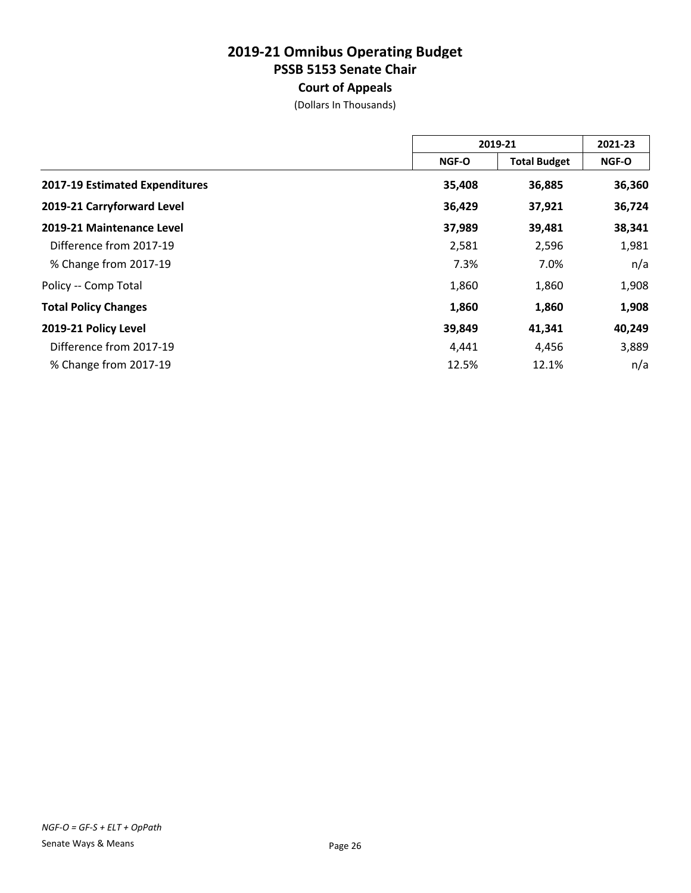# 2019-21 Omnibus Operating Budget
## PSSB 5153 Senate Chair
### Court of Appeals
(Dollars In Thousands)

| | 2019-21 | | 2021-23 |
|---|---|---|---|
| | NGF-O | Total Budget | NGF-O |
| **2017-19 Estimated Expenditures** | **35,408** | **36,885** | **36,360** |
| **2019-21 Carryforward Level** | **36,429** | **37,921** | **36,724** |
| **2019-21 Maintenance Level** | **37,989** | **39,481** | **38,341** |
| Difference from 2017-19 | 2,581 | 2,596 | 1,981 |
| % Change from 2017-19 | 7.3% | 7.0% | n/a |
| Policy -- Comp Total | 1,860 | 1,860 | 1,908 |
| **Total Policy Changes** | **1,860** | **1,860** | **1,908** |
| **2019-21 Policy Level** | **39,849** | **41,341** | **40,249** |
| Difference from 2017-19 | 4,441 | 4,456 | 3,889 |
| % Change from 2017-19 | 12.5% | 12.1% | n/a |

*NGF-O = GF-S + ELT + OpPath*

Senate Ways & Means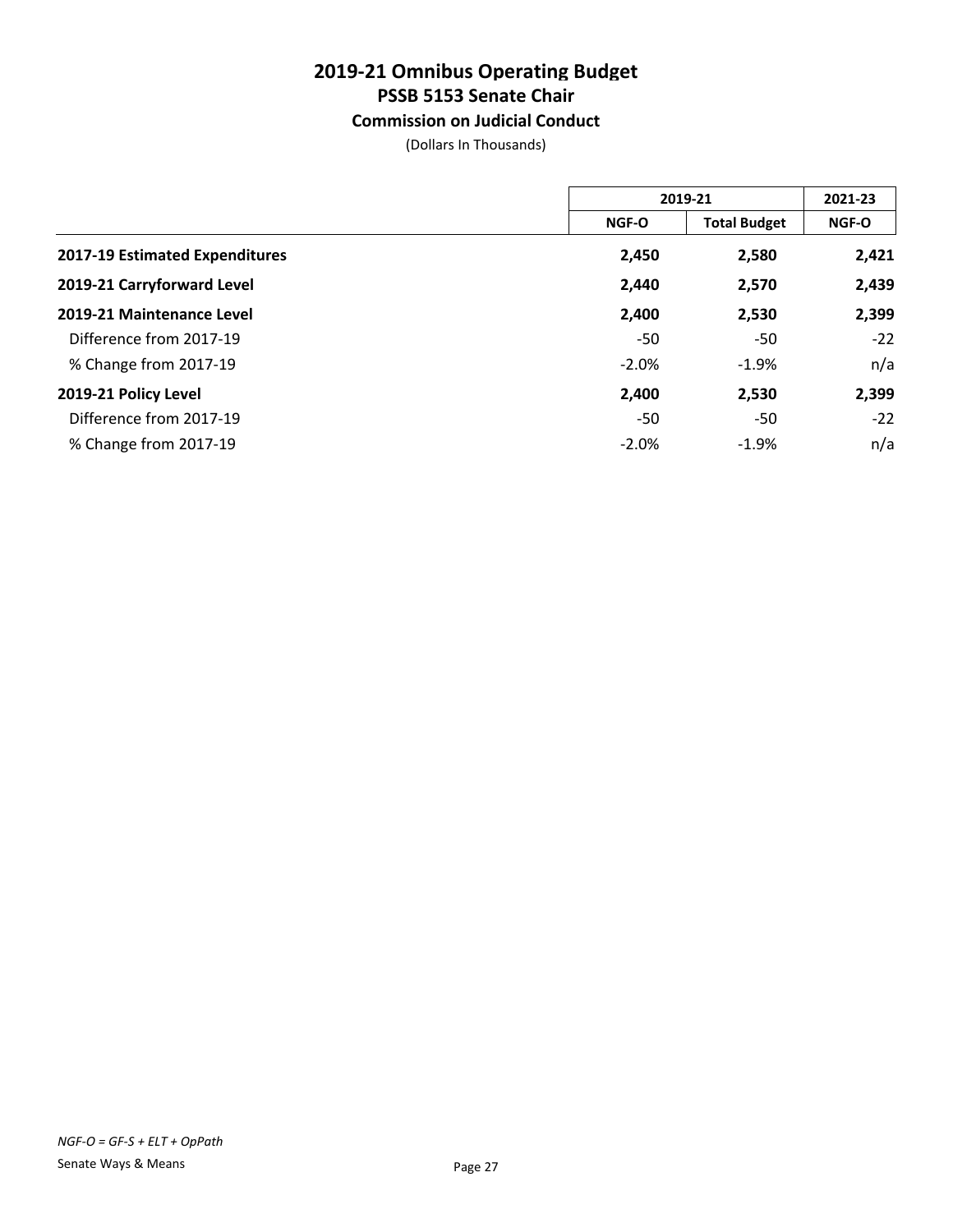# 2019-21 Omnibus Operating Budget
## PSSB 5153 Senate Chair
### Commission on Judicial Conduct
(Dollars In Thousands)

| | 2019-21 | | 2021-23 |
|---|---|---|---|
| | NGF-O | Total Budget | NGF-O |
| **2017-19 Estimated Expenditures** | **2,450** | **2,580** | **2,421** |
| **2019-21 Carryforward Level** | **2,440** | **2,570** | **2,439** |
| **2019-21 Maintenance Level** | **2,400** | **2,530** | **2,399** |
| Difference from 2017-19 | -50 | -50 | -22 |
| % Change from 2017-19 | -2.0% | -1.9% | n/a |
| **2019-21 Policy Level** | **2,400** | **2,530** | **2,399** |
| Difference from 2017-19 | -50 | -50 | -22 |
| % Change from 2017-19 | -2.0% | -1.9% | n/a |

*NGF-O = GF-S + ELT + OpPath*

Senate Ways & Means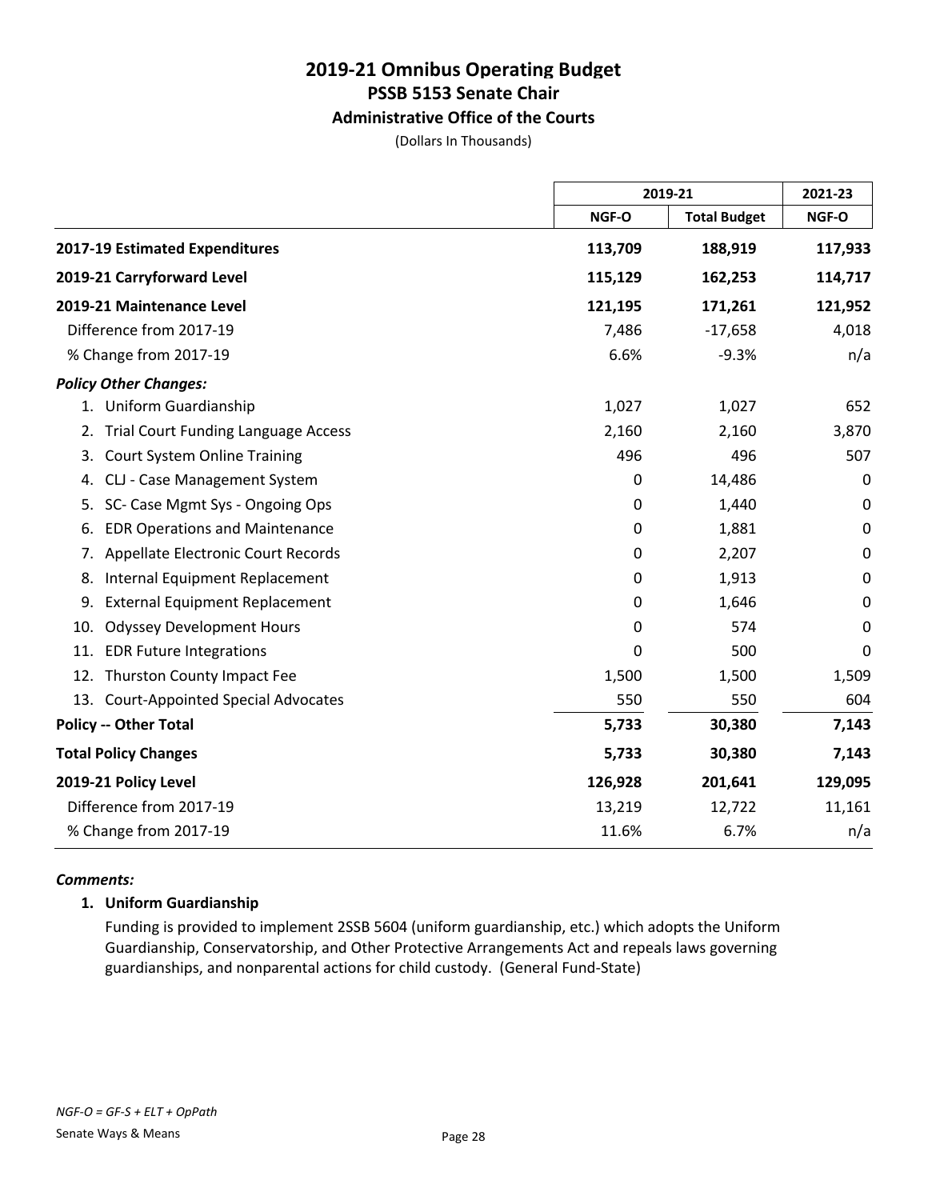# 2019-21 Omnibus Operating Budget
## PSSB 5153 Senate Chair
### Administrative Office of the Courts

(Dollars In Thousands)

| | 2019-21 | | 2021-23 |
|---|---|---|---|
| | NGF-O | Total Budget | NGF-O |
| **2017-19 Estimated Expenditures** | **113,709** | **188,919** | **117,933** |
| **2019-21 Carryforward Level** | **115,129** | **162,253** | **114,717** |
| **2019-21 Maintenance Level** | **121,195** | **171,261** | **121,952** |
| Difference from 2017-19 | 7,486 | -17,658 | 4,018 |
| % Change from 2017-19 | 6.6% | -9.3% | n/a |
| ***Policy Other Changes:*** | | | |
| 1. Uniform Guardianship | 1,027 | 1,027 | 652 |
| 2. Trial Court Funding Language Access | 2,160 | 2,160 | 3,870 |
| 3. Court System Online Training | 496 | 496 | 507 |
| 4. CLJ - Case Management System | 0 | 14,486 | 0 |
| 5. SC- Case Mgmt Sys - Ongoing Ops | 0 | 1,440 | 0 |
| 6. EDR Operations and Maintenance | 0 | 1,881 | 0 |
| 7. Appellate Electronic Court Records | 0 | 2,207 | 0 |
| 8. Internal Equipment Replacement | 0 | 1,913 | 0 |
| 9. External Equipment Replacement | 0 | 1,646 | 0 |
| 10. Odyssey Development Hours | 0 | 574 | 0 |
| 11. EDR Future Integrations | 0 | 500 | 0 |
| 12. Thurston County Impact Fee | 1,500 | 1,500 | 1,509 |
| 13. Court-Appointed Special Advocates | 550 | 550 | 604 |
| **Policy -- Other Total** | **5,733** | **30,380** | **7,143** |
| **Total Policy Changes** | **5,733** | **30,380** | **7,143** |
| **2019-21 Policy Level** | **126,928** | **201,641** | **129,095** |
| Difference from 2017-19 | 13,219 | 12,722 | 11,161 |
| % Change from 2017-19 | 11.6% | 6.7% | n/a |

***Comments:***

**1. Uniform Guardianship**

Funding is provided to implement 2SSB 5604 (uniform guardianship, etc.) which adopts the Uniform Guardianship, Conservatorship, and Other Protective Arrangements Act and repeals laws governing guardianships, and nonparental actions for child custody. (General Fund-State)

*NGF-O = GF-S + ELT + OpPath*

Senate Ways & Means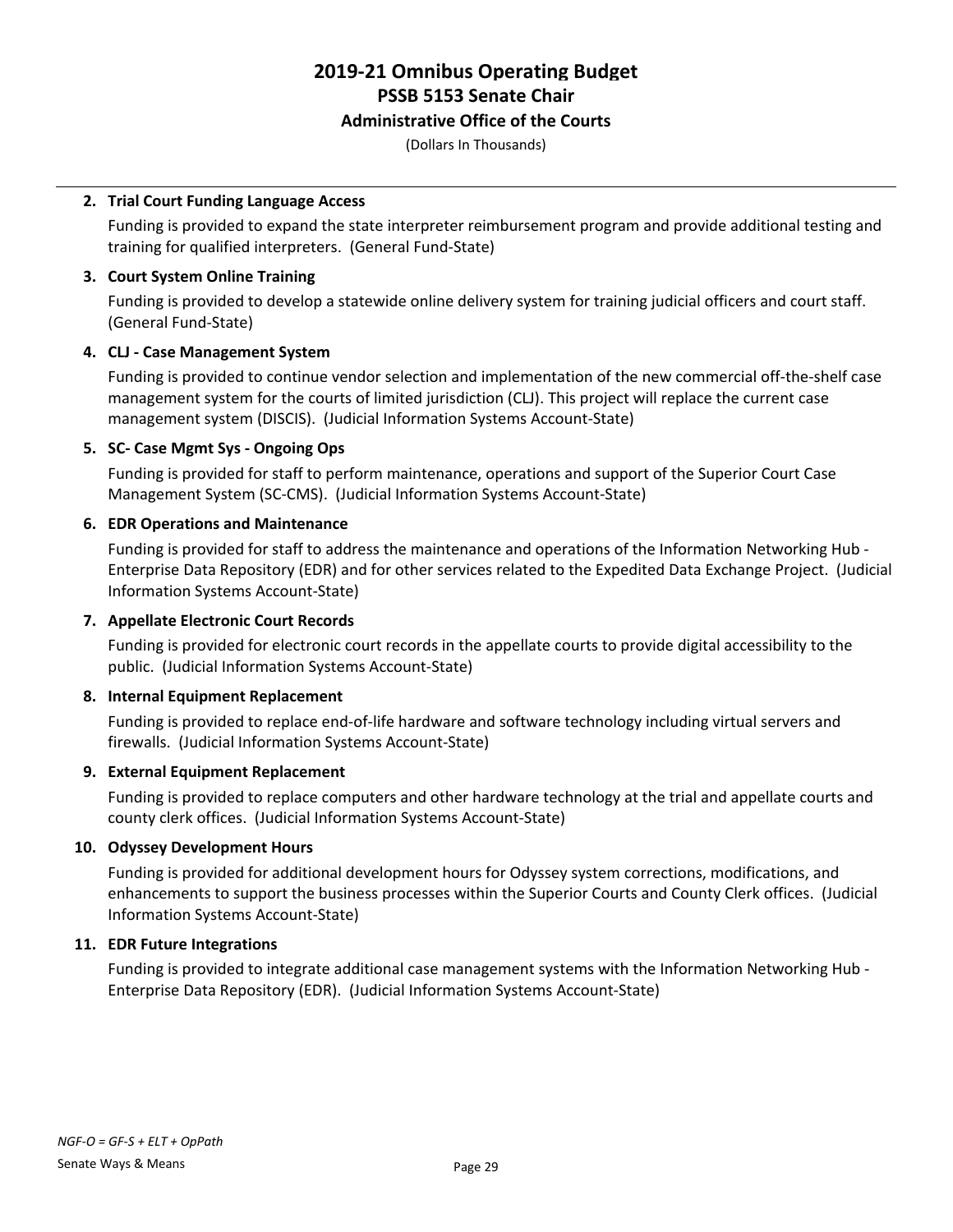**2. Trial Court Funding Language Access**

Funding is provided to expand the state interpreter reimbursement program and provide additional testing and training for qualified interpreters. (General Fund-State)

**3. Court System Online Training**

Funding is provided to develop a statewide online delivery system for training judicial officers and court staff. (General Fund-State)

**4. CLJ - Case Management System**

Funding is provided to continue vendor selection and implementation of the new commercial off-the-shelf case management system for the courts of limited jurisdiction (CLJ). This project will replace the current case management system (DISCIS). (Judicial Information Systems Account-State)

**5. SC- Case Mgmt Sys - Ongoing Ops**

Funding is provided for staff to perform maintenance, operations and support of the Superior Court Case Management System (SC-CMS). (Judicial Information Systems Account-State)

**6. EDR Operations and Maintenance**

Funding is provided for staff to address the maintenance and operations of the Information Networking Hub - Enterprise Data Repository (EDR) and for other services related to the Expedited Data Exchange Project. (Judicial Information Systems Account-State)

**7. Appellate Electronic Court Records**

Funding is provided for electronic court records in the appellate courts to provide digital accessibility to the public. (Judicial Information Systems Account-State)

**8. Internal Equipment Replacement**

Funding is provided to replace end-of-life hardware and software technology including virtual servers and firewalls. (Judicial Information Systems Account-State)

**9. External Equipment Replacement**

Funding is provided to replace computers and other hardware technology at the trial and appellate courts and county clerk offices. (Judicial Information Systems Account-State)

**10. Odyssey Development Hours**

Funding is provided for additional development hours for Odyssey system corrections, modifications, and enhancements to support the business processes within the Superior Courts and County Clerk offices. (Judicial Information Systems Account-State)

**11. EDR Future Integrations**

Funding is provided to integrate additional case management systems with the Information Networking Hub - Enterprise Data Repository (EDR). (Judicial Information Systems Account-State)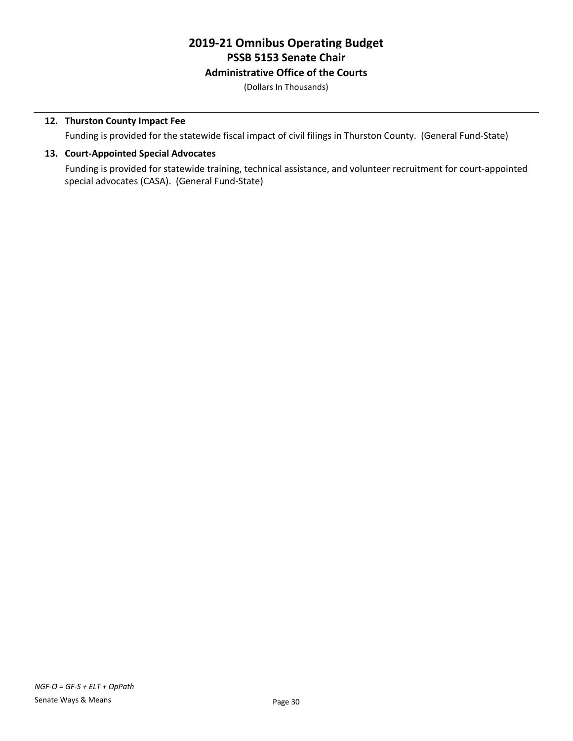# 2019-21 Omnibus Operating Budget
## PSSB 5153 Senate Chair
### Administrative Office of the Courts
(Dollars In Thousands)

**12. Thurston County Impact Fee**

Funding is provided for the statewide fiscal impact of civil filings in Thurston County. (General Fund-State)

**13. Court-Appointed Special Advocates**

Funding is provided for statewide training, technical assistance, and volunteer recruitment for court-appointed special advocates (CASA). (General Fund-State)

*NGF-O = GF-S + ELT + OpPath*

Senate Ways & Means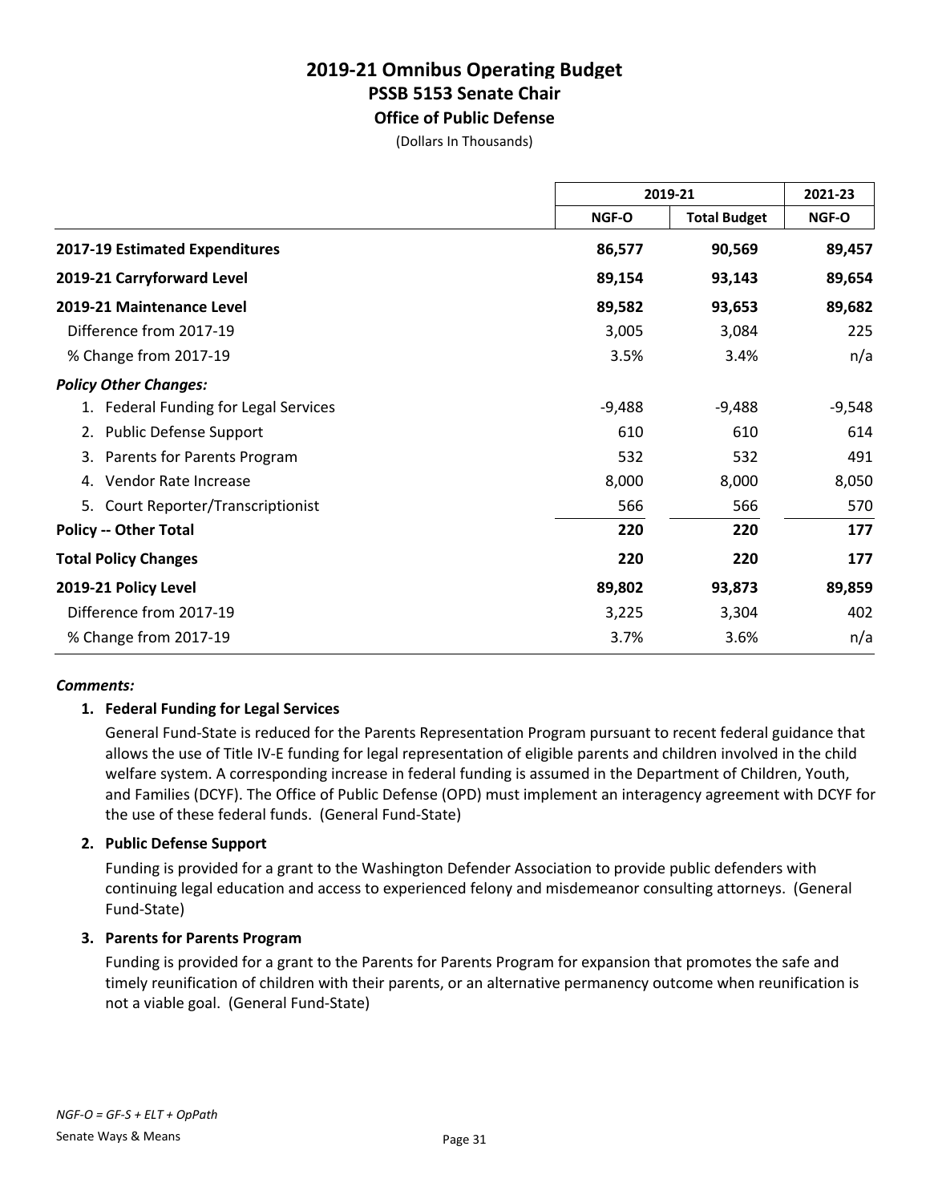# 2019-21 Omnibus Operating Budget
## PSSB 5153 Senate Chair
### Office of Public Defense

(Dollars In Thousands)

| | 2019-21 | | 2021-23 |
|---|---|---|---|
| | NGF-O | Total Budget | NGF-O |
| **2017-19 Estimated Expenditures** | **86,577** | **90,569** | **89,457** |
| **2019-21 Carryforward Level** | **89,154** | **93,143** | **89,654** |
| **2019-21 Maintenance Level** | **89,582** | **93,653** | **89,682** |
| Difference from 2017-19 | 3,005 | 3,084 | 225 |
| % Change from 2017-19 | 3.5% | 3.4% | n/a |
| ***Policy Other Changes:*** | | | |
| 1. Federal Funding for Legal Services | -9,488 | -9,488 | -9,548 |
| 2. Public Defense Support | 610 | 610 | 614 |
| 3. Parents for Parents Program | 532 | 532 | 491 |
| 4. Vendor Rate Increase | 8,000 | 8,000 | 8,050 |
| 5. Court Reporter/Transcriptionist | 566 | 566 | 570 |
| **Policy -- Other Total** | **220** | **220** | **177** |
| **Total Policy Changes** | **220** | **220** | **177** |
| **2019-21 Policy Level** | **89,802** | **93,873** | **89,859** |
| Difference from 2017-19 | 3,225 | 3,304 | 402 |
| % Change from 2017-19 | 3.7% | 3.6% | n/a |

***Comments:***

**1. Federal Funding for Legal Services**

General Fund-State is reduced for the Parents Representation Program pursuant to recent federal guidance that allows the use of Title IV-E funding for legal representation of eligible parents and children involved in the child welfare system. A corresponding increase in federal funding is assumed in the Department of Children, Youth, and Families (DCYF). The Office of Public Defense (OPD) must implement an interagency agreement with DCYF for the use of these federal funds. (General Fund-State)

**2. Public Defense Support**

Funding is provided for a grant to the Washington Defender Association to provide public defenders with continuing legal education and access to experienced felony and misdemeanor consulting attorneys. (General Fund-State)

**3. Parents for Parents Program**

Funding is provided for a grant to the Parents for Parents Program for expansion that promotes the safe and timely reunification of children with their parents, or an alternative permanency outcome when reunification is not a viable goal. (General Fund-State)

*NGF-O = GF-S + ELT + OpPath*

Senate Ways & Means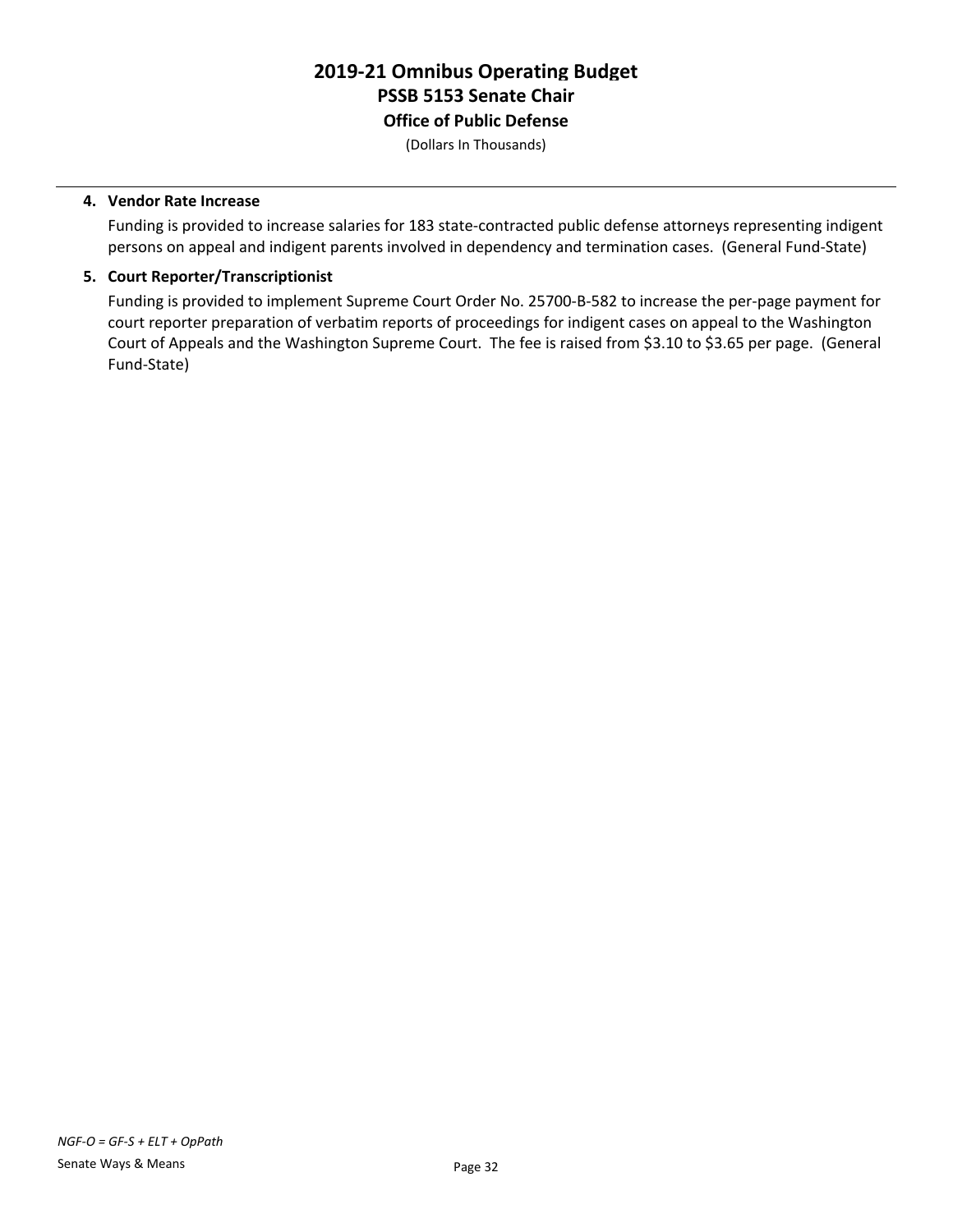**4. Vendor Rate Increase**

Funding is provided to increase salaries for 183 state-contracted public defense attorneys representing indigent persons on appeal and indigent parents involved in dependency and termination cases. (General Fund-State)

**5. Court Reporter/Transcriptionist**

Funding is provided to implement Supreme Court Order No. 25700-B-582 to increase the per-page payment for court reporter preparation of verbatim reports of proceedings for indigent cases on appeal to the Washington Court of Appeals and the Washington Supreme Court. The fee is raised from $3.10 to $3.65 per page. (General Fund-State)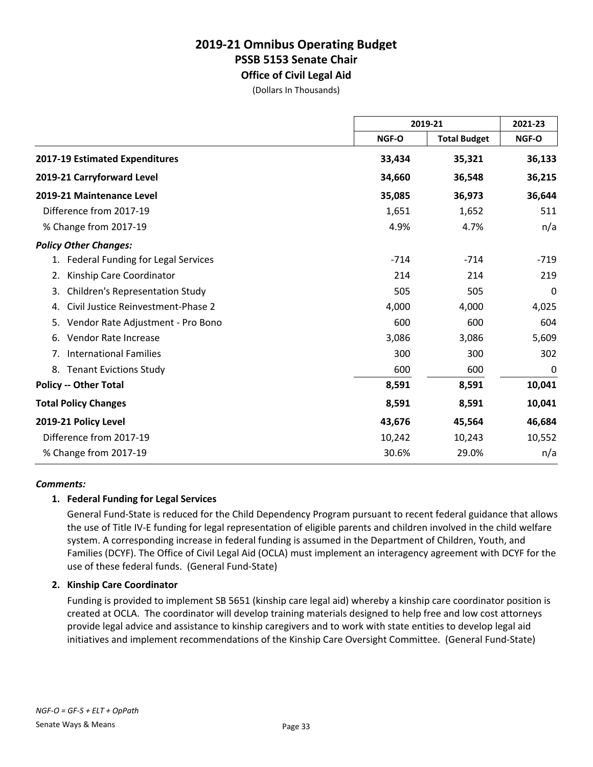# 2019-21 Omnibus Operating Budget
## PSSB 5153 Senate Chair
### Office of Civil Legal Aid
(Dollars In Thousands)

| | 2019-21 | | 2021-23 |
|---|---|---|---|
| | NGF-O | Total Budget | NGF-O |
| **2017-19 Estimated Expenditures** | **33,434** | **35,321** | **36,133** |
| **2019-21 Carryforward Level** | **34,660** | **36,548** | **36,215** |
| **2019-21 Maintenance Level** | **35,085** | **36,973** | **36,644** |
| Difference from 2017-19 | 1,651 | 1,652 | 511 |
| % Change from 2017-19 | 4.9% | 4.7% | n/a |
| ***Policy Other Changes:*** | | | |
| 1. Federal Funding for Legal Services | -714 | -714 | -719 |
| 2. Kinship Care Coordinator | 214 | 214 | 219 |
| 3. Children's Representation Study | 505 | 505 | 0 |
| 4. Civil Justice Reinvestment-Phase 2 | 4,000 | 4,000 | 4,025 |
| 5. Vendor Rate Adjustment - Pro Bono | 600 | 600 | 604 |
| 6. Vendor Rate Increase | 3,086 | 3,086 | 5,609 |
| 7. International Families | 300 | 300 | 302 |
| 8. Tenant Evictions Study | 600 | 600 | 0 |
| **Policy -- Other Total** | **8,591** | **8,591** | **10,041** |
| **Total Policy Changes** | **8,591** | **8,591** | **10,041** |
| **2019-21 Policy Level** | **43,676** | **45,564** | **46,684** |
| Difference from 2017-19 | 10,242 | 10,243 | 10,552 |
| % Change from 2017-19 | 30.6% | 29.0% | n/a |

***Comments:***

**1. Federal Funding for Legal Services**

General Fund-State is reduced for the Child Dependency Program pursuant to recent federal guidance that allows the use of Title IV-E funding for legal representation of eligible parents and children involved in the child welfare system. A corresponding increase in federal funding is assumed in the Department of Children, Youth, and Families (DCYF). The Office of Civil Legal Aid (OCLA) must implement an interagency agreement with DCYF for the use of these federal funds. (General Fund-State)

**2. Kinship Care Coordinator**

Funding is provided to implement SB 5651 (kinship care legal aid) whereby a kinship care coordinator position is created at OCLA. The coordinator will develop training materials designed to help free and low cost attorneys provide legal advice and assistance to kinship caregivers and to work with state entities to develop legal aid initiatives and implement recommendations of the Kinship Care Oversight Committee. (General Fund-State)

*NGF-O = GF-S + ELT + OpPath*

Senate Ways & Means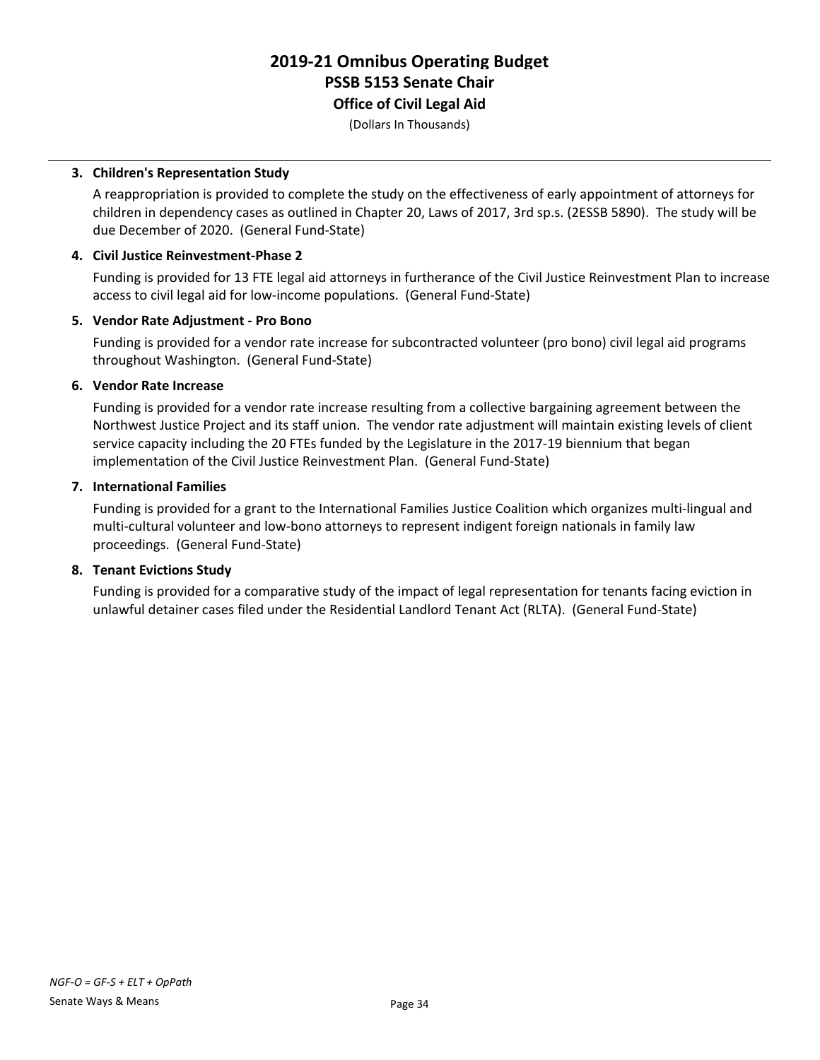# 2019-21 Omnibus Operating Budget
## PSSB 5153 Senate Chair
### Office of Civil Legal Aid
(Dollars In Thousands)

3. **Children's Representation Study**

   A reappropriation is provided to complete the study on the effectiveness of early appointment of attorneys for children in dependency cases as outlined in Chapter 20, Laws of 2017, 3rd sp.s. (2ESSB 5890). The study will be due December of 2020. (General Fund-State)

4. **Civil Justice Reinvestment-Phase 2**

   Funding is provided for 13 FTE legal aid attorneys in furtherance of the Civil Justice Reinvestment Plan to increase access to civil legal aid for low-income populations. (General Fund-State)

5. **Vendor Rate Adjustment - Pro Bono**

   Funding is provided for a vendor rate increase for subcontracted volunteer (pro bono) civil legal aid programs throughout Washington. (General Fund-State)

6. **Vendor Rate Increase**

   Funding is provided for a vendor rate increase resulting from a collective bargaining agreement between the Northwest Justice Project and its staff union. The vendor rate adjustment will maintain existing levels of client service capacity including the 20 FTEs funded by the Legislature in the 2017-19 biennium that began implementation of the Civil Justice Reinvestment Plan. (General Fund-State)

7. **International Families**

   Funding is provided for a grant to the International Families Justice Coalition which organizes multi-lingual and multi-cultural volunteer and low-bono attorneys to represent indigent foreign nationals in family law proceedings. (General Fund-State)

8. **Tenant Evictions Study**

   Funding is provided for a comparative study of the impact of legal representation for tenants facing eviction in unlawful detainer cases filed under the Residential Landlord Tenant Act (RLTA). (General Fund-State)

*NGF-O = GF-S + ELT + OpPath*

Senate Ways & Means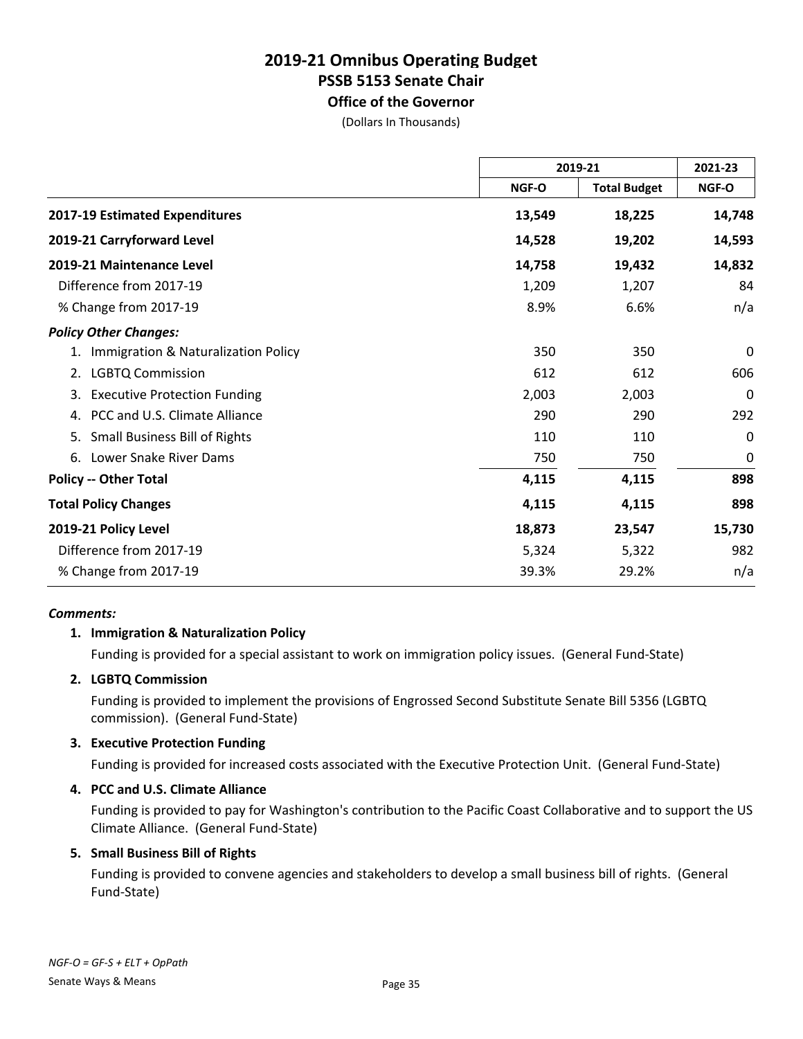# 2019-21 Omnibus Operating Budget
## PSSB 5153 Senate Chair
### Office of the Governor
(Dollars In Thousands)

| | 2019-21 | | 2021-23 |
|---|---|---|---|
| | NGF-O | Total Budget | NGF-O |
| **2017-19 Estimated Expenditures** | **13,549** | **18,225** | **14,748** |
| **2019-21 Carryforward Level** | **14,528** | **19,202** | **14,593** |
| **2019-21 Maintenance Level** | **14,758** | **19,432** | **14,832** |
| Difference from 2017-19 | 1,209 | 1,207 | 84 |
| % Change from 2017-19 | 8.9% | 6.6% | n/a |
| ***Policy Other Changes:*** | | | |
| 1. Immigration & Naturalization Policy | 350 | 350 | 0 |
| 2. LGBTQ Commission | 612 | 612 | 606 |
| 3. Executive Protection Funding | 2,003 | 2,003 | 0 |
| 4. PCC and U.S. Climate Alliance | 290 | 290 | 292 |
| 5. Small Business Bill of Rights | 110 | 110 | 0 |
| 6. Lower Snake River Dams | 750 | 750 | 0 |
| **Policy -- Other Total** | **4,115** | **4,115** | **898** |
| **Total Policy Changes** | **4,115** | **4,115** | **898** |
| **2019-21 Policy Level** | **18,873** | **23,547** | **15,730** |
| Difference from 2017-19 | 5,324 | 5,322 | 982 |
| % Change from 2017-19 | 39.3% | 29.2% | n/a |

***Comments:***

**1. Immigration & Naturalization Policy**

Funding is provided for a special assistant to work on immigration policy issues. (General Fund-State)

**2. LGBTQ Commission**

Funding is provided to implement the provisions of Engrossed Second Substitute Senate Bill 5356 (LGBTQ commission). (General Fund-State)

**3. Executive Protection Funding**

Funding is provided for increased costs associated with the Executive Protection Unit. (General Fund-State)

**4. PCC and U.S. Climate Alliance**

Funding is provided to pay for Washington's contribution to the Pacific Coast Collaborative and to support the US Climate Alliance. (General Fund-State)

**5. Small Business Bill of Rights**

Funding is provided to convene agencies and stakeholders to develop a small business bill of rights. (General Fund-State)

*NGF-O = GF-S + ELT + OpPath*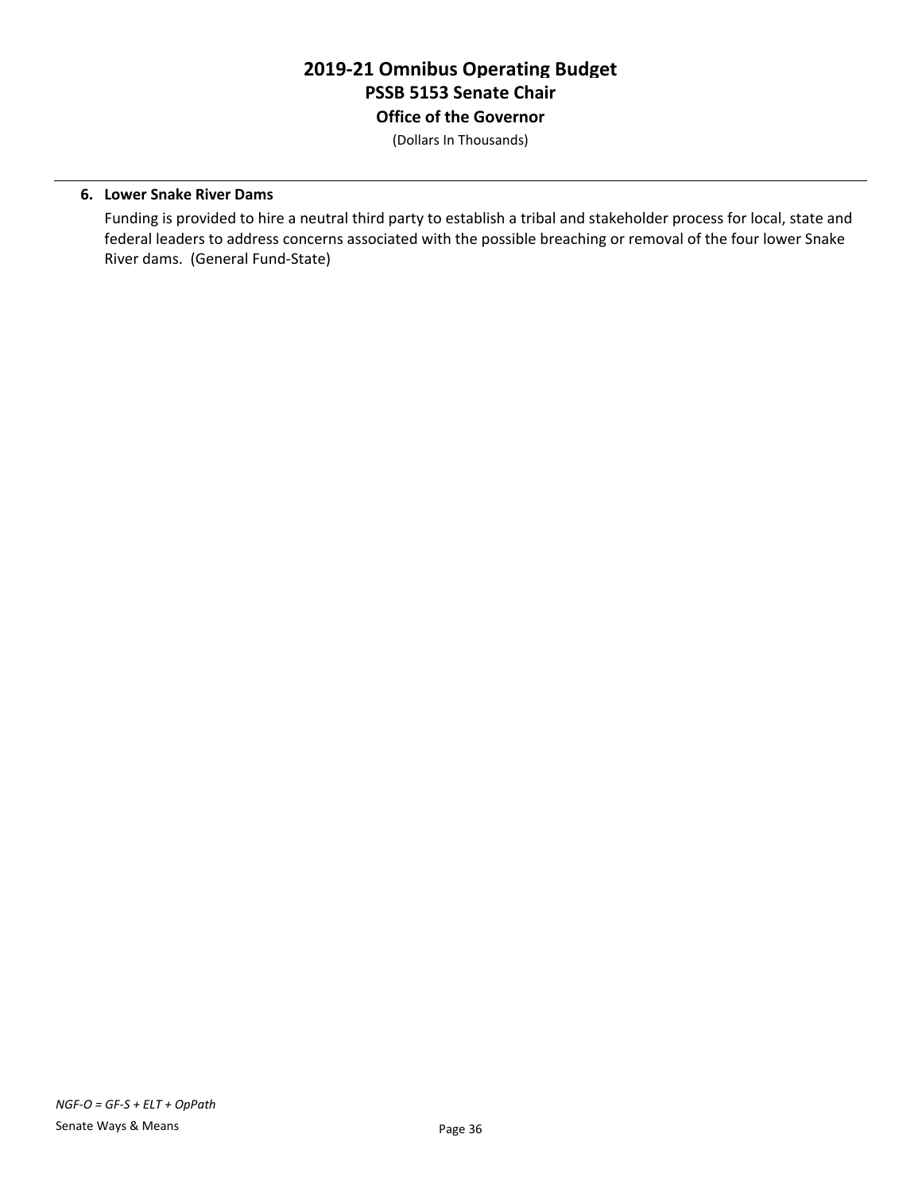# 2019-21 Omnibus Operating Budget
## PSSB 5153 Senate Chair
### Office of the Governor

(Dollars In Thousands)

**6. Lower Snake River Dams**

Funding is provided to hire a neutral third party to establish a tribal and stakeholder process for local, state and federal leaders to address concerns associated with the possible breaching or removal of the four lower Snake River dams. (General Fund-State)

*NGF-O = GF-S + ELT + OpPath*

Senate Ways & Means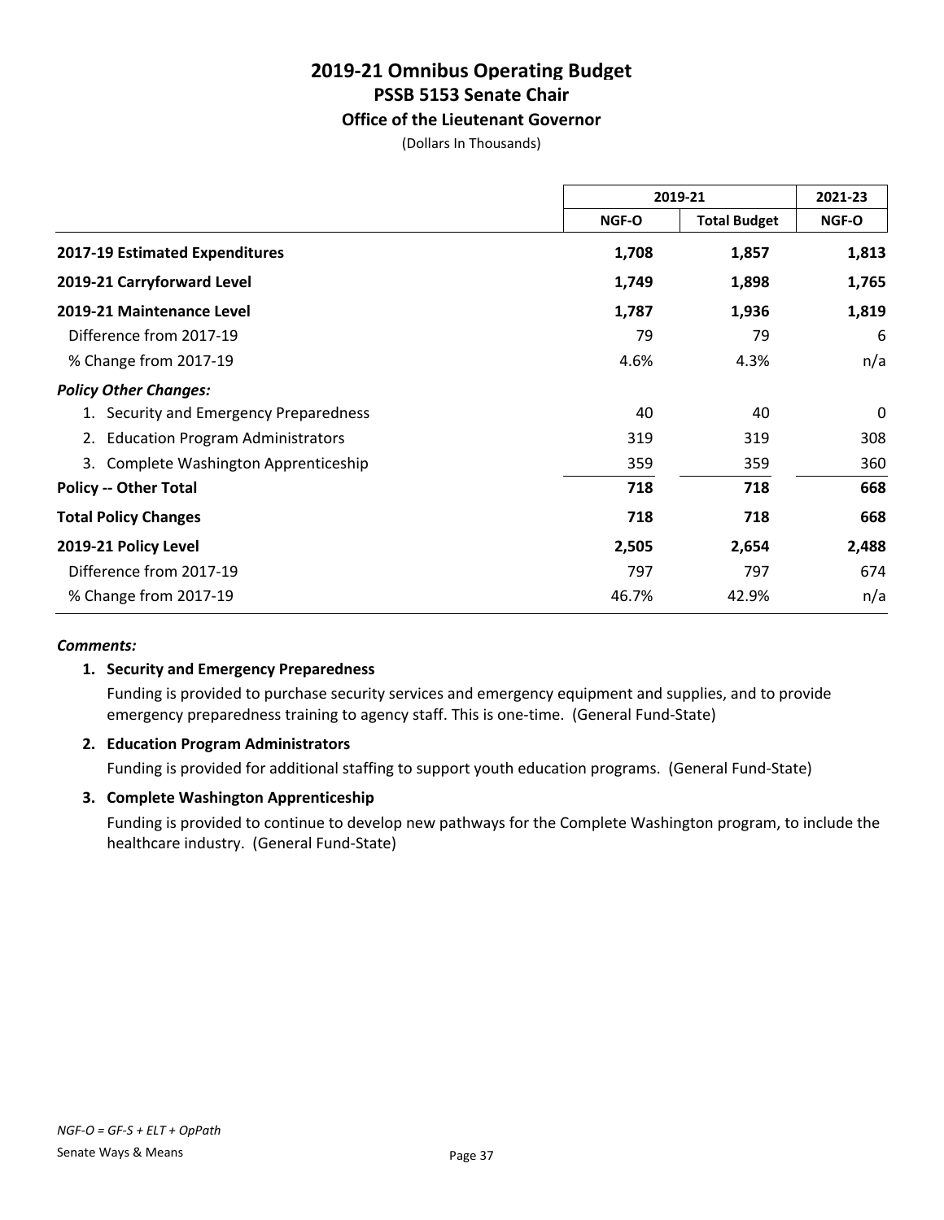# 2019-21 Omnibus Operating Budget
## PSSB 5153 Senate Chair
### Office of the Lieutenant Governor

(Dollars In Thousands)

| | 2019-21 | | 2021-23 |
|---|---|---|---|
| | NGF-O | Total Budget | NGF-O |
| **2017-19 Estimated Expenditures** | **1,708** | **1,857** | **1,813** |
| **2019-21 Carryforward Level** | **1,749** | **1,898** | **1,765** |
| **2019-21 Maintenance Level** | **1,787** | **1,936** | **1,819** |
| Difference from 2017-19 | 79 | 79 | 6 |
| % Change from 2017-19 | 4.6% | 4.3% | n/a |
| ***Policy Other Changes:*** | | | |
| 1. Security and Emergency Preparedness | 40 | 40 | 0 |
| 2. Education Program Administrators | 319 | 319 | 308 |
| 3. Complete Washington Apprenticeship | 359 | 359 | 360 |
| **Policy -- Other Total** | **718** | **718** | **668** |
| **Total Policy Changes** | **718** | **718** | **668** |
| **2019-21 Policy Level** | **2,505** | **2,654** | **2,488** |
| Difference from 2017-19 | 797 | 797 | 674 |
| % Change from 2017-19 | 46.7% | 42.9% | n/a |

***Comments:***

**1. Security and Emergency Preparedness**

Funding is provided to purchase security services and emergency equipment and supplies, and to provide emergency preparedness training to agency staff. This is one-time. (General Fund-State)

**2. Education Program Administrators**

Funding is provided for additional staffing to support youth education programs. (General Fund-State)

**3. Complete Washington Apprenticeship**

Funding is provided to continue to develop new pathways for the Complete Washington program, to include the healthcare industry. (General Fund-State)

*NGF-O = GF-S + ELT + OpPath*

Senate Ways & Means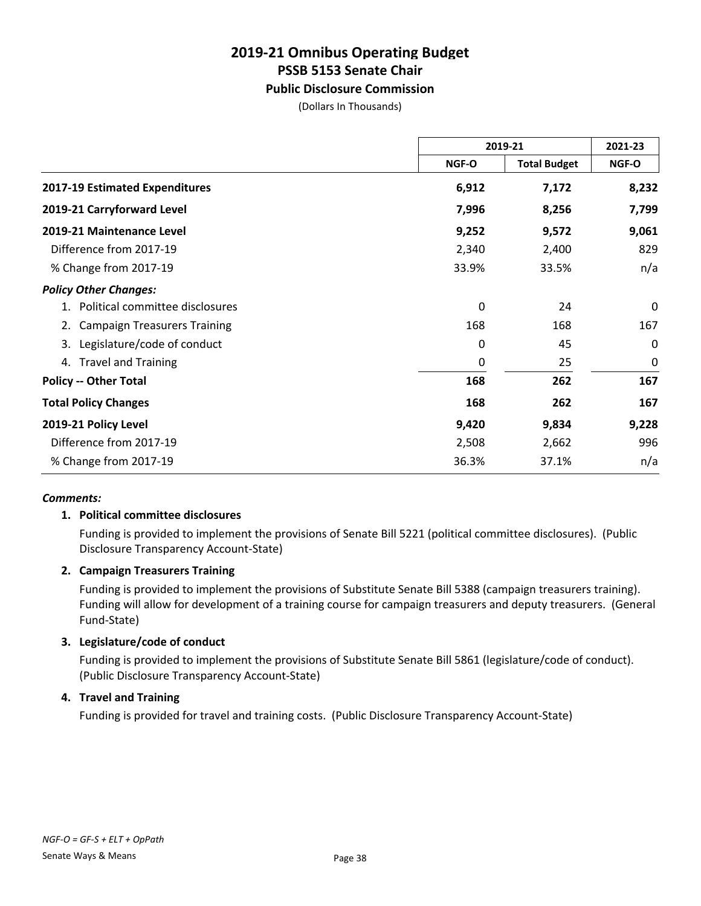# 2019-21 Omnibus Operating Budget
## PSSB 5153 Senate Chair
### Public Disclosure Commission

(Dollars In Thousands)

| | 2019-21 | | 2021-23 |
|---|---|---|---|
| | NGF-O | Total Budget | NGF-O |
| **2017-19 Estimated Expenditures** | **6,912** | **7,172** | **8,232** |
| **2019-21 Carryforward Level** | **7,996** | **8,256** | **7,799** |
| **2019-21 Maintenance Level** | **9,252** | **9,572** | **9,061** |
| Difference from 2017-19 | 2,340 | 2,400 | 829 |
| % Change from 2017-19 | 33.9% | 33.5% | n/a |
| ***Policy Other Changes:*** | | | |
| 1. Political committee disclosures | 0 | 24 | 0 |
| 2. Campaign Treasurers Training | 168 | 168 | 167 |
| 3. Legislature/code of conduct | 0 | 45 | 0 |
| 4. Travel and Training | 0 | 25 | 0 |
| **Policy -- Other Total** | **168** | **262** | **167** |
| **Total Policy Changes** | **168** | **262** | **167** |
| **2019-21 Policy Level** | **9,420** | **9,834** | **9,228** |
| Difference from 2017-19 | 2,508 | 2,662 | 996 |
| % Change from 2017-19 | 36.3% | 37.1% | n/a |

***Comments:***

1. **Political committee disclosures**

   Funding is provided to implement the provisions of Senate Bill 5221 (political committee disclosures). (Public Disclosure Transparency Account-State)

2. **Campaign Treasurers Training**

   Funding is provided to implement the provisions of Substitute Senate Bill 5388 (campaign treasurers training). Funding will allow for development of a training course for campaign treasurers and deputy treasurers. (General Fund-State)

3. **Legislature/code of conduct**

   Funding is provided to implement the provisions of Substitute Senate Bill 5861 (legislature/code of conduct). (Public Disclosure Transparency Account-State)

4. **Travel and Training**

   Funding is provided for travel and training costs. (Public Disclosure Transparency Account-State)

*NGF-O = GF-S + ELT + OpPath*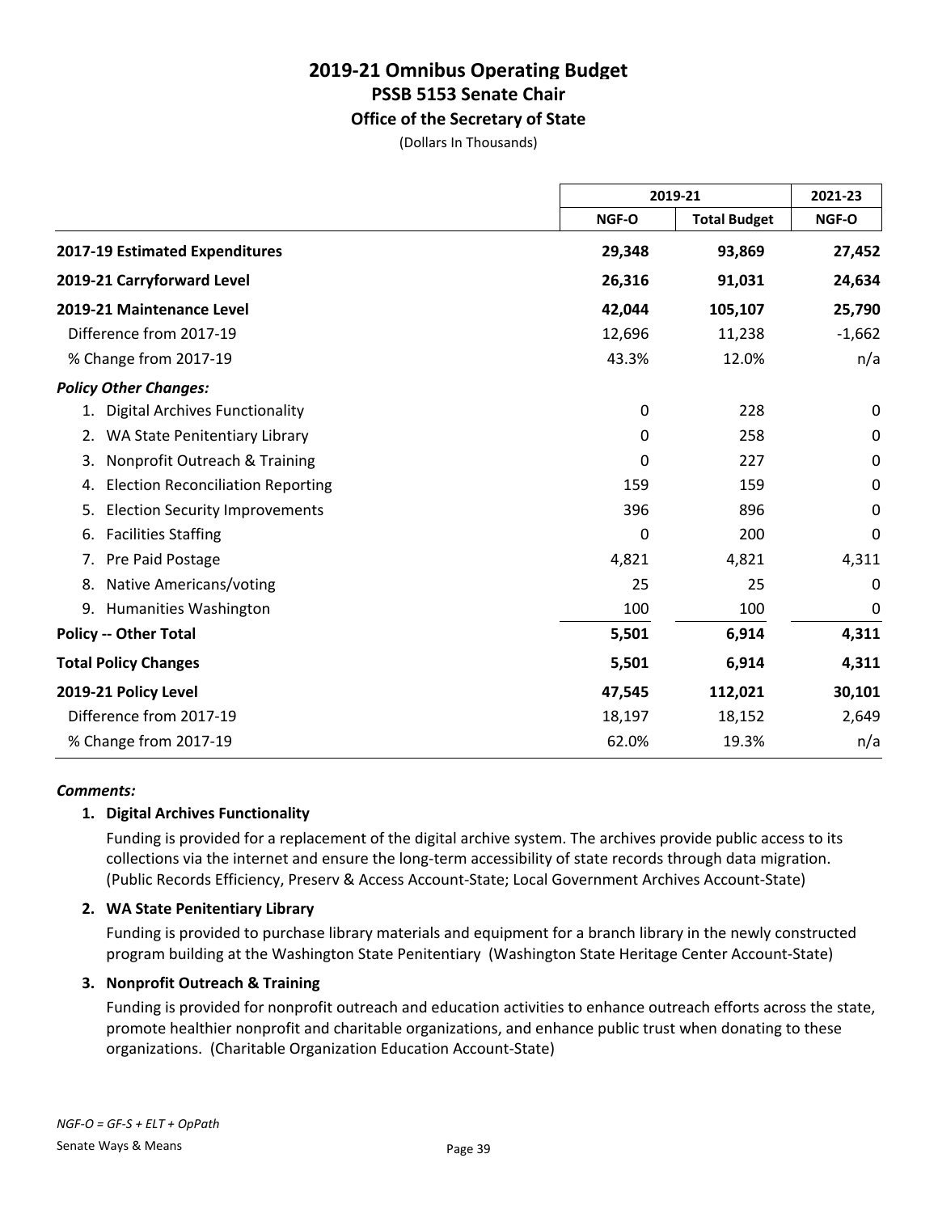# 2019-21 Omnibus Operating Budget
## PSSB 5153 Senate Chair
### Office of the Secretary of State

(Dollars In Thousands)

| | 2019-21 | | 2021-23 |
|---|---|---|---|
| | NGF-O | Total Budget | NGF-O |
| **2017-19 Estimated Expenditures** | **29,348** | **93,869** | **27,452** |
| **2019-21 Carryforward Level** | **26,316** | **91,031** | **24,634** |
| **2019-21 Maintenance Level** | **42,044** | **105,107** | **25,790** |
| Difference from 2017-19 | 12,696 | 11,238 | -1,662 |
| % Change from 2017-19 | 43.3% | 12.0% | n/a |
| ***Policy Other Changes:*** | | | |
| 1. Digital Archives Functionality | 0 | 228 | 0 |
| 2. WA State Penitentiary Library | 0 | 258 | 0 |
| 3. Nonprofit Outreach & Training | 0 | 227 | 0 |
| 4. Election Reconciliation Reporting | 159 | 159 | 0 |
| 5. Election Security Improvements | 396 | 896 | 0 |
| 6. Facilities Staffing | 0 | 200 | 0 |
| 7. Pre Paid Postage | 4,821 | 4,821 | 4,311 |
| 8. Native Americans/voting | 25 | 25 | 0 |
| 9. Humanities Washington | 100 | 100 | 0 |
| **Policy -- Other Total** | **5,501** | **6,914** | **4,311** |
| **Total Policy Changes** | **5,501** | **6,914** | **4,311** |
| **2019-21 Policy Level** | **47,545** | **112,021** | **30,101** |
| Difference from 2017-19 | 18,197 | 18,152 | 2,649 |
| % Change from 2017-19 | 62.0% | 19.3% | n/a |

***Comments:***

**1. Digital Archives Functionality**

Funding is provided for a replacement of the digital archive system. The archives provide public access to its collections via the internet and ensure the long-term accessibility of state records through data migration. (Public Records Efficiency, Preserv & Access Account-State; Local Government Archives Account-State)

**2. WA State Penitentiary Library**

Funding is provided to purchase library materials and equipment for a branch library in the newly constructed program building at the Washington State Penitentiary (Washington State Heritage Center Account-State)

**3. Nonprofit Outreach & Training**

Funding is provided for nonprofit outreach and education activities to enhance outreach efforts across the state, promote healthier nonprofit and charitable organizations, and enhance public trust when donating to these organizations. (Charitable Organization Education Account-State)

*NGF-O = GF-S + ELT + OpPath*

Senate Ways & Means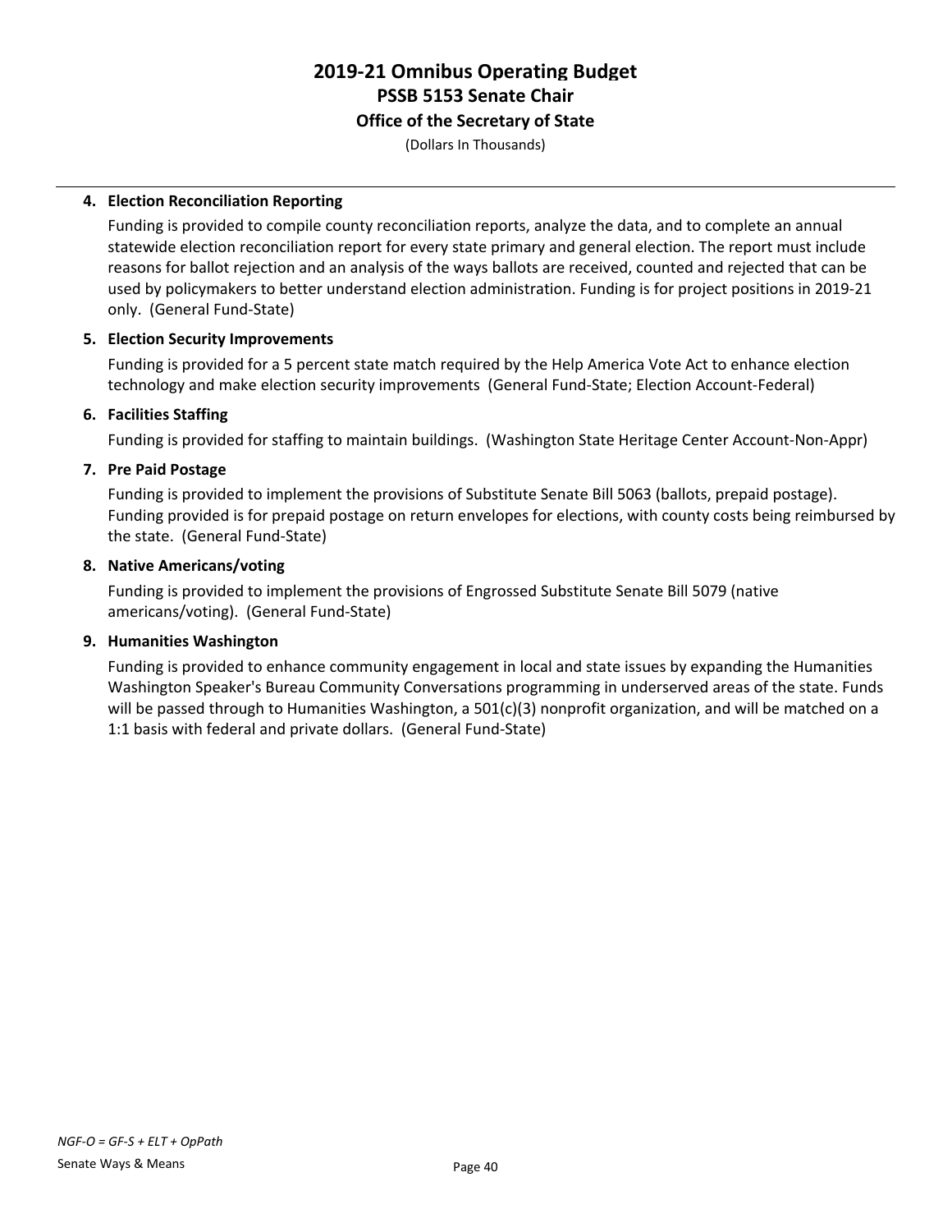# 2019-21 Omnibus Operating Budget
## PSSB 5153 Senate Chair
### Office of the Secretary of State
(Dollars In Thousands)

4. **Election Reconciliation Reporting**

   Funding is provided to compile county reconciliation reports, analyze the data, and to complete an annual statewide election reconciliation report for every state primary and general election. The report must include reasons for ballot rejection and an analysis of the ways ballots are received, counted and rejected that can be used by policymakers to better understand election administration. Funding is for project positions in 2019-21 only. (General Fund-State)

5. **Election Security Improvements**

   Funding is provided for a 5 percent state match required by the Help America Vote Act to enhance election technology and make election security improvements (General Fund-State; Election Account-Federal)

6. **Facilities Staffing**

   Funding is provided for staffing to maintain buildings. (Washington State Heritage Center Account-Non-Appr)

7. **Pre Paid Postage**

   Funding is provided to implement the provisions of Substitute Senate Bill 5063 (ballots, prepaid postage). Funding provided is for prepaid postage on return envelopes for elections, with county costs being reimbursed by the state. (General Fund-State)

8. **Native Americans/voting**

   Funding is provided to implement the provisions of Engrossed Substitute Senate Bill 5079 (native americans/voting). (General Fund-State)

9. **Humanities Washington**

   Funding is provided to enhance community engagement in local and state issues by expanding the Humanities Washington Speaker's Bureau Community Conversations programming in underserved areas of the state. Funds will be passed through to Humanities Washington, a 501(c)(3) nonprofit organization, and will be matched on a 1:1 basis with federal and private dollars. (General Fund-State)

*NGF-O = GF-S + ELT + OpPath*

Senate Ways & Means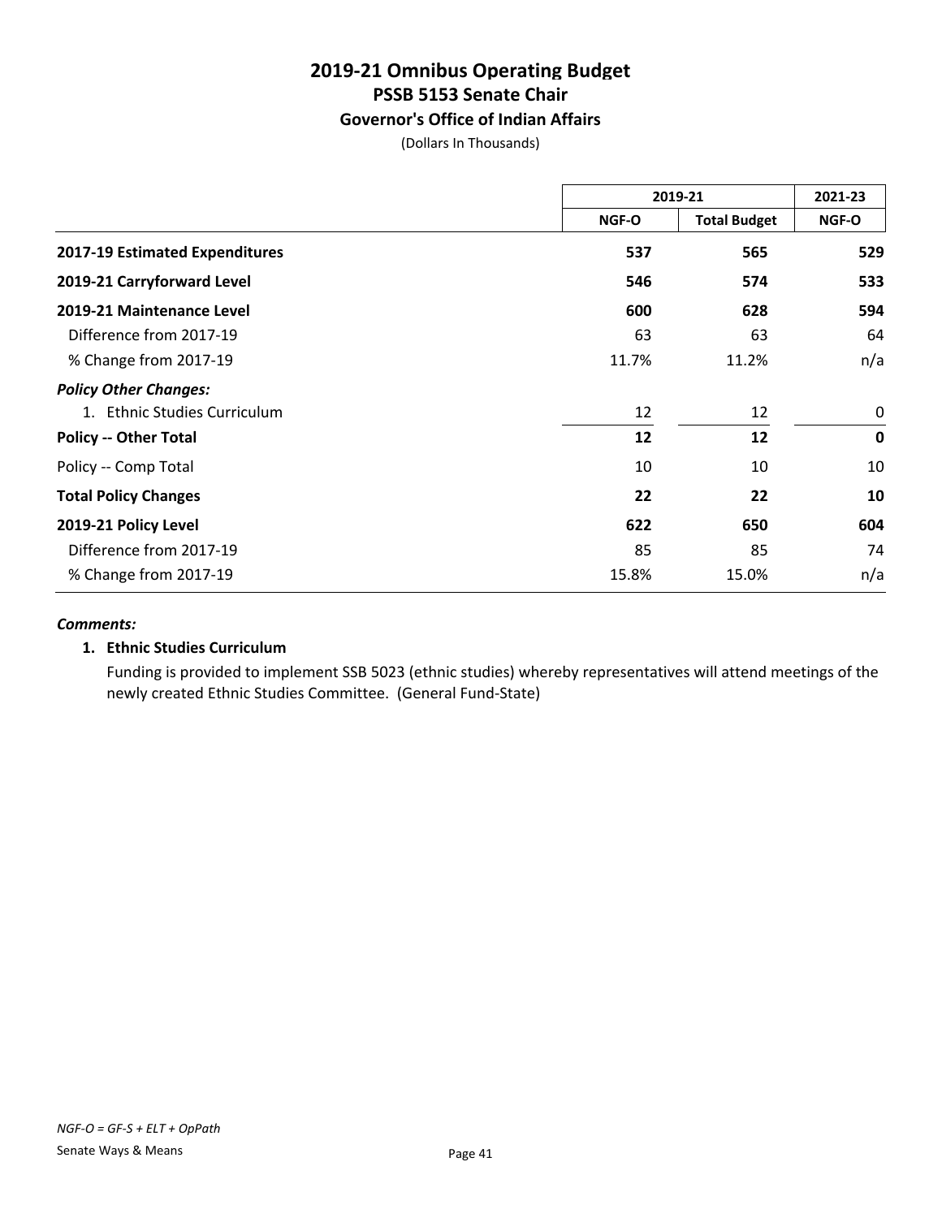# 2019-21 Omnibus Operating Budget
## PSSB 5153 Senate Chair
### Governor's Office of Indian Affairs

(Dollars In Thousands)

| | 2019-21 | | 2021-23 |
|---|---|---|---|
| | NGF-O | Total Budget | NGF-O |
| **2017-19 Estimated Expenditures** | **537** | **565** | **529** |
| **2019-21 Carryforward Level** | **546** | **574** | **533** |
| **2019-21 Maintenance Level** | **600** | **628** | **594** |
| Difference from 2017-19 | 63 | 63 | 64 |
| % Change from 2017-19 | 11.7% | 11.2% | n/a |
| ***Policy Other Changes:*** | | | |
| 1. Ethnic Studies Curriculum | 12 | 12 | 0 |
| **Policy -- Other Total** | **12** | **12** | **0** |
| Policy -- Comp Total | 10 | 10 | 10 |
| **Total Policy Changes** | **22** | **22** | **10** |
| **2019-21 Policy Level** | **622** | **650** | **604** |
| Difference from 2017-19 | 85 | 85 | 74 |
| % Change from 2017-19 | 15.8% | 15.0% | n/a |

***Comments:***

**1. Ethnic Studies Curriculum**

Funding is provided to implement SSB 5023 (ethnic studies) whereby representatives will attend meetings of the newly created Ethnic Studies Committee. (General Fund-State)

*NGF-O = GF-S + ELT + OpPath*

Senate Ways & Means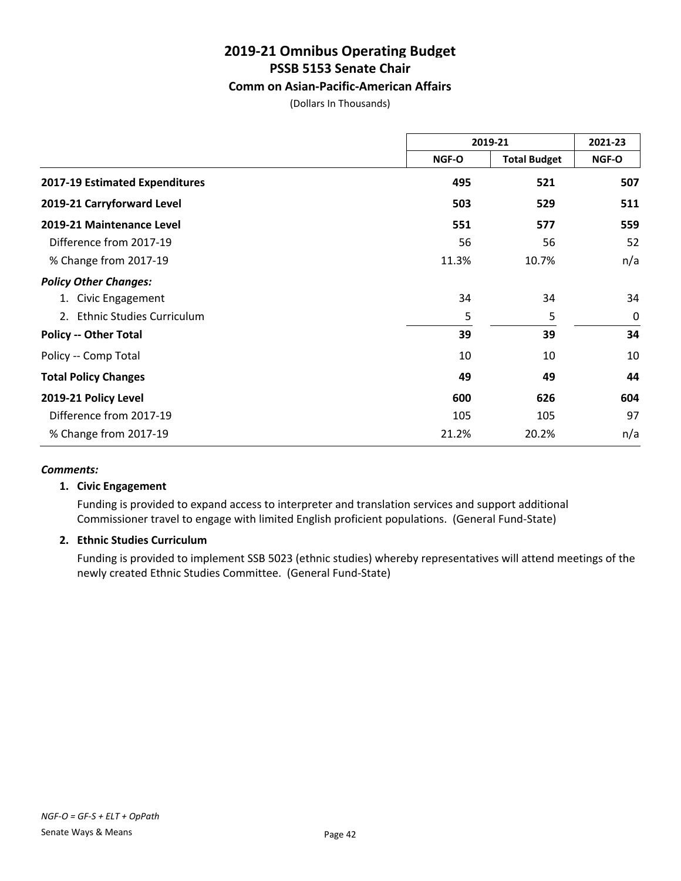# 2019-21 Omnibus Operating Budget
## PSSB 5153 Senate Chair
### Comm on Asian-Pacific-American Affairs

(Dollars In Thousands)

| | 2019-21 | | 2021-23 |
|---|---|---|---|
| | NGF-O | Total Budget | NGF-O |
| **2017-19 Estimated Expenditures** | **495** | **521** | **507** |
| **2019-21 Carryforward Level** | **503** | **529** | **511** |
| **2019-21 Maintenance Level** | **551** | **577** | **559** |
| Difference from 2017-19 | 56 | 56 | 52 |
| % Change from 2017-19 | 11.3% | 10.7% | n/a |
| ***Policy Other Changes:*** | | | |
| 1. Civic Engagement | 34 | 34 | 34 |
| 2. Ethnic Studies Curriculum | 5 | 5 | 0 |
| **Policy -- Other Total** | **39** | **39** | **34** |
| Policy -- Comp Total | 10 | 10 | 10 |
| **Total Policy Changes** | **49** | **49** | **44** |
| **2019-21 Policy Level** | **600** | **626** | **604** |
| Difference from 2017-19 | 105 | 105 | 97 |
| % Change from 2017-19 | 21.2% | 20.2% | n/a |

***Comments:***

**1. Civic Engagement**

Funding is provided to expand access to interpreter and translation services and support additional Commissioner travel to engage with limited English proficient populations. (General Fund-State)

**2. Ethnic Studies Curriculum**

Funding is provided to implement SSB 5023 (ethnic studies) whereby representatives will attend meetings of the newly created Ethnic Studies Committee. (General Fund-State)

*NGF-O = GF-S + ELT + OpPath*

Senate Ways & Means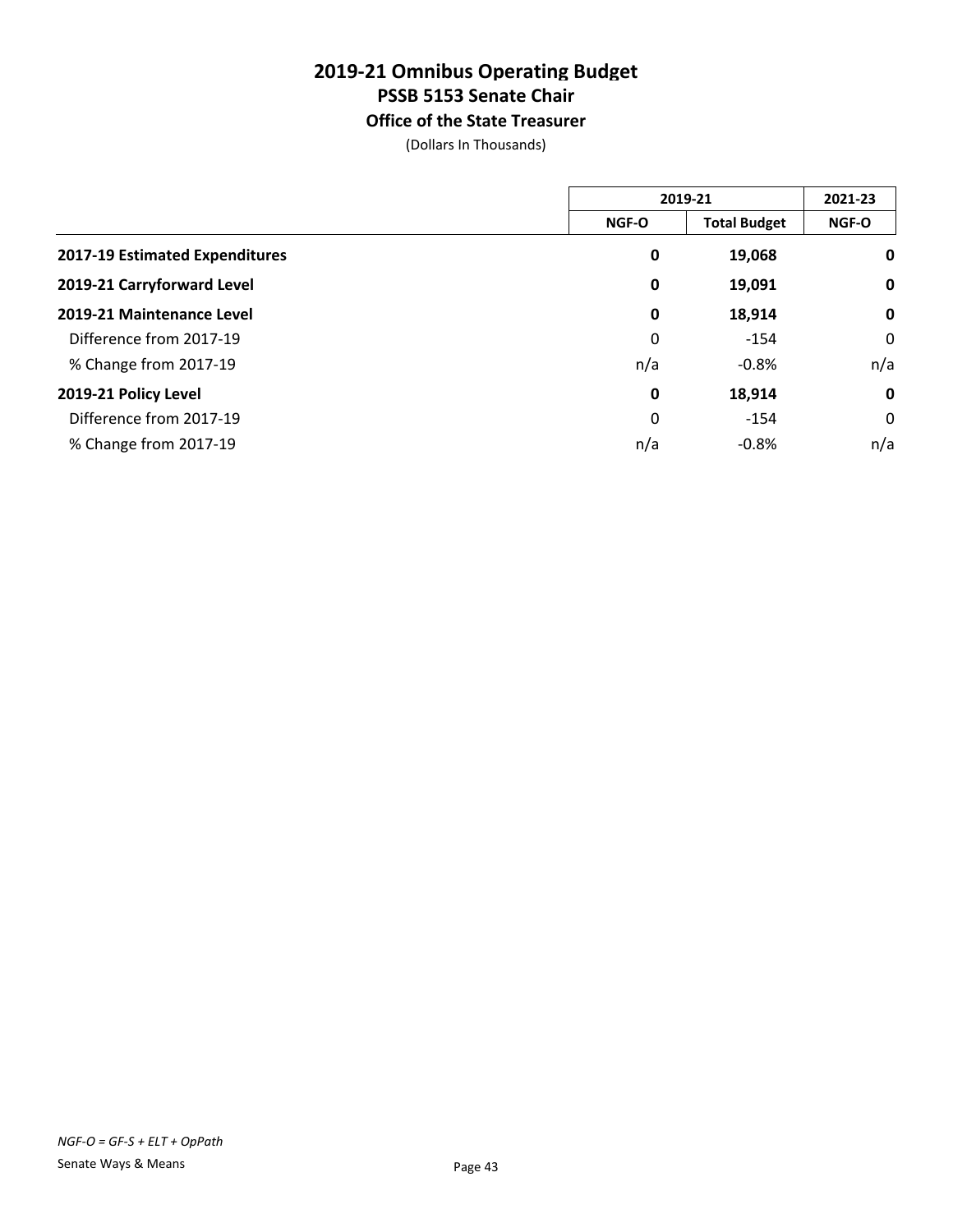# 2019-21 Omnibus Operating Budget
## PSSB 5153 Senate Chair
### Office of the State Treasurer

(Dollars In Thousands)

| | 2019-21 | | 2021-23 |
|---|---|---|---|
| | NGF-O | Total Budget | NGF-O |
| **2017-19 Estimated Expenditures** | **0** | **19,068** | **0** |
| **2019-21 Carryforward Level** | **0** | **19,091** | **0** |
| **2019-21 Maintenance Level** | **0** | **18,914** | **0** |
| Difference from 2017-19 | 0 | -154 | 0 |
| % Change from 2017-19 | n/a | -0.8% | n/a |
| **2019-21 Policy Level** | **0** | **18,914** | **0** |
| Difference from 2017-19 | 0 | -154 | 0 |
| % Change from 2017-19 | n/a | -0.8% | n/a |

*NGF-O = GF-S + ELT + OpPath*

Senate Ways & Means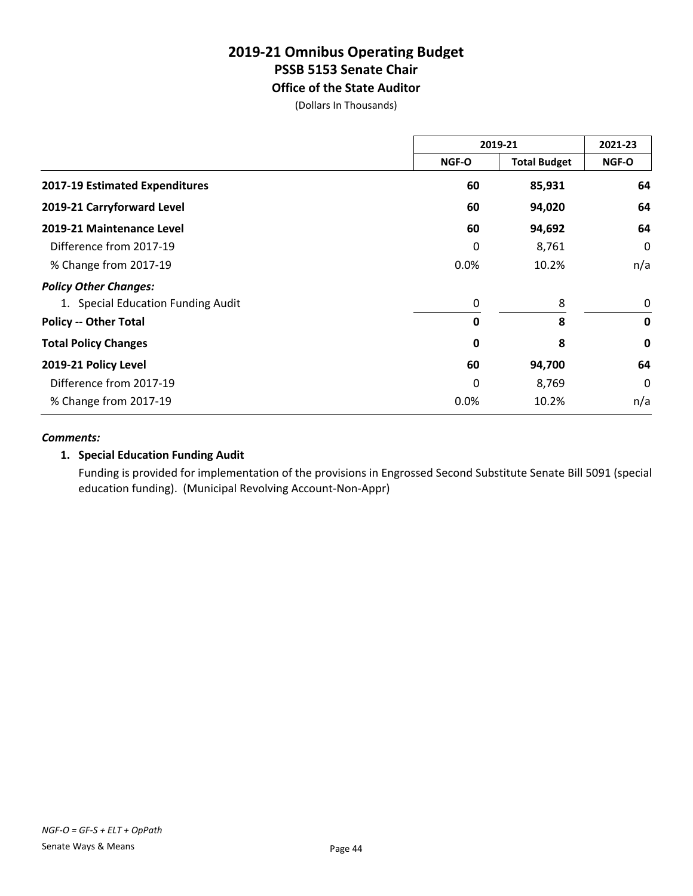# 2019-21 Omnibus Operating Budget
## PSSB 5153 Senate Chair
### Office of the State Auditor
(Dollars In Thousands)

| | 2019-21 | | 2021-23 |
|---|---|---|---|
| | NGF-O | Total Budget | NGF-O |
| **2017-19 Estimated Expenditures** | **60** | **85,931** | **64** |
| **2019-21 Carryforward Level** | **60** | **94,020** | **64** |
| **2019-21 Maintenance Level** | **60** | **94,692** | **64** |
| Difference from 2017-19 | 0 | 8,761 | 0 |
| % Change from 2017-19 | 0.0% | 10.2% | n/a |
| ***Policy Other Changes:*** | | | |
| 1. Special Education Funding Audit | 0 | 8 | 0 |
| **Policy -- Other Total** | **0** | **8** | **0** |
| **Total Policy Changes** | **0** | **8** | **0** |
| **2019-21 Policy Level** | **60** | **94,700** | **64** |
| Difference from 2017-19 | 0 | 8,769 | 0 |
| % Change from 2017-19 | 0.0% | 10.2% | n/a |

***Comments:***

**1. Special Education Funding Audit**

Funding is provided for implementation of the provisions in Engrossed Second Substitute Senate Bill 5091 (special education funding). (Municipal Revolving Account-Non-Appr)

*NGF-O = GF-S + ELT + OpPath*

Senate Ways & Means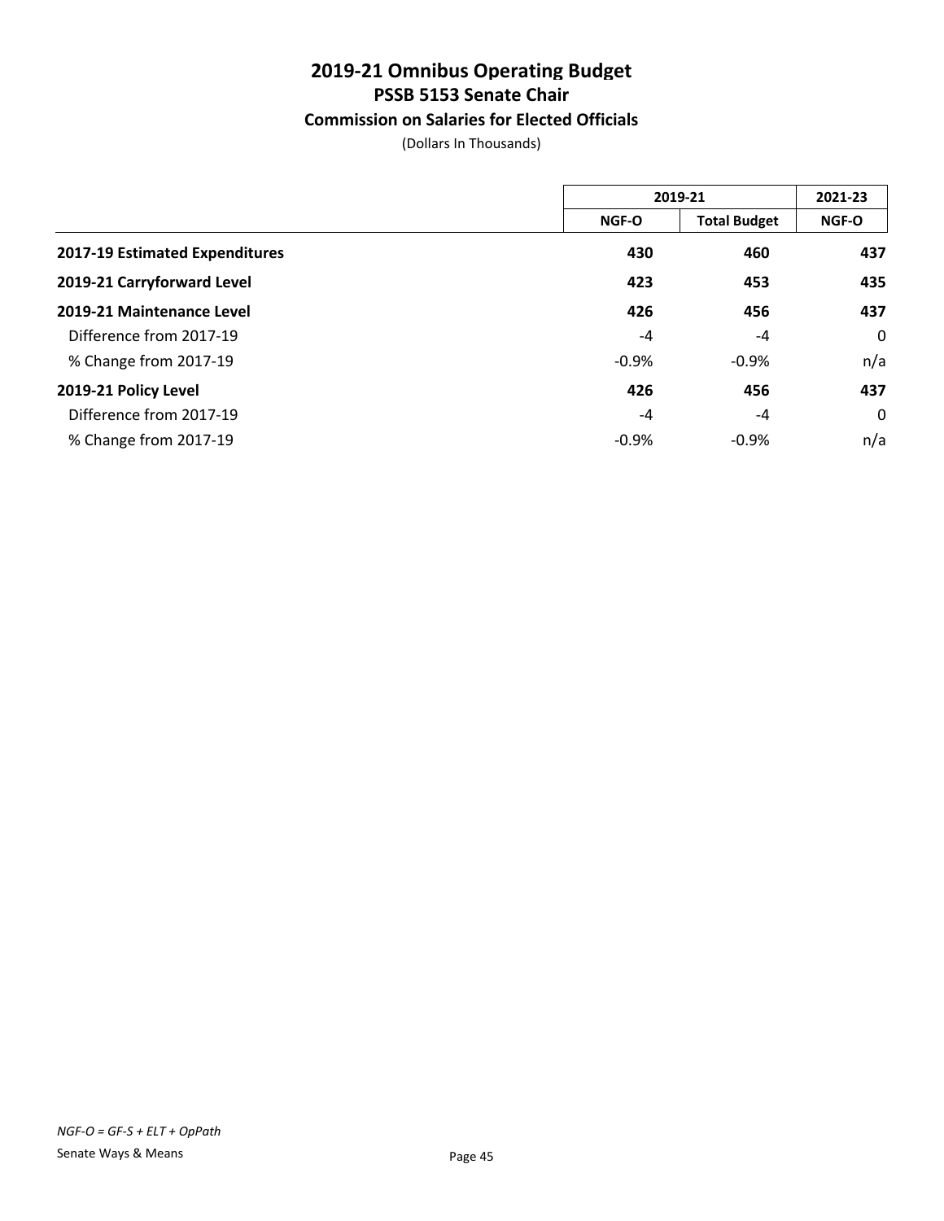# 2019-21 Omnibus Operating Budget
## PSSB 5153 Senate Chair
### Commission on Salaries for Elected Officials

(Dollars In Thousands)

| | 2019-21 | | 2021-23 |
|---|---|---|---|
| | NGF-O | Total Budget | NGF-O |
| **2017-19 Estimated Expenditures** | **430** | **460** | **437** |
| **2019-21 Carryforward Level** | **423** | **453** | **435** |
| **2019-21 Maintenance Level** | **426** | **456** | **437** |
| Difference from 2017-19 | -4 | -4 | 0 |
| % Change from 2017-19 | -0.9% | -0.9% | n/a |
| **2019-21 Policy Level** | **426** | **456** | **437** |
| Difference from 2017-19 | -4 | -4 | 0 |
| % Change from 2017-19 | -0.9% | -0.9% | n/a |

*NGF-O = GF-S + ELT + OpPath*

Senate Ways & Means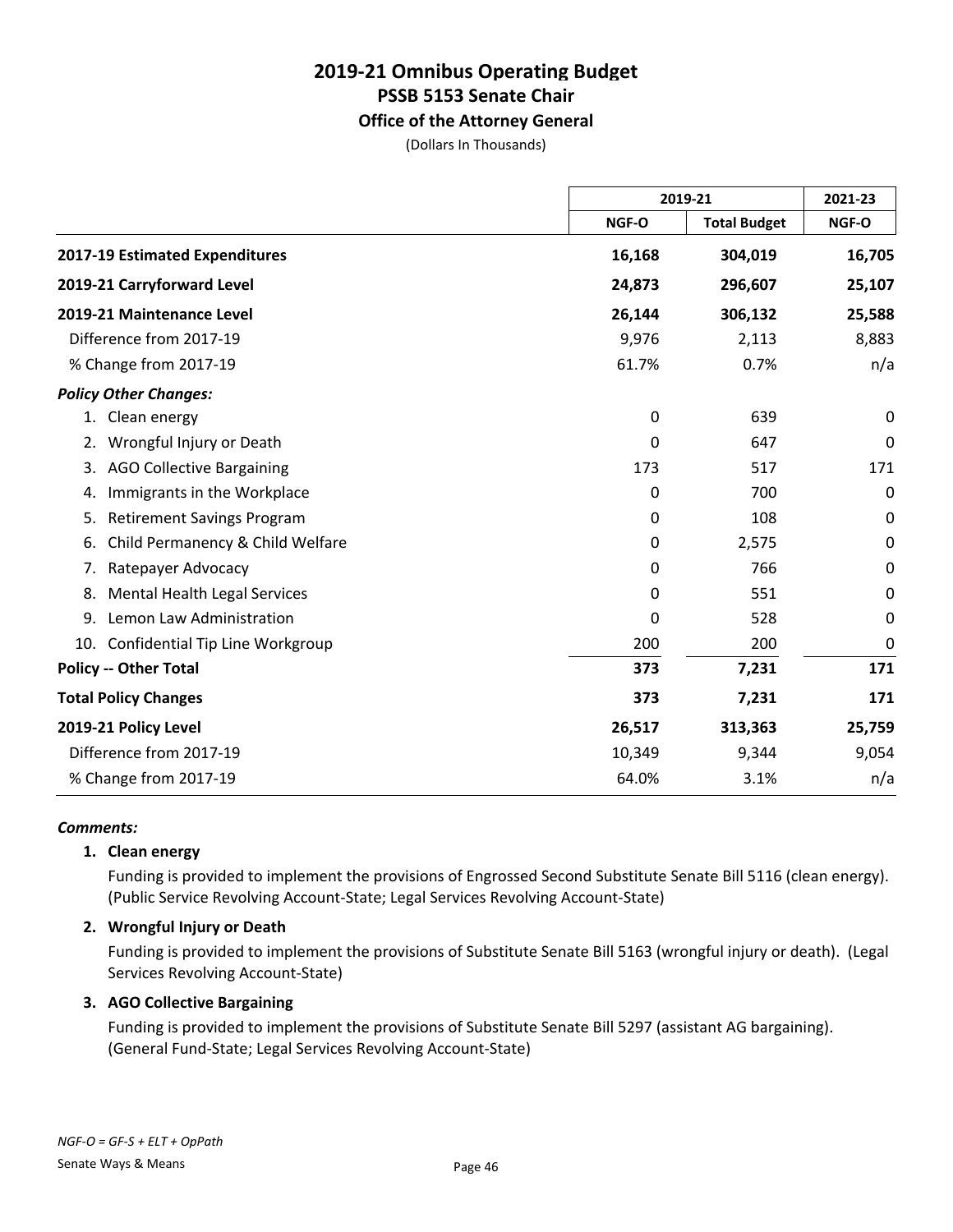# 2019-21 Omnibus Operating Budget
## PSSB 5153 Senate Chair
### Office of the Attorney General

(Dollars In Thousands)

| | 2019-21 | | 2021-23 |
|---|---|---|---|
| | NGF-O | Total Budget | NGF-O |
| **2017-19 Estimated Expenditures** | **16,168** | **304,019** | **16,705** |
| **2019-21 Carryforward Level** | **24,873** | **296,607** | **25,107** |
| **2019-21 Maintenance Level** | **26,144** | **306,132** | **25,588** |
| Difference from 2017-19 | 9,976 | 2,113 | 8,883 |
| % Change from 2017-19 | 61.7% | 0.7% | n/a |
| ***Policy Other Changes:*** | | | |
| 1. Clean energy | 0 | 639 | 0 |
| 2. Wrongful Injury or Death | 0 | 647 | 0 |
| 3. AGO Collective Bargaining | 173 | 517 | 171 |
| 4. Immigrants in the Workplace | 0 | 700 | 0 |
| 5. Retirement Savings Program | 0 | 108 | 0 |
| 6. Child Permanency & Child Welfare | 0 | 2,575 | 0 |
| 7. Ratepayer Advocacy | 0 | 766 | 0 |
| 8. Mental Health Legal Services | 0 | 551 | 0 |
| 9. Lemon Law Administration | 0 | 528 | 0 |
| 10. Confidential Tip Line Workgroup | 200 | 200 | 0 |
| **Policy -- Other Total** | **373** | **7,231** | **171** |
| **Total Policy Changes** | **373** | **7,231** | **171** |
| **2019-21 Policy Level** | **26,517** | **313,363** | **25,759** |
| Difference from 2017-19 | 10,349 | 9,344 | 9,054 |
| % Change from 2017-19 | 64.0% | 3.1% | n/a |

***Comments:***

**1. Clean energy**

Funding is provided to implement the provisions of Engrossed Second Substitute Senate Bill 5116 (clean energy). (Public Service Revolving Account-State; Legal Services Revolving Account-State)

**2. Wrongful Injury or Death**

Funding is provided to implement the provisions of Substitute Senate Bill 5163 (wrongful injury or death). (Legal Services Revolving Account-State)

**3. AGO Collective Bargaining**

Funding is provided to implement the provisions of Substitute Senate Bill 5297 (assistant AG bargaining). (General Fund-State; Legal Services Revolving Account-State)

*NGF-O = GF-S + ELT + OpPath*

Senate Ways & Means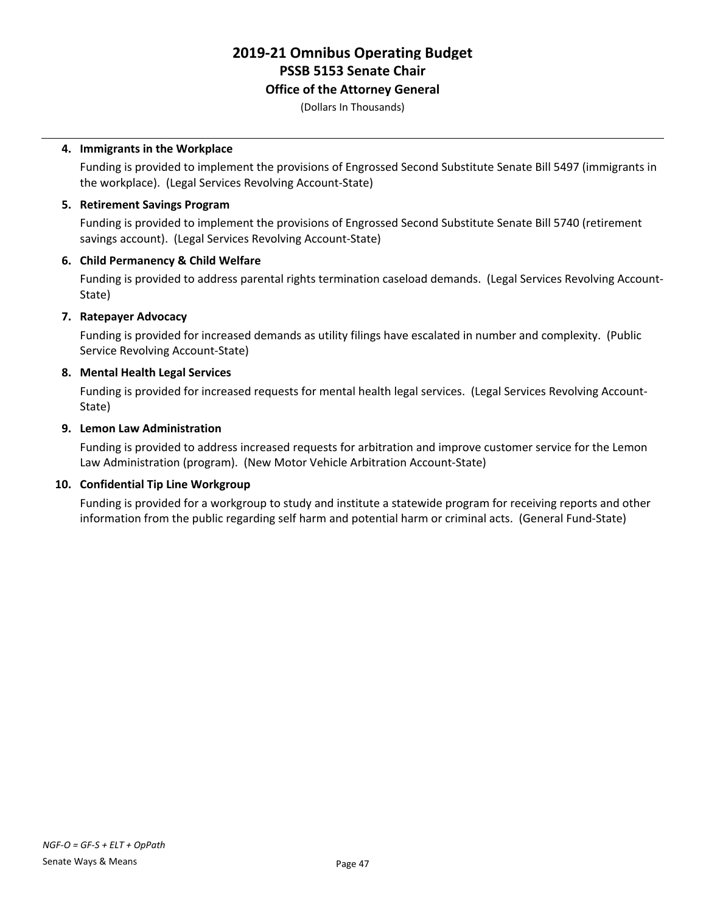**4. Immigrants in the Workplace**

Funding is provided to implement the provisions of Engrossed Second Substitute Senate Bill 5497 (immigrants in the workplace). (Legal Services Revolving Account-State)

**5. Retirement Savings Program**

Funding is provided to implement the provisions of Engrossed Second Substitute Senate Bill 5740 (retirement savings account). (Legal Services Revolving Account-State)

**6. Child Permanency & Child Welfare**

Funding is provided to address parental rights termination caseload demands. (Legal Services Revolving Account-State)

**7. Ratepayer Advocacy**

Funding is provided for increased demands as utility filings have escalated in number and complexity. (Public Service Revolving Account-State)

**8. Mental Health Legal Services**

Funding is provided for increased requests for mental health legal services. (Legal Services Revolving Account-State)

**9. Lemon Law Administration**

Funding is provided to address increased requests for arbitration and improve customer service for the Lemon Law Administration (program). (New Motor Vehicle Arbitration Account-State)

**10. Confidential Tip Line Workgroup**

Funding is provided for a workgroup to study and institute a statewide program for receiving reports and other information from the public regarding self harm and potential harm or criminal acts. (General Fund-State)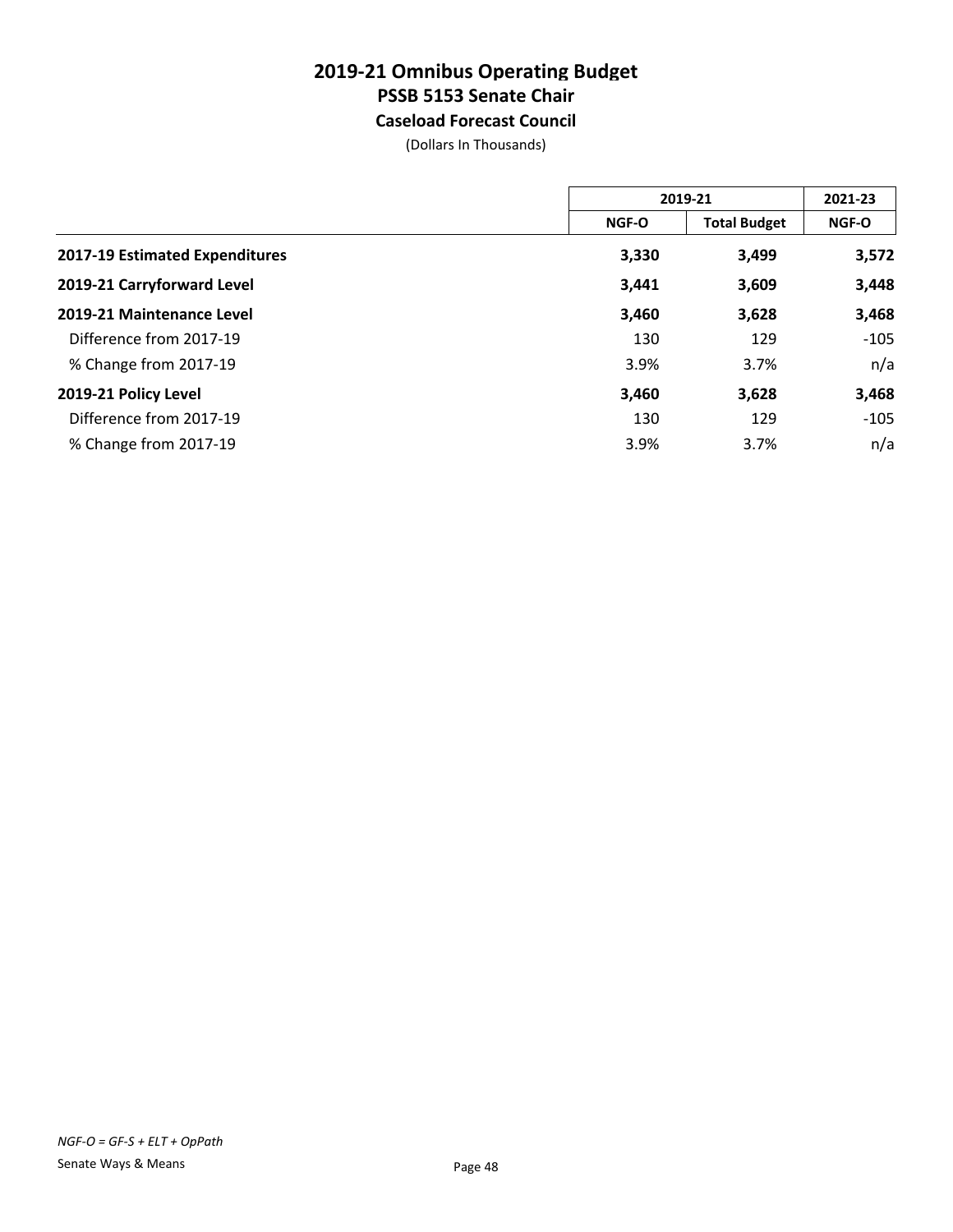# 2019-21 Omnibus Operating Budget
## PSSB 5153 Senate Chair
### Caseload Forecast Council

(Dollars In Thousands)

| | 2019-21 | | 2021-23 |
|---|---|---|---|
| | NGF-O | Total Budget | NGF-O |
| **2017-19 Estimated Expenditures** | **3,330** | **3,499** | **3,572** |
| **2019-21 Carryforward Level** | **3,441** | **3,609** | **3,448** |
| **2019-21 Maintenance Level** | **3,460** | **3,628** | **3,468** |
| Difference from 2017-19 | 130 | 129 | -105 |
| % Change from 2017-19 | 3.9% | 3.7% | n/a |
| **2019-21 Policy Level** | **3,460** | **3,628** | **3,468** |
| Difference from 2017-19 | 130 | 129 | -105 |
| % Change from 2017-19 | 3.9% | 3.7% | n/a |

*NGF-O = GF-S + ELT + OpPath*

Senate Ways & Means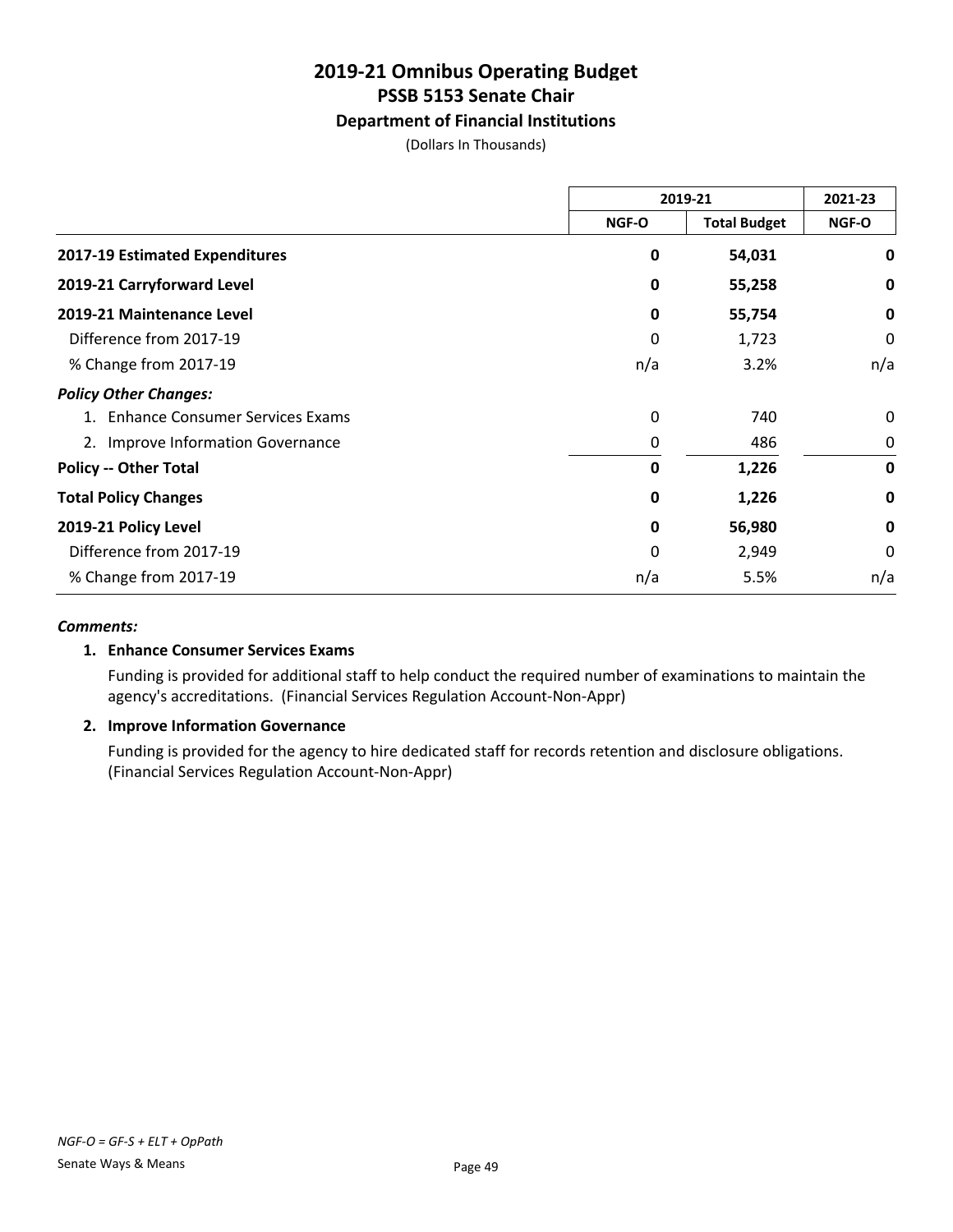# 2019-21 Omnibus Operating Budget
## PSSB 5153 Senate Chair
### Department of Financial Institutions

(Dollars In Thousands)

| | 2019-21 | | 2021-23 |
|---|---|---|---|
| | NGF-O | Total Budget | NGF-O |
| **2017-19 Estimated Expenditures** | **0** | **54,031** | **0** |
| **2019-21 Carryforward Level** | **0** | **55,258** | **0** |
| **2019-21 Maintenance Level** | **0** | **55,754** | **0** |
| Difference from 2017-19 | 0 | 1,723 | 0 |
| % Change from 2017-19 | n/a | 3.2% | n/a |
| ***Policy Other Changes:*** | | | |
| 1. Enhance Consumer Services Exams | 0 | 740 | 0 |
| 2. Improve Information Governance | 0 | 486 | 0 |
| **Policy -- Other Total** | **0** | **1,226** | **0** |
| **Total Policy Changes** | **0** | **1,226** | **0** |
| **2019-21 Policy Level** | **0** | **56,980** | **0** |
| Difference from 2017-19 | 0 | 2,949 | 0 |
| % Change from 2017-19 | n/a | 5.5% | n/a |

***Comments:***

**1. Enhance Consumer Services Exams**

Funding is provided for additional staff to help conduct the required number of examinations to maintain the agency's accreditations. (Financial Services Regulation Account-Non-Appr)

**2. Improve Information Governance**

Funding is provided for the agency to hire dedicated staff for records retention and disclosure obligations. (Financial Services Regulation Account-Non-Appr)

*NGF-O = GF-S + ELT + OpPath*

Senate Ways & Means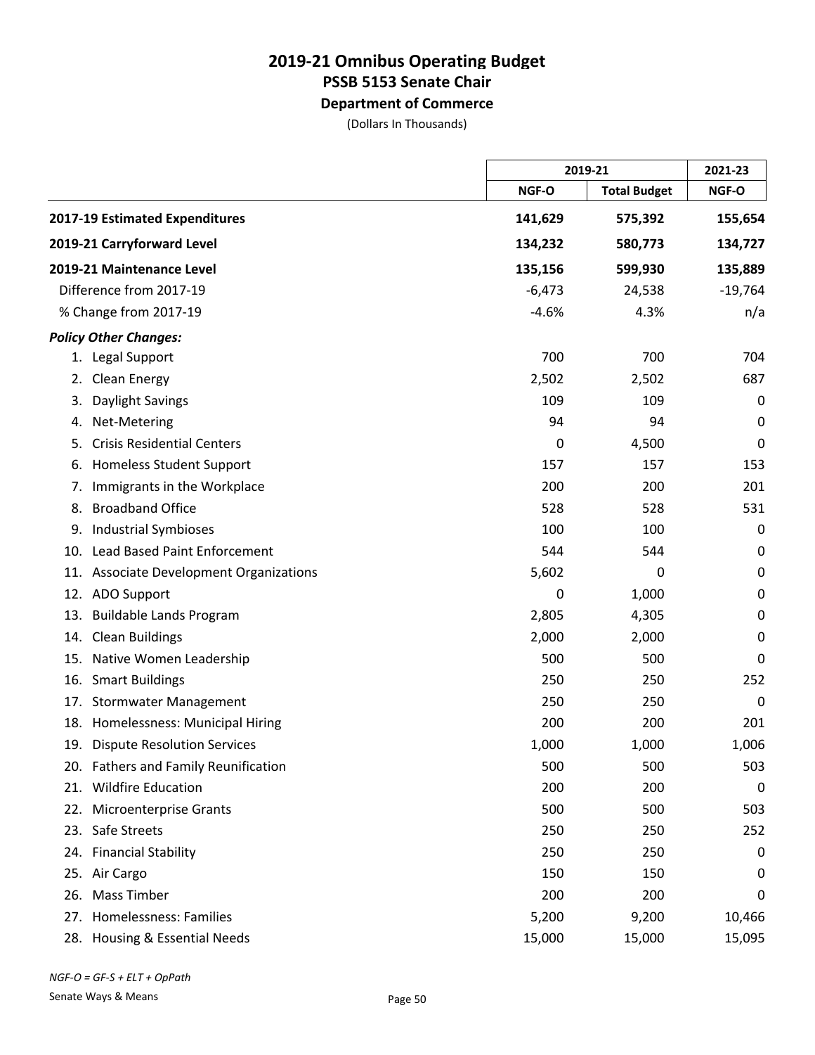# 2019-21 Omnibus Operating Budget
## PSSB 5153 Senate Chair
### Department of Commerce
(Dollars In Thousands)

| | 2019-21 | | 2021-23 |
|---|---|---|---|
| | NGF-O | Total Budget | NGF-O |
| **2017-19 Estimated Expenditures** | **141,629** | **575,392** | **155,654** |
| **2019-21 Carryforward Level** | **134,232** | **580,773** | **134,727** |
| **2019-21 Maintenance Level** | **135,156** | **599,930** | **135,889** |
| Difference from 2017-19 | -6,473 | 24,538 | -19,764 |
| % Change from 2017-19 | -4.6% | 4.3% | n/a |
| ***Policy Other Changes:*** | | | |
| 1. Legal Support | 700 | 700 | 704 |
| 2. Clean Energy | 2,502 | 2,502 | 687 |
| 3. Daylight Savings | 109 | 109 | 0 |
| 4. Net-Metering | 94 | 94 | 0 |
| 5. Crisis Residential Centers | 0 | 4,500 | 0 |
| 6. Homeless Student Support | 157 | 157 | 153 |
| 7. Immigrants in the Workplace | 200 | 200 | 201 |
| 8. Broadband Office | 528 | 528 | 531 |
| 9. Industrial Symbioses | 100 | 100 | 0 |
| 10. Lead Based Paint Enforcement | 544 | 544 | 0 |
| 11. Associate Development Organizations | 5,602 | 0 | 0 |
| 12. ADO Support | 0 | 1,000 | 0 |
| 13. Buildable Lands Program | 2,805 | 4,305 | 0 |
| 14. Clean Buildings | 2,000 | 2,000 | 0 |
| 15. Native Women Leadership | 500 | 500 | 0 |
| 16. Smart Buildings | 250 | 250 | 252 |
| 17. Stormwater Management | 250 | 250 | 0 |
| 18. Homelessness: Municipal Hiring | 200 | 200 | 201 |
| 19. Dispute Resolution Services | 1,000 | 1,000 | 1,006 |
| 20. Fathers and Family Reunification | 500 | 500 | 503 |
| 21. Wildfire Education | 200 | 200 | 0 |
| 22. Microenterprise Grants | 500 | 500 | 503 |
| 23. Safe Streets | 250 | 250 | 252 |
| 24. Financial Stability | 250 | 250 | 0 |
| 25. Air Cargo | 150 | 150 | 0 |
| 26. Mass Timber | 200 | 200 | 0 |
| 27. Homelessness: Families | 5,200 | 9,200 | 10,466 |
| 28. Housing & Essential Needs | 15,000 | 15,000 | 15,095 |

*NGF-O = GF-S + ELT + OpPath*

Senate Ways & Means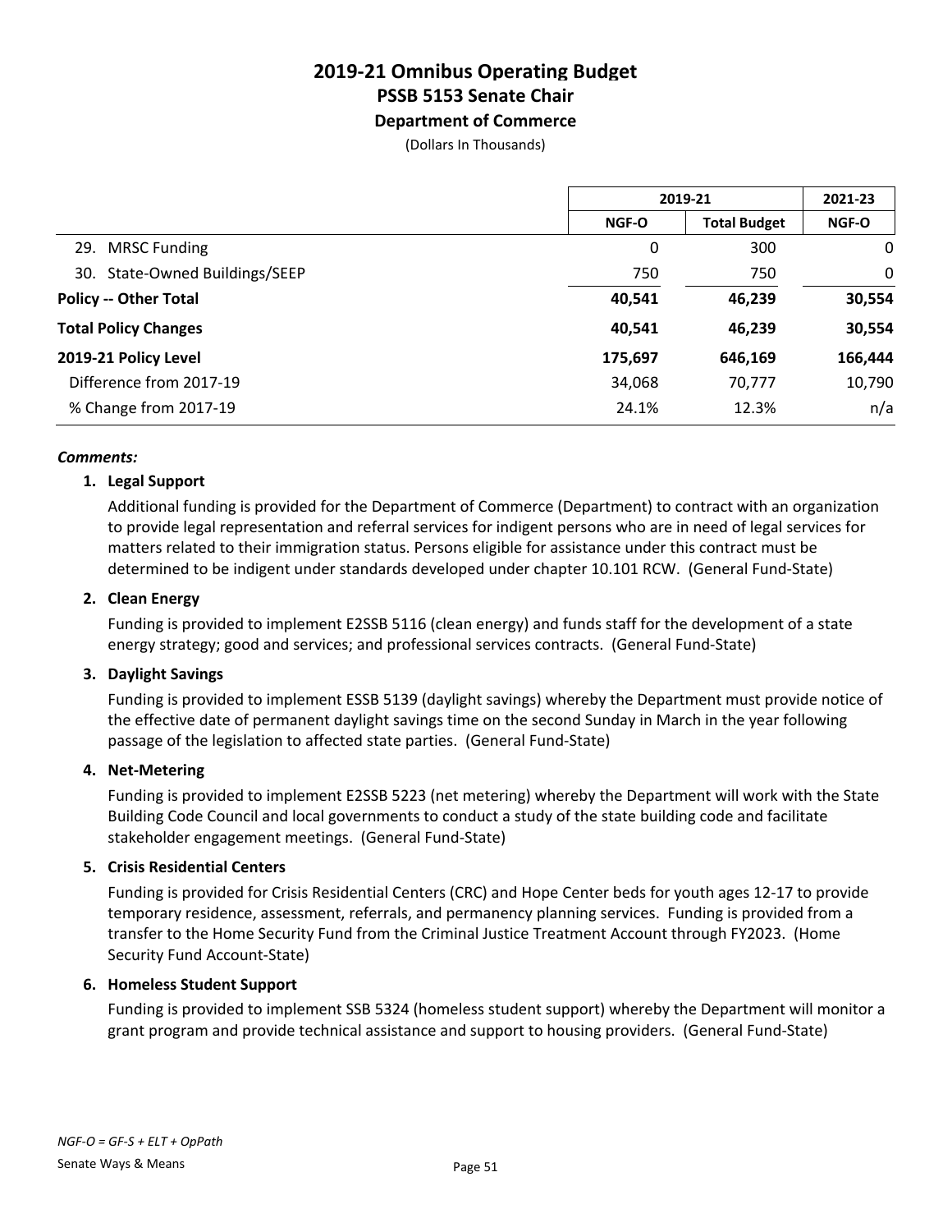# 2019-21 Omnibus Operating Budget
## PSSB 5153 Senate Chair
### Department of Commerce
(Dollars In Thousands)

| | 2019-21 | | 2021-23 |
|---|---|---|---|
| | NGF-O | Total Budget | NGF-O |
| 29. MRSC Funding | 0 | 300 | 0 |
| 30. State-Owned Buildings/SEEP | 750 | 750 | 0 |
| **Policy -- Other Total** | **40,541** | **46,239** | **30,554** |
| **Total Policy Changes** | **40,541** | **46,239** | **30,554** |
| **2019-21 Policy Level** | **175,697** | **646,169** | **166,444** |
| Difference from 2017-19 | 34,068 | 70,777 | 10,790 |
| % Change from 2017-19 | 24.1% | 12.3% | n/a |

***Comments:***

**1. Legal Support**

Additional funding is provided for the Department of Commerce (Department) to contract with an organization to provide legal representation and referral services for indigent persons who are in need of legal services for matters related to their immigration status. Persons eligible for assistance under this contract must be determined to be indigent under standards developed under chapter 10.101 RCW. (General Fund-State)

**2. Clean Energy**

Funding is provided to implement E2SSB 5116 (clean energy) and funds staff for the development of a state energy strategy; good and services; and professional services contracts. (General Fund-State)

**3. Daylight Savings**

Funding is provided to implement ESSB 5139 (daylight savings) whereby the Department must provide notice of the effective date of permanent daylight savings time on the second Sunday in March in the year following passage of the legislation to affected state parties. (General Fund-State)

**4. Net-Metering**

Funding is provided to implement E2SSB 5223 (net metering) whereby the Department will work with the State Building Code Council and local governments to conduct a study of the state building code and facilitate stakeholder engagement meetings. (General Fund-State)

**5. Crisis Residential Centers**

Funding is provided for Crisis Residential Centers (CRC) and Hope Center beds for youth ages 12-17 to provide temporary residence, assessment, referrals, and permanency planning services. Funding is provided from a transfer to the Home Security Fund from the Criminal Justice Treatment Account through FY2023. (Home Security Fund Account-State)

**6. Homeless Student Support**

Funding is provided to implement SSB 5324 (homeless student support) whereby the Department will monitor a grant program and provide technical assistance and support to housing providers. (General Fund-State)

*NGF-O = GF-S + ELT + OpPath*

Senate Ways & Means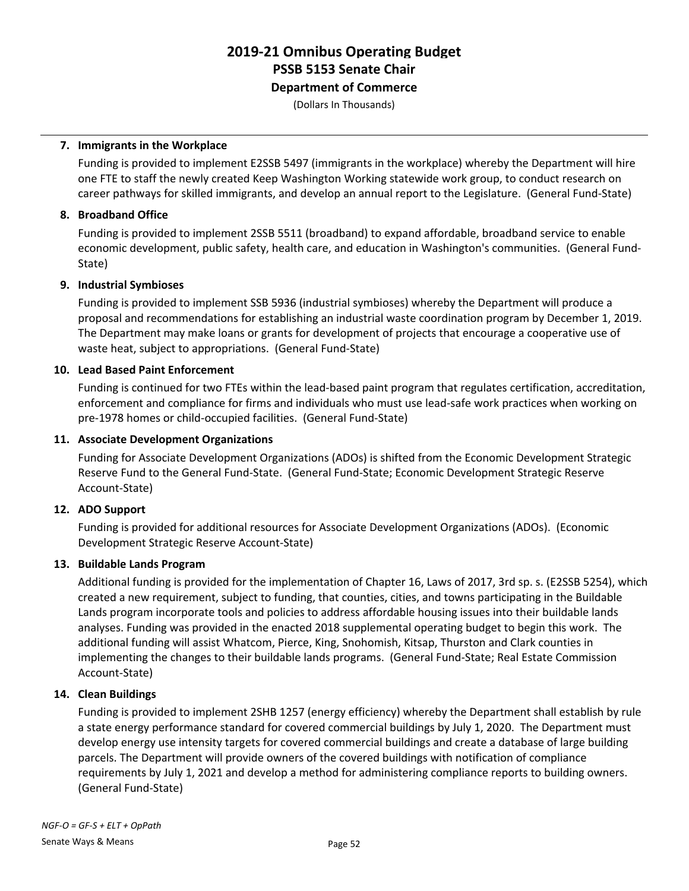# 2019-21 Omnibus Operating Budget
## PSSB 5153 Senate Chair
### Department of Commerce

(Dollars In Thousands)

---

7. **Immigrants in the Workplace**

   Funding is provided to implement E2SSB 5497 (immigrants in the workplace) whereby the Department will hire one FTE to staff the newly created Keep Washington Working statewide work group, to conduct research on career pathways for skilled immigrants, and develop an annual report to the Legislature. (General Fund-State)

8. **Broadband Office**

   Funding is provided to implement 2SSB 5511 (broadband) to expand affordable, broadband service to enable economic development, public safety, health care, and education in Washington's communities. (General Fund-State)

9. **Industrial Symbioses**

   Funding is provided to implement SSB 5936 (industrial symbioses) whereby the Department will produce a proposal and recommendations for establishing an industrial waste coordination program by December 1, 2019. The Department may make loans or grants for development of projects that encourage a cooperative use of waste heat, subject to appropriations. (General Fund-State)

10. **Lead Based Paint Enforcement**

    Funding is continued for two FTEs within the lead-based paint program that regulates certification, accreditation, enforcement and compliance for firms and individuals who must use lead-safe work practices when working on pre-1978 homes or child-occupied facilities. (General Fund-State)

11. **Associate Development Organizations**

    Funding for Associate Development Organizations (ADOs) is shifted from the Economic Development Strategic Reserve Fund to the General Fund-State. (General Fund-State; Economic Development Strategic Reserve Account-State)

12. **ADO Support**

    Funding is provided for additional resources for Associate Development Organizations (ADOs). (Economic Development Strategic Reserve Account-State)

13. **Buildable Lands Program**

    Additional funding is provided for the implementation of Chapter 16, Laws of 2017, 3rd sp. s. (E2SSB 5254), which created a new requirement, subject to funding, that counties, cities, and towns participating in the Buildable Lands program incorporate tools and policies to address affordable housing issues into their buildable lands analyses. Funding was provided in the enacted 2018 supplemental operating budget to begin this work. The additional funding will assist Whatcom, Pierce, King, Snohomish, Kitsap, Thurston and Clark counties in implementing the changes to their buildable lands programs. (General Fund-State; Real Estate Commission Account-State)

14. **Clean Buildings**

    Funding is provided to implement 2SHB 1257 (energy efficiency) whereby the Department shall establish by rule a state energy performance standard for covered commercial buildings by July 1, 2020. The Department must develop energy use intensity targets for covered commercial buildings and create a database of large building parcels. The Department will provide owners of the covered buildings with notification of compliance requirements by July 1, 2021 and develop a method for administering compliance reports to building owners. (General Fund-State)

*NGF-O = GF-S + ELT + OpPath*

Senate Ways & Means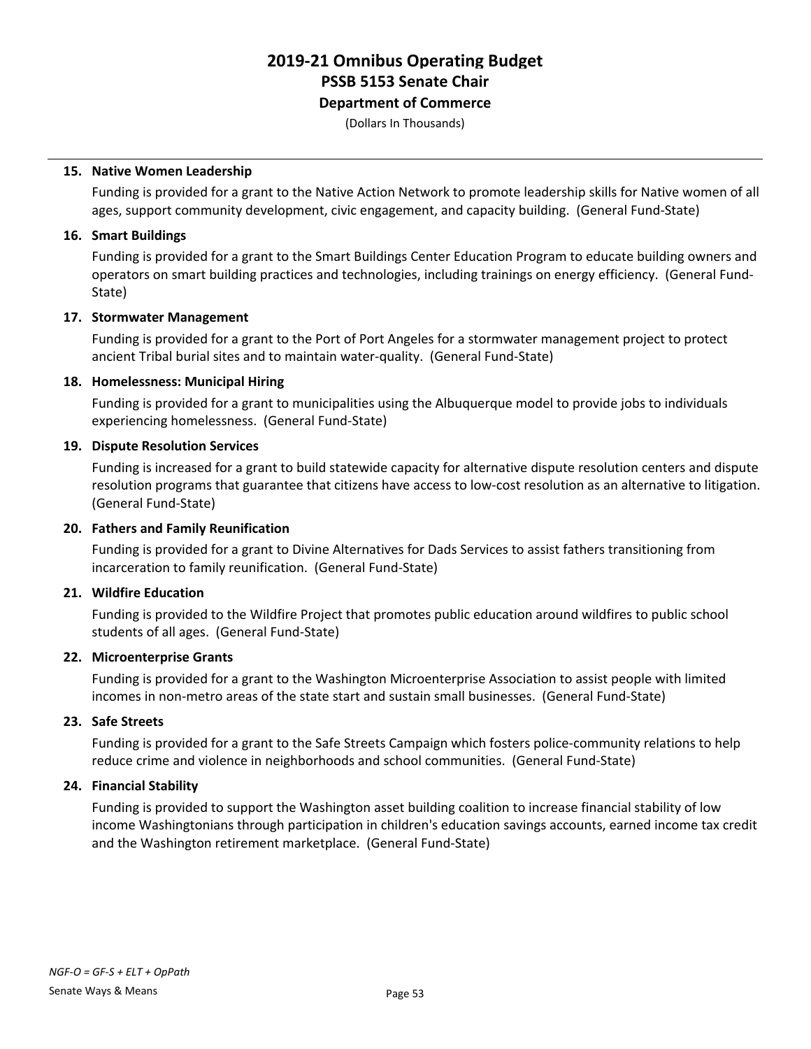**15. Native Women Leadership**

Funding is provided for a grant to the Native Action Network to promote leadership skills for Native women of all ages, support community development, civic engagement, and capacity building. (General Fund-State)

**16. Smart Buildings**

Funding is provided for a grant to the Smart Buildings Center Education Program to educate building owners and operators on smart building practices and technologies, including trainings on energy efficiency. (General Fund-State)

**17. Stormwater Management**

Funding is provided for a grant to the Port of Port Angeles for a stormwater management project to protect ancient Tribal burial sites and to maintain water-quality. (General Fund-State)

**18. Homelessness: Municipal Hiring**

Funding is provided for a grant to municipalities using the Albuquerque model to provide jobs to individuals experiencing homelessness. (General Fund-State)

**19. Dispute Resolution Services**

Funding is increased for a grant to build statewide capacity for alternative dispute resolution centers and dispute resolution programs that guarantee that citizens have access to low-cost resolution as an alternative to litigation. (General Fund-State)

**20. Fathers and Family Reunification**

Funding is provided for a grant to Divine Alternatives for Dads Services to assist fathers transitioning from incarceration to family reunification. (General Fund-State)

**21. Wildfire Education**

Funding is provided to the Wildfire Project that promotes public education around wildfires to public school students of all ages. (General Fund-State)

**22. Microenterprise Grants**

Funding is provided for a grant to the Washington Microenterprise Association to assist people with limited incomes in non-metro areas of the state start and sustain small businesses. (General Fund-State)

**23. Safe Streets**

Funding is provided for a grant to the Safe Streets Campaign which fosters police-community relations to help reduce crime and violence in neighborhoods and school communities. (General Fund-State)

**24. Financial Stability**

Funding is provided to support the Washington asset building coalition to increase financial stability of low income Washingtonians through participation in children's education savings accounts, earned income tax credit and the Washington retirement marketplace. (General Fund-State)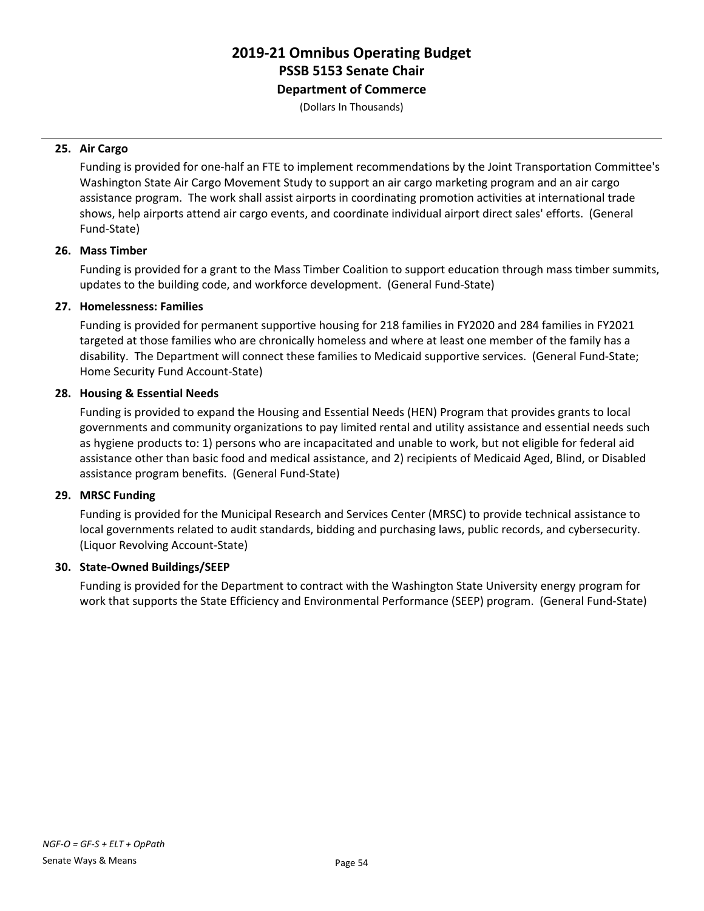**25. Air Cargo**

Funding is provided for one-half an FTE to implement recommendations by the Joint Transportation Committee's Washington State Air Cargo Movement Study to support an air cargo marketing program and an air cargo assistance program. The work shall assist airports in coordinating promotion activities at international trade shows, help airports attend air cargo events, and coordinate individual airport direct sales' efforts. (General Fund-State)

**26. Mass Timber**

Funding is provided for a grant to the Mass Timber Coalition to support education through mass timber summits, updates to the building code, and workforce development. (General Fund-State)

**27. Homelessness: Families**

Funding is provided for permanent supportive housing for 218 families in FY2020 and 284 families in FY2021 targeted at those families who are chronically homeless and where at least one member of the family has a disability. The Department will connect these families to Medicaid supportive services. (General Fund-State; Home Security Fund Account-State)

**28. Housing & Essential Needs**

Funding is provided to expand the Housing and Essential Needs (HEN) Program that provides grants to local governments and community organizations to pay limited rental and utility assistance and essential needs such as hygiene products to: 1) persons who are incapacitated and unable to work, but not eligible for federal aid assistance other than basic food and medical assistance, and 2) recipients of Medicaid Aged, Blind, or Disabled assistance program benefits. (General Fund-State)

**29. MRSC Funding**

Funding is provided for the Municipal Research and Services Center (MRSC) to provide technical assistance to local governments related to audit standards, bidding and purchasing laws, public records, and cybersecurity. (Liquor Revolving Account-State)

**30. State-Owned Buildings/SEEP**

Funding is provided for the Department to contract with the Washington State University energy program for work that supports the State Efficiency and Environmental Performance (SEEP) program. (General Fund-State)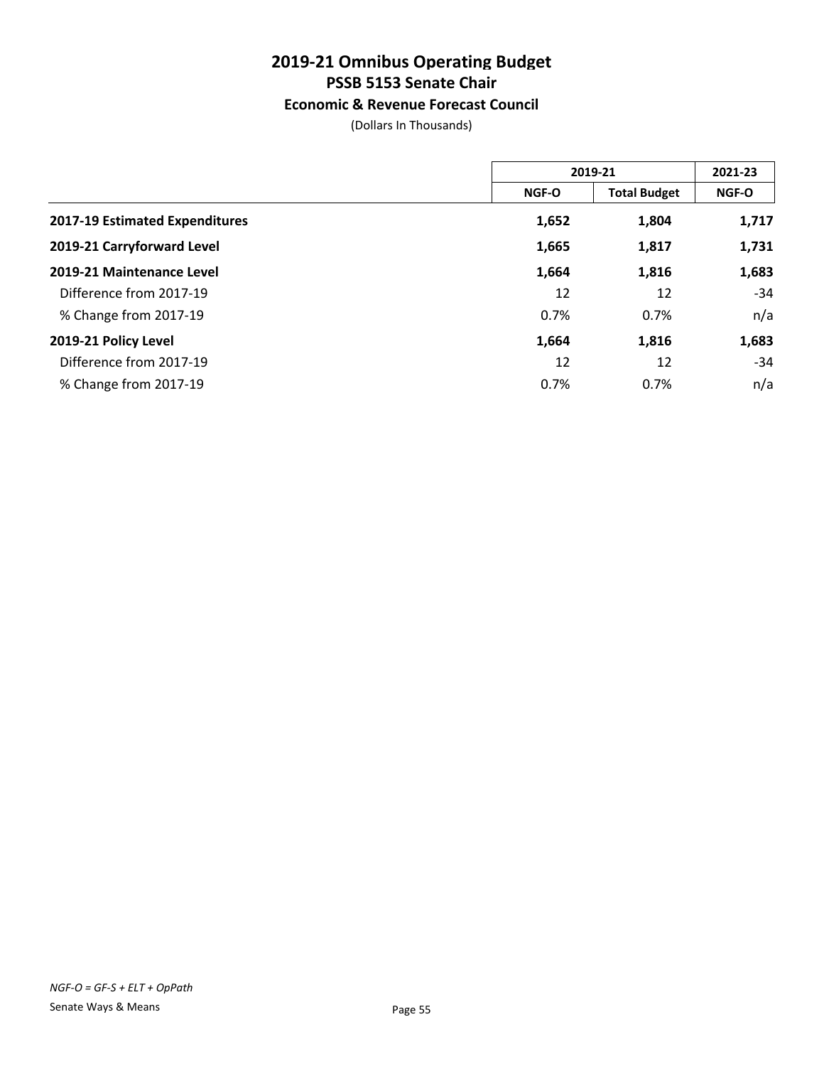# 2019-21 Omnibus Operating Budget
## PSSB 5153 Senate Chair
### Economic & Revenue Forecast Council

(Dollars In Thousands)

| | 2019-21 | | 2021-23 |
|---|---|---|---|
| | NGF-O | Total Budget | NGF-O |
| **2017-19 Estimated Expenditures** | **1,652** | **1,804** | **1,717** |
| **2019-21 Carryforward Level** | **1,665** | **1,817** | **1,731** |
| **2019-21 Maintenance Level** | **1,664** | **1,816** | **1,683** |
| Difference from 2017-19 | 12 | 12 | -34 |
| % Change from 2017-19 | 0.7% | 0.7% | n/a |
| **2019-21 Policy Level** | **1,664** | **1,816** | **1,683** |
| Difference from 2017-19 | 12 | 12 | -34 |
| % Change from 2017-19 | 0.7% | 0.7% | n/a |

*NGF-O = GF-S + ELT + OpPath*

Senate Ways & Means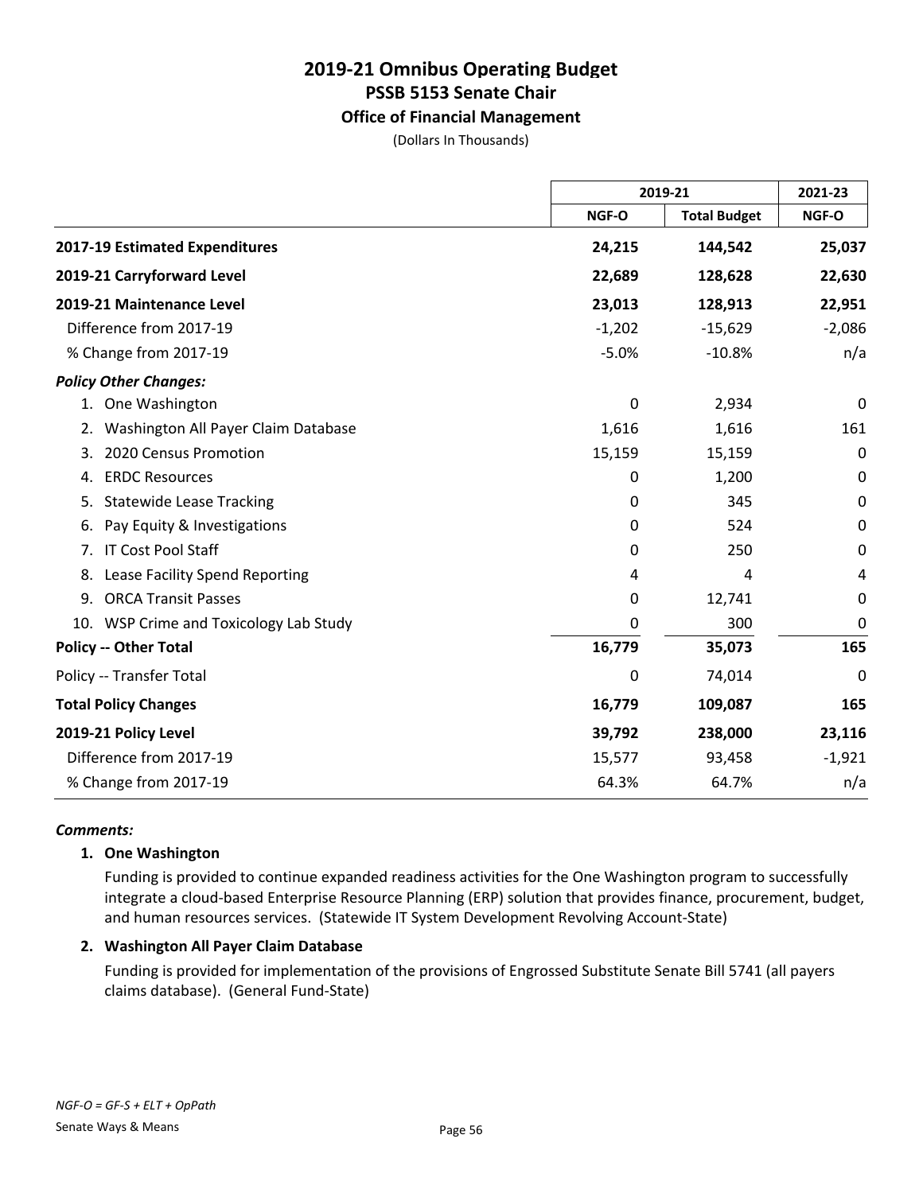# 2019-21 Omnibus Operating Budget
## PSSB 5153 Senate Chair
### Office of Financial Management

(Dollars In Thousands)

| | 2019-21 | | 2021-23 |
|---|---|---|---|
| | NGF-O | Total Budget | NGF-O |
| **2017-19 Estimated Expenditures** | **24,215** | **144,542** | **25,037** |
| **2019-21 Carryforward Level** | **22,689** | **128,628** | **22,630** |
| **2019-21 Maintenance Level** | **23,013** | **128,913** | **22,951** |
| Difference from 2017-19 | -1,202 | -15,629 | -2,086 |
| % Change from 2017-19 | -5.0% | -10.8% | n/a |
| ***Policy Other Changes:*** | | | |
| 1. One Washington | 0 | 2,934 | 0 |
| 2. Washington All Payer Claim Database | 1,616 | 1,616 | 161 |
| 3. 2020 Census Promotion | 15,159 | 15,159 | 0 |
| 4. ERDC Resources | 0 | 1,200 | 0 |
| 5. Statewide Lease Tracking | 0 | 345 | 0 |
| 6. Pay Equity & Investigations | 0 | 524 | 0 |
| 7. IT Cost Pool Staff | 0 | 250 | 0 |
| 8. Lease Facility Spend Reporting | 4 | 4 | 4 |
| 9. ORCA Transit Passes | 0 | 12,741 | 0 |
| 10. WSP Crime and Toxicology Lab Study | 0 | 300 | 0 |
| **Policy -- Other Total** | **16,779** | **35,073** | **165** |
| Policy -- Transfer Total | 0 | 74,014 | 0 |
| **Total Policy Changes** | **16,779** | **109,087** | **165** |
| **2019-21 Policy Level** | **39,792** | **238,000** | **23,116** |
| Difference from 2017-19 | 15,577 | 93,458 | -1,921 |
| % Change from 2017-19 | 64.3% | 64.7% | n/a |

***Comments:***

**1. One Washington**

Funding is provided to continue expanded readiness activities for the One Washington program to successfully integrate a cloud-based Enterprise Resource Planning (ERP) solution that provides finance, procurement, budget, and human resources services. (Statewide IT System Development Revolving Account-State)

**2. Washington All Payer Claim Database**

Funding is provided for implementation of the provisions of Engrossed Substitute Senate Bill 5741 (all payers claims database). (General Fund-State)

*NGF-O = GF-S + ELT + OpPath*

Senate Ways & Means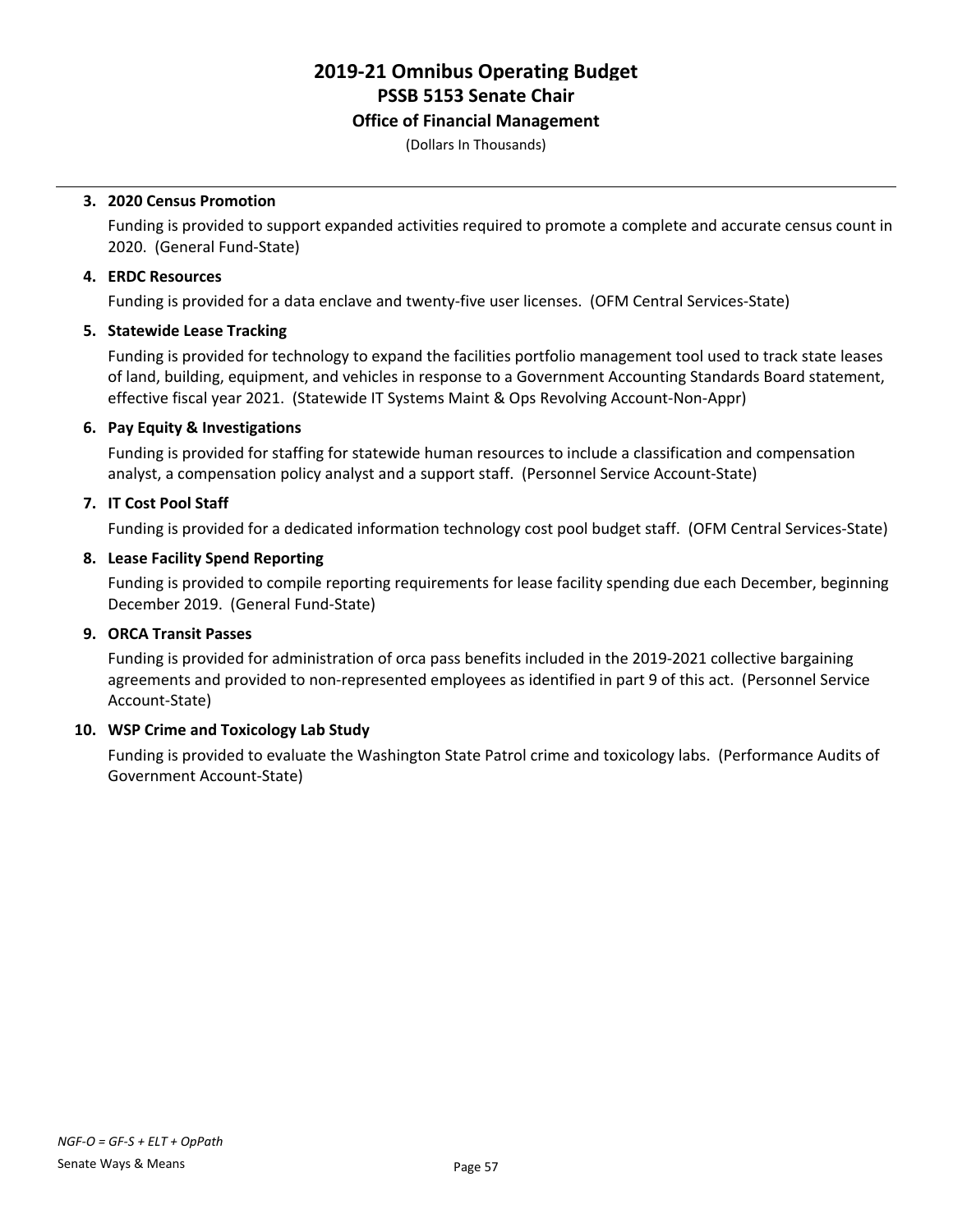# 2019-21 Omnibus Operating Budget
## PSSB 5153 Senate Chair
### Office of Financial Management
(Dollars In Thousands)

**3. 2020 Census Promotion**

Funding is provided to support expanded activities required to promote a complete and accurate census count in 2020. (General Fund-State)

**4. ERDC Resources**

Funding is provided for a data enclave and twenty-five user licenses. (OFM Central Services-State)

**5. Statewide Lease Tracking**

Funding is provided for technology to expand the facilities portfolio management tool used to track state leases of land, building, equipment, and vehicles in response to a Government Accounting Standards Board statement, effective fiscal year 2021. (Statewide IT Systems Maint & Ops Revolving Account-Non-Appr)

**6. Pay Equity & Investigations**

Funding is provided for staffing for statewide human resources to include a classification and compensation analyst, a compensation policy analyst and a support staff. (Personnel Service Account-State)

**7. IT Cost Pool Staff**

Funding is provided for a dedicated information technology cost pool budget staff. (OFM Central Services-State)

**8. Lease Facility Spend Reporting**

Funding is provided to compile reporting requirements for lease facility spending due each December, beginning December 2019. (General Fund-State)

**9. ORCA Transit Passes**

Funding is provided for administration of orca pass benefits included in the 2019-2021 collective bargaining agreements and provided to non-represented employees as identified in part 9 of this act. (Personnel Service Account-State)

**10. WSP Crime and Toxicology Lab Study**

Funding is provided to evaluate the Washington State Patrol crime and toxicology labs. (Performance Audits of Government Account-State)

*NGF-O = GF-S + ELT + OpPath*

Senate Ways & Means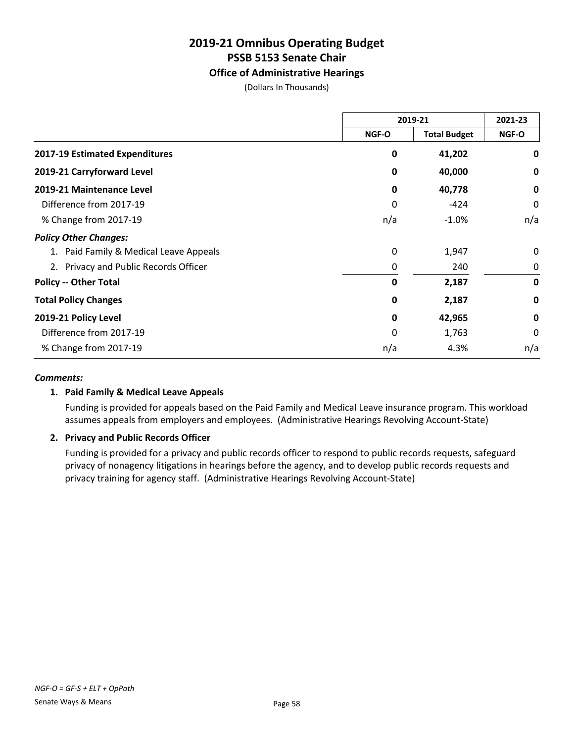# 2019-21 Omnibus Operating Budget
## PSSB 5153 Senate Chair
### Office of Administrative Hearings

(Dollars In Thousands)

| | 2019-21 | | 2021-23 |
|---|---|---|---|
| | NGF-O | Total Budget | NGF-O |
| **2017-19 Estimated Expenditures** | **0** | **41,202** | **0** |
| **2019-21 Carryforward Level** | **0** | **40,000** | **0** |
| **2019-21 Maintenance Level** | **0** | **40,778** | **0** |
| Difference from 2017-19 | 0 | -424 | 0 |
| % Change from 2017-19 | n/a | -1.0% | n/a |
| ***Policy Other Changes:*** | | | |
| 1. Paid Family & Medical Leave Appeals | 0 | 1,947 | 0 |
| 2. Privacy and Public Records Officer | 0 | 240 | 0 |
| **Policy -- Other Total** | **0** | **2,187** | **0** |
| **Total Policy Changes** | **0** | **2,187** | **0** |
| **2019-21 Policy Level** | **0** | **42,965** | **0** |
| Difference from 2017-19 | 0 | 1,763 | 0 |
| % Change from 2017-19 | n/a | 4.3% | n/a |

***Comments:***

**1. Paid Family & Medical Leave Appeals**

Funding is provided for appeals based on the Paid Family and Medical Leave insurance program. This workload assumes appeals from employers and employees. (Administrative Hearings Revolving Account-State)

**2. Privacy and Public Records Officer**

Funding is provided for a privacy and public records officer to respond to public records requests, safeguard privacy of nonagency litigations in hearings before the agency, and to develop public records requests and privacy training for agency staff. (Administrative Hearings Revolving Account-State)

*NGF-O = GF-S + ELT + OpPath*

Senate Ways & Means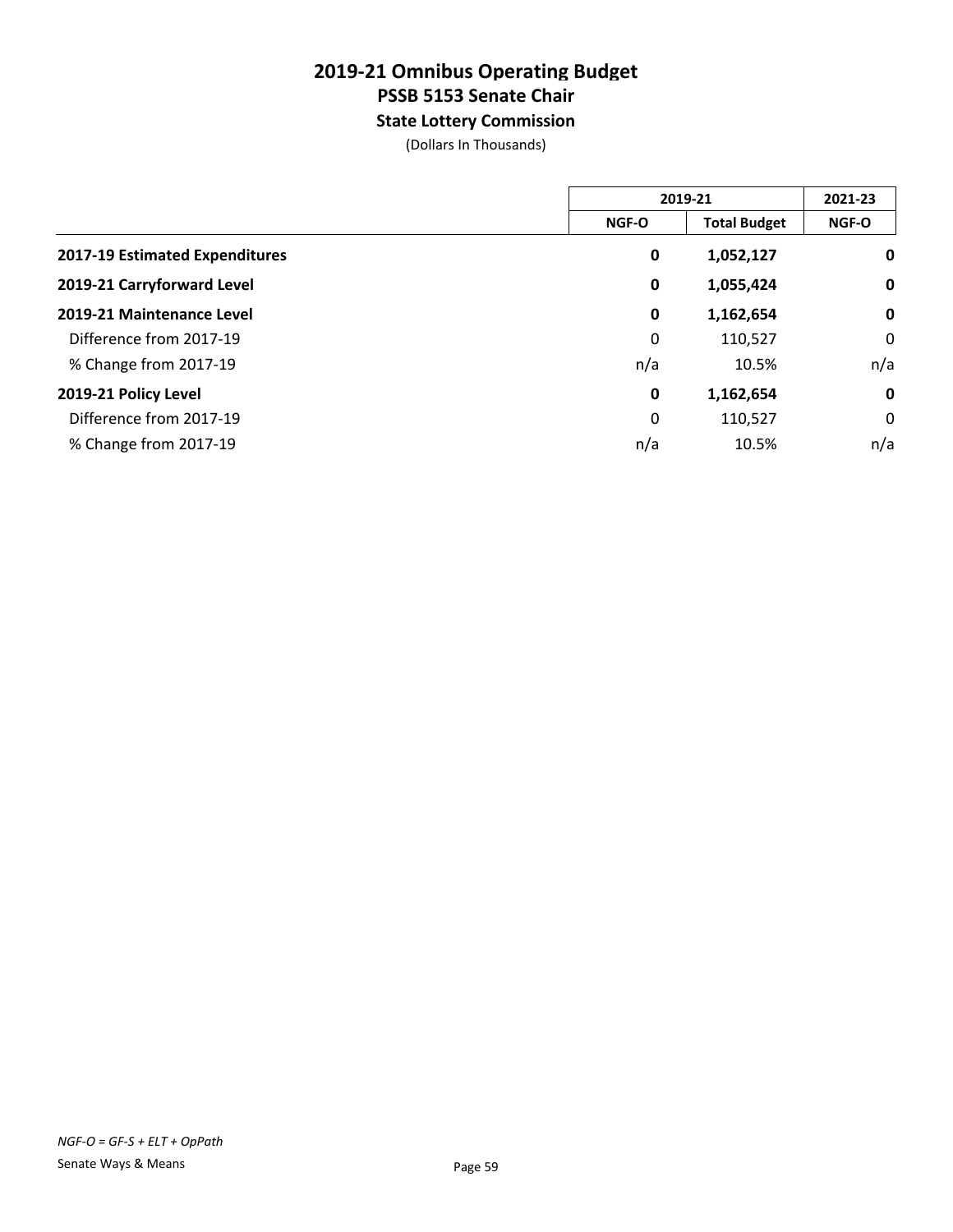# 2019-21 Omnibus Operating Budget
## PSSB 5153 Senate Chair
### State Lottery Commission

(Dollars In Thousands)

| | 2019-21 | | 2021-23 |
|---|---|---|---|
| | NGF-O | Total Budget | NGF-O |
| **2017-19 Estimated Expenditures** | **0** | **1,052,127** | **0** |
| **2019-21 Carryforward Level** | **0** | **1,055,424** | **0** |
| **2019-21 Maintenance Level** | **0** | **1,162,654** | **0** |
| Difference from 2017-19 | 0 | 110,527 | 0 |
| % Change from 2017-19 | n/a | 10.5% | n/a |
| **2019-21 Policy Level** | **0** | **1,162,654** | **0** |
| Difference from 2017-19 | 0 | 110,527 | 0 |
| % Change from 2017-19 | n/a | 10.5% | n/a |

*NGF-O = GF-S + ELT + OpPath*

Senate Ways & Means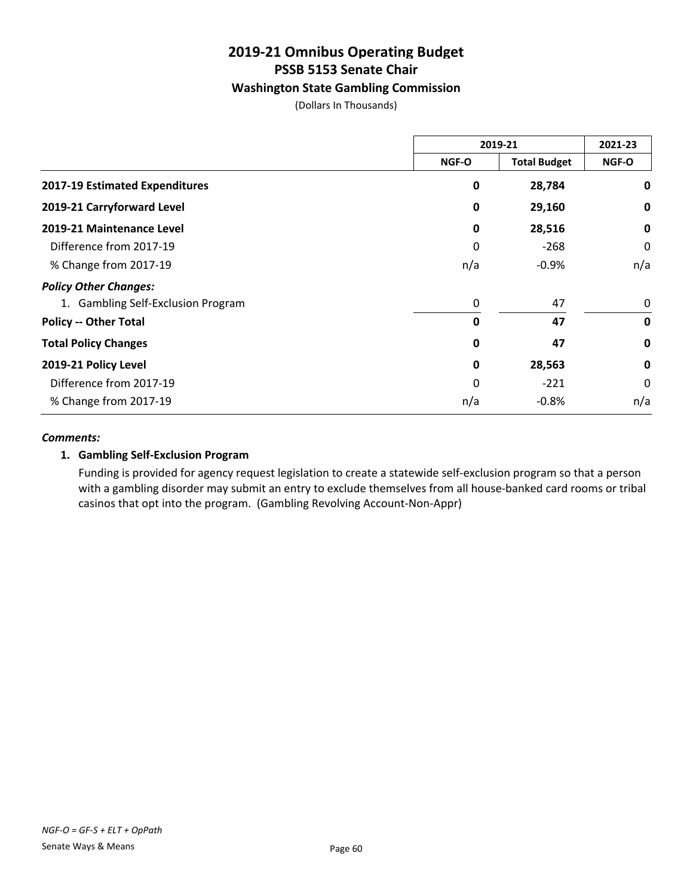# 2019-21 Omnibus Operating Budget
## PSSB 5153 Senate Chair
### Washington State Gambling Commission

(Dollars In Thousands)

| | 2019-21 | | 2021-23 |
|---|---|---|---|
| | NGF-O | Total Budget | NGF-O |
| **2017-19 Estimated Expenditures** | **0** | **28,784** | **0** |
| **2019-21 Carryforward Level** | **0** | **29,160** | **0** |
| **2019-21 Maintenance Level** | **0** | **28,516** | **0** |
| Difference from 2017-19 | 0 | -268 | 0 |
| % Change from 2017-19 | n/a | -0.9% | n/a |
| ***Policy Other Changes:*** | | | |
| 1. Gambling Self-Exclusion Program | 0 | 47 | 0 |
| **Policy -- Other Total** | **0** | **47** | **0** |
| **Total Policy Changes** | **0** | **47** | **0** |
| **2019-21 Policy Level** | **0** | **28,563** | **0** |
| Difference from 2017-19 | 0 | -221 | 0 |
| % Change from 2017-19 | n/a | -0.8% | n/a |

***Comments:***

**1. Gambling Self-Exclusion Program**

Funding is provided for agency request legislation to create a statewide self-exclusion program so that a person with a gambling disorder may submit an entry to exclude themselves from all house-banked card rooms or tribal casinos that opt into the program. (Gambling Revolving Account-Non-Appr)

*NGF-O = GF-S + ELT + OpPath*

Senate Ways & Means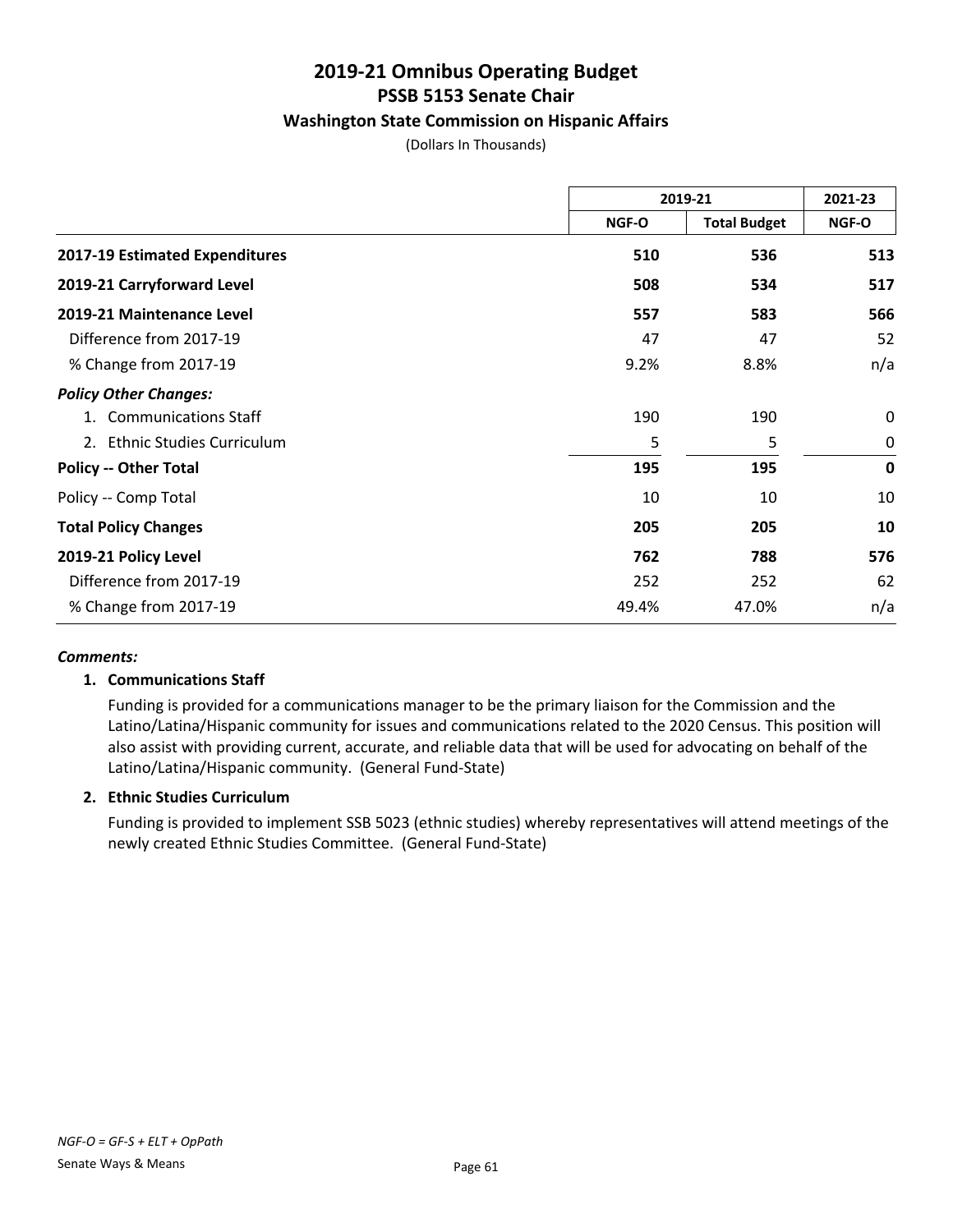# 2019-21 Omnibus Operating Budget
## PSSB 5153 Senate Chair
### Washington State Commission on Hispanic Affairs

(Dollars In Thousands)

| | 2019-21 | | 2021-23 |
|---|---|---|---|
| | NGF-O | Total Budget | NGF-O |
| **2017-19 Estimated Expenditures** | **510** | **536** | **513** |
| **2019-21 Carryforward Level** | **508** | **534** | **517** |
| **2019-21 Maintenance Level** | **557** | **583** | **566** |
| Difference from 2017-19 | 47 | 47 | 52 |
| % Change from 2017-19 | 9.2% | 8.8% | n/a |
| ***Policy Other Changes:*** | | | |
| 1. Communications Staff | 190 | 190 | 0 |
| 2. Ethnic Studies Curriculum | 5 | 5 | 0 |
| **Policy -- Other Total** | **195** | **195** | **0** |
| Policy -- Comp Total | 10 | 10 | 10 |
| **Total Policy Changes** | **205** | **205** | **10** |
| **2019-21 Policy Level** | **762** | **788** | **576** |
| Difference from 2017-19 | 252 | 252 | 62 |
| % Change from 2017-19 | 49.4% | 47.0% | n/a |

***Comments:***

**1. Communications Staff**

Funding is provided for a communications manager to be the primary liaison for the Commission and the Latino/Latina/Hispanic community for issues and communications related to the 2020 Census. This position will also assist with providing current, accurate, and reliable data that will be used for advocating on behalf of the Latino/Latina/Hispanic community. (General Fund-State)

**2. Ethnic Studies Curriculum**

Funding is provided to implement SSB 5023 (ethnic studies) whereby representatives will attend meetings of the newly created Ethnic Studies Committee. (General Fund-State)

*NGF-O = GF-S + ELT + OpPath*

Senate Ways & Means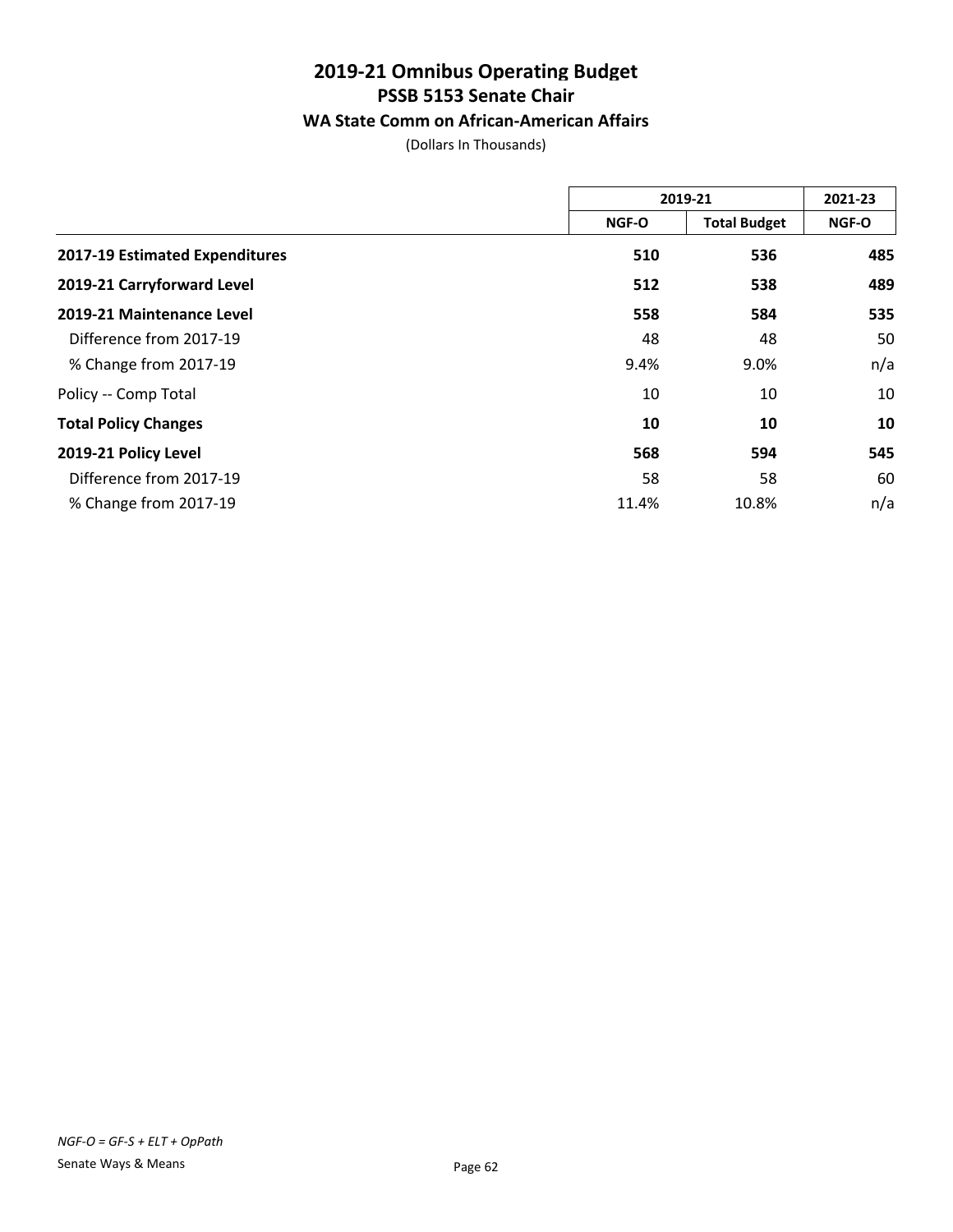# 2019-21 Omnibus Operating Budget
## PSSB 5153 Senate Chair
### WA State Comm on African-American Affairs

(Dollars In Thousands)

| | 2019-21 | | 2021-23 |
|---|---|---|---|
| | NGF-O | Total Budget | NGF-O |
| **2017-19 Estimated Expenditures** | **510** | **536** | **485** |
| **2019-21 Carryforward Level** | **512** | **538** | **489** |
| **2019-21 Maintenance Level** | **558** | **584** | **535** |
| Difference from 2017-19 | 48 | 48 | 50 |
| % Change from 2017-19 | 9.4% | 9.0% | n/a |
| Policy -- Comp Total | 10 | 10 | 10 |
| **Total Policy Changes** | **10** | **10** | **10** |
| **2019-21 Policy Level** | **568** | **594** | **545** |
| Difference from 2017-19 | 58 | 58 | 60 |
| % Change from 2017-19 | 11.4% | 10.8% | n/a |

*NGF-O = GF-S + ELT + OpPath*

Senate Ways & Means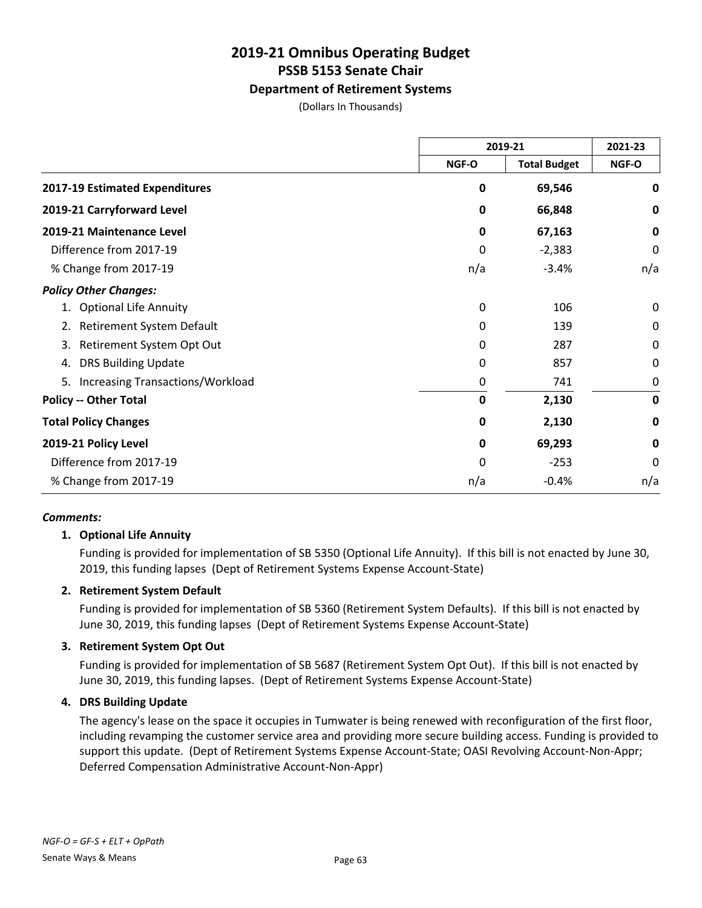# 2019-21 Omnibus Operating Budget
## PSSB 5153 Senate Chair
### Department of Retirement Systems
(Dollars In Thousands)

| | 2019-21 | | 2021-23 |
|---|---|---|---|
| | NGF-O | Total Budget | NGF-O |
| **2017-19 Estimated Expenditures** | **0** | **69,546** | **0** |
| **2019-21 Carryforward Level** | **0** | **66,848** | **0** |
| **2019-21 Maintenance Level** | **0** | **67,163** | **0** |
| Difference from 2017-19 | 0 | -2,383 | 0 |
| % Change from 2017-19 | n/a | -3.4% | n/a |
| ***Policy Other Changes:*** | | | |
| 1. Optional Life Annuity | 0 | 106 | 0 |
| 2. Retirement System Default | 0 | 139 | 0 |
| 3. Retirement System Opt Out | 0 | 287 | 0 |
| 4. DRS Building Update | 0 | 857 | 0 |
| 5. Increasing Transactions/Workload | 0 | 741 | 0 |
| **Policy -- Other Total** | **0** | **2,130** | **0** |
| **Total Policy Changes** | **0** | **2,130** | **0** |
| **2019-21 Policy Level** | **0** | **69,293** | **0** |
| Difference from 2017-19 | 0 | -253 | 0 |
| % Change from 2017-19 | n/a | -0.4% | n/a |

***Comments:***

**1. Optional Life Annuity**

Funding is provided for implementation of SB 5350 (Optional Life Annuity). If this bill is not enacted by June 30, 2019, this funding lapses (Dept of Retirement Systems Expense Account-State)

**2. Retirement System Default**

Funding is provided for implementation of SB 5360 (Retirement System Defaults). If this bill is not enacted by June 30, 2019, this funding lapses (Dept of Retirement Systems Expense Account-State)

**3. Retirement System Opt Out**

Funding is provided for implementation of SB 5687 (Retirement System Opt Out). If this bill is not enacted by June 30, 2019, this funding lapses. (Dept of Retirement Systems Expense Account-State)

**4. DRS Building Update**

The agency's lease on the space it occupies in Tumwater is being renewed with reconfiguration of the first floor, including revamping the customer service area and providing more secure building access. Funding is provided to support this update. (Dept of Retirement Systems Expense Account-State; OASI Revolving Account-Non-Appr; Deferred Compensation Administrative Account-Non-Appr)

*NGF-O = GF-S + ELT + OpPath*

Senate Ways & Means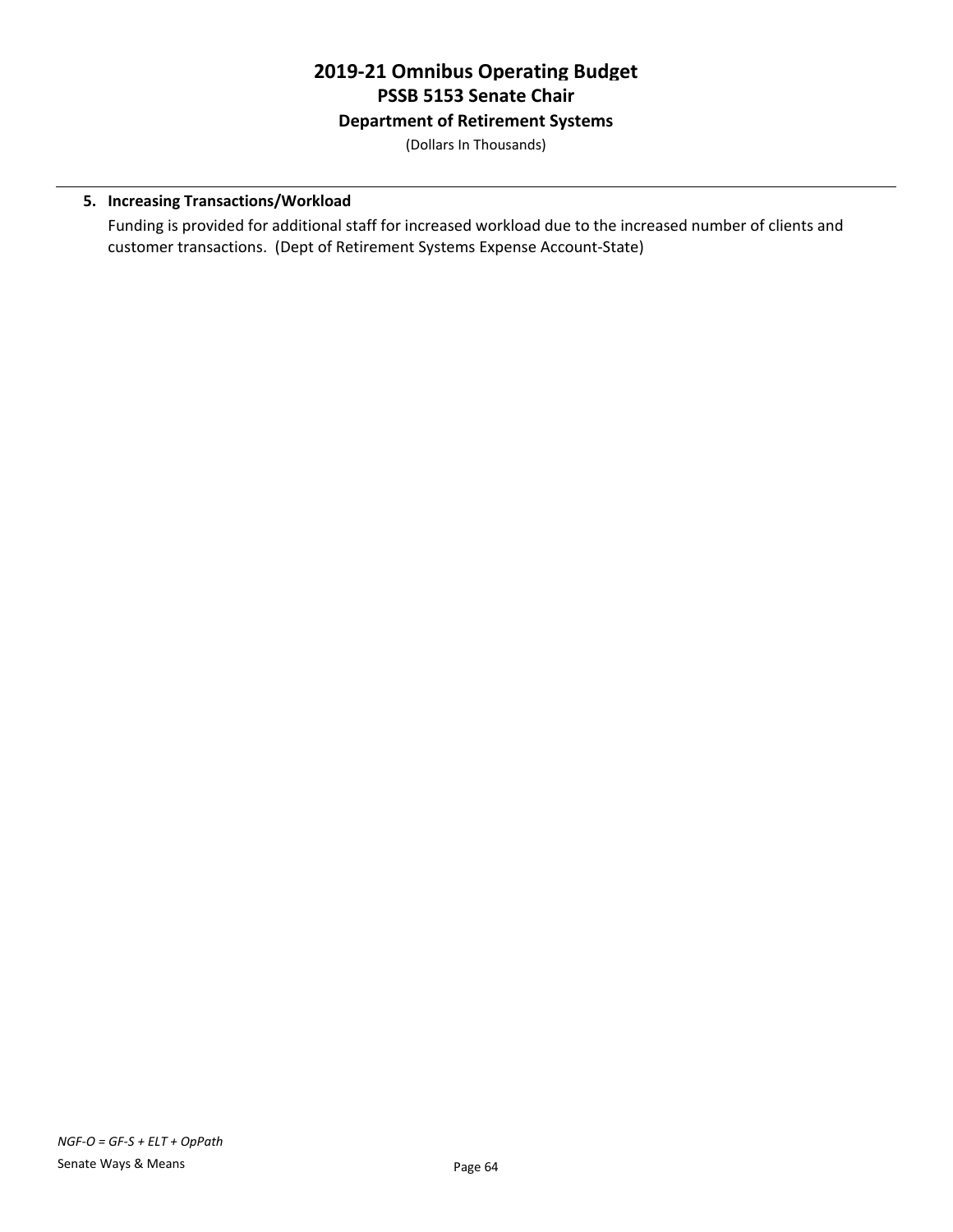# 2019-21 Omnibus Operating Budget
## PSSB 5153 Senate Chair
### Department of Retirement Systems

(Dollars In Thousands)

**5. Increasing Transactions/Workload**

Funding is provided for additional staff for increased workload due to the increased number of clients and customer transactions. (Dept of Retirement Systems Expense Account-State)

*NGF-O = GF-S + ELT + OpPath*

Senate Ways & Means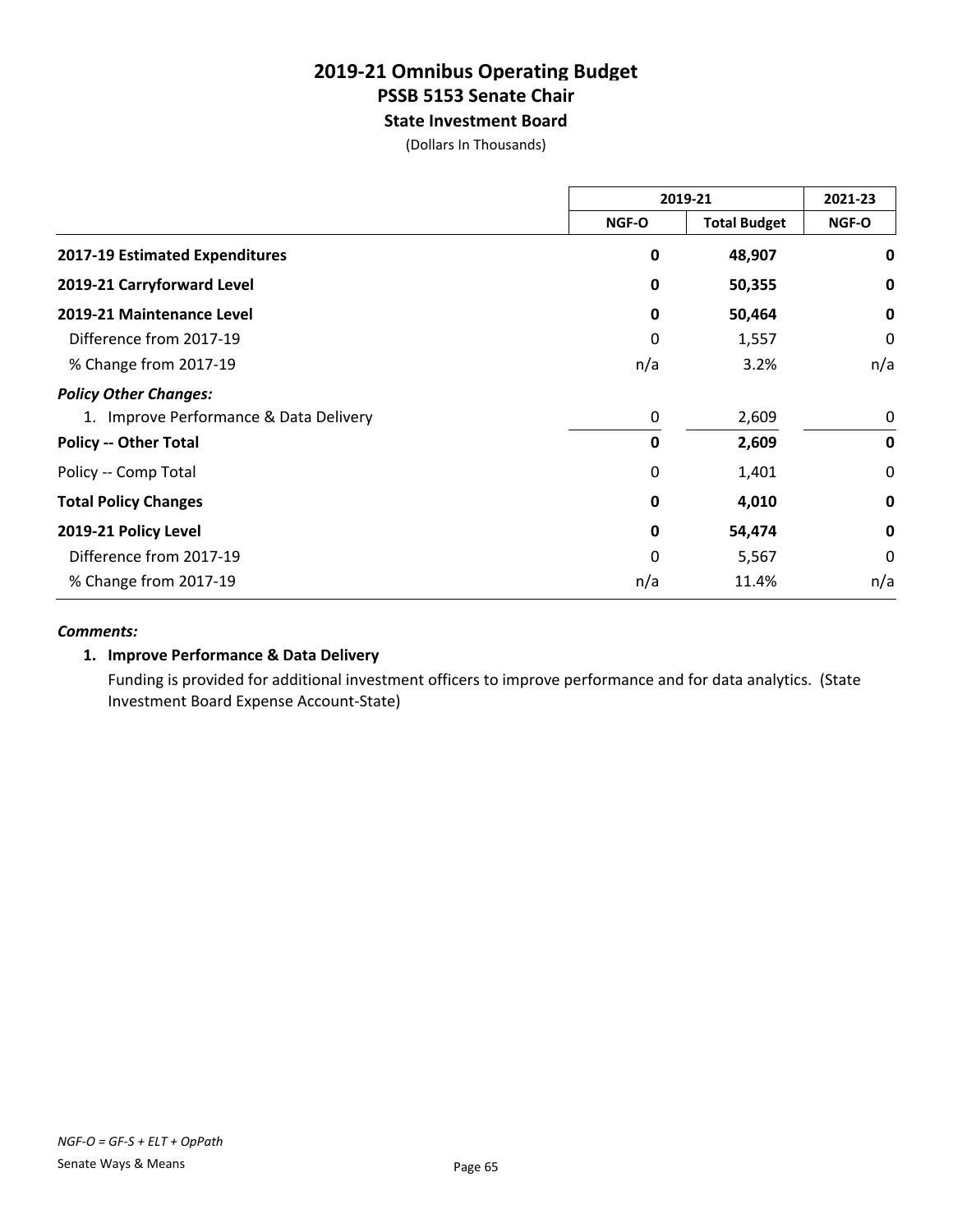# 2019-21 Omnibus Operating Budget
## PSSB 5153 Senate Chair
### State Investment Board
(Dollars In Thousands)

| | 2019-21 | | 2021-23 |
|---|---|---|---|
| | NGF-O | Total Budget | NGF-O |
| **2017-19 Estimated Expenditures** | **0** | **48,907** | **0** |
| **2019-21 Carryforward Level** | **0** | **50,355** | **0** |
| **2019-21 Maintenance Level** | **0** | **50,464** | **0** |
| Difference from 2017-19 | 0 | 1,557 | 0 |
| % Change from 2017-19 | n/a | 3.2% | n/a |
| ***Policy Other Changes:*** | | | |
| 1. Improve Performance & Data Delivery | 0 | 2,609 | 0 |
| **Policy -- Other Total** | **0** | **2,609** | **0** |
| Policy -- Comp Total | 0 | 1,401 | 0 |
| **Total Policy Changes** | **0** | **4,010** | **0** |
| **2019-21 Policy Level** | **0** | **54,474** | **0** |
| Difference from 2017-19 | 0 | 5,567 | 0 |
| % Change from 2017-19 | n/a | 11.4% | n/a |

***Comments:***

1. **Improve Performance & Data Delivery**

   Funding is provided for additional investment officers to improve performance and for data analytics. (State Investment Board Expense Account-State)

*NGF-O = GF-S + ELT + OpPath*

Senate Ways & Means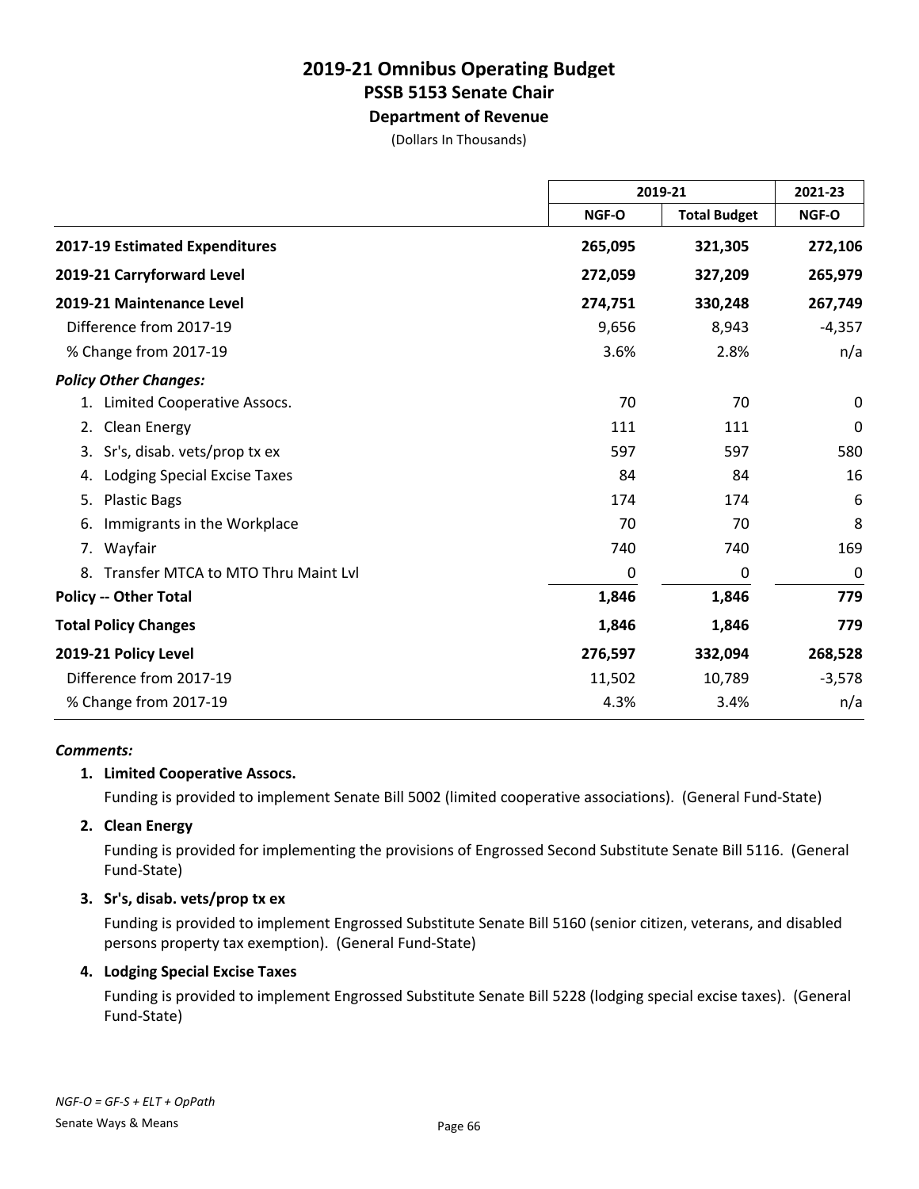# 2019-21 Omnibus Operating Budget
## PSSB 5153 Senate Chair
### Department of Revenue

(Dollars In Thousands)

| | 2019-21 | | 2021-23 |
|---|---|---|---|
| | NGF-O | Total Budget | NGF-O |
| **2017-19 Estimated Expenditures** | **265,095** | **321,305** | **272,106** |
| **2019-21 Carryforward Level** | **272,059** | **327,209** | **265,979** |
| **2019-21 Maintenance Level** | **274,751** | **330,248** | **267,749** |
| Difference from 2017-19 | 9,656 | 8,943 | -4,357 |
| % Change from 2017-19 | 3.6% | 2.8% | n/a |
| ***Policy Other Changes:*** | | | |
| 1. Limited Cooperative Assocs. | 70 | 70 | 0 |
| 2. Clean Energy | 111 | 111 | 0 |
| 3. Sr's, disab. vets/prop tx ex | 597 | 597 | 580 |
| 4. Lodging Special Excise Taxes | 84 | 84 | 16 |
| 5. Plastic Bags | 174 | 174 | 6 |
| 6. Immigrants in the Workplace | 70 | 70 | 8 |
| 7. Wayfair | 740 | 740 | 169 |
| 8. Transfer MTCA to MTO Thru Maint Lvl | 0 | 0 | 0 |
| **Policy -- Other Total** | **1,846** | **1,846** | **779** |
| **Total Policy Changes** | **1,846** | **1,846** | **779** |
| **2019-21 Policy Level** | **276,597** | **332,094** | **268,528** |
| Difference from 2017-19 | 11,502 | 10,789 | -3,578 |
| % Change from 2017-19 | 4.3% | 3.4% | n/a |

***Comments:***

**1. Limited Cooperative Assocs.**

Funding is provided to implement Senate Bill 5002 (limited cooperative associations). (General Fund-State)

**2. Clean Energy**

Funding is provided for implementing the provisions of Engrossed Second Substitute Senate Bill 5116. (General Fund-State)

**3. Sr's, disab. vets/prop tx ex**

Funding is provided to implement Engrossed Substitute Senate Bill 5160 (senior citizen, veterans, and disabled persons property tax exemption). (General Fund-State)

**4. Lodging Special Excise Taxes**

Funding is provided to implement Engrossed Substitute Senate Bill 5228 (lodging special excise taxes). (General Fund-State)

*NGF-O = GF-S + ELT + OpPath*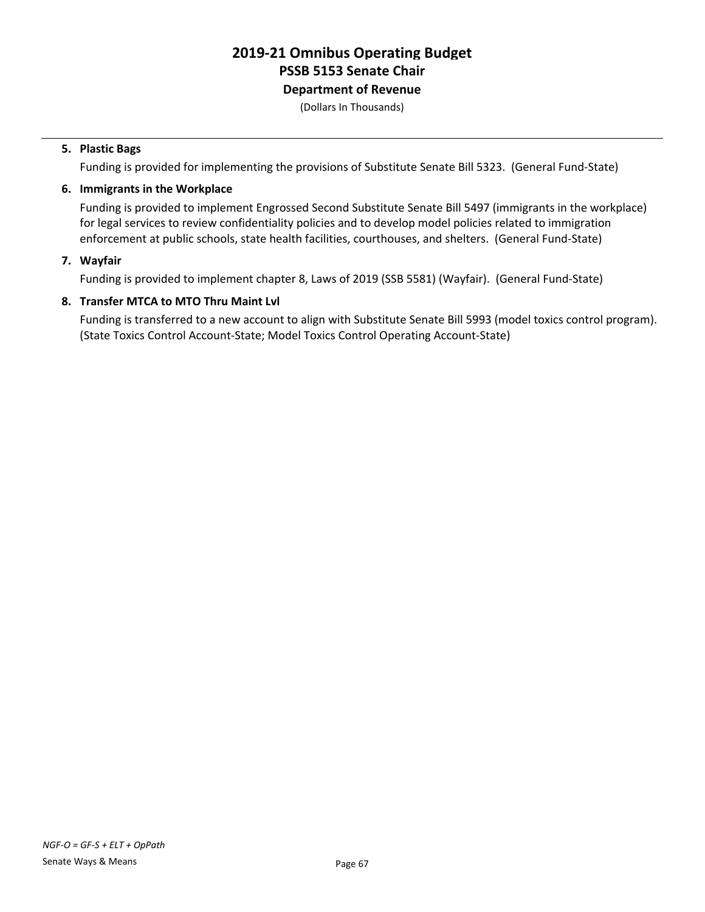# 2019-21 Omnibus Operating Budget
## PSSB 5153 Senate Chair
### Department of Revenue

(Dollars In Thousands)

5. **Plastic Bags**

   Funding is provided for implementing the provisions of Substitute Senate Bill 5323. (General Fund-State)

6. **Immigrants in the Workplace**

   Funding is provided to implement Engrossed Second Substitute Senate Bill 5497 (immigrants in the workplace) for legal services to review confidentiality policies and to develop model policies related to immigration enforcement at public schools, state health facilities, courthouses, and shelters. (General Fund-State)

7. **Wayfair**

   Funding is provided to implement chapter 8, Laws of 2019 (SSB 5581) (Wayfair). (General Fund-State)

8. **Transfer MTCA to MTO Thru Maint Lvl**

   Funding is transferred to a new account to align with Substitute Senate Bill 5993 (model toxics control program). (State Toxics Control Account-State; Model Toxics Control Operating Account-State)

*NGF-O = GF-S + ELT + OpPath*

Senate Ways & Means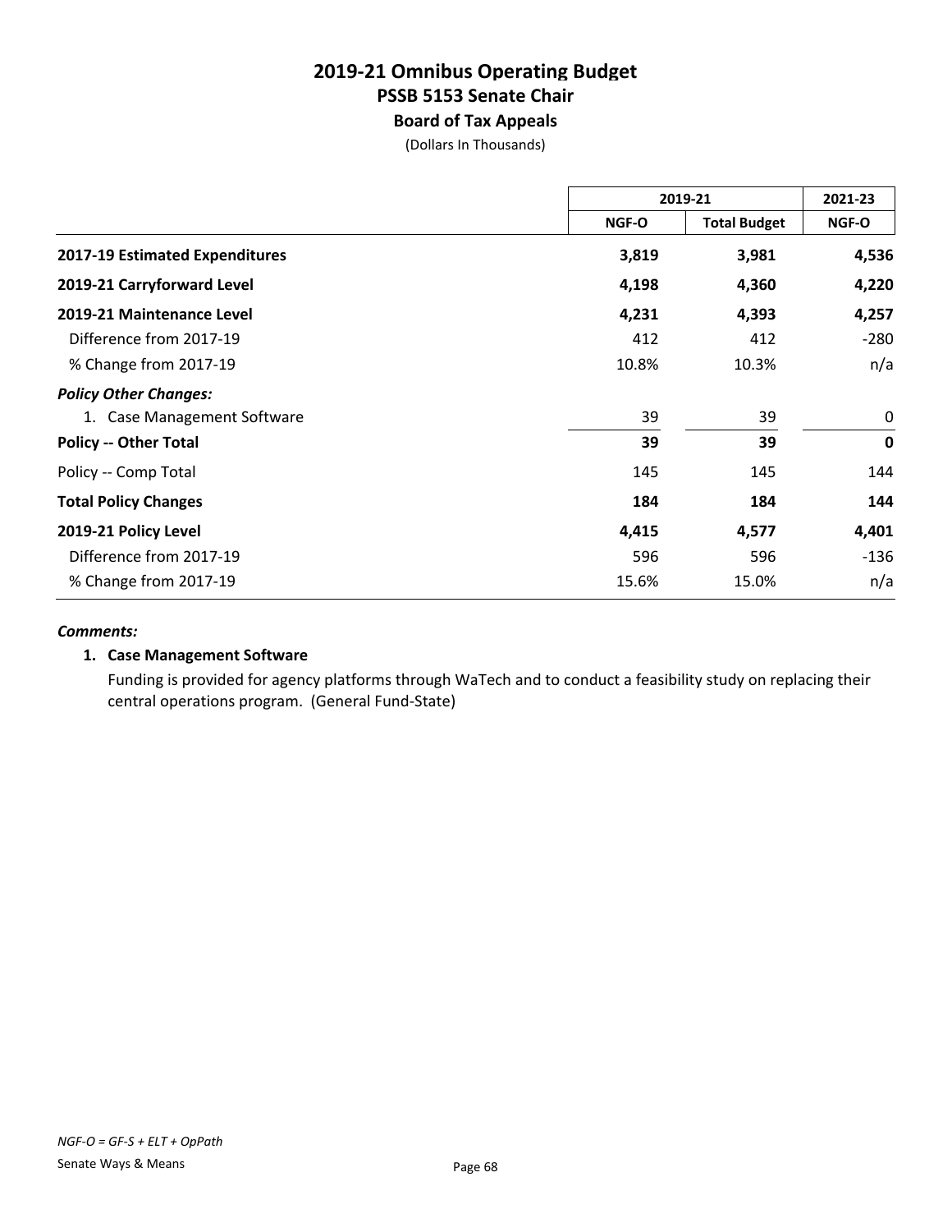# 2019-21 Omnibus Operating Budget
## PSSB 5153 Senate Chair
### Board of Tax Appeals
(Dollars In Thousands)

| | 2019-21 | | 2021-23 |
|---|---|---|---|
| | NGF-O | Total Budget | NGF-O |
| **2017-19 Estimated Expenditures** | **3,819** | **3,981** | **4,536** |
| **2019-21 Carryforward Level** | **4,198** | **4,360** | **4,220** |
| **2019-21 Maintenance Level** | **4,231** | **4,393** | **4,257** |
| Difference from 2017-19 | 412 | 412 | -280 |
| % Change from 2017-19 | 10.8% | 10.3% | n/a |
| ***Policy Other Changes:*** | | | |
| 1. Case Management Software | 39 | 39 | 0 |
| **Policy -- Other Total** | **39** | **39** | **0** |
| Policy -- Comp Total | 145 | 145 | 144 |
| **Total Policy Changes** | **184** | **184** | **144** |
| **2019-21 Policy Level** | **4,415** | **4,577** | **4,401** |
| Difference from 2017-19 | 596 | 596 | -136 |
| % Change from 2017-19 | 15.6% | 15.0% | n/a |

***Comments:***

**1. Case Management Software**

Funding is provided for agency platforms through WaTech and to conduct a feasibility study on replacing their central operations program. (General Fund-State)

*NGF-O = GF-S + ELT + OpPath*

Senate Ways & Means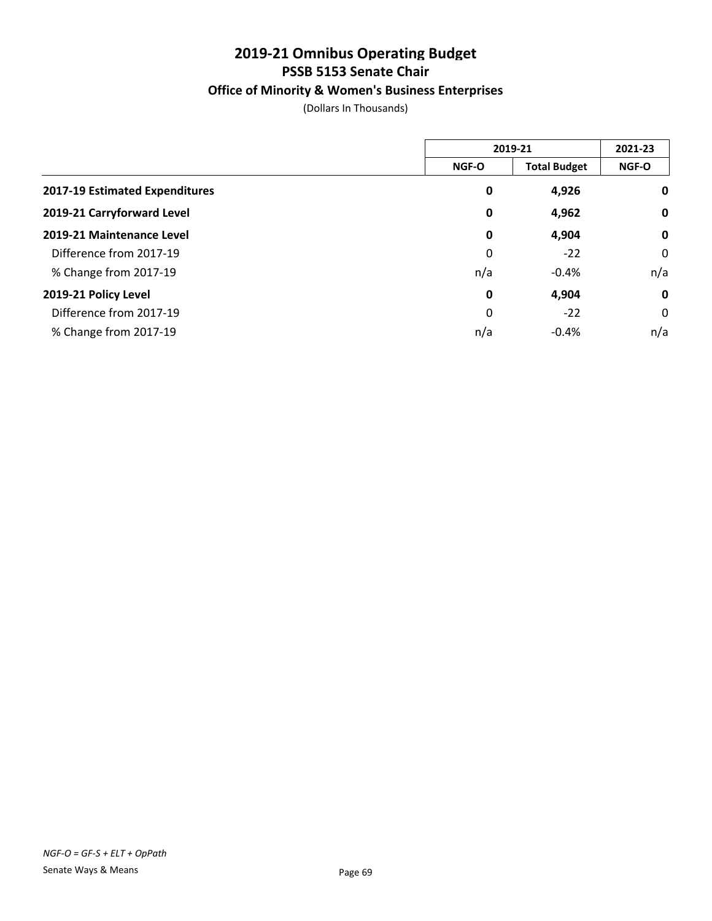# 2019-21 Omnibus Operating Budget
## PSSB 5153 Senate Chair
### Office of Minority & Women's Business Enterprises

(Dollars In Thousands)

| | 2019-21 | | 2021-23 |
|---|---|---|---|
| | NGF-O | Total Budget | NGF-O |
| **2017-19 Estimated Expenditures** | **0** | **4,926** | **0** |
| **2019-21 Carryforward Level** | **0** | **4,962** | **0** |
| **2019-21 Maintenance Level** | **0** | **4,904** | **0** |
| Difference from 2017-19 | 0 | -22 | 0 |
| % Change from 2017-19 | n/a | -0.4% | n/a |
| **2019-21 Policy Level** | **0** | **4,904** | **0** |
| Difference from 2017-19 | 0 | -22 | 0 |
| % Change from 2017-19 | n/a | -0.4% | n/a |

*NGF-O = GF-S + ELT + OpPath*

Senate Ways & Means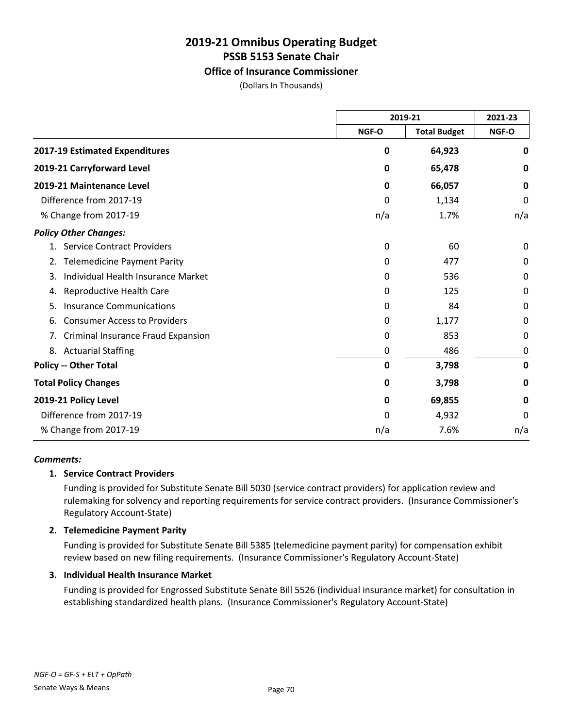# 2019-21 Omnibus Operating Budget
## PSSB 5153 Senate Chair
### Office of Insurance Commissioner

(Dollars In Thousands)

| | 2019-21 | | 2021-23 |
|---|---|---|---|
| | NGF-O | Total Budget | NGF-O |
| **2017-19 Estimated Expenditures** | **0** | **64,923** | **0** |
| **2019-21 Carryforward Level** | **0** | **65,478** | **0** |
| **2019-21 Maintenance Level** | **0** | **66,057** | **0** |
| Difference from 2017-19 | 0 | 1,134 | 0 |
| % Change from 2017-19 | n/a | 1.7% | n/a |
| ***Policy Other Changes:*** | | | |
| 1. Service Contract Providers | 0 | 60 | 0 |
| 2. Telemedicine Payment Parity | 0 | 477 | 0 |
| 3. Individual Health Insurance Market | 0 | 536 | 0 |
| 4. Reproductive Health Care | 0 | 125 | 0 |
| 5. Insurance Communications | 0 | 84 | 0 |
| 6. Consumer Access to Providers | 0 | 1,177 | 0 |
| 7. Criminal Insurance Fraud Expansion | 0 | 853 | 0 |
| 8. Actuarial Staffing | 0 | 486 | 0 |
| **Policy -- Other Total** | **0** | **3,798** | **0** |
| **Total Policy Changes** | **0** | **3,798** | **0** |
| **2019-21 Policy Level** | **0** | **69,855** | **0** |
| Difference from 2017-19 | 0 | 4,932 | 0 |
| % Change from 2017-19 | n/a | 7.6% | n/a |

***Comments:***

**1. Service Contract Providers**

Funding is provided for Substitute Senate Bill 5030 (service contract providers) for application review and rulemaking for solvency and reporting requirements for service contract providers. (Insurance Commissioner's Regulatory Account-State)

**2. Telemedicine Payment Parity**

Funding is provided for Substitute Senate Bill 5385 (telemedicine payment parity) for compensation exhibit review based on new filing requirements. (Insurance Commissioner's Regulatory Account-State)

**3. Individual Health Insurance Market**

Funding is provided for Engrossed Substitute Senate Bill 5526 (individual insurance market) for consultation in establishing standardized health plans. (Insurance Commissioner's Regulatory Account-State)

*NGF-O = GF-S + ELT + OpPath*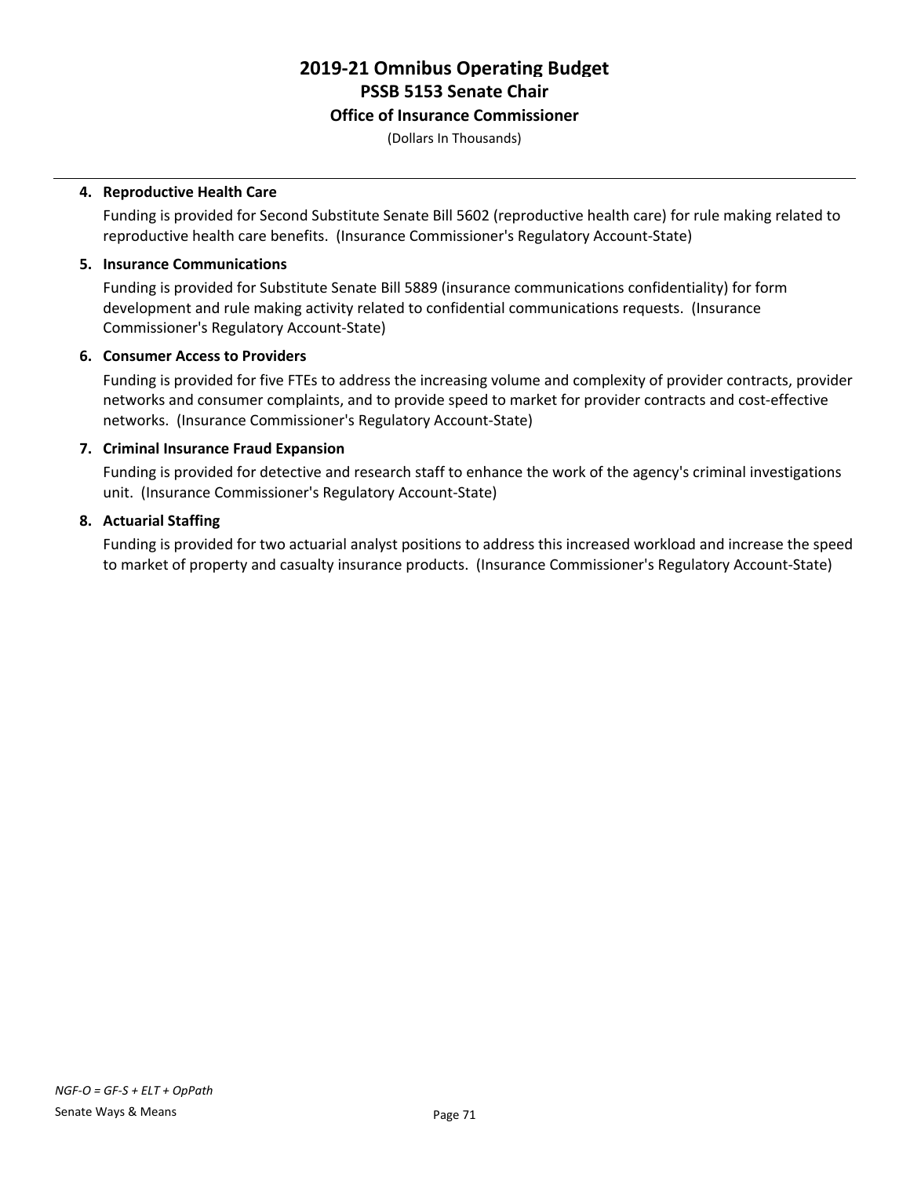# 2019-21 Omnibus Operating Budget
## PSSB 5153 Senate Chair
### Office of Insurance Commissioner

(Dollars In Thousands)

4. **Reproductive Health Care**

   Funding is provided for Second Substitute Senate Bill 5602 (reproductive health care) for rule making related to reproductive health care benefits. (Insurance Commissioner's Regulatory Account-State)

5. **Insurance Communications**

   Funding is provided for Substitute Senate Bill 5889 (insurance communications confidentiality) for form development and rule making activity related to confidential communications requests. (Insurance Commissioner's Regulatory Account-State)

6. **Consumer Access to Providers**

   Funding is provided for five FTEs to address the increasing volume and complexity of provider contracts, provider networks and consumer complaints, and to provide speed to market for provider contracts and cost-effective networks. (Insurance Commissioner's Regulatory Account-State)

7. **Criminal Insurance Fraud Expansion**

   Funding is provided for detective and research staff to enhance the work of the agency's criminal investigations unit. (Insurance Commissioner's Regulatory Account-State)

8. **Actuarial Staffing**

   Funding is provided for two actuarial analyst positions to address this increased workload and increase the speed to market of property and casualty insurance products. (Insurance Commissioner's Regulatory Account-State)

*NGF-O = GF-S + ELT + OpPath*

Senate Ways & Means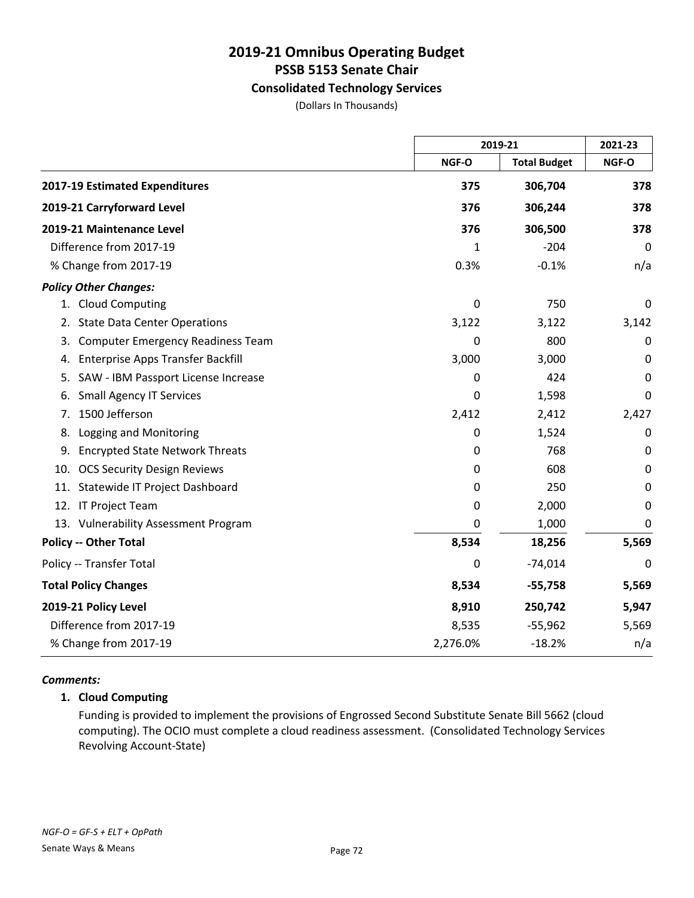# 2019-21 Omnibus Operating Budget
## PSSB 5153 Senate Chair
### Consolidated Technology Services
(Dollars In Thousands)

| | 2019-21 | | 2021-23 |
|---|---|---|---|
| | NGF-O | Total Budget | NGF-O |
| **2017-19 Estimated Expenditures** | **375** | **306,704** | **378** |
| **2019-21 Carryforward Level** | **376** | **306,244** | **378** |
| **2019-21 Maintenance Level** | **376** | **306,500** | **378** |
| Difference from 2017-19 | 1 | -204 | 0 |
| % Change from 2017-19 | 0.3% | -0.1% | n/a |
| ***Policy Other Changes:*** | | | |
| 1. Cloud Computing | 0 | 750 | 0 |
| 2. State Data Center Operations | 3,122 | 3,122 | 3,142 |
| 3. Computer Emergency Readiness Team | 0 | 800 | 0 |
| 4. Enterprise Apps Transfer Backfill | 3,000 | 3,000 | 0 |
| 5. SAW - IBM Passport License Increase | 0 | 424 | 0 |
| 6. Small Agency IT Services | 0 | 1,598 | 0 |
| 7. 1500 Jefferson | 2,412 | 2,412 | 2,427 |
| 8. Logging and Monitoring | 0 | 1,524 | 0 |
| 9. Encrypted State Network Threats | 0 | 768 | 0 |
| 10. OCS Security Design Reviews | 0 | 608 | 0 |
| 11. Statewide IT Project Dashboard | 0 | 250 | 0 |
| 12. IT Project Team | 0 | 2,000 | 0 |
| 13. Vulnerability Assessment Program | 0 | 1,000 | 0 |
| **Policy -- Other Total** | **8,534** | **18,256** | **5,569** |
| Policy -- Transfer Total | 0 | -74,014 | 0 |
| **Total Policy Changes** | **8,534** | **-55,758** | **5,569** |
| **2019-21 Policy Level** | **8,910** | **250,742** | **5,947** |
| Difference from 2017-19 | 8,535 | -55,962 | 5,569 |
| % Change from 2017-19 | 2,276.0% | -18.2% | n/a |

***Comments:***

**1. Cloud Computing**

Funding is provided to implement the provisions of Engrossed Second Substitute Senate Bill 5662 (cloud computing). The OCIO must complete a cloud readiness assessment. (Consolidated Technology Services Revolving Account-State)

*NGF-O = GF-S + ELT + OpPath*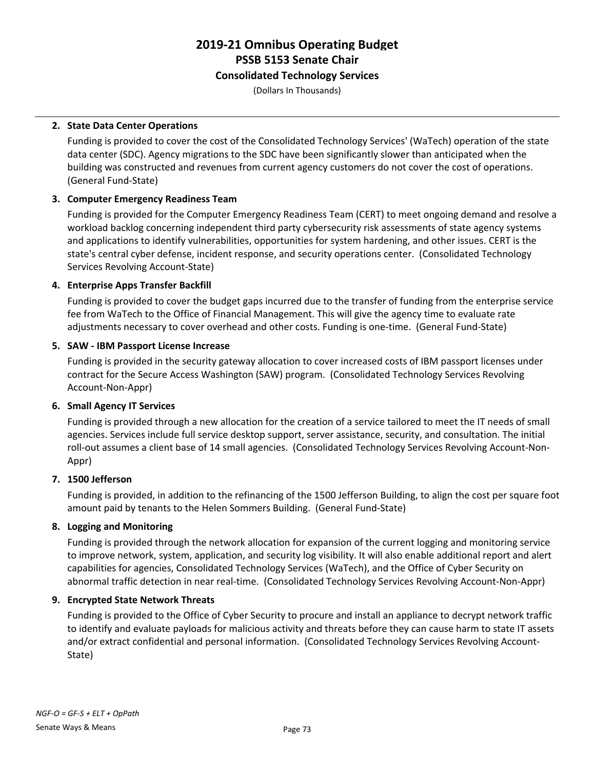**2. State Data Center Operations**

Funding is provided to cover the cost of the Consolidated Technology Services' (WaTech) operation of the state data center (SDC). Agency migrations to the SDC have been significantly slower than anticipated when the building was constructed and revenues from current agency customers do not cover the cost of operations. (General Fund-State)

**3. Computer Emergency Readiness Team**

Funding is provided for the Computer Emergency Readiness Team (CERT) to meet ongoing demand and resolve a workload backlog concerning independent third party cybersecurity risk assessments of state agency systems and applications to identify vulnerabilities, opportunities for system hardening, and other issues. CERT is the state's central cyber defense, incident response, and security operations center. (Consolidated Technology Services Revolving Account-State)

**4. Enterprise Apps Transfer Backfill**

Funding is provided to cover the budget gaps incurred due to the transfer of funding from the enterprise service fee from WaTech to the Office of Financial Management. This will give the agency time to evaluate rate adjustments necessary to cover overhead and other costs. Funding is one-time. (General Fund-State)

**5. SAW - IBM Passport License Increase**

Funding is provided in the security gateway allocation to cover increased costs of IBM passport licenses under contract for the Secure Access Washington (SAW) program. (Consolidated Technology Services Revolving Account-Non-Appr)

**6. Small Agency IT Services**

Funding is provided through a new allocation for the creation of a service tailored to meet the IT needs of small agencies. Services include full service desktop support, server assistance, security, and consultation. The initial roll-out assumes a client base of 14 small agencies. (Consolidated Technology Services Revolving Account-Non-Appr)

**7. 1500 Jefferson**

Funding is provided, in addition to the refinancing of the 1500 Jefferson Building, to align the cost per square foot amount paid by tenants to the Helen Sommers Building. (General Fund-State)

**8. Logging and Monitoring**

Funding is provided through the network allocation for expansion of the current logging and monitoring service to improve network, system, application, and security log visibility. It will also enable additional report and alert capabilities for agencies, Consolidated Technology Services (WaTech), and the Office of Cyber Security on abnormal traffic detection in near real-time. (Consolidated Technology Services Revolving Account-Non-Appr)

**9. Encrypted State Network Threats**

Funding is provided to the Office of Cyber Security to procure and install an appliance to decrypt network traffic to identify and evaluate payloads for malicious activity and threats before they can cause harm to state IT assets and/or extract confidential and personal information. (Consolidated Technology Services Revolving Account-State)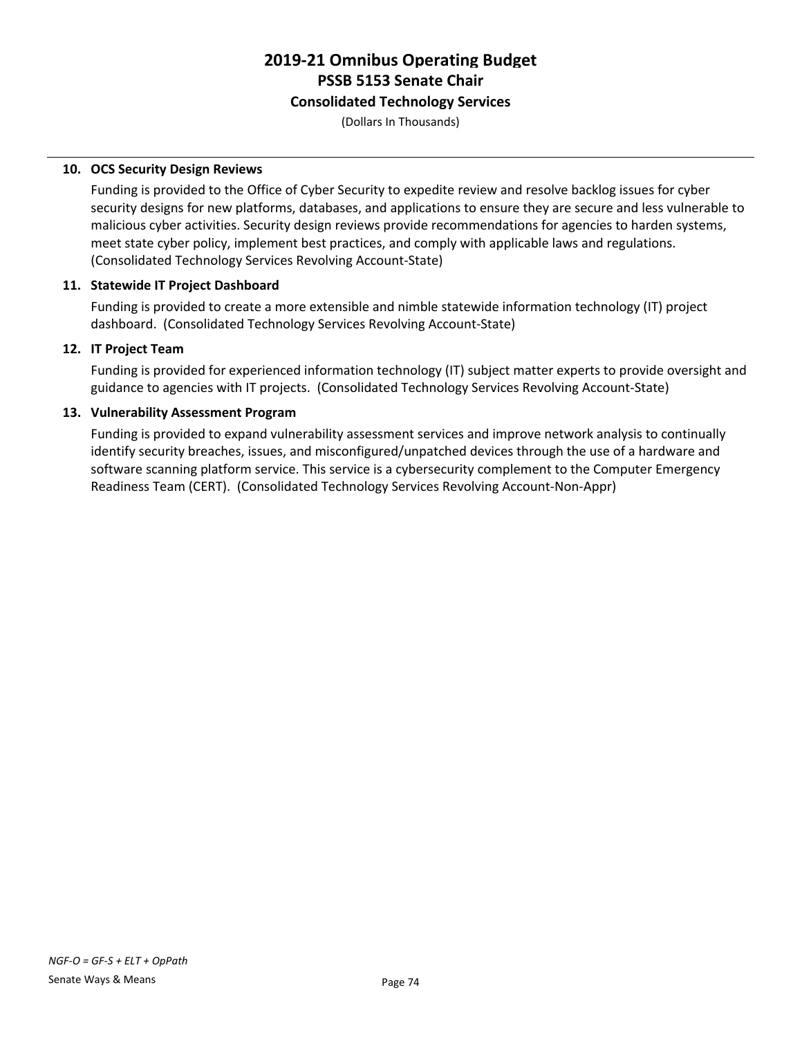**10. OCS Security Design Reviews**

Funding is provided to the Office of Cyber Security to expedite review and resolve backlog issues for cyber security designs for new platforms, databases, and applications to ensure they are secure and less vulnerable to malicious cyber activities. Security design reviews provide recommendations for agencies to harden systems, meet state cyber policy, implement best practices, and comply with applicable laws and regulations. (Consolidated Technology Services Revolving Account-State)

**11. Statewide IT Project Dashboard**

Funding is provided to create a more extensible and nimble statewide information technology (IT) project dashboard. (Consolidated Technology Services Revolving Account-State)

**12. IT Project Team**

Funding is provided for experienced information technology (IT) subject matter experts to provide oversight and guidance to agencies with IT projects. (Consolidated Technology Services Revolving Account-State)

**13. Vulnerability Assessment Program**

Funding is provided to expand vulnerability assessment services and improve network analysis to continually identify security breaches, issues, and misconfigured/unpatched devices through the use of a hardware and software scanning platform service. This service is a cybersecurity complement to the Computer Emergency Readiness Team (CERT). (Consolidated Technology Services Revolving Account-Non-Appr)

*NGF-O = GF-S + ELT + OpPath*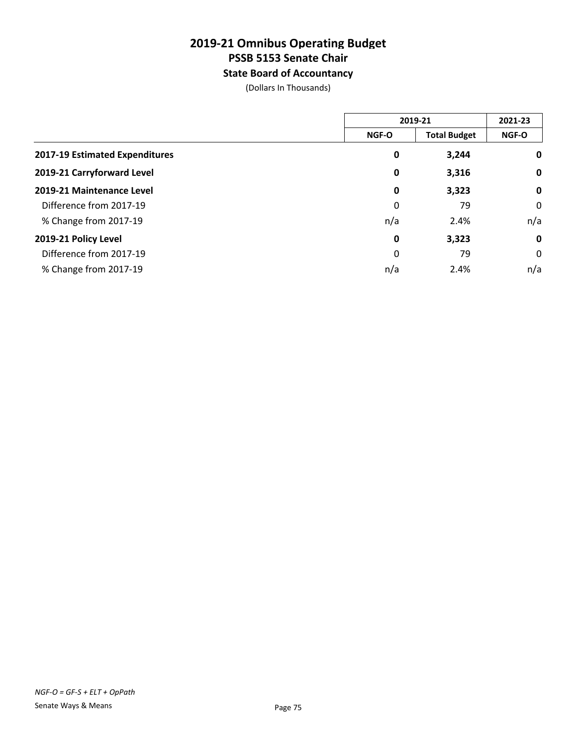# 2019-21 Omnibus Operating Budget
## PSSB 5153 Senate Chair
### State Board of Accountancy

(Dollars In Thousands)

| | 2019-21 | | 2021-23 |
|---|---|---|---|
| | NGF-O | Total Budget | NGF-O |
| **2017-19 Estimated Expenditures** | **0** | **3,244** | **0** |
| **2019-21 Carryforward Level** | **0** | **3,316** | **0** |
| **2019-21 Maintenance Level** | **0** | **3,323** | **0** |
| Difference from 2017-19 | 0 | 79 | 0 |
| % Change from 2017-19 | n/a | 2.4% | n/a |
| **2019-21 Policy Level** | **0** | **3,323** | **0** |
| Difference from 2017-19 | 0 | 79 | 0 |
| % Change from 2017-19 | n/a | 2.4% | n/a |

*NGF-O = GF-S + ELT + OpPath*

Senate Ways & Means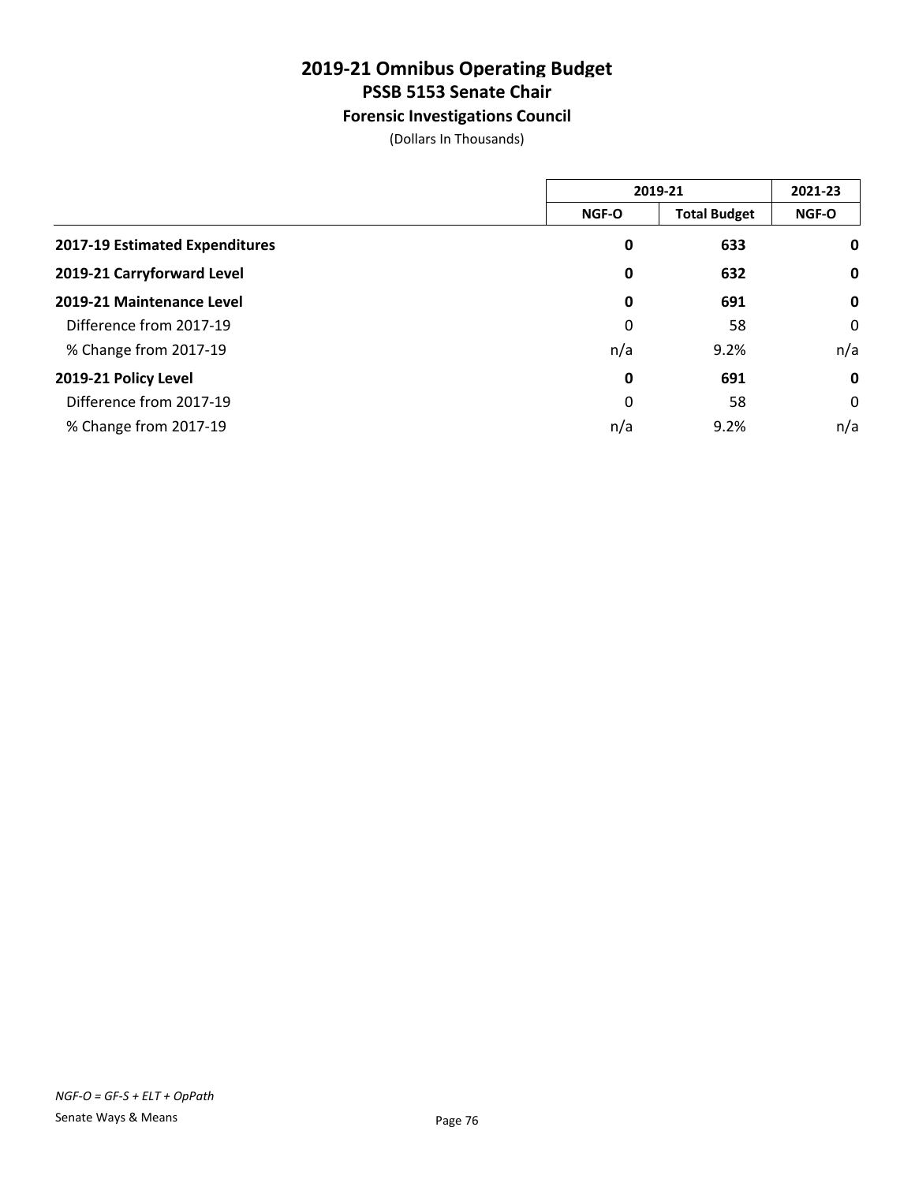# 2019-21 Omnibus Operating Budget
## PSSB 5153 Senate Chair
### Forensic Investigations Council

(Dollars In Thousands)

| | 2019-21 | | 2021-23 |
|---|---|---|---|
| | NGF-O | Total Budget | NGF-O |
| **2017-19 Estimated Expenditures** | **0** | **633** | **0** |
| **2019-21 Carryforward Level** | **0** | **632** | **0** |
| **2019-21 Maintenance Level** | **0** | **691** | **0** |
| Difference from 2017-19 | 0 | 58 | 0 |
| % Change from 2017-19 | n/a | 9.2% | n/a |
| **2019-21 Policy Level** | **0** | **691** | **0** |
| Difference from 2017-19 | 0 | 58 | 0 |
| % Change from 2017-19 | n/a | 9.2% | n/a |

*NGF-O = GF-S + ELT + OpPath*

Senate Ways & Means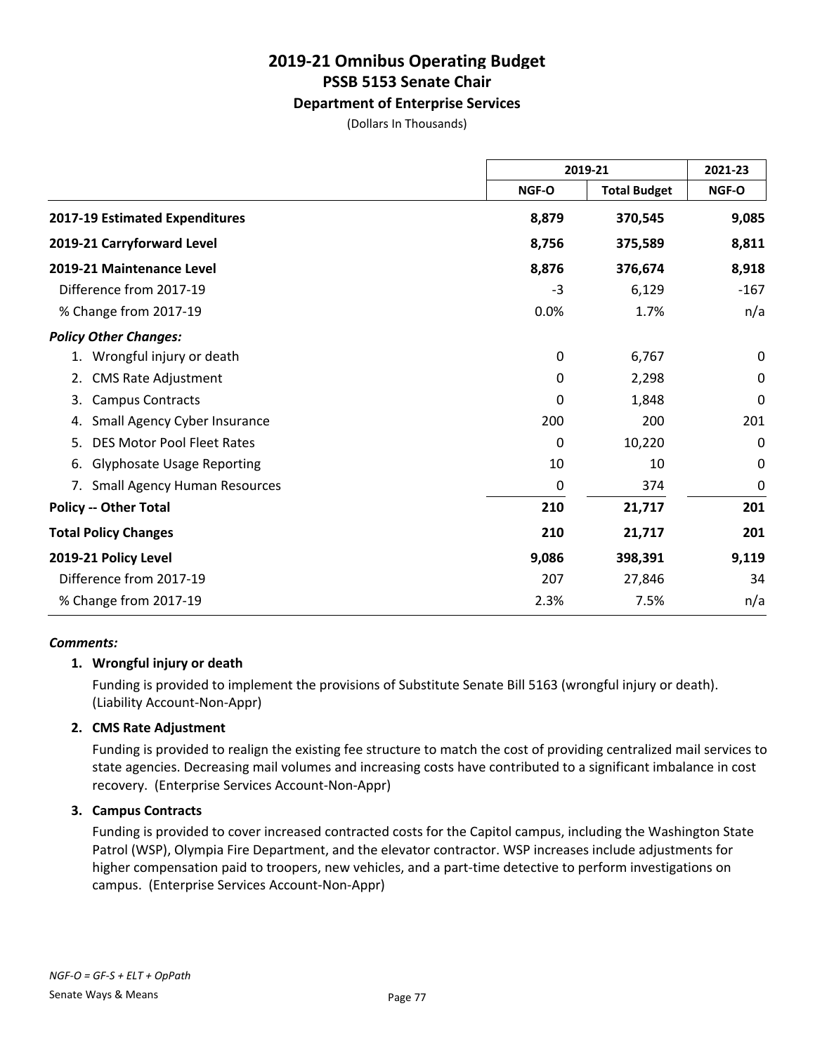# 2019-21 Omnibus Operating Budget
## PSSB 5153 Senate Chair
### Department of Enterprise Services
(Dollars In Thousands)

| | 2019-21 | | 2021-23 |
|---|---|---|---|
| | NGF-O | Total Budget | NGF-O |
| **2017-19 Estimated Expenditures** | **8,879** | **370,545** | **9,085** |
| **2019-21 Carryforward Level** | **8,756** | **375,589** | **8,811** |
| **2019-21 Maintenance Level** | **8,876** | **376,674** | **8,918** |
| Difference from 2017-19 | -3 | 6,129 | -167 |
| % Change from 2017-19 | 0.0% | 1.7% | n/a |
| ***Policy Other Changes:*** | | | |
| 1. Wrongful injury or death | 0 | 6,767 | 0 |
| 2. CMS Rate Adjustment | 0 | 2,298 | 0 |
| 3. Campus Contracts | 0 | 1,848 | 0 |
| 4. Small Agency Cyber Insurance | 200 | 200 | 201 |
| 5. DES Motor Pool Fleet Rates | 0 | 10,220 | 0 |
| 6. Glyphosate Usage Reporting | 10 | 10 | 0 |
| 7. Small Agency Human Resources | 0 | 374 | 0 |
| **Policy -- Other Total** | **210** | **21,717** | **201** |
| **Total Policy Changes** | **210** | **21,717** | **201** |
| **2019-21 Policy Level** | **9,086** | **398,391** | **9,119** |
| Difference from 2017-19 | 207 | 27,846 | 34 |
| % Change from 2017-19 | 2.3% | 7.5% | n/a |

***Comments:***

**1. Wrongful injury or death**

Funding is provided to implement the provisions of Substitute Senate Bill 5163 (wrongful injury or death). (Liability Account-Non-Appr)

**2. CMS Rate Adjustment**

Funding is provided to realign the existing fee structure to match the cost of providing centralized mail services to state agencies. Decreasing mail volumes and increasing costs have contributed to a significant imbalance in cost recovery. (Enterprise Services Account-Non-Appr)

**3. Campus Contracts**

Funding is provided to cover increased contracted costs for the Capitol campus, including the Washington State Patrol (WSP), Olympia Fire Department, and the elevator contractor. WSP increases include adjustments for higher compensation paid to troopers, new vehicles, and a part-time detective to perform investigations on campus. (Enterprise Services Account-Non-Appr)

*NGF-O = GF-S + ELT + OpPath*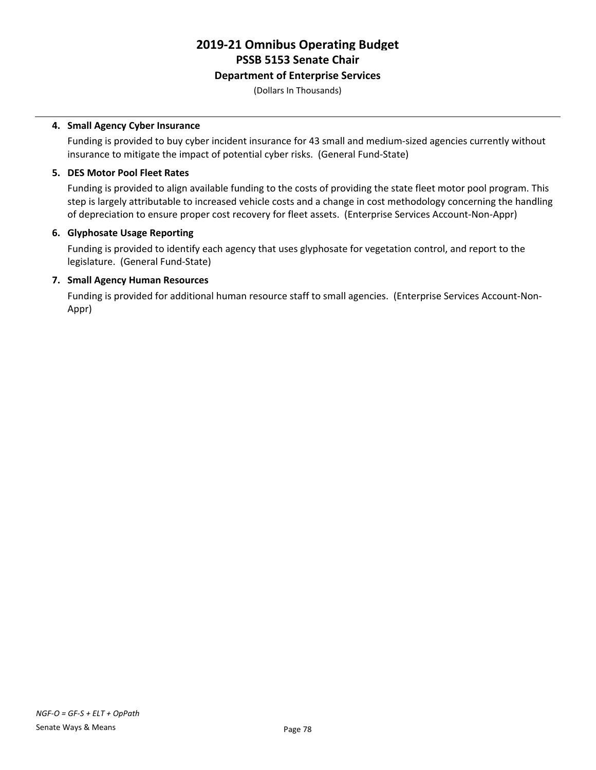# 2019-21 Omnibus Operating Budget
## PSSB 5153 Senate Chair
### Department of Enterprise Services

(Dollars In Thousands)

4. **Small Agency Cyber Insurance**

   Funding is provided to buy cyber incident insurance for 43 small and medium-sized agencies currently without insurance to mitigate the impact of potential cyber risks. (General Fund-State)

5. **DES Motor Pool Fleet Rates**

   Funding is provided to align available funding to the costs of providing the state fleet motor pool program. This step is largely attributable to increased vehicle costs and a change in cost methodology concerning the handling of depreciation to ensure proper cost recovery for fleet assets. (Enterprise Services Account-Non-Appr)

6. **Glyphosate Usage Reporting**

   Funding is provided to identify each agency that uses glyphosate for vegetation control, and report to the legislature. (General Fund-State)

7. **Small Agency Human Resources**

   Funding is provided for additional human resource staff to small agencies. (Enterprise Services Account-Non-Appr)

*NGF-O = GF-S + ELT + OpPath*

Senate Ways & Means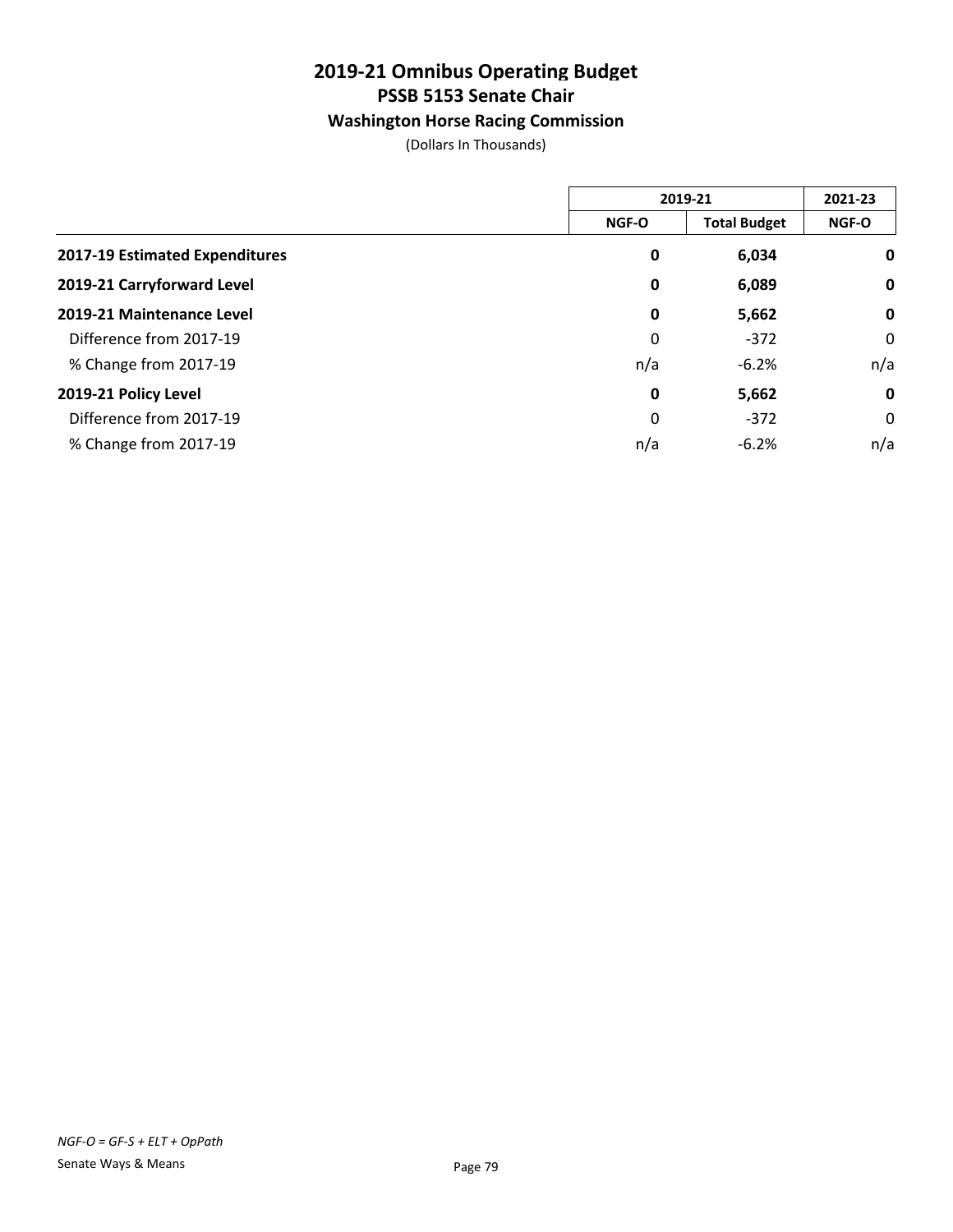# 2019-21 Omnibus Operating Budget
## PSSB 5153 Senate Chair
### Washington Horse Racing Commission

(Dollars In Thousands)

| | 2019-21 | | 2021-23 |
|---|---|---|---|
| | NGF-O | Total Budget | NGF-O |
| **2017-19 Estimated Expenditures** | **0** | **6,034** | **0** |
| **2019-21 Carryforward Level** | **0** | **6,089** | **0** |
| **2019-21 Maintenance Level** | **0** | **5,662** | **0** |
| Difference from 2017-19 | 0 | -372 | 0 |
| % Change from 2017-19 | n/a | -6.2% | n/a |
| **2019-21 Policy Level** | **0** | **5,662** | **0** |
| Difference from 2017-19 | 0 | -372 | 0 |
| % Change from 2017-19 | n/a | -6.2% | n/a |

*NGF-O = GF-S + ELT + OpPath*

Senate Ways & Means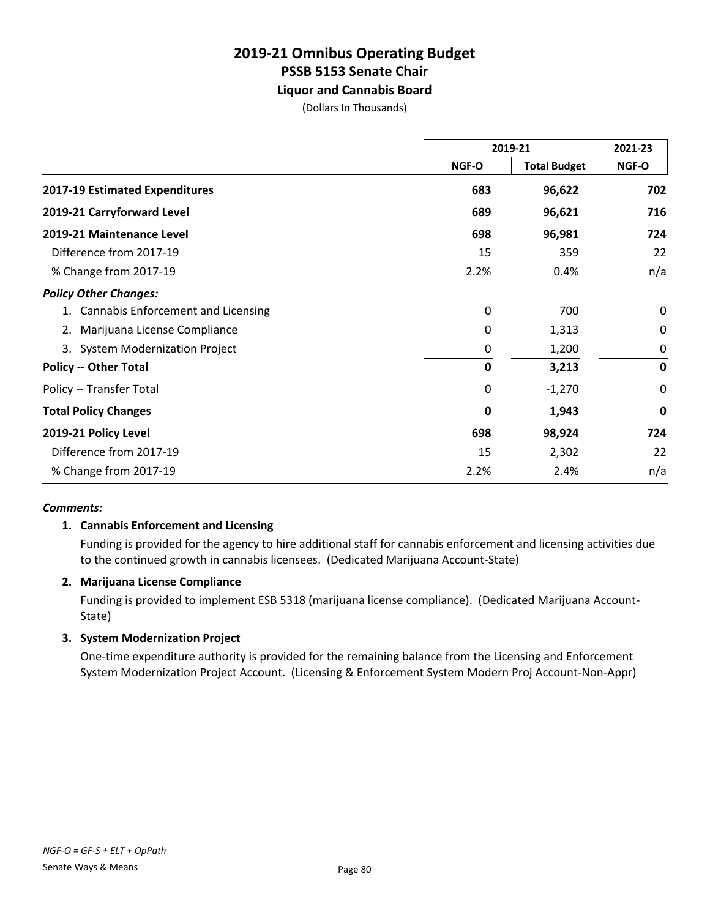# 2019-21 Omnibus Operating Budget
## PSSB 5153 Senate Chair
### Liquor and Cannabis Board
(Dollars In Thousands)

| | 2019-21 | | 2021-23 |
|---|---|---|---|
| | NGF-O | Total Budget | NGF-O |
| **2017-19 Estimated Expenditures** | **683** | **96,622** | **702** |
| **2019-21 Carryforward Level** | **689** | **96,621** | **716** |
| **2019-21 Maintenance Level** | **698** | **96,981** | **724** |
| Difference from 2017-19 | 15 | 359 | 22 |
| % Change from 2017-19 | 2.2% | 0.4% | n/a |
| ***Policy Other Changes:*** | | | |
| 1. Cannabis Enforcement and Licensing | 0 | 700 | 0 |
| 2. Marijuana License Compliance | 0 | 1,313 | 0 |
| 3. System Modernization Project | 0 | 1,200 | 0 |
| **Policy -- Other Total** | **0** | **3,213** | **0** |
| Policy -- Transfer Total | 0 | -1,270 | 0 |
| **Total Policy Changes** | **0** | **1,943** | **0** |
| **2019-21 Policy Level** | **698** | **98,924** | **724** |
| Difference from 2017-19 | 15 | 2,302 | 22 |
| % Change from 2017-19 | 2.2% | 2.4% | n/a |

***Comments:***

**1. Cannabis Enforcement and Licensing**

Funding is provided for the agency to hire additional staff for cannabis enforcement and licensing activities due to the continued growth in cannabis licensees. (Dedicated Marijuana Account-State)

**2. Marijuana License Compliance**

Funding is provided to implement ESB 5318 (marijuana license compliance). (Dedicated Marijuana Account-State)

**3. System Modernization Project**

One-time expenditure authority is provided for the remaining balance from the Licensing and Enforcement System Modernization Project Account. (Licensing & Enforcement System Modern Proj Account-Non-Appr)

*NGF-O = GF-S + ELT + OpPath*

Senate Ways & Means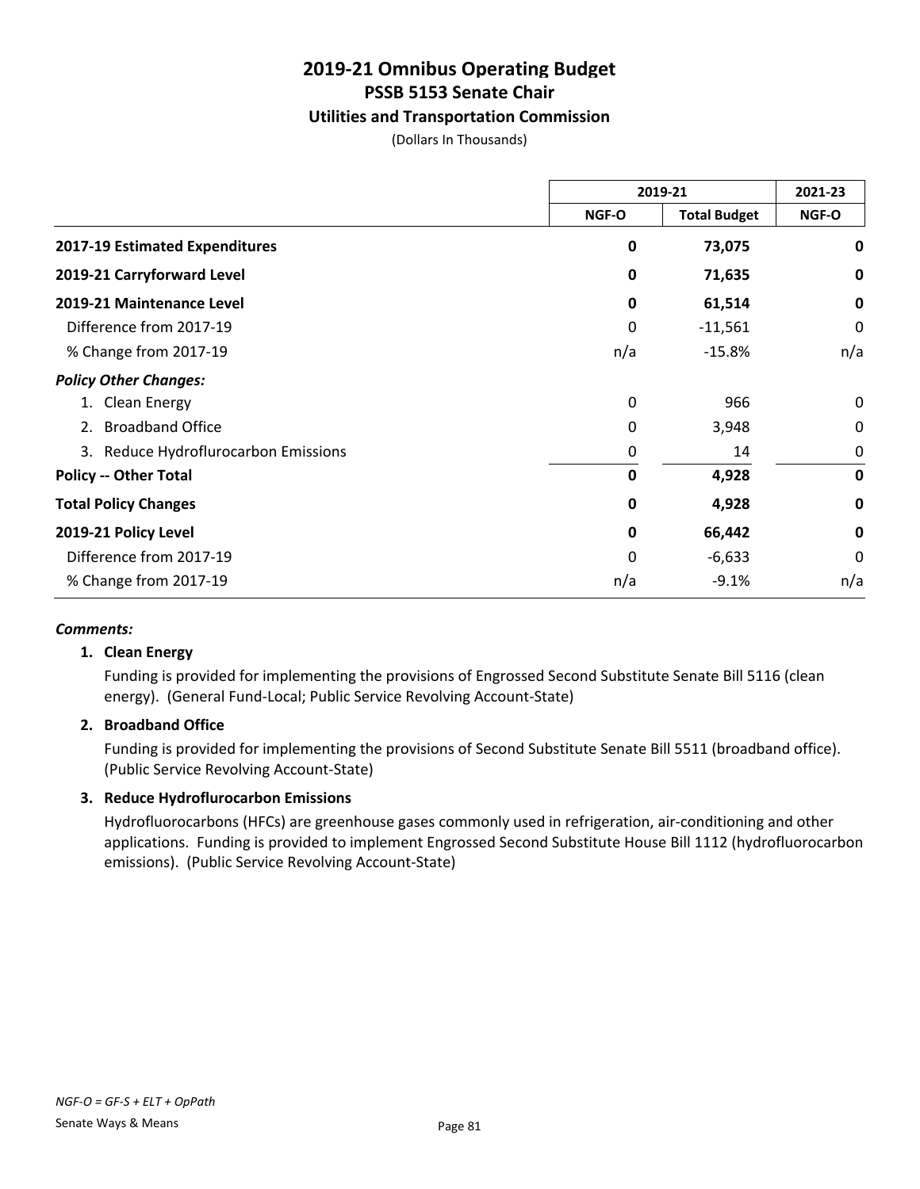# 2019-21 Omnibus Operating Budget
## PSSB 5153 Senate Chair
### Utilities and Transportation Commission

(Dollars In Thousands)

| | 2019-21 | | 2021-23 |
|---|---|---|---|
| | NGF-O | Total Budget | NGF-O |
| **2017-19 Estimated Expenditures** | **0** | **73,075** | **0** |
| **2019-21 Carryforward Level** | **0** | **71,635** | **0** |
| **2019-21 Maintenance Level** | **0** | **61,514** | **0** |
| Difference from 2017-19 | 0 | -11,561 | 0 |
| % Change from 2017-19 | n/a | -15.8% | n/a |
| ***Policy Other Changes:*** | | | |
| 1. Clean Energy | 0 | 966 | 0 |
| 2. Broadband Office | 0 | 3,948 | 0 |
| 3. Reduce Hydroflurocarbon Emissions | 0 | 14 | 0 |
| **Policy -- Other Total** | **0** | **4,928** | **0** |
| **Total Policy Changes** | **0** | **4,928** | **0** |
| **2019-21 Policy Level** | **0** | **66,442** | **0** |
| Difference from 2017-19 | 0 | -6,633 | 0 |
| % Change from 2017-19 | n/a | -9.1% | n/a |

***Comments:***

**1. Clean Energy**

Funding is provided for implementing the provisions of Engrossed Second Substitute Senate Bill 5116 (clean energy). (General Fund-Local; Public Service Revolving Account-State)

**2. Broadband Office**

Funding is provided for implementing the provisions of Second Substitute Senate Bill 5511 (broadband office). (Public Service Revolving Account-State)

**3. Reduce Hydroflurocarbon Emissions**

Hydrofluorocarbons (HFCs) are greenhouse gases commonly used in refrigeration, air-conditioning and other applications. Funding is provided to implement Engrossed Second Substitute House Bill 1112 (hydrofluorocarbon emissions). (Public Service Revolving Account-State)

*NGF-O = GF-S + ELT + OpPath*

Senate Ways & Means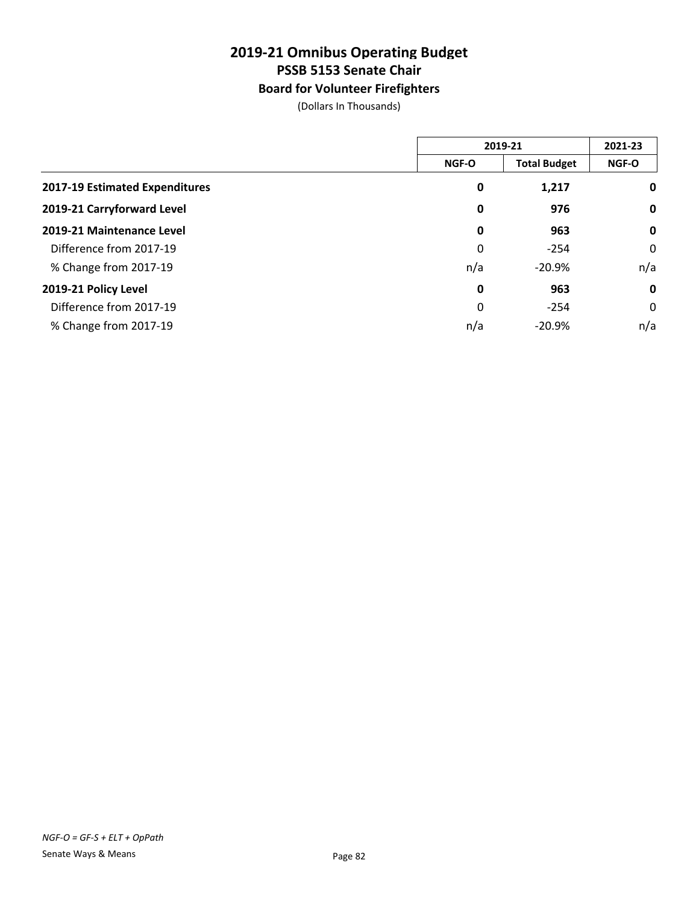# 2019-21 Omnibus Operating Budget
## PSSB 5153 Senate Chair
### Board for Volunteer Firefighters

(Dollars In Thousands)

| | 2019-21 | | 2021-23 |
|---|---|---|---|
| | NGF-O | Total Budget | NGF-O |
| **2017-19 Estimated Expenditures** | **0** | **1,217** | **0** |
| **2019-21 Carryforward Level** | **0** | **976** | **0** |
| **2019-21 Maintenance Level** | **0** | **963** | **0** |
| Difference from 2017-19 | 0 | -254 | 0 |
| % Change from 2017-19 | n/a | -20.9% | n/a |
| **2019-21 Policy Level** | **0** | **963** | **0** |
| Difference from 2017-19 | 0 | -254 | 0 |
| % Change from 2017-19 | n/a | -20.9% | n/a |

*NGF-O = GF-S + ELT + OpPath*

Senate Ways & Means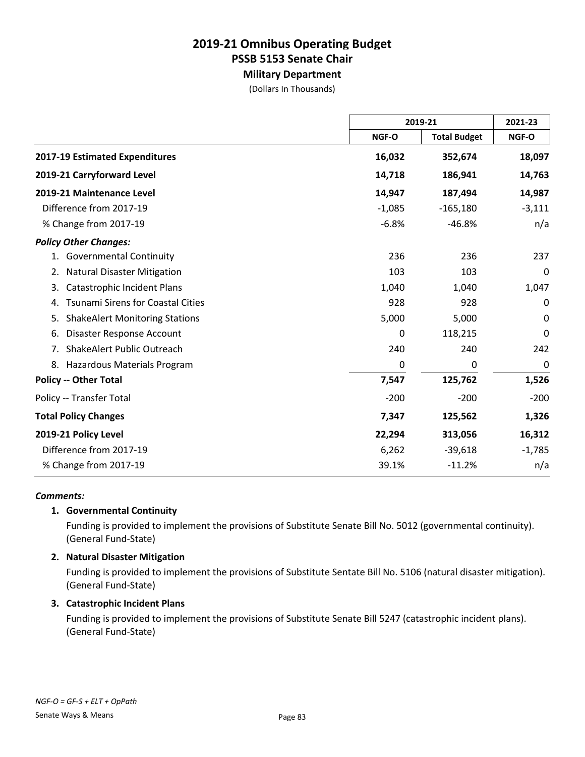# 2019-21 Omnibus Operating Budget
## PSSB 5153 Senate Chair
### Military Department

(Dollars In Thousands)

| | 2019-21 | | 2021-23 |
|---|---|---|---|
| | NGF-O | Total Budget | NGF-O |
| **2017-19 Estimated Expenditures** | **16,032** | **352,674** | **18,097** |
| **2019-21 Carryforward Level** | **14,718** | **186,941** | **14,763** |
| **2019-21 Maintenance Level** | **14,947** | **187,494** | **14,987** |
| Difference from 2017-19 | -1,085 | -165,180 | -3,111 |
| % Change from 2017-19 | -6.8% | -46.8% | n/a |
| ***Policy Other Changes:*** | | | |
| 1. Governmental Continuity | 236 | 236 | 237 |
| 2. Natural Disaster Mitigation | 103 | 103 | 0 |
| 3. Catastrophic Incident Plans | 1,040 | 1,040 | 1,047 |
| 4. Tsunami Sirens for Coastal Cities | 928 | 928 | 0 |
| 5. ShakeAlert Monitoring Stations | 5,000 | 5,000 | 0 |
| 6. Disaster Response Account | 0 | 118,215 | 0 |
| 7. ShakeAlert Public Outreach | 240 | 240 | 242 |
| 8. Hazardous Materials Program | 0 | 0 | 0 |
| **Policy -- Other Total** | **7,547** | **125,762** | **1,526** |
| Policy -- Transfer Total | -200 | -200 | -200 |
| **Total Policy Changes** | **7,347** | **125,562** | **1,326** |
| **2019-21 Policy Level** | **22,294** | **313,056** | **16,312** |
| Difference from 2017-19 | 6,262 | -39,618 | -1,785 |
| % Change from 2017-19 | 39.1% | -11.2% | n/a |

***Comments:***

**1. Governmental Continuity**

Funding is provided to implement the provisions of Substitute Senate Bill No. 5012 (governmental continuity). (General Fund-State)

**2. Natural Disaster Mitigation**

Funding is provided to implement the provisions of Substitute Sentate Bill No. 5106 (natural disaster mitigation). (General Fund-State)

**3. Catastrophic Incident Plans**

Funding is provided to implement the provisions of Substitute Senate Bill 5247 (catastrophic incident plans). (General Fund-State)

*NGF-O = GF-S + ELT + OpPath*

Senate Ways & Means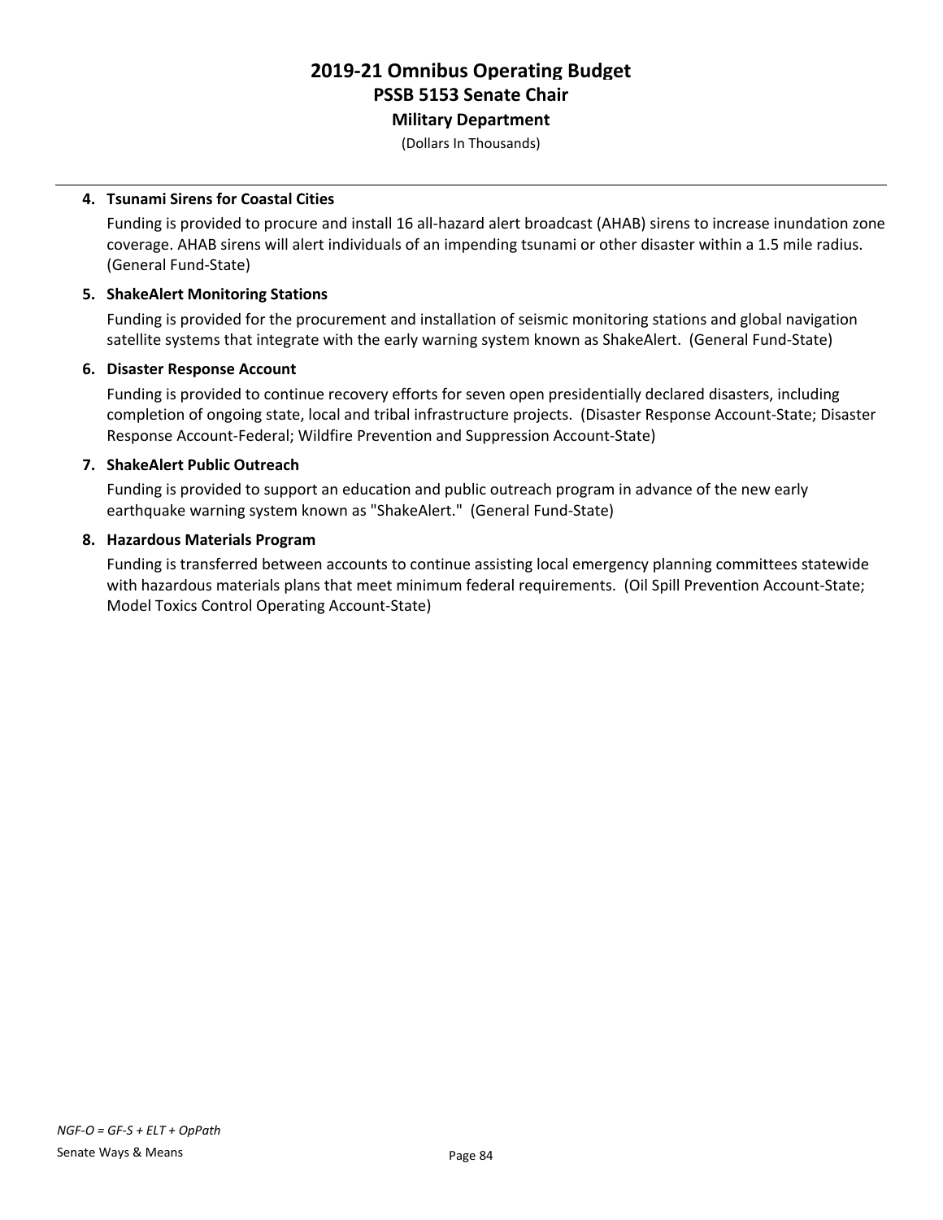# 2019-21 Omnibus Operating Budget
## PSSB 5153 Senate Chair
### Military Department

(Dollars In Thousands)

4. **Tsunami Sirens for Coastal Cities**

   Funding is provided to procure and install 16 all-hazard alert broadcast (AHAB) sirens to increase inundation zone coverage. AHAB sirens will alert individuals of an impending tsunami or other disaster within a 1.5 mile radius. (General Fund-State)

5. **ShakeAlert Monitoring Stations**

   Funding is provided for the procurement and installation of seismic monitoring stations and global navigation satellite systems that integrate with the early warning system known as ShakeAlert. (General Fund-State)

6. **Disaster Response Account**

   Funding is provided to continue recovery efforts for seven open presidentially declared disasters, including completion of ongoing state, local and tribal infrastructure projects. (Disaster Response Account-State; Disaster Response Account-Federal; Wildfire Prevention and Suppression Account-State)

7. **ShakeAlert Public Outreach**

   Funding is provided to support an education and public outreach program in advance of the new early earthquake warning system known as "ShakeAlert." (General Fund-State)

8. **Hazardous Materials Program**

   Funding is transferred between accounts to continue assisting local emergency planning committees statewide with hazardous materials plans that meet minimum federal requirements. (Oil Spill Prevention Account-State; Model Toxics Control Operating Account-State)

*NGF-O = GF-S + ELT + OpPath*

Senate Ways & Means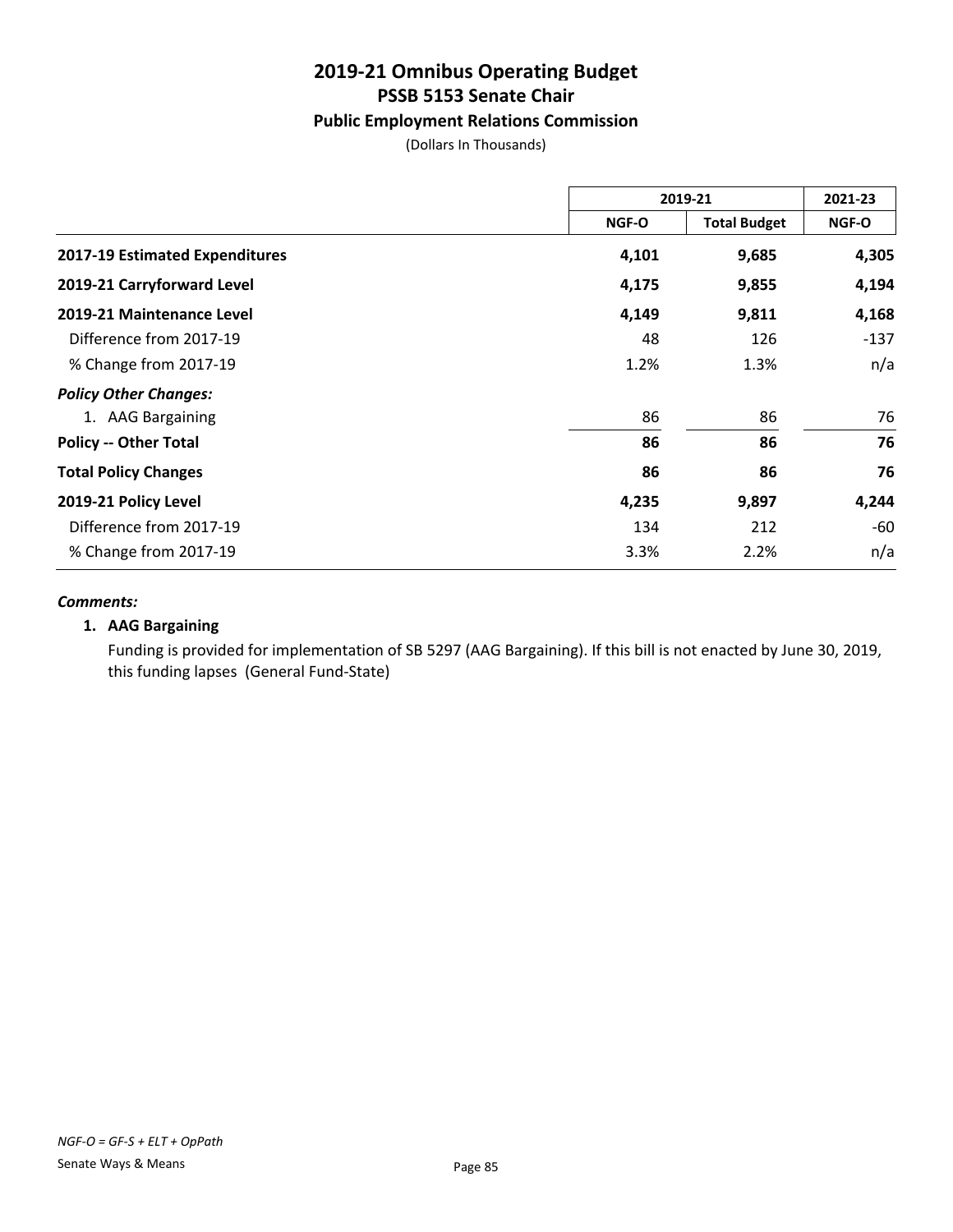# 2019-21 Omnibus Operating Budget
## PSSB 5153 Senate Chair
### Public Employment Relations Commission

(Dollars In Thousands)

| | 2019-21 | | 2021-23 |
|---|---|---|---|
| | NGF-O | Total Budget | NGF-O |
| **2017-19 Estimated Expenditures** | **4,101** | **9,685** | **4,305** |
| **2019-21 Carryforward Level** | **4,175** | **9,855** | **4,194** |
| **2019-21 Maintenance Level** | **4,149** | **9,811** | **4,168** |
| Difference from 2017-19 | 48 | 126 | -137 |
| % Change from 2017-19 | 1.2% | 1.3% | n/a |
| ***Policy Other Changes:*** | | | |
| 1. AAG Bargaining | 86 | 86 | 76 |
| **Policy -- Other Total** | **86** | **86** | **76** |
| **Total Policy Changes** | **86** | **86** | **76** |
| **2019-21 Policy Level** | **4,235** | **9,897** | **4,244** |
| Difference from 2017-19 | 134 | 212 | -60 |
| % Change from 2017-19 | 3.3% | 2.2% | n/a |

***Comments:***

**1. AAG Bargaining**

Funding is provided for implementation of SB 5297 (AAG Bargaining). If this bill is not enacted by June 30, 2019, this funding lapses (General Fund-State)

*NGF-O = GF-S + ELT + OpPath*

Senate Ways & Means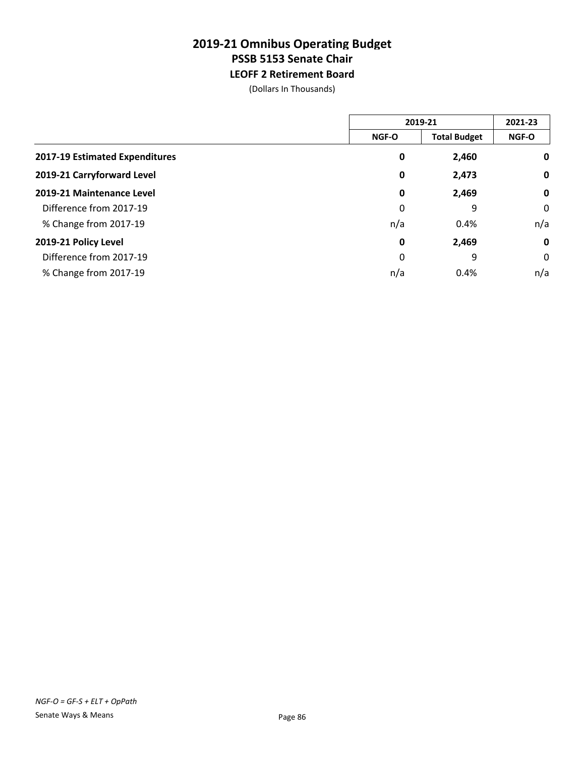# 2019-21 Omnibus Operating Budget
## PSSB 5153 Senate Chair
### LEOFF 2 Retirement Board

(Dollars In Thousands)

| | 2019-21 | | 2021-23 |
|---|---|---|---|
| | NGF-O | Total Budget | NGF-O |
| **2017-19 Estimated Expenditures** | **0** | **2,460** | **0** |
| **2019-21 Carryforward Level** | **0** | **2,473** | **0** |
| **2019-21 Maintenance Level** | **0** | **2,469** | **0** |
| Difference from 2017-19 | 0 | 9 | 0 |
| % Change from 2017-19 | n/a | 0.4% | n/a |
| **2019-21 Policy Level** | **0** | **2,469** | **0** |
| Difference from 2017-19 | 0 | 9 | 0 |
| % Change from 2017-19 | n/a | 0.4% | n/a |

*NGF-O = GF-S + ELT + OpPath*

Senate Ways & Means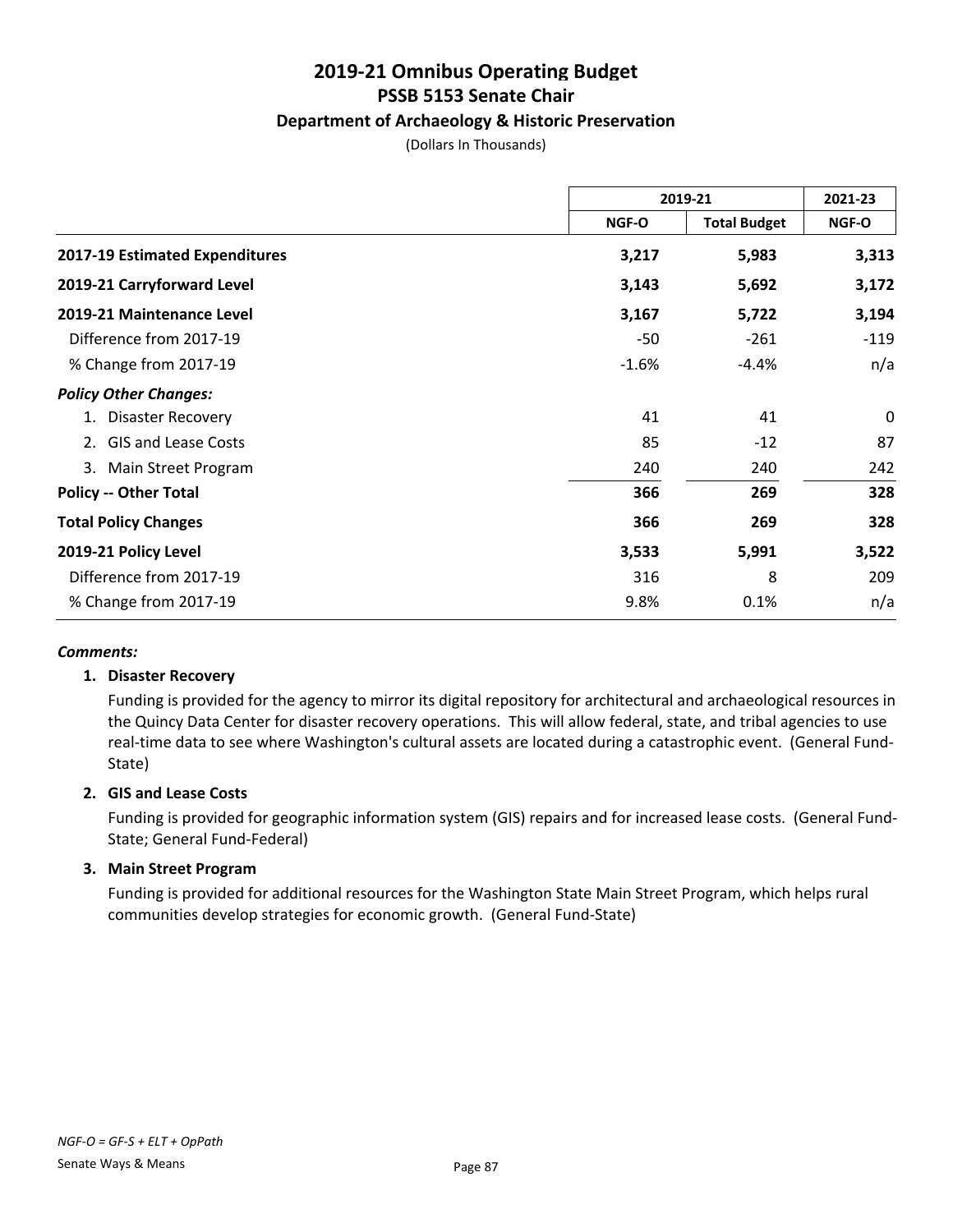# 2019-21 Omnibus Operating Budget
## PSSB 5153 Senate Chair
### Department of Archaeology & Historic Preservation

(Dollars In Thousands)

| | 2019-21 | | 2021-23 |
|---|---|---|---|
| | NGF-O | Total Budget | NGF-O |
| **2017-19 Estimated Expenditures** | **3,217** | **5,983** | **3,313** |
| **2019-21 Carryforward Level** | **3,143** | **5,692** | **3,172** |
| **2019-21 Maintenance Level** | **3,167** | **5,722** | **3,194** |
| Difference from 2017-19 | -50 | -261 | -119 |
| % Change from 2017-19 | -1.6% | -4.4% | n/a |
| ***Policy Other Changes:*** | | | |
| 1. Disaster Recovery | 41 | 41 | 0 |
| 2. GIS and Lease Costs | 85 | -12 | 87 |
| 3. Main Street Program | 240 | 240 | 242 |
| **Policy -- Other Total** | **366** | **269** | **328** |
| **Total Policy Changes** | **366** | **269** | **328** |
| **2019-21 Policy Level** | **3,533** | **5,991** | **3,522** |
| Difference from 2017-19 | 316 | 8 | 209 |
| % Change from 2017-19 | 9.8% | 0.1% | n/a |

***Comments:***

**1. Disaster Recovery**

Funding is provided for the agency to mirror its digital repository for architectural and archaeological resources in the Quincy Data Center for disaster recovery operations. This will allow federal, state, and tribal agencies to use real-time data to see where Washington's cultural assets are located during a catastrophic event. (General Fund-State)

**2. GIS and Lease Costs**

Funding is provided for geographic information system (GIS) repairs and for increased lease costs. (General Fund-State; General Fund-Federal)

**3. Main Street Program**

Funding is provided for additional resources for the Washington State Main Street Program, which helps rural communities develop strategies for economic growth. (General Fund-State)

*NGF-O = GF-S + ELT + OpPath*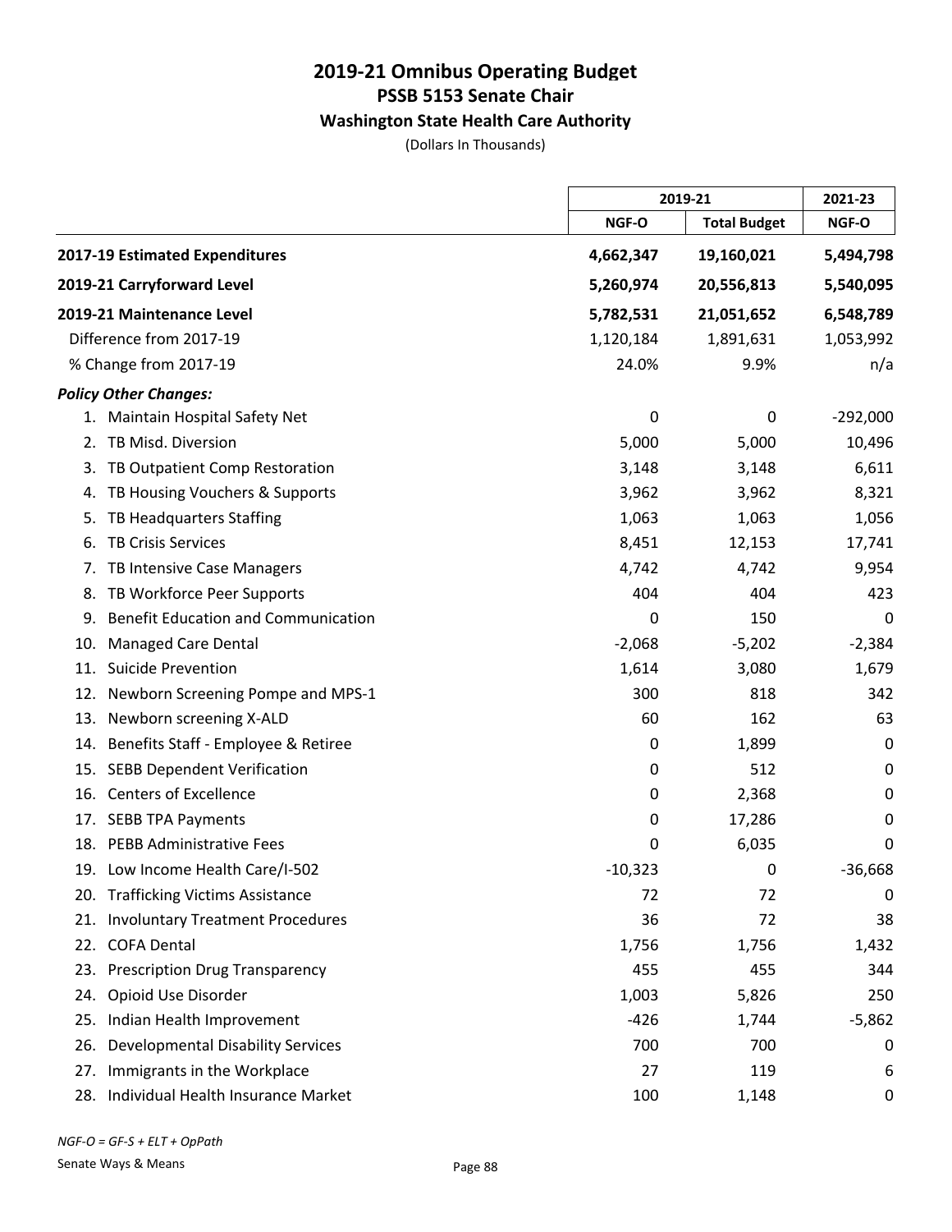# 2019-21 Omnibus Operating Budget
## PSSB 5153 Senate Chair
### Washington State Health Care Authority
(Dollars In Thousands)

| | 2019-21 | | 2021-23 |
|---|---|---|---|
| | NGF-O | Total Budget | NGF-O |
| **2017-19 Estimated Expenditures** | **4,662,347** | **19,160,021** | **5,494,798** |
| **2019-21 Carryforward Level** | **5,260,974** | **20,556,813** | **5,540,095** |
| **2019-21 Maintenance Level** | **5,782,531** | **21,051,652** | **6,548,789** |
| Difference from 2017-19 | 1,120,184 | 1,891,631 | 1,053,992 |
| % Change from 2017-19 | 24.0% | 9.9% | n/a |
| ***Policy Other Changes:*** | | | |
| 1. Maintain Hospital Safety Net | 0 | 0 | -292,000 |
| 2. TB Misd. Diversion | 5,000 | 5,000 | 10,496 |
| 3. TB Outpatient Comp Restoration | 3,148 | 3,148 | 6,611 |
| 4. TB Housing Vouchers & Supports | 3,962 | 3,962 | 8,321 |
| 5. TB Headquarters Staffing | 1,063 | 1,063 | 1,056 |
| 6. TB Crisis Services | 8,451 | 12,153 | 17,741 |
| 7. TB Intensive Case Managers | 4,742 | 4,742 | 9,954 |
| 8. TB Workforce Peer Supports | 404 | 404 | 423 |
| 9. Benefit Education and Communication | 0 | 150 | 0 |
| 10. Managed Care Dental | -2,068 | -5,202 | -2,384 |
| 11. Suicide Prevention | 1,614 | 3,080 | 1,679 |
| 12. Newborn Screening Pompe and MPS-1 | 300 | 818 | 342 |
| 13. Newborn screening X-ALD | 60 | 162 | 63 |
| 14. Benefits Staff - Employee & Retiree | 0 | 1,899 | 0 |
| 15. SEBB Dependent Verification | 0 | 512 | 0 |
| 16. Centers of Excellence | 0 | 2,368 | 0 |
| 17. SEBB TPA Payments | 0 | 17,286 | 0 |
| 18. PEBB Administrative Fees | 0 | 6,035 | 0 |
| 19. Low Income Health Care/I-502 | -10,323 | 0 | -36,668 |
| 20. Trafficking Victims Assistance | 72 | 72 | 0 |
| 21. Involuntary Treatment Procedures | 36 | 72 | 38 |
| 22. COFA Dental | 1,756 | 1,756 | 1,432 |
| 23. Prescription Drug Transparency | 455 | 455 | 344 |
| 24. Opioid Use Disorder | 1,003 | 5,826 | 250 |
| 25. Indian Health Improvement | -426 | 1,744 | -5,862 |
| 26. Developmental Disability Services | 700 | 700 | 0 |
| 27. Immigrants in the Workplace | 27 | 119 | 6 |
| 28. Individual Health Insurance Market | 100 | 1,148 | 0 |

*NGF-O = GF-S + ELT + OpPath*

Senate Ways & Means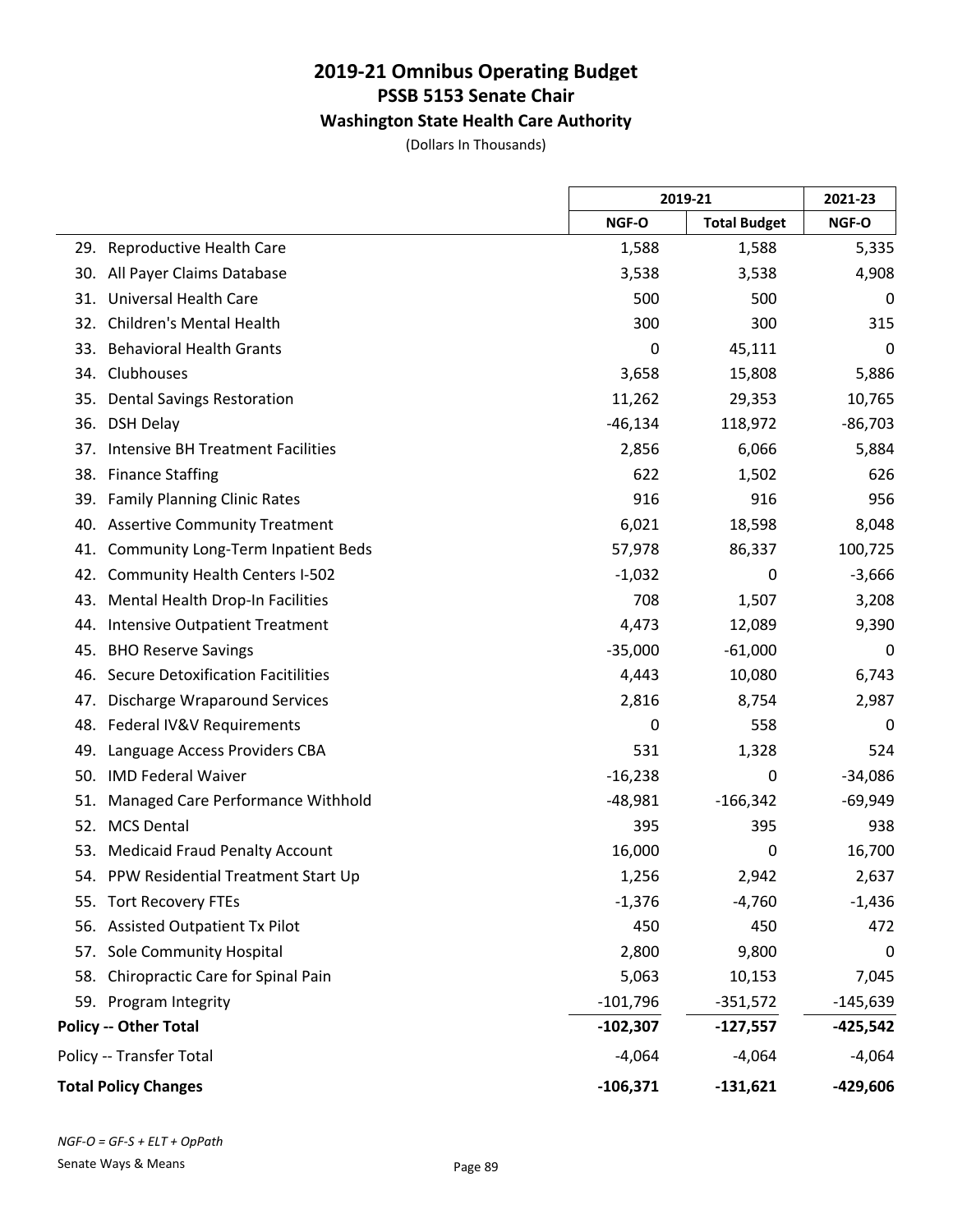# 2019-21 Omnibus Operating Budget
## PSSB 5153 Senate Chair
### Washington State Health Care Authority

(Dollars In Thousands)

| | 2019-21 | | 2021-23 |
|---|---|---|---|
| | NGF-O | Total Budget | NGF-O |
| 29. Reproductive Health Care | 1,588 | 1,588 | 5,335 |
| 30. All Payer Claims Database | 3,538 | 3,538 | 4,908 |
| 31. Universal Health Care | 500 | 500 | 0 |
| 32. Children's Mental Health | 300 | 300 | 315 |
| 33. Behavioral Health Grants | 0 | 45,111 | 0 |
| 34. Clubhouses | 3,658 | 15,808 | 5,886 |
| 35. Dental Savings Restoration | 11,262 | 29,353 | 10,765 |
| 36. DSH Delay | -46,134 | 118,972 | -86,703 |
| 37. Intensive BH Treatment Facilities | 2,856 | 6,066 | 5,884 |
| 38. Finance Staffing | 622 | 1,502 | 626 |
| 39. Family Planning Clinic Rates | 916 | 916 | 956 |
| 40. Assertive Community Treatment | 6,021 | 18,598 | 8,048 |
| 41. Community Long-Term Inpatient Beds | 57,978 | 86,337 | 100,725 |
| 42. Community Health Centers I-502 | -1,032 | 0 | -3,666 |
| 43. Mental Health Drop-In Facilities | 708 | 1,507 | 3,208 |
| 44. Intensive Outpatient Treatment | 4,473 | 12,089 | 9,390 |
| 45. BHO Reserve Savings | -35,000 | -61,000 | 0 |
| 46. Secure Detoxification Facitilities | 4,443 | 10,080 | 6,743 |
| 47. Discharge Wraparound Services | 2,816 | 8,754 | 2,987 |
| 48. Federal IV&V Requirements | 0 | 558 | 0 |
| 49. Language Access Providers CBA | 531 | 1,328 | 524 |
| 50. IMD Federal Waiver | -16,238 | 0 | -34,086 |
| 51. Managed Care Performance Withhold | -48,981 | -166,342 | -69,949 |
| 52. MCS Dental | 395 | 395 | 938 |
| 53. Medicaid Fraud Penalty Account | 16,000 | 0 | 16,700 |
| 54. PPW Residential Treatment Start Up | 1,256 | 2,942 | 2,637 |
| 55. Tort Recovery FTEs | -1,376 | -4,760 | -1,436 |
| 56. Assisted Outpatient Tx Pilot | 450 | 450 | 472 |
| 57. Sole Community Hospital | 2,800 | 9,800 | 0 |
| 58. Chiropractic Care for Spinal Pain | 5,063 | 10,153 | 7,045 |
| 59. Program Integrity | -101,796 | -351,572 | -145,639 |
| **Policy -- Other Total** | **-102,307** | **-127,557** | **-425,542** |
| Policy -- Transfer Total | -4,064 | -4,064 | -4,064 |
| **Total Policy Changes** | **-106,371** | **-131,621** | **-429,606** |

*NGF-O = GF-S + ELT + OpPath*

Senate Ways & Means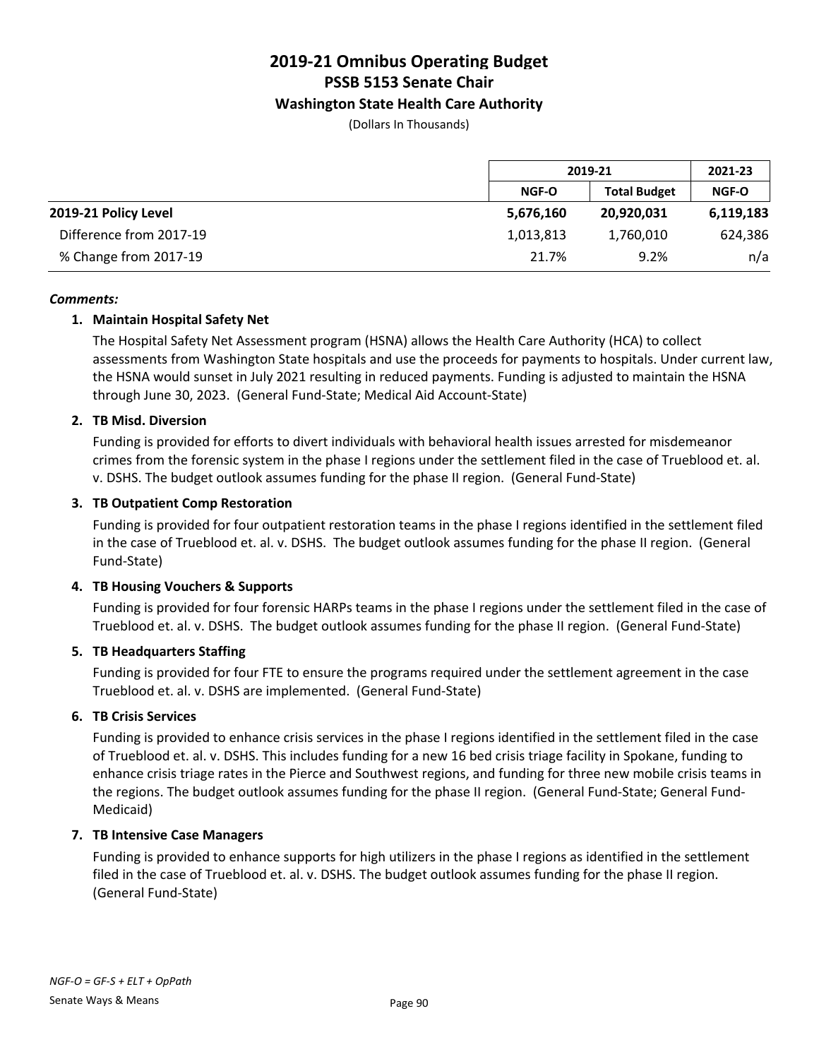# 2019-21 Omnibus Operating Budget
## PSSB 5153 Senate Chair
### Washington State Health Care Authority

(Dollars In Thousands)

| | 2019-21 | | 2021-23 |
|---|---|---|---|
| | NGF-O | Total Budget | NGF-O |
| **2019-21 Policy Level** | **5,676,160** | **20,920,031** | **6,119,183** |
| Difference from 2017-19 | 1,013,813 | 1,760,010 | 624,386 |
| % Change from 2017-19 | 21.7% | 9.2% | n/a |

***Comments:***

1. **Maintain Hospital Safety Net**

   The Hospital Safety Net Assessment program (HSNA) allows the Health Care Authority (HCA) to collect assessments from Washington State hospitals and use the proceeds for payments to hospitals. Under current law, the HSNA would sunset in July 2021 resulting in reduced payments. Funding is adjusted to maintain the HSNA through June 30, 2023. (General Fund-State; Medical Aid Account-State)

2. **TB Misd. Diversion**

   Funding is provided for efforts to divert individuals with behavioral health issues arrested for misdemeanor crimes from the forensic system in the phase I regions under the settlement filed in the case of Trueblood et. al. v. DSHS. The budget outlook assumes funding for the phase II region. (General Fund-State)

3. **TB Outpatient Comp Restoration**

   Funding is provided for four outpatient restoration teams in the phase I regions identified in the settlement filed in the case of Trueblood et. al. v. DSHS. The budget outlook assumes funding for the phase II region. (General Fund-State)

4. **TB Housing Vouchers & Supports**

   Funding is provided for four forensic HARPs teams in the phase I regions under the settlement filed in the case of Trueblood et. al. v. DSHS. The budget outlook assumes funding for the phase II region. (General Fund-State)

5. **TB Headquarters Staffing**

   Funding is provided for four FTE to ensure the programs required under the settlement agreement in the case Trueblood et. al. v. DSHS are implemented. (General Fund-State)

6. **TB Crisis Services**

   Funding is provided to enhance crisis services in the phase I regions identified in the settlement filed in the case of Trueblood et. al. v. DSHS. This includes funding for a new 16 bed crisis triage facility in Spokane, funding to enhance crisis triage rates in the Pierce and Southwest regions, and funding for three new mobile crisis teams in the regions. The budget outlook assumes funding for the phase II region. (General Fund-State; General Fund-Medicaid)

7. **TB Intensive Case Managers**

   Funding is provided to enhance supports for high utilizers in the phase I regions as identified in the settlement filed in the case of Trueblood et. al. v. DSHS. The budget outlook assumes funding for the phase II region. (General Fund-State)

*NGF-O = GF-S + ELT + OpPath*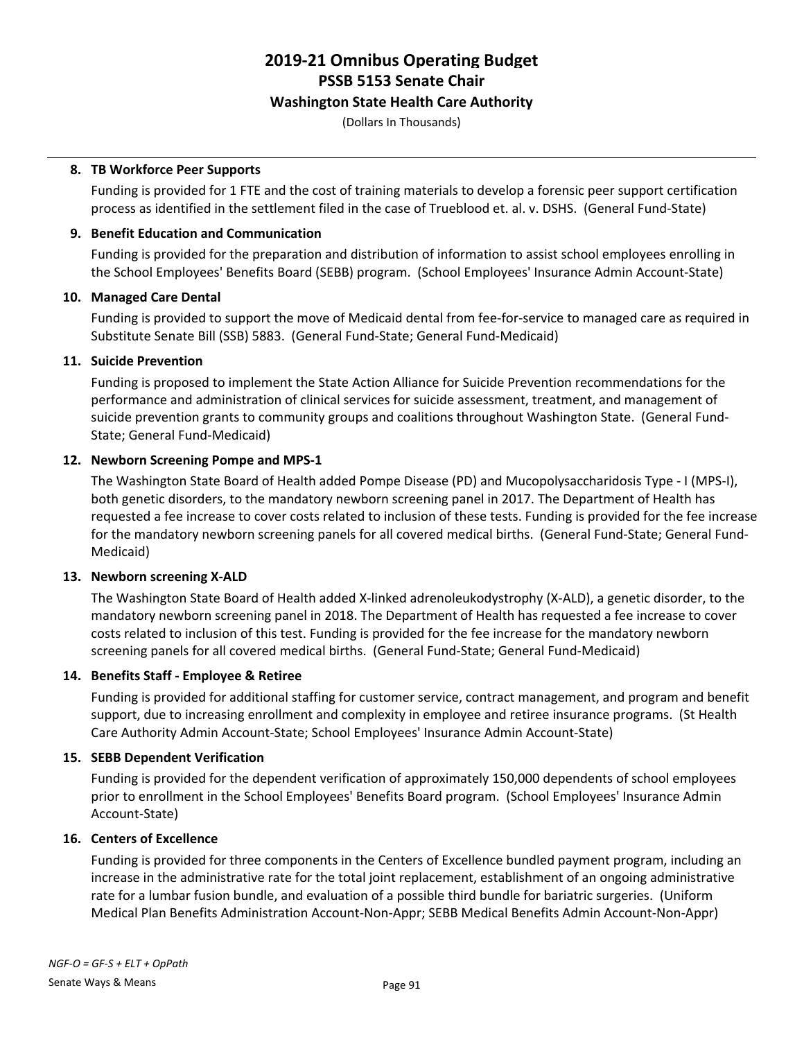**8. TB Workforce Peer Supports**

Funding is provided for 1 FTE and the cost of training materials to develop a forensic peer support certification process as identified in the settlement filed in the case of Trueblood et. al. v. DSHS. (General Fund-State)

**9. Benefit Education and Communication**

Funding is provided for the preparation and distribution of information to assist school employees enrolling in the School Employees' Benefits Board (SEBB) program. (School Employees' Insurance Admin Account-State)

**10. Managed Care Dental**

Funding is provided to support the move of Medicaid dental from fee-for-service to managed care as required in Substitute Senate Bill (SSB) 5883. (General Fund-State; General Fund-Medicaid)

**11. Suicide Prevention**

Funding is proposed to implement the State Action Alliance for Suicide Prevention recommendations for the performance and administration of clinical services for suicide assessment, treatment, and management of suicide prevention grants to community groups and coalitions throughout Washington State. (General Fund-State; General Fund-Medicaid)

**12. Newborn Screening Pompe and MPS-1**

The Washington State Board of Health added Pompe Disease (PD) and Mucopolysaccharidosis Type - I (MPS-I), both genetic disorders, to the mandatory newborn screening panel in 2017. The Department of Health has requested a fee increase to cover costs related to inclusion of these tests. Funding is provided for the fee increase for the mandatory newborn screening panels for all covered medical births. (General Fund-State; General Fund-Medicaid)

**13. Newborn screening X-ALD**

The Washington State Board of Health added X-linked adrenoleukodystrophy (X-ALD), a genetic disorder, to the mandatory newborn screening panel in 2018. The Department of Health has requested a fee increase to cover costs related to inclusion of this test. Funding is provided for the fee increase for the mandatory newborn screening panels for all covered medical births. (General Fund-State; General Fund-Medicaid)

**14. Benefits Staff - Employee & Retiree**

Funding is provided for additional staffing for customer service, contract management, and program and benefit support, due to increasing enrollment and complexity in employee and retiree insurance programs. (St Health Care Authority Admin Account-State; School Employees' Insurance Admin Account-State)

**15. SEBB Dependent Verification**

Funding is provided for the dependent verification of approximately 150,000 dependents of school employees prior to enrollment in the School Employees' Benefits Board program. (School Employees' Insurance Admin Account-State)

**16. Centers of Excellence**

Funding is provided for three components in the Centers of Excellence bundled payment program, including an increase in the administrative rate for the total joint replacement, establishment of an ongoing administrative rate for a lumbar fusion bundle, and evaluation of a possible third bundle for bariatric surgeries. (Uniform Medical Plan Benefits Administration Account-Non-Appr; SEBB Medical Benefits Admin Account-Non-Appr)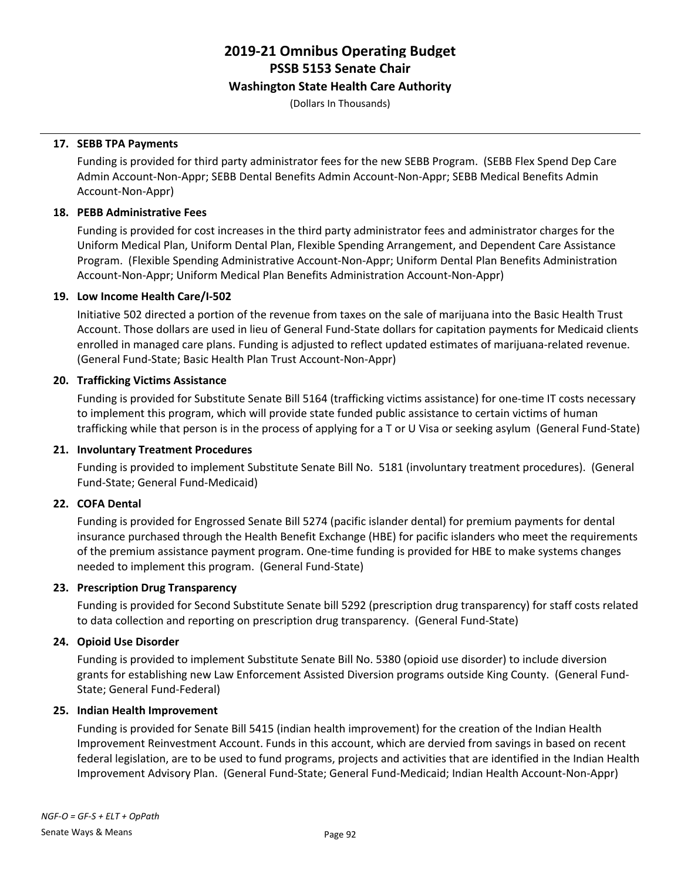# 2019-21 Omnibus Operating Budget
## PSSB 5153 Senate Chair
### Washington State Health Care Authority

(Dollars In Thousands)

---

**17. SEBB TPA Payments**

Funding is provided for third party administrator fees for the new SEBB Program. (SEBB Flex Spend Dep Care Admin Account-Non-Appr; SEBB Dental Benefits Admin Account-Non-Appr; SEBB Medical Benefits Admin Account-Non-Appr)

**18. PEBB Administrative Fees**

Funding is provided for cost increases in the third party administrator fees and administrator charges for the Uniform Medical Plan, Uniform Dental Plan, Flexible Spending Arrangement, and Dependent Care Assistance Program. (Flexible Spending Administrative Account-Non-Appr; Uniform Dental Plan Benefits Administration Account-Non-Appr; Uniform Medical Plan Benefits Administration Account-Non-Appr)

**19. Low Income Health Care/I-502**

Initiative 502 directed a portion of the revenue from taxes on the sale of marijuana into the Basic Health Trust Account. Those dollars are used in lieu of General Fund-State dollars for capitation payments for Medicaid clients enrolled in managed care plans. Funding is adjusted to reflect updated estimates of marijuana-related revenue. (General Fund-State; Basic Health Plan Trust Account-Non-Appr)

**20. Trafficking Victims Assistance**

Funding is provided for Substitute Senate Bill 5164 (trafficking victims assistance) for one-time IT costs necessary to implement this program, which will provide state funded public assistance to certain victims of human trafficking while that person is in the process of applying for a T or U Visa or seeking asylum (General Fund-State)

**21. Involuntary Treatment Procedures**

Funding is provided to implement Substitute Senate Bill No. 5181 (involuntary treatment procedures). (General Fund-State; General Fund-Medicaid)

**22. COFA Dental**

Funding is provided for Engrossed Senate Bill 5274 (pacific islander dental) for premium payments for dental insurance purchased through the Health Benefit Exchange (HBE) for pacific islanders who meet the requirements of the premium assistance payment program. One-time funding is provided for HBE to make systems changes needed to implement this program. (General Fund-State)

**23. Prescription Drug Transparency**

Funding is provided for Second Substitute Senate bill 5292 (prescription drug transparency) for staff costs related to data collection and reporting on prescription drug transparency. (General Fund-State)

**24. Opioid Use Disorder**

Funding is provided to implement Substitute Senate Bill No. 5380 (opioid use disorder) to include diversion grants for establishing new Law Enforcement Assisted Diversion programs outside King County. (General Fund-State; General Fund-Federal)

**25. Indian Health Improvement**

Funding is provided for Senate Bill 5415 (indian health improvement) for the creation of the Indian Health Improvement Reinvestment Account. Funds in this account, which are dervied from savings in based on recent federal legislation, are to be used to fund programs, projects and activities that are identified in the Indian Health Improvement Advisory Plan. (General Fund-State; General Fund-Medicaid; Indian Health Account-Non-Appr)

*NGF-O = GF-S + ELT + OpPath*

Senate Ways & Means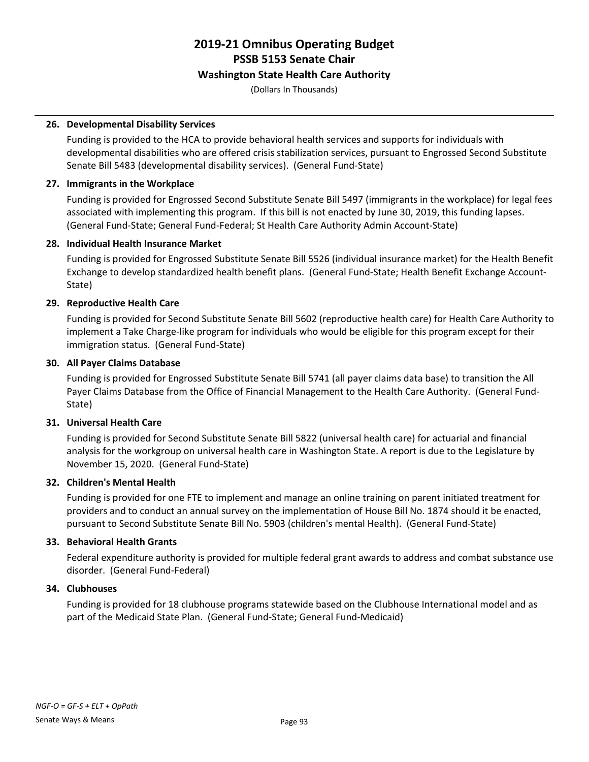# 2019-21 Omnibus Operating Budget
## PSSB 5153 Senate Chair
### Washington State Health Care Authority

(Dollars In Thousands)

**26. Developmental Disability Services**

Funding is provided to the HCA to provide behavioral health services and supports for individuals with developmental disabilities who are offered crisis stabilization services, pursuant to Engrossed Second Substitute Senate Bill 5483 (developmental disability services). (General Fund-State)

**27. Immigrants in the Workplace**

Funding is provided for Engrossed Second Substitute Senate Bill 5497 (immigrants in the workplace) for legal fees associated with implementing this program. If this bill is not enacted by June 30, 2019, this funding lapses. (General Fund-State; General Fund-Federal; St Health Care Authority Admin Account-State)

**28. Individual Health Insurance Market**

Funding is provided for Engrossed Substitute Senate Bill 5526 (individual insurance market) for the Health Benefit Exchange to develop standardized health benefit plans. (General Fund-State; Health Benefit Exchange Account-State)

**29. Reproductive Health Care**

Funding is provided for Second Substitute Senate Bill 5602 (reproductive health care) for Health Care Authority to implement a Take Charge-like program for individuals who would be eligible for this program except for their immigration status. (General Fund-State)

**30. All Payer Claims Database**

Funding is provided for Engrossed Substitute Senate Bill 5741 (all payer claims data base) to transition the All Payer Claims Database from the Office of Financial Management to the Health Care Authority. (General Fund-State)

**31. Universal Health Care**

Funding is provided for Second Substitute Senate Bill 5822 (universal health care) for actuarial and financial analysis for the workgroup on universal health care in Washington State. A report is due to the Legislature by November 15, 2020. (General Fund-State)

**32. Children's Mental Health**

Funding is provided for one FTE to implement and manage an online training on parent initiated treatment for providers and to conduct an annual survey on the implementation of House Bill No. 1874 should it be enacted, pursuant to Second Substitute Senate Bill No. 5903 (children's mental Health). (General Fund-State)

**33. Behavioral Health Grants**

Federal expenditure authority is provided for multiple federal grant awards to address and combat substance use disorder. (General Fund-Federal)

**34. Clubhouses**

Funding is provided for 18 clubhouse programs statewide based on the Clubhouse International model and as part of the Medicaid State Plan. (General Fund-State; General Fund-Medicaid)

*NGF-O = GF-S + ELT + OpPath*

Senate Ways & Means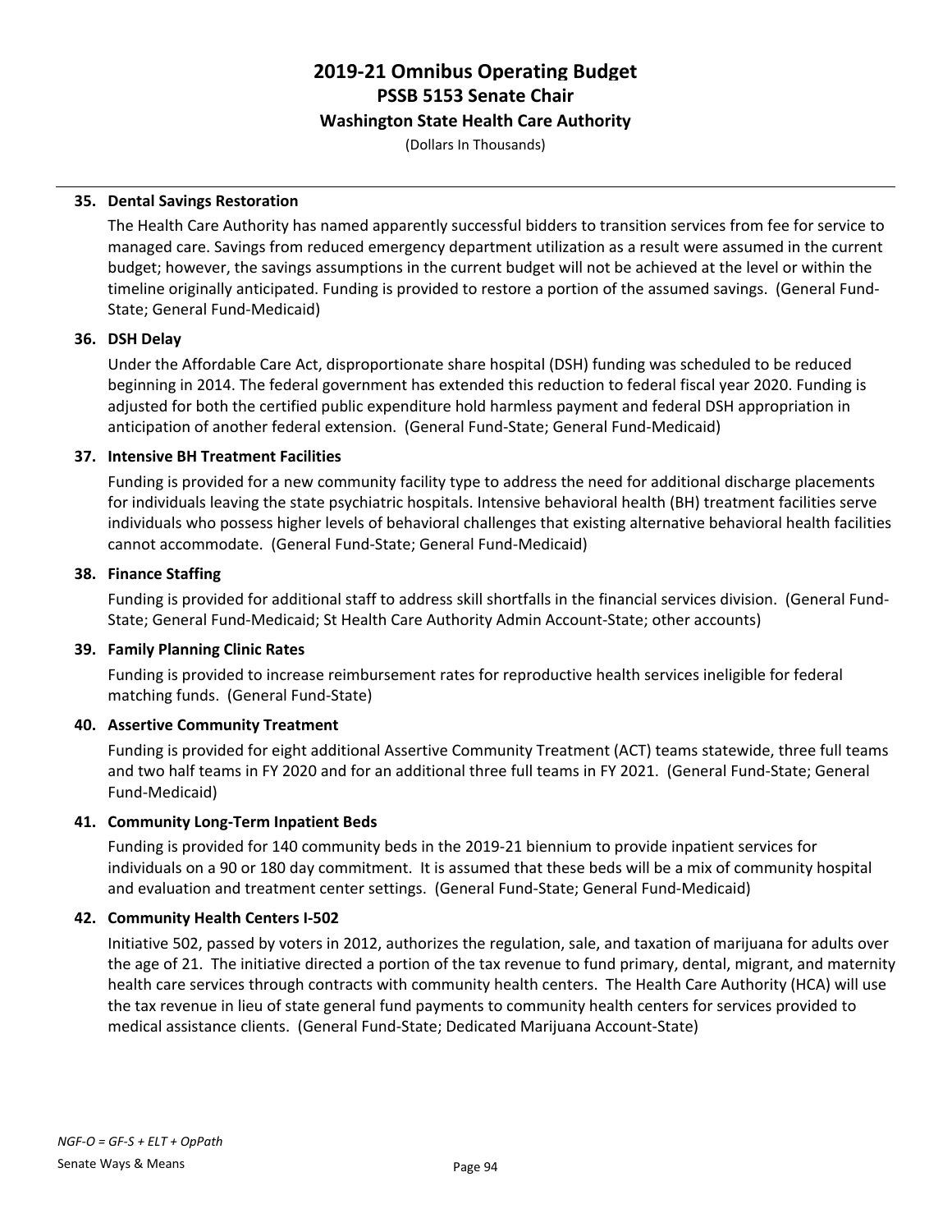**35. Dental Savings Restoration**

The Health Care Authority has named apparently successful bidders to transition services from fee for service to managed care. Savings from reduced emergency department utilization as a result were assumed in the current budget; however, the savings assumptions in the current budget will not be achieved at the level or within the timeline originally anticipated. Funding is provided to restore a portion of the assumed savings. (General Fund-State; General Fund-Medicaid)

**36. DSH Delay**

Under the Affordable Care Act, disproportionate share hospital (DSH) funding was scheduled to be reduced beginning in 2014. The federal government has extended this reduction to federal fiscal year 2020. Funding is adjusted for both the certified public expenditure hold harmless payment and federal DSH appropriation in anticipation of another federal extension. (General Fund-State; General Fund-Medicaid)

**37. Intensive BH Treatment Facilities**

Funding is provided for a new community facility type to address the need for additional discharge placements for individuals leaving the state psychiatric hospitals. Intensive behavioral health (BH) treatment facilities serve individuals who possess higher levels of behavioral challenges that existing alternative behavioral health facilities cannot accommodate. (General Fund-State; General Fund-Medicaid)

**38. Finance Staffing**

Funding is provided for additional staff to address skill shortfalls in the financial services division. (General Fund-State; General Fund-Medicaid; St Health Care Authority Admin Account-State; other accounts)

**39. Family Planning Clinic Rates**

Funding is provided to increase reimbursement rates for reproductive health services ineligible for federal matching funds. (General Fund-State)

**40. Assertive Community Treatment**

Funding is provided for eight additional Assertive Community Treatment (ACT) teams statewide, three full teams and two half teams in FY 2020 and for an additional three full teams in FY 2021. (General Fund-State; General Fund-Medicaid)

**41. Community Long-Term Inpatient Beds**

Funding is provided for 140 community beds in the 2019-21 biennium to provide inpatient services for individuals on a 90 or 180 day commitment. It is assumed that these beds will be a mix of community hospital and evaluation and treatment center settings. (General Fund-State; General Fund-Medicaid)

**42. Community Health Centers I-502**

Initiative 502, passed by voters in 2012, authorizes the regulation, sale, and taxation of marijuana for adults over the age of 21. The initiative directed a portion of the tax revenue to fund primary, dental, migrant, and maternity health care services through contracts with community health centers. The Health Care Authority (HCA) will use the tax revenue in lieu of state general fund payments to community health centers for services provided to medical assistance clients. (General Fund-State; Dedicated Marijuana Account-State)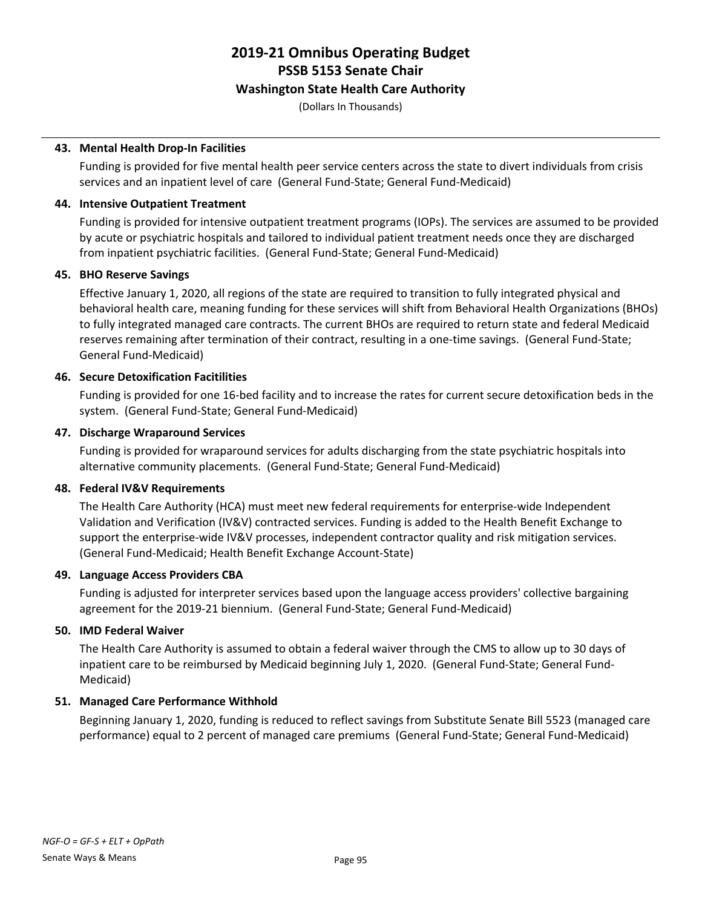**43. Mental Health Drop-In Facilities**

Funding is provided for five mental health peer service centers across the state to divert individuals from crisis services and an inpatient level of care (General Fund-State; General Fund-Medicaid)

**44. Intensive Outpatient Treatment**

Funding is provided for intensive outpatient treatment programs (IOPs). The services are assumed to be provided by acute or psychiatric hospitals and tailored to individual patient treatment needs once they are discharged from inpatient psychiatric facilities. (General Fund-State; General Fund-Medicaid)

**45. BHO Reserve Savings**

Effective January 1, 2020, all regions of the state are required to transition to fully integrated physical and behavioral health care, meaning funding for these services will shift from Behavioral Health Organizations (BHOs) to fully integrated managed care contracts. The current BHOs are required to return state and federal Medicaid reserves remaining after termination of their contract, resulting in a one-time savings. (General Fund-State; General Fund-Medicaid)

**46. Secure Detoxification Facitilities**

Funding is provided for one 16-bed facility and to increase the rates for current secure detoxification beds in the system. (General Fund-State; General Fund-Medicaid)

**47. Discharge Wraparound Services**

Funding is provided for wraparound services for adults discharging from the state psychiatric hospitals into alternative community placements. (General Fund-State; General Fund-Medicaid)

**48. Federal IV&V Requirements**

The Health Care Authority (HCA) must meet new federal requirements for enterprise-wide Independent Validation and Verification (IV&V) contracted services. Funding is added to the Health Benefit Exchange to support the enterprise-wide IV&V processes, independent contractor quality and risk mitigation services. (General Fund-Medicaid; Health Benefit Exchange Account-State)

**49. Language Access Providers CBA**

Funding is adjusted for interpreter services based upon the language access providers' collective bargaining agreement for the 2019-21 biennium. (General Fund-State; General Fund-Medicaid)

**50. IMD Federal Waiver**

The Health Care Authority is assumed to obtain a federal waiver through the CMS to allow up to 30 days of inpatient care to be reimbursed by Medicaid beginning July 1, 2020. (General Fund-State; General Fund-Medicaid)

**51. Managed Care Performance Withhold**

Beginning January 1, 2020, funding is reduced to reflect savings from Substitute Senate Bill 5523 (managed care performance) equal to 2 percent of managed care premiums (General Fund-State; General Fund-Medicaid)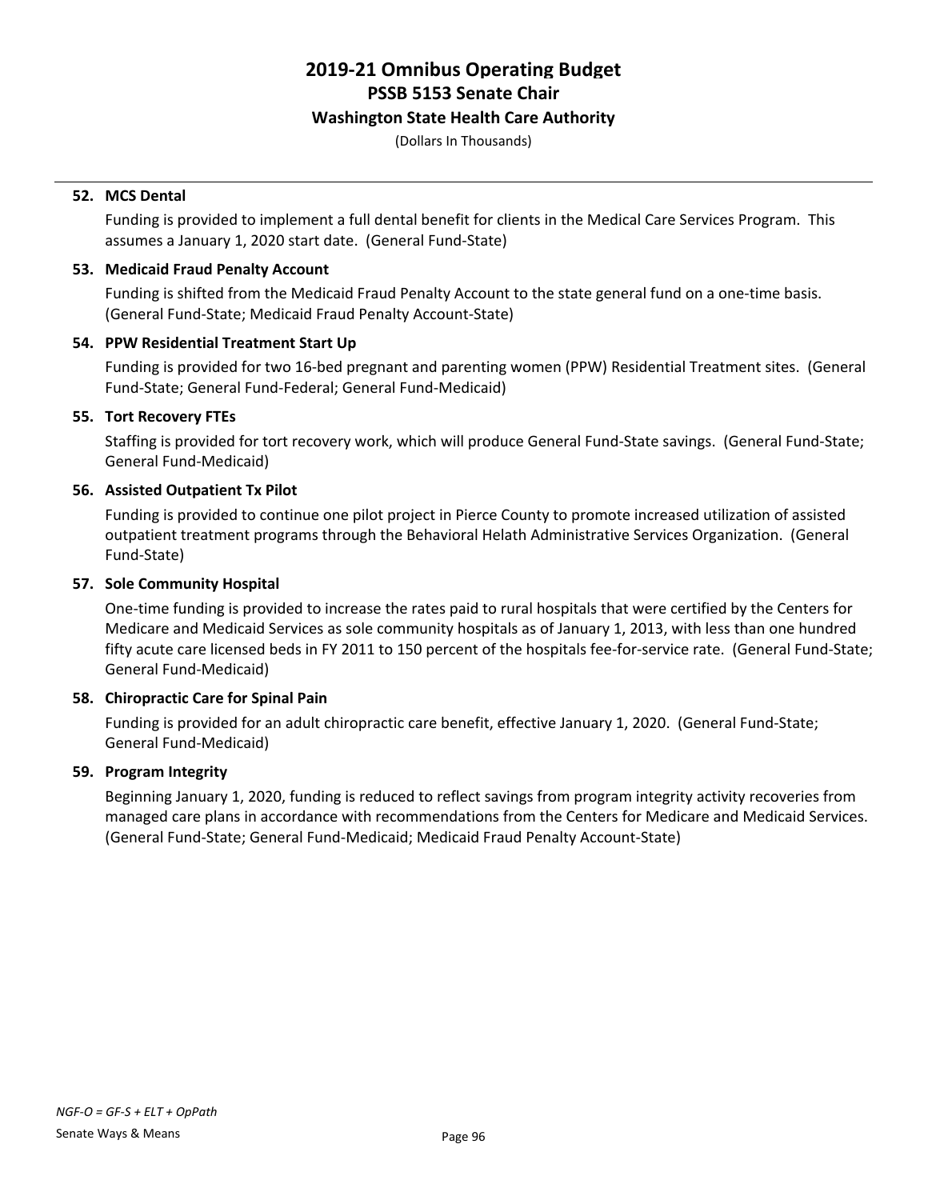# 2019-21 Omnibus Operating Budget
## PSSB 5153 Senate Chair
### Washington State Health Care Authority

(Dollars In Thousands)

**52. MCS Dental**

Funding is provided to implement a full dental benefit for clients in the Medical Care Services Program. This assumes a January 1, 2020 start date. (General Fund-State)

**53. Medicaid Fraud Penalty Account**

Funding is shifted from the Medicaid Fraud Penalty Account to the state general fund on a one-time basis. (General Fund-State; Medicaid Fraud Penalty Account-State)

**54. PPW Residential Treatment Start Up**

Funding is provided for two 16-bed pregnant and parenting women (PPW) Residential Treatment sites. (General Fund-State; General Fund-Federal; General Fund-Medicaid)

**55. Tort Recovery FTEs**

Staffing is provided for tort recovery work, which will produce General Fund-State savings. (General Fund-State; General Fund-Medicaid)

**56. Assisted Outpatient Tx Pilot**

Funding is provided to continue one pilot project in Pierce County to promote increased utilization of assisted outpatient treatment programs through the Behavioral Helath Administrative Services Organization. (General Fund-State)

**57. Sole Community Hospital**

One-time funding is provided to increase the rates paid to rural hospitals that were certified by the Centers for Medicare and Medicaid Services as sole community hospitals as of January 1, 2013, with less than one hundred fifty acute care licensed beds in FY 2011 to 150 percent of the hospitals fee-for-service rate. (General Fund-State; General Fund-Medicaid)

**58. Chiropractic Care for Spinal Pain**

Funding is provided for an adult chiropractic care benefit, effective January 1, 2020. (General Fund-State; General Fund-Medicaid)

**59. Program Integrity**

Beginning January 1, 2020, funding is reduced to reflect savings from program integrity activity recoveries from managed care plans in accordance with recommendations from the Centers for Medicare and Medicaid Services. (General Fund-State; General Fund-Medicaid; Medicaid Fraud Penalty Account-State)

*NGF-O = GF-S + ELT + OpPath*

Senate Ways & Means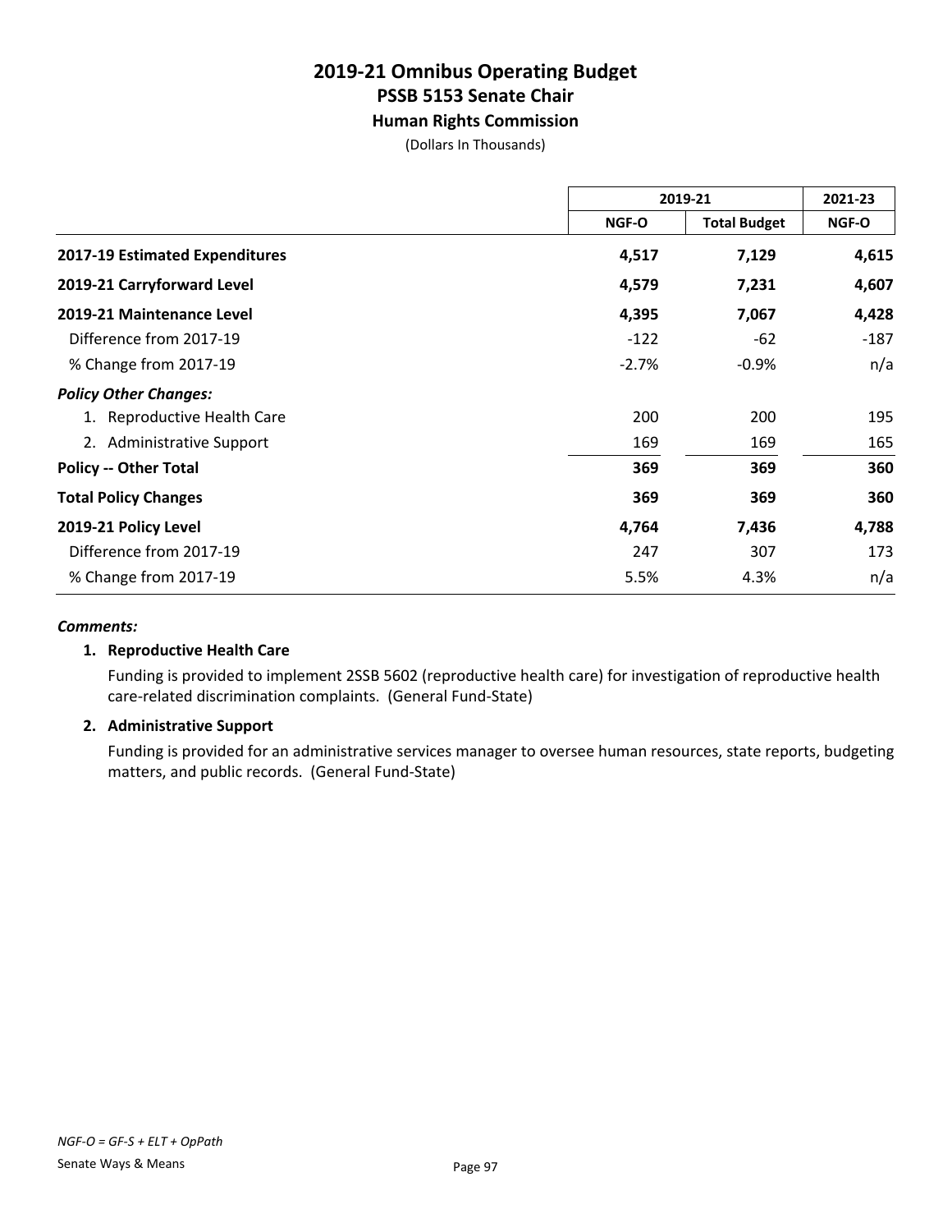# 2019-21 Omnibus Operating Budget
## PSSB 5153 Senate Chair
### Human Rights Commission
(Dollars In Thousands)

| | 2019-21 | | 2021-23 |
|---|---|---|---|
| | NGF-O | Total Budget | NGF-O |
| **2017-19 Estimated Expenditures** | **4,517** | **7,129** | **4,615** |
| **2019-21 Carryforward Level** | **4,579** | **7,231** | **4,607** |
| **2019-21 Maintenance Level** | **4,395** | **7,067** | **4,428** |
| Difference from 2017-19 | -122 | -62 | -187 |
| % Change from 2017-19 | -2.7% | -0.9% | n/a |
| ***Policy Other Changes:*** | | | |
| 1. Reproductive Health Care | 200 | 200 | 195 |
| 2. Administrative Support | 169 | 169 | 165 |
| **Policy -- Other Total** | **369** | **369** | **360** |
| **Total Policy Changes** | **369** | **369** | **360** |
| **2019-21 Policy Level** | **4,764** | **7,436** | **4,788** |
| Difference from 2017-19 | 247 | 307 | 173 |
| % Change from 2017-19 | 5.5% | 4.3% | n/a |

***Comments:***

**1. Reproductive Health Care**

Funding is provided to implement 2SSB 5602 (reproductive health care) for investigation of reproductive health care-related discrimination complaints. (General Fund-State)

**2. Administrative Support**

Funding is provided for an administrative services manager to oversee human resources, state reports, budgeting matters, and public records. (General Fund-State)

*NGF-O = GF-S + ELT + OpPath*

Senate Ways & Means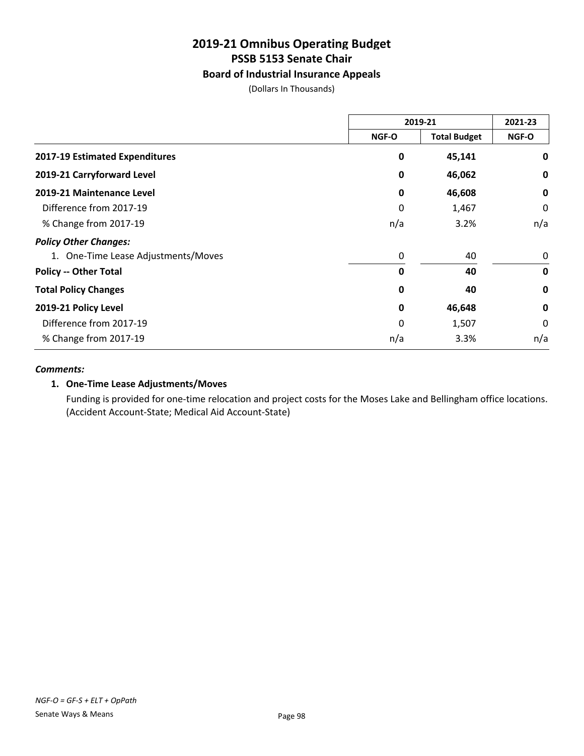# 2019-21 Omnibus Operating Budget
## PSSB 5153 Senate Chair
### Board of Industrial Insurance Appeals

(Dollars In Thousands)

| | 2019-21 | | 2021-23 |
|---|---|---|---|
| | NGF-O | Total Budget | NGF-O |
| **2017-19 Estimated Expenditures** | **0** | **45,141** | **0** |
| **2019-21 Carryforward Level** | **0** | **46,062** | **0** |
| **2019-21 Maintenance Level** | **0** | **46,608** | **0** |
| Difference from 2017-19 | 0 | 1,467 | 0 |
| % Change from 2017-19 | n/a | 3.2% | n/a |
| ***Policy Other Changes:*** | | | |
| 1. One-Time Lease Adjustments/Moves | 0 | 40 | 0 |
| **Policy -- Other Total** | **0** | **40** | **0** |
| **Total Policy Changes** | **0** | **40** | **0** |
| **2019-21 Policy Level** | **0** | **46,648** | **0** |
| Difference from 2017-19 | 0 | 1,507 | 0 |
| % Change from 2017-19 | n/a | 3.3% | n/a |

***Comments:***

**1. One-Time Lease Adjustments/Moves**

Funding is provided for one-time relocation and project costs for the Moses Lake and Bellingham office locations. (Accident Account-State; Medical Aid Account-State)

*NGF-O = GF-S + ELT + OpPath*

Senate Ways & Means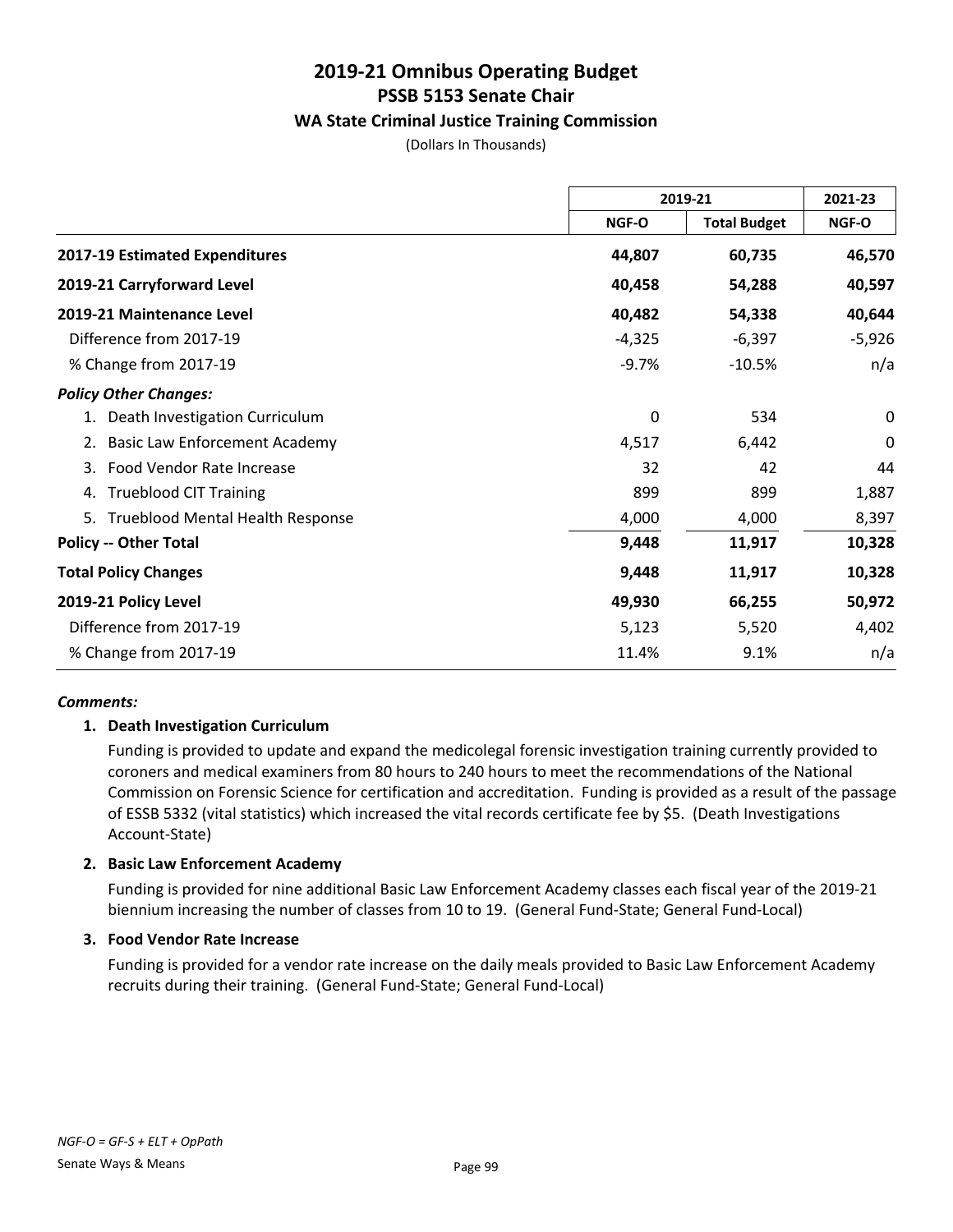# 2019-21 Omnibus Operating Budget
## PSSB 5153 Senate Chair
### WA State Criminal Justice Training Commission

(Dollars In Thousands)

| | 2019-21 | | 2021-23 |
|---|---|---|---|
| | NGF-O | Total Budget | NGF-O |
| **2017-19 Estimated Expenditures** | **44,807** | **60,735** | **46,570** |
| **2019-21 Carryforward Level** | **40,458** | **54,288** | **40,597** |
| **2019-21 Maintenance Level** | **40,482** | **54,338** | **40,644** |
| Difference from 2017-19 | -4,325 | -6,397 | -5,926 |
| % Change from 2017-19 | -9.7% | -10.5% | n/a |
| ***Policy Other Changes:*** | | | |
| 1. Death Investigation Curriculum | 0 | 534 | 0 |
| 2. Basic Law Enforcement Academy | 4,517 | 6,442 | 0 |
| 3. Food Vendor Rate Increase | 32 | 42 | 44 |
| 4. Trueblood CIT Training | 899 | 899 | 1,887 |
| 5. Trueblood Mental Health Response | 4,000 | 4,000 | 8,397 |
| **Policy -- Other Total** | **9,448** | **11,917** | **10,328** |
| **Total Policy Changes** | **9,448** | **11,917** | **10,328** |
| **2019-21 Policy Level** | **49,930** | **66,255** | **50,972** |
| Difference from 2017-19 | 5,123 | 5,520 | 4,402 |
| % Change from 2017-19 | 11.4% | 9.1% | n/a |

***Comments:***

**1. Death Investigation Curriculum**

Funding is provided to update and expand the medicolegal forensic investigation training currently provided to coroners and medical examiners from 80 hours to 240 hours to meet the recommendations of the National Commission on Forensic Science for certification and accreditation. Funding is provided as a result of the passage of ESSB 5332 (vital statistics) which increased the vital records certificate fee by $5. (Death Investigations Account-State)

**2. Basic Law Enforcement Academy**

Funding is provided for nine additional Basic Law Enforcement Academy classes each fiscal year of the 2019-21 biennium increasing the number of classes from 10 to 19. (General Fund-State; General Fund-Local)

**3. Food Vendor Rate Increase**

Funding is provided for a vendor rate increase on the daily meals provided to Basic Law Enforcement Academy recruits during their training. (General Fund-State; General Fund-Local)

*NGF-O = GF-S + ELT + OpPath*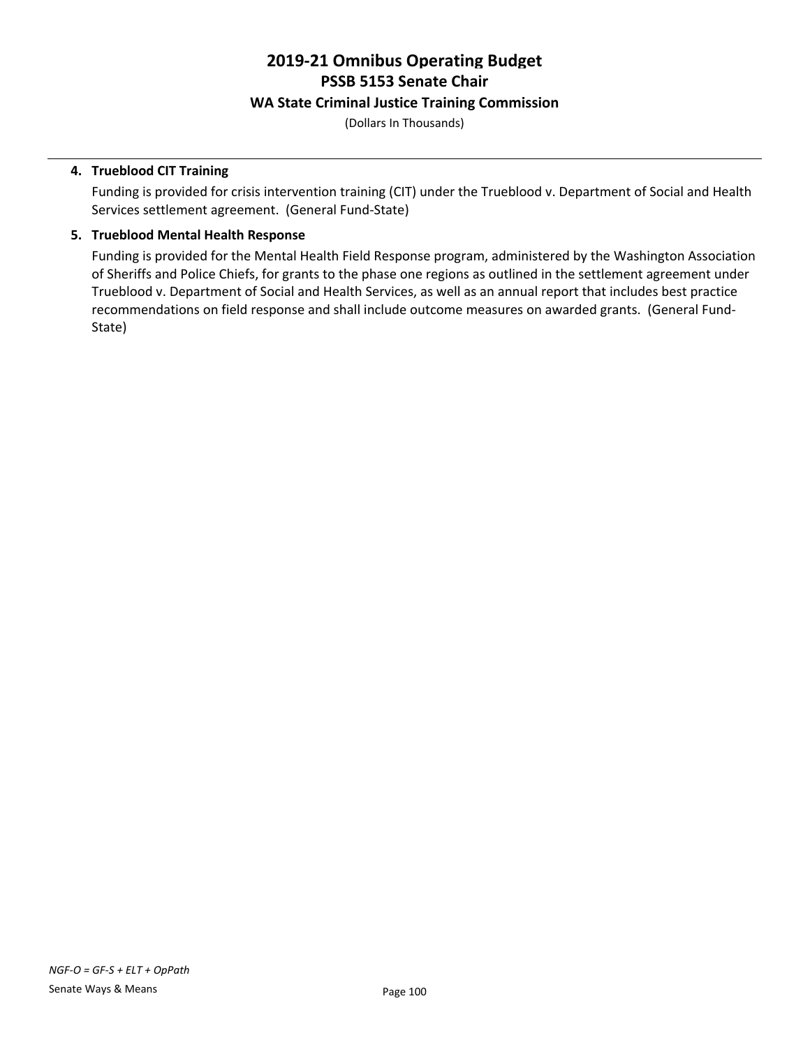# 2019-21 Omnibus Operating Budget
## PSSB 5153 Senate Chair
### WA State Criminal Justice Training Commission
(Dollars In Thousands)

4. **Trueblood CIT Training**

   Funding is provided for crisis intervention training (CIT) under the Trueblood v. Department of Social and Health Services settlement agreement. (General Fund-State)

5. **Trueblood Mental Health Response**

   Funding is provided for the Mental Health Field Response program, administered by the Washington Association of Sheriffs and Police Chiefs, for grants to the phase one regions as outlined in the settlement agreement under Trueblood v. Department of Social and Health Services, as well as an annual report that includes best practice recommendations on field response and shall include outcome measures on awarded grants. (General Fund-State)

*NGF-O = GF-S + ELT + OpPath*

Senate Ways & Means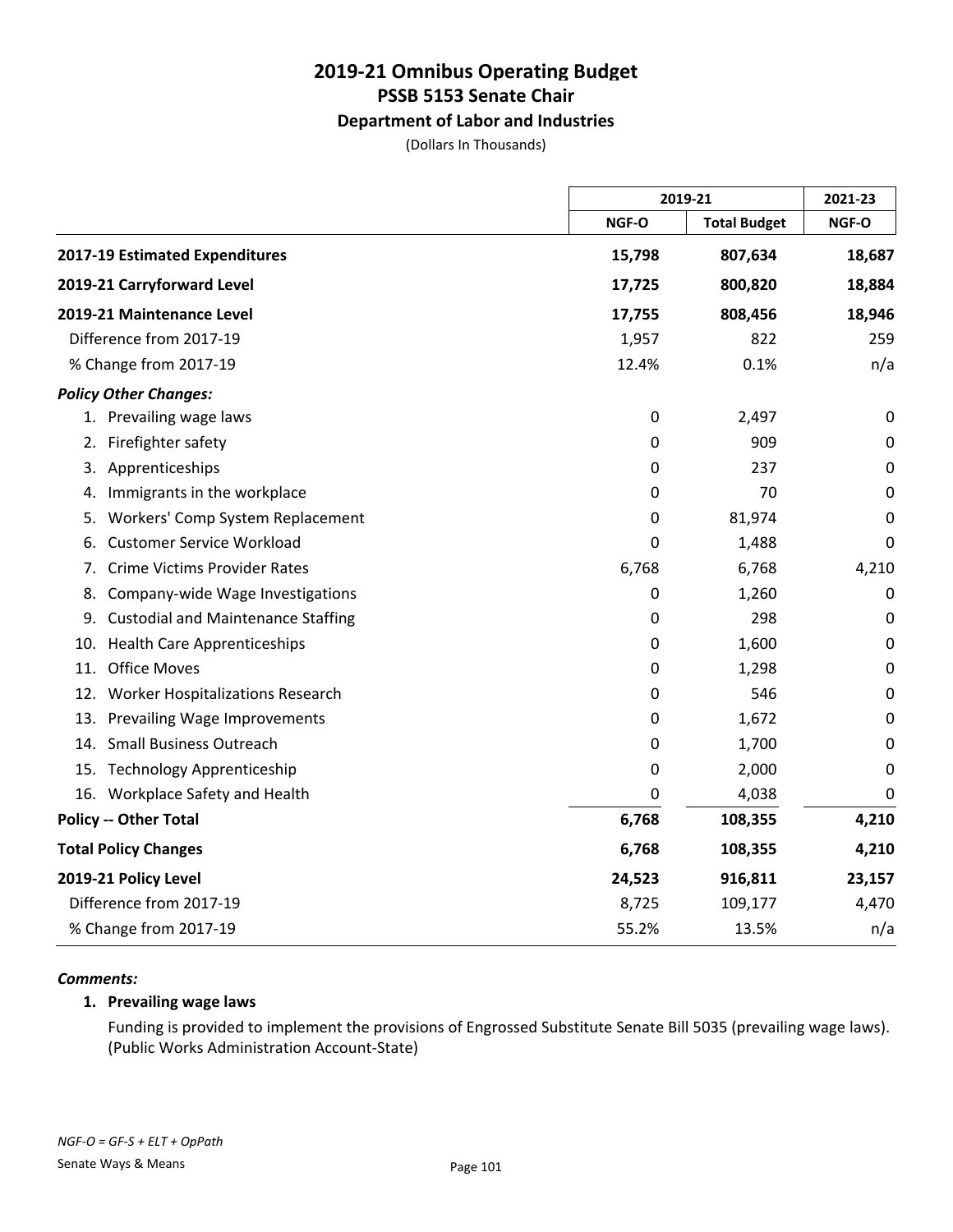# 2019-21 Omnibus Operating Budget

## PSSB 5153 Senate Chair

### Department of Labor and Industries

(Dollars In Thousands)

| | 2019-21 | | 2021-23 |
|---|---|---|---|
| | NGF-O | Total Budget | NGF-O |
| **2017-19 Estimated Expenditures** | **15,798** | **807,634** | **18,687** |
| **2019-21 Carryforward Level** | **17,725** | **800,820** | **18,884** |
| **2019-21 Maintenance Level** | **17,755** | **808,456** | **18,946** |
| Difference from 2017-19 | 1,957 | 822 | 259 |
| % Change from 2017-19 | 12.4% | 0.1% | n/a |
| ***Policy Other Changes:*** | | | |
| 1. Prevailing wage laws | 0 | 2,497 | 0 |
| 2. Firefighter safety | 0 | 909 | 0 |
| 3. Apprenticeships | 0 | 237 | 0 |
| 4. Immigrants in the workplace | 0 | 70 | 0 |
| 5. Workers' Comp System Replacement | 0 | 81,974 | 0 |
| 6. Customer Service Workload | 0 | 1,488 | 0 |
| 7. Crime Victims Provider Rates | 6,768 | 6,768 | 4,210 |
| 8. Company-wide Wage Investigations | 0 | 1,260 | 0 |
| 9. Custodial and Maintenance Staffing | 0 | 298 | 0 |
| 10. Health Care Apprenticeships | 0 | 1,600 | 0 |
| 11. Office Moves | 0 | 1,298 | 0 |
| 12. Worker Hospitalizations Research | 0 | 546 | 0 |
| 13. Prevailing Wage Improvements | 0 | 1,672 | 0 |
| 14. Small Business Outreach | 0 | 1,700 | 0 |
| 15. Technology Apprenticeship | 0 | 2,000 | 0 |
| 16. Workplace Safety and Health | 0 | 4,038 | 0 |
| **Policy -- Other Total** | **6,768** | **108,355** | **4,210** |
| **Total Policy Changes** | **6,768** | **108,355** | **4,210** |
| **2019-21 Policy Level** | **24,523** | **916,811** | **23,157** |
| Difference from 2017-19 | 8,725 | 109,177 | 4,470 |
| % Change from 2017-19 | 55.2% | 13.5% | n/a |

***Comments:***

**1. Prevailing wage laws**

Funding is provided to implement the provisions of Engrossed Substitute Senate Bill 5035 (prevailing wage laws). (Public Works Administration Account-State)

*NGF-O = GF-S + ELT + OpPath*

Senate Ways & Means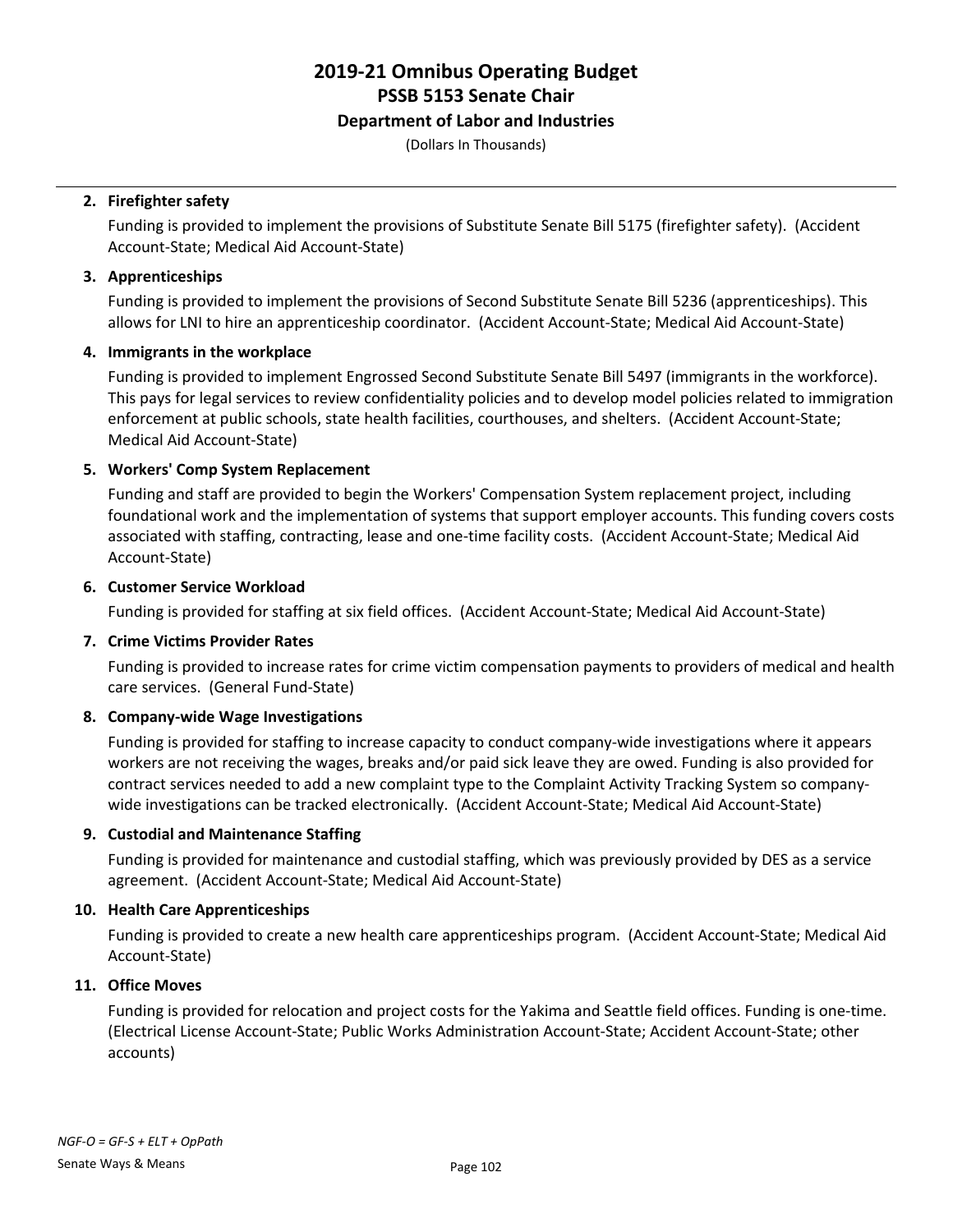**2. Firefighter safety**

Funding is provided to implement the provisions of Substitute Senate Bill 5175 (firefighter safety). (Accident Account-State; Medical Aid Account-State)

**3. Apprenticeships**

Funding is provided to implement the provisions of Second Substitute Senate Bill 5236 (apprenticeships). This allows for LNI to hire an apprenticeship coordinator. (Accident Account-State; Medical Aid Account-State)

**4. Immigrants in the workplace**

Funding is provided to implement Engrossed Second Substitute Senate Bill 5497 (immigrants in the workforce). This pays for legal services to review confidentiality policies and to develop model policies related to immigration enforcement at public schools, state health facilities, courthouses, and shelters. (Accident Account-State; Medical Aid Account-State)

**5. Workers' Comp System Replacement**

Funding and staff are provided to begin the Workers' Compensation System replacement project, including foundational work and the implementation of systems that support employer accounts. This funding covers costs associated with staffing, contracting, lease and one-time facility costs. (Accident Account-State; Medical Aid Account-State)

**6. Customer Service Workload**

Funding is provided for staffing at six field offices. (Accident Account-State; Medical Aid Account-State)

**7. Crime Victims Provider Rates**

Funding is provided to increase rates for crime victim compensation payments to providers of medical and health care services. (General Fund-State)

**8. Company-wide Wage Investigations**

Funding is provided for staffing to increase capacity to conduct company-wide investigations where it appears workers are not receiving the wages, breaks and/or paid sick leave they are owed. Funding is also provided for contract services needed to add a new complaint type to the Complaint Activity Tracking System so company-wide investigations can be tracked electronically. (Accident Account-State; Medical Aid Account-State)

**9. Custodial and Maintenance Staffing**

Funding is provided for maintenance and custodial staffing, which was previously provided by DES as a service agreement. (Accident Account-State; Medical Aid Account-State)

**10. Health Care Apprenticeships**

Funding is provided to create a new health care apprenticeships program. (Accident Account-State; Medical Aid Account-State)

**11. Office Moves**

Funding is provided for relocation and project costs for the Yakima and Seattle field offices. Funding is one-time. (Electrical License Account-State; Public Works Administration Account-State; Accident Account-State; other accounts)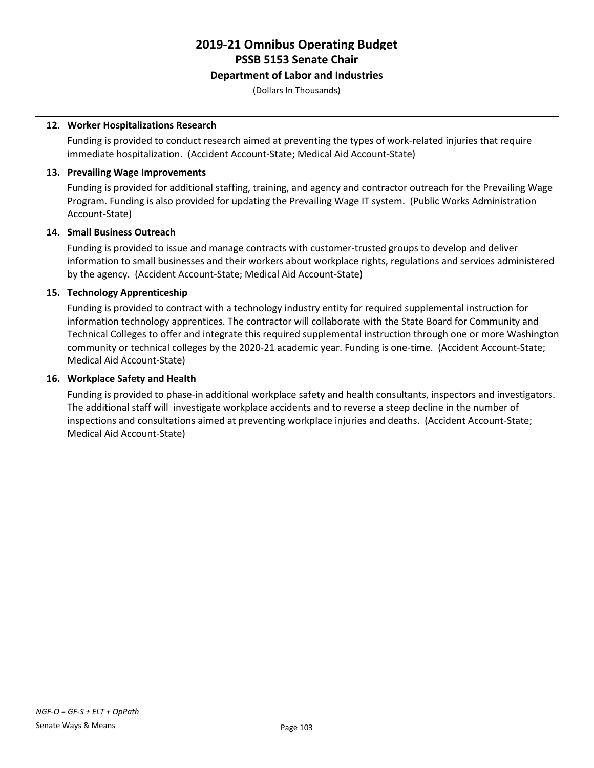**12. Worker Hospitalizations Research**

Funding is provided to conduct research aimed at preventing the types of work-related injuries that require immediate hospitalization. (Accident Account-State; Medical Aid Account-State)

**13. Prevailing Wage Improvements**

Funding is provided for additional staffing, training, and agency and contractor outreach for the Prevailing Wage Program. Funding is also provided for updating the Prevailing Wage IT system. (Public Works Administration Account-State)

**14. Small Business Outreach**

Funding is provided to issue and manage contracts with customer-trusted groups to develop and deliver information to small businesses and their workers about workplace rights, regulations and services administered by the agency. (Accident Account-State; Medical Aid Account-State)

**15. Technology Apprenticeship**

Funding is provided to contract with a technology industry entity for required supplemental instruction for information technology apprentices. The contractor will collaborate with the State Board for Community and Technical Colleges to offer and integrate this required supplemental instruction through one or more Washington community or technical colleges by the 2020-21 academic year. Funding is one-time. (Accident Account-State; Medical Aid Account-State)

**16. Workplace Safety and Health**

Funding is provided to phase-in additional workplace safety and health consultants, inspectors and investigators. The additional staff will investigate workplace accidents and to reverse a steep decline in the number of inspections and consultations aimed at preventing workplace injuries and deaths. (Accident Account-State; Medical Aid Account-State)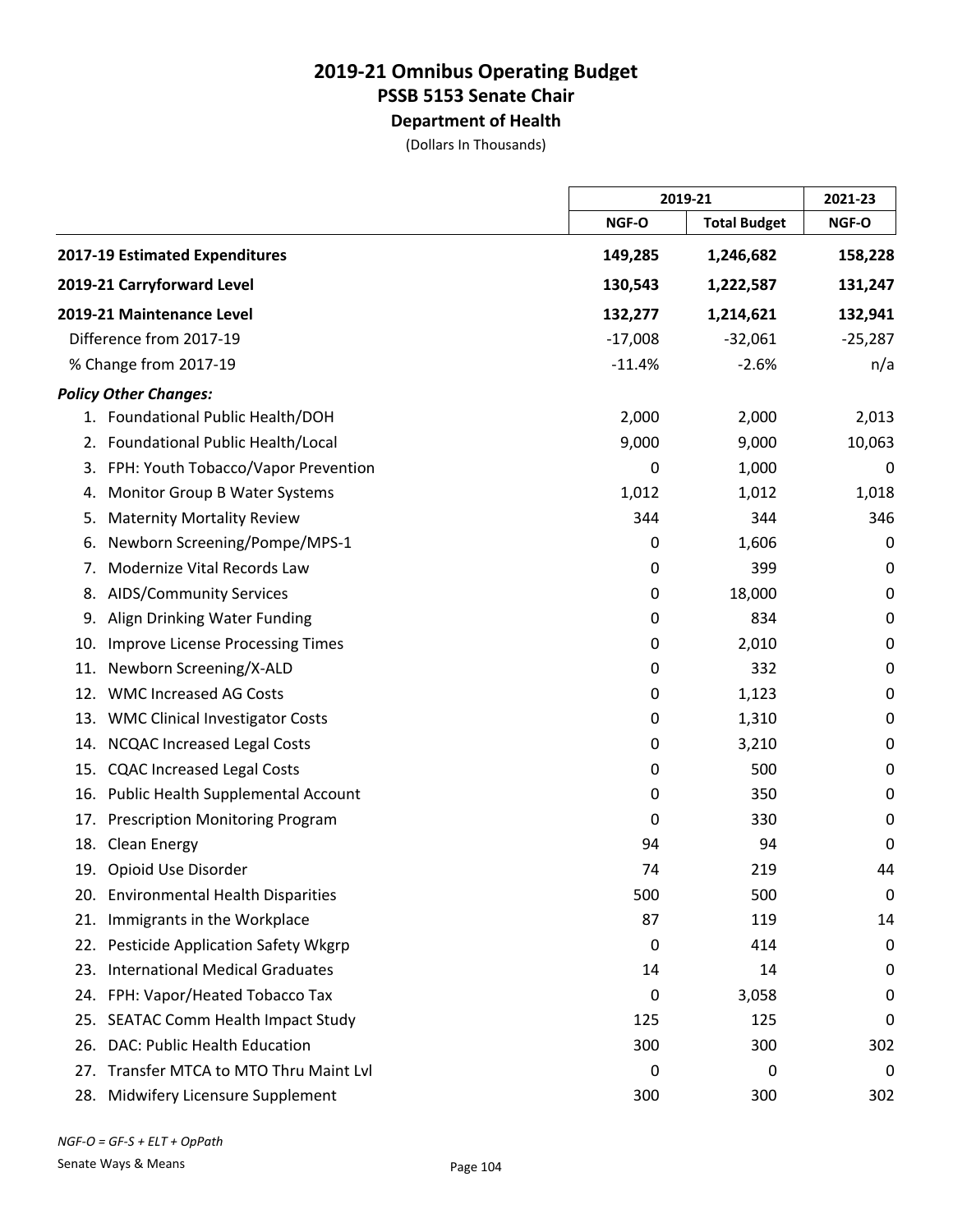# 2019-21 Omnibus Operating Budget
## PSSB 5153 Senate Chair
### Department of Health
(Dollars In Thousands)

| | 2019-21 | | 2021-23 |
|---|---|---|---|
| | NGF-O | Total Budget | NGF-O |
| **2017-19 Estimated Expenditures** | **149,285** | **1,246,682** | **158,228** |
| **2019-21 Carryforward Level** | **130,543** | **1,222,587** | **131,247** |
| **2019-21 Maintenance Level** | **132,277** | **1,214,621** | **132,941** |
| Difference from 2017-19 | -17,008 | -32,061 | -25,287 |
| % Change from 2017-19 | -11.4% | -2.6% | n/a |
| ***Policy Other Changes:*** | | | |
| 1. Foundational Public Health/DOH | 2,000 | 2,000 | 2,013 |
| 2. Foundational Public Health/Local | 9,000 | 9,000 | 10,063 |
| 3. FPH: Youth Tobacco/Vapor Prevention | 0 | 1,000 | 0 |
| 4. Monitor Group B Water Systems | 1,012 | 1,012 | 1,018 |
| 5. Maternity Mortality Review | 344 | 344 | 346 |
| 6. Newborn Screening/Pompe/MPS-1 | 0 | 1,606 | 0 |
| 7. Modernize Vital Records Law | 0 | 399 | 0 |
| 8. AIDS/Community Services | 0 | 18,000 | 0 |
| 9. Align Drinking Water Funding | 0 | 834 | 0 |
| 10. Improve License Processing Times | 0 | 2,010 | 0 |
| 11. Newborn Screening/X-ALD | 0 | 332 | 0 |
| 12. WMC Increased AG Costs | 0 | 1,123 | 0 |
| 13. WMC Clinical Investigator Costs | 0 | 1,310 | 0 |
| 14. NCQAC Increased Legal Costs | 0 | 3,210 | 0 |
| 15. CQAC Increased Legal Costs | 0 | 500 | 0 |
| 16. Public Health Supplemental Account | 0 | 350 | 0 |
| 17. Prescription Monitoring Program | 0 | 330 | 0 |
| 18. Clean Energy | 94 | 94 | 0 |
| 19. Opioid Use Disorder | 74 | 219 | 44 |
| 20. Environmental Health Disparities | 500 | 500 | 0 |
| 21. Immigrants in the Workplace | 87 | 119 | 14 |
| 22. Pesticide Application Safety Wkgrp | 0 | 414 | 0 |
| 23. International Medical Graduates | 14 | 14 | 0 |
| 24. FPH: Vapor/Heated Tobacco Tax | 0 | 3,058 | 0 |
| 25. SEATAC Comm Health Impact Study | 125 | 125 | 0 |
| 26. DAC: Public Health Education | 300 | 300 | 302 |
| 27. Transfer MTCA to MTO Thru Maint Lvl | 0 | 0 | 0 |
| 28. Midwifery Licensure Supplement | 300 | 300 | 302 |

*NGF-O = GF-S + ELT + OpPath*

Senate Ways & Means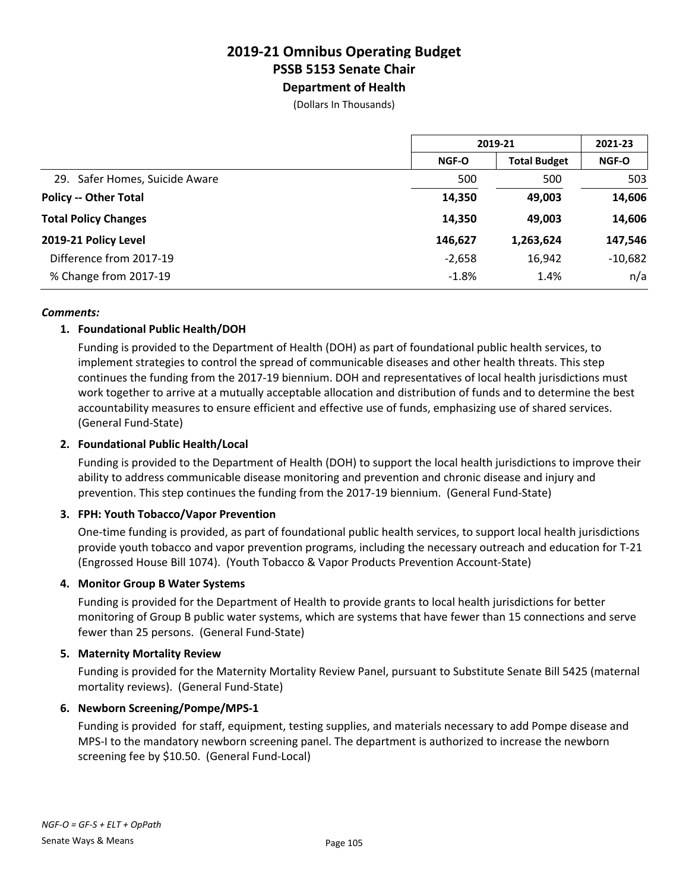# 2019-21 Omnibus Operating Budget
## PSSB 5153 Senate Chair
### Department of Health
(Dollars In Thousands)

| | 2019-21 | | 2021-23 |
|---|---|---|---|
| | NGF-O | Total Budget | NGF-O |
| 29. Safer Homes, Suicide Aware | 500 | 500 | 503 |
| **Policy -- Other Total** | **14,350** | **49,003** | **14,606** |
| **Total Policy Changes** | **14,350** | **49,003** | **14,606** |
| **2019-21 Policy Level** | **146,627** | **1,263,624** | **147,546** |
| Difference from 2017-19 | -2,658 | 16,942 | -10,682 |
| % Change from 2017-19 | -1.8% | 1.4% | n/a |

***Comments:***

1. **Foundational Public Health/DOH**

   Funding is provided to the Department of Health (DOH) as part of foundational public health services, to implement strategies to control the spread of communicable diseases and other health threats. This step continues the funding from the 2017-19 biennium. DOH and representatives of local health jurisdictions must work together to arrive at a mutually acceptable allocation and distribution of funds and to determine the best accountability measures to ensure efficient and effective use of funds, emphasizing use of shared services. (General Fund-State)

2. **Foundational Public Health/Local**

   Funding is provided to the Department of Health (DOH) to support the local health jurisdictions to improve their ability to address communicable disease monitoring and prevention and chronic disease and injury and prevention. This step continues the funding from the 2017-19 biennium. (General Fund-State)

3. **FPH: Youth Tobacco/Vapor Prevention**

   One-time funding is provided, as part of foundational public health services, to support local health jurisdictions provide youth tobacco and vapor prevention programs, including the necessary outreach and education for T-21 (Engrossed House Bill 1074). (Youth Tobacco & Vapor Products Prevention Account-State)

4. **Monitor Group B Water Systems**

   Funding is provided for the Department of Health to provide grants to local health jurisdictions for better monitoring of Group B public water systems, which are systems that have fewer than 15 connections and serve fewer than 25 persons. (General Fund-State)

5. **Maternity Mortality Review**

   Funding is provided for the Maternity Mortality Review Panel, pursuant to Substitute Senate Bill 5425 (maternal mortality reviews). (General Fund-State)

6. **Newborn Screening/Pompe/MPS-1**

   Funding is provided for staff, equipment, testing supplies, and materials necessary to add Pompe disease and MPS-I to the mandatory newborn screening panel. The department is authorized to increase the newborn screening fee by $10.50. (General Fund-Local)

*NGF-O = GF-S + ELT + OpPath*

Senate Ways & Means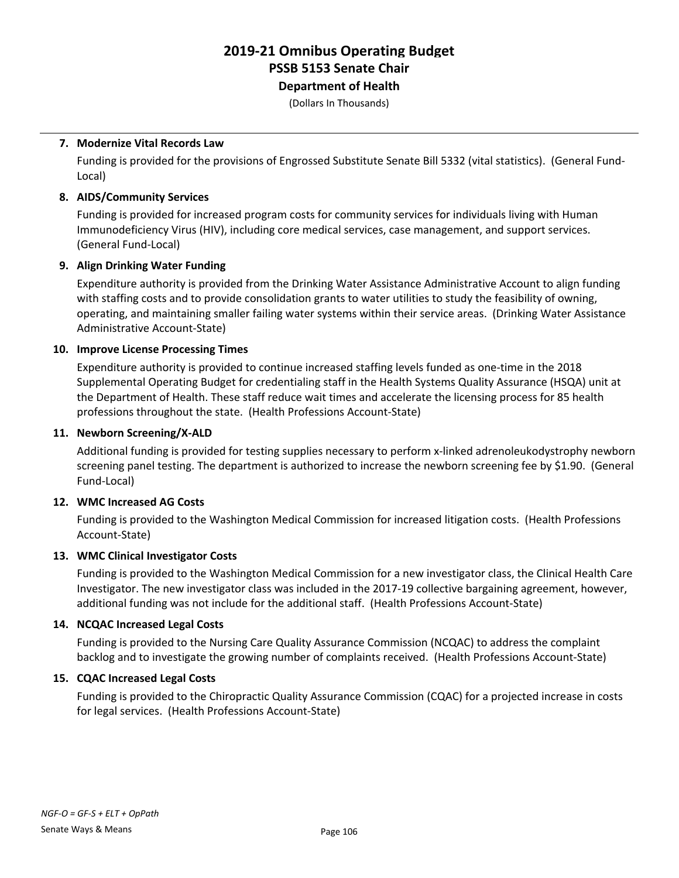# 2019-21 Omnibus Operating Budget
## PSSB 5153 Senate Chair
### Department of Health

(Dollars In Thousands)

7. **Modernize Vital Records Law**

   Funding is provided for the provisions of Engrossed Substitute Senate Bill 5332 (vital statistics). (General Fund-Local)

8. **AIDS/Community Services**

   Funding is provided for increased program costs for community services for individuals living with Human Immunodeficiency Virus (HIV), including core medical services, case management, and support services. (General Fund-Local)

9. **Align Drinking Water Funding**

   Expenditure authority is provided from the Drinking Water Assistance Administrative Account to align funding with staffing costs and to provide consolidation grants to water utilities to study the feasibility of owning, operating, and maintaining smaller failing water systems within their service areas. (Drinking Water Assistance Administrative Account-State)

10. **Improve License Processing Times**

    Expenditure authority is provided to continue increased staffing levels funded as one-time in the 2018 Supplemental Operating Budget for credentialing staff in the Health Systems Quality Assurance (HSQA) unit at the Department of Health. These staff reduce wait times and accelerate the licensing process for 85 health professions throughout the state. (Health Professions Account-State)

11. **Newborn Screening/X-ALD**

    Additional funding is provided for testing supplies necessary to perform x-linked adrenoleukodystrophy newborn screening panel testing. The department is authorized to increase the newborn screening fee by $1.90. (General Fund-Local)

12. **WMC Increased AG Costs**

    Funding is provided to the Washington Medical Commission for increased litigation costs. (Health Professions Account-State)

13. **WMC Clinical Investigator Costs**

    Funding is provided to the Washington Medical Commission for a new investigator class, the Clinical Health Care Investigator. The new investigator class was included in the 2017-19 collective bargaining agreement, however, additional funding was not include for the additional staff. (Health Professions Account-State)

14. **NCQAC Increased Legal Costs**

    Funding is provided to the Nursing Care Quality Assurance Commission (NCQAC) to address the complaint backlog and to investigate the growing number of complaints received. (Health Professions Account-State)

15. **CQAC Increased Legal Costs**

    Funding is provided to the Chiropractic Quality Assurance Commission (CQAC) for a projected increase in costs for legal services. (Health Professions Account-State)

*NGF-O = GF-S + ELT + OpPath*

Senate Ways & Means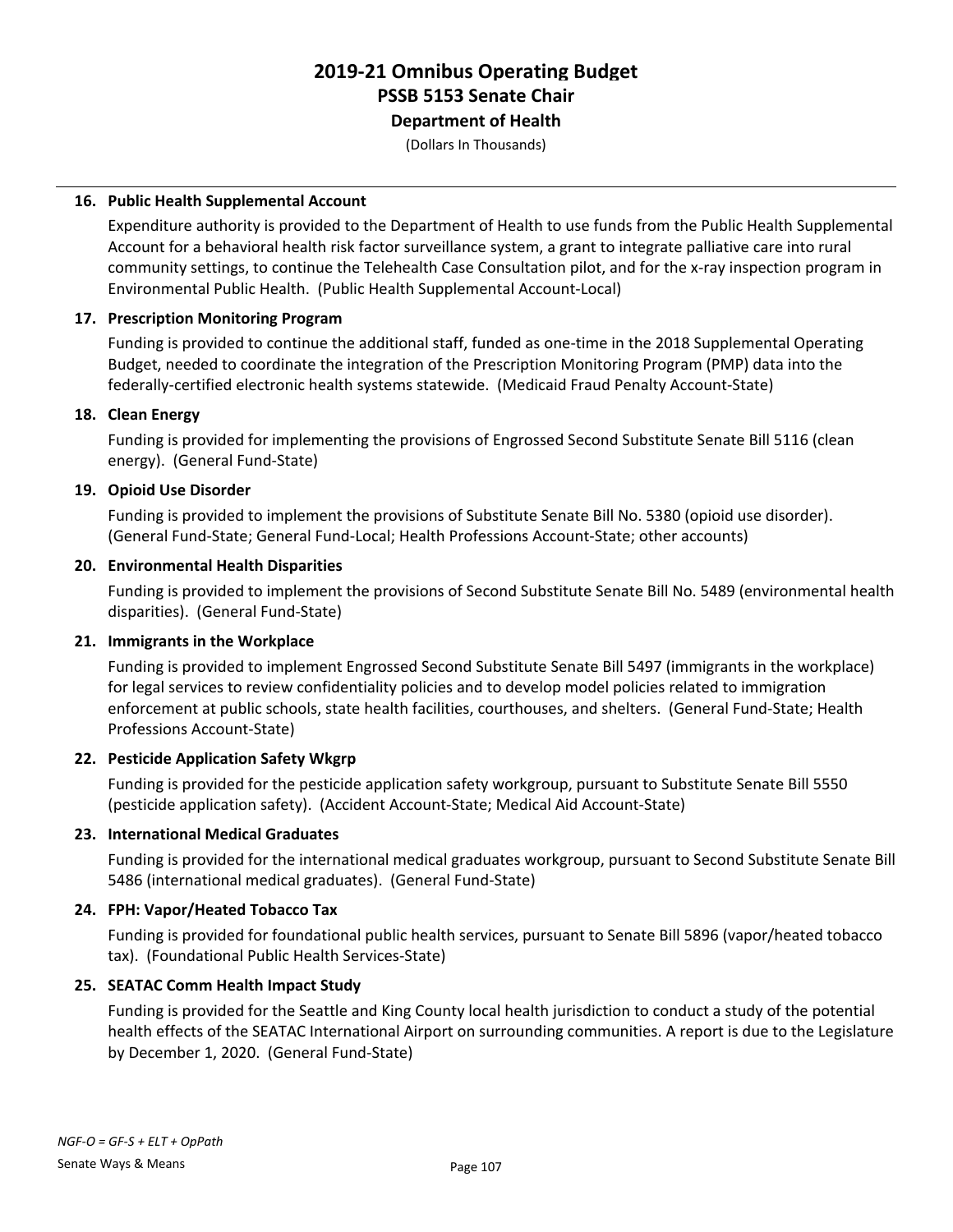# 2019-21 Omnibus Operating Budget
## PSSB 5153 Senate Chair
### Department of Health

(Dollars In Thousands)

**16. Public Health Supplemental Account**

Expenditure authority is provided to the Department of Health to use funds from the Public Health Supplemental Account for a behavioral health risk factor surveillance system, a grant to integrate palliative care into rural community settings, to continue the Telehealth Case Consultation pilot, and for the x-ray inspection program in Environmental Public Health. (Public Health Supplemental Account-Local)

**17. Prescription Monitoring Program**

Funding is provided to continue the additional staff, funded as one-time in the 2018 Supplemental Operating Budget, needed to coordinate the integration of the Prescription Monitoring Program (PMP) data into the federally-certified electronic health systems statewide. (Medicaid Fraud Penalty Account-State)

**18. Clean Energy**

Funding is provided for implementing the provisions of Engrossed Second Substitute Senate Bill 5116 (clean energy). (General Fund-State)

**19. Opioid Use Disorder**

Funding is provided to implement the provisions of Substitute Senate Bill No. 5380 (opioid use disorder). (General Fund-State; General Fund-Local; Health Professions Account-State; other accounts)

**20. Environmental Health Disparities**

Funding is provided to implement the provisions of Second Substitute Senate Bill No. 5489 (environmental health disparities). (General Fund-State)

**21. Immigrants in the Workplace**

Funding is provided to implement Engrossed Second Substitute Senate Bill 5497 (immigrants in the workplace) for legal services to review confidentiality policies and to develop model policies related to immigration enforcement at public schools, state health facilities, courthouses, and shelters. (General Fund-State; Health Professions Account-State)

**22. Pesticide Application Safety Wkgrp**

Funding is provided for the pesticide application safety workgroup, pursuant to Substitute Senate Bill 5550 (pesticide application safety). (Accident Account-State; Medical Aid Account-State)

**23. International Medical Graduates**

Funding is provided for the international medical graduates workgroup, pursuant to Second Substitute Senate Bill 5486 (international medical graduates). (General Fund-State)

**24. FPH: Vapor/Heated Tobacco Tax**

Funding is provided for foundational public health services, pursuant to Senate Bill 5896 (vapor/heated tobacco tax). (Foundational Public Health Services-State)

**25. SEATAC Comm Health Impact Study**

Funding is provided for the Seattle and King County local health jurisdiction to conduct a study of the potential health effects of the SEATAC International Airport on surrounding communities. A report is due to the Legislature by December 1, 2020. (General Fund-State)

*NGF-O = GF-S + ELT + OpPath*

Senate Ways & Means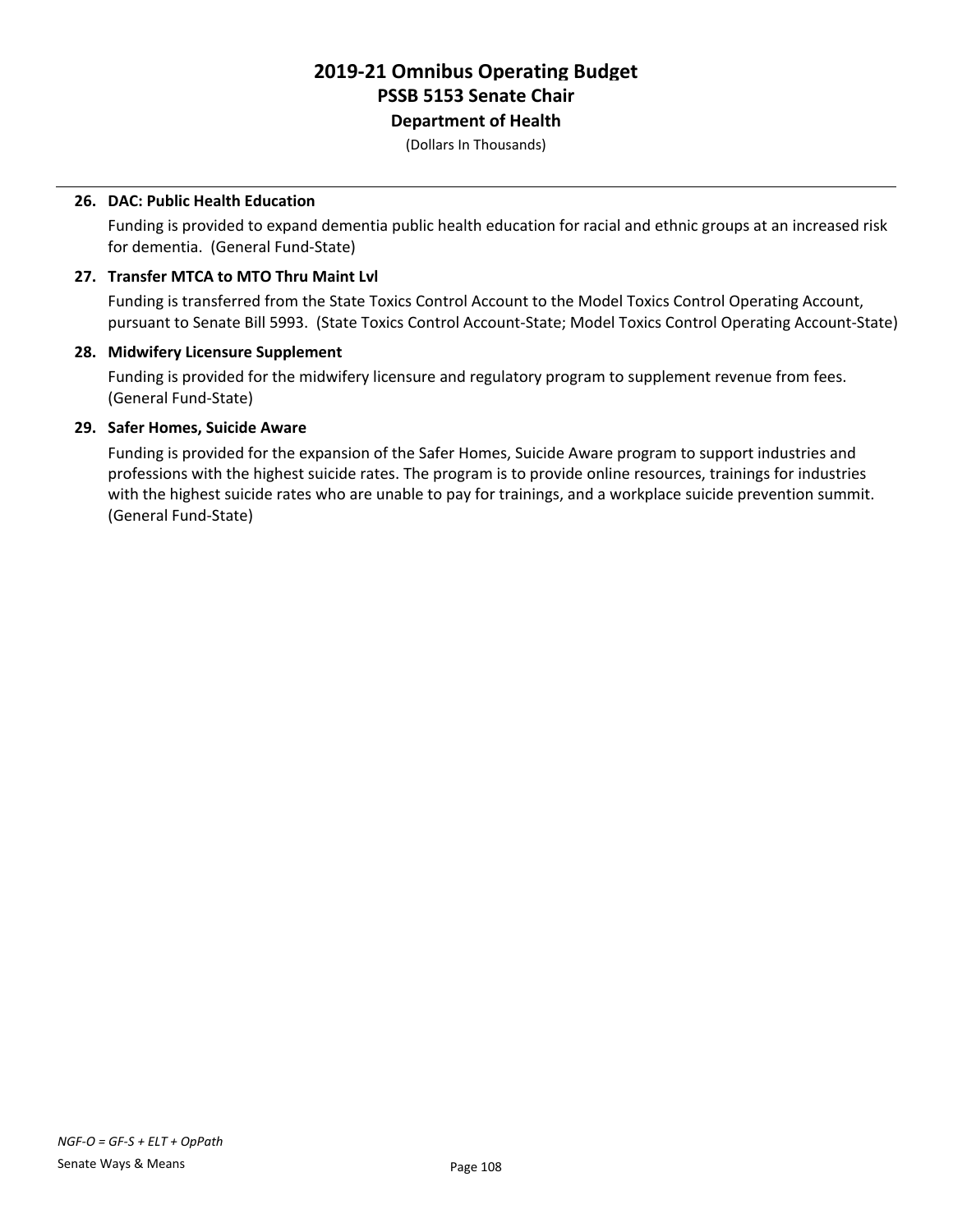**26. DAC: Public Health Education**

Funding is provided to expand dementia public health education for racial and ethnic groups at an increased risk for dementia. (General Fund-State)

**27. Transfer MTCA to MTO Thru Maint Lvl**

Funding is transferred from the State Toxics Control Account to the Model Toxics Control Operating Account, pursuant to Senate Bill 5993. (State Toxics Control Account-State; Model Toxics Control Operating Account-State)

**28. Midwifery Licensure Supplement**

Funding is provided for the midwifery licensure and regulatory program to supplement revenue from fees. (General Fund-State)

**29. Safer Homes, Suicide Aware**

Funding is provided for the expansion of the Safer Homes, Suicide Aware program to support industries and professions with the highest suicide rates. The program is to provide online resources, trainings for industries with the highest suicide rates who are unable to pay for trainings, and a workplace suicide prevention summit. (General Fund-State)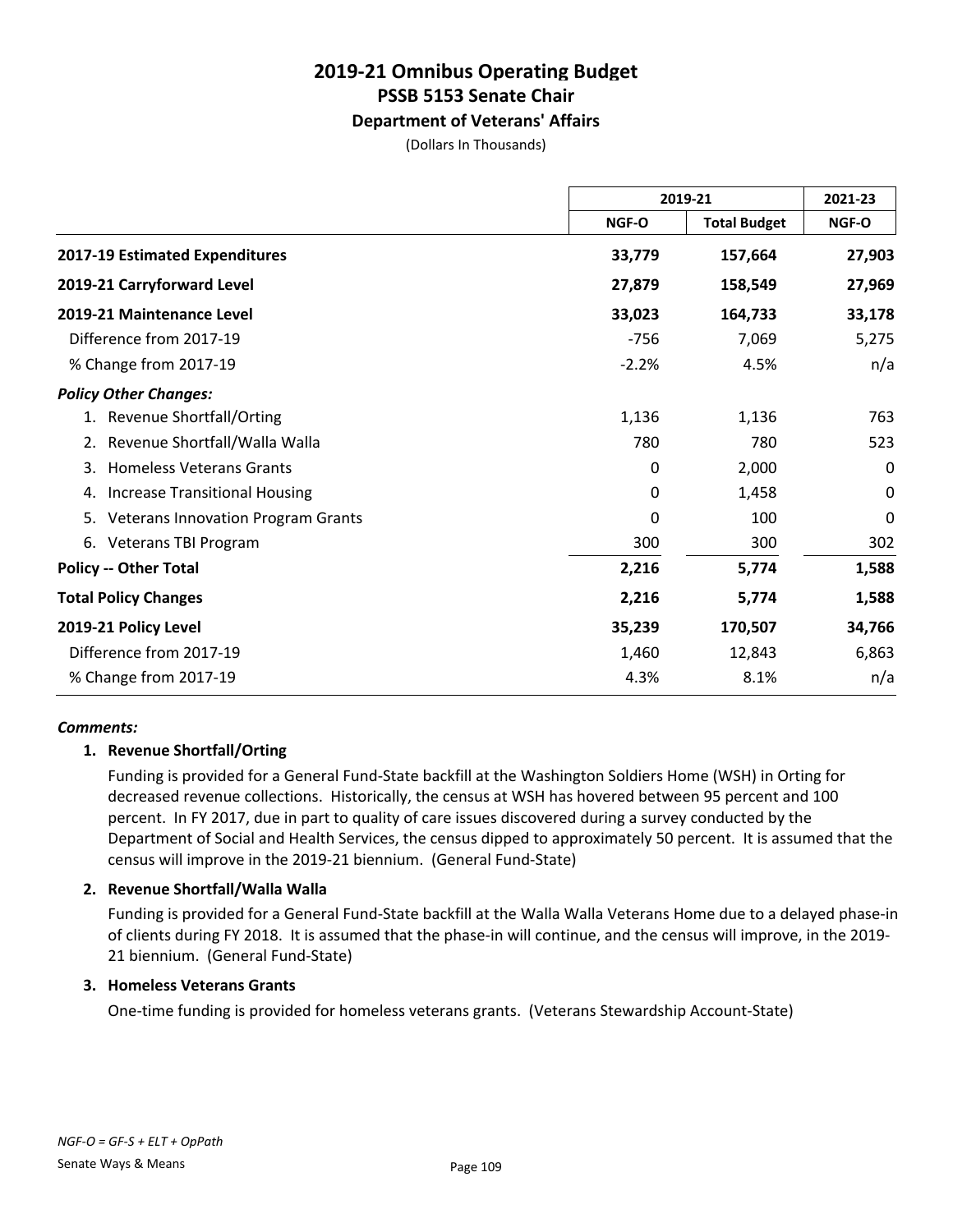# 2019-21 Omnibus Operating Budget
## PSSB 5153 Senate Chair
### Department of Veterans' Affairs
(Dollars In Thousands)

| | 2019-21 | | 2021-23 |
|---|---|---|---|
| | NGF-O | Total Budget | NGF-O |
| **2017-19 Estimated Expenditures** | **33,779** | **157,664** | **27,903** |
| **2019-21 Carryforward Level** | **27,879** | **158,549** | **27,969** |
| **2019-21 Maintenance Level** | **33,023** | **164,733** | **33,178** |
| Difference from 2017-19 | -756 | 7,069 | 5,275 |
| % Change from 2017-19 | -2.2% | 4.5% | n/a |
| ***Policy Other Changes:*** | | | |
| 1. Revenue Shortfall/Orting | 1,136 | 1,136 | 763 |
| 2. Revenue Shortfall/Walla Walla | 780 | 780 | 523 |
| 3. Homeless Veterans Grants | 0 | 2,000 | 0 |
| 4. Increase Transitional Housing | 0 | 1,458 | 0 |
| 5. Veterans Innovation Program Grants | 0 | 100 | 0 |
| 6. Veterans TBI Program | 300 | 300 | 302 |
| **Policy -- Other Total** | **2,216** | **5,774** | **1,588** |
| **Total Policy Changes** | **2,216** | **5,774** | **1,588** |
| **2019-21 Policy Level** | **35,239** | **170,507** | **34,766** |
| Difference from 2017-19 | 1,460 | 12,843 | 6,863 |
| % Change from 2017-19 | 4.3% | 8.1% | n/a |

***Comments:***

**1. Revenue Shortfall/Orting**

Funding is provided for a General Fund-State backfill at the Washington Soldiers Home (WSH) in Orting for decreased revenue collections. Historically, the census at WSH has hovered between 95 percent and 100 percent. In FY 2017, due in part to quality of care issues discovered during a survey conducted by the Department of Social and Health Services, the census dipped to approximately 50 percent. It is assumed that the census will improve in the 2019-21 biennium. (General Fund-State)

**2. Revenue Shortfall/Walla Walla**

Funding is provided for a General Fund-State backfill at the Walla Walla Veterans Home due to a delayed phase-in of clients during FY 2018. It is assumed that the phase-in will continue, and the census will improve, in the 2019-21 biennium. (General Fund-State)

**3. Homeless Veterans Grants**

One-time funding is provided for homeless veterans grants. (Veterans Stewardship Account-State)

*NGF-O = GF-S + ELT + OpPath*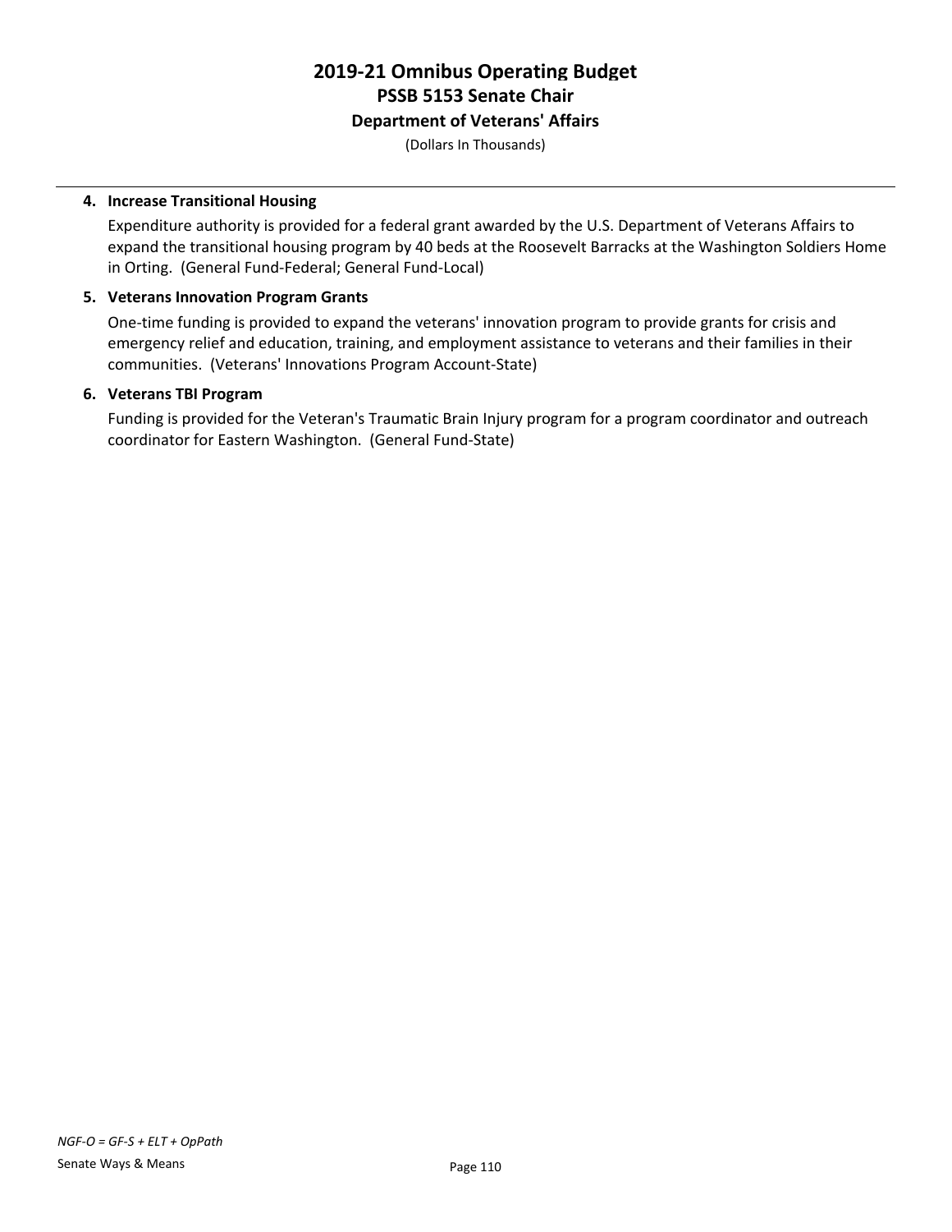**4. Increase Transitional Housing**

Expenditure authority is provided for a federal grant awarded by the U.S. Department of Veterans Affairs to expand the transitional housing program by 40 beds at the Roosevelt Barracks at the Washington Soldiers Home in Orting. (General Fund-Federal; General Fund-Local)

**5. Veterans Innovation Program Grants**

One-time funding is provided to expand the veterans' innovation program to provide grants for crisis and emergency relief and education, training, and employment assistance to veterans and their families in their communities. (Veterans' Innovations Program Account-State)

**6. Veterans TBI Program**

Funding is provided for the Veteran's Traumatic Brain Injury program for a program coordinator and outreach coordinator for Eastern Washington. (General Fund-State)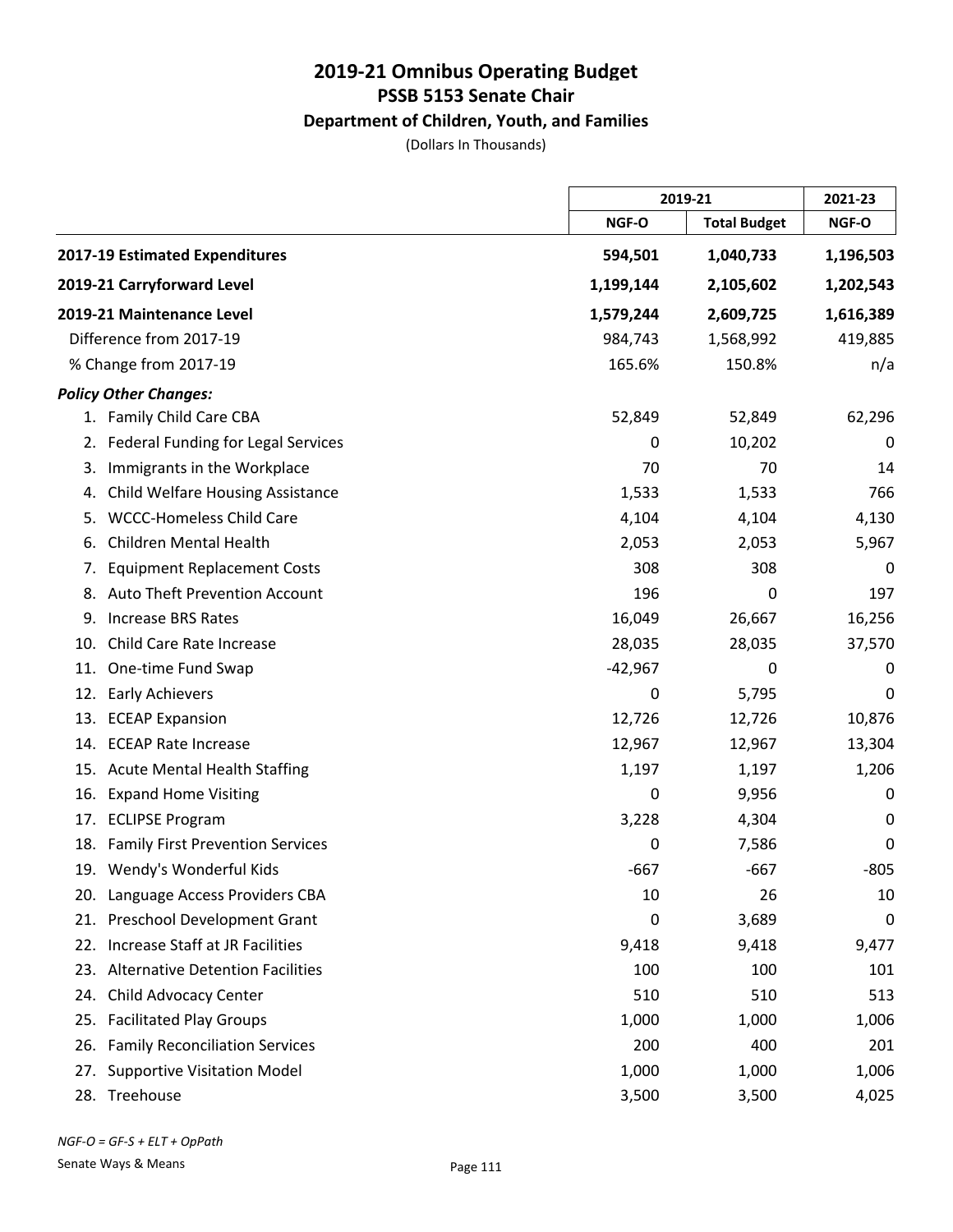# 2019-21 Omnibus Operating Budget
## PSSB 5153 Senate Chair
### Department of Children, Youth, and Families
(Dollars In Thousands)

| | 2019-21 | | 2021-23 |
|---|---|---|---|
| | NGF-O | Total Budget | NGF-O |
| **2017-19 Estimated Expenditures** | **594,501** | **1,040,733** | **1,196,503** |
| **2019-21 Carryforward Level** | **1,199,144** | **2,105,602** | **1,202,543** |
| **2019-21 Maintenance Level** | **1,579,244** | **2,609,725** | **1,616,389** |
| Difference from 2017-19 | 984,743 | 1,568,992 | 419,885 |
| % Change from 2017-19 | 165.6% | 150.8% | n/a |
| ***Policy Other Changes:*** | | | |
| 1. Family Child Care CBA | 52,849 | 52,849 | 62,296 |
| 2. Federal Funding for Legal Services | 0 | 10,202 | 0 |
| 3. Immigrants in the Workplace | 70 | 70 | 14 |
| 4. Child Welfare Housing Assistance | 1,533 | 1,533 | 766 |
| 5. WCCC-Homeless Child Care | 4,104 | 4,104 | 4,130 |
| 6. Children Mental Health | 2,053 | 2,053 | 5,967 |
| 7. Equipment Replacement Costs | 308 | 308 | 0 |
| 8. Auto Theft Prevention Account | 196 | 0 | 197 |
| 9. Increase BRS Rates | 16,049 | 26,667 | 16,256 |
| 10. Child Care Rate Increase | 28,035 | 28,035 | 37,570 |
| 11. One-time Fund Swap | -42,967 | 0 | 0 |
| 12. Early Achievers | 0 | 5,795 | 0 |
| 13. ECEAP Expansion | 12,726 | 12,726 | 10,876 |
| 14. ECEAP Rate Increase | 12,967 | 12,967 | 13,304 |
| 15. Acute Mental Health Staffing | 1,197 | 1,197 | 1,206 |
| 16. Expand Home Visiting | 0 | 9,956 | 0 |
| 17. ECLIPSE Program | 3,228 | 4,304 | 0 |
| 18. Family First Prevention Services | 0 | 7,586 | 0 |
| 19. Wendy's Wonderful Kids | -667 | -667 | -805 |
| 20. Language Access Providers CBA | 10 | 26 | 10 |
| 21. Preschool Development Grant | 0 | 3,689 | 0 |
| 22. Increase Staff at JR Facilities | 9,418 | 9,418 | 9,477 |
| 23. Alternative Detention Facilities | 100 | 100 | 101 |
| 24. Child Advocacy Center | 510 | 510 | 513 |
| 25. Facilitated Play Groups | 1,000 | 1,000 | 1,006 |
| 26. Family Reconciliation Services | 200 | 400 | 201 |
| 27. Supportive Visitation Model | 1,000 | 1,000 | 1,006 |
| 28. Treehouse | 3,500 | 3,500 | 4,025 |

*NGF-O = GF-S + ELT + OpPath*

Senate Ways & Means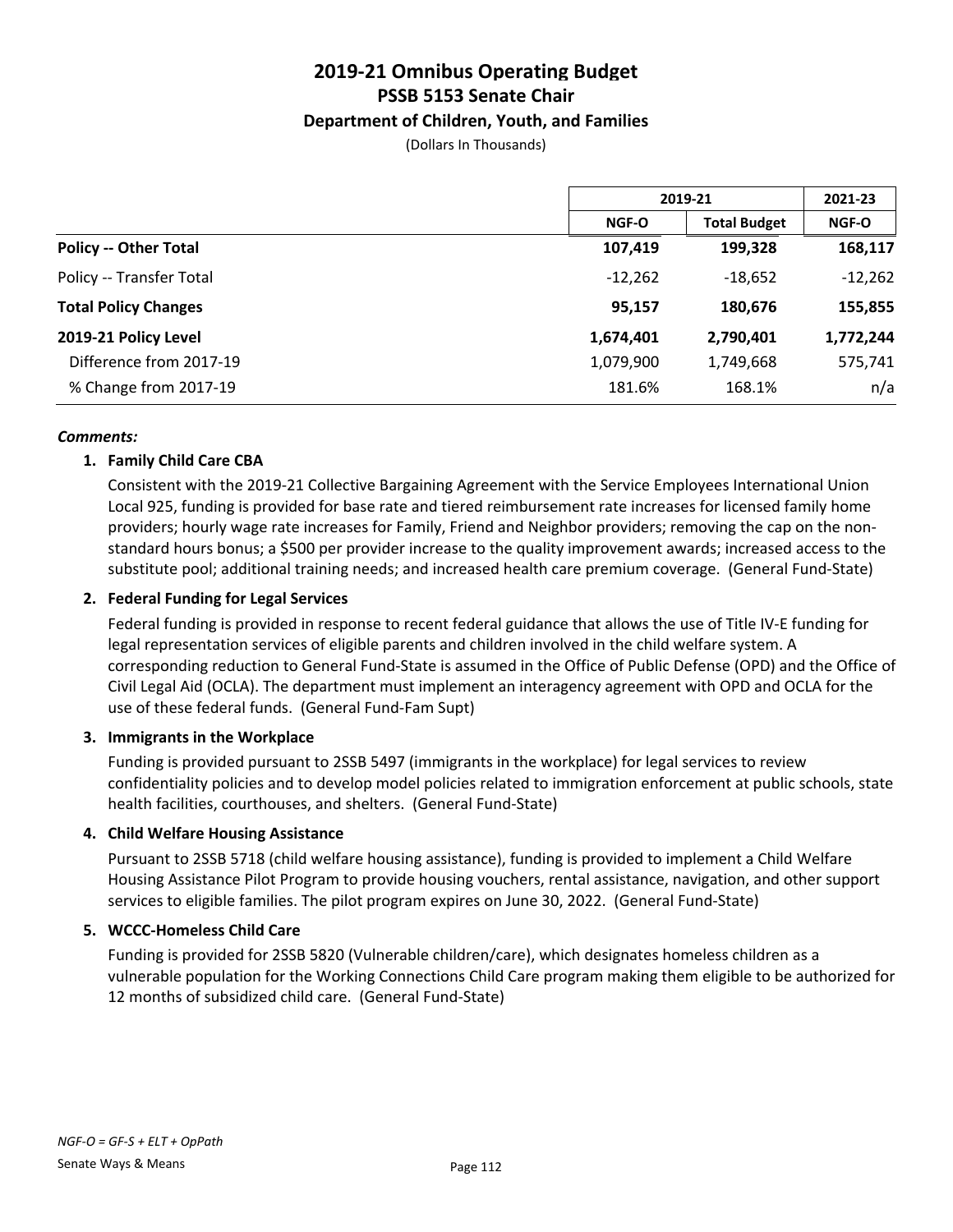# 2019-21 Omnibus Operating Budget
## PSSB 5153 Senate Chair
### Department of Children, Youth, and Families

(Dollars In Thousands)

| | 2019-21 | | 2021-23 |
|---|---|---|---|
| | NGF-O | Total Budget | NGF-O |
| **Policy -- Other Total** | **107,419** | **199,328** | **168,117** |
| Policy -- Transfer Total | -12,262 | -18,652 | -12,262 |
| **Total Policy Changes** | **95,157** | **180,676** | **155,855** |
| **2019-21 Policy Level** | **1,674,401** | **2,790,401** | **1,772,244** |
| Difference from 2017-19 | 1,079,900 | 1,749,668 | 575,741 |
| % Change from 2017-19 | 181.6% | 168.1% | n/a |

***Comments:***

1. **Family Child Care CBA**

   Consistent with the 2019-21 Collective Bargaining Agreement with the Service Employees International Union Local 925, funding is provided for base rate and tiered reimbursement rate increases for licensed family home providers; hourly wage rate increases for Family, Friend and Neighbor providers; removing the cap on the non-standard hours bonus; a $500 per provider increase to the quality improvement awards; increased access to the substitute pool; additional training needs; and increased health care premium coverage. (General Fund-State)

2. **Federal Funding for Legal Services**

   Federal funding is provided in response to recent federal guidance that allows the use of Title IV-E funding for legal representation services of eligible parents and children involved in the child welfare system. A corresponding reduction to General Fund-State is assumed in the Office of Public Defense (OPD) and the Office of Civil Legal Aid (OCLA). The department must implement an interagency agreement with OPD and OCLA for the use of these federal funds. (General Fund-Fam Supt)

3. **Immigrants in the Workplace**

   Funding is provided pursuant to 2SSB 5497 (immigrants in the workplace) for legal services to review confidentiality policies and to develop model policies related to immigration enforcement at public schools, state health facilities, courthouses, and shelters. (General Fund-State)

4. **Child Welfare Housing Assistance**

   Pursuant to 2SSB 5718 (child welfare housing assistance), funding is provided to implement a Child Welfare Housing Assistance Pilot Program to provide housing vouchers, rental assistance, navigation, and other support services to eligible families. The pilot program expires on June 30, 2022. (General Fund-State)

5. **WCCC-Homeless Child Care**

   Funding is provided for 2SSB 5820 (Vulnerable children/care), which designates homeless children as a vulnerable population for the Working Connections Child Care program making them eligible to be authorized for 12 months of subsidized child care. (General Fund-State)

*NGF-O = GF-S + ELT + OpPath*

Senate Ways & Means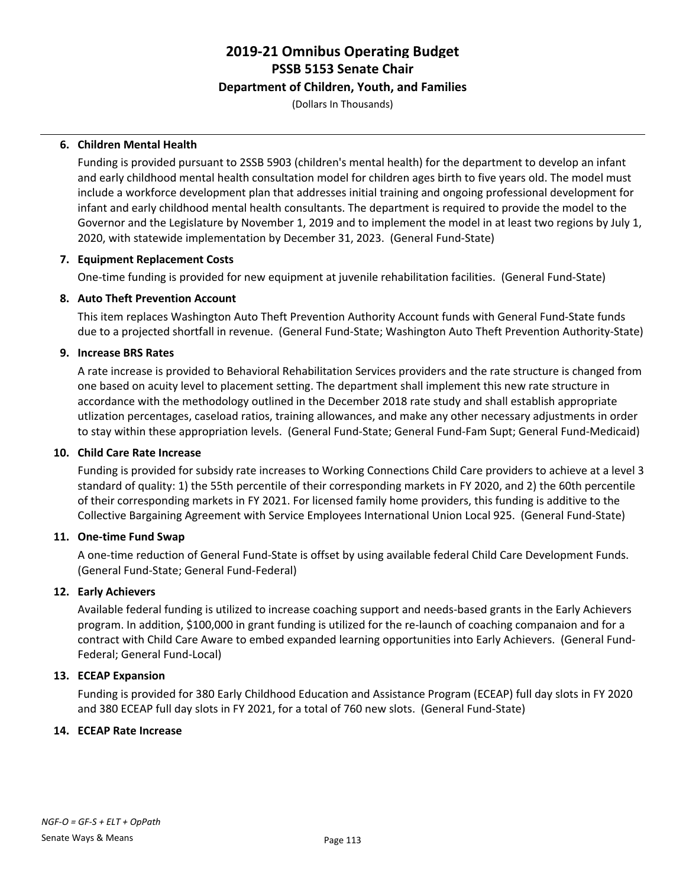# 2019-21 Omnibus Operating Budget
## PSSB 5153 Senate Chair
### Department of Children, Youth, and Families

(Dollars In Thousands)

**6. Children Mental Health**

Funding is provided pursuant to 2SSB 5903 (children's mental health) for the department to develop an infant and early childhood mental health consultation model for children ages birth to five years old. The model must include a workforce development plan that addresses initial training and ongoing professional development for infant and early childhood mental health consultants. The department is required to provide the model to the Governor and the Legislature by November 1, 2019 and to implement the model in at least two regions by July 1, 2020, with statewide implementation by December 31, 2023. (General Fund-State)

**7. Equipment Replacement Costs**

One-time funding is provided for new equipment at juvenile rehabilitation facilities. (General Fund-State)

**8. Auto Theft Prevention Account**

This item replaces Washington Auto Theft Prevention Authority Account funds with General Fund-State funds due to a projected shortfall in revenue. (General Fund-State; Washington Auto Theft Prevention Authority-State)

**9. Increase BRS Rates**

A rate increase is provided to Behavioral Rehabilitation Services providers and the rate structure is changed from one based on acuity level to placement setting. The department shall implement this new rate structure in accordance with the methodology outlined in the December 2018 rate study and shall establish appropriate utlization percentages, caseload ratios, training allowances, and make any other necessary adjustments in order to stay within these appropriation levels. (General Fund-State; General Fund-Fam Supt; General Fund-Medicaid)

**10. Child Care Rate Increase**

Funding is provided for subsidy rate increases to Working Connections Child Care providers to achieve at a level 3 standard of quality: 1) the 55th percentile of their corresponding markets in FY 2020, and 2) the 60th percentile of their corresponding markets in FY 2021. For licensed family home providers, this funding is additive to the Collective Bargaining Agreement with Service Employees International Union Local 925. (General Fund-State)

**11. One-time Fund Swap**

A one-time reduction of General Fund-State is offset by using available federal Child Care Development Funds. (General Fund-State; General Fund-Federal)

**12. Early Achievers**

Available federal funding is utilized to increase coaching support and needs-based grants in the Early Achievers program. In addition, $100,000 in grant funding is utilized for the re-launch of coaching companaion and for a contract with Child Care Aware to embed expanded learning opportunities into Early Achievers. (General Fund-Federal; General Fund-Local)

**13. ECEAP Expansion**

Funding is provided for 380 Early Childhood Education and Assistance Program (ECEAP) full day slots in FY 2020 and 380 ECEAP full day slots in FY 2021, for a total of 760 new slots. (General Fund-State)

**14. ECEAP Rate Increase**

*NGF-O = GF-S + ELT + OpPath*

Senate Ways & Means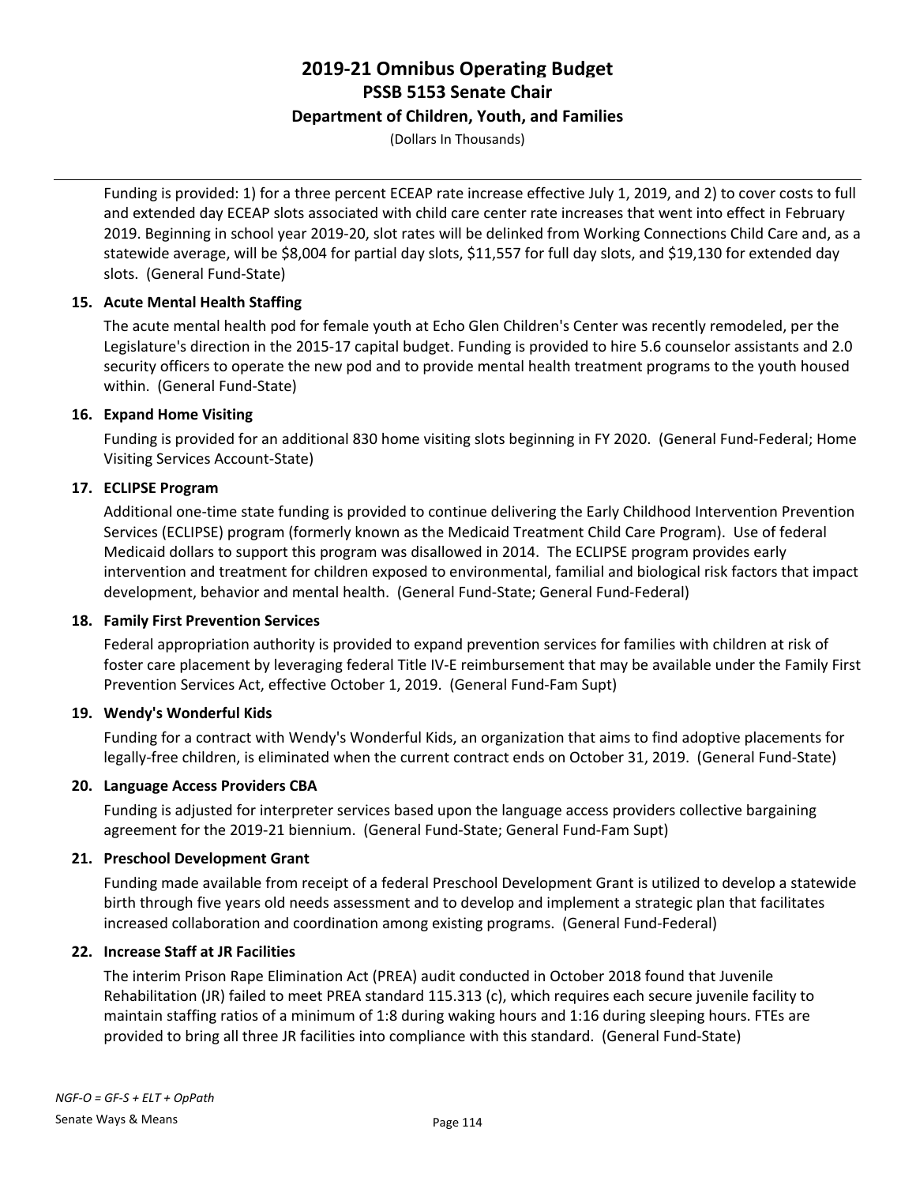Funding is provided: 1) for a three percent ECEAP rate increase effective July 1, 2019, and 2) to cover costs to full and extended day ECEAP slots associated with child care center rate increases that went into effect in February 2019. Beginning in school year 2019-20, slot rates will be delinked from Working Connections Child Care and, as a statewide average, will be $8,004 for partial day slots, $11,557 for full day slots, and $19,130 for extended day slots. (General Fund-State)

**15. Acute Mental Health Staffing**

The acute mental health pod for female youth at Echo Glen Children's Center was recently remodeled, per the Legislature's direction in the 2015-17 capital budget. Funding is provided to hire 5.6 counselor assistants and 2.0 security officers to operate the new pod and to provide mental health treatment programs to the youth housed within. (General Fund-State)

**16. Expand Home Visiting**

Funding is provided for an additional 830 home visiting slots beginning in FY 2020. (General Fund-Federal; Home Visiting Services Account-State)

**17. ECLIPSE Program**

Additional one-time state funding is provided to continue delivering the Early Childhood Intervention Prevention Services (ECLIPSE) program (formerly known as the Medicaid Treatment Child Care Program). Use of federal Medicaid dollars to support this program was disallowed in 2014. The ECLIPSE program provides early intervention and treatment for children exposed to environmental, familial and biological risk factors that impact development, behavior and mental health. (General Fund-State; General Fund-Federal)

**18. Family First Prevention Services**

Federal appropriation authority is provided to expand prevention services for families with children at risk of foster care placement by leveraging federal Title IV-E reimbursement that may be available under the Family First Prevention Services Act, effective October 1, 2019. (General Fund-Fam Supt)

**19. Wendy's Wonderful Kids**

Funding for a contract with Wendy's Wonderful Kids, an organization that aims to find adoptive placements for legally-free children, is eliminated when the current contract ends on October 31, 2019. (General Fund-State)

**20. Language Access Providers CBA**

Funding is adjusted for interpreter services based upon the language access providers collective bargaining agreement for the 2019-21 biennium. (General Fund-State; General Fund-Fam Supt)

**21. Preschool Development Grant**

Funding made available from receipt of a federal Preschool Development Grant is utilized to develop a statewide birth through five years old needs assessment and to develop and implement a strategic plan that facilitates increased collaboration and coordination among existing programs. (General Fund-Federal)

**22. Increase Staff at JR Facilities**

The interim Prison Rape Elimination Act (PREA) audit conducted in October 2018 found that Juvenile Rehabilitation (JR) failed to meet PREA standard 115.313 (c), which requires each secure juvenile facility to maintain staffing ratios of a minimum of 1:8 during waking hours and 1:16 during sleeping hours. FTEs are provided to bring all three JR facilities into compliance with this standard. (General Fund-State)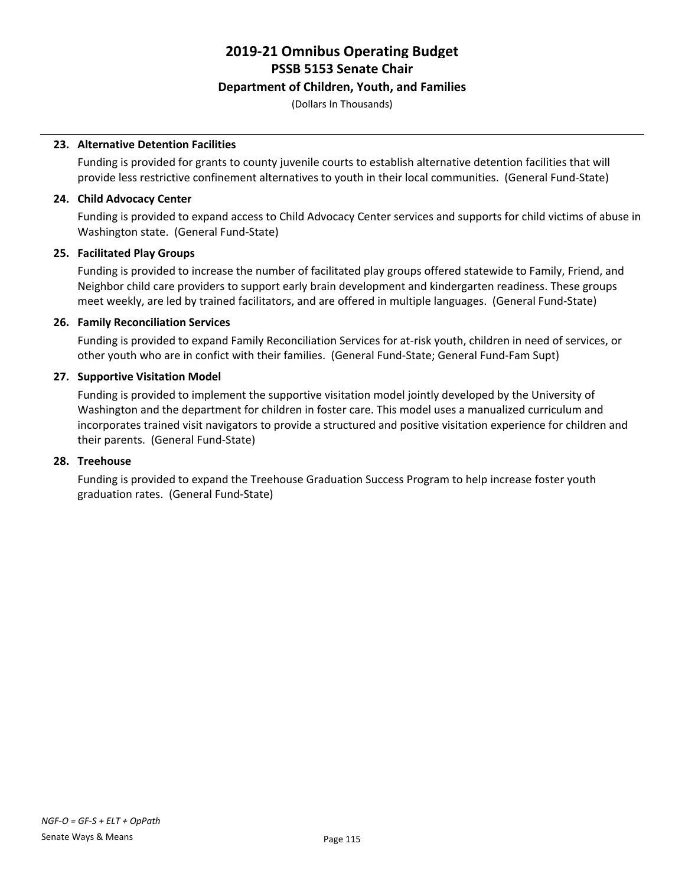# 2019-21 Omnibus Operating Budget
## PSSB 5153 Senate Chair
### Department of Children, Youth, and Families

(Dollars In Thousands)

**23. Alternative Detention Facilities**

Funding is provided for grants to county juvenile courts to establish alternative detention facilities that will provide less restrictive confinement alternatives to youth in their local communities. (General Fund-State)

**24. Child Advocacy Center**

Funding is provided to expand access to Child Advocacy Center services and supports for child victims of abuse in Washington state. (General Fund-State)

**25. Facilitated Play Groups**

Funding is provided to increase the number of facilitated play groups offered statewide to Family, Friend, and Neighbor child care providers to support early brain development and kindergarten readiness. These groups meet weekly, are led by trained facilitators, and are offered in multiple languages. (General Fund-State)

**26. Family Reconciliation Services**

Funding is provided to expand Family Reconciliation Services for at-risk youth, children in need of services, or other youth who are in confict with their families. (General Fund-State; General Fund-Fam Supt)

**27. Supportive Visitation Model**

Funding is provided to implement the supportive visitation model jointly developed by the University of Washington and the department for children in foster care. This model uses a manualized curriculum and incorporates trained visit navigators to provide a structured and positive visitation experience for children and their parents. (General Fund-State)

**28. Treehouse**

Funding is provided to expand the Treehouse Graduation Success Program to help increase foster youth graduation rates. (General Fund-State)

*NGF-O = GF-S + ELT + OpPath*

Senate Ways & Means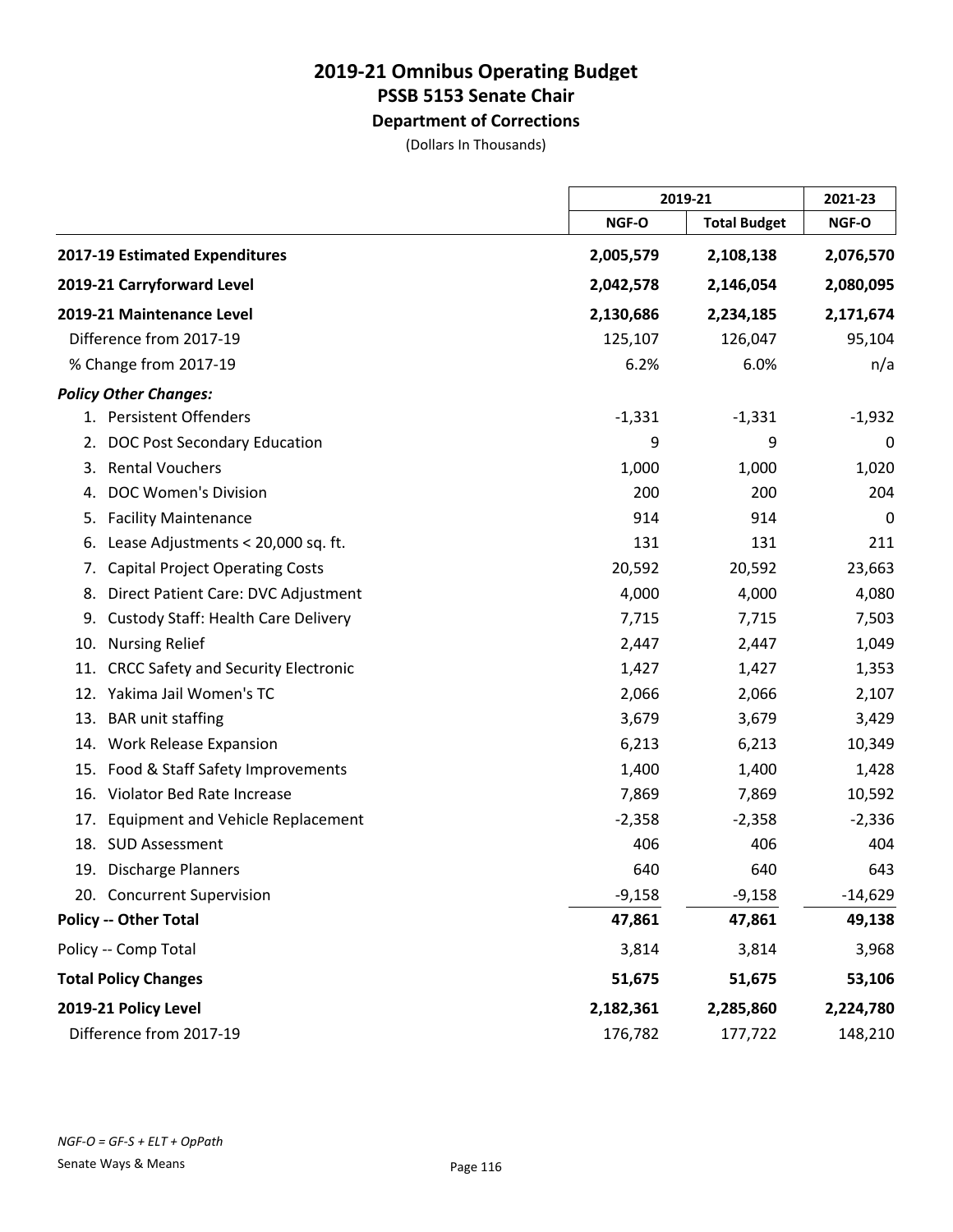# 2019-21 Omnibus Operating Budget
## PSSB 5153 Senate Chair
### Department of Corrections
(Dollars In Thousands)

| | 2019-21 | | 2021-23 |
|---|---|---|---|
| | NGF-O | Total Budget | NGF-O |
| **2017-19 Estimated Expenditures** | **2,005,579** | **2,108,138** | **2,076,570** |
| **2019-21 Carryforward Level** | **2,042,578** | **2,146,054** | **2,080,095** |
| **2019-21 Maintenance Level** | **2,130,686** | **2,234,185** | **2,171,674** |
| Difference from 2017-19 | 125,107 | 126,047 | 95,104 |
| % Change from 2017-19 | 6.2% | 6.0% | n/a |
| ***Policy Other Changes:*** | | | |
| 1. Persistent Offenders | -1,331 | -1,331 | -1,932 |
| 2. DOC Post Secondary Education | 9 | 9 | 0 |
| 3. Rental Vouchers | 1,000 | 1,000 | 1,020 |
| 4. DOC Women's Division | 200 | 200 | 204 |
| 5. Facility Maintenance | 914 | 914 | 0 |
| 6. Lease Adjustments < 20,000 sq. ft. | 131 | 131 | 211 |
| 7. Capital Project Operating Costs | 20,592 | 20,592 | 23,663 |
| 8. Direct Patient Care: DVC Adjustment | 4,000 | 4,000 | 4,080 |
| 9. Custody Staff: Health Care Delivery | 7,715 | 7,715 | 7,503 |
| 10. Nursing Relief | 2,447 | 2,447 | 1,049 |
| 11. CRCC Safety and Security Electronic | 1,427 | 1,427 | 1,353 |
| 12. Yakima Jail Women's TC | 2,066 | 2,066 | 2,107 |
| 13. BAR unit staffing | 3,679 | 3,679 | 3,429 |
| 14. Work Release Expansion | 6,213 | 6,213 | 10,349 |
| 15. Food & Staff Safety Improvements | 1,400 | 1,400 | 1,428 |
| 16. Violator Bed Rate Increase | 7,869 | 7,869 | 10,592 |
| 17. Equipment and Vehicle Replacement | -2,358 | -2,358 | -2,336 |
| 18. SUD Assessment | 406 | 406 | 404 |
| 19. Discharge Planners | 640 | 640 | 643 |
| 20. Concurrent Supervision | -9,158 | -9,158 | -14,629 |
| **Policy -- Other Total** | **47,861** | **47,861** | **49,138** |
| Policy -- Comp Total | 3,814 | 3,814 | 3,968 |
| **Total Policy Changes** | **51,675** | **51,675** | **53,106** |
| **2019-21 Policy Level** | **2,182,361** | **2,285,860** | **2,224,780** |
| Difference from 2017-19 | 176,782 | 177,722 | 148,210 |

*NGF-O = GF-S + ELT + OpPath*

Senate Ways & Means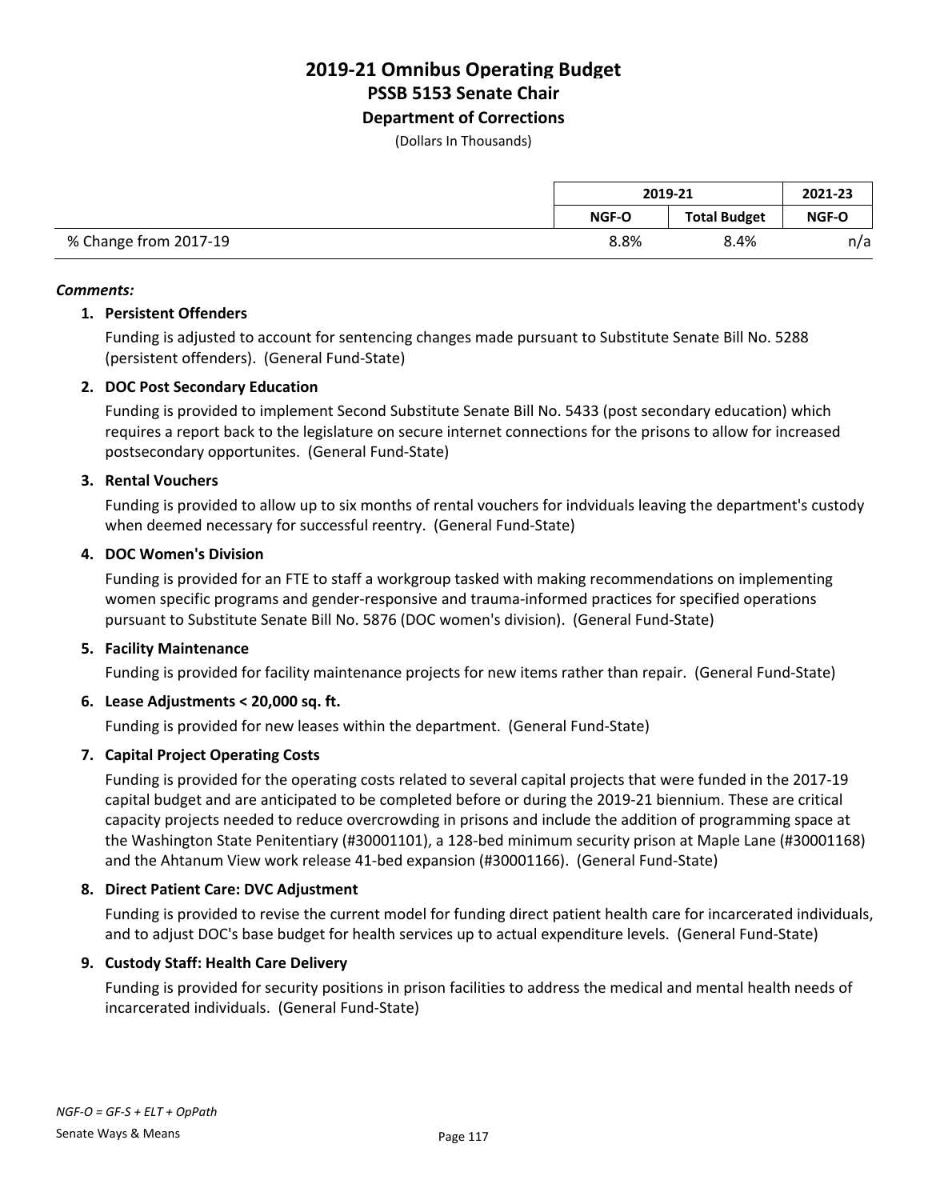# 2019-21 Omnibus Operating Budget
## PSSB 5153 Senate Chair
### Department of Corrections

(Dollars In Thousands)

| | 2019-21 | | 2021-23 |
|---|---|---|---|
| | NGF-O | Total Budget | NGF-O |
| % Change from 2017-19 | 8.8% | 8.4% | n/a |

***Comments:***

1. **Persistent Offenders**

   Funding is adjusted to account for sentencing changes made pursuant to Substitute Senate Bill No. 5288 (persistent offenders). (General Fund-State)

2. **DOC Post Secondary Education**

   Funding is provided to implement Second Substitute Senate Bill No. 5433 (post secondary education) which requires a report back to the legislature on secure internet connections for the prisons to allow for increased postsecondary opportunites. (General Fund-State)

3. **Rental Vouchers**

   Funding is provided to allow up to six months of rental vouchers for indviduals leaving the department's custody when deemed necessary for successful reentry. (General Fund-State)

4. **DOC Women's Division**

   Funding is provided for an FTE to staff a workgroup tasked with making recommendations on implementing women specific programs and gender-responsive and trauma-informed practices for specified operations pursuant to Substitute Senate Bill No. 5876 (DOC women's division). (General Fund-State)

5. **Facility Maintenance**

   Funding is provided for facility maintenance projects for new items rather than repair. (General Fund-State)

6. **Lease Adjustments < 20,000 sq. ft.**

   Funding is provided for new leases within the department. (General Fund-State)

7. **Capital Project Operating Costs**

   Funding is provided for the operating costs related to several capital projects that were funded in the 2017-19 capital budget and are anticipated to be completed before or during the 2019-21 biennium. These are critical capacity projects needed to reduce overcrowding in prisons and include the addition of programming space at the Washington State Penitentiary (#30001101), a 128-bed minimum security prison at Maple Lane (#30001168) and the Ahtanum View work release 41-bed expansion (#30001166). (General Fund-State)

8. **Direct Patient Care: DVC Adjustment**

   Funding is provided to revise the current model for funding direct patient health care for incarcerated individuals, and to adjust DOC's base budget for health services up to actual expenditure levels. (General Fund-State)

9. **Custody Staff: Health Care Delivery**

   Funding is provided for security positions in prison facilities to address the medical and mental health needs of incarcerated individuals. (General Fund-State)

*NGF-O = GF-S + ELT + OpPath*

Senate Ways & Means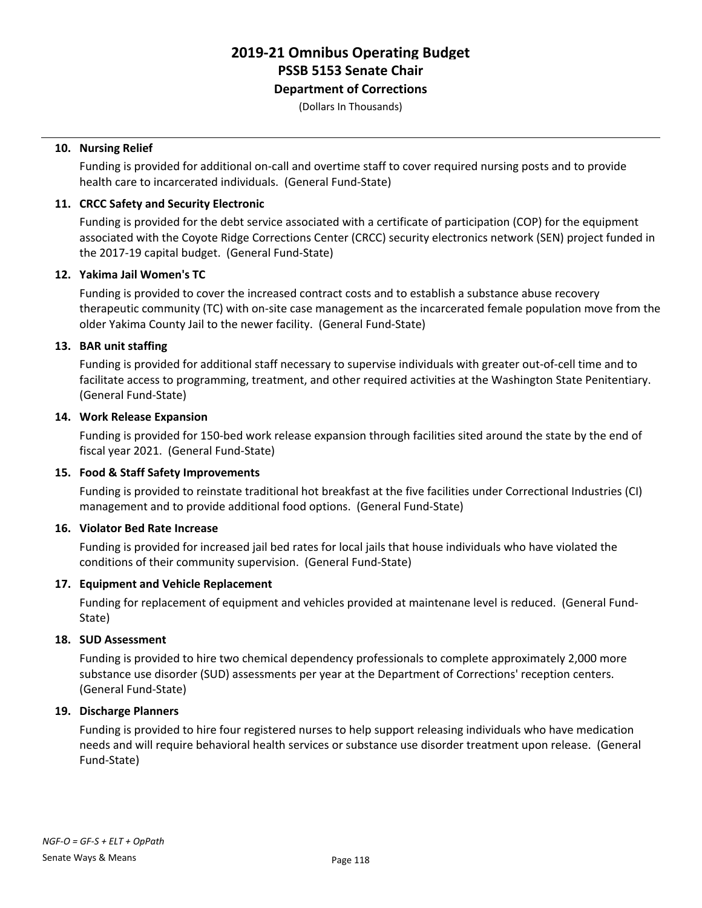# 2019-21 Omnibus Operating Budget
## PSSB 5153 Senate Chair
### Department of Corrections

(Dollars In Thousands)

**10. Nursing Relief**

Funding is provided for additional on-call and overtime staff to cover required nursing posts and to provide health care to incarcerated individuals. (General Fund-State)

**11. CRCC Safety and Security Electronic**

Funding is provided for the debt service associated with a certificate of participation (COP) for the equipment associated with the Coyote Ridge Corrections Center (CRCC) security electronics network (SEN) project funded in the 2017-19 capital budget. (General Fund-State)

**12. Yakima Jail Women's TC**

Funding is provided to cover the increased contract costs and to establish a substance abuse recovery therapeutic community (TC) with on-site case management as the incarcerated female population move from the older Yakima County Jail to the newer facility. (General Fund-State)

**13. BAR unit staffing**

Funding is provided for additional staff necessary to supervise individuals with greater out-of-cell time and to facilitate access to programming, treatment, and other required activities at the Washington State Penitentiary. (General Fund-State)

**14. Work Release Expansion**

Funding is provided for 150-bed work release expansion through facilities sited around the state by the end of fiscal year 2021. (General Fund-State)

**15. Food & Staff Safety Improvements**

Funding is provided to reinstate traditional hot breakfast at the five facilities under Correctional Industries (CI) management and to provide additional food options. (General Fund-State)

**16. Violator Bed Rate Increase**

Funding is provided for increased jail bed rates for local jails that house individuals who have violated the conditions of their community supervision. (General Fund-State)

**17. Equipment and Vehicle Replacement**

Funding for replacement of equipment and vehicles provided at maintenane level is reduced. (General Fund-State)

**18. SUD Assessment**

Funding is provided to hire two chemical dependency professionals to complete approximately 2,000 more substance use disorder (SUD) assessments per year at the Department of Corrections' reception centers. (General Fund-State)

**19. Discharge Planners**

Funding is provided to hire four registered nurses to help support releasing individuals who have medication needs and will require behavioral health services or substance use disorder treatment upon release. (General Fund-State)

*NGF-O = GF-S + ELT + OpPath*

Senate Ways & Means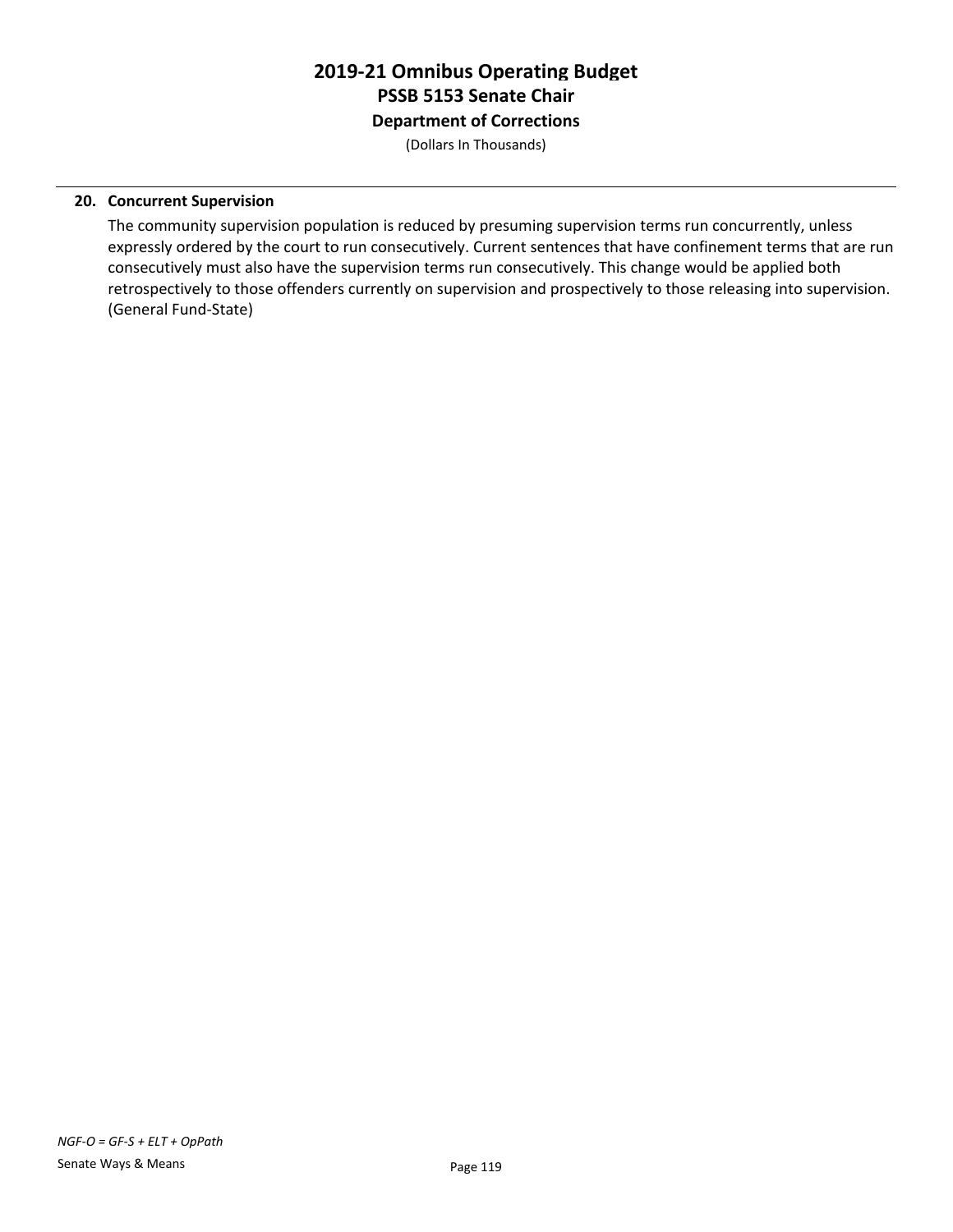**20. Concurrent Supervision**

The community supervision population is reduced by presuming supervision terms run concurrently, unless expressly ordered by the court to run consecutively. Current sentences that have confinement terms that are run consecutively must also have the supervision terms run consecutively. This change would be applied both retrospectively to those offenders currently on supervision and prospectively to those releasing into supervision. (General Fund-State)

*NGF-O = GF-S + ELT + OpPath*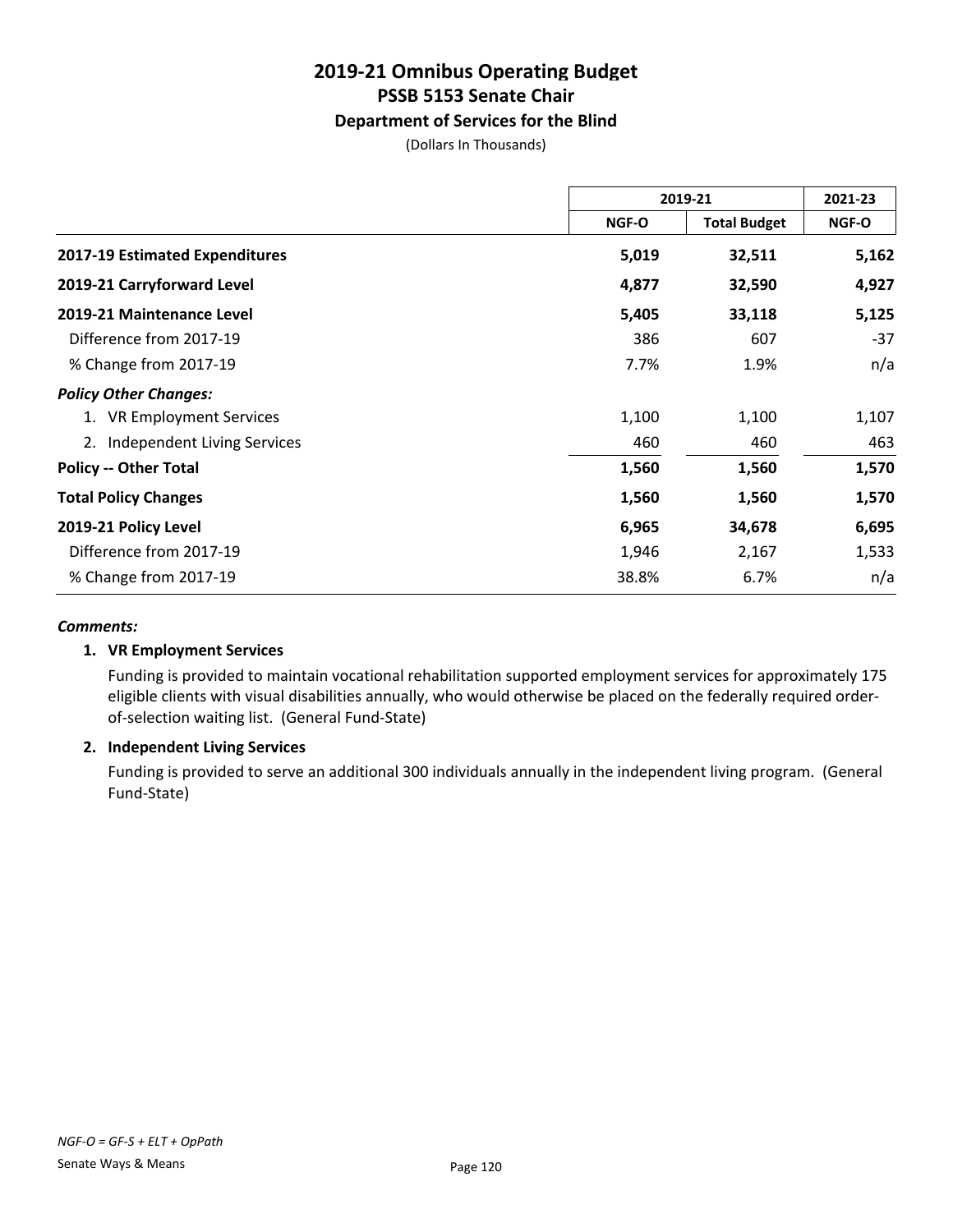# 2019-21 Omnibus Operating Budget
## PSSB 5153 Senate Chair
### Department of Services for the Blind

(Dollars In Thousands)

| | 2019-21 | | 2021-23 |
|---|---|---|---|
| | NGF-O | Total Budget | NGF-O |
| **2017-19 Estimated Expenditures** | **5,019** | **32,511** | **5,162** |
| **2019-21 Carryforward Level** | **4,877** | **32,590** | **4,927** |
| **2019-21 Maintenance Level** | **5,405** | **33,118** | **5,125** |
| Difference from 2017-19 | 386 | 607 | -37 |
| % Change from 2017-19 | 7.7% | 1.9% | n/a |
| ***Policy Other Changes:*** | | | |
| 1. VR Employment Services | 1,100 | 1,100 | 1,107 |
| 2. Independent Living Services | 460 | 460 | 463 |
| **Policy -- Other Total** | **1,560** | **1,560** | **1,570** |
| **Total Policy Changes** | **1,560** | **1,560** | **1,570** |
| **2019-21 Policy Level** | **6,965** | **34,678** | **6,695** |
| Difference from 2017-19 | 1,946 | 2,167 | 1,533 |
| % Change from 2017-19 | 38.8% | 6.7% | n/a |

***Comments:***

**1. VR Employment Services**

Funding is provided to maintain vocational rehabilitation supported employment services for approximately 175 eligible clients with visual disabilities annually, who would otherwise be placed on the federally required order-of-selection waiting list. (General Fund-State)

**2. Independent Living Services**

Funding is provided to serve an additional 300 individuals annually in the independent living program. (General Fund-State)

*NGF-O = GF-S + ELT + OpPath*

Senate Ways & Means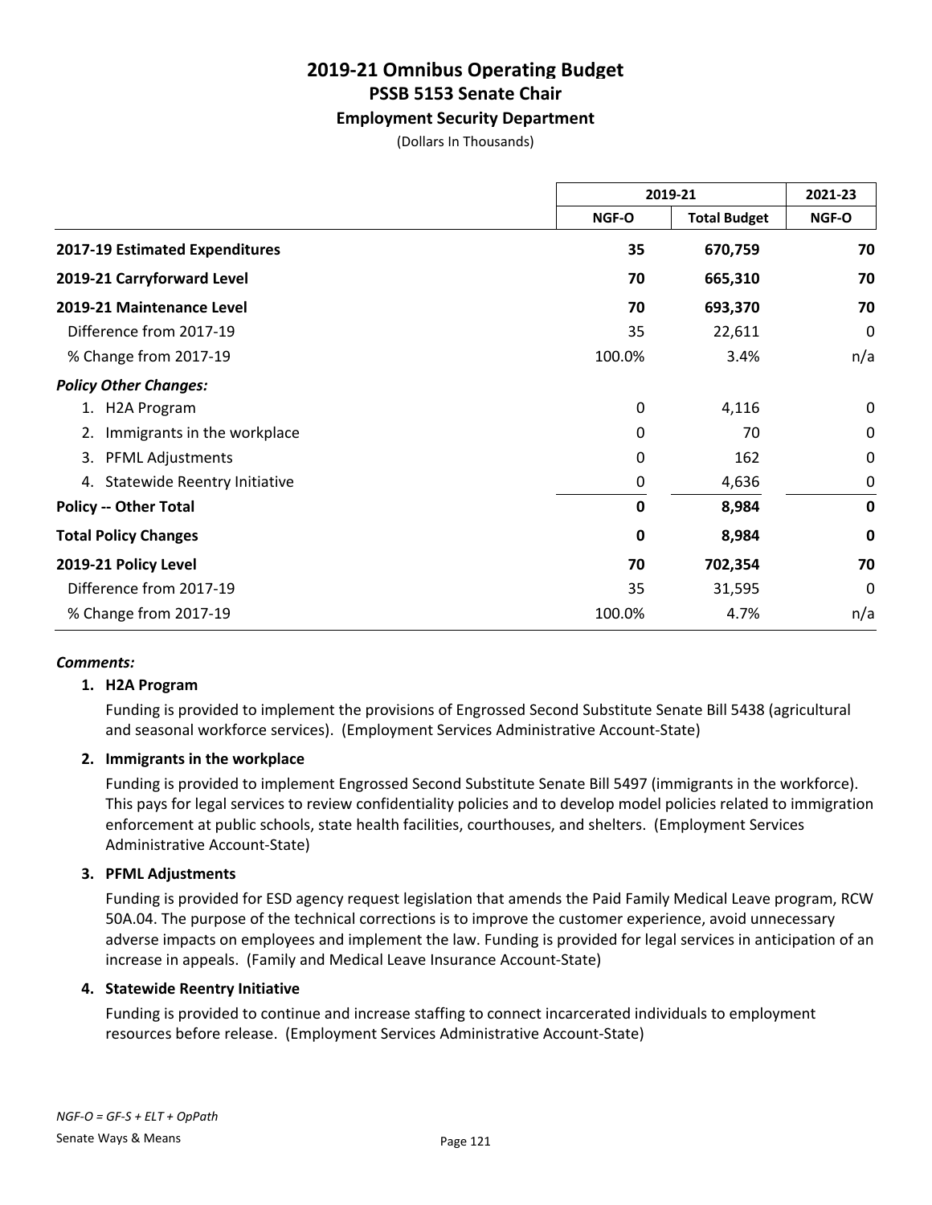# 2019-21 Omnibus Operating Budget
## PSSB 5153 Senate Chair
### Employment Security Department

(Dollars In Thousands)

| | 2019-21 | | 2021-23 |
|---|---|---|---|
| | NGF-O | Total Budget | NGF-O |
| **2017-19 Estimated Expenditures** | **35** | **670,759** | **70** |
| **2019-21 Carryforward Level** | **70** | **665,310** | **70** |
| **2019-21 Maintenance Level** | **70** | **693,370** | **70** |
| Difference from 2017-19 | 35 | 22,611 | 0 |
| % Change from 2017-19 | 100.0% | 3.4% | n/a |
| ***Policy Other Changes:*** | | | |
| 1. H2A Program | 0 | 4,116 | 0 |
| 2. Immigrants in the workplace | 0 | 70 | 0 |
| 3. PFML Adjustments | 0 | 162 | 0 |
| 4. Statewide Reentry Initiative | 0 | 4,636 | 0 |
| **Policy -- Other Total** | **0** | **8,984** | **0** |
| **Total Policy Changes** | **0** | **8,984** | **0** |
| **2019-21 Policy Level** | **70** | **702,354** | **70** |
| Difference from 2017-19 | 35 | 31,595 | 0 |
| % Change from 2017-19 | 100.0% | 4.7% | n/a |

***Comments:***

1. **H2A Program**

   Funding is provided to implement the provisions of Engrossed Second Substitute Senate Bill 5438 (agricultural and seasonal workforce services). (Employment Services Administrative Account-State)

2. **Immigrants in the workplace**

   Funding is provided to implement Engrossed Second Substitute Senate Bill 5497 (immigrants in the workforce). This pays for legal services to review confidentiality policies and to develop model policies related to immigration enforcement at public schools, state health facilities, courthouses, and shelters. (Employment Services Administrative Account-State)

3. **PFML Adjustments**

   Funding is provided for ESD agency request legislation that amends the Paid Family Medical Leave program, RCW 50A.04. The purpose of the technical corrections is to improve the customer experience, avoid unnecessary adverse impacts on employees and implement the law. Funding is provided for legal services in anticipation of an increase in appeals. (Family and Medical Leave Insurance Account-State)

4. **Statewide Reentry Initiative**

   Funding is provided to continue and increase staffing to connect incarcerated individuals to employment resources before release. (Employment Services Administrative Account-State)

*NGF-O = GF-S + ELT + OpPath*

Senate Ways & Means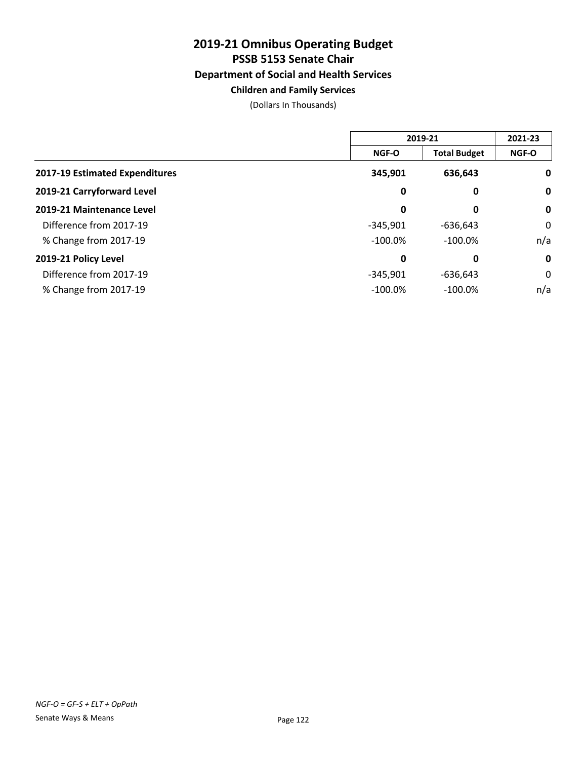# 2019-21 Omnibus Operating Budget
## PSSB 5153 Senate Chair
### Department of Social and Health Services
#### Children and Family Services

(Dollars In Thousands)

| | 2019-21 | | 2021-23 |
|---|---|---|---|
| | NGF-O | Total Budget | NGF-O |
| **2017-19 Estimated Expenditures** | **345,901** | **636,643** | **0** |
| **2019-21 Carryforward Level** | **0** | **0** | **0** |
| **2019-21 Maintenance Level** | **0** | **0** | **0** |
| Difference from 2017-19 | -345,901 | -636,643 | 0 |
| % Change from 2017-19 | -100.0% | -100.0% | n/a |
| **2019-21 Policy Level** | **0** | **0** | **0** |
| Difference from 2017-19 | -345,901 | -636,643 | 0 |
| % Change from 2017-19 | -100.0% | -100.0% | n/a |

*NGF-O = GF-S + ELT + OpPath*

Senate Ways & Means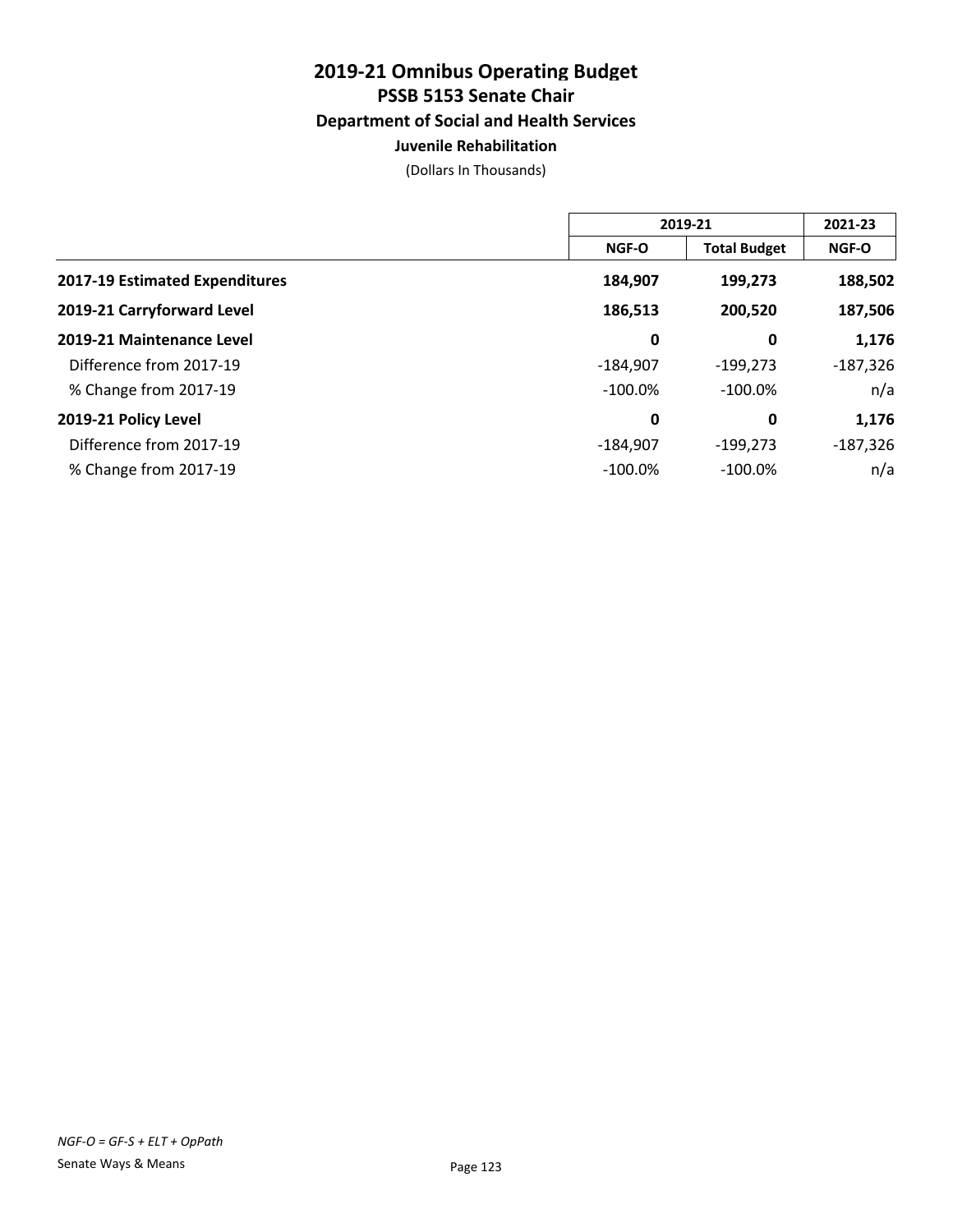# 2019-21 Omnibus Operating Budget
## PSSB 5153 Senate Chair
### Department of Social and Health Services
#### Juvenile Rehabilitation

(Dollars In Thousands)

| | 2019-21 | | 2021-23 |
|---|---|---|---|
| | **NGF-O** | **Total Budget** | **NGF-O** |
| **2017-19 Estimated Expenditures** | **184,907** | **199,273** | **188,502** |
| **2019-21 Carryforward Level** | **186,513** | **200,520** | **187,506** |
| **2019-21 Maintenance Level** | **0** | **0** | **1,176** |
| Difference from 2017-19 | -184,907 | -199,273 | -187,326 |
| % Change from 2017-19 | -100.0% | -100.0% | n/a |
| **2019-21 Policy Level** | **0** | **0** | **1,176** |
| Difference from 2017-19 | -184,907 | -199,273 | -187,326 |
| % Change from 2017-19 | -100.0% | -100.0% | n/a |

*NGF-O = GF-S + ELT + OpPath*

Senate Ways & Means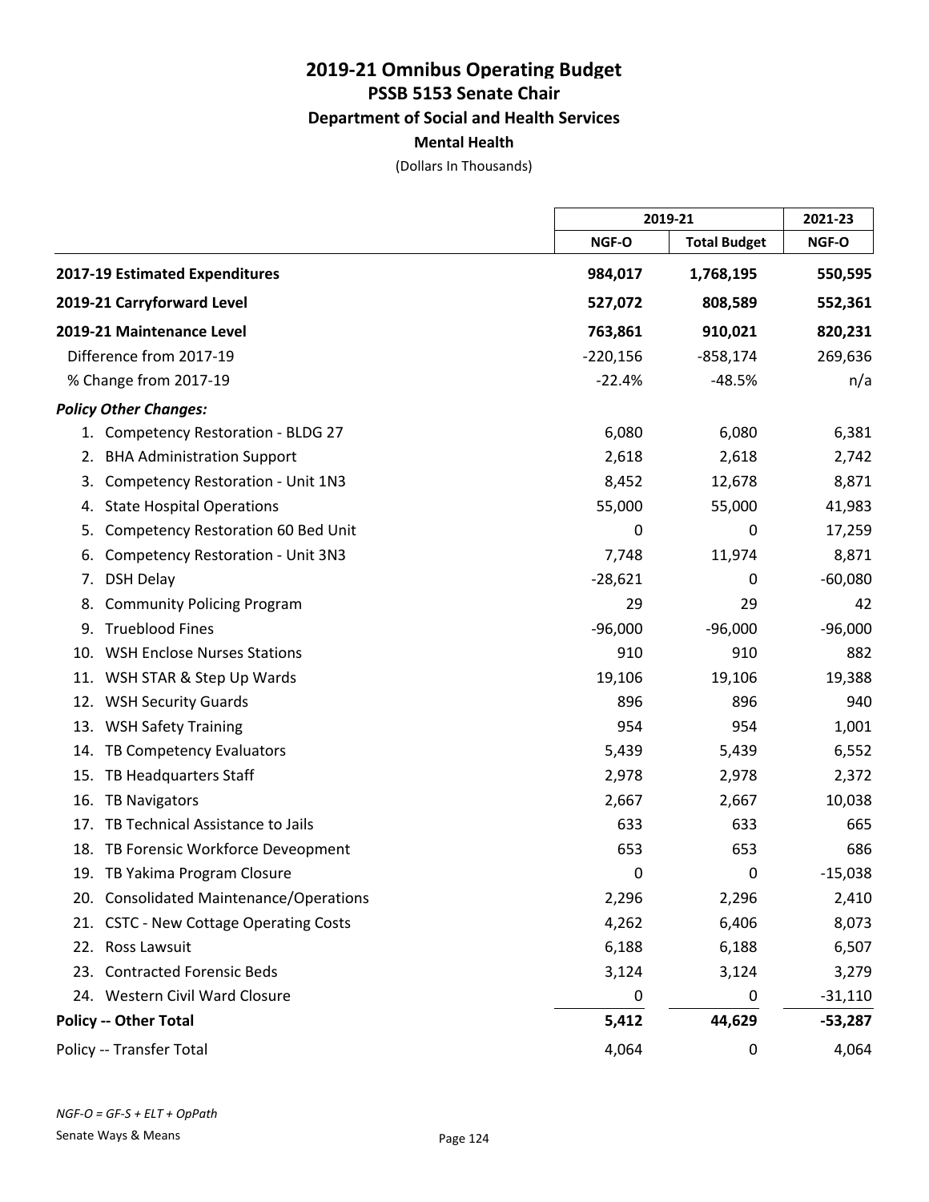# 2019-21 Omnibus Operating Budget
## PSSB 5153 Senate Chair
### Department of Social and Health Services
#### Mental Health

(Dollars In Thousands)

| | 2019-21 | | 2021-23 |
|---|---|---|---|
| | NGF-O | Total Budget | NGF-O |
| **2017-19 Estimated Expenditures** | **984,017** | **1,768,195** | **550,595** |
| **2019-21 Carryforward Level** | **527,072** | **808,589** | **552,361** |
| **2019-21 Maintenance Level** | **763,861** | **910,021** | **820,231** |
| Difference from 2017-19 | -220,156 | -858,174 | 269,636 |
| % Change from 2017-19 | -22.4% | -48.5% | n/a |
| ***Policy Other Changes:*** | | | |
| 1. Competency Restoration - BLDG 27 | 6,080 | 6,080 | 6,381 |
| 2. BHA Administration Support | 2,618 | 2,618 | 2,742 |
| 3. Competency Restoration - Unit 1N3 | 8,452 | 12,678 | 8,871 |
| 4. State Hospital Operations | 55,000 | 55,000 | 41,983 |
| 5. Competency Restoration 60 Bed Unit | 0 | 0 | 17,259 |
| 6. Competency Restoration - Unit 3N3 | 7,748 | 11,974 | 8,871 |
| 7. DSH Delay | -28,621 | 0 | -60,080 |
| 8. Community Policing Program | 29 | 29 | 42 |
| 9. Trueblood Fines | -96,000 | -96,000 | -96,000 |
| 10. WSH Enclose Nurses Stations | 910 | 910 | 882 |
| 11. WSH STAR & Step Up Wards | 19,106 | 19,106 | 19,388 |
| 12. WSH Security Guards | 896 | 896 | 940 |
| 13. WSH Safety Training | 954 | 954 | 1,001 |
| 14. TB Competency Evaluators | 5,439 | 5,439 | 6,552 |
| 15. TB Headquarters Staff | 2,978 | 2,978 | 2,372 |
| 16. TB Navigators | 2,667 | 2,667 | 10,038 |
| 17. TB Technical Assistance to Jails | 633 | 633 | 665 |
| 18. TB Forensic Workforce Deveopment | 653 | 653 | 686 |
| 19. TB Yakima Program Closure | 0 | 0 | -15,038 |
| 20. Consolidated Maintenance/Operations | 2,296 | 2,296 | 2,410 |
| 21. CSTC - New Cottage Operating Costs | 4,262 | 6,406 | 8,073 |
| 22. Ross Lawsuit | 6,188 | 6,188 | 6,507 |
| 23. Contracted Forensic Beds | 3,124 | 3,124 | 3,279 |
| 24. Western Civil Ward Closure | 0 | 0 | -31,110 |
| **Policy -- Other Total** | **5,412** | **44,629** | **-53,287** |
| Policy -- Transfer Total | 4,064 | 0 | 4,064 |

*NGF-O = GF-S + ELT + OpPath*

Senate Ways & Means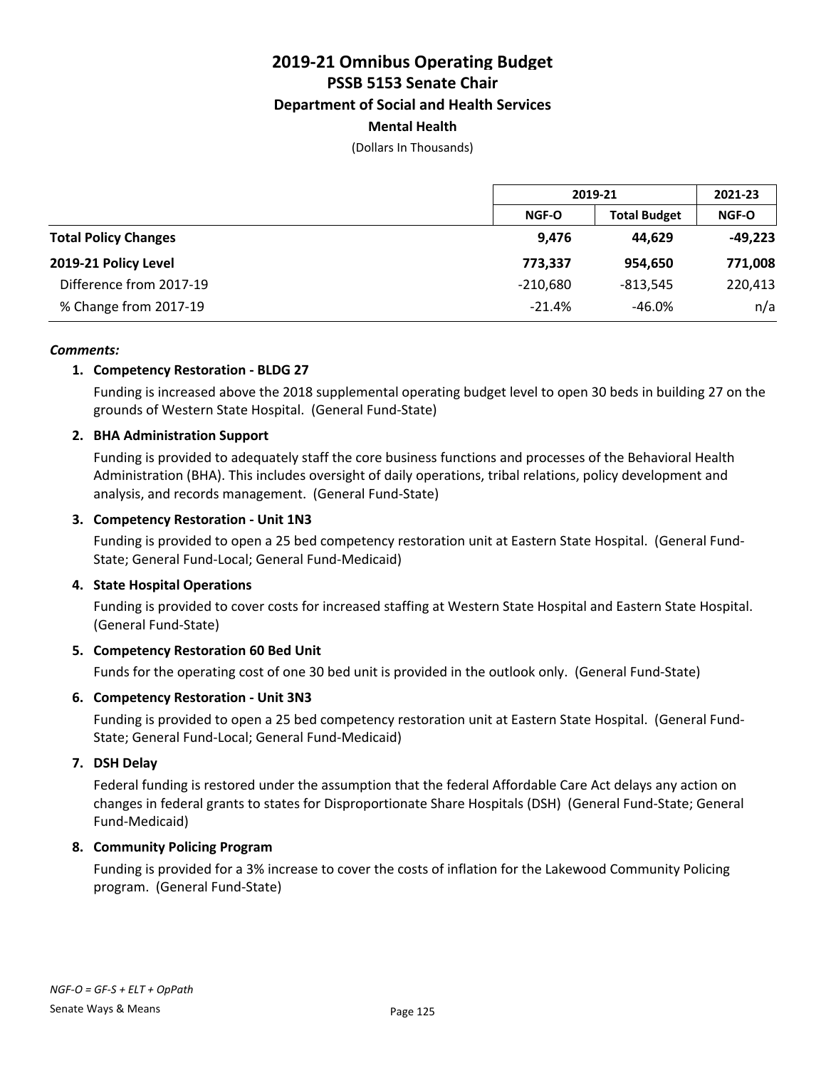# 2019-21 Omnibus Operating Budget
## PSSB 5153 Senate Chair
### Department of Social and Health Services
#### Mental Health

(Dollars In Thousands)

| | 2019-21 | | 2021-23 |
|---|---|---|---|
| | NGF-O | Total Budget | NGF-O |
| **Total Policy Changes** | **9,476** | **44,629** | **-49,223** |
| **2019-21 Policy Level** | **773,337** | **954,650** | **771,008** |
| Difference from 2017-19 | -210,680 | -813,545 | 220,413 |
| % Change from 2017-19 | -21.4% | -46.0% | n/a |

***Comments:***

1. **Competency Restoration - BLDG 27**

   Funding is increased above the 2018 supplemental operating budget level to open 30 beds in building 27 on the grounds of Western State Hospital. (General Fund-State)

2. **BHA Administration Support**

   Funding is provided to adequately staff the core business functions and processes of the Behavioral Health Administration (BHA). This includes oversight of daily operations, tribal relations, policy development and analysis, and records management. (General Fund-State)

3. **Competency Restoration - Unit 1N3**

   Funding is provided to open a 25 bed competency restoration unit at Eastern State Hospital. (General Fund-State; General Fund-Local; General Fund-Medicaid)

4. **State Hospital Operations**

   Funding is provided to cover costs for increased staffing at Western State Hospital and Eastern State Hospital. (General Fund-State)

5. **Competency Restoration 60 Bed Unit**

   Funds for the operating cost of one 30 bed unit is provided in the outlook only. (General Fund-State)

6. **Competency Restoration - Unit 3N3**

   Funding is provided to open a 25 bed competency restoration unit at Eastern State Hospital. (General Fund-State; General Fund-Local; General Fund-Medicaid)

7. **DSH Delay**

   Federal funding is restored under the assumption that the federal Affordable Care Act delays any action on changes in federal grants to states for Disproportionate Share Hospitals (DSH) (General Fund-State; General Fund-Medicaid)

8. **Community Policing Program**

   Funding is provided for a 3% increase to cover the costs of inflation for the Lakewood Community Policing program. (General Fund-State)

*NGF-O = GF-S + ELT + OpPath*

Senate Ways & Means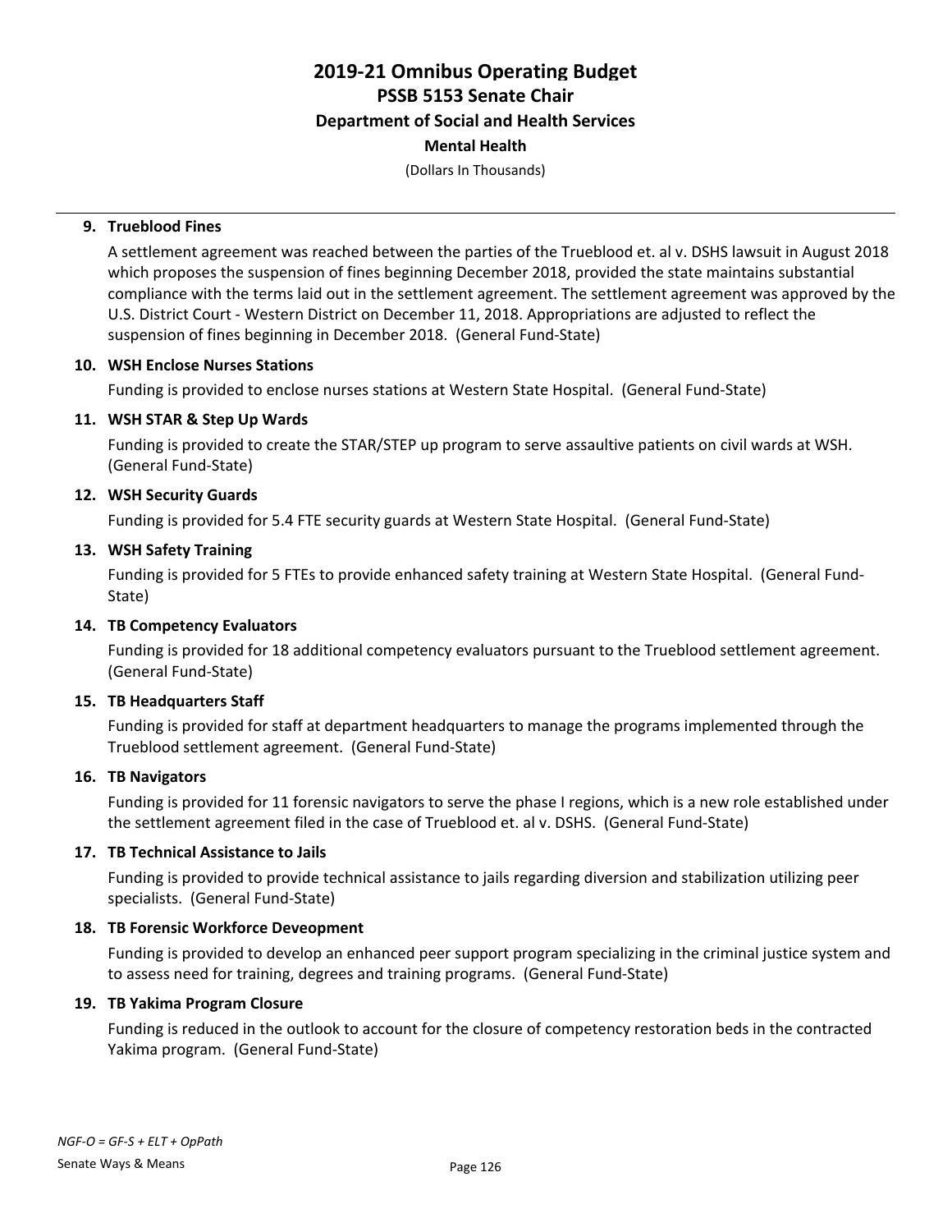# 2019-21 Omnibus Operating Budget
## PSSB 5153 Senate Chair
### Department of Social and Health Services
#### Mental Health

(Dollars In Thousands)

**9. Trueblood Fines**

A settlement agreement was reached between the parties of the Trueblood et. al v. DSHS lawsuit in August 2018 which proposes the suspension of fines beginning December 2018, provided the state maintains substantial compliance with the terms laid out in the settlement agreement. The settlement agreement was approved by the U.S. District Court - Western District on December 11, 2018. Appropriations are adjusted to reflect the suspension of fines beginning in December 2018. (General Fund-State)

**10. WSH Enclose Nurses Stations**

Funding is provided to enclose nurses stations at Western State Hospital. (General Fund-State)

**11. WSH STAR & Step Up Wards**

Funding is provided to create the STAR/STEP up program to serve assaultive patients on civil wards at WSH. (General Fund-State)

**12. WSH Security Guards**

Funding is provided for 5.4 FTE security guards at Western State Hospital. (General Fund-State)

**13. WSH Safety Training**

Funding is provided for 5 FTEs to provide enhanced safety training at Western State Hospital. (General Fund-State)

**14. TB Competency Evaluators**

Funding is provided for 18 additional competency evaluators pursuant to the Trueblood settlement agreement. (General Fund-State)

**15. TB Headquarters Staff**

Funding is provided for staff at department headquarters to manage the programs implemented through the Trueblood settlement agreement. (General Fund-State)

**16. TB Navigators**

Funding is provided for 11 forensic navigators to serve the phase I regions, which is a new role established under the settlement agreement filed in the case of Trueblood et. al v. DSHS. (General Fund-State)

**17. TB Technical Assistance to Jails**

Funding is provided to provide technical assistance to jails regarding diversion and stabilization utilizing peer specialists. (General Fund-State)

**18. TB Forensic Workforce Deveopment**

Funding is provided to develop an enhanced peer support program specializing in the criminal justice system and to assess need for training, degrees and training programs. (General Fund-State)

**19. TB Yakima Program Closure**

Funding is reduced in the outlook to account for the closure of competency restoration beds in the contracted Yakima program. (General Fund-State)

*NGF-O = GF-S + ELT + OpPath*

Senate Ways & Means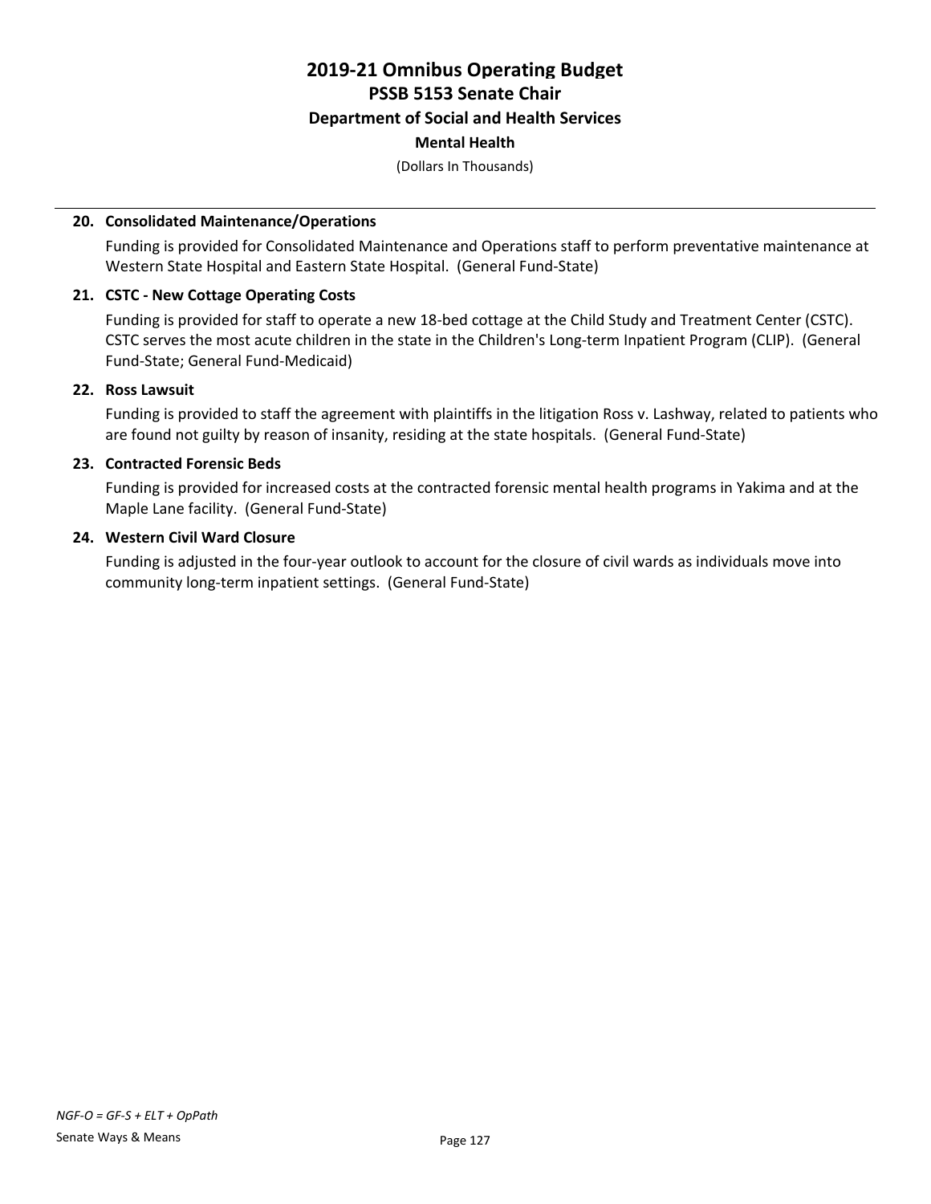# 2019-21 Omnibus Operating Budget
## PSSB 5153 Senate Chair
### Department of Social and Health Services
#### Mental Health

(Dollars In Thousands)

**20. Consolidated Maintenance/Operations**

Funding is provided for Consolidated Maintenance and Operations staff to perform preventative maintenance at Western State Hospital and Eastern State Hospital. (General Fund-State)

**21. CSTC - New Cottage Operating Costs**

Funding is provided for staff to operate a new 18-bed cottage at the Child Study and Treatment Center (CSTC). CSTC serves the most acute children in the state in the Children's Long-term Inpatient Program (CLIP). (General Fund-State; General Fund-Medicaid)

**22. Ross Lawsuit**

Funding is provided to staff the agreement with plaintiffs in the litigation Ross v. Lashway, related to patients who are found not guilty by reason of insanity, residing at the state hospitals. (General Fund-State)

**23. Contracted Forensic Beds**

Funding is provided for increased costs at the contracted forensic mental health programs in Yakima and at the Maple Lane facility. (General Fund-State)

**24. Western Civil Ward Closure**

Funding is adjusted in the four-year outlook to account for the closure of civil wards as individuals move into community long-term inpatient settings. (General Fund-State)

*NGF-O = GF-S + ELT + OpPath*

Senate Ways & Means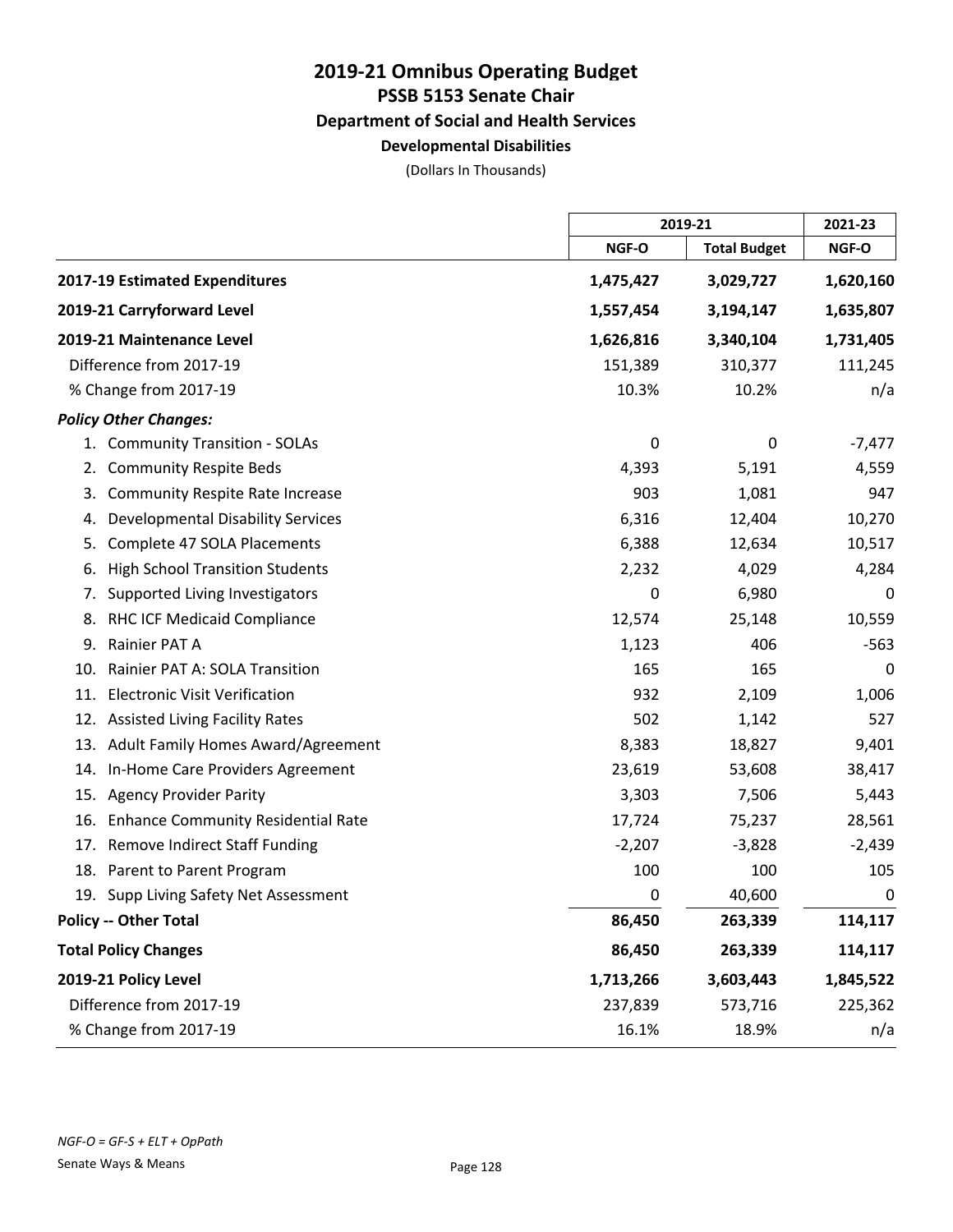# 2019-21 Omnibus Operating Budget
## PSSB 5153 Senate Chair
### Department of Social and Health Services
#### Developmental Disabilities

(Dollars In Thousands)

| | 2019-21 | | 2021-23 |
|---|---|---|---|
| | NGF-O | Total Budget | NGF-O |
| **2017-19 Estimated Expenditures** | **1,475,427** | **3,029,727** | **1,620,160** |
| **2019-21 Carryforward Level** | **1,557,454** | **3,194,147** | **1,635,807** |
| **2019-21 Maintenance Level** | **1,626,816** | **3,340,104** | **1,731,405** |
| Difference from 2017-19 | 151,389 | 310,377 | 111,245 |
| % Change from 2017-19 | 10.3% | 10.2% | n/a |
| ***Policy Other Changes:*** | | | |
| 1. Community Transition - SOLAs | 0 | 0 | -7,477 |
| 2. Community Respite Beds | 4,393 | 5,191 | 4,559 |
| 3. Community Respite Rate Increase | 903 | 1,081 | 947 |
| 4. Developmental Disability Services | 6,316 | 12,404 | 10,270 |
| 5. Complete 47 SOLA Placements | 6,388 | 12,634 | 10,517 |
| 6. High School Transition Students | 2,232 | 4,029 | 4,284 |
| 7. Supported Living Investigators | 0 | 6,980 | 0 |
| 8. RHC ICF Medicaid Compliance | 12,574 | 25,148 | 10,559 |
| 9. Rainier PAT A | 1,123 | 406 | -563 |
| 10. Rainier PAT A: SOLA Transition | 165 | 165 | 0 |
| 11. Electronic Visit Verification | 932 | 2,109 | 1,006 |
| 12. Assisted Living Facility Rates | 502 | 1,142 | 527 |
| 13. Adult Family Homes Award/Agreement | 8,383 | 18,827 | 9,401 |
| 14. In-Home Care Providers Agreement | 23,619 | 53,608 | 38,417 |
| 15. Agency Provider Parity | 3,303 | 7,506 | 5,443 |
| 16. Enhance Community Residential Rate | 17,724 | 75,237 | 28,561 |
| 17. Remove Indirect Staff Funding | -2,207 | -3,828 | -2,439 |
| 18. Parent to Parent Program | 100 | 100 | 105 |
| 19. Supp Living Safety Net Assessment | 0 | 40,600 | 0 |
| **Policy -- Other Total** | **86,450** | **263,339** | **114,117** |
| **Total Policy Changes** | **86,450** | **263,339** | **114,117** |
| **2019-21 Policy Level** | **1,713,266** | **3,603,443** | **1,845,522** |
| Difference from 2017-19 | 237,839 | 573,716 | 225,362 |
| % Change from 2017-19 | 16.1% | 18.9% | n/a |

*NGF-O = GF-S + ELT + OpPath*

Senate Ways & Means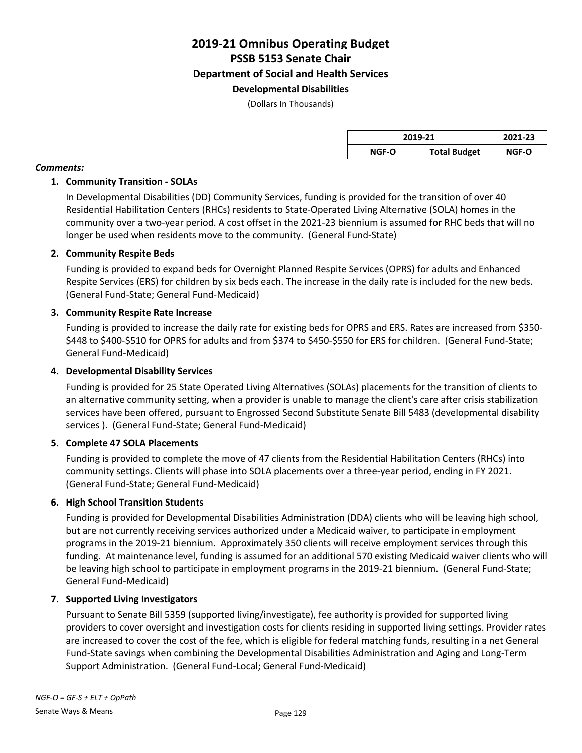# 2019-21 Omnibus Operating Budget
## PSSB 5153 Senate Chair
### Department of Social and Health Services
#### Developmental Disabilities

(Dollars In Thousands)

| | 2019-21 | | 2021-23 |
|---|---|---|---|
| | NGF-O | Total Budget | NGF-O |

***Comments:***

1. **Community Transition - SOLAs**

   In Developmental Disabilities (DD) Community Services, funding is provided for the transition of over 40 Residential Habilitation Centers (RHCs) residents to State-Operated Living Alternative (SOLA) homes in the community over a two-year period. A cost offset in the 2021-23 biennium is assumed for RHC beds that will no longer be used when residents move to the community. (General Fund-State)

2. **Community Respite Beds**

   Funding is provided to expand beds for Overnight Planned Respite Services (OPRS) for adults and Enhanced Respite Services (ERS) for children by six beds each. The increase in the daily rate is included for the new beds. (General Fund-State; General Fund-Medicaid)

3. **Community Respite Rate Increase**

   Funding is provided to increase the daily rate for existing beds for OPRS and ERS. Rates are increased from $350-$448 to $400-$510 for OPRS for adults and from $374 to $450-$550 for ERS for children. (General Fund-State; General Fund-Medicaid)

4. **Developmental Disability Services**

   Funding is provided for 25 State Operated Living Alternatives (SOLAs) placements for the transition of clients to an alternative community setting, when a provider is unable to manage the client's care after crisis stabilization services have been offered, pursuant to Engrossed Second Substitute Senate Bill 5483 (developmental disability services ). (General Fund-State; General Fund-Medicaid)

5. **Complete 47 SOLA Placements**

   Funding is provided to complete the move of 47 clients from the Residential Habilitation Centers (RHCs) into community settings. Clients will phase into SOLA placements over a three-year period, ending in FY 2021. (General Fund-State; General Fund-Medicaid)

6. **High School Transition Students**

   Funding is provided for Developmental Disabilities Administration (DDA) clients who will be leaving high school, but are not currently receiving services authorized under a Medicaid waiver, to participate in employment programs in the 2019-21 biennium. Approximately 350 clients will receive employment services through this funding. At maintenance level, funding is assumed for an additional 570 existing Medicaid waiver clients who will be leaving high school to participate in employment programs in the 2019-21 biennium. (General Fund-State; General Fund-Medicaid)

7. **Supported Living Investigators**

   Pursuant to Senate Bill 5359 (supported living/investigate), fee authority is provided for supported living providers to cover oversight and investigation costs for clients residing in supported living settings. Provider rates are increased to cover the cost of the fee, which is eligible for federal matching funds, resulting in a net General Fund-State savings when combining the Developmental Disabilities Administration and Aging and Long-Term Support Administration. (General Fund-Local; General Fund-Medicaid)

*NGF-O = GF-S + ELT + OpPath*

Senate Ways & Means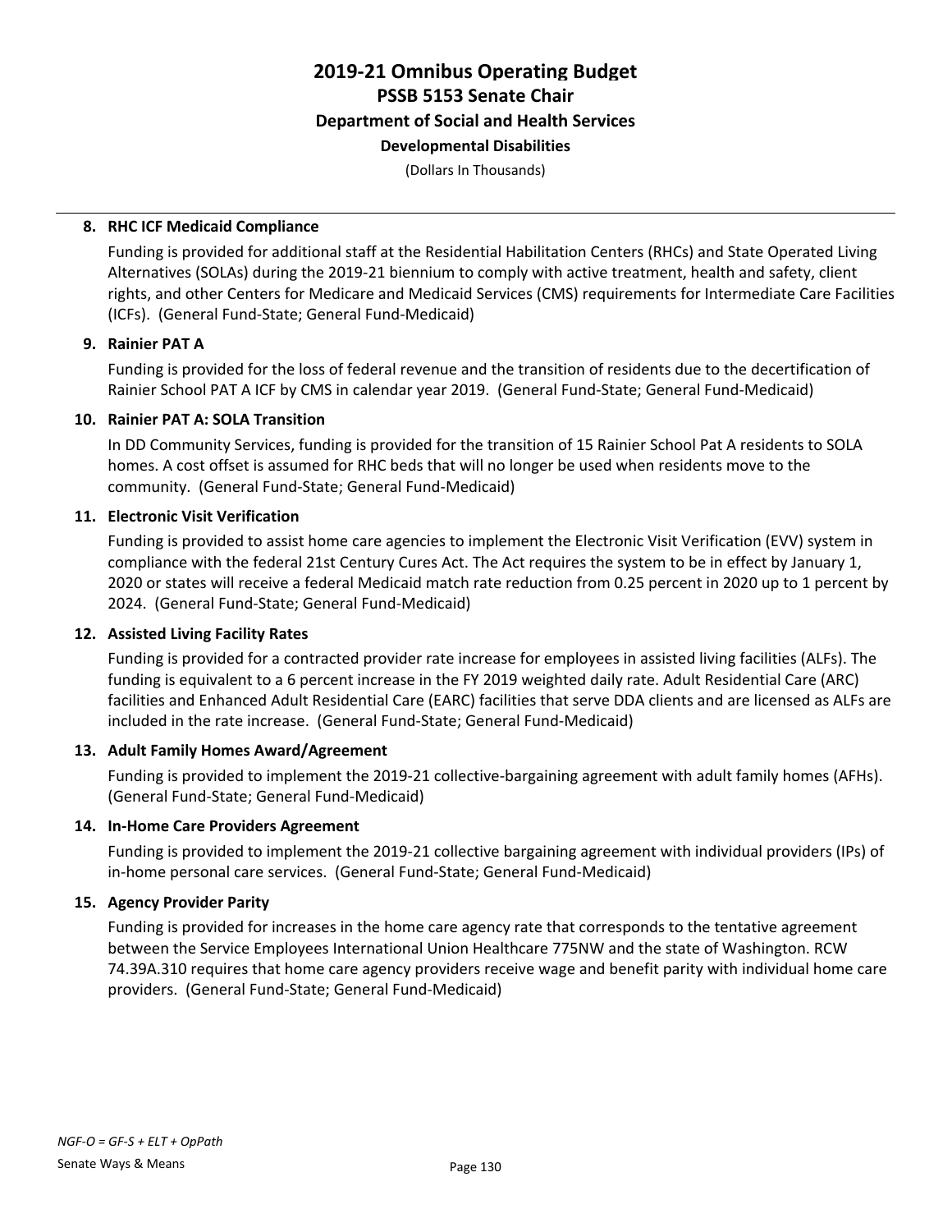# 2019-21 Omnibus Operating Budget
## PSSB 5153 Senate Chair
### Department of Social and Health Services
#### Developmental Disabilities

(Dollars In Thousands)

**8. RHC ICF Medicaid Compliance**

Funding is provided for additional staff at the Residential Habilitation Centers (RHCs) and State Operated Living Alternatives (SOLAs) during the 2019-21 biennium to comply with active treatment, health and safety, client rights, and other Centers for Medicare and Medicaid Services (CMS) requirements for Intermediate Care Facilities (ICFs). (General Fund-State; General Fund-Medicaid)

**9. Rainier PAT A**

Funding is provided for the loss of federal revenue and the transition of residents due to the decertification of Rainier School PAT A ICF by CMS in calendar year 2019. (General Fund-State; General Fund-Medicaid)

**10. Rainier PAT A: SOLA Transition**

In DD Community Services, funding is provided for the transition of 15 Rainier School Pat A residents to SOLA homes. A cost offset is assumed for RHC beds that will no longer be used when residents move to the community. (General Fund-State; General Fund-Medicaid)

**11. Electronic Visit Verification**

Funding is provided to assist home care agencies to implement the Electronic Visit Verification (EVV) system in compliance with the federal 21st Century Cures Act. The Act requires the system to be in effect by January 1, 2020 or states will receive a federal Medicaid match rate reduction from 0.25 percent in 2020 up to 1 percent by 2024. (General Fund-State; General Fund-Medicaid)

**12. Assisted Living Facility Rates**

Funding is provided for a contracted provider rate increase for employees in assisted living facilities (ALFs). The funding is equivalent to a 6 percent increase in the FY 2019 weighted daily rate. Adult Residential Care (ARC) facilities and Enhanced Adult Residential Care (EARC) facilities that serve DDA clients and are licensed as ALFs are included in the rate increase. (General Fund-State; General Fund-Medicaid)

**13. Adult Family Homes Award/Agreement**

Funding is provided to implement the 2019-21 collective-bargaining agreement with adult family homes (AFHs). (General Fund-State; General Fund-Medicaid)

**14. In-Home Care Providers Agreement**

Funding is provided to implement the 2019-21 collective bargaining agreement with individual providers (IPs) of in-home personal care services. (General Fund-State; General Fund-Medicaid)

**15. Agency Provider Parity**

Funding is provided for increases in the home care agency rate that corresponds to the tentative agreement between the Service Employees International Union Healthcare 775NW and the state of Washington. RCW 74.39A.310 requires that home care agency providers receive wage and benefit parity with individual home care providers. (General Fund-State; General Fund-Medicaid)

*NGF-O = GF-S + ELT + OpPath*

Senate Ways & Means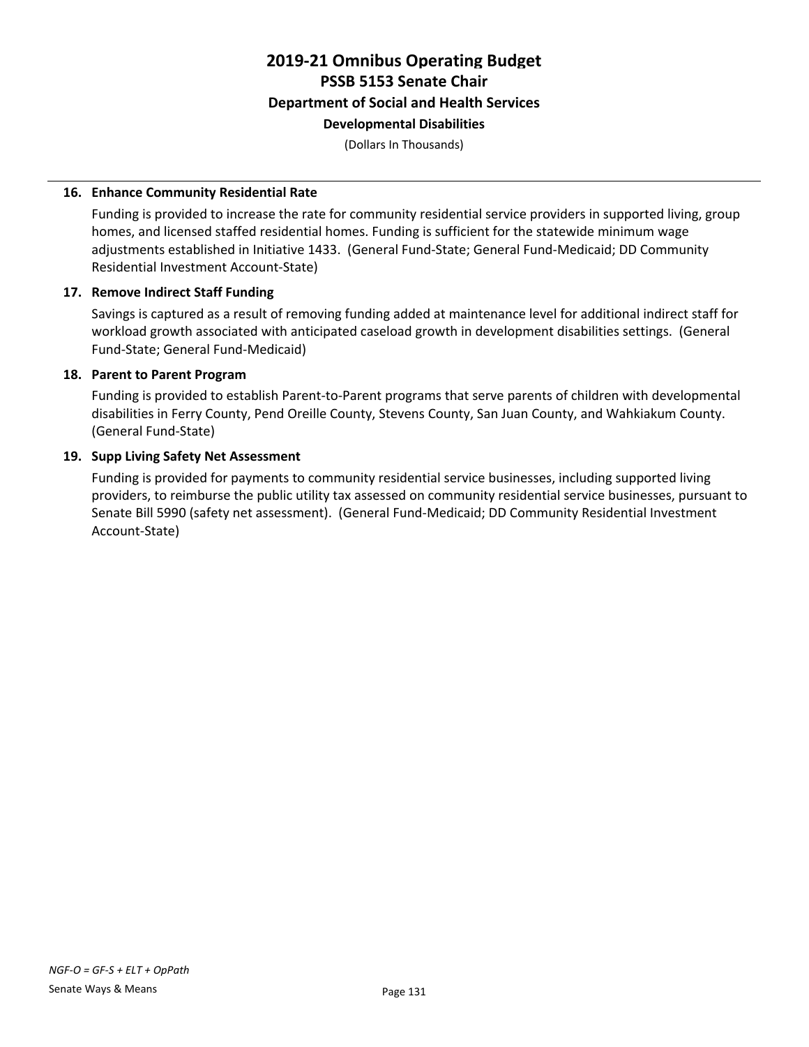# 2019-21 Omnibus Operating Budget
## PSSB 5153 Senate Chair
### Department of Social and Health Services
#### Developmental Disabilities

(Dollars In Thousands)

**16. Enhance Community Residential Rate**

Funding is provided to increase the rate for community residential service providers in supported living, group homes, and licensed staffed residential homes. Funding is sufficient for the statewide minimum wage adjustments established in Initiative 1433. (General Fund-State; General Fund-Medicaid; DD Community Residential Investment Account-State)

**17. Remove Indirect Staff Funding**

Savings is captured as a result of removing funding added at maintenance level for additional indirect staff for workload growth associated with anticipated caseload growth in development disabilities settings. (General Fund-State; General Fund-Medicaid)

**18. Parent to Parent Program**

Funding is provided to establish Parent-to-Parent programs that serve parents of children with developmental disabilities in Ferry County, Pend Oreille County, Stevens County, San Juan County, and Wahkiakum County. (General Fund-State)

**19. Supp Living Safety Net Assessment**

Funding is provided for payments to community residential service businesses, including supported living providers, to reimburse the public utility tax assessed on community residential service businesses, pursuant to Senate Bill 5990 (safety net assessment). (General Fund-Medicaid; DD Community Residential Investment Account-State)

*NGF-O = GF-S + ELT + OpPath*

Senate Ways & Means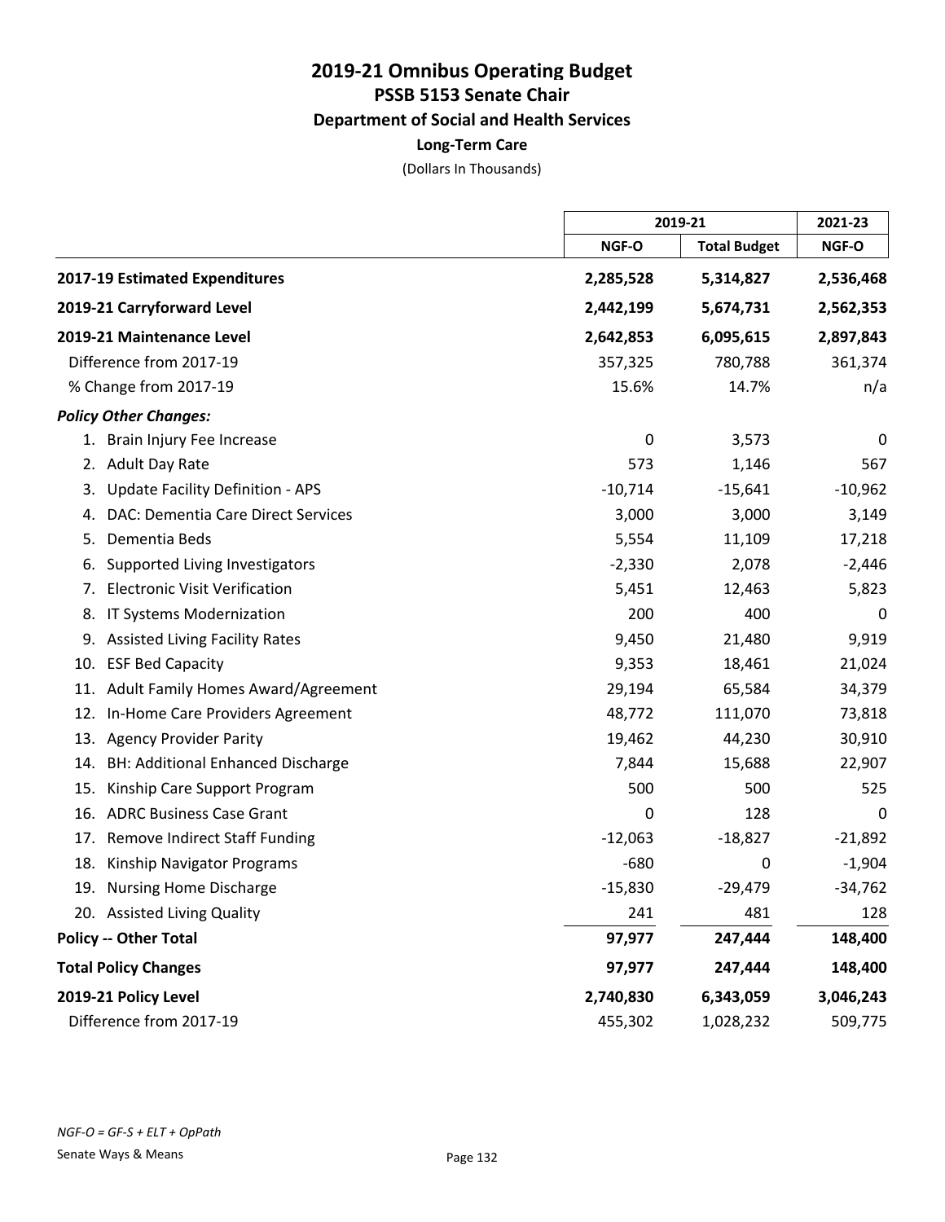# 2019-21 Omnibus Operating Budget
## PSSB 5153 Senate Chair
### Department of Social and Health Services
#### Long-Term Care

(Dollars In Thousands)

| | 2019-21 | | 2021-23 |
|---|---|---|---|
| | NGF-O | Total Budget | NGF-O |
| **2017-19 Estimated Expenditures** | **2,285,528** | **5,314,827** | **2,536,468** |
| **2019-21 Carryforward Level** | **2,442,199** | **5,674,731** | **2,562,353** |
| **2019-21 Maintenance Level** | **2,642,853** | **6,095,615** | **2,897,843** |
| Difference from 2017-19 | 357,325 | 780,788 | 361,374 |
| % Change from 2017-19 | 15.6% | 14.7% | n/a |
| ***Policy Other Changes:*** | | | |
| 1. Brain Injury Fee Increase | 0 | 3,573 | 0 |
| 2. Adult Day Rate | 573 | 1,146 | 567 |
| 3. Update Facility Definition - APS | -10,714 | -15,641 | -10,962 |
| 4. DAC: Dementia Care Direct Services | 3,000 | 3,000 | 3,149 |
| 5. Dementia Beds | 5,554 | 11,109 | 17,218 |
| 6. Supported Living Investigators | -2,330 | 2,078 | -2,446 |
| 7. Electronic Visit Verification | 5,451 | 12,463 | 5,823 |
| 8. IT Systems Modernization | 200 | 400 | 0 |
| 9. Assisted Living Facility Rates | 9,450 | 21,480 | 9,919 |
| 10. ESF Bed Capacity | 9,353 | 18,461 | 21,024 |
| 11. Adult Family Homes Award/Agreement | 29,194 | 65,584 | 34,379 |
| 12. In-Home Care Providers Agreement | 48,772 | 111,070 | 73,818 |
| 13. Agency Provider Parity | 19,462 | 44,230 | 30,910 |
| 14. BH: Additional Enhanced Discharge | 7,844 | 15,688 | 22,907 |
| 15. Kinship Care Support Program | 500 | 500 | 525 |
| 16. ADRC Business Case Grant | 0 | 128 | 0 |
| 17. Remove Indirect Staff Funding | -12,063 | -18,827 | -21,892 |
| 18. Kinship Navigator Programs | -680 | 0 | -1,904 |
| 19. Nursing Home Discharge | -15,830 | -29,479 | -34,762 |
| 20. Assisted Living Quality | 241 | 481 | 128 |
| **Policy -- Other Total** | **97,977** | **247,444** | **148,400** |
| **Total Policy Changes** | **97,977** | **247,444** | **148,400** |
| **2019-21 Policy Level** | **2,740,830** | **6,343,059** | **3,046,243** |
| Difference from 2017-19 | 455,302 | 1,028,232 | 509,775 |

*NGF-O = GF-S + ELT + OpPath*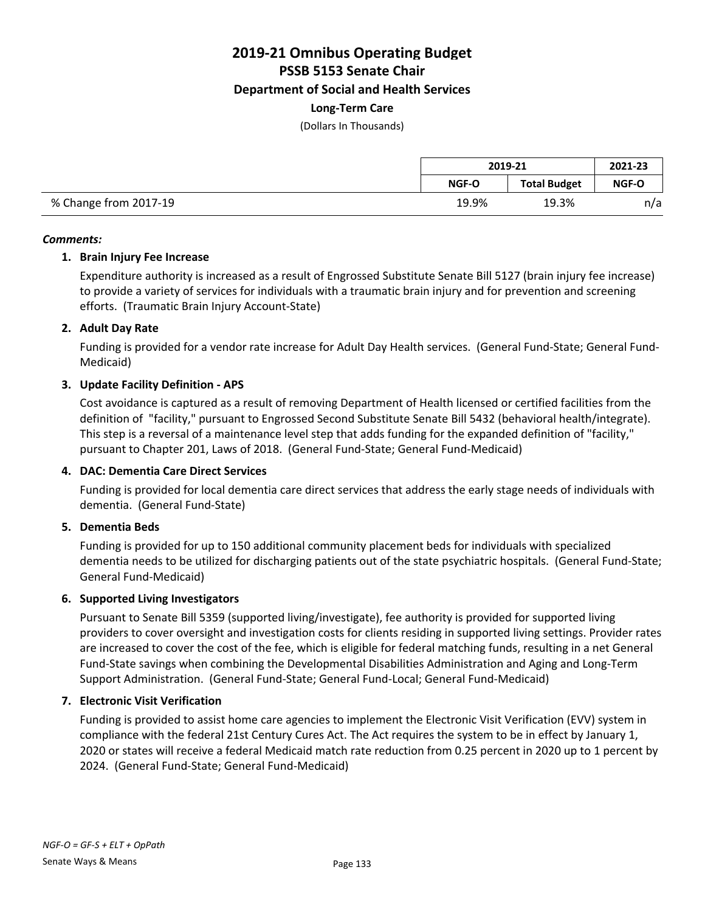# 2019-21 Omnibus Operating Budget
## PSSB 5153 Senate Chair
### Department of Social and Health Services
#### Long-Term Care

(Dollars In Thousands)

| | 2019-21 | | 2021-23 |
|---|---|---|---|
| | NGF-O | Total Budget | NGF-O |
| % Change from 2017-19 | 19.9% | 19.3% | n/a |

***Comments:***

1. **Brain Injury Fee Increase**

   Expenditure authority is increased as a result of Engrossed Substitute Senate Bill 5127 (brain injury fee increase) to provide a variety of services for individuals with a traumatic brain injury and for prevention and screening efforts. (Traumatic Brain Injury Account-State)

2. **Adult Day Rate**

   Funding is provided for a vendor rate increase for Adult Day Health services. (General Fund-State; General Fund-Medicaid)

3. **Update Facility Definition - APS**

   Cost avoidance is captured as a result of removing Department of Health licensed or certified facilities from the definition of "facility," pursuant to Engrossed Second Substitute Senate Bill 5432 (behavioral health/integrate). This step is a reversal of a maintenance level step that adds funding for the expanded definition of "facility," pursuant to Chapter 201, Laws of 2018. (General Fund-State; General Fund-Medicaid)

4. **DAC: Dementia Care Direct Services**

   Funding is provided for local dementia care direct services that address the early stage needs of individuals with dementia. (General Fund-State)

5. **Dementia Beds**

   Funding is provided for up to 150 additional community placement beds for individuals with specialized dementia needs to be utilized for discharging patients out of the state psychiatric hospitals. (General Fund-State; General Fund-Medicaid)

6. **Supported Living Investigators**

   Pursuant to Senate Bill 5359 (supported living/investigate), fee authority is provided for supported living providers to cover oversight and investigation costs for clients residing in supported living settings. Provider rates are increased to cover the cost of the fee, which is eligible for federal matching funds, resulting in a net General Fund-State savings when combining the Developmental Disabilities Administration and Aging and Long-Term Support Administration. (General Fund-State; General Fund-Local; General Fund-Medicaid)

7. **Electronic Visit Verification**

   Funding is provided to assist home care agencies to implement the Electronic Visit Verification (EVV) system in compliance with the federal 21st Century Cures Act. The Act requires the system to be in effect by January 1, 2020 or states will receive a federal Medicaid match rate reduction from 0.25 percent in 2020 up to 1 percent by 2024. (General Fund-State; General Fund-Medicaid)

*NGF-O = GF-S + ELT + OpPath*

Senate Ways & Means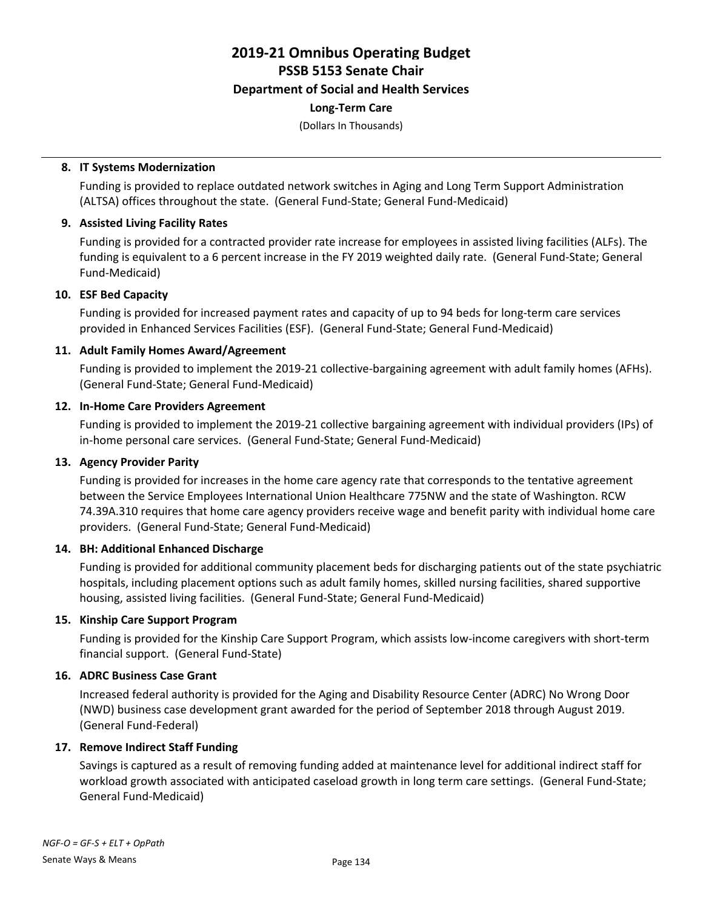# 2019-21 Omnibus Operating Budget
## PSSB 5153 Senate Chair
### Department of Social and Health Services
#### Long-Term Care

(Dollars In Thousands)

**8. IT Systems Modernization**

Funding is provided to replace outdated network switches in Aging and Long Term Support Administration (ALTSA) offices throughout the state. (General Fund-State; General Fund-Medicaid)

**9. Assisted Living Facility Rates**

Funding is provided for a contracted provider rate increase for employees in assisted living facilities (ALFs). The funding is equivalent to a 6 percent increase in the FY 2019 weighted daily rate. (General Fund-State; General Fund-Medicaid)

**10. ESF Bed Capacity**

Funding is provided for increased payment rates and capacity of up to 94 beds for long-term care services provided in Enhanced Services Facilities (ESF). (General Fund-State; General Fund-Medicaid)

**11. Adult Family Homes Award/Agreement**

Funding is provided to implement the 2019-21 collective-bargaining agreement with adult family homes (AFHs). (General Fund-State; General Fund-Medicaid)

**12. In-Home Care Providers Agreement**

Funding is provided to implement the 2019-21 collective bargaining agreement with individual providers (IPs) of in-home personal care services. (General Fund-State; General Fund-Medicaid)

**13. Agency Provider Parity**

Funding is provided for increases in the home care agency rate that corresponds to the tentative agreement between the Service Employees International Union Healthcare 775NW and the state of Washington. RCW 74.39A.310 requires that home care agency providers receive wage and benefit parity with individual home care providers. (General Fund-State; General Fund-Medicaid)

**14. BH: Additional Enhanced Discharge**

Funding is provided for additional community placement beds for discharging patients out of the state psychiatric hospitals, including placement options such as adult family homes, skilled nursing facilities, shared supportive housing, assisted living facilities. (General Fund-State; General Fund-Medicaid)

**15. Kinship Care Support Program**

Funding is provided for the Kinship Care Support Program, which assists low-income caregivers with short-term financial support. (General Fund-State)

**16. ADRC Business Case Grant**

Increased federal authority is provided for the Aging and Disability Resource Center (ADRC) No Wrong Door (NWD) business case development grant awarded for the period of September 2018 through August 2019. (General Fund-Federal)

**17. Remove Indirect Staff Funding**

Savings is captured as a result of removing funding added at maintenance level for additional indirect staff for workload growth associated with anticipated caseload growth in long term care settings. (General Fund-State; General Fund-Medicaid)

*NGF-O = GF-S + ELT + OpPath*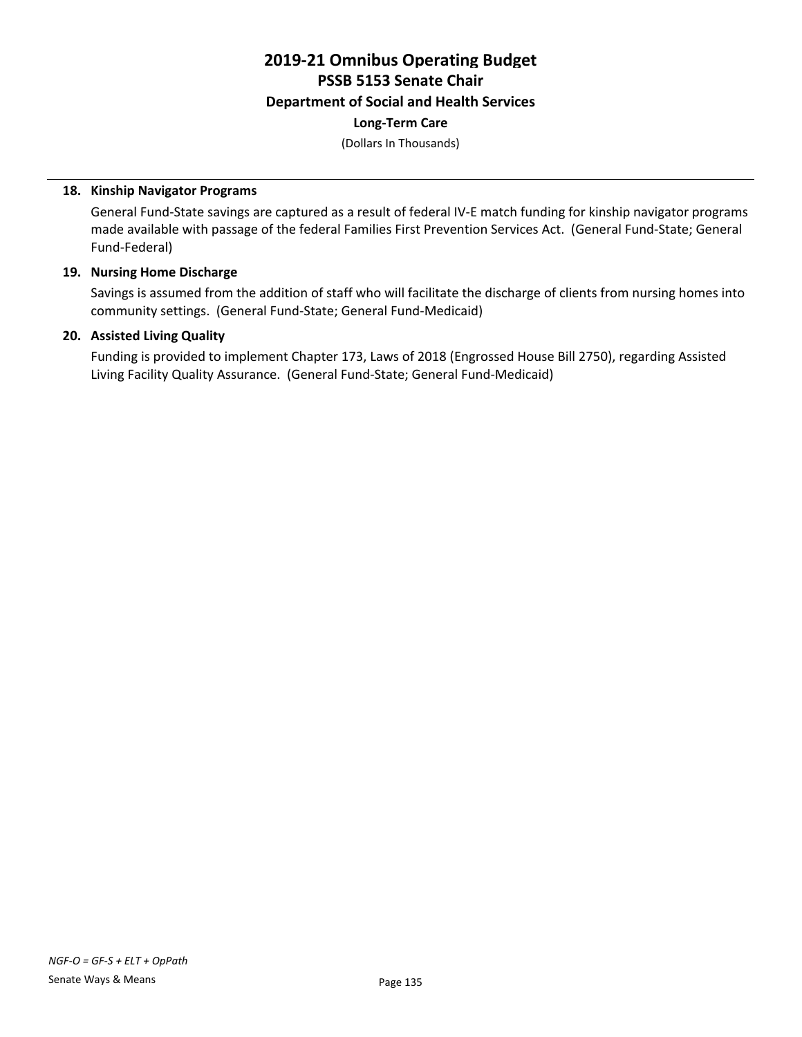# 2019-21 Omnibus Operating Budget
## PSSB 5153 Senate Chair
### Department of Social and Health Services
#### Long-Term Care

(Dollars In Thousands)

**18. Kinship Navigator Programs**

General Fund-State savings are captured as a result of federal IV-E match funding for kinship navigator programs made available with passage of the federal Families First Prevention Services Act. (General Fund-State; General Fund-Federal)

**19. Nursing Home Discharge**

Savings is assumed from the addition of staff who will facilitate the discharge of clients from nursing homes into community settings. (General Fund-State; General Fund-Medicaid)

**20. Assisted Living Quality**

Funding is provided to implement Chapter 173, Laws of 2018 (Engrossed House Bill 2750), regarding Assisted Living Facility Quality Assurance. (General Fund-State; General Fund-Medicaid)

*NGF-O = GF-S + ELT + OpPath*

Senate Ways & Means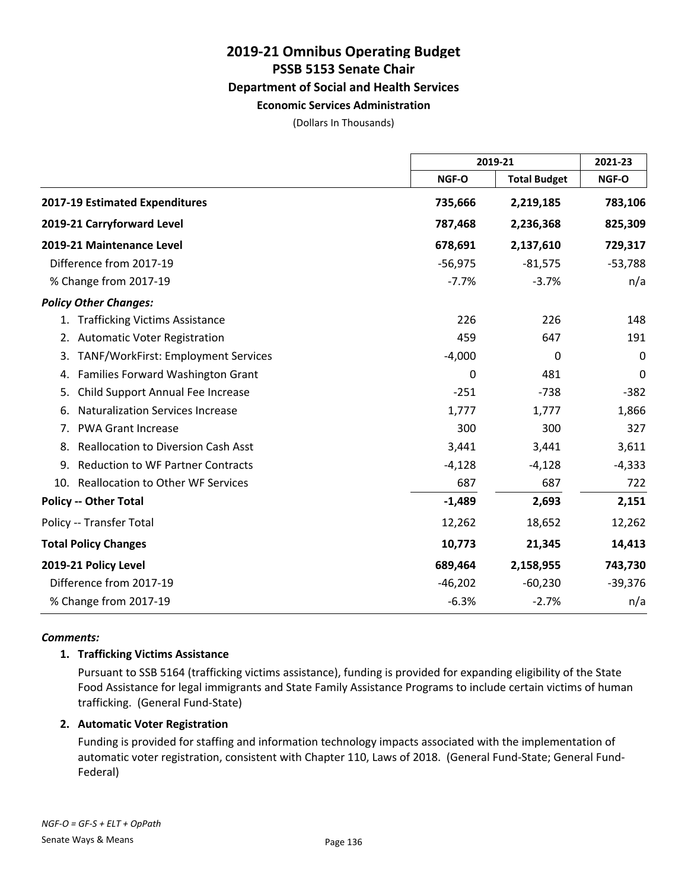# 2019-21 Omnibus Operating Budget
## PSSB 5153 Senate Chair
### Department of Social and Health Services
#### Economic Services Administration

(Dollars In Thousands)

| | 2019-21 | | 2021-23 |
|---|---|---|---|
| | NGF-O | Total Budget | NGF-O |
| **2017-19 Estimated Expenditures** | **735,666** | **2,219,185** | **783,106** |
| **2019-21 Carryforward Level** | **787,468** | **2,236,368** | **825,309** |
| **2019-21 Maintenance Level** | **678,691** | **2,137,610** | **729,317** |
| Difference from 2017-19 | -56,975 | -81,575 | -53,788 |
| % Change from 2017-19 | -7.7% | -3.7% | n/a |
| ***Policy Other Changes:*** | | | |
| 1. Trafficking Victims Assistance | 226 | 226 | 148 |
| 2. Automatic Voter Registration | 459 | 647 | 191 |
| 3. TANF/WorkFirst: Employment Services | -4,000 | 0 | 0 |
| 4. Families Forward Washington Grant | 0 | 481 | 0 |
| 5. Child Support Annual Fee Increase | -251 | -738 | -382 |
| 6. Naturalization Services Increase | 1,777 | 1,777 | 1,866 |
| 7. PWA Grant Increase | 300 | 300 | 327 |
| 8. Reallocation to Diversion Cash Asst | 3,441 | 3,441 | 3,611 |
| 9. Reduction to WF Partner Contracts | -4,128 | -4,128 | -4,333 |
| 10. Reallocation to Other WF Services | 687 | 687 | 722 |
| **Policy -- Other Total** | **-1,489** | **2,693** | **2,151** |
| Policy -- Transfer Total | 12,262 | 18,652 | 12,262 |
| **Total Policy Changes** | **10,773** | **21,345** | **14,413** |
| **2019-21 Policy Level** | **689,464** | **2,158,955** | **743,730** |
| Difference from 2017-19 | -46,202 | -60,230 | -39,376 |
| % Change from 2017-19 | -6.3% | -2.7% | n/a |

***Comments:***

**1. Trafficking Victims Assistance**

Pursuant to SSB 5164 (trafficking victims assistance), funding is provided for expanding eligibility of the State Food Assistance for legal immigrants and State Family Assistance Programs to include certain victims of human trafficking. (General Fund-State)

**2. Automatic Voter Registration**

Funding is provided for staffing and information technology impacts associated with the implementation of automatic voter registration, consistent with Chapter 110, Laws of 2018. (General Fund-State; General Fund-Federal)

*NGF-O = GF-S + ELT + OpPath*

Senate Ways & Means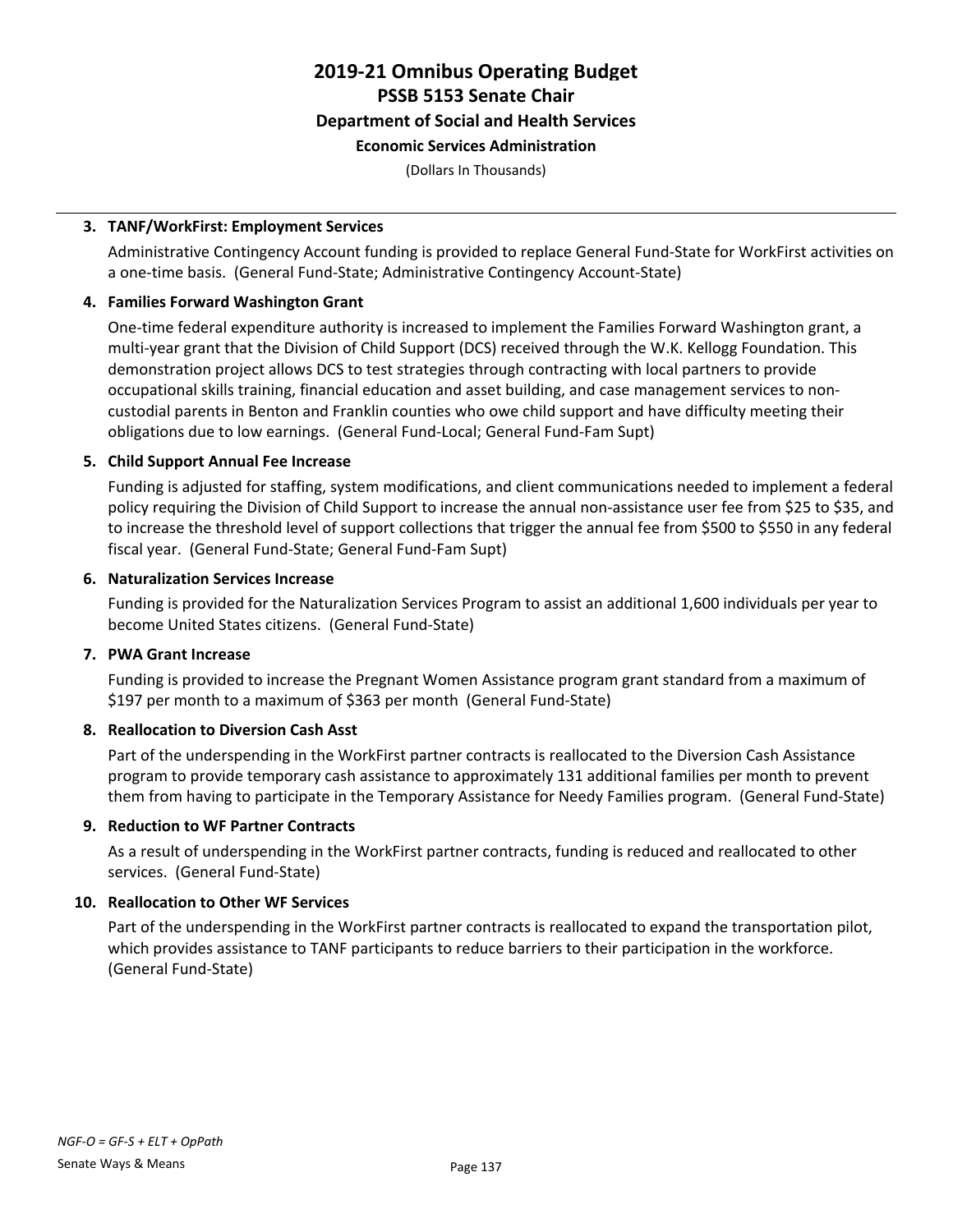# 2019-21 Omnibus Operating Budget
## PSSB 5153 Senate Chair
### Department of Social and Health Services
#### Economic Services Administration

(Dollars In Thousands)

3. **TANF/WorkFirst: Employment Services**

   Administrative Contingency Account funding is provided to replace General Fund-State for WorkFirst activities on a one-time basis. (General Fund-State; Administrative Contingency Account-State)

4. **Families Forward Washington Grant**

   One-time federal expenditure authority is increased to implement the Families Forward Washington grant, a multi-year grant that the Division of Child Support (DCS) received through the W.K. Kellogg Foundation. This demonstration project allows DCS to test strategies through contracting with local partners to provide occupational skills training, financial education and asset building, and case management services to non-custodial parents in Benton and Franklin counties who owe child support and have difficulty meeting their obligations due to low earnings. (General Fund-Local; General Fund-Fam Supt)

5. **Child Support Annual Fee Increase**

   Funding is adjusted for staffing, system modifications, and client communications needed to implement a federal policy requiring the Division of Child Support to increase the annual non-assistance user fee from $25 to $35, and to increase the threshold level of support collections that trigger the annual fee from $500 to $550 in any federal fiscal year. (General Fund-State; General Fund-Fam Supt)

6. **Naturalization Services Increase**

   Funding is provided for the Naturalization Services Program to assist an additional 1,600 individuals per year to become United States citizens. (General Fund-State)

7. **PWA Grant Increase**

   Funding is provided to increase the Pregnant Women Assistance program grant standard from a maximum of $197 per month to a maximum of $363 per month (General Fund-State)

8. **Reallocation to Diversion Cash Asst**

   Part of the underspending in the WorkFirst partner contracts is reallocated to the Diversion Cash Assistance program to provide temporary cash assistance to approximately 131 additional families per month to prevent them from having to participate in the Temporary Assistance for Needy Families program. (General Fund-State)

9. **Reduction to WF Partner Contracts**

   As a result of underspending in the WorkFirst partner contracts, funding is reduced and reallocated to other services. (General Fund-State)

10. **Reallocation to Other WF Services**

    Part of the underspending in the WorkFirst partner contracts is reallocated to expand the transportation pilot, which provides assistance to TANF participants to reduce barriers to their participation in the workforce. (General Fund-State)

*NGF-O = GF-S + ELT + OpPath*

Senate Ways & Means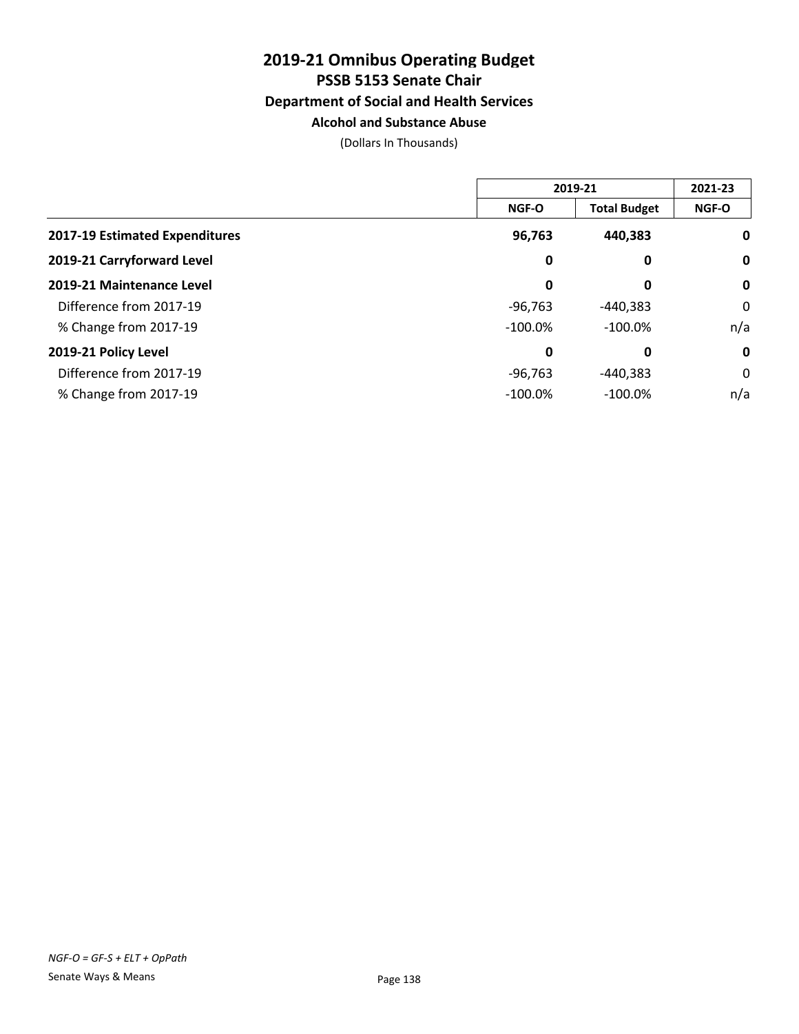# 2019-21 Omnibus Operating Budget
## PSSB 5153 Senate Chair
### Department of Social and Health Services
#### Alcohol and Substance Abuse

(Dollars In Thousands)

| | 2019-21 | | 2021-23 |
|---|---|---|---|
| | NGF-O | Total Budget | NGF-O |
| **2017-19 Estimated Expenditures** | **96,763** | **440,383** | **0** |
| **2019-21 Carryforward Level** | **0** | **0** | **0** |
| **2019-21 Maintenance Level** | **0** | **0** | **0** |
| Difference from 2017-19 | -96,763 | -440,383 | 0 |
| % Change from 2017-19 | -100.0% | -100.0% | n/a |
| **2019-21 Policy Level** | **0** | **0** | **0** |
| Difference from 2017-19 | -96,763 | -440,383 | 0 |
| % Change from 2017-19 | -100.0% | -100.0% | n/a |

*NGF-O = GF-S + ELT + OpPath*

Senate Ways & Means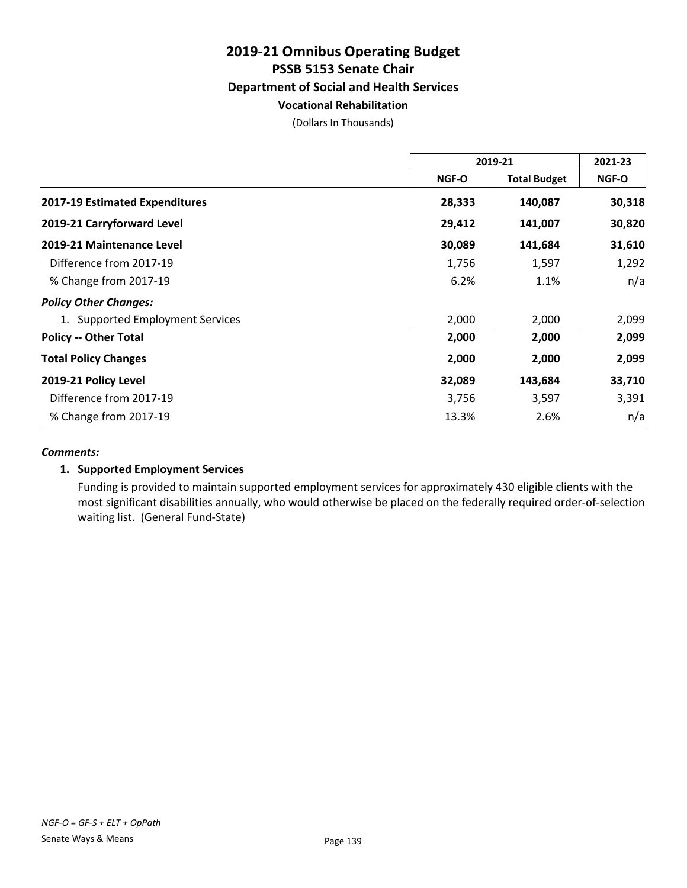# 2019-21 Omnibus Operating Budget
## PSSB 5153 Senate Chair
### Department of Social and Health Services
#### Vocational Rehabilitation

(Dollars In Thousands)

| | 2019-21 | | 2021-23 |
|---|---|---|---|
| | NGF-O | Total Budget | NGF-O |
| **2017-19 Estimated Expenditures** | **28,333** | **140,087** | **30,318** |
| **2019-21 Carryforward Level** | **29,412** | **141,007** | **30,820** |
| **2019-21 Maintenance Level** | **30,089** | **141,684** | **31,610** |
| Difference from 2017-19 | 1,756 | 1,597 | 1,292 |
| % Change from 2017-19 | 6.2% | 1.1% | n/a |
| ***Policy Other Changes:*** | | | |
| 1. Supported Employment Services | 2,000 | 2,000 | 2,099 |
| **Policy -- Other Total** | **2,000** | **2,000** | **2,099** |
| **Total Policy Changes** | **2,000** | **2,000** | **2,099** |
| **2019-21 Policy Level** | **32,089** | **143,684** | **33,710** |
| Difference from 2017-19 | 3,756 | 3,597 | 3,391 |
| % Change from 2017-19 | 13.3% | 2.6% | n/a |

***Comments:***

1. **Supported Employment Services**

   Funding is provided to maintain supported employment services for approximately 430 eligible clients with the most significant disabilities annually, who would otherwise be placed on the federally required order-of-selection waiting list. (General Fund-State)

*NGF-O = GF-S + ELT + OpPath*

Senate Ways & Means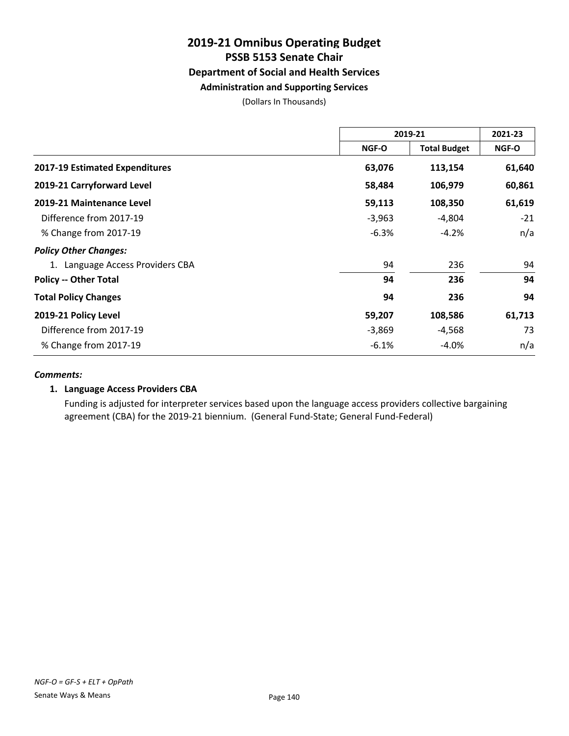# 2019-21 Omnibus Operating Budget
## PSSB 5153 Senate Chair
### Department of Social and Health Services
#### Administration and Supporting Services

(Dollars In Thousands)

| | 2019-21 | | 2021-23 |
|---|---|---|---|
| | NGF-O | Total Budget | NGF-O |
| **2017-19 Estimated Expenditures** | **63,076** | **113,154** | **61,640** |
| **2019-21 Carryforward Level** | **58,484** | **106,979** | **60,861** |
| **2019-21 Maintenance Level** | **59,113** | **108,350** | **61,619** |
| Difference from 2017-19 | -3,963 | -4,804 | -21 |
| % Change from 2017-19 | -6.3% | -4.2% | n/a |
| ***Policy Other Changes:*** | | | |
| 1. Language Access Providers CBA | 94 | 236 | 94 |
| **Policy -- Other Total** | **94** | **236** | **94** |
| **Total Policy Changes** | **94** | **236** | **94** |
| **2019-21 Policy Level** | **59,207** | **108,586** | **61,713** |
| Difference from 2017-19 | -3,869 | -4,568 | 73 |
| % Change from 2017-19 | -6.1% | -4.0% | n/a |

***Comments:***

1. **Language Access Providers CBA**

   Funding is adjusted for interpreter services based upon the language access providers collective bargaining agreement (CBA) for the 2019-21 biennium. (General Fund-State; General Fund-Federal)

*NGF-O = GF-S + ELT + OpPath*

Senate Ways & Means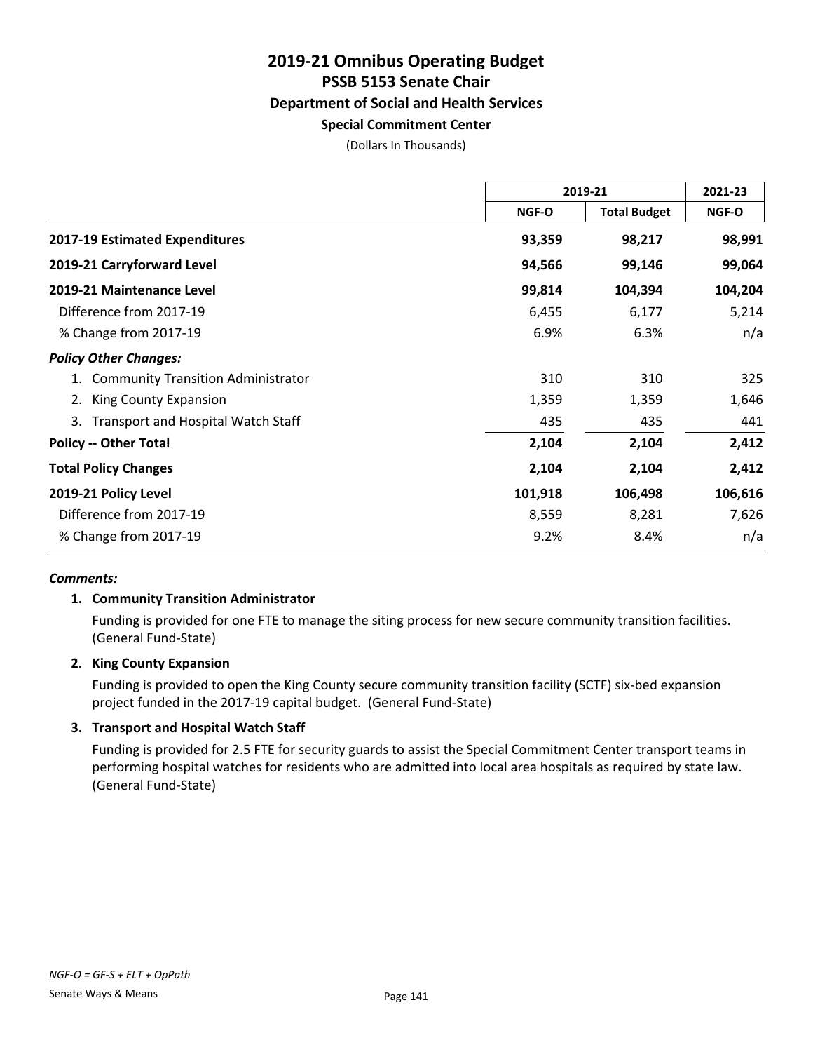# 2019-21 Omnibus Operating Budget
## PSSB 5153 Senate Chair
### Department of Social and Health Services
#### Special Commitment Center

(Dollars In Thousands)

| | 2019-21 | | 2021-23 |
|---|---|---|---|
| | NGF-O | Total Budget | NGF-O |
| **2017-19 Estimated Expenditures** | **93,359** | **98,217** | **98,991** |
| **2019-21 Carryforward Level** | **94,566** | **99,146** | **99,064** |
| **2019-21 Maintenance Level** | **99,814** | **104,394** | **104,204** |
| Difference from 2017-19 | 6,455 | 6,177 | 5,214 |
| % Change from 2017-19 | 6.9% | 6.3% | n/a |
| ***Policy Other Changes:*** | | | |
| 1. Community Transition Administrator | 310 | 310 | 325 |
| 2. King County Expansion | 1,359 | 1,359 | 1,646 |
| 3. Transport and Hospital Watch Staff | 435 | 435 | 441 |
| **Policy -- Other Total** | **2,104** | **2,104** | **2,412** |
| **Total Policy Changes** | **2,104** | **2,104** | **2,412** |
| **2019-21 Policy Level** | **101,918** | **106,498** | **106,616** |
| Difference from 2017-19 | 8,559 | 8,281 | 7,626 |
| % Change from 2017-19 | 9.2% | 8.4% | n/a |

***Comments:***

1. **Community Transition Administrator**

   Funding is provided for one FTE to manage the siting process for new secure community transition facilities. (General Fund-State)

2. **King County Expansion**

   Funding is provided to open the King County secure community transition facility (SCTF) six-bed expansion project funded in the 2017-19 capital budget. (General Fund-State)

3. **Transport and Hospital Watch Staff**

   Funding is provided for 2.5 FTE for security guards to assist the Special Commitment Center transport teams in performing hospital watches for residents who are admitted into local area hospitals as required by state law. (General Fund-State)

*NGF-O = GF-S + ELT + OpPath*

Senate Ways & Means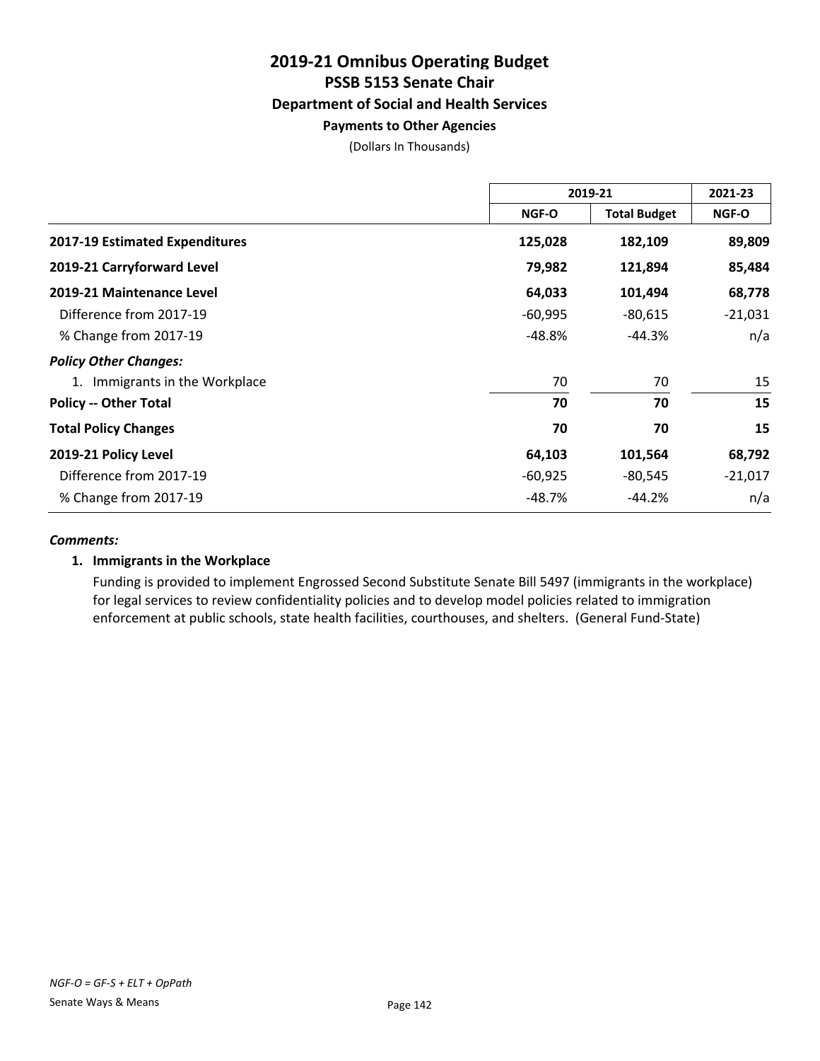# 2019-21 Omnibus Operating Budget
## PSSB 5153 Senate Chair
### Department of Social and Health Services
#### Payments to Other Agencies

(Dollars In Thousands)

| | 2019-21 | | 2021-23 |
|---|---|---|---|
| | NGF-O | Total Budget | NGF-O |
| **2017-19 Estimated Expenditures** | **125,028** | **182,109** | **89,809** |
| **2019-21 Carryforward Level** | **79,982** | **121,894** | **85,484** |
| **2019-21 Maintenance Level** | **64,033** | **101,494** | **68,778** |
| Difference from 2017-19 | -60,995 | -80,615 | -21,031 |
| % Change from 2017-19 | -48.8% | -44.3% | n/a |
| ***Policy Other Changes:*** | | | |
| 1. Immigrants in the Workplace | 70 | 70 | 15 |
| **Policy -- Other Total** | **70** | **70** | **15** |
| **Total Policy Changes** | **70** | **70** | **15** |
| **2019-21 Policy Level** | **64,103** | **101,564** | **68,792** |
| Difference from 2017-19 | -60,925 | -80,545 | -21,017 |
| % Change from 2017-19 | -48.7% | -44.2% | n/a |

***Comments:***

1. **Immigrants in the Workplace**

   Funding is provided to implement Engrossed Second Substitute Senate Bill 5497 (immigrants in the workplace) for legal services to review confidentiality policies and to develop model policies related to immigration enforcement at public schools, state health facilities, courthouses, and shelters. (General Fund-State)

*NGF-O = GF-S + ELT + OpPath*

Senate Ways & Means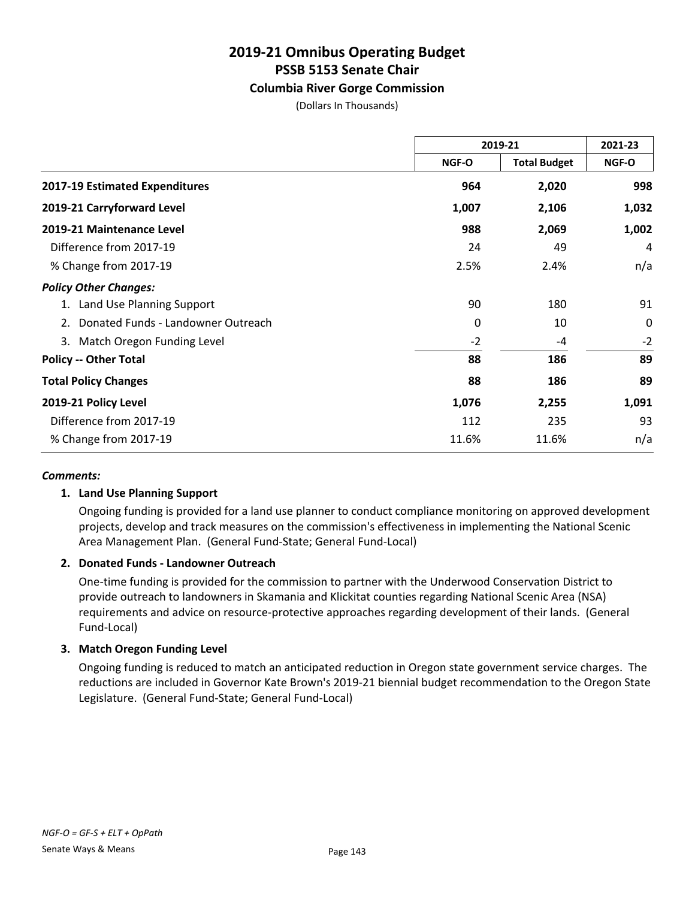# 2019-21 Omnibus Operating Budget
## PSSB 5153 Senate Chair
### Columbia River Gorge Commission

(Dollars In Thousands)

| | 2019-21 | | 2021-23 |
|---|---|---|---|
| | NGF-O | Total Budget | NGF-O |
| **2017-19 Estimated Expenditures** | **964** | **2,020** | **998** |
| **2019-21 Carryforward Level** | **1,007** | **2,106** | **1,032** |
| **2019-21 Maintenance Level** | **988** | **2,069** | **1,002** |
| Difference from 2017-19 | 24 | 49 | 4 |
| % Change from 2017-19 | 2.5% | 2.4% | n/a |
| ***Policy Other Changes:*** | | | |
| 1. Land Use Planning Support | 90 | 180 | 91 |
| 2. Donated Funds - Landowner Outreach | 0 | 10 | 0 |
| 3. Match Oregon Funding Level | -2 | -4 | -2 |
| **Policy -- Other Total** | **88** | **186** | **89** |
| **Total Policy Changes** | **88** | **186** | **89** |
| **2019-21 Policy Level** | **1,076** | **2,255** | **1,091** |
| Difference from 2017-19 | 112 | 235 | 93 |
| % Change from 2017-19 | 11.6% | 11.6% | n/a |

***Comments:***

1. **Land Use Planning Support**

   Ongoing funding is provided for a land use planner to conduct compliance monitoring on approved development projects, develop and track measures on the commission's effectiveness in implementing the National Scenic Area Management Plan. (General Fund-State; General Fund-Local)

2. **Donated Funds - Landowner Outreach**

   One-time funding is provided for the commission to partner with the Underwood Conservation District to provide outreach to landowners in Skamania and Klickitat counties regarding National Scenic Area (NSA) requirements and advice on resource-protective approaches regarding development of their lands. (General Fund-Local)

3. **Match Oregon Funding Level**

   Ongoing funding is reduced to match an anticipated reduction in Oregon state government service charges. The reductions are included in Governor Kate Brown's 2019-21 biennial budget recommendation to the Oregon State Legislature. (General Fund-State; General Fund-Local)

*NGF-O = GF-S + ELT + OpPath*

Senate Ways & Means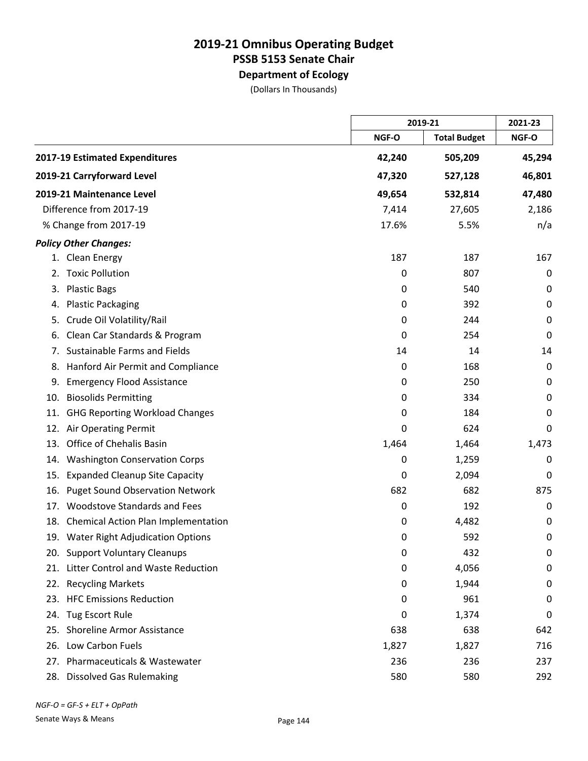# 2019-21 Omnibus Operating Budget
## PSSB 5153 Senate Chair
### Department of Ecology
(Dollars In Thousands)

| | 2019-21 | | 2021-23 |
|---|---|---|---|
| | NGF-O | Total Budget | NGF-O |
| **2017-19 Estimated Expenditures** | **42,240** | **505,209** | **45,294** |
| **2019-21 Carryforward Level** | **47,320** | **527,128** | **46,801** |
| **2019-21 Maintenance Level** | **49,654** | **532,814** | **47,480** |
| Difference from 2017-19 | 7,414 | 27,605 | 2,186 |
| % Change from 2017-19 | 17.6% | 5.5% | n/a |
| ***Policy Other Changes:*** | | | |
| 1. Clean Energy | 187 | 187 | 167 |
| 2. Toxic Pollution | 0 | 807 | 0 |
| 3. Plastic Bags | 0 | 540 | 0 |
| 4. Plastic Packaging | 0 | 392 | 0 |
| 5. Crude Oil Volatility/Rail | 0 | 244 | 0 |
| 6. Clean Car Standards & Program | 0 | 254 | 0 |
| 7. Sustainable Farms and Fields | 14 | 14 | 14 |
| 8. Hanford Air Permit and Compliance | 0 | 168 | 0 |
| 9. Emergency Flood Assistance | 0 | 250 | 0 |
| 10. Biosolids Permitting | 0 | 334 | 0 |
| 11. GHG Reporting Workload Changes | 0 | 184 | 0 |
| 12. Air Operating Permit | 0 | 624 | 0 |
| 13. Office of Chehalis Basin | 1,464 | 1,464 | 1,473 |
| 14. Washington Conservation Corps | 0 | 1,259 | 0 |
| 15. Expanded Cleanup Site Capacity | 0 | 2,094 | 0 |
| 16. Puget Sound Observation Network | 682 | 682 | 875 |
| 17. Woodstove Standards and Fees | 0 | 192 | 0 |
| 18. Chemical Action Plan Implementation | 0 | 4,482 | 0 |
| 19. Water Right Adjudication Options | 0 | 592 | 0 |
| 20. Support Voluntary Cleanups | 0 | 432 | 0 |
| 21. Litter Control and Waste Reduction | 0 | 4,056 | 0 |
| 22. Recycling Markets | 0 | 1,944 | 0 |
| 23. HFC Emissions Reduction | 0 | 961 | 0 |
| 24. Tug Escort Rule | 0 | 1,374 | 0 |
| 25. Shoreline Armor Assistance | 638 | 638 | 642 |
| 26. Low Carbon Fuels | 1,827 | 1,827 | 716 |
| 27. Pharmaceuticals & Wastewater | 236 | 236 | 237 |
| 28. Dissolved Gas Rulemaking | 580 | 580 | 292 |

*NGF-O = GF-S + ELT + OpPath*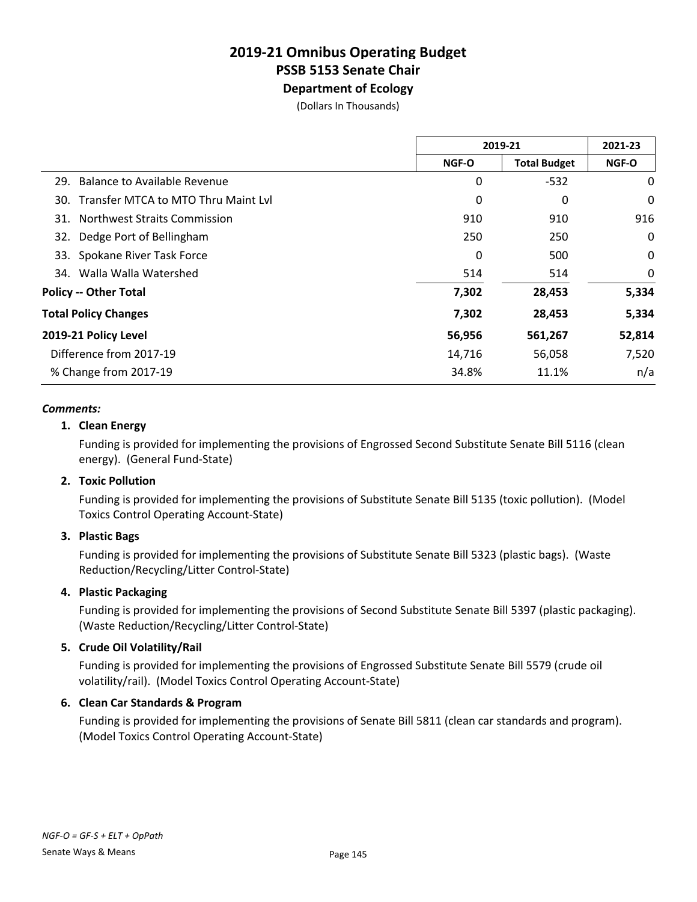# 2019-21 Omnibus Operating Budget
## PSSB 5153 Senate Chair
### Department of Ecology
(Dollars In Thousands)

| | 2019-21 | | 2021-23 |
|---|---|---|---|
| | NGF-O | Total Budget | NGF-O |
| 29. Balance to Available Revenue | 0 | -532 | 0 |
| 30. Transfer MTCA to MTO Thru Maint Lvl | 0 | 0 | 0 |
| 31. Northwest Straits Commission | 910 | 910 | 916 |
| 32. Dedge Port of Bellingham | 250 | 250 | 0 |
| 33. Spokane River Task Force | 0 | 500 | 0 |
| 34. Walla Walla Watershed | 514 | 514 | 0 |
| **Policy -- Other Total** | **7,302** | **28,453** | **5,334** |
| **Total Policy Changes** | **7,302** | **28,453** | **5,334** |
| **2019-21 Policy Level** | **56,956** | **561,267** | **52,814** |
| Difference from 2017-19 | 14,716 | 56,058 | 7,520 |
| % Change from 2017-19 | 34.8% | 11.1% | n/a |

***Comments:***

1. **Clean Energy**

   Funding is provided for implementing the provisions of Engrossed Second Substitute Senate Bill 5116 (clean energy). (General Fund-State)

2. **Toxic Pollution**

   Funding is provided for implementing the provisions of Substitute Senate Bill 5135 (toxic pollution). (Model Toxics Control Operating Account-State)

3. **Plastic Bags**

   Funding is provided for implementing the provisions of Substitute Senate Bill 5323 (plastic bags). (Waste Reduction/Recycling/Litter Control-State)

4. **Plastic Packaging**

   Funding is provided for implementing the provisions of Second Substitute Senate Bill 5397 (plastic packaging). (Waste Reduction/Recycling/Litter Control-State)

5. **Crude Oil Volatility/Rail**

   Funding is provided for implementing the provisions of Engrossed Substitute Senate Bill 5579 (crude oil volatility/rail). (Model Toxics Control Operating Account-State)

6. **Clean Car Standards & Program**

   Funding is provided for implementing the provisions of Senate Bill 5811 (clean car standards and program). (Model Toxics Control Operating Account-State)

*NGF-O = GF-S + ELT + OpPath*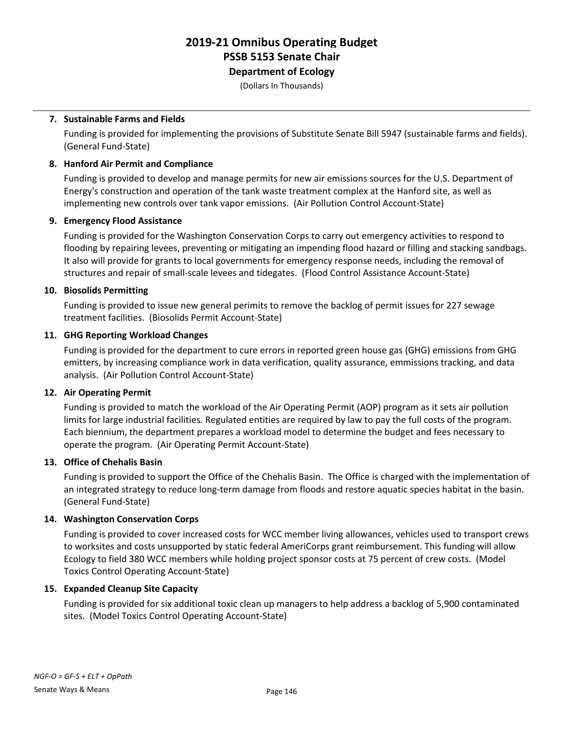**7. Sustainable Farms and Fields**

Funding is provided for implementing the provisions of Substitute Senate Bill 5947 (sustainable farms and fields). (General Fund-State)

**8. Hanford Air Permit and Compliance**

Funding is provided to develop and manage permits for new air emissions sources for the U.S. Department of Energy's construction and operation of the tank waste treatment complex at the Hanford site, as well as implementing new controls over tank vapor emissions. (Air Pollution Control Account-State)

**9. Emergency Flood Assistance**

Funding is provided for the Washington Conservation Corps to carry out emergency activities to respond to flooding by repairing levees, preventing or mitigating an impending flood hazard or filling and stacking sandbags. It also will provide for grants to local governments for emergency response needs, including the removal of structures and repair of small-scale levees and tidegates. (Flood Control Assistance Account-State)

**10. Biosolids Permitting**

Funding is provided to issue new general perimits to remove the backlog of permit issues for 227 sewage treatment facilities. (Biosolids Permit Account-State)

**11. GHG Reporting Workload Changes**

Funding is provided for the department to cure errors in reported green house gas (GHG) emissions from GHG emitters, by increasing compliance work in data verification, quality assurance, emmissions tracking, and data analysis. (Air Pollution Control Account-State)

**12. Air Operating Permit**

Funding is provided to match the workload of the Air Operating Permit (AOP) program as it sets air pollution limits for large industrial facilities. Regulated entities are required by law to pay the full costs of the program. Each biennium, the department prepares a workload model to determine the budget and fees necessary to operate the program. (Air Operating Permit Account-State)

**13. Office of Chehalis Basin**

Funding is provided to support the Office of the Chehalis Basin. The Office is charged with the implementation of an integrated strategy to reduce long-term damage from floods and restore aquatic species habitat in the basin. (General Fund-State)

**14. Washington Conservation Corps**

Funding is provided to cover increased costs for WCC member living allowances, vehicles used to transport crews to worksites and costs unsupported by static federal AmeriCorps grant reimbursement. This funding will allow Ecology to field 380 WCC members while holding project sponsor costs at 75 percent of crew costs. (Model Toxics Control Operating Account-State)

**15. Expanded Cleanup Site Capacity**

Funding is provided for six additional toxic clean up managers to help address a backlog of 5,900 contaminated sites. (Model Toxics Control Operating Account-State)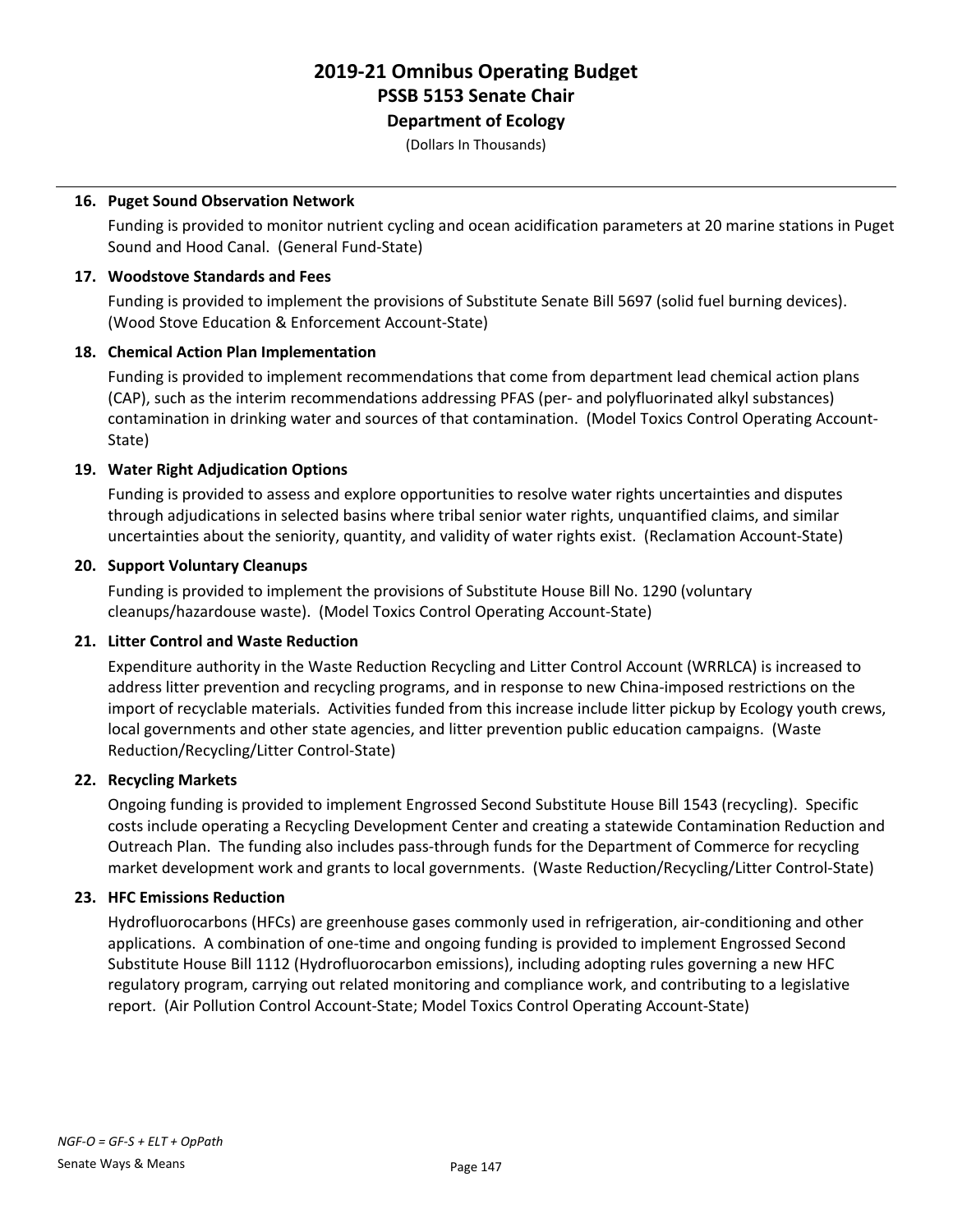# 2019-21 Omnibus Operating Budget
## PSSB 5153 Senate Chair
### Department of Ecology
(Dollars In Thousands)

**16. Puget Sound Observation Network**

Funding is provided to monitor nutrient cycling and ocean acidification parameters at 20 marine stations in Puget Sound and Hood Canal. (General Fund-State)

**17. Woodstove Standards and Fees**

Funding is provided to implement the provisions of Substitute Senate Bill 5697 (solid fuel burning devices). (Wood Stove Education & Enforcement Account-State)

**18. Chemical Action Plan Implementation**

Funding is provided to implement recommendations that come from department lead chemical action plans (CAP), such as the interim recommendations addressing PFAS (per- and polyfluorinated alkyl substances) contamination in drinking water and sources of that contamination. (Model Toxics Control Operating Account-State)

**19. Water Right Adjudication Options**

Funding is provided to assess and explore opportunities to resolve water rights uncertainties and disputes through adjudications in selected basins where tribal senior water rights, unquantified claims, and similar uncertainties about the seniority, quantity, and validity of water rights exist. (Reclamation Account-State)

**20. Support Voluntary Cleanups**

Funding is provided to implement the provisions of Substitute House Bill No. 1290 (voluntary cleanups/hazardouse waste). (Model Toxics Control Operating Account-State)

**21. Litter Control and Waste Reduction**

Expenditure authority in the Waste Reduction Recycling and Litter Control Account (WRRLCA) is increased to address litter prevention and recycling programs, and in response to new China-imposed restrictions on the import of recyclable materials. Activities funded from this increase include litter pickup by Ecology youth crews, local governments and other state agencies, and litter prevention public education campaigns. (Waste Reduction/Recycling/Litter Control-State)

**22. Recycling Markets**

Ongoing funding is provided to implement Engrossed Second Substitute House Bill 1543 (recycling). Specific costs include operating a Recycling Development Center and creating a statewide Contamination Reduction and Outreach Plan. The funding also includes pass-through funds for the Department of Commerce for recycling market development work and grants to local governments. (Waste Reduction/Recycling/Litter Control-State)

**23. HFC Emissions Reduction**

Hydrofluorocarbons (HFCs) are greenhouse gases commonly used in refrigeration, air-conditioning and other applications. A combination of one-time and ongoing funding is provided to implement Engrossed Second Substitute House Bill 1112 (Hydrofluorocarbon emissions), including adopting rules governing a new HFC regulatory program, carrying out related monitoring and compliance work, and contributing to a legislative report. (Air Pollution Control Account-State; Model Toxics Control Operating Account-State)

*NGF-O = GF-S + ELT + OpPath*

Senate Ways & Means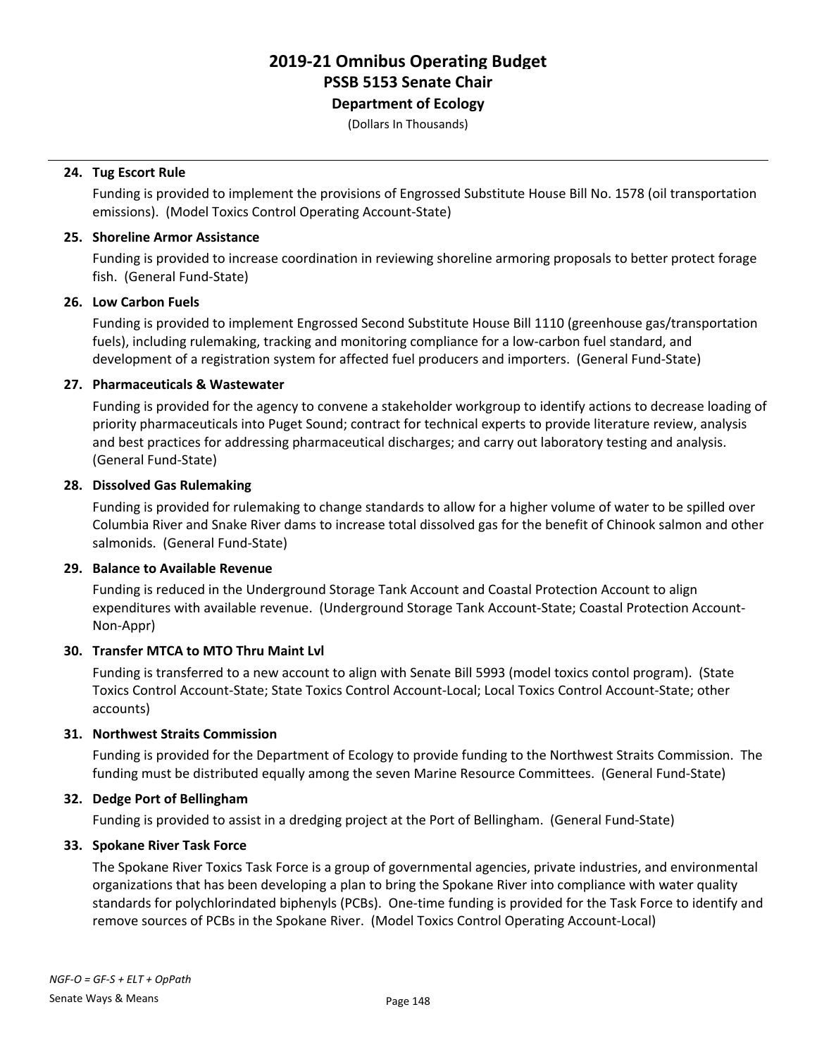# 2019-21 Omnibus Operating Budget
## PSSB 5153 Senate Chair
### Department of Ecology
(Dollars In Thousands)

---

**24. Tug Escort Rule**

Funding is provided to implement the provisions of Engrossed Substitute House Bill No. 1578 (oil transportation emissions). (Model Toxics Control Operating Account-State)

**25. Shoreline Armor Assistance**

Funding is provided to increase coordination in reviewing shoreline armoring proposals to better protect forage fish. (General Fund-State)

**26. Low Carbon Fuels**

Funding is provided to implement Engrossed Second Substitute House Bill 1110 (greenhouse gas/transportation fuels), including rulemaking, tracking and monitoring compliance for a low-carbon fuel standard, and development of a registration system for affected fuel producers and importers. (General Fund-State)

**27. Pharmaceuticals & Wastewater**

Funding is provided for the agency to convene a stakeholder workgroup to identify actions to decrease loading of priority pharmaceuticals into Puget Sound; contract for technical experts to provide literature review, analysis and best practices for addressing pharmaceutical discharges; and carry out laboratory testing and analysis. (General Fund-State)

**28. Dissolved Gas Rulemaking**

Funding is provided for rulemaking to change standards to allow for a higher volume of water to be spilled over Columbia River and Snake River dams to increase total dissolved gas for the benefit of Chinook salmon and other salmonids. (General Fund-State)

**29. Balance to Available Revenue**

Funding is reduced in the Underground Storage Tank Account and Coastal Protection Account to align expenditures with available revenue. (Underground Storage Tank Account-State; Coastal Protection Account-Non-Appr)

**30. Transfer MTCA to MTO Thru Maint Lvl**

Funding is transferred to a new account to align with Senate Bill 5993 (model toxics contol program). (State Toxics Control Account-State; State Toxics Control Account-Local; Local Toxics Control Account-State; other accounts)

**31. Northwest Straits Commission**

Funding is provided for the Department of Ecology to provide funding to the Northwest Straits Commission. The funding must be distributed equally among the seven Marine Resource Committees. (General Fund-State)

**32. Dedge Port of Bellingham**

Funding is provided to assist in a dredging project at the Port of Bellingham. (General Fund-State)

**33. Spokane River Task Force**

The Spokane River Toxics Task Force is a group of governmental agencies, private industries, and environmental organizations that has been developing a plan to bring the Spokane River into compliance with water quality standards for polychlorindated biphenyls (PCBs). One-time funding is provided for the Task Force to identify and remove sources of PCBs in the Spokane River. (Model Toxics Control Operating Account-Local)

*NGF-O = GF-S + ELT + OpPath*

Senate Ways & Means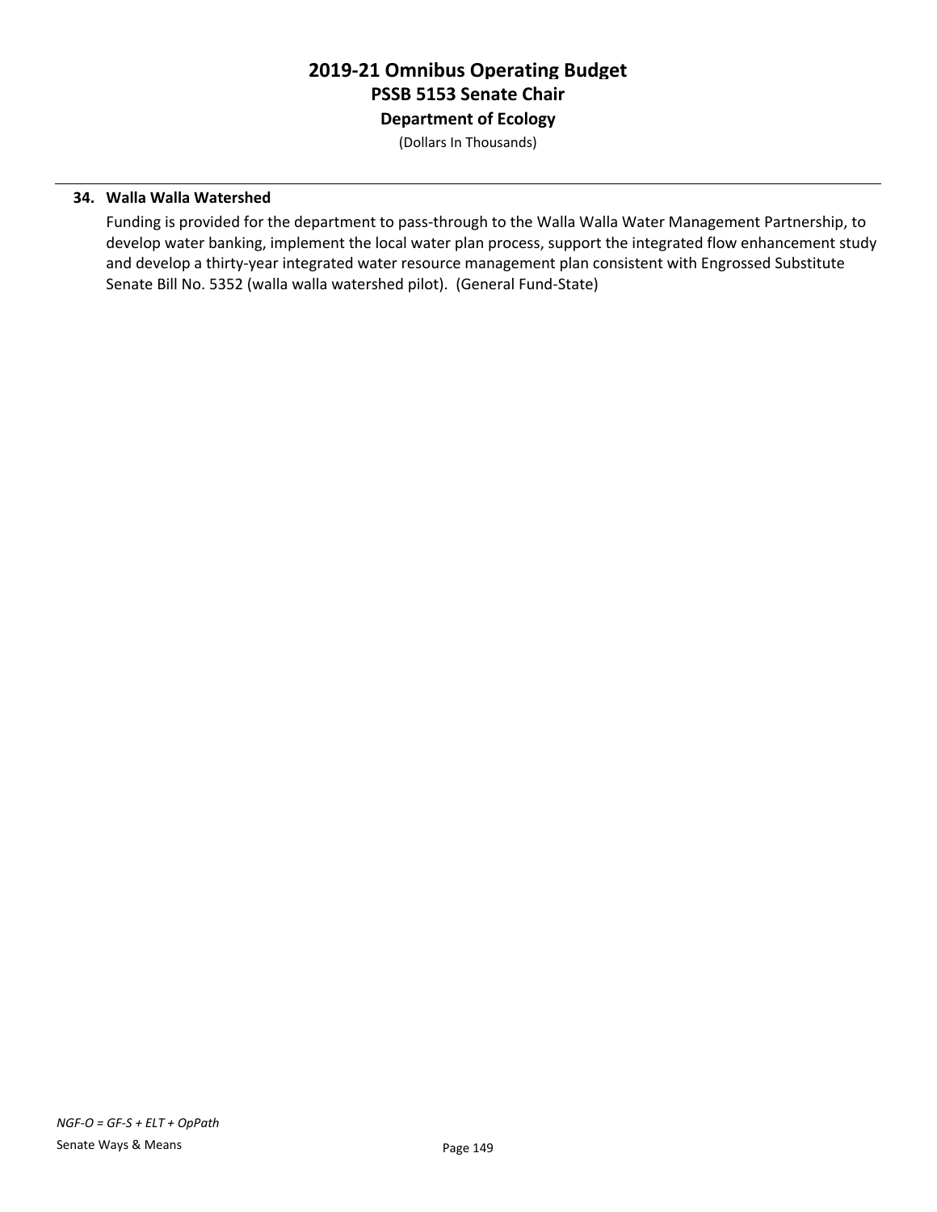**34. Walla Walla Watershed**

Funding is provided for the department to pass-through to the Walla Walla Water Management Partnership, to develop water banking, implement the local water plan process, support the integrated flow enhancement study and develop a thirty-year integrated water resource management plan consistent with Engrossed Substitute Senate Bill No. 5352 (walla walla watershed pilot). (General Fund-State)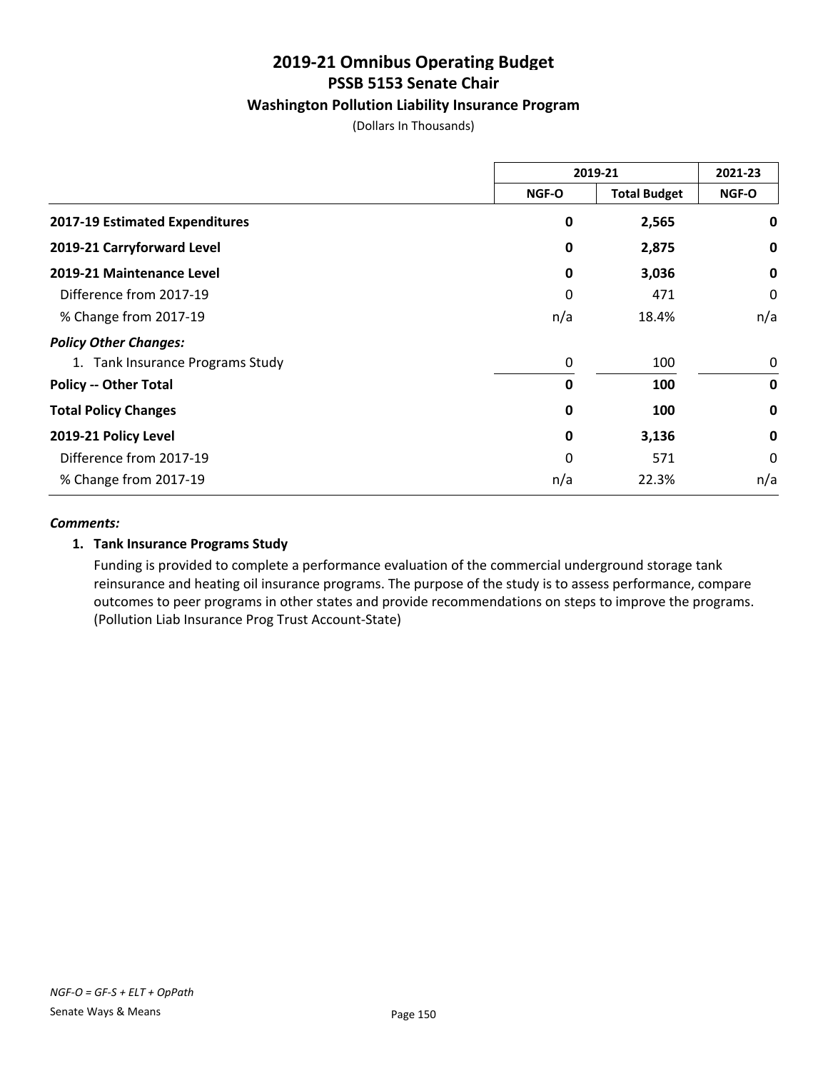# 2019-21 Omnibus Operating Budget
## PSSB 5153 Senate Chair
### Washington Pollution Liability Insurance Program

(Dollars In Thousands)

| | 2019-21 | | 2021-23 |
|---|---|---|---|
| | NGF-O | Total Budget | NGF-O |
| **2017-19 Estimated Expenditures** | **0** | **2,565** | **0** |
| **2019-21 Carryforward Level** | **0** | **2,875** | **0** |
| **2019-21 Maintenance Level** | **0** | **3,036** | **0** |
| Difference from 2017-19 | 0 | 471 | 0 |
| % Change from 2017-19 | n/a | 18.4% | n/a |
| ***Policy Other Changes:*** | | | |
| 1. Tank Insurance Programs Study | 0 | 100 | 0 |
| **Policy -- Other Total** | **0** | **100** | **0** |
| **Total Policy Changes** | **0** | **100** | **0** |
| **2019-21 Policy Level** | **0** | **3,136** | **0** |
| Difference from 2017-19 | 0 | 571 | 0 |
| % Change from 2017-19 | n/a | 22.3% | n/a |

***Comments:***

**1. Tank Insurance Programs Study**

Funding is provided to complete a performance evaluation of the commercial underground storage tank reinsurance and heating oil insurance programs. The purpose of the study is to assess performance, compare outcomes to peer programs in other states and provide recommendations on steps to improve the programs. (Pollution Liab Insurance Prog Trust Account-State)

*NGF-O = GF-S + ELT + OpPath*

Senate Ways & Means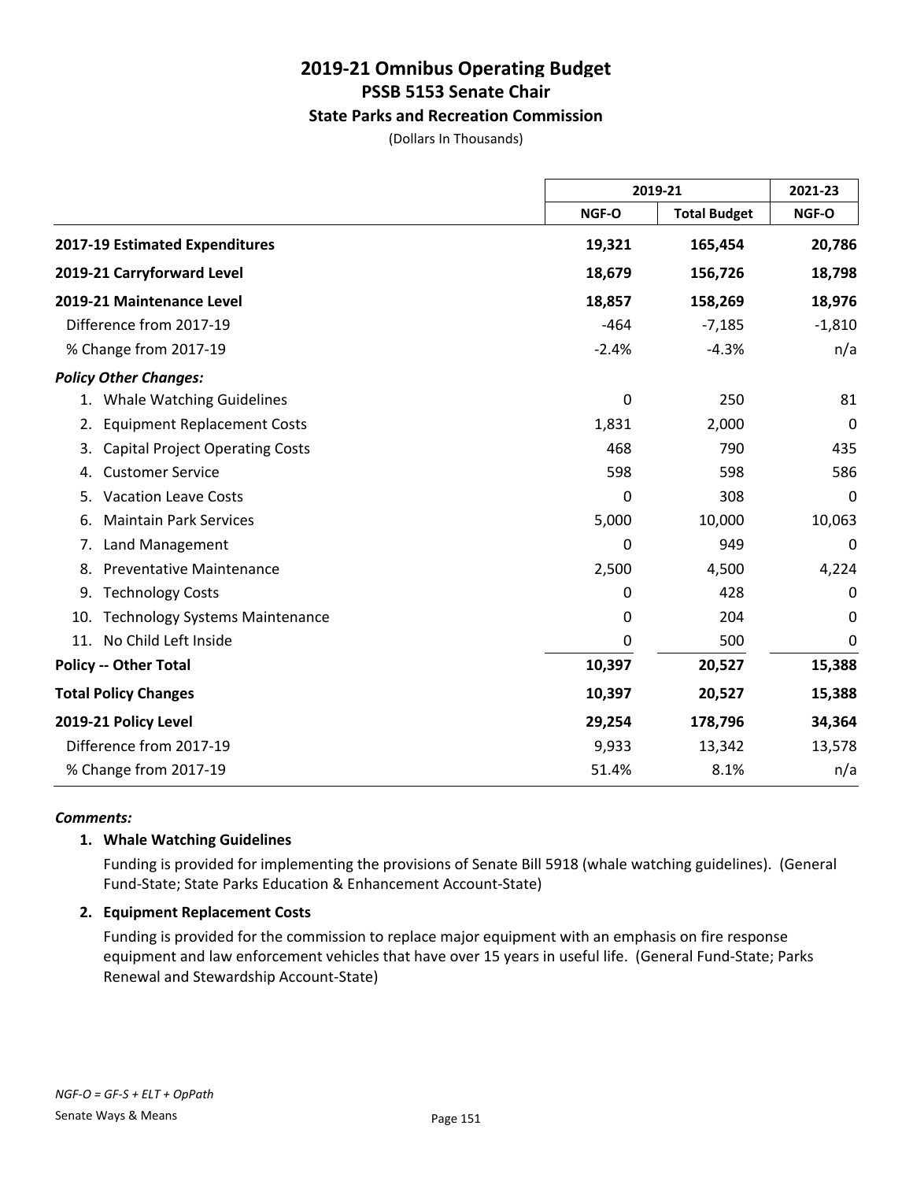# 2019-21 Omnibus Operating Budget
## PSSB 5153 Senate Chair
### State Parks and Recreation Commission

(Dollars In Thousands)

| | 2019-21 | | 2021-23 |
|---|---|---|---|
| | NGF-O | Total Budget | NGF-O |
| **2017-19 Estimated Expenditures** | **19,321** | **165,454** | **20,786** |
| **2019-21 Carryforward Level** | **18,679** | **156,726** | **18,798** |
| **2019-21 Maintenance Level** | **18,857** | **158,269** | **18,976** |
| Difference from 2017-19 | -464 | -7,185 | -1,810 |
| % Change from 2017-19 | -2.4% | -4.3% | n/a |
| ***Policy Other Changes:*** | | | |
| 1. Whale Watching Guidelines | 0 | 250 | 81 |
| 2. Equipment Replacement Costs | 1,831 | 2,000 | 0 |
| 3. Capital Project Operating Costs | 468 | 790 | 435 |
| 4. Customer Service | 598 | 598 | 586 |
| 5. Vacation Leave Costs | 0 | 308 | 0 |
| 6. Maintain Park Services | 5,000 | 10,000 | 10,063 |
| 7. Land Management | 0 | 949 | 0 |
| 8. Preventative Maintenance | 2,500 | 4,500 | 4,224 |
| 9. Technology Costs | 0 | 428 | 0 |
| 10. Technology Systems Maintenance | 0 | 204 | 0 |
| 11. No Child Left Inside | 0 | 500 | 0 |
| **Policy -- Other Total** | **10,397** | **20,527** | **15,388** |
| **Total Policy Changes** | **10,397** | **20,527** | **15,388** |
| **2019-21 Policy Level** | **29,254** | **178,796** | **34,364** |
| Difference from 2017-19 | 9,933 | 13,342 | 13,578 |
| % Change from 2017-19 | 51.4% | 8.1% | n/a |

***Comments:***

**1. Whale Watching Guidelines**

Funding is provided for implementing the provisions of Senate Bill 5918 (whale watching guidelines). (General Fund-State; State Parks Education & Enhancement Account-State)

**2. Equipment Replacement Costs**

Funding is provided for the commission to replace major equipment with an emphasis on fire response equipment and law enforcement vehicles that have over 15 years in useful life. (General Fund-State; Parks Renewal and Stewardship Account-State)

*NGF-O = GF-S + ELT + OpPath*

Senate Ways & Means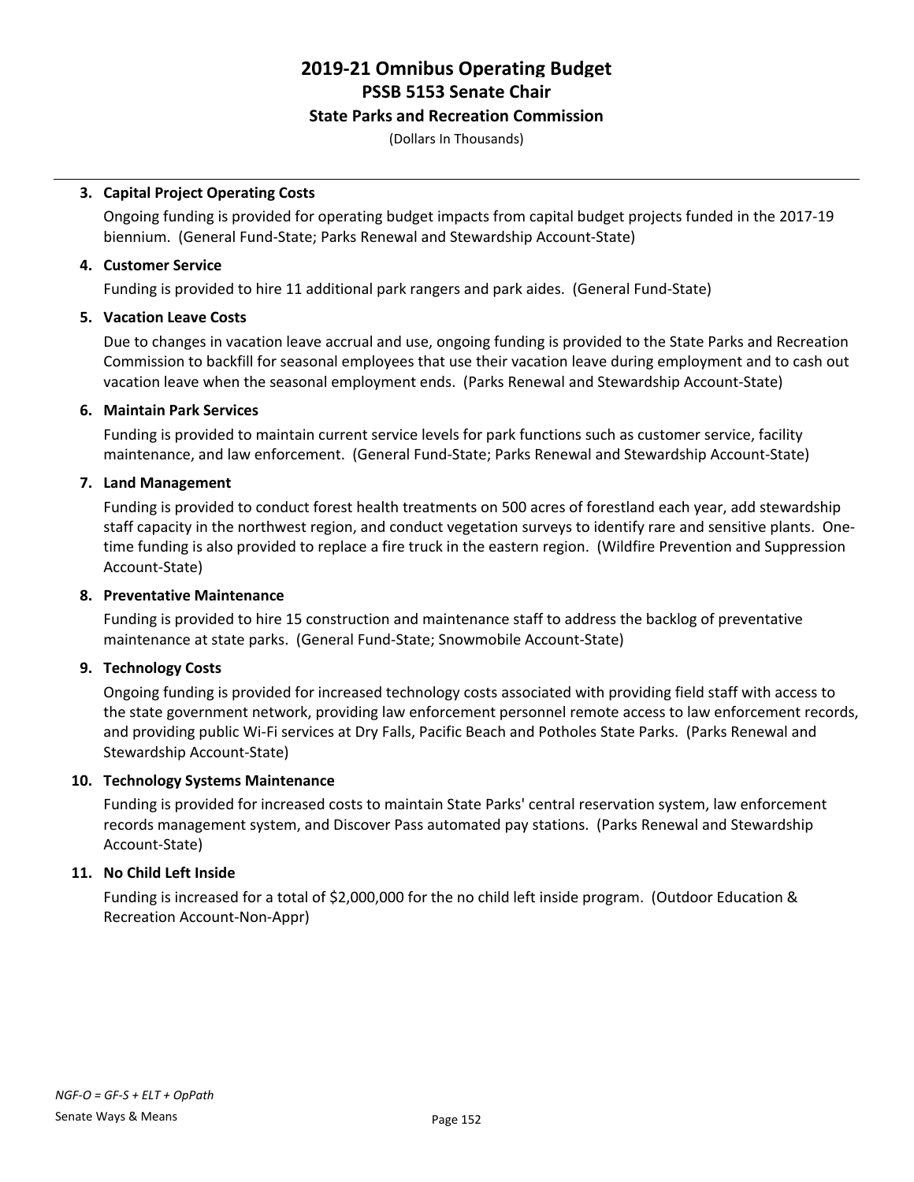# 2019-21 Omnibus Operating Budget
## PSSB 5153 Senate Chair
### State Parks and Recreation Commission

(Dollars In Thousands)

3. **Capital Project Operating Costs**

   Ongoing funding is provided for operating budget impacts from capital budget projects funded in the 2017-19 biennium. (General Fund-State; Parks Renewal and Stewardship Account-State)

4. **Customer Service**

   Funding is provided to hire 11 additional park rangers and park aides. (General Fund-State)

5. **Vacation Leave Costs**

   Due to changes in vacation leave accrual and use, ongoing funding is provided to the State Parks and Recreation Commission to backfill for seasonal employees that use their vacation leave during employment and to cash out vacation leave when the seasonal employment ends. (Parks Renewal and Stewardship Account-State)

6. **Maintain Park Services**

   Funding is provided to maintain current service levels for park functions such as customer service, facility maintenance, and law enforcement. (General Fund-State; Parks Renewal and Stewardship Account-State)

7. **Land Management**

   Funding is provided to conduct forest health treatments on 500 acres of forestland each year, add stewardship staff capacity in the northwest region, and conduct vegetation surveys to identify rare and sensitive plants. One-time funding is also provided to replace a fire truck in the eastern region. (Wildfire Prevention and Suppression Account-State)

8. **Preventative Maintenance**

   Funding is provided to hire 15 construction and maintenance staff to address the backlog of preventative maintenance at state parks. (General Fund-State; Snowmobile Account-State)

9. **Technology Costs**

   Ongoing funding is provided for increased technology costs associated with providing field staff with access to the state government network, providing law enforcement personnel remote access to law enforcement records, and providing public Wi-Fi services at Dry Falls, Pacific Beach and Potholes State Parks. (Parks Renewal and Stewardship Account-State)

10. **Technology Systems Maintenance**

    Funding is provided for increased costs to maintain State Parks' central reservation system, law enforcement records management system, and Discover Pass automated pay stations. (Parks Renewal and Stewardship Account-State)

11. **No Child Left Inside**

    Funding is increased for a total of $2,000,000 for the no child left inside program. (Outdoor Education & Recreation Account-Non-Appr)

*NGF-O = GF-S + ELT + OpPath*

Senate Ways & Means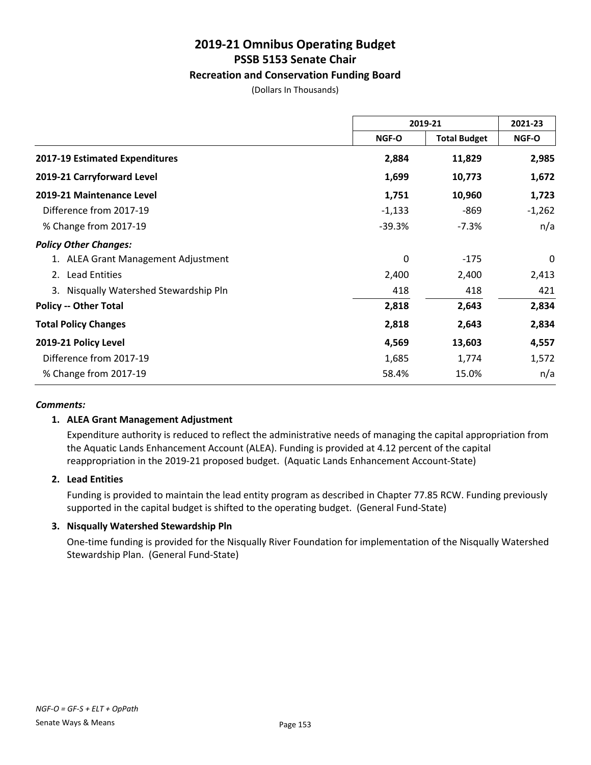# 2019-21 Omnibus Operating Budget
## PSSB 5153 Senate Chair
### Recreation and Conservation Funding Board

(Dollars In Thousands)

| | 2019-21 | | 2021-23 |
|---|---|---|---|
| | NGF-O | Total Budget | NGF-O |
| **2017-19 Estimated Expenditures** | **2,884** | **11,829** | **2,985** |
| **2019-21 Carryforward Level** | **1,699** | **10,773** | **1,672** |
| **2019-21 Maintenance Level** | **1,751** | **10,960** | **1,723** |
| Difference from 2017-19 | -1,133 | -869 | -1,262 |
| % Change from 2017-19 | -39.3% | -7.3% | n/a |
| ***Policy Other Changes:*** | | | |
| 1. ALEA Grant Management Adjustment | 0 | -175 | 0 |
| 2. Lead Entities | 2,400 | 2,400 | 2,413 |
| 3. Nisqually Watershed Stewardship Pln | 418 | 418 | 421 |
| **Policy -- Other Total** | **2,818** | **2,643** | **2,834** |
| **Total Policy Changes** | **2,818** | **2,643** | **2,834** |
| **2019-21 Policy Level** | **4,569** | **13,603** | **4,557** |
| Difference from 2017-19 | 1,685 | 1,774 | 1,572 |
| % Change from 2017-19 | 58.4% | 15.0% | n/a |

***Comments:***

**1. ALEA Grant Management Adjustment**

Expenditure authority is reduced to reflect the administrative needs of managing the capital appropriation from the Aquatic Lands Enhancement Account (ALEA). Funding is provided at 4.12 percent of the capital reappropriation in the 2019-21 proposed budget. (Aquatic Lands Enhancement Account-State)

**2. Lead Entities**

Funding is provided to maintain the lead entity program as described in Chapter 77.85 RCW. Funding previously supported in the capital budget is shifted to the operating budget. (General Fund-State)

**3. Nisqually Watershed Stewardship Pln**

One-time funding is provided for the Nisqually River Foundation for implementation of the Nisqually Watershed Stewardship Plan. (General Fund-State)

*NGF-O = GF-S + ELT + OpPath*

Senate Ways & Means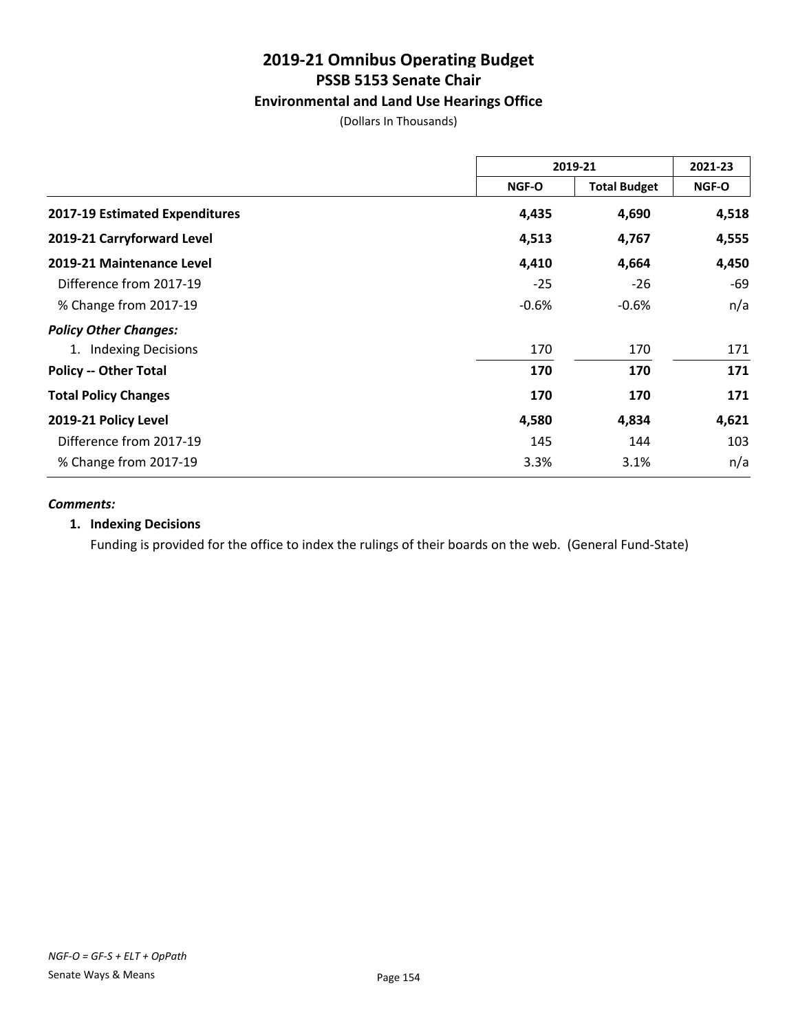# 2019-21 Omnibus Operating Budget
## PSSB 5153 Senate Chair
### Environmental and Land Use Hearings Office

(Dollars In Thousands)

| | 2019-21 | | 2021-23 |
|---|---|---|---|
| | NGF-O | Total Budget | NGF-O |
| **2017-19 Estimated Expenditures** | **4,435** | **4,690** | **4,518** |
| **2019-21 Carryforward Level** | **4,513** | **4,767** | **4,555** |
| **2019-21 Maintenance Level** | **4,410** | **4,664** | **4,450** |
| Difference from 2017-19 | -25 | -26 | -69 |
| % Change from 2017-19 | -0.6% | -0.6% | n/a |
| ***Policy Other Changes:*** | | | |
| 1. Indexing Decisions | 170 | 170 | 171 |
| **Policy -- Other Total** | **170** | **170** | **171** |
| **Total Policy Changes** | **170** | **170** | **171** |
| **2019-21 Policy Level** | **4,580** | **4,834** | **4,621** |
| Difference from 2017-19 | 145 | 144 | 103 |
| % Change from 2017-19 | 3.3% | 3.1% | n/a |

***Comments:***

**1. Indexing Decisions**

Funding is provided for the office to index the rulings of their boards on the web. (General Fund-State)

*NGF-O = GF-S + ELT + OpPath*

Senate Ways & Means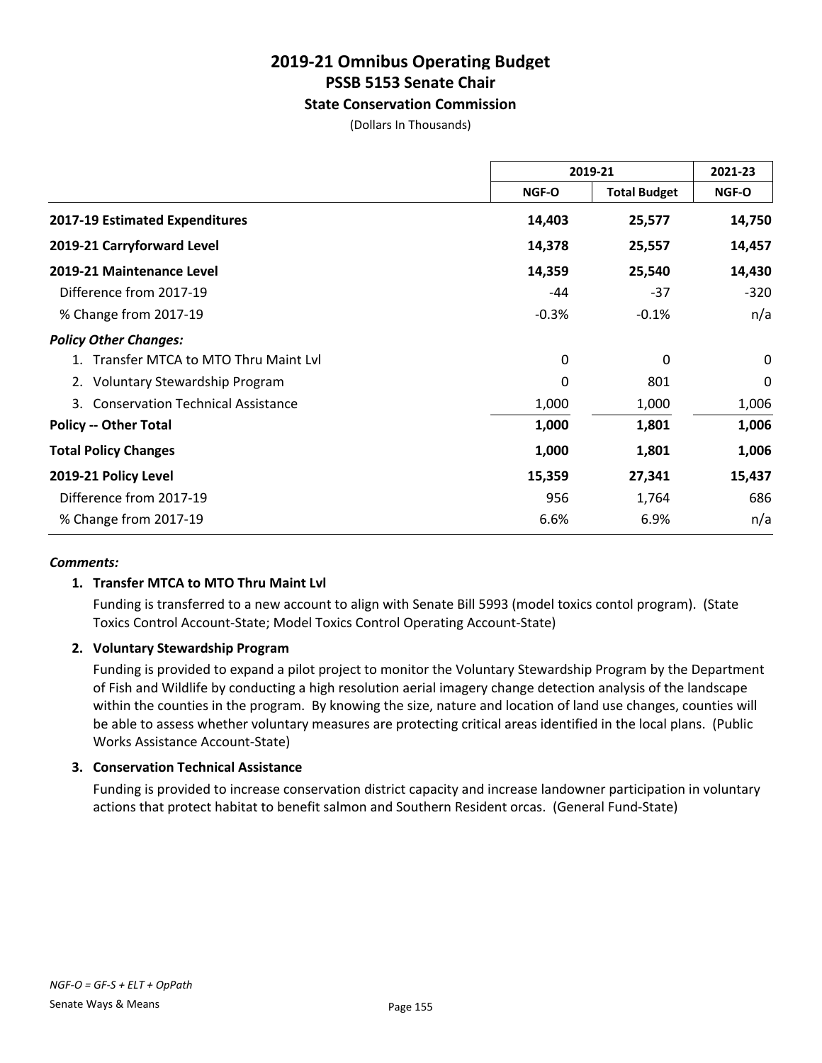# 2019-21 Omnibus Operating Budget
## PSSB 5153 Senate Chair
### State Conservation Commission

(Dollars In Thousands)

| | 2019-21 | | 2021-23 |
|---|---|---|---|
| | NGF-O | Total Budget | NGF-O |
| **2017-19 Estimated Expenditures** | **14,403** | **25,577** | **14,750** |
| **2019-21 Carryforward Level** | **14,378** | **25,557** | **14,457** |
| **2019-21 Maintenance Level** | **14,359** | **25,540** | **14,430** |
| Difference from 2017-19 | -44 | -37 | -320 |
| % Change from 2017-19 | -0.3% | -0.1% | n/a |
| ***Policy Other Changes:*** | | | |
| 1. Transfer MTCA to MTO Thru Maint Lvl | 0 | 0 | 0 |
| 2. Voluntary Stewardship Program | 0 | 801 | 0 |
| 3. Conservation Technical Assistance | 1,000 | 1,000 | 1,006 |
| **Policy -- Other Total** | **1,000** | **1,801** | **1,006** |
| **Total Policy Changes** | **1,000** | **1,801** | **1,006** |
| **2019-21 Policy Level** | **15,359** | **27,341** | **15,437** |
| Difference from 2017-19 | 956 | 1,764 | 686 |
| % Change from 2017-19 | 6.6% | 6.9% | n/a |

***Comments:***

**1. Transfer MTCA to MTO Thru Maint Lvl**

Funding is transferred to a new account to align with Senate Bill 5993 (model toxics contol program). (State Toxics Control Account-State; Model Toxics Control Operating Account-State)

**2. Voluntary Stewardship Program**

Funding is provided to expand a pilot project to monitor the Voluntary Stewardship Program by the Department of Fish and Wildlife by conducting a high resolution aerial imagery change detection analysis of the landscape within the counties in the program. By knowing the size, nature and location of land use changes, counties will be able to assess whether voluntary measures are protecting critical areas identified in the local plans. (Public Works Assistance Account-State)

**3. Conservation Technical Assistance**

Funding is provided to increase conservation district capacity and increase landowner participation in voluntary actions that protect habitat to benefit salmon and Southern Resident orcas. (General Fund-State)

*NGF-O = GF-S + ELT + OpPath*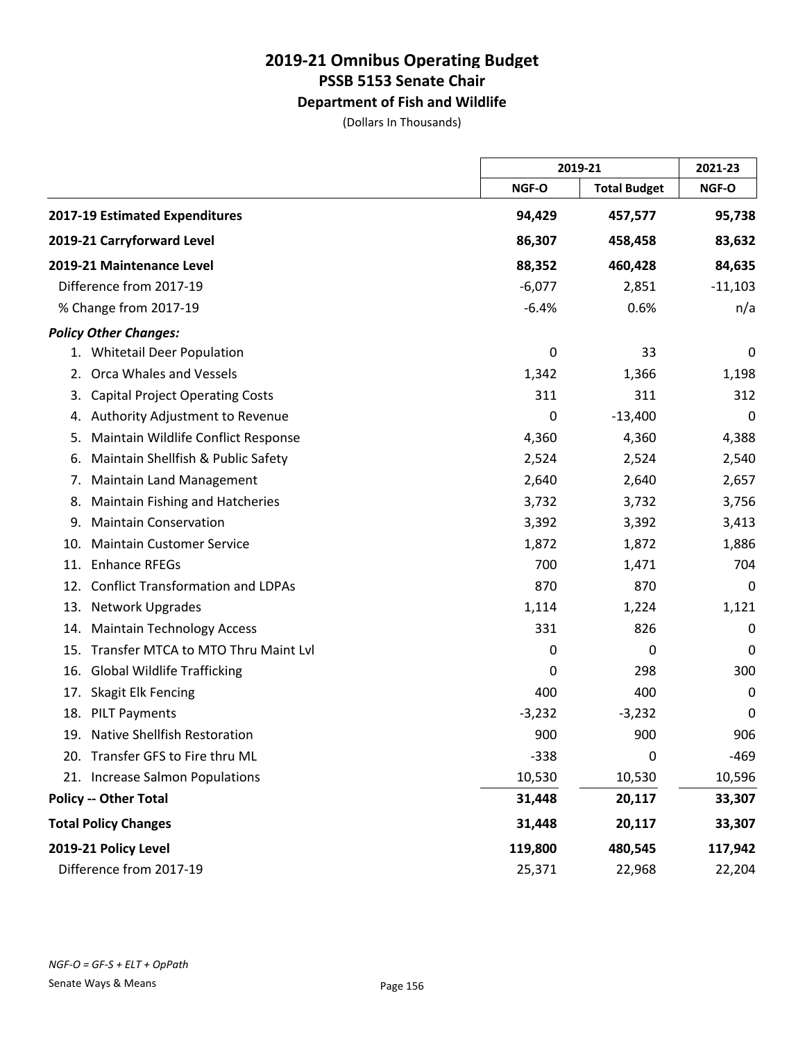# 2019-21 Omnibus Operating Budget
## PSSB 5153 Senate Chair
### Department of Fish and Wildlife
(Dollars In Thousands)

| | 2019-21 | | 2021-23 |
|---|---|---|---|
| | NGF-O | Total Budget | NGF-O |
| **2017-19 Estimated Expenditures** | **94,429** | **457,577** | **95,738** |
| **2019-21 Carryforward Level** | **86,307** | **458,458** | **83,632** |
| **2019-21 Maintenance Level** | **88,352** | **460,428** | **84,635** |
| Difference from 2017-19 | -6,077 | 2,851 | -11,103 |
| % Change from 2017-19 | -6.4% | 0.6% | n/a |
| ***Policy Other Changes:*** | | | |
| 1. Whitetail Deer Population | 0 | 33 | 0 |
| 2. Orca Whales and Vessels | 1,342 | 1,366 | 1,198 |
| 3. Capital Project Operating Costs | 311 | 311 | 312 |
| 4. Authority Adjustment to Revenue | 0 | -13,400 | 0 |
| 5. Maintain Wildlife Conflict Response | 4,360 | 4,360 | 4,388 |
| 6. Maintain Shellfish & Public Safety | 2,524 | 2,524 | 2,540 |
| 7. Maintain Land Management | 2,640 | 2,640 | 2,657 |
| 8. Maintain Fishing and Hatcheries | 3,732 | 3,732 | 3,756 |
| 9. Maintain Conservation | 3,392 | 3,392 | 3,413 |
| 10. Maintain Customer Service | 1,872 | 1,872 | 1,886 |
| 11. Enhance RFEGs | 700 | 1,471 | 704 |
| 12. Conflict Transformation and LDPAs | 870 | 870 | 0 |
| 13. Network Upgrades | 1,114 | 1,224 | 1,121 |
| 14. Maintain Technology Access | 331 | 826 | 0 |
| 15. Transfer MTCA to MTO Thru Maint Lvl | 0 | 0 | 0 |
| 16. Global Wildlife Trafficking | 0 | 298 | 300 |
| 17. Skagit Elk Fencing | 400 | 400 | 0 |
| 18. PILT Payments | -3,232 | -3,232 | 0 |
| 19. Native Shellfish Restoration | 900 | 900 | 906 |
| 20. Transfer GFS to Fire thru ML | -338 | 0 | -469 |
| 21. Increase Salmon Populations | 10,530 | 10,530 | 10,596 |
| **Policy -- Other Total** | **31,448** | **20,117** | **33,307** |
| **Total Policy Changes** | **31,448** | **20,117** | **33,307** |
| **2019-21 Policy Level** | **119,800** | **480,545** | **117,942** |
| Difference from 2017-19 | 25,371 | 22,968 | 22,204 |

*NGF-O = GF-S + ELT + OpPath*

Senate Ways & Means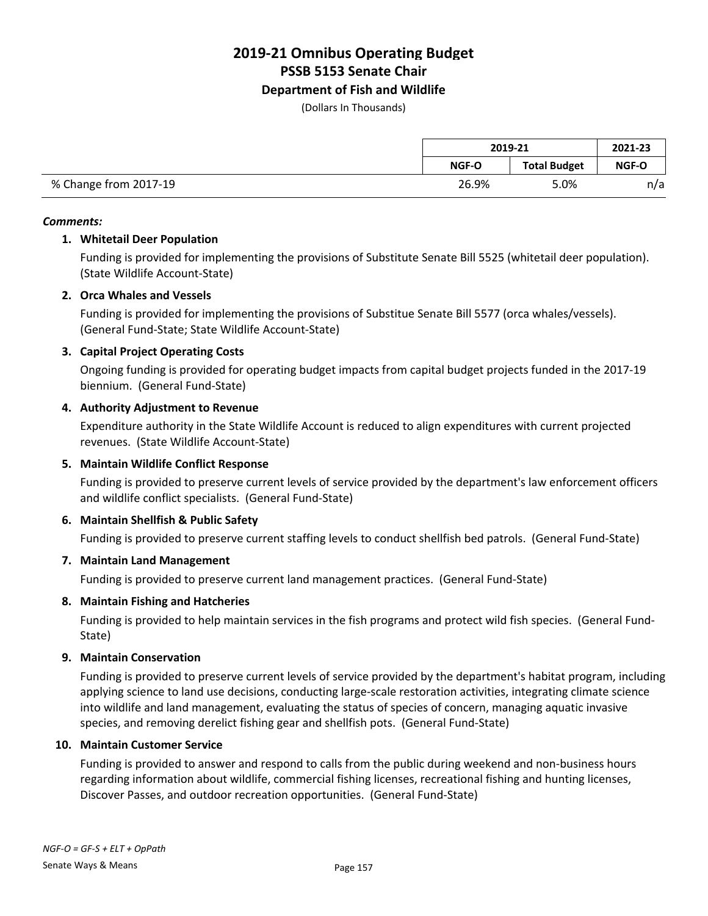# 2019-21 Omnibus Operating Budget
## PSSB 5153 Senate Chair
### Department of Fish and Wildlife

(Dollars In Thousands)

| | 2019-21 | | 2021-23 |
|---|---|---|---|
| | NGF-O | Total Budget | NGF-O |
| % Change from 2017-19 | 26.9% | 5.0% | n/a |

***Comments:***

1. **Whitetail Deer Population**

   Funding is provided for implementing the provisions of Substitute Senate Bill 5525 (whitetail deer population). (State Wildlife Account-State)

2. **Orca Whales and Vessels**

   Funding is provided for implementing the provisions of Substitue Senate Bill 5577 (orca whales/vessels). (General Fund-State; State Wildlife Account-State)

3. **Capital Project Operating Costs**

   Ongoing funding is provided for operating budget impacts from capital budget projects funded in the 2017-19 biennium. (General Fund-State)

4. **Authority Adjustment to Revenue**

   Expenditure authority in the State Wildlife Account is reduced to align expenditures with current projected revenues. (State Wildlife Account-State)

5. **Maintain Wildlife Conflict Response**

   Funding is provided to preserve current levels of service provided by the department's law enforcement officers and wildlife conflict specialists. (General Fund-State)

6. **Maintain Shellfish & Public Safety**

   Funding is provided to preserve current staffing levels to conduct shellfish bed patrols. (General Fund-State)

7. **Maintain Land Management**

   Funding is provided to preserve current land management practices. (General Fund-State)

8. **Maintain Fishing and Hatcheries**

   Funding is provided to help maintain services in the fish programs and protect wild fish species. (General Fund-State)

9. **Maintain Conservation**

   Funding is provided to preserve current levels of service provided by the department's habitat program, including applying science to land use decisions, conducting large-scale restoration activities, integrating climate science into wildlife and land management, evaluating the status of species of concern, managing aquatic invasive species, and removing derelict fishing gear and shellfish pots. (General Fund-State)

10. **Maintain Customer Service**

    Funding is provided to answer and respond to calls from the public during weekend and non-business hours regarding information about wildlife, commercial fishing licenses, recreational fishing and hunting licenses, Discover Passes, and outdoor recreation opportunities. (General Fund-State)

*NGF-O = GF-S + ELT + OpPath*

Senate Ways & Means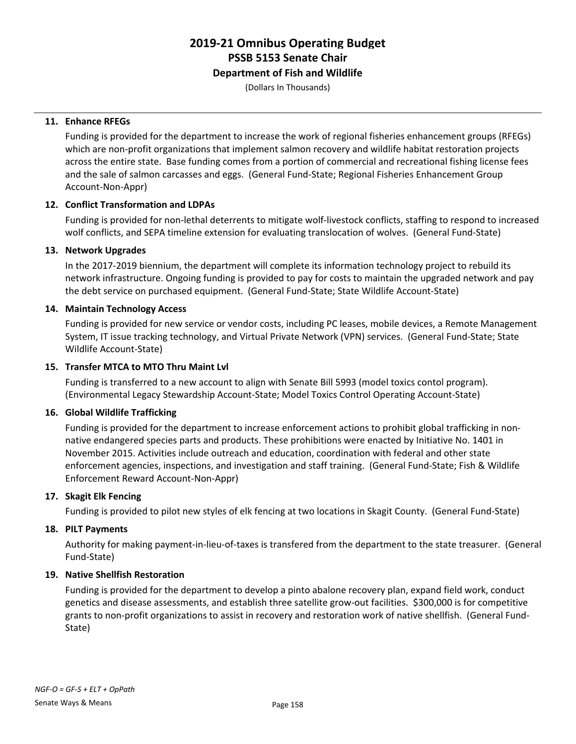# 2019-21 Omnibus Operating Budget
## PSSB 5153 Senate Chair
### Department of Fish and Wildlife

(Dollars In Thousands)

**11. Enhance RFEGs**

Funding is provided for the department to increase the work of regional fisheries enhancement groups (RFEGs) which are non-profit organizations that implement salmon recovery and wildlife habitat restoration projects across the entire state. Base funding comes from a portion of commercial and recreational fishing license fees and the sale of salmon carcasses and eggs. (General Fund-State; Regional Fisheries Enhancement Group Account-Non-Appr)

**12. Conflict Transformation and LDPAs**

Funding is provided for non-lethal deterrents to mitigate wolf-livestock conflicts, staffing to respond to increased wolf conflicts, and SEPA timeline extension for evaluating translocation of wolves. (General Fund-State)

**13. Network Upgrades**

In the 2017-2019 biennium, the department will complete its information technology project to rebuild its network infrastructure. Ongoing funding is provided to pay for costs to maintain the upgraded network and pay the debt service on purchased equipment. (General Fund-State; State Wildlife Account-State)

**14. Maintain Technology Access**

Funding is provided for new service or vendor costs, including PC leases, mobile devices, a Remote Management System, IT issue tracking technology, and Virtual Private Network (VPN) services. (General Fund-State; State Wildlife Account-State)

**15. Transfer MTCA to MTO Thru Maint Lvl**

Funding is transferred to a new account to align with Senate Bill 5993 (model toxics contol program). (Environmental Legacy Stewardship Account-State; Model Toxics Control Operating Account-State)

**16. Global Wildlife Trafficking**

Funding is provided for the department to increase enforcement actions to prohibit global trafficking in non-native endangered species parts and products. These prohibitions were enacted by Initiative No. 1401 in November 2015. Activities include outreach and education, coordination with federal and other state enforcement agencies, inspections, and investigation and staff training. (General Fund-State; Fish & Wildlife Enforcement Reward Account-Non-Appr)

**17. Skagit Elk Fencing**

Funding is provided to pilot new styles of elk fencing at two locations in Skagit County. (General Fund-State)

**18. PILT Payments**

Authority for making payment-in-lieu-of-taxes is transfered from the department to the state treasurer. (General Fund-State)

**19. Native Shellfish Restoration**

Funding is provided for the department to develop a pinto abalone recovery plan, expand field work, conduct genetics and disease assessments, and establish three satellite grow-out facilities. $300,000 is for competitive grants to non-profit organizations to assist in recovery and restoration work of native shellfish. (General Fund-State)

*NGF-O = GF-S + ELT + OpPath*

Senate Ways & Means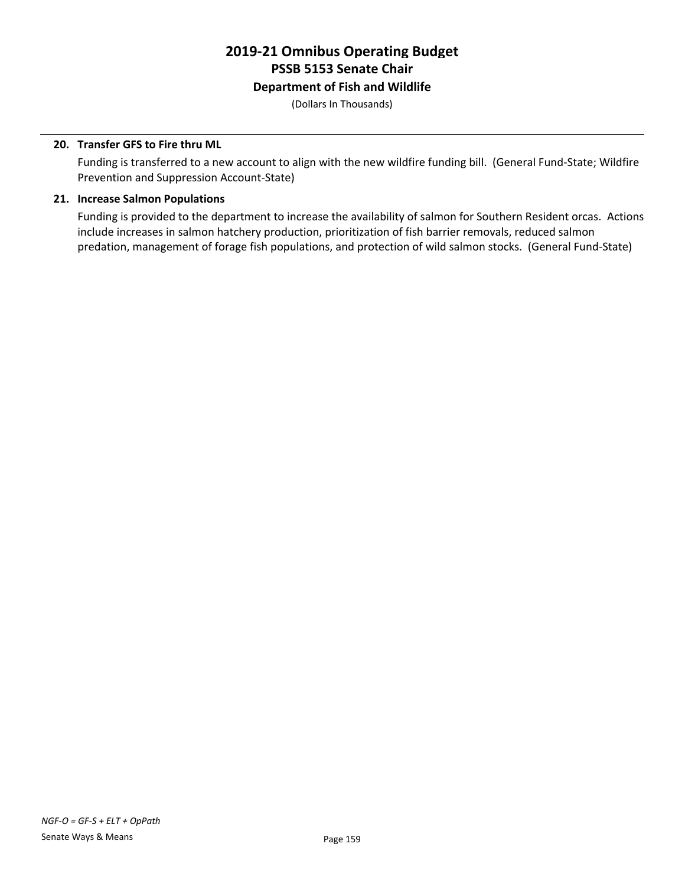# 2019-21 Omnibus Operating Budget
## PSSB 5153 Senate Chair
### Department of Fish and Wildlife

(Dollars In Thousands)

**20. Transfer GFS to Fire thru ML**

Funding is transferred to a new account to align with the new wildfire funding bill. (General Fund-State; Wildfire Prevention and Suppression Account-State)

**21. Increase Salmon Populations**

Funding is provided to the department to increase the availability of salmon for Southern Resident orcas. Actions include increases in salmon hatchery production, prioritization of fish barrier removals, reduced salmon predation, management of forage fish populations, and protection of wild salmon stocks. (General Fund-State)

*NGF-O = GF-S + ELT + OpPath*

Senate Ways & Means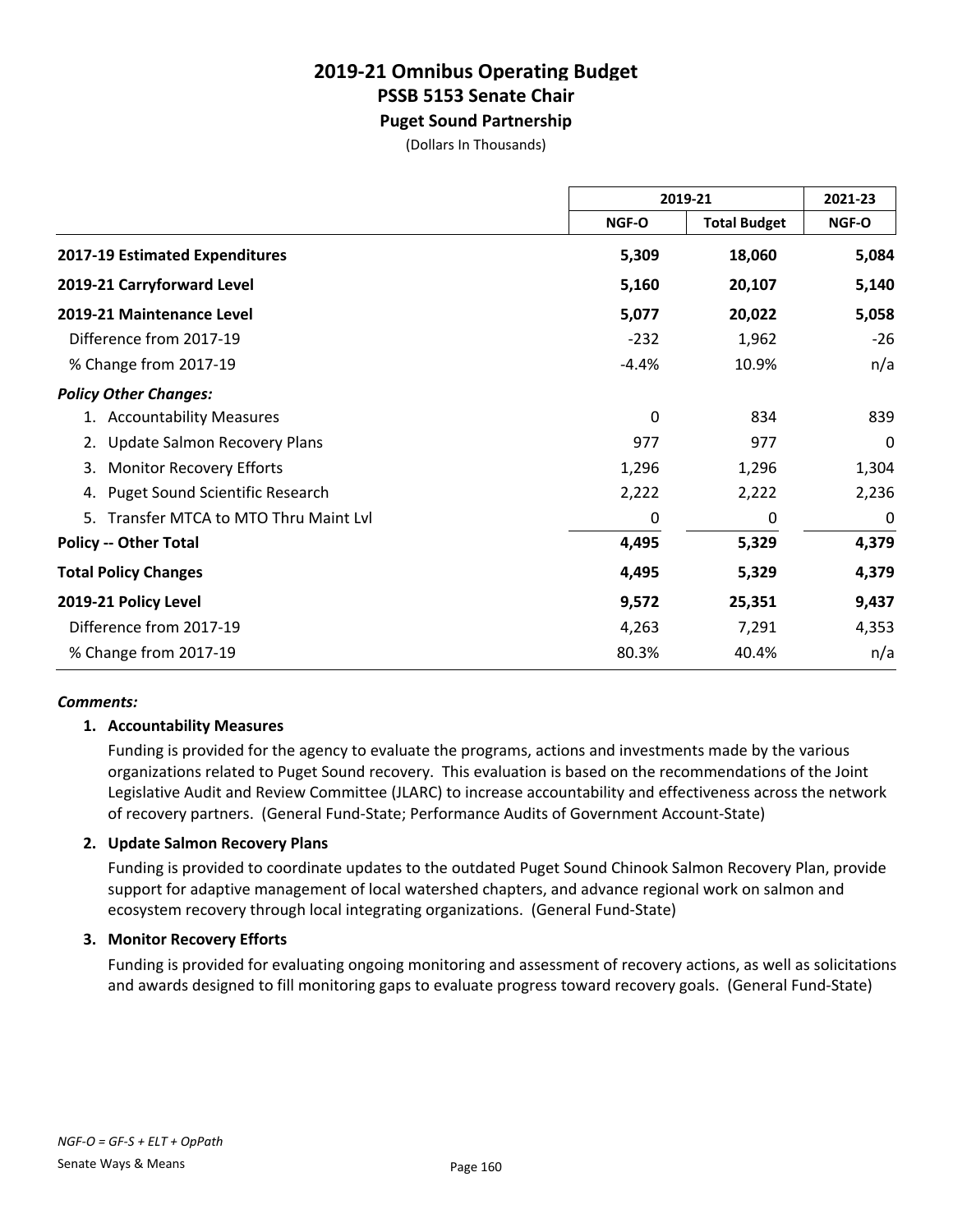# 2019-21 Omnibus Operating Budget
## PSSB 5153 Senate Chair
### Puget Sound Partnership
(Dollars In Thousands)

| | 2019-21 | | 2021-23 |
|---|---|---|---|
| | NGF-O | Total Budget | NGF-O |
| **2017-19 Estimated Expenditures** | **5,309** | **18,060** | **5,084** |
| **2019-21 Carryforward Level** | **5,160** | **20,107** | **5,140** |
| **2019-21 Maintenance Level** | **5,077** | **20,022** | **5,058** |
| Difference from 2017-19 | -232 | 1,962 | -26 |
| % Change from 2017-19 | -4.4% | 10.9% | n/a |
| ***Policy Other Changes:*** | | | |
| 1. Accountability Measures | 0 | 834 | 839 |
| 2. Update Salmon Recovery Plans | 977 | 977 | 0 |
| 3. Monitor Recovery Efforts | 1,296 | 1,296 | 1,304 |
| 4. Puget Sound Scientific Research | 2,222 | 2,222 | 2,236 |
| 5. Transfer MTCA to MTO Thru Maint Lvl | 0 | 0 | 0 |
| **Policy -- Other Total** | **4,495** | **5,329** | **4,379** |
| **Total Policy Changes** | **4,495** | **5,329** | **4,379** |
| **2019-21 Policy Level** | **9,572** | **25,351** | **9,437** |
| Difference from 2017-19 | 4,263 | 7,291 | 4,353 |
| % Change from 2017-19 | 80.3% | 40.4% | n/a |

***Comments:***

**1. Accountability Measures**

Funding is provided for the agency to evaluate the programs, actions and investments made by the various organizations related to Puget Sound recovery. This evaluation is based on the recommendations of the Joint Legislative Audit and Review Committee (JLARC) to increase accountability and effectiveness across the network of recovery partners. (General Fund-State; Performance Audits of Government Account-State)

**2. Update Salmon Recovery Plans**

Funding is provided to coordinate updates to the outdated Puget Sound Chinook Salmon Recovery Plan, provide support for adaptive management of local watershed chapters, and advance regional work on salmon and ecosystem recovery through local integrating organizations. (General Fund-State)

**3. Monitor Recovery Efforts**

Funding is provided for evaluating ongoing monitoring and assessment of recovery actions, as well as solicitations and awards designed to fill monitoring gaps to evaluate progress toward recovery goals. (General Fund-State)

*NGF-O = GF-S + ELT + OpPath*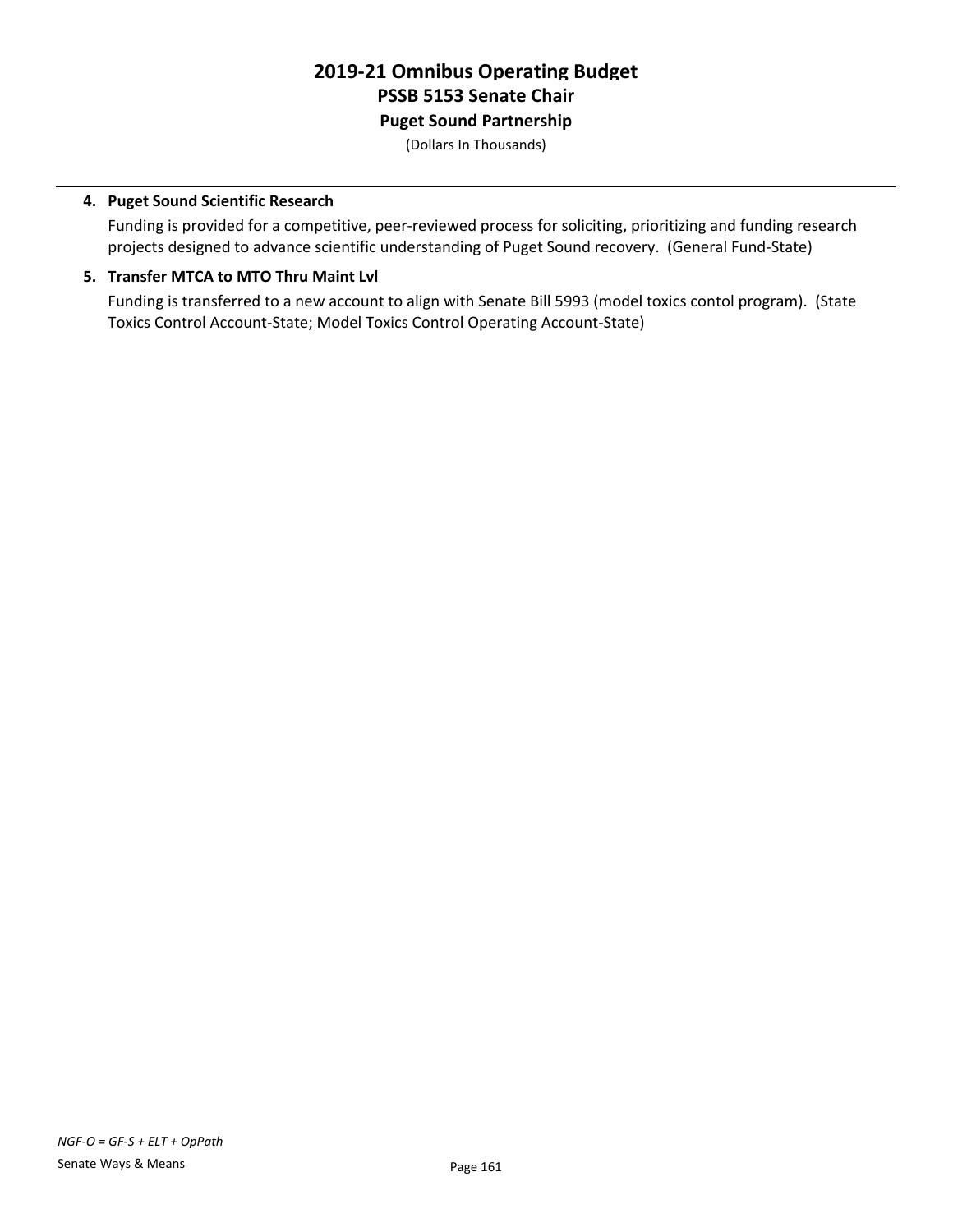# 2019-21 Omnibus Operating Budget
## PSSB 5153 Senate Chair
### Puget Sound Partnership

(Dollars In Thousands)

4. **Puget Sound Scientific Research**

   Funding is provided for a competitive, peer-reviewed process for soliciting, prioritizing and funding research projects designed to advance scientific understanding of Puget Sound recovery. (General Fund-State)

5. **Transfer MTCA to MTO Thru Maint Lvl**

   Funding is transferred to a new account to align with Senate Bill 5993 (model toxics contol program). (State Toxics Control Account-State; Model Toxics Control Operating Account-State)

*NGF-O = GF-S + ELT + OpPath*

Senate Ways & Means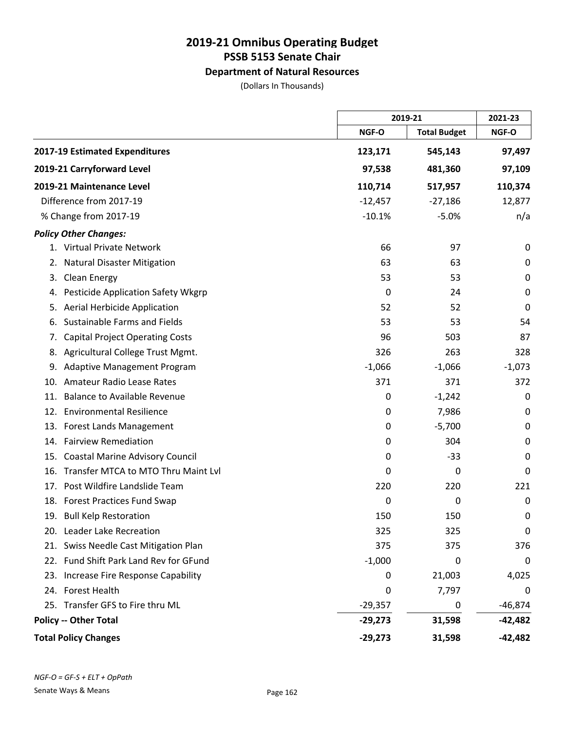# 2019-21 Omnibus Operating Budget
## PSSB 5153 Senate Chair
### Department of Natural Resources

(Dollars In Thousands)

| | 2019-21 | | 2021-23 |
|---|---|---|---|
| | NGF-O | Total Budget | NGF-O |
| **2017-19 Estimated Expenditures** | **123,171** | **545,143** | **97,497** |
| **2019-21 Carryforward Level** | **97,538** | **481,360** | **97,109** |
| **2019-21 Maintenance Level** | **110,714** | **517,957** | **110,374** |
| Difference from 2017-19 | -12,457 | -27,186 | 12,877 |
| % Change from 2017-19 | -10.1% | -5.0% | n/a |
| ***Policy Other Changes:*** | | | |
| 1. Virtual Private Network | 66 | 97 | 0 |
| 2. Natural Disaster Mitigation | 63 | 63 | 0 |
| 3. Clean Energy | 53 | 53 | 0 |
| 4. Pesticide Application Safety Wkgrp | 0 | 24 | 0 |
| 5. Aerial Herbicide Application | 52 | 52 | 0 |
| 6. Sustainable Farms and Fields | 53 | 53 | 54 |
| 7. Capital Project Operating Costs | 96 | 503 | 87 |
| 8. Agricultural College Trust Mgmt. | 326 | 263 | 328 |
| 9. Adaptive Management Program | -1,066 | -1,066 | -1,073 |
| 10. Amateur Radio Lease Rates | 371 | 371 | 372 |
| 11. Balance to Available Revenue | 0 | -1,242 | 0 |
| 12. Environmental Resilience | 0 | 7,986 | 0 |
| 13. Forest Lands Management | 0 | -5,700 | 0 |
| 14. Fairview Remediation | 0 | 304 | 0 |
| 15. Coastal Marine Advisory Council | 0 | -33 | 0 |
| 16. Transfer MTCA to MTO Thru Maint Lvl | 0 | 0 | 0 |
| 17. Post Wildfire Landslide Team | 220 | 220 | 221 |
| 18. Forest Practices Fund Swap | 0 | 0 | 0 |
| 19. Bull Kelp Restoration | 150 | 150 | 0 |
| 20. Leader Lake Recreation | 325 | 325 | 0 |
| 21. Swiss Needle Cast Mitigation Plan | 375 | 375 | 376 |
| 22. Fund Shift Park Land Rev for GFund | -1,000 | 0 | 0 |
| 23. Increase Fire Response Capability | 0 | 21,003 | 4,025 |
| 24. Forest Health | 0 | 7,797 | 0 |
| 25. Transfer GFS to Fire thru ML | -29,357 | 0 | -46,874 |
| **Policy -- Other Total** | **-29,273** | **31,598** | **-42,482** |
| **Total Policy Changes** | **-29,273** | **31,598** | **-42,482** |

*NGF-O = GF-S + ELT + OpPath*

Senate Ways & Means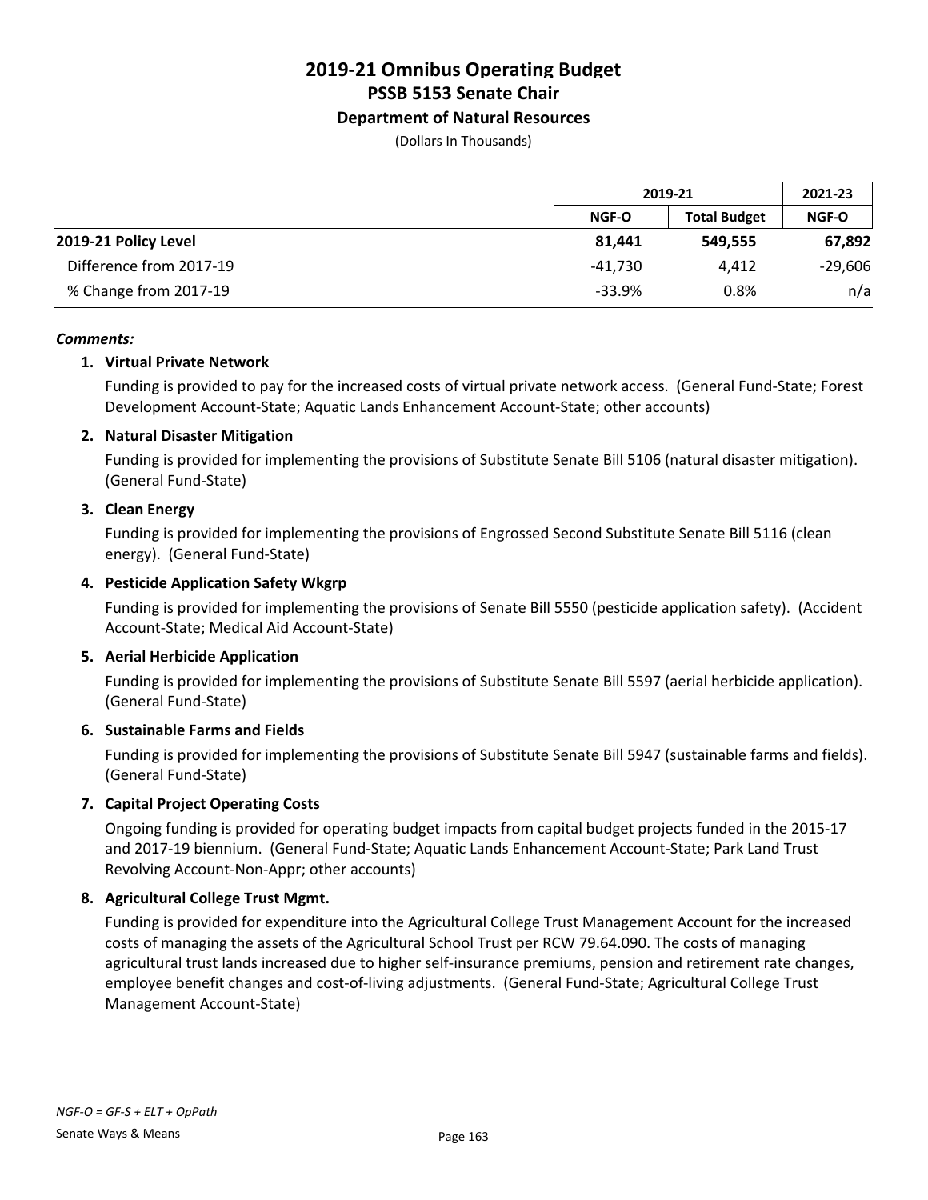# 2019-21 Omnibus Operating Budget
## PSSB 5153 Senate Chair
### Department of Natural Resources

(Dollars In Thousands)

| | 2019-21 | | 2021-23 |
|---|---|---|---|
| | NGF-O | Total Budget | NGF-O |
| **2019-21 Policy Level** | **81,441** | **549,555** | **67,892** |
| Difference from 2017-19 | -41,730 | 4,412 | -29,606 |
| % Change from 2017-19 | -33.9% | 0.8% | n/a |

***Comments:***

1. **Virtual Private Network**

   Funding is provided to pay for the increased costs of virtual private network access. (General Fund-State; Forest Development Account-State; Aquatic Lands Enhancement Account-State; other accounts)

2. **Natural Disaster Mitigation**

   Funding is provided for implementing the provisions of Substitute Senate Bill 5106 (natural disaster mitigation). (General Fund-State)

3. **Clean Energy**

   Funding is provided for implementing the provisions of Engrossed Second Substitute Senate Bill 5116 (clean energy). (General Fund-State)

4. **Pesticide Application Safety Wkgrp**

   Funding is provided for implementing the provisions of Senate Bill 5550 (pesticide application safety). (Accident Account-State; Medical Aid Account-State)

5. **Aerial Herbicide Application**

   Funding is provided for implementing the provisions of Substitute Senate Bill 5597 (aerial herbicide application). (General Fund-State)

6. **Sustainable Farms and Fields**

   Funding is provided for implementing the provisions of Substitute Senate Bill 5947 (sustainable farms and fields). (General Fund-State)

7. **Capital Project Operating Costs**

   Ongoing funding is provided for operating budget impacts from capital budget projects funded in the 2015-17 and 2017-19 biennium. (General Fund-State; Aquatic Lands Enhancement Account-State; Park Land Trust Revolving Account-Non-Appr; other accounts)

8. **Agricultural College Trust Mgmt.**

   Funding is provided for expenditure into the Agricultural College Trust Management Account for the increased costs of managing the assets of the Agricultural School Trust per RCW 79.64.090. The costs of managing agricultural trust lands increased due to higher self-insurance premiums, pension and retirement rate changes, employee benefit changes and cost-of-living adjustments. (General Fund-State; Agricultural College Trust Management Account-State)

*NGF-O = GF-S + ELT + OpPath*

Senate Ways & Means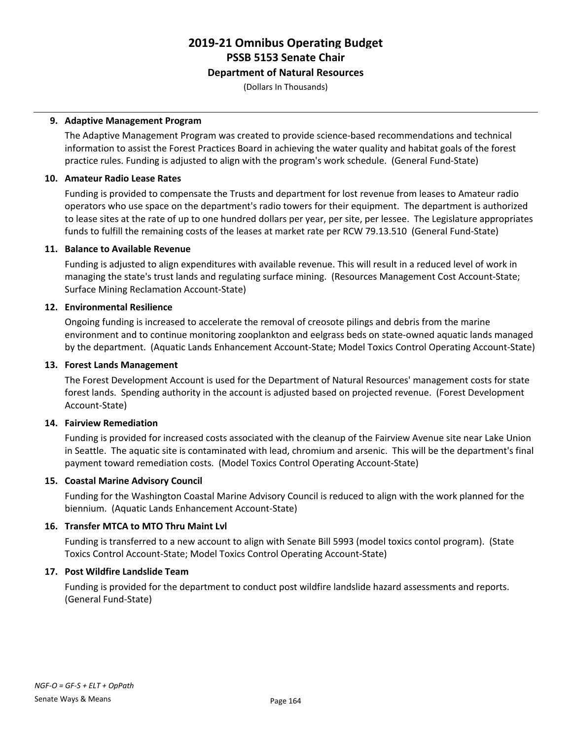# 2019-21 Omnibus Operating Budget

## PSSB 5153 Senate Chair

### Department of Natural Resources

(Dollars In Thousands)

**9. Adaptive Management Program**

The Adaptive Management Program was created to provide science-based recommendations and technical information to assist the Forest Practices Board in achieving the water quality and habitat goals of the forest practice rules. Funding is adjusted to align with the program's work schedule. (General Fund-State)

**10. Amateur Radio Lease Rates**

Funding is provided to compensate the Trusts and department for lost revenue from leases to Amateur radio operators who use space on the department's radio towers for their equipment. The department is authorized to lease sites at the rate of up to one hundred dollars per year, per site, per lessee. The Legislature appropriates funds to fulfill the remaining costs of the leases at market rate per RCW 79.13.510 (General Fund-State)

**11. Balance to Available Revenue**

Funding is adjusted to align expenditures with available revenue. This will result in a reduced level of work in managing the state's trust lands and regulating surface mining. (Resources Management Cost Account-State; Surface Mining Reclamation Account-State)

**12. Environmental Resilience**

Ongoing funding is increased to accelerate the removal of creosote pilings and debris from the marine environment and to continue monitoring zooplankton and eelgrass beds on state-owned aquatic lands managed by the department. (Aquatic Lands Enhancement Account-State; Model Toxics Control Operating Account-State)

**13. Forest Lands Management**

The Forest Development Account is used for the Department of Natural Resources' management costs for state forest lands. Spending authority in the account is adjusted based on projected revenue. (Forest Development Account-State)

**14. Fairview Remediation**

Funding is provided for increased costs associated with the cleanup of the Fairview Avenue site near Lake Union in Seattle. The aquatic site is contaminated with lead, chromium and arsenic. This will be the department's final payment toward remediation costs. (Model Toxics Control Operating Account-State)

**15. Coastal Marine Advisory Council**

Funding for the Washington Coastal Marine Advisory Council is reduced to align with the work planned for the biennium. (Aquatic Lands Enhancement Account-State)

**16. Transfer MTCA to MTO Thru Maint Lvl**

Funding is transferred to a new account to align with Senate Bill 5993 (model toxics contol program). (State Toxics Control Account-State; Model Toxics Control Operating Account-State)

**17. Post Wildfire Landslide Team**

Funding is provided for the department to conduct post wildfire landslide hazard assessments and reports. (General Fund-State)

*NGF-O = GF-S + ELT + OpPath*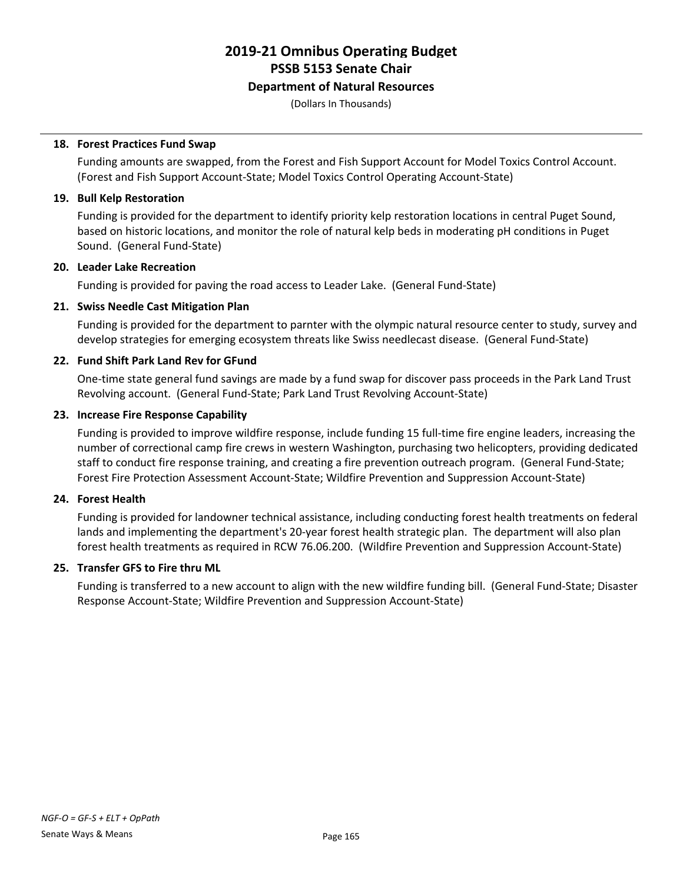# 2019-21 Omnibus Operating Budget
## PSSB 5153 Senate Chair
### Department of Natural Resources

(Dollars In Thousands)

**18. Forest Practices Fund Swap**

Funding amounts are swapped, from the Forest and Fish Support Account for Model Toxics Control Account. (Forest and Fish Support Account-State; Model Toxics Control Operating Account-State)

**19. Bull Kelp Restoration**

Funding is provided for the department to identify priority kelp restoration locations in central Puget Sound, based on historic locations, and monitor the role of natural kelp beds in moderating pH conditions in Puget Sound. (General Fund-State)

**20. Leader Lake Recreation**

Funding is provided for paving the road access to Leader Lake. (General Fund-State)

**21. Swiss Needle Cast Mitigation Plan**

Funding is provided for the department to parnter with the olympic natural resource center to study, survey and develop strategies for emerging ecosystem threats like Swiss needlecast disease. (General Fund-State)

**22. Fund Shift Park Land Rev for GFund**

One-time state general fund savings are made by a fund swap for discover pass proceeds in the Park Land Trust Revolving account. (General Fund-State; Park Land Trust Revolving Account-State)

**23. Increase Fire Response Capability**

Funding is provided to improve wildfire response, include funding 15 full-time fire engine leaders, increasing the number of correctional camp fire crews in western Washington, purchasing two helicopters, providing dedicated staff to conduct fire response training, and creating a fire prevention outreach program. (General Fund-State; Forest Fire Protection Assessment Account-State; Wildfire Prevention and Suppression Account-State)

**24. Forest Health**

Funding is provided for landowner technical assistance, including conducting forest health treatments on federal lands and implementing the department's 20-year forest health strategic plan. The department will also plan forest health treatments as required in RCW 76.06.200. (Wildfire Prevention and Suppression Account-State)

**25. Transfer GFS to Fire thru ML**

Funding is transferred to a new account to align with the new wildfire funding bill. (General Fund-State; Disaster Response Account-State; Wildfire Prevention and Suppression Account-State)

*NGF-O = GF-S + ELT + OpPath*

Senate Ways & Means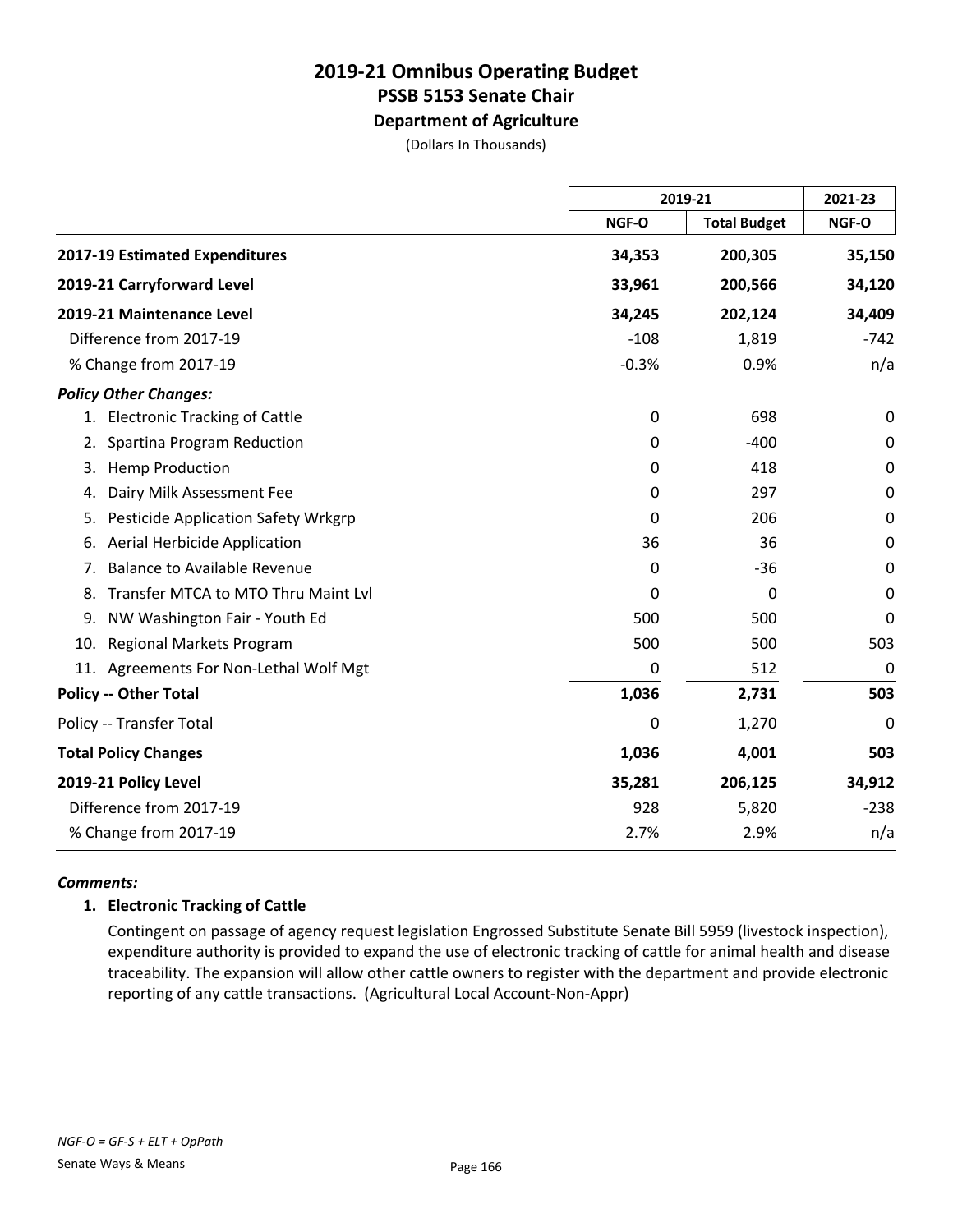# 2019-21 Omnibus Operating Budget
## PSSB 5153 Senate Chair
### Department of Agriculture
(Dollars In Thousands)

| | 2019-21 | | 2021-23 |
|---|---|---|---|
| | NGF-O | Total Budget | NGF-O |
| **2017-19 Estimated Expenditures** | **34,353** | **200,305** | **35,150** |
| **2019-21 Carryforward Level** | **33,961** | **200,566** | **34,120** |
| **2019-21 Maintenance Level** | **34,245** | **202,124** | **34,409** |
| Difference from 2017-19 | -108 | 1,819 | -742 |
| % Change from 2017-19 | -0.3% | 0.9% | n/a |
| ***Policy Other Changes:*** | | | |
| 1. Electronic Tracking of Cattle | 0 | 698 | 0 |
| 2. Spartina Program Reduction | 0 | -400 | 0 |
| 3. Hemp Production | 0 | 418 | 0 |
| 4. Dairy Milk Assessment Fee | 0 | 297 | 0 |
| 5. Pesticide Application Safety Wrkgrp | 0 | 206 | 0 |
| 6. Aerial Herbicide Application | 36 | 36 | 0 |
| 7. Balance to Available Revenue | 0 | -36 | 0 |
| 8. Transfer MTCA to MTO Thru Maint Lvl | 0 | 0 | 0 |
| 9. NW Washington Fair - Youth Ed | 500 | 500 | 0 |
| 10. Regional Markets Program | 500 | 500 | 503 |
| 11. Agreements For Non-Lethal Wolf Mgt | 0 | 512 | 0 |
| **Policy -- Other Total** | **1,036** | **2,731** | **503** |
| Policy -- Transfer Total | 0 | 1,270 | 0 |
| **Total Policy Changes** | **1,036** | **4,001** | **503** |
| **2019-21 Policy Level** | **35,281** | **206,125** | **34,912** |
| Difference from 2017-19 | 928 | 5,820 | -238 |
| % Change from 2017-19 | 2.7% | 2.9% | n/a |

***Comments:***

**1. Electronic Tracking of Cattle**

Contingent on passage of agency request legislation Engrossed Substitute Senate Bill 5959 (livestock inspection), expenditure authority is provided to expand the use of electronic tracking of cattle for animal health and disease traceability. The expansion will allow other cattle owners to register with the department and provide electronic reporting of any cattle transactions. (Agricultural Local Account-Non-Appr)

*NGF-O = GF-S + ELT + OpPath*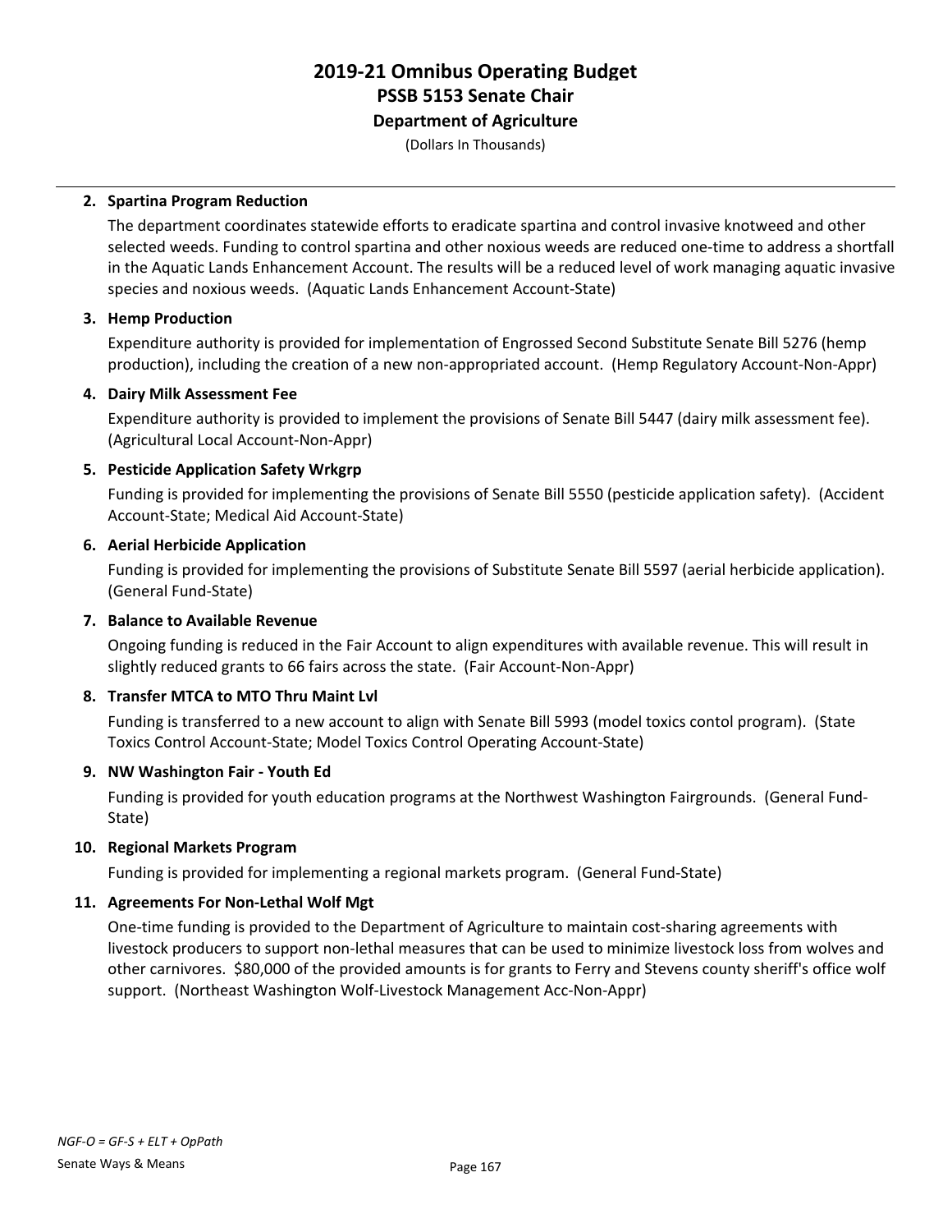# 2019-21 Omnibus Operating Budget
## PSSB 5153 Senate Chair
### Department of Agriculture
(Dollars In Thousands)

**2. Spartina Program Reduction**

The department coordinates statewide efforts to eradicate spartina and control invasive knotweed and other selected weeds. Funding to control spartina and other noxious weeds are reduced one-time to address a shortfall in the Aquatic Lands Enhancement Account. The results will be a reduced level of work managing aquatic invasive species and noxious weeds. (Aquatic Lands Enhancement Account-State)

**3. Hemp Production**

Expenditure authority is provided for implementation of Engrossed Second Substitute Senate Bill 5276 (hemp production), including the creation of a new non-appropriated account. (Hemp Regulatory Account-Non-Appr)

**4. Dairy Milk Assessment Fee**

Expenditure authority is provided to implement the provisions of Senate Bill 5447 (dairy milk assessment fee). (Agricultural Local Account-Non-Appr)

**5. Pesticide Application Safety Wrkgrp**

Funding is provided for implementing the provisions of Senate Bill 5550 (pesticide application safety). (Accident Account-State; Medical Aid Account-State)

**6. Aerial Herbicide Application**

Funding is provided for implementing the provisions of Substitute Senate Bill 5597 (aerial herbicide application). (General Fund-State)

**7. Balance to Available Revenue**

Ongoing funding is reduced in the Fair Account to align expenditures with available revenue. This will result in slightly reduced grants to 66 fairs across the state. (Fair Account-Non-Appr)

**8. Transfer MTCA to MTO Thru Maint Lvl**

Funding is transferred to a new account to align with Senate Bill 5993 (model toxics contol program). (State Toxics Control Account-State; Model Toxics Control Operating Account-State)

**9. NW Washington Fair - Youth Ed**

Funding is provided for youth education programs at the Northwest Washington Fairgrounds. (General Fund-State)

**10. Regional Markets Program**

Funding is provided for implementing a regional markets program. (General Fund-State)

**11. Agreements For Non-Lethal Wolf Mgt**

One-time funding is provided to the Department of Agriculture to maintain cost-sharing agreements with livestock producers to support non-lethal measures that can be used to minimize livestock loss from wolves and other carnivores. $80,000 of the provided amounts is for grants to Ferry and Stevens county sheriff's office wolf support. (Northeast Washington Wolf-Livestock Management Acc-Non-Appr)

*NGF-O = GF-S + ELT + OpPath*

Senate Ways & Means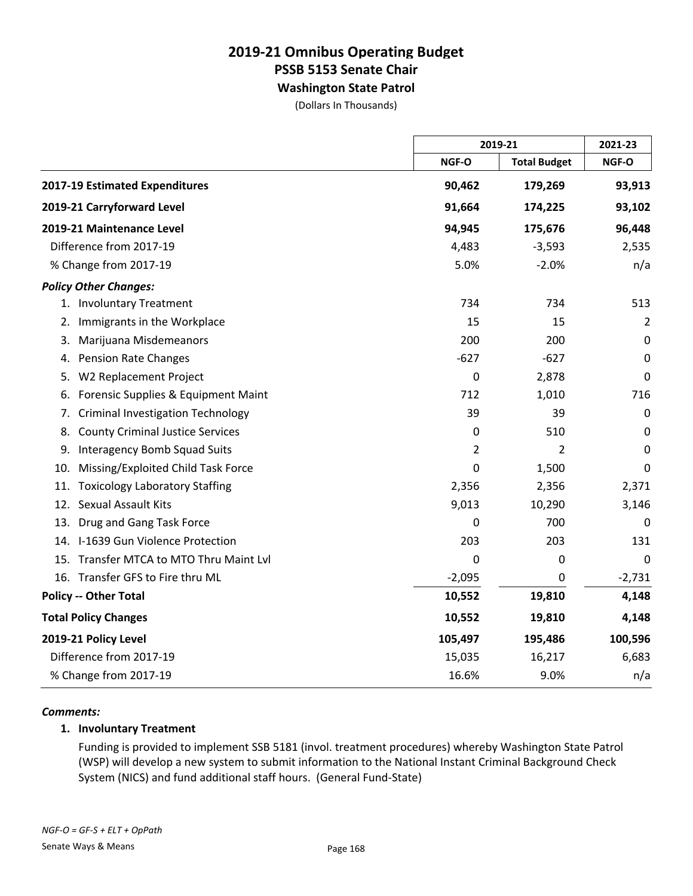# 2019-21 Omnibus Operating Budget
## PSSB 5153 Senate Chair
### Washington State Patrol

(Dollars In Thousands)

| | 2019-21 | | 2021-23 |
|---|---|---|---|
| | NGF-O | Total Budget | NGF-O |
| **2017-19 Estimated Expenditures** | **90,462** | **179,269** | **93,913** |
| **2019-21 Carryforward Level** | **91,664** | **174,225** | **93,102** |
| **2019-21 Maintenance Level** | **94,945** | **175,676** | **96,448** |
| Difference from 2017-19 | 4,483 | -3,593 | 2,535 |
| % Change from 2017-19 | 5.0% | -2.0% | n/a |
| ***Policy Other Changes:*** | | | |
| 1. Involuntary Treatment | 734 | 734 | 513 |
| 2. Immigrants in the Workplace | 15 | 15 | 2 |
| 3. Marijuana Misdemeanors | 200 | 200 | 0 |
| 4. Pension Rate Changes | -627 | -627 | 0 |
| 5. W2 Replacement Project | 0 | 2,878 | 0 |
| 6. Forensic Supplies & Equipment Maint | 712 | 1,010 | 716 |
| 7. Criminal Investigation Technology | 39 | 39 | 0 |
| 8. County Criminal Justice Services | 0 | 510 | 0 |
| 9. Interagency Bomb Squad Suits | 2 | 2 | 0 |
| 10. Missing/Exploited Child Task Force | 0 | 1,500 | 0 |
| 11. Toxicology Laboratory Staffing | 2,356 | 2,356 | 2,371 |
| 12. Sexual Assault Kits | 9,013 | 10,290 | 3,146 |
| 13. Drug and Gang Task Force | 0 | 700 | 0 |
| 14. I-1639 Gun Violence Protection | 203 | 203 | 131 |
| 15. Transfer MTCA to MTO Thru Maint Lvl | 0 | 0 | 0 |
| 16. Transfer GFS to Fire thru ML | -2,095 | 0 | -2,731 |
| **Policy -- Other Total** | **10,552** | **19,810** | **4,148** |
| **Total Policy Changes** | **10,552** | **19,810** | **4,148** |
| **2019-21 Policy Level** | **105,497** | **195,486** | **100,596** |
| Difference from 2017-19 | 15,035 | 16,217 | 6,683 |
| % Change from 2017-19 | 16.6% | 9.0% | n/a |

***Comments:***

**1. Involuntary Treatment**

Funding is provided to implement SSB 5181 (invol. treatment procedures) whereby Washington State Patrol (WSP) will develop a new system to submit information to the National Instant Criminal Background Check System (NICS) and fund additional staff hours. (General Fund-State)

*NGF-O = GF-S + ELT + OpPath*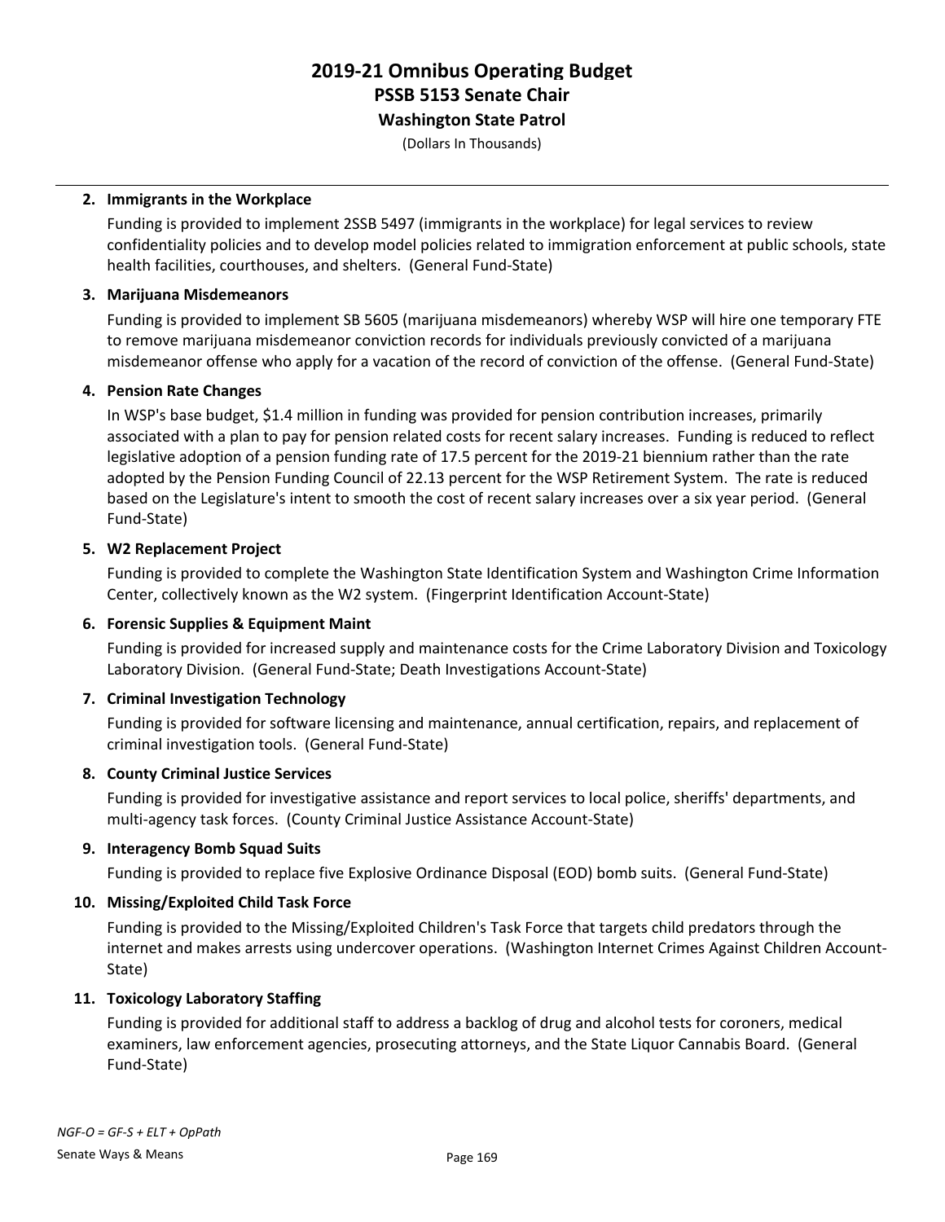# 2019-21 Omnibus Operating Budget
## PSSB 5153 Senate Chair
### Washington State Patrol

(Dollars In Thousands)

**2. Immigrants in the Workplace**

Funding is provided to implement 2SSB 5497 (immigrants in the workplace) for legal services to review confidentiality policies and to develop model policies related to immigration enforcement at public schools, state health facilities, courthouses, and shelters. (General Fund-State)

**3. Marijuana Misdemeanors**

Funding is provided to implement SB 5605 (marijuana misdemeanors) whereby WSP will hire one temporary FTE to remove marijuana misdemeanor conviction records for individuals previously convicted of a marijuana misdemeanor offense who apply for a vacation of the record of conviction of the offense. (General Fund-State)

**4. Pension Rate Changes**

In WSP's base budget, $1.4 million in funding was provided for pension contribution increases, primarily associated with a plan to pay for pension related costs for recent salary increases. Funding is reduced to reflect legislative adoption of a pension funding rate of 17.5 percent for the 2019-21 biennium rather than the rate adopted by the Pension Funding Council of 22.13 percent for the WSP Retirement System. The rate is reduced based on the Legislature's intent to smooth the cost of recent salary increases over a six year period. (General Fund-State)

**5. W2 Replacement Project**

Funding is provided to complete the Washington State Identification System and Washington Crime Information Center, collectively known as the W2 system. (Fingerprint Identification Account-State)

**6. Forensic Supplies & Equipment Maint**

Funding is provided for increased supply and maintenance costs for the Crime Laboratory Division and Toxicology Laboratory Division. (General Fund-State; Death Investigations Account-State)

**7. Criminal Investigation Technology**

Funding is provided for software licensing and maintenance, annual certification, repairs, and replacement of criminal investigation tools. (General Fund-State)

**8. County Criminal Justice Services**

Funding is provided for investigative assistance and report services to local police, sheriffs' departments, and multi-agency task forces. (County Criminal Justice Assistance Account-State)

**9. Interagency Bomb Squad Suits**

Funding is provided to replace five Explosive Ordinance Disposal (EOD) bomb suits. (General Fund-State)

**10. Missing/Exploited Child Task Force**

Funding is provided to the Missing/Exploited Children's Task Force that targets child predators through the internet and makes arrests using undercover operations. (Washington Internet Crimes Against Children Account-State)

**11. Toxicology Laboratory Staffing**

Funding is provided for additional staff to address a backlog of drug and alcohol tests for coroners, medical examiners, law enforcement agencies, prosecuting attorneys, and the State Liquor Cannabis Board. (General Fund-State)

*NGF-O = GF-S + ELT + OpPath*

Senate Ways & Means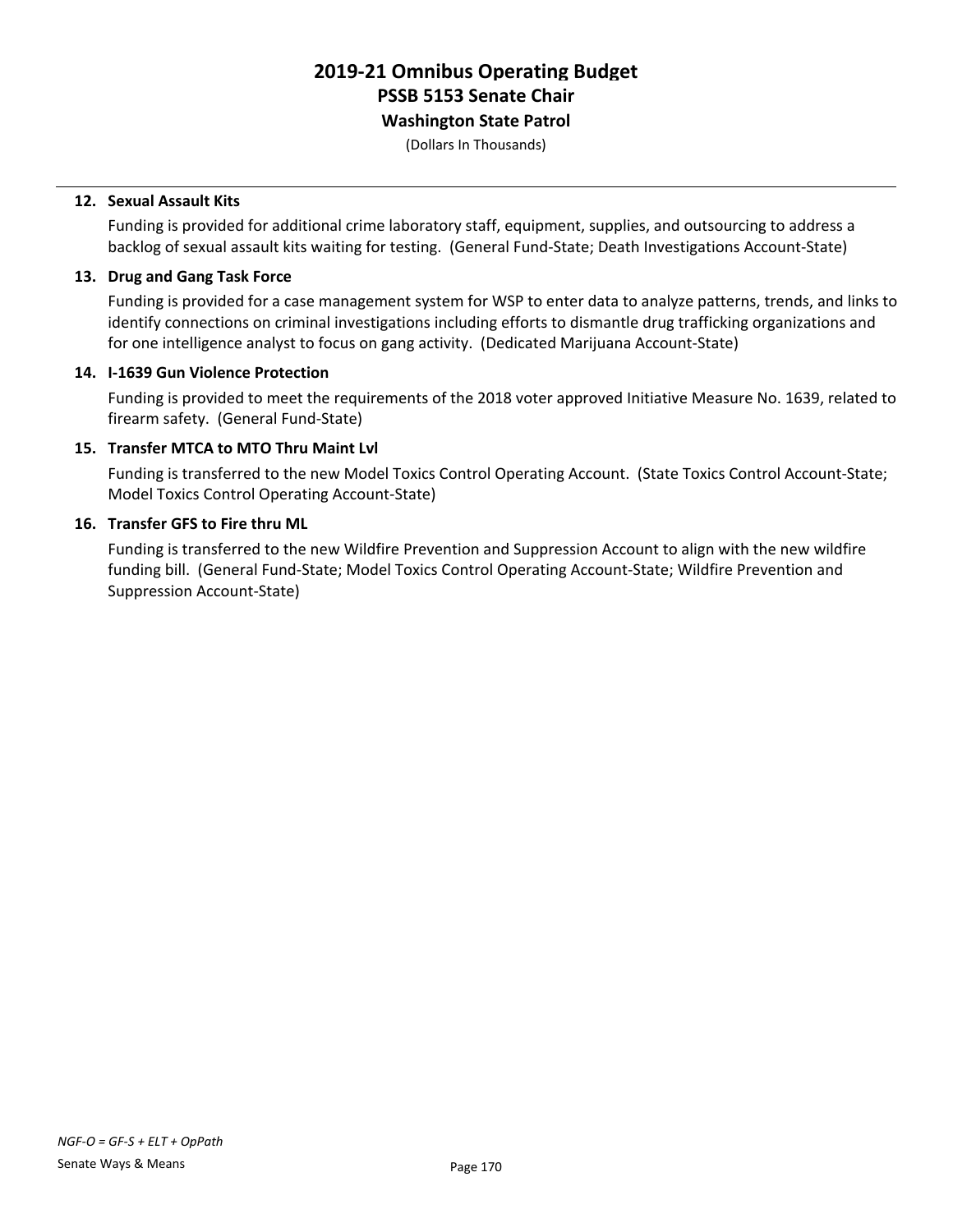# 2019-21 Omnibus Operating Budget
## PSSB 5153 Senate Chair
### Washington State Patrol

(Dollars In Thousands)

12. **Sexual Assault Kits**

    Funding is provided for additional crime laboratory staff, equipment, supplies, and outsourcing to address a backlog of sexual assault kits waiting for testing. (General Fund-State; Death Investigations Account-State)

13. **Drug and Gang Task Force**

    Funding is provided for a case management system for WSP to enter data to analyze patterns, trends, and links to identify connections on criminal investigations including efforts to dismantle drug trafficking organizations and for one intelligence analyst to focus on gang activity. (Dedicated Marijuana Account-State)

14. **I-1639 Gun Violence Protection**

    Funding is provided to meet the requirements of the 2018 voter approved Initiative Measure No. 1639, related to firearm safety. (General Fund-State)

15. **Transfer MTCA to MTO Thru Maint Lvl**

    Funding is transferred to the new Model Toxics Control Operating Account. (State Toxics Control Account-State; Model Toxics Control Operating Account-State)

16. **Transfer GFS to Fire thru ML**

    Funding is transferred to the new Wildfire Prevention and Suppression Account to align with the new wildfire funding bill. (General Fund-State; Model Toxics Control Operating Account-State; Wildfire Prevention and Suppression Account-State)

*NGF-O = GF-S + ELT + OpPath*

Senate Ways & Means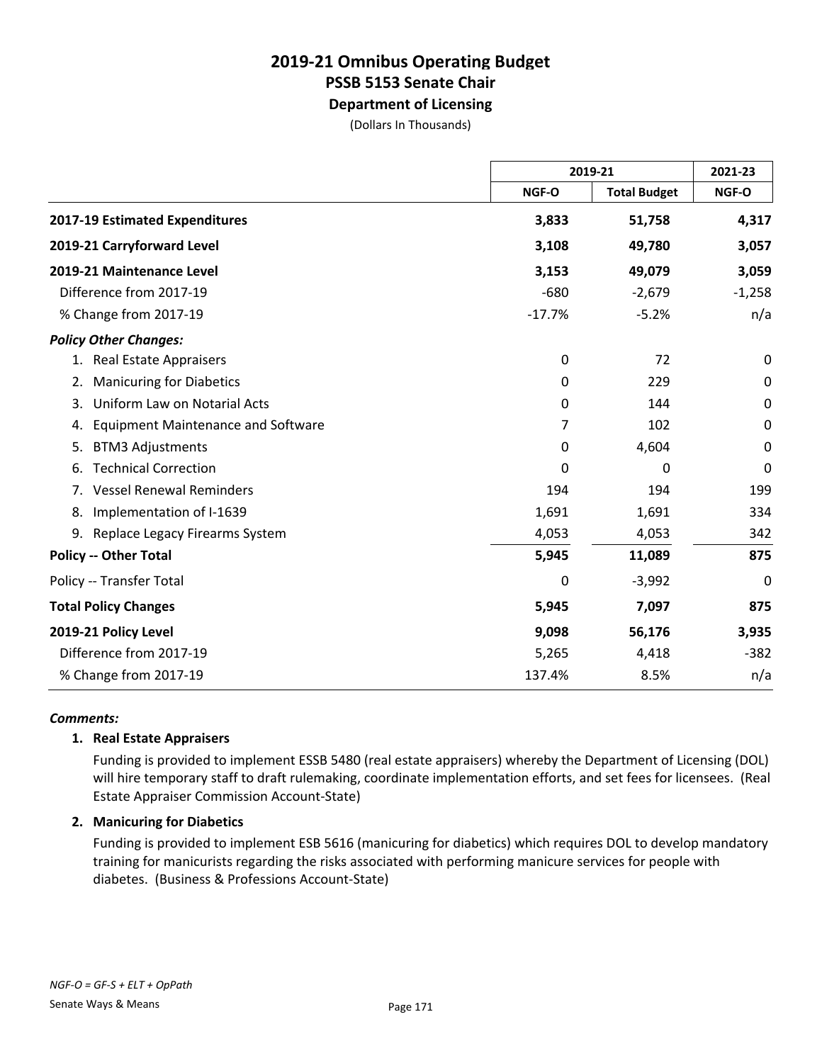# 2019-21 Omnibus Operating Budget
## PSSB 5153 Senate Chair
### Department of Licensing
(Dollars In Thousands)

| | 2019-21 | | 2021-23 |
|---|---|---|---|
| | NGF-O | Total Budget | NGF-O |
| **2017-19 Estimated Expenditures** | **3,833** | **51,758** | **4,317** |
| **2019-21 Carryforward Level** | **3,108** | **49,780** | **3,057** |
| **2019-21 Maintenance Level** | **3,153** | **49,079** | **3,059** |
| Difference from 2017-19 | -680 | -2,679 | -1,258 |
| % Change from 2017-19 | -17.7% | -5.2% | n/a |
| ***Policy Other Changes:*** | | | |
| 1. Real Estate Appraisers | 0 | 72 | 0 |
| 2. Manicuring for Diabetics | 0 | 229 | 0 |
| 3. Uniform Law on Notarial Acts | 0 | 144 | 0 |
| 4. Equipment Maintenance and Software | 7 | 102 | 0 |
| 5. BTM3 Adjustments | 0 | 4,604 | 0 |
| 6. Technical Correction | 0 | 0 | 0 |
| 7. Vessel Renewal Reminders | 194 | 194 | 199 |
| 8. Implementation of I-1639 | 1,691 | 1,691 | 334 |
| 9. Replace Legacy Firearms System | 4,053 | 4,053 | 342 |
| **Policy -- Other Total** | **5,945** | **11,089** | **875** |
| Policy -- Transfer Total | 0 | -3,992 | 0 |
| **Total Policy Changes** | **5,945** | **7,097** | **875** |
| **2019-21 Policy Level** | **9,098** | **56,176** | **3,935** |
| Difference from 2017-19 | 5,265 | 4,418 | -382 |
| % Change from 2017-19 | 137.4% | 8.5% | n/a |

***Comments:***

**1. Real Estate Appraisers**

Funding is provided to implement ESSB 5480 (real estate appraisers) whereby the Department of Licensing (DOL) will hire temporary staff to draft rulemaking, coordinate implementation efforts, and set fees for licensees. (Real Estate Appraiser Commission Account-State)

**2. Manicuring for Diabetics**

Funding is provided to implement ESB 5616 (manicuring for diabetics) which requires DOL to develop mandatory training for manicurists regarding the risks associated with performing manicure services for people with diabetes. (Business & Professions Account-State)

*NGF-O = GF-S + ELT + OpPath*

Senate Ways & Means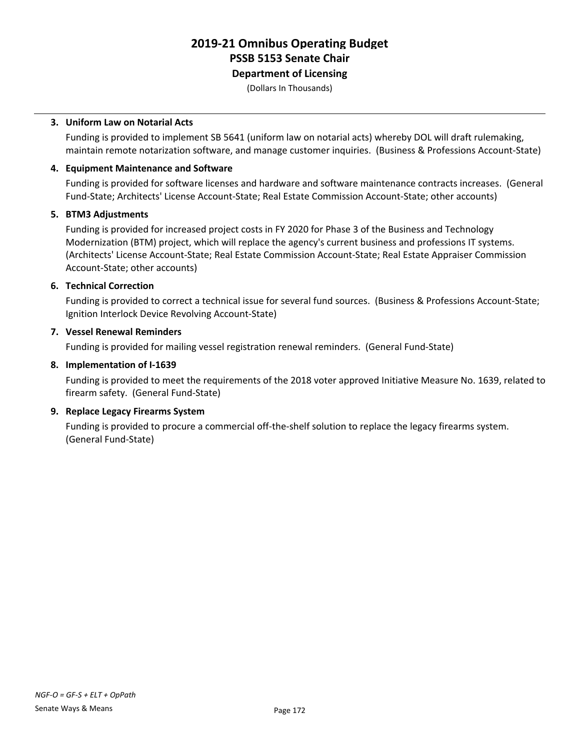# 2019-21 Omnibus Operating Budget
## PSSB 5153 Senate Chair
### Department of Licensing

(Dollars In Thousands)

3. **Uniform Law on Notarial Acts**

   Funding is provided to implement SB 5641 (uniform law on notarial acts) whereby DOL will draft rulemaking, maintain remote notarization software, and manage customer inquiries. (Business & Professions Account-State)

4. **Equipment Maintenance and Software**

   Funding is provided for software licenses and hardware and software maintenance contracts increases. (General Fund-State; Architects' License Account-State; Real Estate Commission Account-State; other accounts)

5. **BTM3 Adjustments**

   Funding is provided for increased project costs in FY 2020 for Phase 3 of the Business and Technology Modernization (BTM) project, which will replace the agency's current business and professions IT systems. (Architects' License Account-State; Real Estate Commission Account-State; Real Estate Appraiser Commission Account-State; other accounts)

6. **Technical Correction**

   Funding is provided to correct a technical issue for several fund sources. (Business & Professions Account-State; Ignition Interlock Device Revolving Account-State)

7. **Vessel Renewal Reminders**

   Funding is provided for mailing vessel registration renewal reminders. (General Fund-State)

8. **Implementation of I-1639**

   Funding is provided to meet the requirements of the 2018 voter approved Initiative Measure No. 1639, related to firearm safety. (General Fund-State)

9. **Replace Legacy Firearms System**

   Funding is provided to procure a commercial off-the-shelf solution to replace the legacy firearms system. (General Fund-State)

*NGF-O = GF-S + ELT + OpPath*

Senate Ways & Means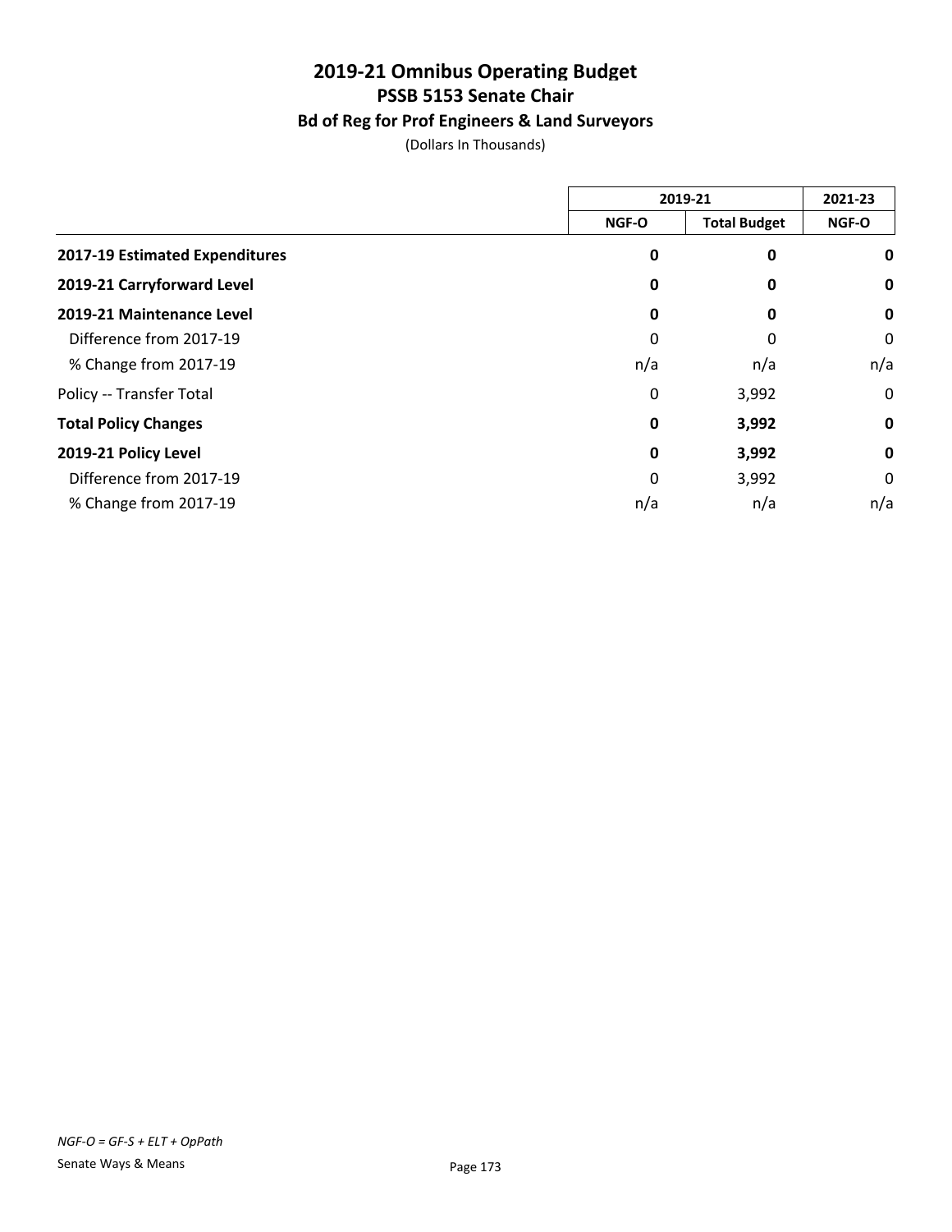# 2019-21 Omnibus Operating Budget

## PSSB 5153 Senate Chair

### Bd of Reg for Prof Engineers & Land Surveyors

(Dollars In Thousands)

| | 2019-21 | | 2021-23 |
|---|---|---|---|
| | NGF-O | Total Budget | NGF-O |
| **2017-19 Estimated Expenditures** | **0** | **0** | **0** |
| **2019-21 Carryforward Level** | **0** | **0** | **0** |
| **2019-21 Maintenance Level** | **0** | **0** | **0** |
| Difference from 2017-19 | 0 | 0 | 0 |
| % Change from 2017-19 | n/a | n/a | n/a |
| Policy -- Transfer Total | 0 | 3,992 | 0 |
| **Total Policy Changes** | **0** | **3,992** | **0** |
| **2019-21 Policy Level** | **0** | **3,992** | **0** |
| Difference from 2017-19 | 0 | 3,992 | 0 |
| % Change from 2017-19 | n/a | n/a | n/a |

*NGF-O = GF-S + ELT + OpPath*

Senate Ways & Means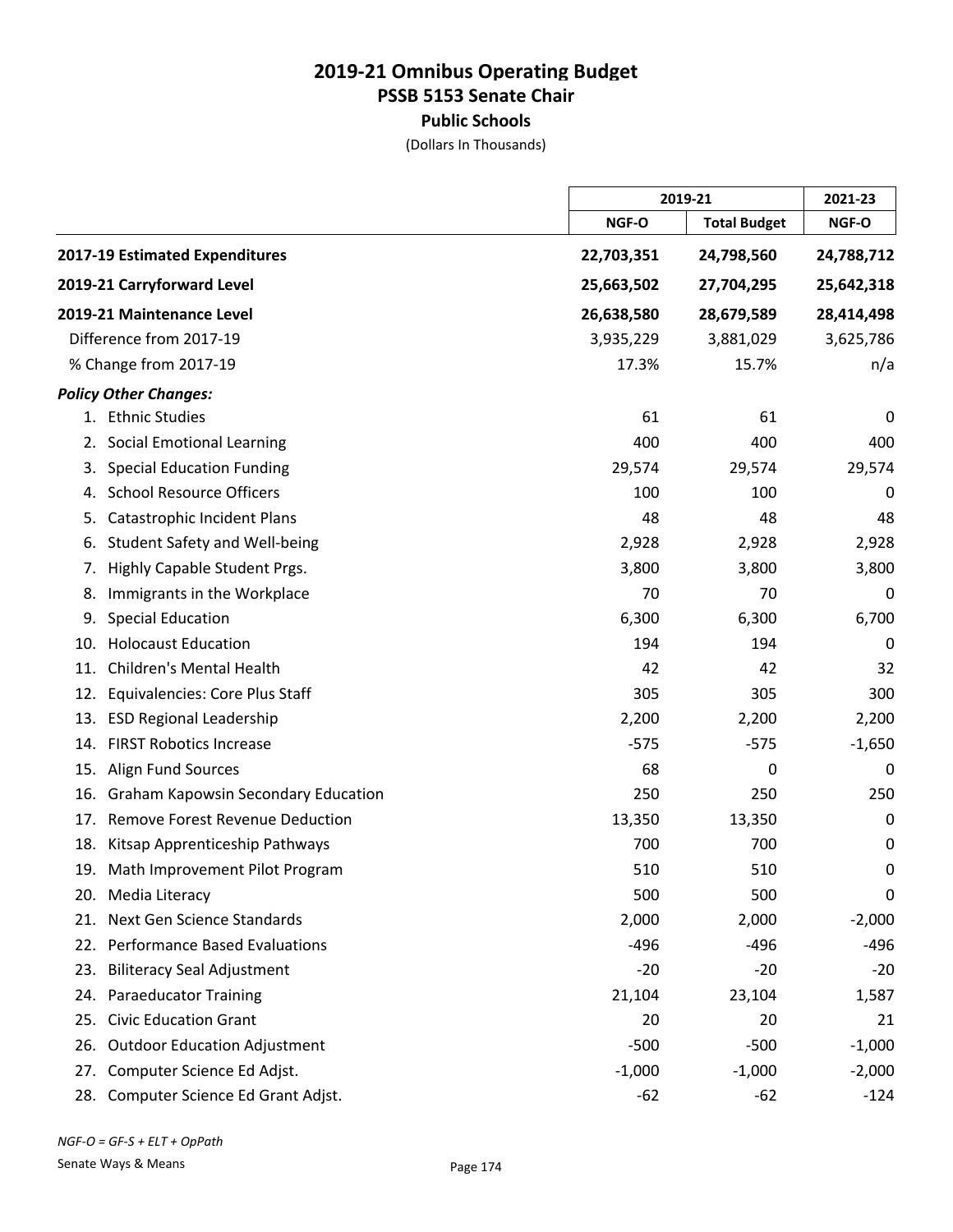# 2019-21 Omnibus Operating Budget
## PSSB 5153 Senate Chair
### Public Schools
(Dollars In Thousands)

| | 2019-21 | | 2021-23 |
|---|---|---|---|
| | NGF-O | Total Budget | NGF-O |
| **2017-19 Estimated Expenditures** | **22,703,351** | **24,798,560** | **24,788,712** |
| **2019-21 Carryforward Level** | **25,663,502** | **27,704,295** | **25,642,318** |
| **2019-21 Maintenance Level** | **26,638,580** | **28,679,589** | **28,414,498** |
| Difference from 2017-19 | 3,935,229 | 3,881,029 | 3,625,786 |
| % Change from 2017-19 | 17.3% | 15.7% | n/a |
| ***Policy Other Changes:*** | | | |
| 1. Ethnic Studies | 61 | 61 | 0 |
| 2. Social Emotional Learning | 400 | 400 | 400 |
| 3. Special Education Funding | 29,574 | 29,574 | 29,574 |
| 4. School Resource Officers | 100 | 100 | 0 |
| 5. Catastrophic Incident Plans | 48 | 48 | 48 |
| 6. Student Safety and Well-being | 2,928 | 2,928 | 2,928 |
| 7. Highly Capable Student Prgs. | 3,800 | 3,800 | 3,800 |
| 8. Immigrants in the Workplace | 70 | 70 | 0 |
| 9. Special Education | 6,300 | 6,300 | 6,700 |
| 10. Holocaust Education | 194 | 194 | 0 |
| 11. Children's Mental Health | 42 | 42 | 32 |
| 12. Equivalencies: Core Plus Staff | 305 | 305 | 300 |
| 13. ESD Regional Leadership | 2,200 | 2,200 | 2,200 |
| 14. FIRST Robotics Increase | -575 | -575 | -1,650 |
| 15. Align Fund Sources | 68 | 0 | 0 |
| 16. Graham Kapowsin Secondary Education | 250 | 250 | 250 |
| 17. Remove Forest Revenue Deduction | 13,350 | 13,350 | 0 |
| 18. Kitsap Apprenticeship Pathways | 700 | 700 | 0 |
| 19. Math Improvement Pilot Program | 510 | 510 | 0 |
| 20. Media Literacy | 500 | 500 | 0 |
| 21. Next Gen Science Standards | 2,000 | 2,000 | -2,000 |
| 22. Performance Based Evaluations | -496 | -496 | -496 |
| 23. Biliteracy Seal Adjustment | -20 | -20 | -20 |
| 24. Paraeducator Training | 21,104 | 23,104 | 1,587 |
| 25. Civic Education Grant | 20 | 20 | 21 |
| 26. Outdoor Education Adjustment | -500 | -500 | -1,000 |
| 27. Computer Science Ed Adjst. | -1,000 | -1,000 | -2,000 |
| 28. Computer Science Ed Grant Adjst. | -62 | -62 | -124 |

*NGF-O = GF-S + ELT + OpPath*

Senate Ways & Means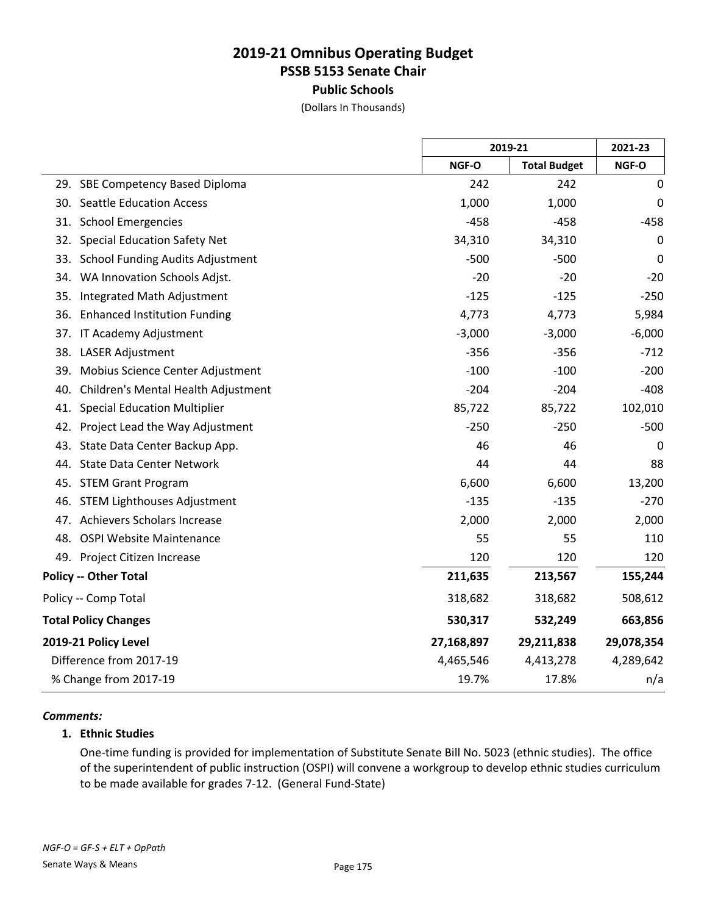# 2019-21 Omnibus Operating Budget
## PSSB 5153 Senate Chair
### Public Schools
(Dollars In Thousands)

| | 2019-21 | | 2021-23 |
|---|---|---|---|
| | NGF-O | Total Budget | NGF-O |
| 29. SBE Competency Based Diploma | 242 | 242 | 0 |
| 30. Seattle Education Access | 1,000 | 1,000 | 0 |
| 31. School Emergencies | -458 | -458 | -458 |
| 32. Special Education Safety Net | 34,310 | 34,310 | 0 |
| 33. School Funding Audits Adjustment | -500 | -500 | 0 |
| 34. WA Innovation Schools Adjst. | -20 | -20 | -20 |
| 35. Integrated Math Adjustment | -125 | -125 | -250 |
| 36. Enhanced Institution Funding | 4,773 | 4,773 | 5,984 |
| 37. IT Academy Adjustment | -3,000 | -3,000 | -6,000 |
| 38. LASER Adjustment | -356 | -356 | -712 |
| 39. Mobius Science Center Adjustment | -100 | -100 | -200 |
| 40. Children's Mental Health Adjustment | -204 | -204 | -408 |
| 41. Special Education Multiplier | 85,722 | 85,722 | 102,010 |
| 42. Project Lead the Way Adjustment | -250 | -250 | -500 |
| 43. State Data Center Backup App. | 46 | 46 | 0 |
| 44. State Data Center Network | 44 | 44 | 88 |
| 45. STEM Grant Program | 6,600 | 6,600 | 13,200 |
| 46. STEM Lighthouses Adjustment | -135 | -135 | -270 |
| 47. Achievers Scholars Increase | 2,000 | 2,000 | 2,000 |
| 48. OSPI Website Maintenance | 55 | 55 | 110 |
| 49. Project Citizen Increase | 120 | 120 | 120 |
| **Policy -- Other Total** | **211,635** | **213,567** | **155,244** |
| Policy -- Comp Total | 318,682 | 318,682 | 508,612 |
| **Total Policy Changes** | **530,317** | **532,249** | **663,856** |
| **2019-21 Policy Level** | **27,168,897** | **29,211,838** | **29,078,354** |
| Difference from 2017-19 | 4,465,546 | 4,413,278 | 4,289,642 |
| % Change from 2017-19 | 19.7% | 17.8% | n/a |

***Comments:***

**1. Ethnic Studies**

One-time funding is provided for implementation of Substitute Senate Bill No. 5023 (ethnic studies). The office of the superintendent of public instruction (OSPI) will convene a workgroup to develop ethnic studies curriculum to be made available for grades 7-12. (General Fund-State)

*NGF-O = GF-S + ELT + OpPath*

Senate Ways & Means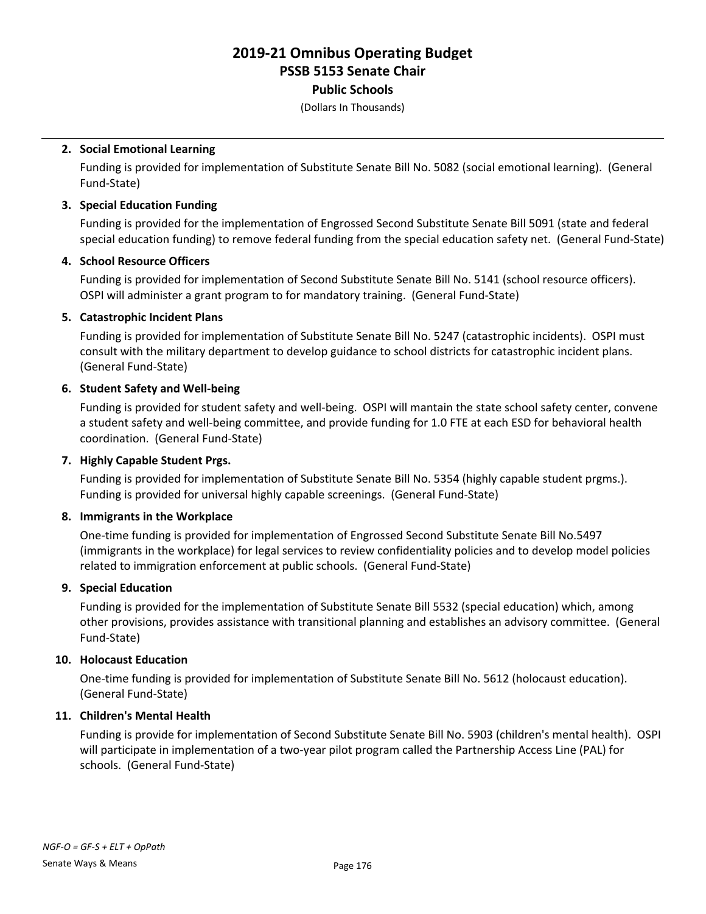# 2019-21 Omnibus Operating Budget
## PSSB 5153 Senate Chair
### Public Schools

(Dollars In Thousands)

2. **Social Emotional Learning**

   Funding is provided for implementation of Substitute Senate Bill No. 5082 (social emotional learning). (General Fund-State)

3. **Special Education Funding**

   Funding is provided for the implementation of Engrossed Second Substitute Senate Bill 5091 (state and federal special education funding) to remove federal funding from the special education safety net. (General Fund-State)

4. **School Resource Officers**

   Funding is provided for implementation of Second Substitute Senate Bill No. 5141 (school resource officers). OSPI will administer a grant program to for mandatory training. (General Fund-State)

5. **Catastrophic Incident Plans**

   Funding is provided for implementation of Substitute Senate Bill No. 5247 (catastrophic incidents). OSPI must consult with the military department to develop guidance to school districts for catastrophic incident plans. (General Fund-State)

6. **Student Safety and Well-being**

   Funding is provided for student safety and well-being. OSPI will mantain the state school safety center, convene a student safety and well-being committee, and provide funding for 1.0 FTE at each ESD for behavioral health coordination. (General Fund-State)

7. **Highly Capable Student Prgs.**

   Funding is provided for implementation of Substitute Senate Bill No. 5354 (highly capable student prgms.). Funding is provided for universal highly capable screenings. (General Fund-State)

8. **Immigrants in the Workplace**

   One-time funding is provided for implementation of Engrossed Second Substitute Senate Bill No.5497 (immigrants in the workplace) for legal services to review confidentiality policies and to develop model policies related to immigration enforcement at public schools. (General Fund-State)

9. **Special Education**

   Funding is provided for the implementation of Substitute Senate Bill 5532 (special education) which, among other provisions, provides assistance with transitional planning and establishes an advisory committee. (General Fund-State)

10. **Holocaust Education**

    One-time funding is provided for implementation of Substitute Senate Bill No. 5612 (holocaust education). (General Fund-State)

11. **Children's Mental Health**

    Funding is provide for implementation of Second Substitute Senate Bill No. 5903 (children's mental health). OSPI will participate in implementation of a two-year pilot program called the Partnership Access Line (PAL) for schools. (General Fund-State)

*NGF-O = GF-S + ELT + OpPath*

Senate Ways & Means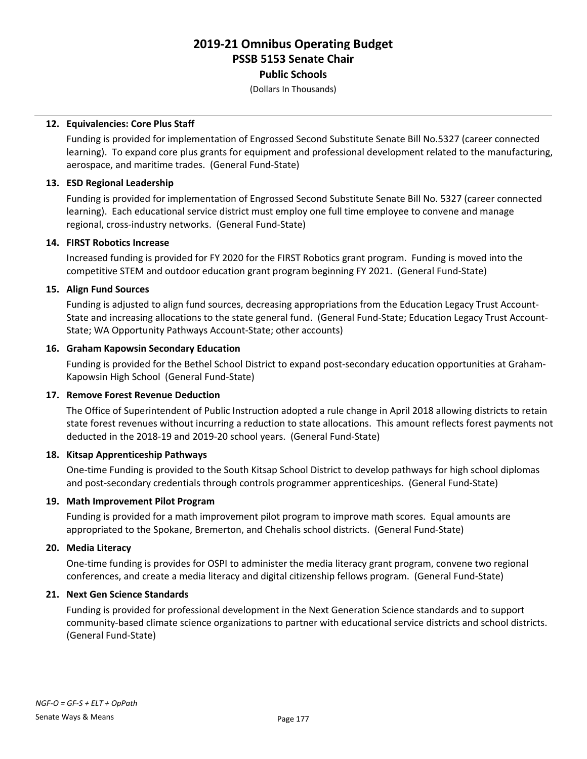# 2019-21 Omnibus Operating Budget
## PSSB 5153 Senate Chair
### Public Schools

(Dollars In Thousands)

**12. Equivalencies: Core Plus Staff**

Funding is provided for implementation of Engrossed Second Substitute Senate Bill No.5327 (career connected learning). To expand core plus grants for equipment and professional development related to the manufacturing, aerospace, and maritime trades. (General Fund-State)

**13. ESD Regional Leadership**

Funding is provided for implementation of Engrossed Second Substitute Senate Bill No. 5327 (career connected learning). Each educational service district must employ one full time employee to convene and manage regional, cross-industry networks. (General Fund-State)

**14. FIRST Robotics Increase**

Increased funding is provided for FY 2020 for the FIRST Robotics grant program. Funding is moved into the competitive STEM and outdoor education grant program beginning FY 2021. (General Fund-State)

**15. Align Fund Sources**

Funding is adjusted to align fund sources, decreasing appropriations from the Education Legacy Trust Account-State and increasing allocations to the state general fund. (General Fund-State; Education Legacy Trust Account-State; WA Opportunity Pathways Account-State; other accounts)

**16. Graham Kapowsin Secondary Education**

Funding is provided for the Bethel School District to expand post-secondary education opportunities at Graham-Kapowsin High School (General Fund-State)

**17. Remove Forest Revenue Deduction**

The Office of Superintendent of Public Instruction adopted a rule change in April 2018 allowing districts to retain state forest revenues without incurring a reduction to state allocations. This amount reflects forest payments not deducted in the 2018-19 and 2019-20 school years. (General Fund-State)

**18. Kitsap Apprenticeship Pathways**

One-time Funding is provided to the South Kitsap School District to develop pathways for high school diplomas and post-secondary credentials through controls programmer apprenticeships. (General Fund-State)

**19. Math Improvement Pilot Program**

Funding is provided for a math improvement pilot program to improve math scores. Equal amounts are appropriated to the Spokane, Bremerton, and Chehalis school districts. (General Fund-State)

**20. Media Literacy**

One-time funding is provides for OSPI to administer the media literacy grant program, convene two regional conferences, and create a media literacy and digital citizenship fellows program. (General Fund-State)

**21. Next Gen Science Standards**

Funding is provided for professional development in the Next Generation Science standards and to support community-based climate science organizations to partner with educational service districts and school districts. (General Fund-State)

*NGF-O = GF-S + ELT + OpPath*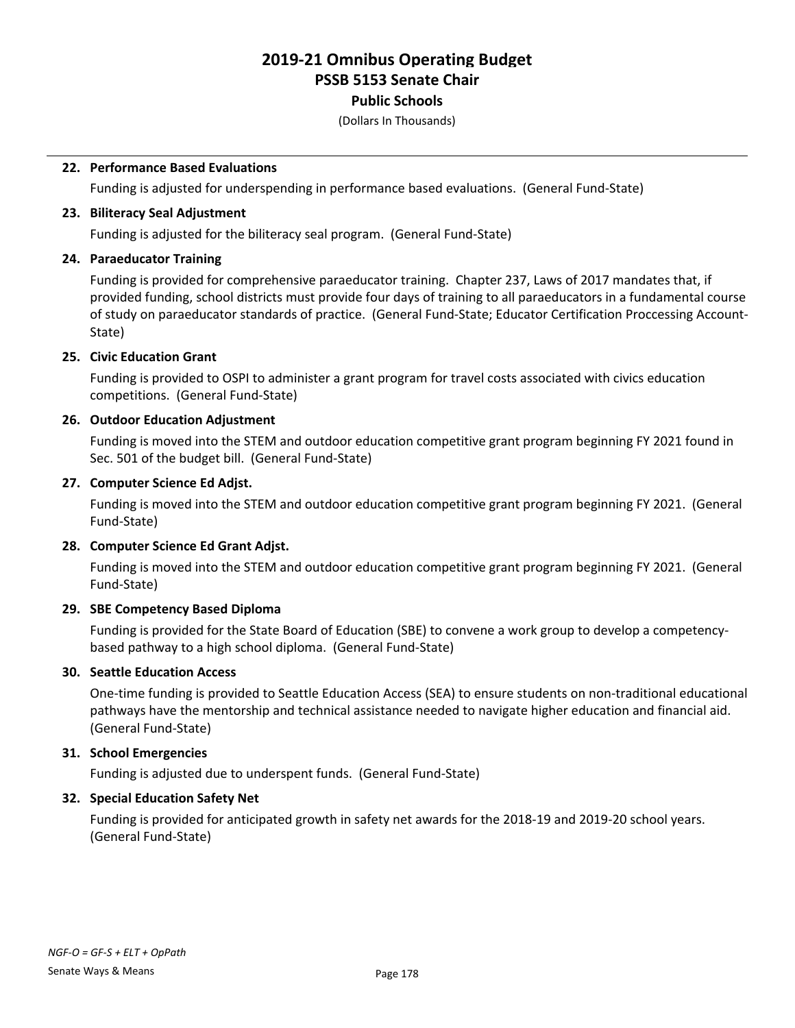**22. Performance Based Evaluations**

Funding is adjusted for underspending in performance based evaluations. (General Fund-State)

**23. Biliteracy Seal Adjustment**

Funding is adjusted for the biliteracy seal program. (General Fund-State)

**24. Paraeducator Training**

Funding is provided for comprehensive paraeducator training. Chapter 237, Laws of 2017 mandates that, if provided funding, school districts must provide four days of training to all paraeducators in a fundamental course of study on paraeducator standards of practice. (General Fund-State; Educator Certification Proccessing Account-State)

**25. Civic Education Grant**

Funding is provided to OSPI to administer a grant program for travel costs associated with civics education competitions. (General Fund-State)

**26. Outdoor Education Adjustment**

Funding is moved into the STEM and outdoor education competitive grant program beginning FY 2021 found in Sec. 501 of the budget bill. (General Fund-State)

**27. Computer Science Ed Adjst.**

Funding is moved into the STEM and outdoor education competitive grant program beginning FY 2021. (General Fund-State)

**28. Computer Science Ed Grant Adjst.**

Funding is moved into the STEM and outdoor education competitive grant program beginning FY 2021. (General Fund-State)

**29. SBE Competency Based Diploma**

Funding is provided for the State Board of Education (SBE) to convene a work group to develop a competency-based pathway to a high school diploma. (General Fund-State)

**30. Seattle Education Access**

One-time funding is provided to Seattle Education Access (SEA) to ensure students on non-traditional educational pathways have the mentorship and technical assistance needed to navigate higher education and financial aid. (General Fund-State)

**31. School Emergencies**

Funding is adjusted due to underspent funds. (General Fund-State)

**32. Special Education Safety Net**

Funding is provided for anticipated growth in safety net awards for the 2018-19 and 2019-20 school years. (General Fund-State)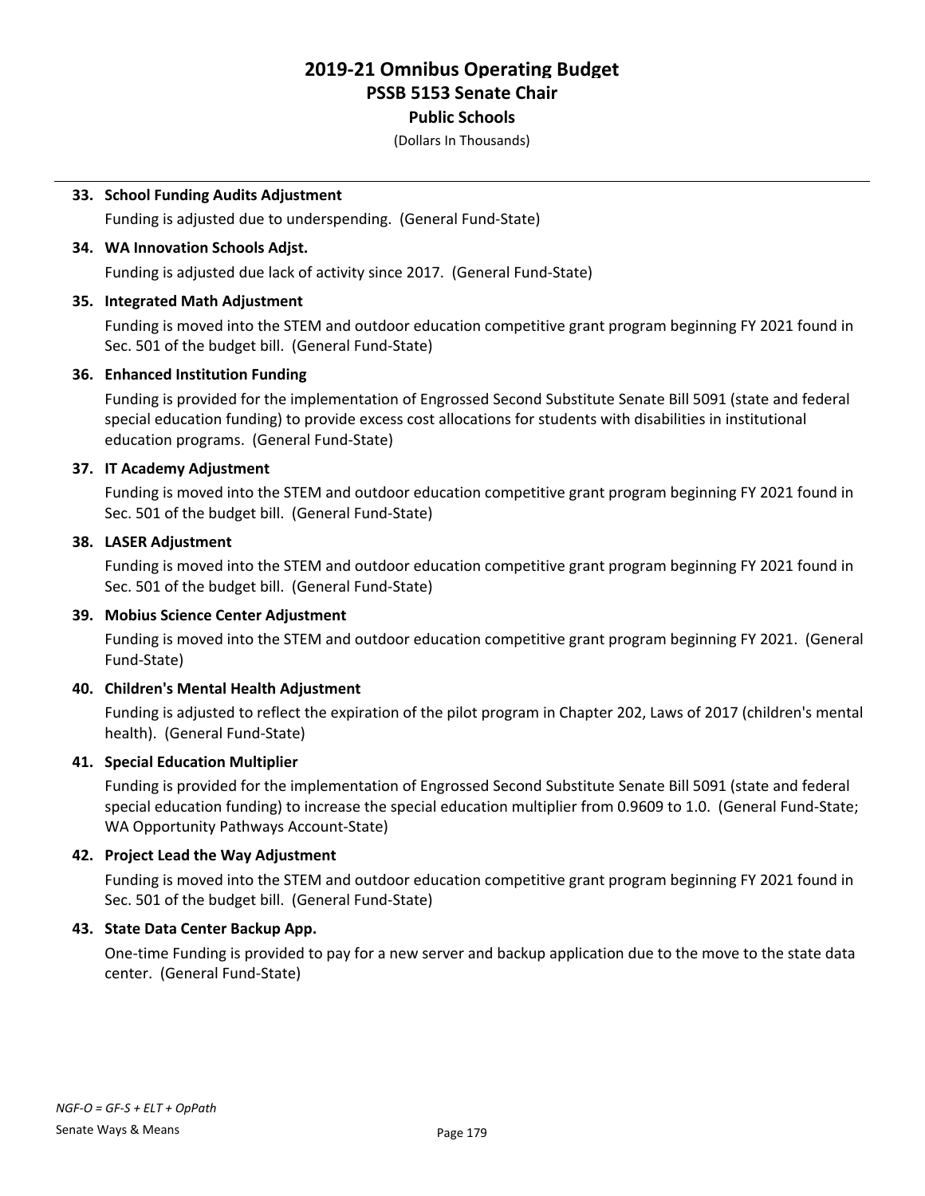**33. School Funding Audits Adjustment**

Funding is adjusted due to underspending. (General Fund-State)

**34. WA Innovation Schools Adjst.**

Funding is adjusted due lack of activity since 2017. (General Fund-State)

**35. Integrated Math Adjustment**

Funding is moved into the STEM and outdoor education competitive grant program beginning FY 2021 found in Sec. 501 of the budget bill. (General Fund-State)

**36. Enhanced Institution Funding**

Funding is provided for the implementation of Engrossed Second Substitute Senate Bill 5091 (state and federal special education funding) to provide excess cost allocations for students with disabilities in institutional education programs. (General Fund-State)

**37. IT Academy Adjustment**

Funding is moved into the STEM and outdoor education competitive grant program beginning FY 2021 found in Sec. 501 of the budget bill. (General Fund-State)

**38. LASER Adjustment**

Funding is moved into the STEM and outdoor education competitive grant program beginning FY 2021 found in Sec. 501 of the budget bill. (General Fund-State)

**39. Mobius Science Center Adjustment**

Funding is moved into the STEM and outdoor education competitive grant program beginning FY 2021. (General Fund-State)

**40. Children's Mental Health Adjustment**

Funding is adjusted to reflect the expiration of the pilot program in Chapter 202, Laws of 2017 (children's mental health). (General Fund-State)

**41. Special Education Multiplier**

Funding is provided for the implementation of Engrossed Second Substitute Senate Bill 5091 (state and federal special education funding) to increase the special education multiplier from 0.9609 to 1.0. (General Fund-State; WA Opportunity Pathways Account-State)

**42. Project Lead the Way Adjustment**

Funding is moved into the STEM and outdoor education competitive grant program beginning FY 2021 found in Sec. 501 of the budget bill. (General Fund-State)

**43. State Data Center Backup App.**

One-time Funding is provided to pay for a new server and backup application due to the move to the state data center. (General Fund-State)

*NGF-O = GF-S + ELT + OpPath*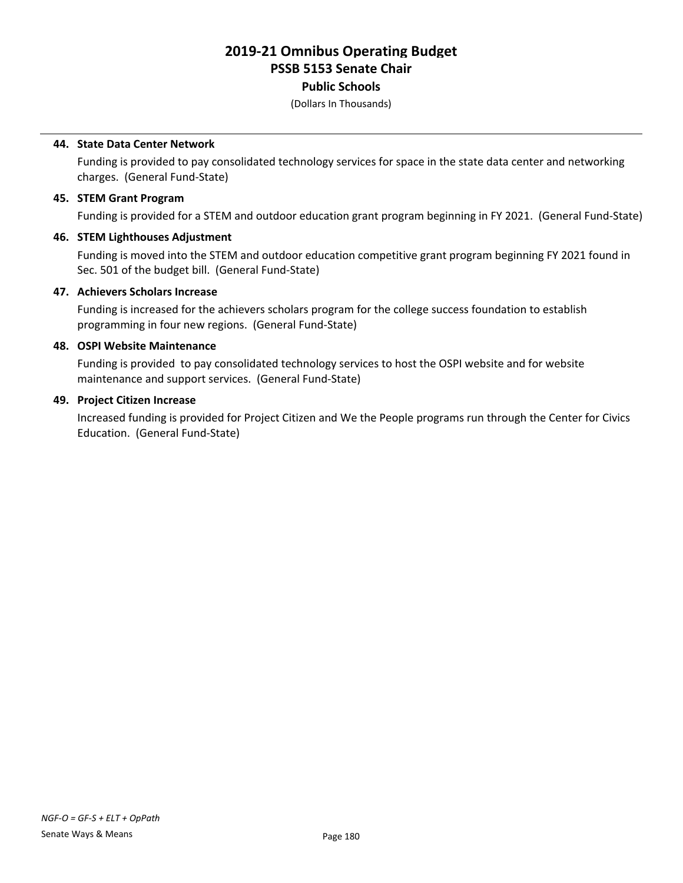**44. State Data Center Network**

Funding is provided to pay consolidated technology services for space in the state data center and networking charges. (General Fund-State)

**45. STEM Grant Program**

Funding is provided for a STEM and outdoor education grant program beginning in FY 2021. (General Fund-State)

**46. STEM Lighthouses Adjustment**

Funding is moved into the STEM and outdoor education competitive grant program beginning FY 2021 found in Sec. 501 of the budget bill. (General Fund-State)

**47. Achievers Scholars Increase**

Funding is increased for the achievers scholars program for the college success foundation to establish programming in four new regions. (General Fund-State)

**48. OSPI Website Maintenance**

Funding is provided to pay consolidated technology services to host the OSPI website and for website maintenance and support services. (General Fund-State)

**49. Project Citizen Increase**

Increased funding is provided for Project Citizen and We the People programs run through the Center for Civics Education. (General Fund-State)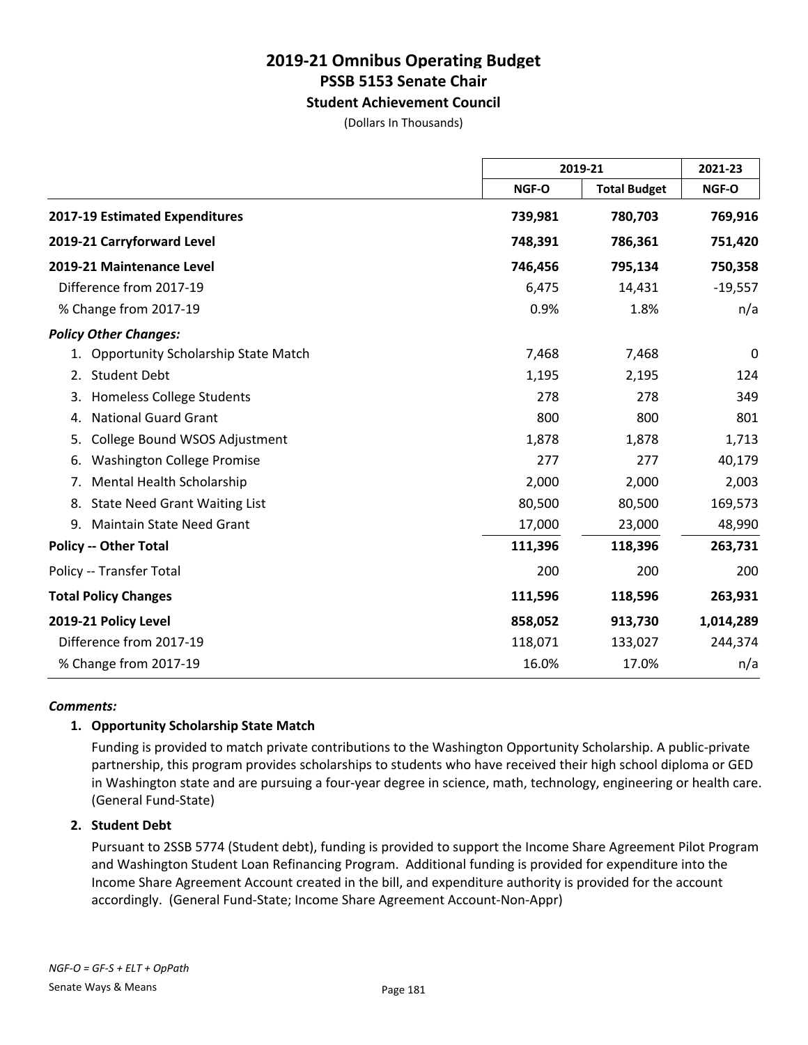# 2019-21 Omnibus Operating Budget
## PSSB 5153 Senate Chair
### Student Achievement Council

(Dollars In Thousands)

| | 2019-21 | | 2021-23 |
|---|---|---|---|
| | NGF-O | Total Budget | NGF-O |
| **2017-19 Estimated Expenditures** | **739,981** | **780,703** | **769,916** |
| **2019-21 Carryforward Level** | **748,391** | **786,361** | **751,420** |
| **2019-21 Maintenance Level** | **746,456** | **795,134** | **750,358** |
| Difference from 2017-19 | 6,475 | 14,431 | -19,557 |
| % Change from 2017-19 | 0.9% | 1.8% | n/a |
| ***Policy Other Changes:*** | | | |
| 1. Opportunity Scholarship State Match | 7,468 | 7,468 | 0 |
| 2. Student Debt | 1,195 | 2,195 | 124 |
| 3. Homeless College Students | 278 | 278 | 349 |
| 4. National Guard Grant | 800 | 800 | 801 |
| 5. College Bound WSOS Adjustment | 1,878 | 1,878 | 1,713 |
| 6. Washington College Promise | 277 | 277 | 40,179 |
| 7. Mental Health Scholarship | 2,000 | 2,000 | 2,003 |
| 8. State Need Grant Waiting List | 80,500 | 80,500 | 169,573 |
| 9. Maintain State Need Grant | 17,000 | 23,000 | 48,990 |
| **Policy -- Other Total** | **111,396** | **118,396** | **263,731** |
| Policy -- Transfer Total | 200 | 200 | 200 |
| **Total Policy Changes** | **111,596** | **118,596** | **263,931** |
| **2019-21 Policy Level** | **858,052** | **913,730** | **1,014,289** |
| Difference from 2017-19 | 118,071 | 133,027 | 244,374 |
| % Change from 2017-19 | 16.0% | 17.0% | n/a |

***Comments:***

**1. Opportunity Scholarship State Match**

Funding is provided to match private contributions to the Washington Opportunity Scholarship. A public-private partnership, this program provides scholarships to students who have received their high school diploma or GED in Washington state and are pursuing a four-year degree in science, math, technology, engineering or health care. (General Fund-State)

**2. Student Debt**

Pursuant to 2SSB 5774 (Student debt), funding is provided to support the Income Share Agreement Pilot Program and Washington Student Loan Refinancing Program. Additional funding is provided for expenditure into the Income Share Agreement Account created in the bill, and expenditure authority is provided for the account accordingly. (General Fund-State; Income Share Agreement Account-Non-Appr)

*NGF-O = GF-S + ELT + OpPath*

Senate Ways & Means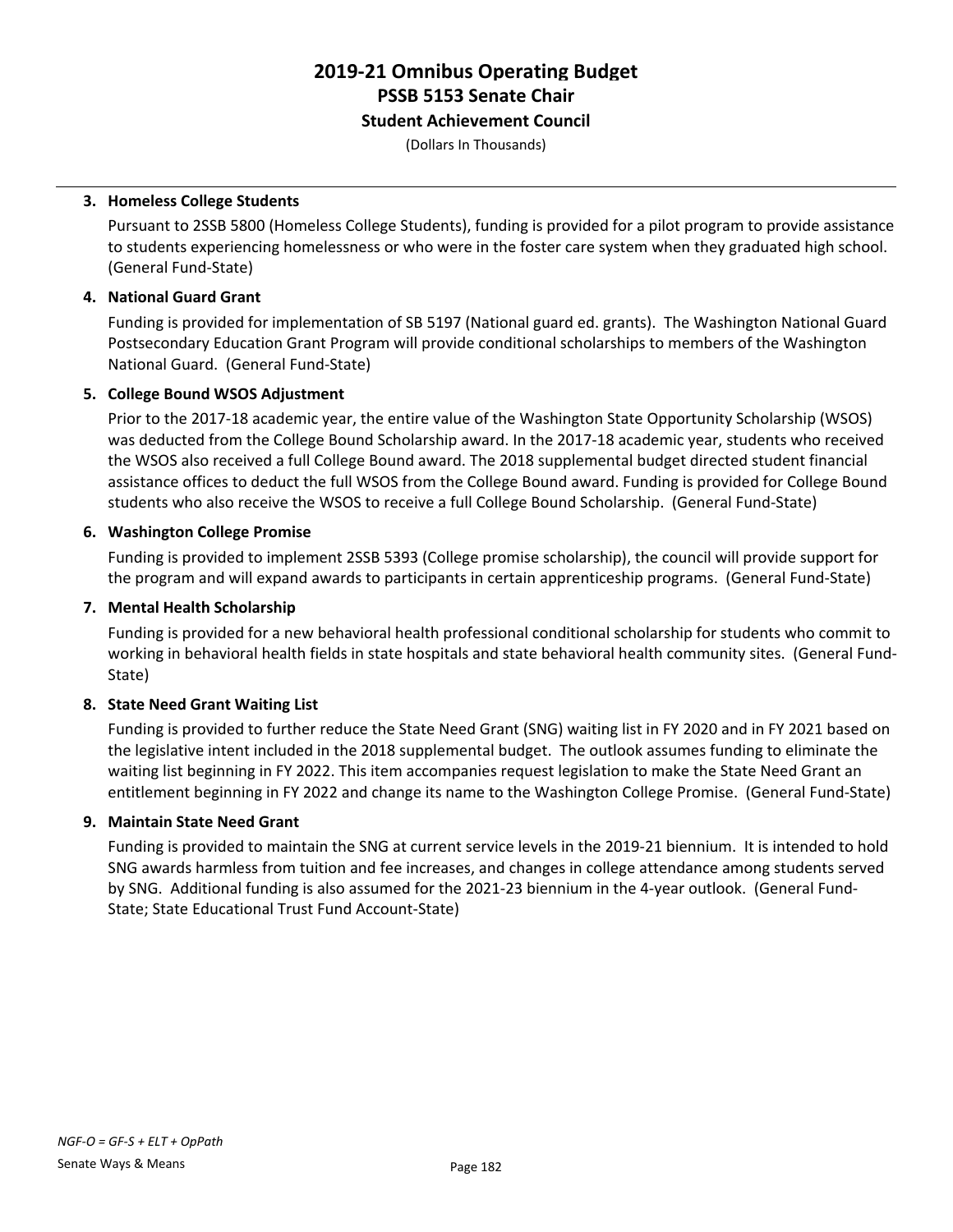# 2019-21 Omnibus Operating Budget
## PSSB 5153 Senate Chair
### Student Achievement Council

(Dollars In Thousands)

3. **Homeless College Students**

   Pursuant to 2SSB 5800 (Homeless College Students), funding is provided for a pilot program to provide assistance to students experiencing homelessness or who were in the foster care system when they graduated high school. (General Fund-State)

4. **National Guard Grant**

   Funding is provided for implementation of SB 5197 (National guard ed. grants). The Washington National Guard Postsecondary Education Grant Program will provide conditional scholarships to members of the Washington National Guard. (General Fund-State)

5. **College Bound WSOS Adjustment**

   Prior to the 2017-18 academic year, the entire value of the Washington State Opportunity Scholarship (WSOS) was deducted from the College Bound Scholarship award. In the 2017-18 academic year, students who received the WSOS also received a full College Bound award. The 2018 supplemental budget directed student financial assistance offices to deduct the full WSOS from the College Bound award. Funding is provided for College Bound students who also receive the WSOS to receive a full College Bound Scholarship. (General Fund-State)

6. **Washington College Promise**

   Funding is provided to implement 2SSB 5393 (College promise scholarship), the council will provide support for the program and will expand awards to participants in certain apprenticeship programs. (General Fund-State)

7. **Mental Health Scholarship**

   Funding is provided for a new behavioral health professional conditional scholarship for students who commit to working in behavioral health fields in state hospitals and state behavioral health community sites. (General Fund-State)

8. **State Need Grant Waiting List**

   Funding is provided to further reduce the State Need Grant (SNG) waiting list in FY 2020 and in FY 2021 based on the legislative intent included in the 2018 supplemental budget. The outlook assumes funding to eliminate the waiting list beginning in FY 2022. This item accompanies request legislation to make the State Need Grant an entitlement beginning in FY 2022 and change its name to the Washington College Promise. (General Fund-State)

9. **Maintain State Need Grant**

   Funding is provided to maintain the SNG at current service levels in the 2019-21 biennium. It is intended to hold SNG awards harmless from tuition and fee increases, and changes in college attendance among students served by SNG. Additional funding is also assumed for the 2021-23 biennium in the 4-year outlook. (General Fund-State; State Educational Trust Fund Account-State)

*NGF-O = GF-S + ELT + OpPath*

Senate Ways & Means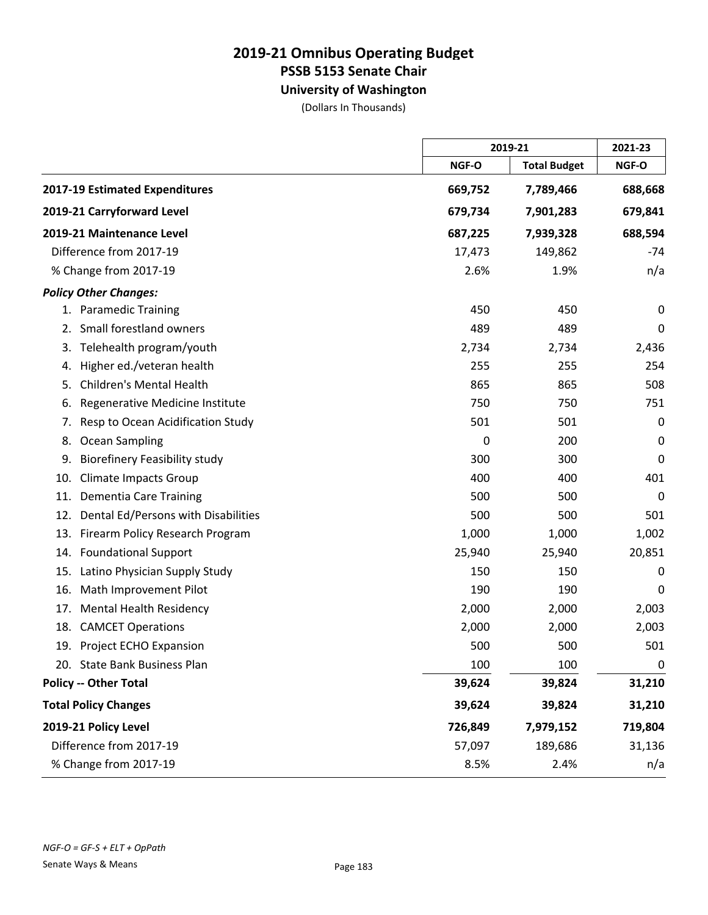# 2019-21 Omnibus Operating Budget
## PSSB 5153 Senate Chair
### University of Washington
(Dollars In Thousands)

| | 2019-21 | | 2021-23 |
|---|---|---|---|
| | NGF-O | Total Budget | NGF-O |
| **2017-19 Estimated Expenditures** | **669,752** | **7,789,466** | **688,668** |
| **2019-21 Carryforward Level** | **679,734** | **7,901,283** | **679,841** |
| **2019-21 Maintenance Level** | **687,225** | **7,939,328** | **688,594** |
| Difference from 2017-19 | 17,473 | 149,862 | -74 |
| % Change from 2017-19 | 2.6% | 1.9% | n/a |
| ***Policy Other Changes:*** | | | |
| 1. Paramedic Training | 450 | 450 | 0 |
| 2. Small forestland owners | 489 | 489 | 0 |
| 3. Telehealth program/youth | 2,734 | 2,734 | 2,436 |
| 4. Higher ed./veteran health | 255 | 255 | 254 |
| 5. Children's Mental Health | 865 | 865 | 508 |
| 6. Regenerative Medicine Institute | 750 | 750 | 751 |
| 7. Resp to Ocean Acidification Study | 501 | 501 | 0 |
| 8. Ocean Sampling | 0 | 200 | 0 |
| 9. Biofinery Feasibility study | 300 | 300 | 0 |
| 10. Climate Impacts Group | 400 | 400 | 401 |
| 11. Dementia Care Training | 500 | 500 | 0 |
| 12. Dental Ed/Persons with Disabilities | 500 | 500 | 501 |
| 13. Firearm Policy Research Program | 1,000 | 1,000 | 1,002 |
| 14. Foundational Support | 25,940 | 25,940 | 20,851 |
| 15. Latino Physician Supply Study | 150 | 150 | 0 |
| 16. Math Improvement Pilot | 190 | 190 | 0 |
| 17. Mental Health Residency | 2,000 | 2,000 | 2,003 |
| 18. CAMCET Operations | 2,000 | 2,000 | 2,003 |
| 19. Project ECHO Expansion | 500 | 500 | 501 |
| 20. State Bank Business Plan | 100 | 100 | 0 |
| **Policy -- Other Total** | **39,624** | **39,824** | **31,210** |
| **Total Policy Changes** | **39,624** | **39,824** | **31,210** |
| **2019-21 Policy Level** | **726,849** | **7,979,152** | **719,804** |
| Difference from 2017-19 | 57,097 | 189,686 | 31,136 |
| % Change from 2017-19 | 8.5% | 2.4% | n/a |

*NGF-O = GF-S + ELT + OpPath*

Senate Ways & Means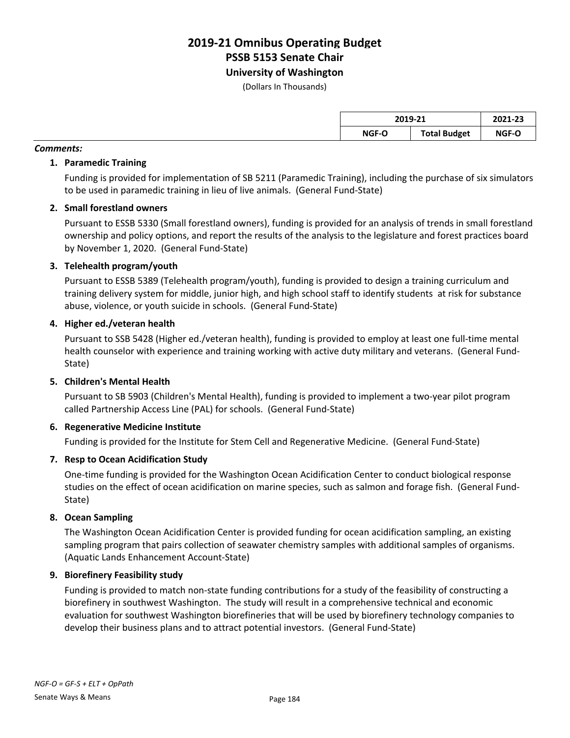# 2019-21 Omnibus Operating Budget
## PSSB 5153 Senate Chair
### University of Washington

(Dollars In Thousands)

| | 2019-21 | | 2021-23 |
|---|---|---|---|
| | NGF-O | Total Budget | NGF-O |

***Comments:***

1. **Paramedic Training**

   Funding is provided for implementation of SB 5211 (Paramedic Training), including the purchase of six simulators to be used in paramedic training in lieu of live animals. (General Fund-State)

2. **Small forestland owners**

   Pursuant to ESSB 5330 (Small forestland owners), funding is provided for an analysis of trends in small forestland ownership and policy options, and report the results of the analysis to the legislature and forest practices board by November 1, 2020. (General Fund-State)

3. **Telehealth program/youth**

   Pursuant to ESSB 5389 (Telehealth program/youth), funding is provided to design a training curriculum and training delivery system for middle, junior high, and high school staff to identify students at risk for substance abuse, violence, or youth suicide in schools. (General Fund-State)

4. **Higher ed./veteran health**

   Pursuant to SSB 5428 (Higher ed./veteran health), funding is provided to employ at least one full-time mental health counselor with experience and training working with active duty military and veterans. (General Fund-State)

5. **Children's Mental Health**

   Pursuant to SB 5903 (Children's Mental Health), funding is provided to implement a two-year pilot program called Partnership Access Line (PAL) for schools. (General Fund-State)

6. **Regenerative Medicine Institute**

   Funding is provided for the Institute for Stem Cell and Regenerative Medicine. (General Fund-State)

7. **Resp to Ocean Acidification Study**

   One-time funding is provided for the Washington Ocean Acidification Center to conduct biological response studies on the effect of ocean acidification on marine species, such as salmon and forage fish. (General Fund-State)

8. **Ocean Sampling**

   The Washington Ocean Acidification Center is provided funding for ocean acidification sampling, an existing sampling program that pairs collection of seawater chemistry samples with additional samples of organisms. (Aquatic Lands Enhancement Account-State)

9. **Biorefinery Feasibility study**

   Funding is provided to match non-state funding contributions for a study of the feasibility of constructing a biorefinery in southwest Washington. The study will result in a comprehensive technical and economic evaluation for southwest Washington biorefineries that will be used by biorefinery technology companies to develop their business plans and to attract potential investors. (General Fund-State)

*NGF-O = GF-S + ELT + OpPath*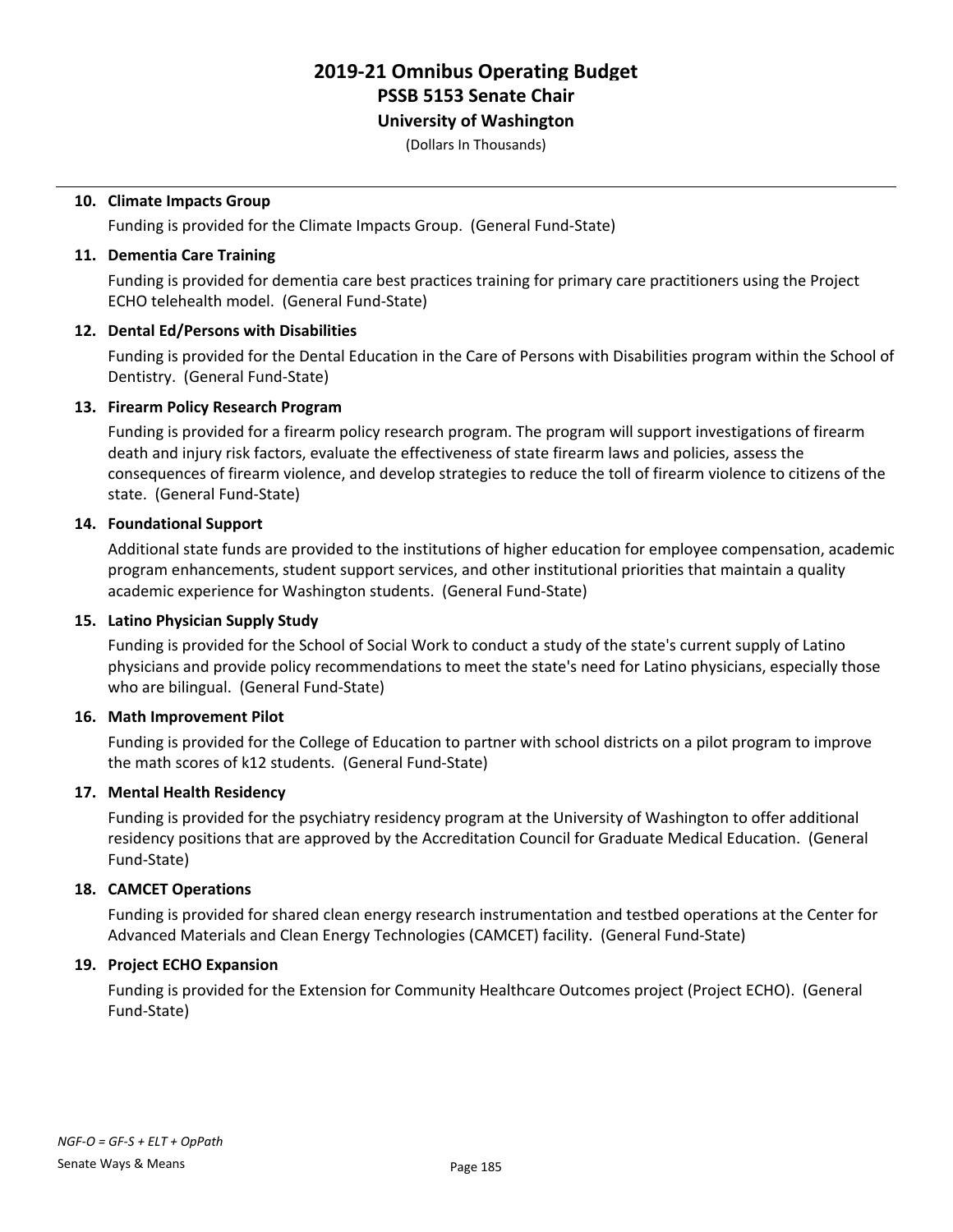**10. Climate Impacts Group**

Funding is provided for the Climate Impacts Group. (General Fund-State)

**11. Dementia Care Training**

Funding is provided for dementia care best practices training for primary care practitioners using the Project ECHO telehealth model. (General Fund-State)

**12. Dental Ed/Persons with Disabilities**

Funding is provided for the Dental Education in the Care of Persons with Disabilities program within the School of Dentistry. (General Fund-State)

**13. Firearm Policy Research Program**

Funding is provided for a firearm policy research program. The program will support investigations of firearm death and injury risk factors, evaluate the effectiveness of state firearm laws and policies, assess the consequences of firearm violence, and develop strategies to reduce the toll of firearm violence to citizens of the state. (General Fund-State)

**14. Foundational Support**

Additional state funds are provided to the institutions of higher education for employee compensation, academic program enhancements, student support services, and other institutional priorities that maintain a quality academic experience for Washington students. (General Fund-State)

**15. Latino Physician Supply Study**

Funding is provided for the School of Social Work to conduct a study of the state's current supply of Latino physicians and provide policy recommendations to meet the state's need for Latino physicians, especially those who are bilingual. (General Fund-State)

**16. Math Improvement Pilot**

Funding is provided for the College of Education to partner with school districts on a pilot program to improve the math scores of k12 students. (General Fund-State)

**17. Mental Health Residency**

Funding is provided for the psychiatry residency program at the University of Washington to offer additional residency positions that are approved by the Accreditation Council for Graduate Medical Education. (General Fund-State)

**18. CAMCET Operations**

Funding is provided for shared clean energy research instrumentation and testbed operations at the Center for Advanced Materials and Clean Energy Technologies (CAMCET) facility. (General Fund-State)

**19. Project ECHO Expansion**

Funding is provided for the Extension for Community Healthcare Outcomes project (Project ECHO). (General Fund-State)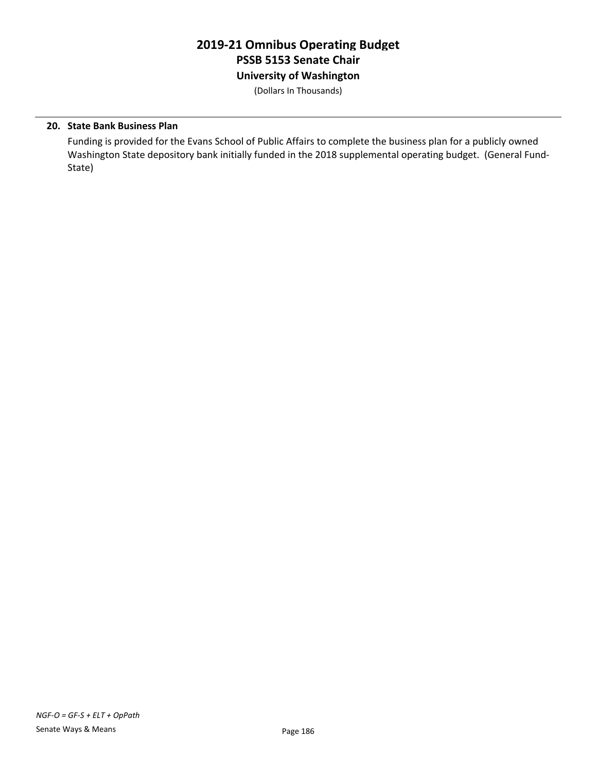# 2019-21 Omnibus Operating Budget
## PSSB 5153 Senate Chair
### University of Washington
(Dollars In Thousands)

**20. State Bank Business Plan**

Funding is provided for the Evans School of Public Affairs to complete the business plan for a publicly owned Washington State depository bank initially funded in the 2018 supplemental operating budget. (General Fund-State)

*NGF-O = GF-S + ELT + OpPath*

Senate Ways & Means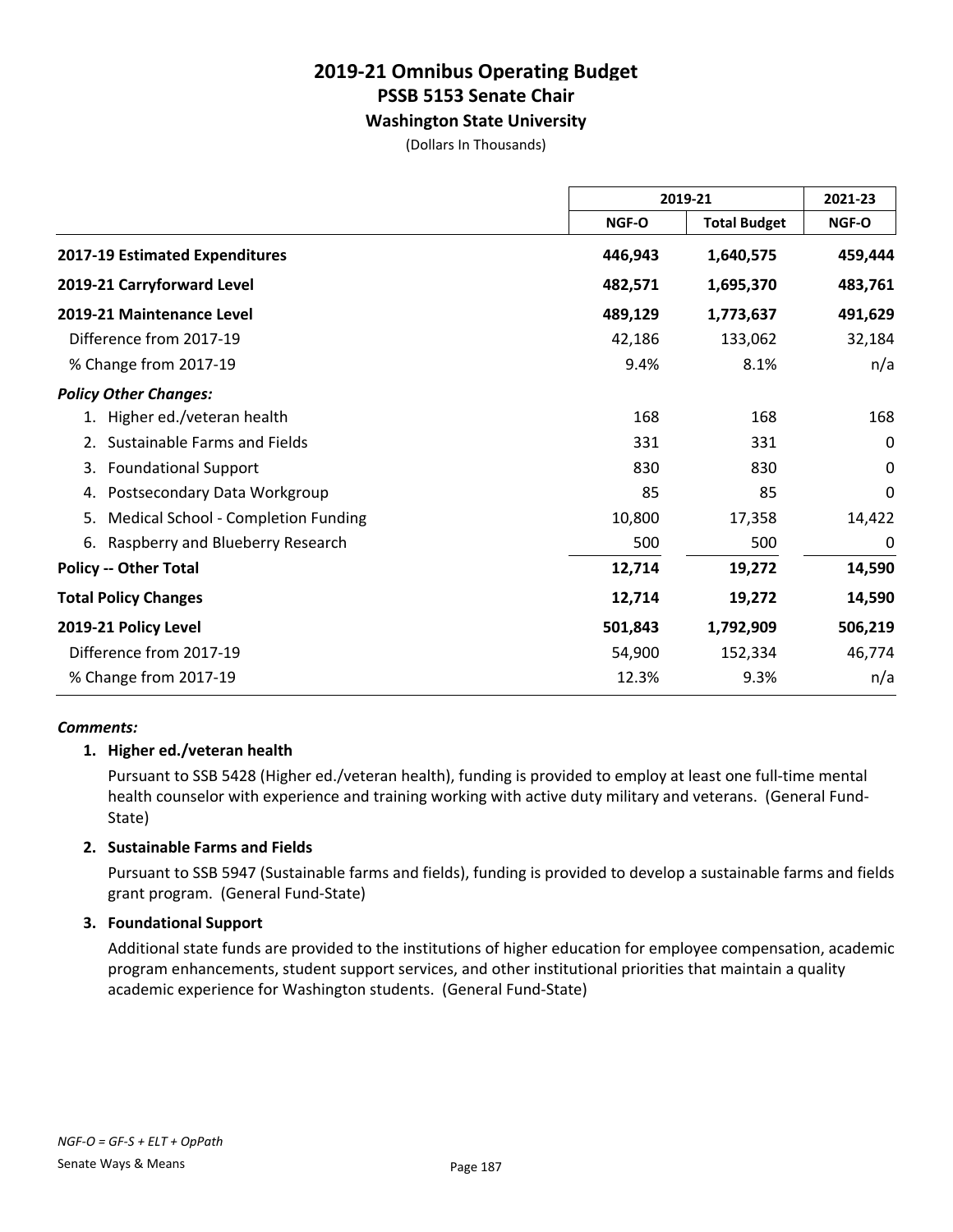# 2019-21 Omnibus Operating Budget
## PSSB 5153 Senate Chair
### Washington State University
(Dollars In Thousands)

| | 2019-21 | | 2021-23 |
|---|---|---|---|
| | NGF-O | Total Budget | NGF-O |
| **2017-19 Estimated Expenditures** | **446,943** | **1,640,575** | **459,444** |
| **2019-21 Carryforward Level** | **482,571** | **1,695,370** | **483,761** |
| **2019-21 Maintenance Level** | **489,129** | **1,773,637** | **491,629** |
| Difference from 2017-19 | 42,186 | 133,062 | 32,184 |
| % Change from 2017-19 | 9.4% | 8.1% | n/a |
| ***Policy Other Changes:*** | | | |
| 1. Higher ed./veteran health | 168 | 168 | 168 |
| 2. Sustainable Farms and Fields | 331 | 331 | 0 |
| 3. Foundational Support | 830 | 830 | 0 |
| 4. Postsecondary Data Workgroup | 85 | 85 | 0 |
| 5. Medical School - Completion Funding | 10,800 | 17,358 | 14,422 |
| 6. Raspberry and Blueberry Research | 500 | 500 | 0 |
| **Policy -- Other Total** | **12,714** | **19,272** | **14,590** |
| **Total Policy Changes** | **12,714** | **19,272** | **14,590** |
| **2019-21 Policy Level** | **501,843** | **1,792,909** | **506,219** |
| Difference from 2017-19 | 54,900 | 152,334 | 46,774 |
| % Change from 2017-19 | 12.3% | 9.3% | n/a |

***Comments:***

**1. Higher ed./veteran health**

Pursuant to SSB 5428 (Higher ed./veteran health), funding is provided to employ at least one full-time mental health counselor with experience and training working with active duty military and veterans. (General Fund-State)

**2. Sustainable Farms and Fields**

Pursuant to SSB 5947 (Sustainable farms and fields), funding is provided to develop a sustainable farms and fields grant program. (General Fund-State)

**3. Foundational Support**

Additional state funds are provided to the institutions of higher education for employee compensation, academic program enhancements, student support services, and other institutional priorities that maintain a quality academic experience for Washington students. (General Fund-State)

*NGF-O = GF-S + ELT + OpPath*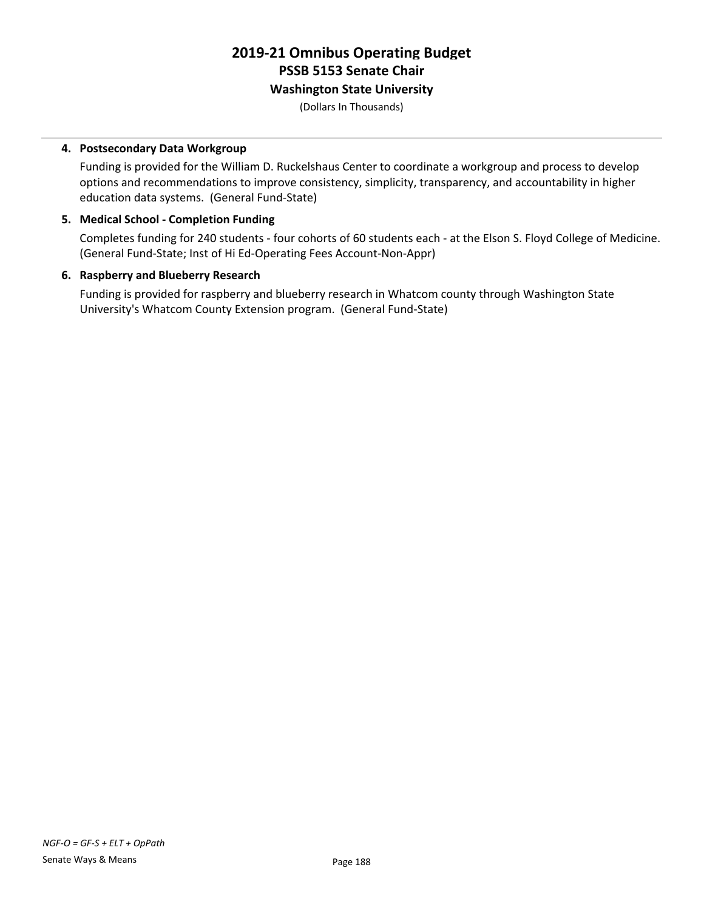# 2019-21 Omnibus Operating Budget
## PSSB 5153 Senate Chair
### Washington State University
(Dollars In Thousands)

---

4. **Postsecondary Data Workgroup**

   Funding is provided for the William D. Ruckelshaus Center to coordinate a workgroup and process to develop options and recommendations to improve consistency, simplicity, transparency, and accountability in higher education data systems. (General Fund-State)

5. **Medical School - Completion Funding**

   Completes funding for 240 students - four cohorts of 60 students each - at the Elson S. Floyd College of Medicine. (General Fund-State; Inst of Hi Ed-Operating Fees Account-Non-Appr)

6. **Raspberry and Blueberry Research**

   Funding is provided for raspberry and blueberry research in Whatcom county through Washington State University's Whatcom County Extension program. (General Fund-State)

*NGF-O = GF-S + ELT + OpPath*

Senate Ways & Means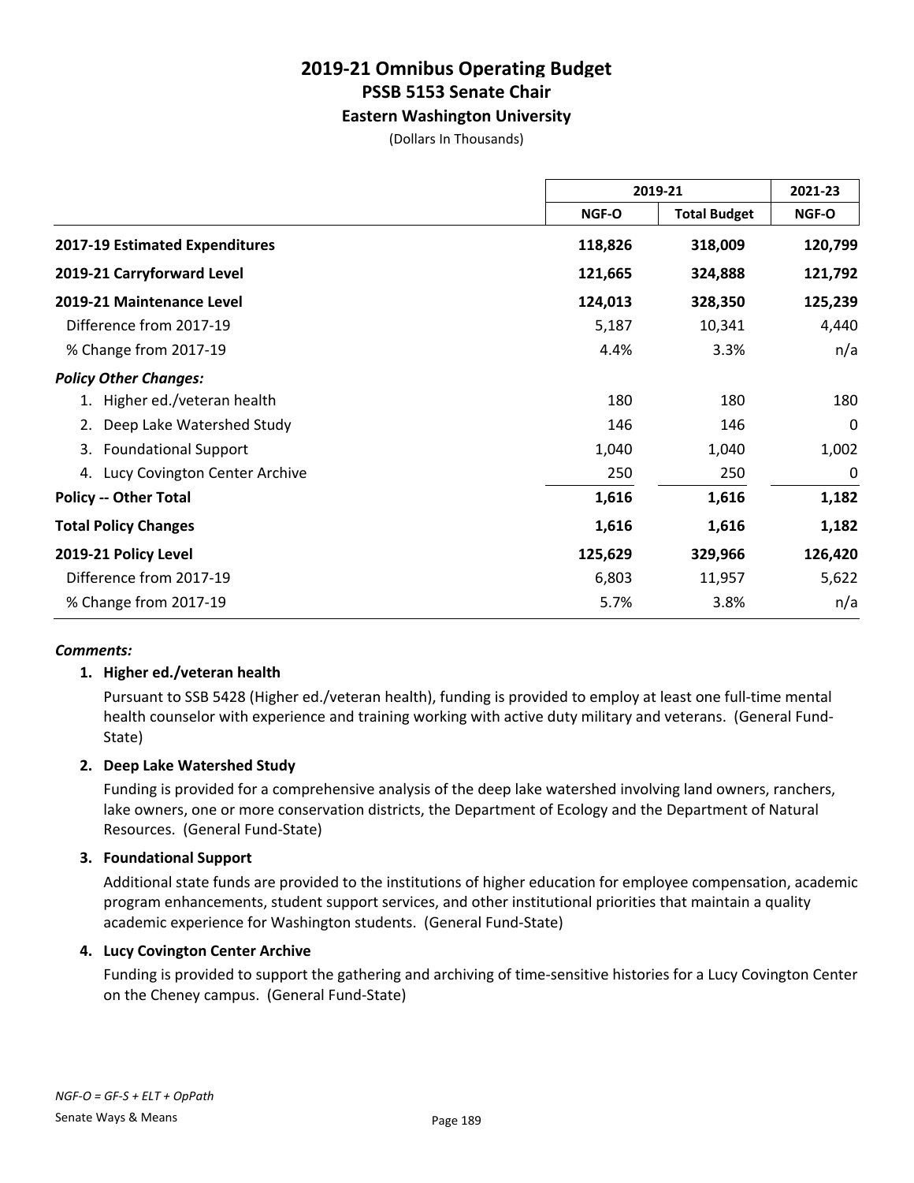# 2019-21 Omnibus Operating Budget
## PSSB 5153 Senate Chair
### Eastern Washington University

(Dollars In Thousands)

| | 2019-21 | | 2021-23 |
|---|---|---|---|
| | NGF-O | Total Budget | NGF-O |
| **2017-19 Estimated Expenditures** | **118,826** | **318,009** | **120,799** |
| **2019-21 Carryforward Level** | **121,665** | **324,888** | **121,792** |
| **2019-21 Maintenance Level** | **124,013** | **328,350** | **125,239** |
| Difference from 2017-19 | 5,187 | 10,341 | 4,440 |
| % Change from 2017-19 | 4.4% | 3.3% | n/a |
| ***Policy Other Changes:*** | | | |
| 1. Higher ed./veteran health | 180 | 180 | 180 |
| 2. Deep Lake Watershed Study | 146 | 146 | 0 |
| 3. Foundational Support | 1,040 | 1,040 | 1,002 |
| 4. Lucy Covington Center Archive | 250 | 250 | 0 |
| **Policy -- Other Total** | **1,616** | **1,616** | **1,182** |
| **Total Policy Changes** | **1,616** | **1,616** | **1,182** |
| **2019-21 Policy Level** | **125,629** | **329,966** | **126,420** |
| Difference from 2017-19 | 6,803 | 11,957 | 5,622 |
| % Change from 2017-19 | 5.7% | 3.8% | n/a |

***Comments:***

**1. Higher ed./veteran health**

Pursuant to SSB 5428 (Higher ed./veteran health), funding is provided to employ at least one full-time mental health counselor with experience and training working with active duty military and veterans. (General Fund-State)

**2. Deep Lake Watershed Study**

Funding is provided for a comprehensive analysis of the deep lake watershed involving land owners, ranchers, lake owners, one or more conservation districts, the Department of Ecology and the Department of Natural Resources. (General Fund-State)

**3. Foundational Support**

Additional state funds are provided to the institutions of higher education for employee compensation, academic program enhancements, student support services, and other institutional priorities that maintain a quality academic experience for Washington students. (General Fund-State)

**4. Lucy Covington Center Archive**

Funding is provided to support the gathering and archiving of time-sensitive histories for a Lucy Covington Center on the Cheney campus. (General Fund-State)

*NGF-O = GF-S + ELT + OpPath*

Senate Ways & Means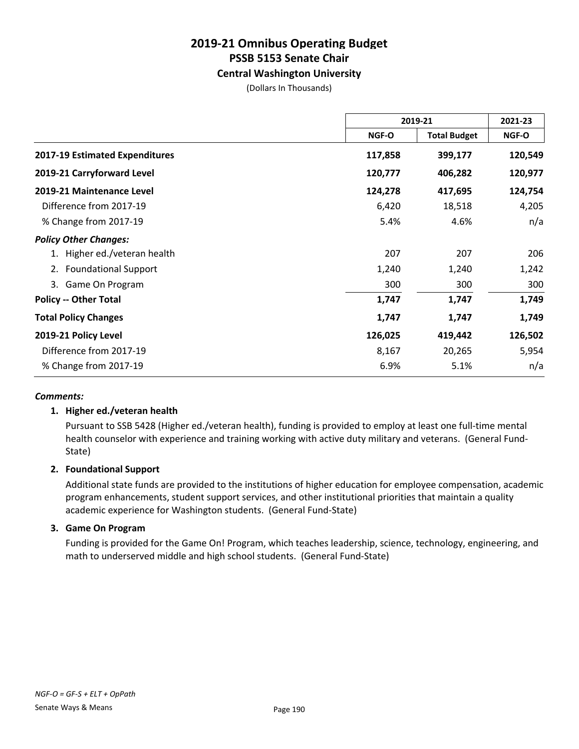# 2019-21 Omnibus Operating Budget

## PSSB 5153 Senate Chair

### Central Washington University

(Dollars In Thousands)

| | 2019-21 | | 2021-23 |
|---|---|---|---|
| | NGF-O | Total Budget | NGF-O |
| **2017-19 Estimated Expenditures** | **117,858** | **399,177** | **120,549** |
| **2019-21 Carryforward Level** | **120,777** | **406,282** | **120,977** |
| **2019-21 Maintenance Level** | **124,278** | **417,695** | **124,754** |
| Difference from 2017-19 | 6,420 | 18,518 | 4,205 |
| % Change from 2017-19 | 5.4% | 4.6% | n/a |
| ***Policy Other Changes:*** | | | |
| 1. Higher ed./veteran health | 207 | 207 | 206 |
| 2. Foundational Support | 1,240 | 1,240 | 1,242 |
| 3. Game On Program | 300 | 300 | 300 |
| **Policy -- Other Total** | **1,747** | **1,747** | **1,749** |
| **Total Policy Changes** | **1,747** | **1,747** | **1,749** |
| **2019-21 Policy Level** | **126,025** | **419,442** | **126,502** |
| Difference from 2017-19 | 8,167 | 20,265 | 5,954 |
| % Change from 2017-19 | 6.9% | 5.1% | n/a |

***Comments:***

**1. Higher ed./veteran health**

Pursuant to SSB 5428 (Higher ed./veteran health), funding is provided to employ at least one full-time mental health counselor with experience and training working with active duty military and veterans. (General Fund-State)

**2. Foundational Support**

Additional state funds are provided to the institutions of higher education for employee compensation, academic program enhancements, student support services, and other institutional priorities that maintain a quality academic experience for Washington students. (General Fund-State)

**3. Game On Program**

Funding is provided for the Game On! Program, which teaches leadership, science, technology, engineering, and math to underserved middle and high school students. (General Fund-State)

*NGF-O = GF-S + ELT + OpPath*

Senate Ways & Means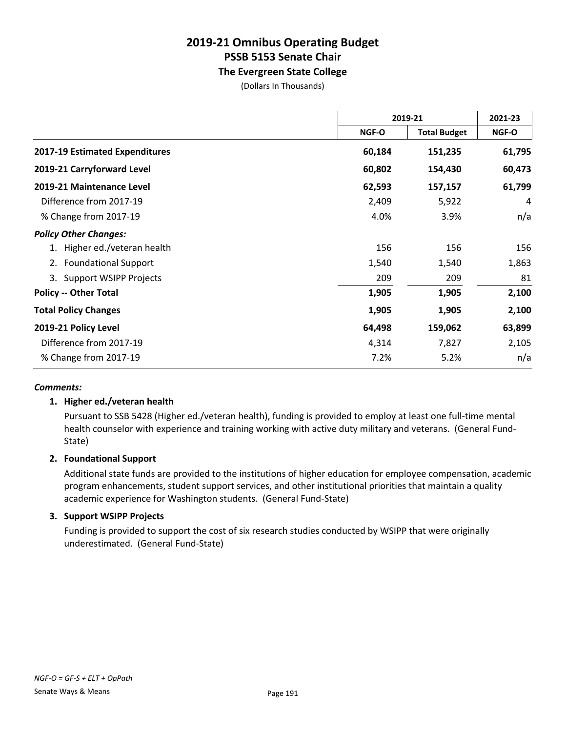# 2019-21 Omnibus Operating Budget
## PSSB 5153 Senate Chair
### The Evergreen State College
(Dollars In Thousands)

| | 2019-21 | | 2021-23 |
|---|---|---|---|
| | NGF-O | Total Budget | NGF-O |
| **2017-19 Estimated Expenditures** | **60,184** | **151,235** | **61,795** |
| **2019-21 Carryforward Level** | **60,802** | **154,430** | **60,473** |
| **2019-21 Maintenance Level** | **62,593** | **157,157** | **61,799** |
| Difference from 2017-19 | 2,409 | 5,922 | 4 |
| % Change from 2017-19 | 4.0% | 3.9% | n/a |
| ***Policy Other Changes:*** | | | |
| 1. Higher ed./veteran health | 156 | 156 | 156 |
| 2. Foundational Support | 1,540 | 1,540 | 1,863 |
| 3. Support WSIPP Projects | 209 | 209 | 81 |
| **Policy -- Other Total** | **1,905** | **1,905** | **2,100** |
| **Total Policy Changes** | **1,905** | **1,905** | **2,100** |
| **2019-21 Policy Level** | **64,498** | **159,062** | **63,899** |
| Difference from 2017-19 | 4,314 | 7,827 | 2,105 |
| % Change from 2017-19 | 7.2% | 5.2% | n/a |

***Comments:***

**1. Higher ed./veteran health**

Pursuant to SSB 5428 (Higher ed./veteran health), funding is provided to employ at least one full-time mental health counselor with experience and training working with active duty military and veterans. (General Fund-State)

**2. Foundational Support**

Additional state funds are provided to the institutions of higher education for employee compensation, academic program enhancements, student support services, and other institutional priorities that maintain a quality academic experience for Washington students. (General Fund-State)

**3. Support WSIPP Projects**

Funding is provided to support the cost of six research studies conducted by WSIPP that were originally underestimated. (General Fund-State)

*NGF-O = GF-S + ELT + OpPath*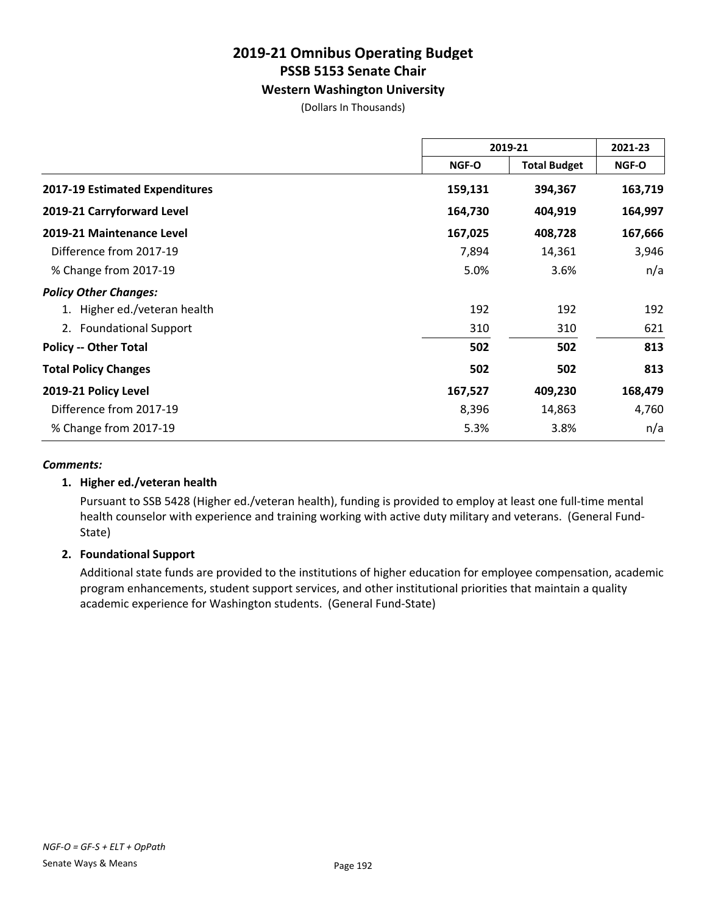# 2019-21 Omnibus Operating Budget
## PSSB 5153 Senate Chair
### Western Washington University

(Dollars In Thousands)

| | 2019-21 | | 2021-23 |
|---|---|---|---|
| | **NGF-O** | **Total Budget** | **NGF-O** |
| **2017-19 Estimated Expenditures** | **159,131** | **394,367** | **163,719** |
| **2019-21 Carryforward Level** | **164,730** | **404,919** | **164,997** |
| **2019-21 Maintenance Level** | **167,025** | **408,728** | **167,666** |
| Difference from 2017-19 | 7,894 | 14,361 | 3,946 |
| % Change from 2017-19 | 5.0% | 3.6% | n/a |
| ***Policy Other Changes:*** | | | |
| 1. Higher ed./veteran health | 192 | 192 | 192 |
| 2. Foundational Support | 310 | 310 | 621 |
| **Policy -- Other Total** | **502** | **502** | **813** |
| **Total Policy Changes** | **502** | **502** | **813** |
| **2019-21 Policy Level** | **167,527** | **409,230** | **168,479** |
| Difference from 2017-19 | 8,396 | 14,863 | 4,760 |
| % Change from 2017-19 | 5.3% | 3.8% | n/a |

***Comments:***

**1. Higher ed./veteran health**

Pursuant to SSB 5428 (Higher ed./veteran health), funding is provided to employ at least one full-time mental health counselor with experience and training working with active duty military and veterans. (General Fund-State)

**2. Foundational Support**

Additional state funds are provided to the institutions of higher education for employee compensation, academic program enhancements, student support services, and other institutional priorities that maintain a quality academic experience for Washington students. (General Fund-State)

*NGF-O = GF-S + ELT + OpPath*

Senate Ways & Means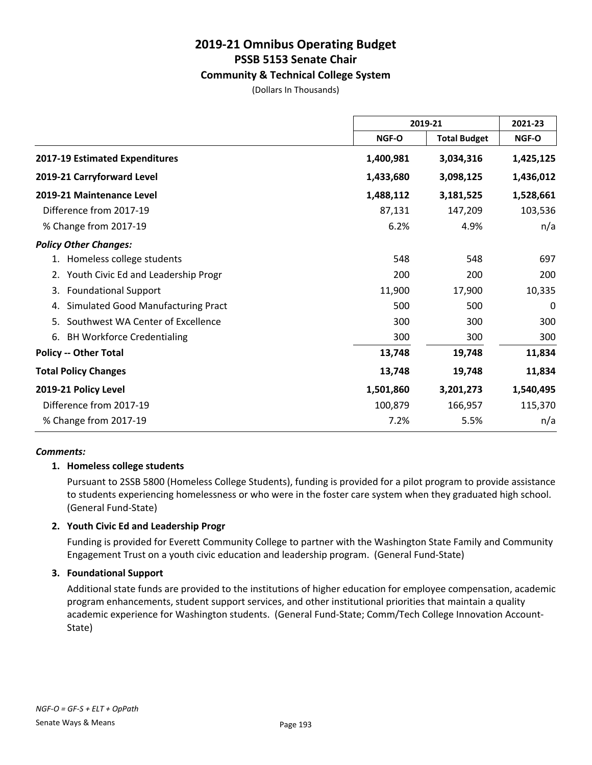# 2019-21 Omnibus Operating Budget
## PSSB 5153 Senate Chair
### Community & Technical College System
(Dollars In Thousands)

| | 2019-21 | | 2021-23 |
|---|---|---|---|
| | NGF-O | Total Budget | NGF-O |
| **2017-19 Estimated Expenditures** | **1,400,981** | **3,034,316** | **1,425,125** |
| **2019-21 Carryforward Level** | **1,433,680** | **3,098,125** | **1,436,012** |
| **2019-21 Maintenance Level** | **1,488,112** | **3,181,525** | **1,528,661** |
| Difference from 2017-19 | 87,131 | 147,209 | 103,536 |
| % Change from 2017-19 | 6.2% | 4.9% | n/a |
| ***Policy Other Changes:*** | | | |
| 1. Homeless college students | 548 | 548 | 697 |
| 2. Youth Civic Ed and Leadership Progr | 200 | 200 | 200 |
| 3. Foundational Support | 11,900 | 17,900 | 10,335 |
| 4. Simulated Good Manufacturing Pract | 500 | 500 | 0 |
| 5. Southwest WA Center of Excellence | 300 | 300 | 300 |
| 6. BH Workforce Credentialing | 300 | 300 | 300 |
| **Policy -- Other Total** | **13,748** | **19,748** | **11,834** |
| **Total Policy Changes** | **13,748** | **19,748** | **11,834** |
| **2019-21 Policy Level** | **1,501,860** | **3,201,273** | **1,540,495** |
| Difference from 2017-19 | 100,879 | 166,957 | 115,370 |
| % Change from 2017-19 | 7.2% | 5.5% | n/a |

***Comments:***

**1. Homeless college students**

Pursuant to 2SSB 5800 (Homeless College Students), funding is provided for a pilot program to provide assistance to students experiencing homelessness or who were in the foster care system when they graduated high school. (General Fund-State)

**2. Youth Civic Ed and Leadership Progr**

Funding is provided for Everett Community College to partner with the Washington State Family and Community Engagement Trust on a youth civic education and leadership program. (General Fund-State)

**3. Foundational Support**

Additional state funds are provided to the institutions of higher education for employee compensation, academic program enhancements, student support services, and other institutional priorities that maintain a quality academic experience for Washington students. (General Fund-State; Comm/Tech College Innovation Account-State)

*NGF-O = GF-S + ELT + OpPath*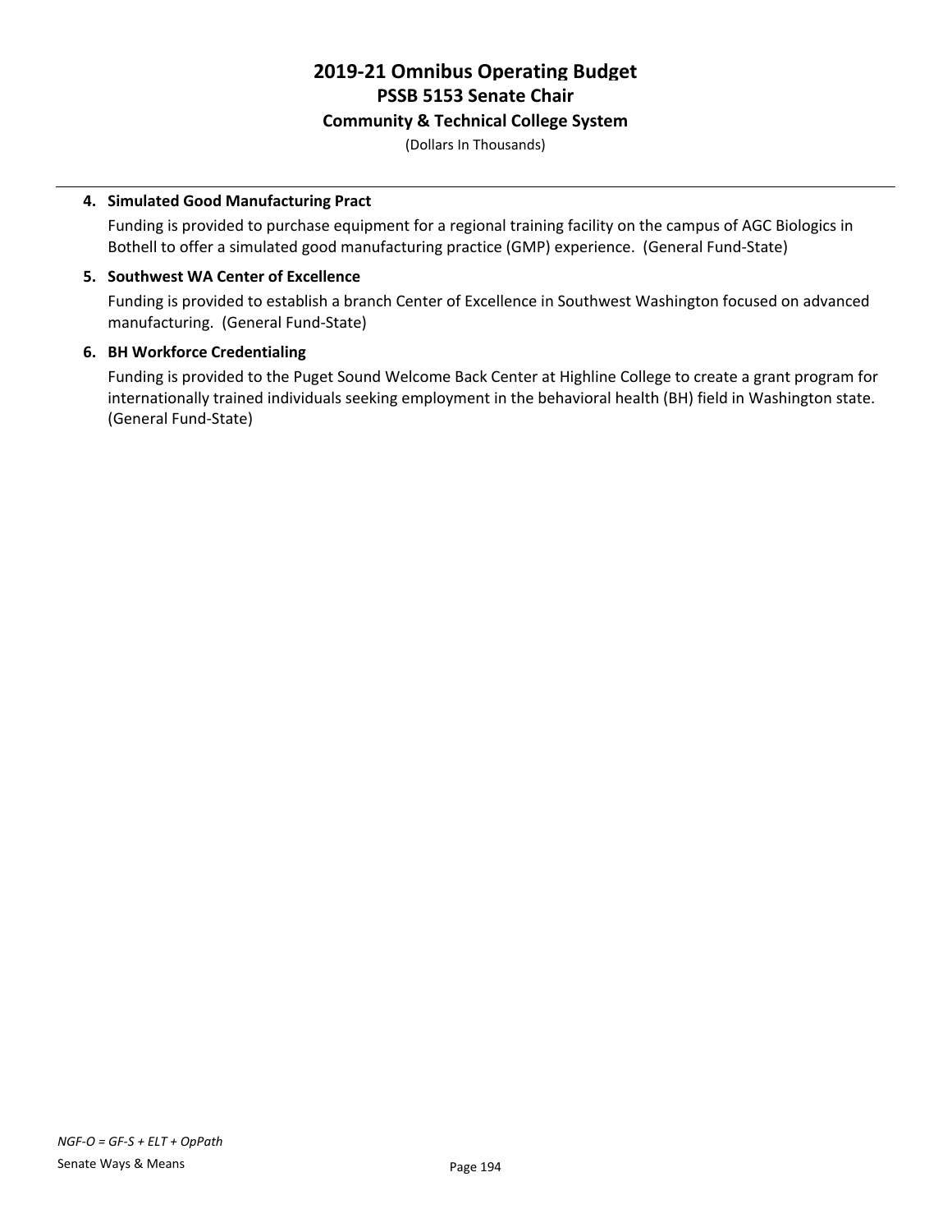# 2019-21 Omnibus Operating Budget
## PSSB 5153 Senate Chair
### Community & Technical College System

(Dollars In Thousands)

---

4. **Simulated Good Manufacturing Pract**

   Funding is provided to purchase equipment for a regional training facility on the campus of AGC Biologics in Bothell to offer a simulated good manufacturing practice (GMP) experience.  (General Fund-State)

5. **Southwest WA Center of Excellence**

   Funding is provided to establish a branch Center of Excellence in Southwest Washington focused on advanced manufacturing.  (General Fund-State)

6. **BH Workforce Credentialing**

   Funding is provided to the Puget Sound Welcome Back Center at Highline College to create a grant program for internationally trained individuals seeking employment in the behavioral health (BH) field in Washington state.  (General Fund-State)

*NGF-O = GF-S + ELT + OpPath*

Senate Ways & Means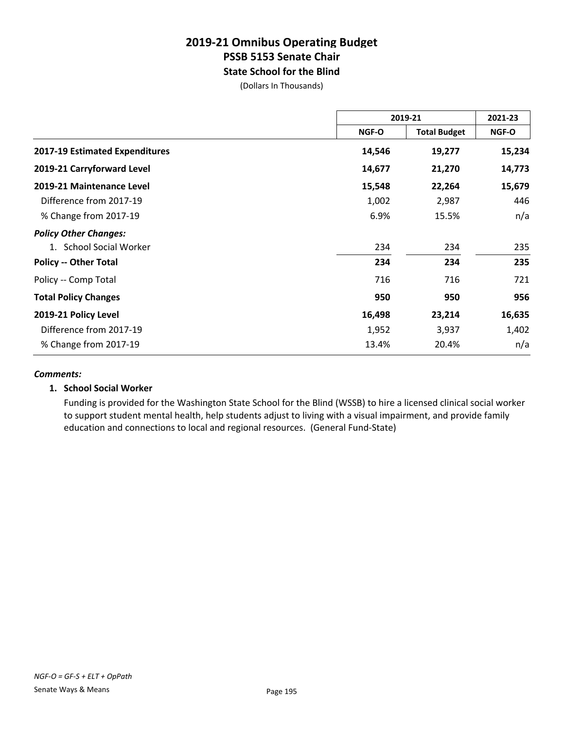# 2019-21 Omnibus Operating Budget

## PSSB 5153 Senate Chair

### State School for the Blind

(Dollars In Thousands)

| | 2019-21 | | 2021-23 |
|---|---|---|---|
| | NGF-O | Total Budget | NGF-O |
| **2017-19 Estimated Expenditures** | **14,546** | **19,277** | **15,234** |
| **2019-21 Carryforward Level** | **14,677** | **21,270** | **14,773** |
| **2019-21 Maintenance Level** | **15,548** | **22,264** | **15,679** |
| Difference from 2017-19 | 1,002 | 2,987 | 446 |
| % Change from 2017-19 | 6.9% | 15.5% | n/a |
| ***Policy Other Changes:*** | | | |
| 1. School Social Worker | 234 | 234 | 235 |
| **Policy -- Other Total** | **234** | **234** | **235** |
| Policy -- Comp Total | 716 | 716 | 721 |
| **Total Policy Changes** | **950** | **950** | **956** |
| **2019-21 Policy Level** | **16,498** | **23,214** | **16,635** |
| Difference from 2017-19 | 1,952 | 3,937 | 1,402 |
| % Change from 2017-19 | 13.4% | 20.4% | n/a |

***Comments:***

**1. School Social Worker**

Funding is provided for the Washington State School for the Blind (WSSB) to hire a licensed clinical social worker to support student mental health, help students adjust to living with a visual impairment, and provide family education and connections to local and regional resources. (General Fund-State)

*NGF-O = GF-S + ELT + OpPath*

Senate Ways & Means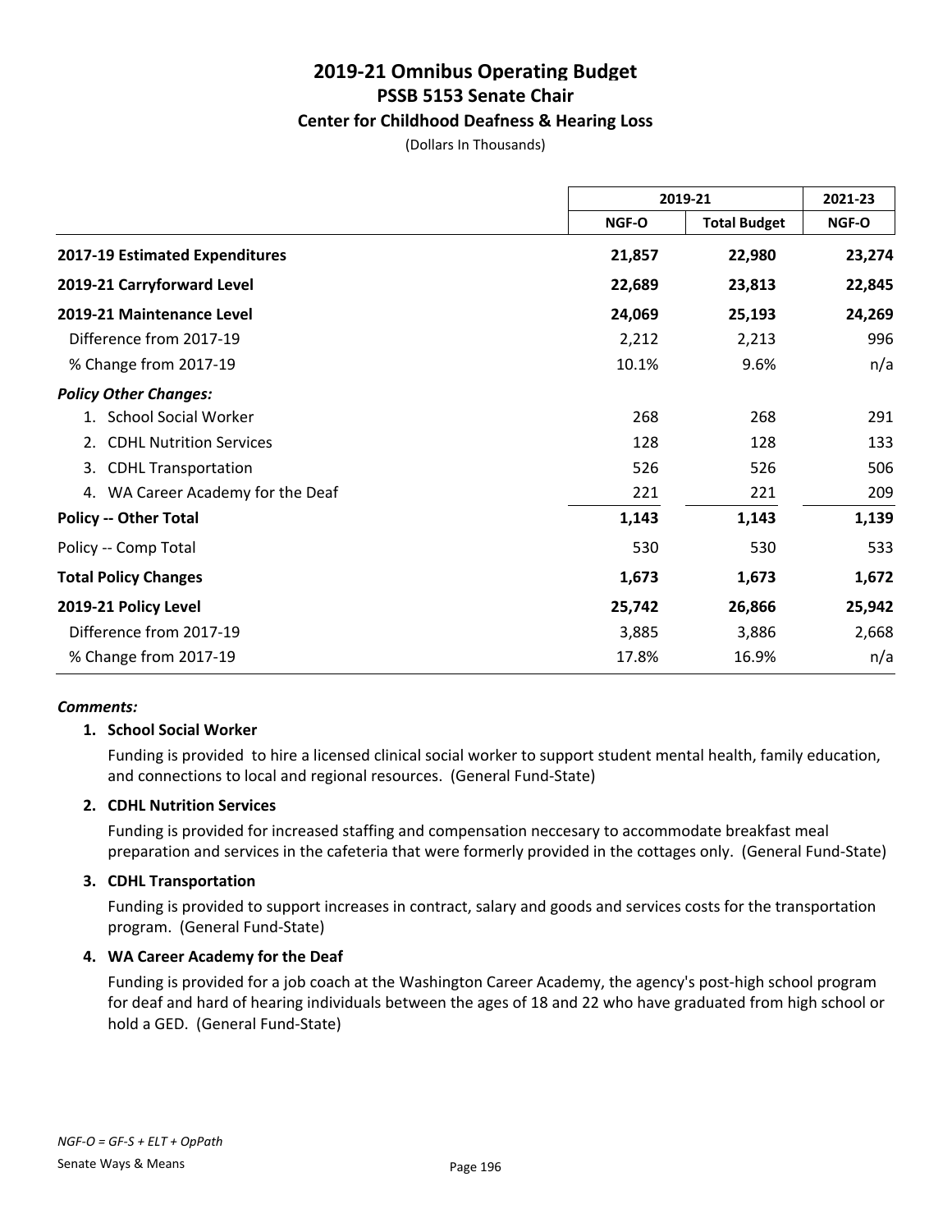# 2019-21 Omnibus Operating Budget
## PSSB 5153 Senate Chair
### Center for Childhood Deafness & Hearing Loss

(Dollars In Thousands)

| | 2019-21 | | 2021-23 |
|---|---|---|---|
| | NGF-O | Total Budget | NGF-O |
| **2017-19 Estimated Expenditures** | **21,857** | **22,980** | **23,274** |
| **2019-21 Carryforward Level** | **22,689** | **23,813** | **22,845** |
| **2019-21 Maintenance Level** | **24,069** | **25,193** | **24,269** |
| Difference from 2017-19 | 2,212 | 2,213 | 996 |
| % Change from 2017-19 | 10.1% | 9.6% | n/a |
| ***Policy Other Changes:*** | | | |
| 1. School Social Worker | 268 | 268 | 291 |
| 2. CDHL Nutrition Services | 128 | 128 | 133 |
| 3. CDHL Transportation | 526 | 526 | 506 |
| 4. WA Career Academy for the Deaf | 221 | 221 | 209 |
| **Policy -- Other Total** | **1,143** | **1,143** | **1,139** |
| Policy -- Comp Total | 530 | 530 | 533 |
| **Total Policy Changes** | **1,673** | **1,673** | **1,672** |
| **2019-21 Policy Level** | **25,742** | **26,866** | **25,942** |
| Difference from 2017-19 | 3,885 | 3,886 | 2,668 |
| % Change from 2017-19 | 17.8% | 16.9% | n/a |

***Comments:***

**1. School Social Worker**

Funding is provided to hire a licensed clinical social worker to support student mental health, family education, and connections to local and regional resources. (General Fund-State)

**2. CDHL Nutrition Services**

Funding is provided for increased staffing and compensation neccesary to accommodate breakfast meal preparation and services in the cafeteria that were formerly provided in the cottages only. (General Fund-State)

**3. CDHL Transportation**

Funding is provided to support increases in contract, salary and goods and services costs for the transportation program. (General Fund-State)

**4. WA Career Academy for the Deaf**

Funding is provided for a job coach at the Washington Career Academy, the agency's post-high school program for deaf and hard of hearing individuals between the ages of 18 and 22 who have graduated from high school or hold a GED. (General Fund-State)

*NGF-O = GF-S + ELT + OpPath*

Senate Ways & Means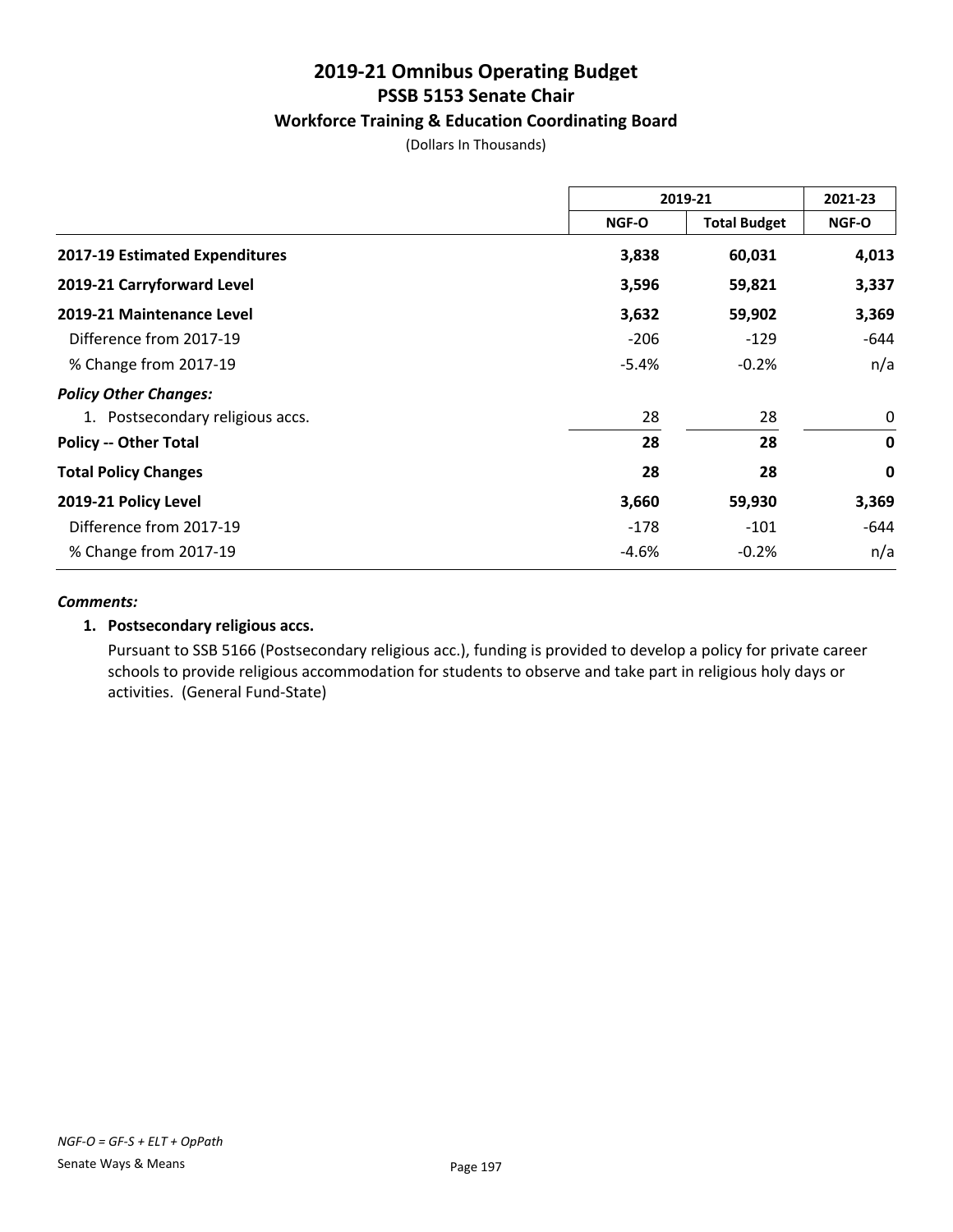# 2019-21 Omnibus Operating Budget
## PSSB 5153 Senate Chair
### Workforce Training & Education Coordinating Board

(Dollars In Thousands)

| | 2019-21 | | 2021-23 |
|---|---|---|---|
| | NGF-O | Total Budget | NGF-O |
| **2017-19 Estimated Expenditures** | **3,838** | **60,031** | **4,013** |
| **2019-21 Carryforward Level** | **3,596** | **59,821** | **3,337** |
| **2019-21 Maintenance Level** | **3,632** | **59,902** | **3,369** |
| Difference from 2017-19 | -206 | -129 | -644 |
| % Change from 2017-19 | -5.4% | -0.2% | n/a |
| ***Policy Other Changes:*** | | | |
| 1. Postsecondary religious accs. | 28 | 28 | 0 |
| **Policy -- Other Total** | **28** | **28** | **0** |
| **Total Policy Changes** | **28** | **28** | **0** |
| **2019-21 Policy Level** | **3,660** | **59,930** | **3,369** |
| Difference from 2017-19 | -178 | -101 | -644 |
| % Change from 2017-19 | -4.6% | -0.2% | n/a |

***Comments:***

**1. Postsecondary religious accs.**

Pursuant to SSB 5166 (Postsecondary religious acc.), funding is provided to develop a policy for private career schools to provide religious accommodation for students to observe and take part in religious holy days or activities. (General Fund-State)

*NGF-O = GF-S + ELT + OpPath*

Senate Ways & Means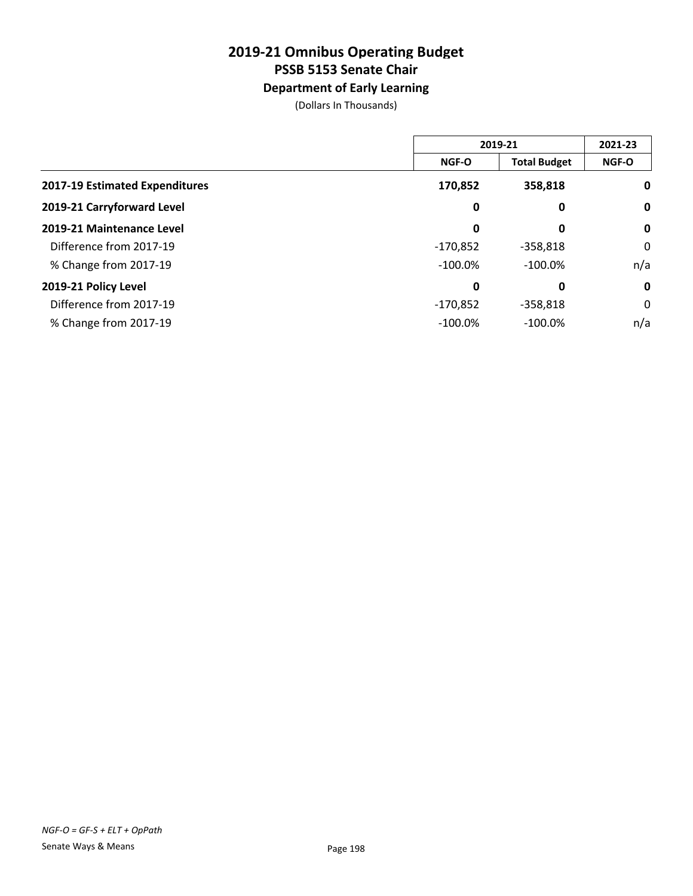# 2019-21 Omnibus Operating Budget
## PSSB 5153 Senate Chair
### Department of Early Learning
(Dollars In Thousands)

| | 2019-21 | | 2021-23 |
|---|---|---|---|
| | NGF-O | Total Budget | NGF-O |
| **2017-19 Estimated Expenditures** | **170,852** | **358,818** | **0** |
| **2019-21 Carryforward Level** | **0** | **0** | **0** |
| **2019-21 Maintenance Level** | **0** | **0** | **0** |
| Difference from 2017-19 | -170,852 | -358,818 | 0 |
| % Change from 2017-19 | -100.0% | -100.0% | n/a |
| **2019-21 Policy Level** | **0** | **0** | **0** |
| Difference from 2017-19 | -170,852 | -358,818 | 0 |
| % Change from 2017-19 | -100.0% | -100.0% | n/a |

*NGF-O = GF-S + ELT + OpPath*

Senate Ways & Means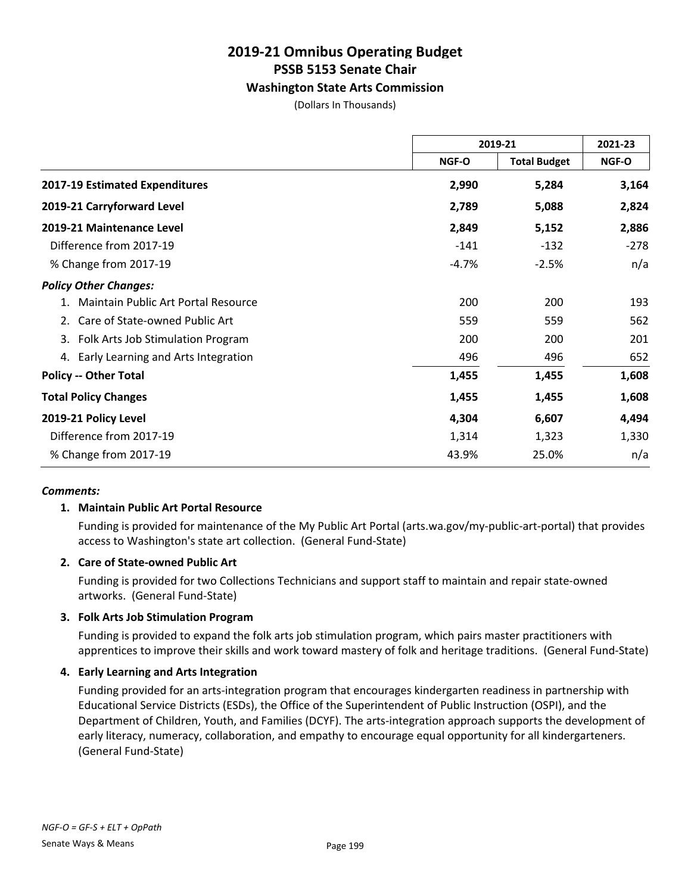# 2019-21 Omnibus Operating Budget
## PSSB 5153 Senate Chair
### Washington State Arts Commission
(Dollars In Thousands)

| | 2019-21 | | 2021-23 |
|---|---|---|---|
| | NGF-O | Total Budget | NGF-O |
| **2017-19 Estimated Expenditures** | **2,990** | **5,284** | **3,164** |
| **2019-21 Carryforward Level** | **2,789** | **5,088** | **2,824** |
| **2019-21 Maintenance Level** | **2,849** | **5,152** | **2,886** |
| Difference from 2017-19 | -141 | -132 | -278 |
| % Change from 2017-19 | -4.7% | -2.5% | n/a |
| ***Policy Other Changes:*** | | | |
| 1. Maintain Public Art Portal Resource | 200 | 200 | 193 |
| 2. Care of State-owned Public Art | 559 | 559 | 562 |
| 3. Folk Arts Job Stimulation Program | 200 | 200 | 201 |
| 4. Early Learning and Arts Integration | 496 | 496 | 652 |
| **Policy -- Other Total** | **1,455** | **1,455** | **1,608** |
| **Total Policy Changes** | **1,455** | **1,455** | **1,608** |
| **2019-21 Policy Level** | **4,304** | **6,607** | **4,494** |
| Difference from 2017-19 | 1,314 | 1,323 | 1,330 |
| % Change from 2017-19 | 43.9% | 25.0% | n/a |

***Comments:***

**1. Maintain Public Art Portal Resource**

Funding is provided for maintenance of the My Public Art Portal (arts.wa.gov/my-public-art-portal) that provides access to Washington's state art collection. (General Fund-State)

**2. Care of State-owned Public Art**

Funding is provided for two Collections Technicians and support staff to maintain and repair state-owned artworks. (General Fund-State)

**3. Folk Arts Job Stimulation Program**

Funding is provided to expand the folk arts job stimulation program, which pairs master practitioners with apprentices to improve their skills and work toward mastery of folk and heritage traditions. (General Fund-State)

**4. Early Learning and Arts Integration**

Funding provided for an arts-integration program that encourages kindergarten readiness in partnership with Educational Service Districts (ESDs), the Office of the Superintendent of Public Instruction (OSPI), and the Department of Children, Youth, and Families (DCYF). The arts-integration approach supports the development of early literacy, numeracy, collaboration, and empathy to encourage equal opportunity for all kindergarteners. (General Fund-State)

*NGF-O = GF-S + ELT + OpPath*

Senate Ways & Means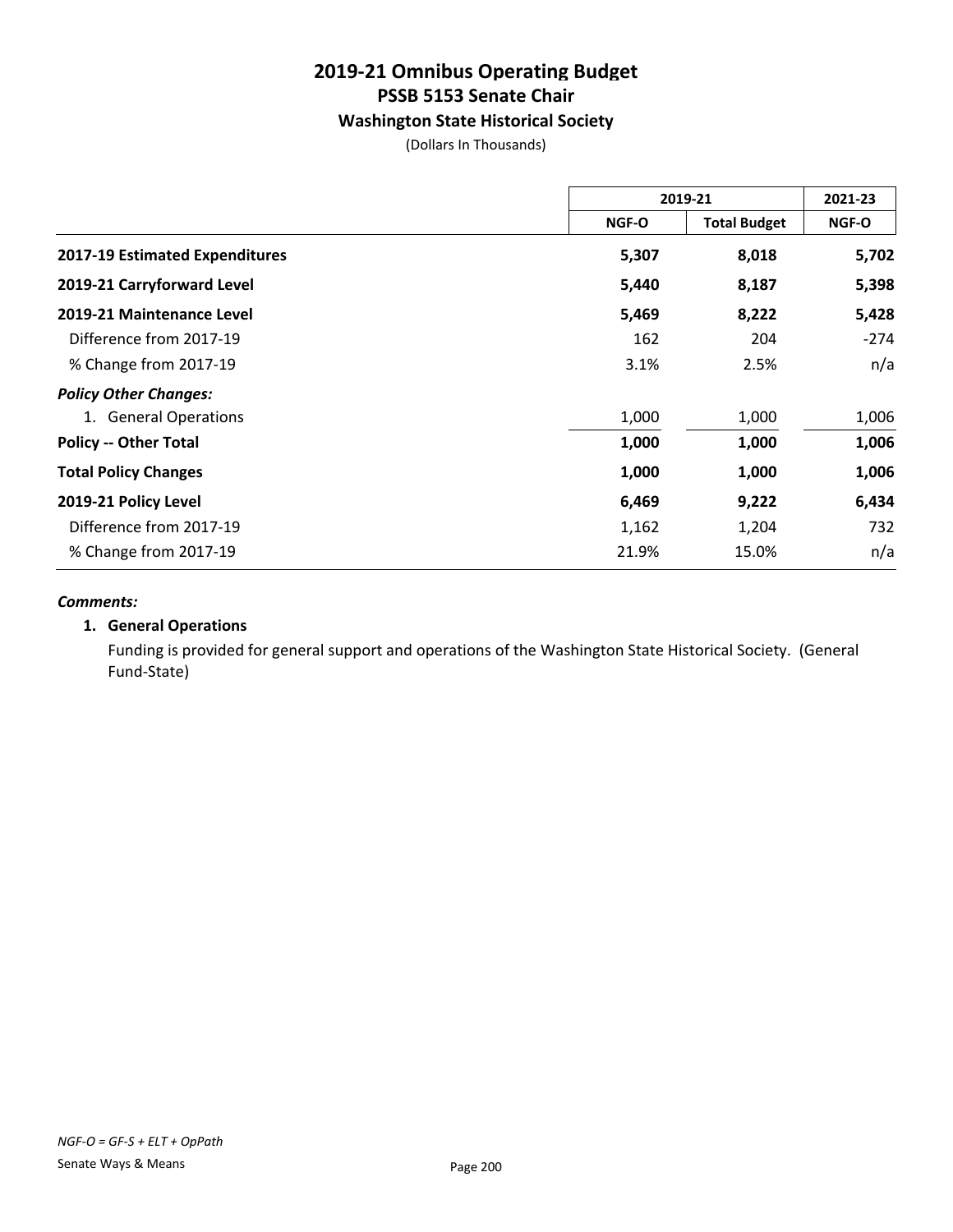# 2019-21 Omnibus Operating Budget
## PSSB 5153 Senate Chair
### Washington State Historical Society
(Dollars In Thousands)

| | 2019-21 | | 2021-23 |
|---|---|---|---|
| | NGF-O | Total Budget | NGF-O |
| **2017-19 Estimated Expenditures** | **5,307** | **8,018** | **5,702** |
| **2019-21 Carryforward Level** | **5,440** | **8,187** | **5,398** |
| **2019-21 Maintenance Level** | **5,469** | **8,222** | **5,428** |
| Difference from 2017-19 | 162 | 204 | -274 |
| % Change from 2017-19 | 3.1% | 2.5% | n/a |
| ***Policy Other Changes:*** | | | |
| 1. General Operations | 1,000 | 1,000 | 1,006 |
| **Policy -- Other Total** | **1,000** | **1,000** | **1,006** |
| **Total Policy Changes** | **1,000** | **1,000** | **1,006** |
| **2019-21 Policy Level** | **6,469** | **9,222** | **6,434** |
| Difference from 2017-19 | 1,162 | 1,204 | 732 |
| % Change from 2017-19 | 21.9% | 15.0% | n/a |

***Comments:***

**1. General Operations**

Funding is provided for general support and operations of the Washington State Historical Society. (General Fund-State)

*NGF-O = GF-S + ELT + OpPath*

Senate Ways & Means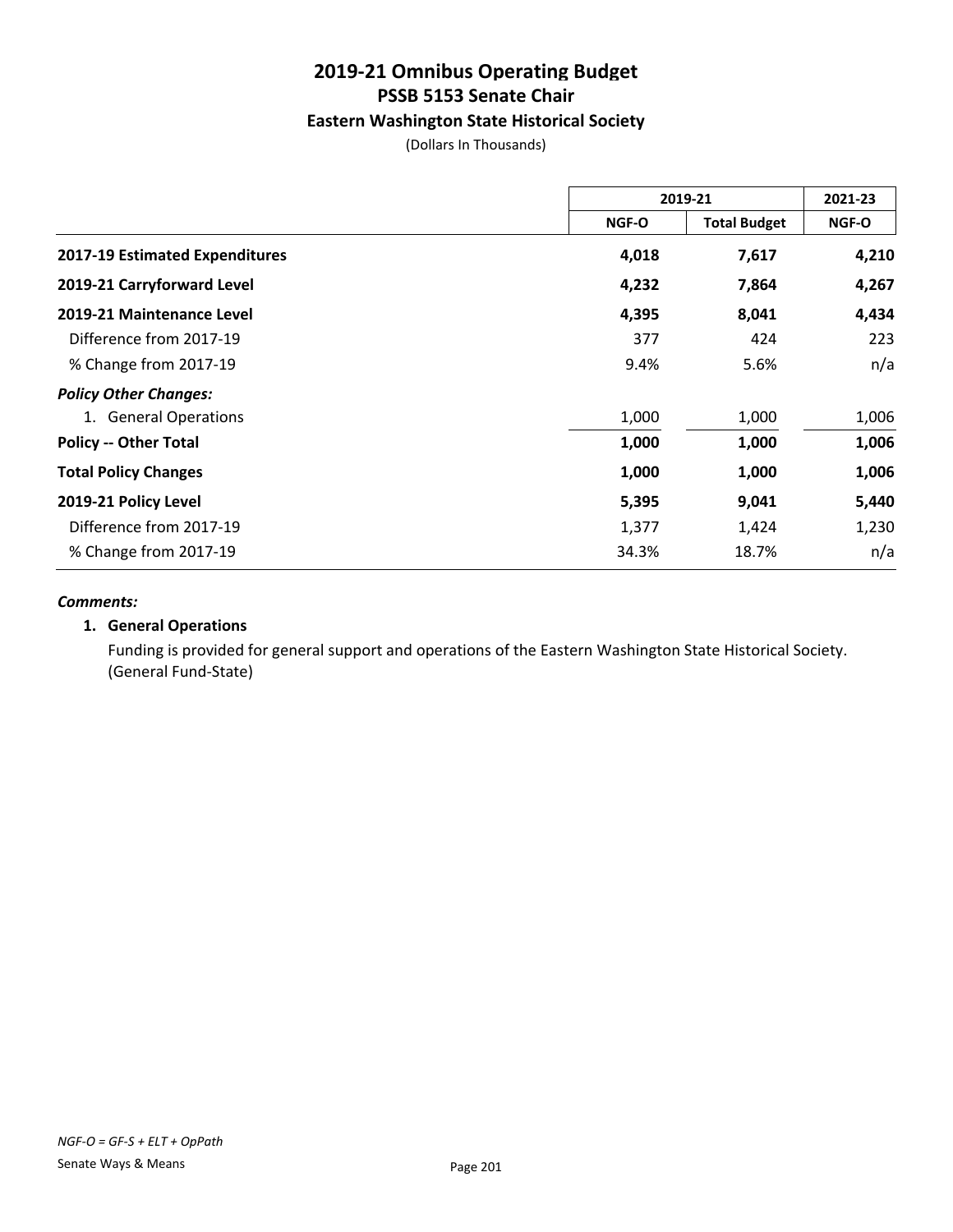# 2019-21 Omnibus Operating Budget
## PSSB 5153 Senate Chair
### Eastern Washington State Historical Society
(Dollars In Thousands)

| | 2019-21 | | 2021-23 |
|---|---|---|---|
| | NGF-O | Total Budget | NGF-O |
| **2017-19 Estimated Expenditures** | **4,018** | **7,617** | **4,210** |
| **2019-21 Carryforward Level** | **4,232** | **7,864** | **4,267** |
| **2019-21 Maintenance Level** | **4,395** | **8,041** | **4,434** |
| Difference from 2017-19 | 377 | 424 | 223 |
| % Change from 2017-19 | 9.4% | 5.6% | n/a |
| ***Policy Other Changes:*** | | | |
| 1. General Operations | 1,000 | 1,000 | 1,006 |
| **Policy -- Other Total** | **1,000** | **1,000** | **1,006** |
| **Total Policy Changes** | **1,000** | **1,000** | **1,006** |
| **2019-21 Policy Level** | **5,395** | **9,041** | **5,440** |
| Difference from 2017-19 | 1,377 | 1,424 | 1,230 |
| % Change from 2017-19 | 34.3% | 18.7% | n/a |

***Comments:***

1. **General Operations**

   Funding is provided for general support and operations of the Eastern Washington State Historical Society. (General Fund-State)

*NGF-O = GF-S + ELT + OpPath*

Senate Ways & Means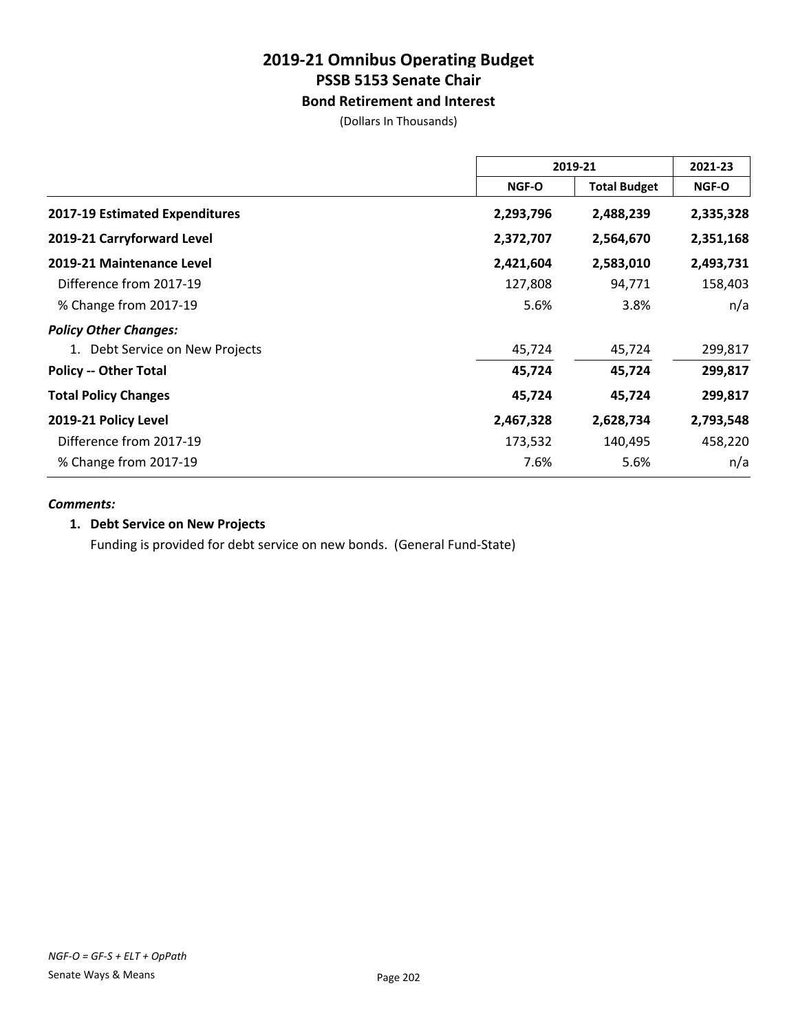# 2019-21 Omnibus Operating Budget
## PSSB 5153 Senate Chair
### Bond Retirement and Interest

(Dollars In Thousands)

| | 2019-21 | | 2021-23 |
|---|---|---|---|
| | NGF-O | Total Budget | NGF-O |
| **2017-19 Estimated Expenditures** | **2,293,796** | **2,488,239** | **2,335,328** |
| **2019-21 Carryforward Level** | **2,372,707** | **2,564,670** | **2,351,168** |
| **2019-21 Maintenance Level** | **2,421,604** | **2,583,010** | **2,493,731** |
| Difference from 2017-19 | 127,808 | 94,771 | 158,403 |
| % Change from 2017-19 | 5.6% | 3.8% | n/a |
| ***Policy Other Changes:*** | | | |
| 1. Debt Service on New Projects | 45,724 | 45,724 | 299,817 |
| **Policy -- Other Total** | **45,724** | **45,724** | **299,817** |
| **Total Policy Changes** | **45,724** | **45,724** | **299,817** |
| **2019-21 Policy Level** | **2,467,328** | **2,628,734** | **2,793,548** |
| Difference from 2017-19 | 173,532 | 140,495 | 458,220 |
| % Change from 2017-19 | 7.6% | 5.6% | n/a |

***Comments:***

**1. Debt Service on New Projects**

Funding is provided for debt service on new bonds. (General Fund-State)

*NGF-O = GF-S + ELT + OpPath*

Senate Ways & Means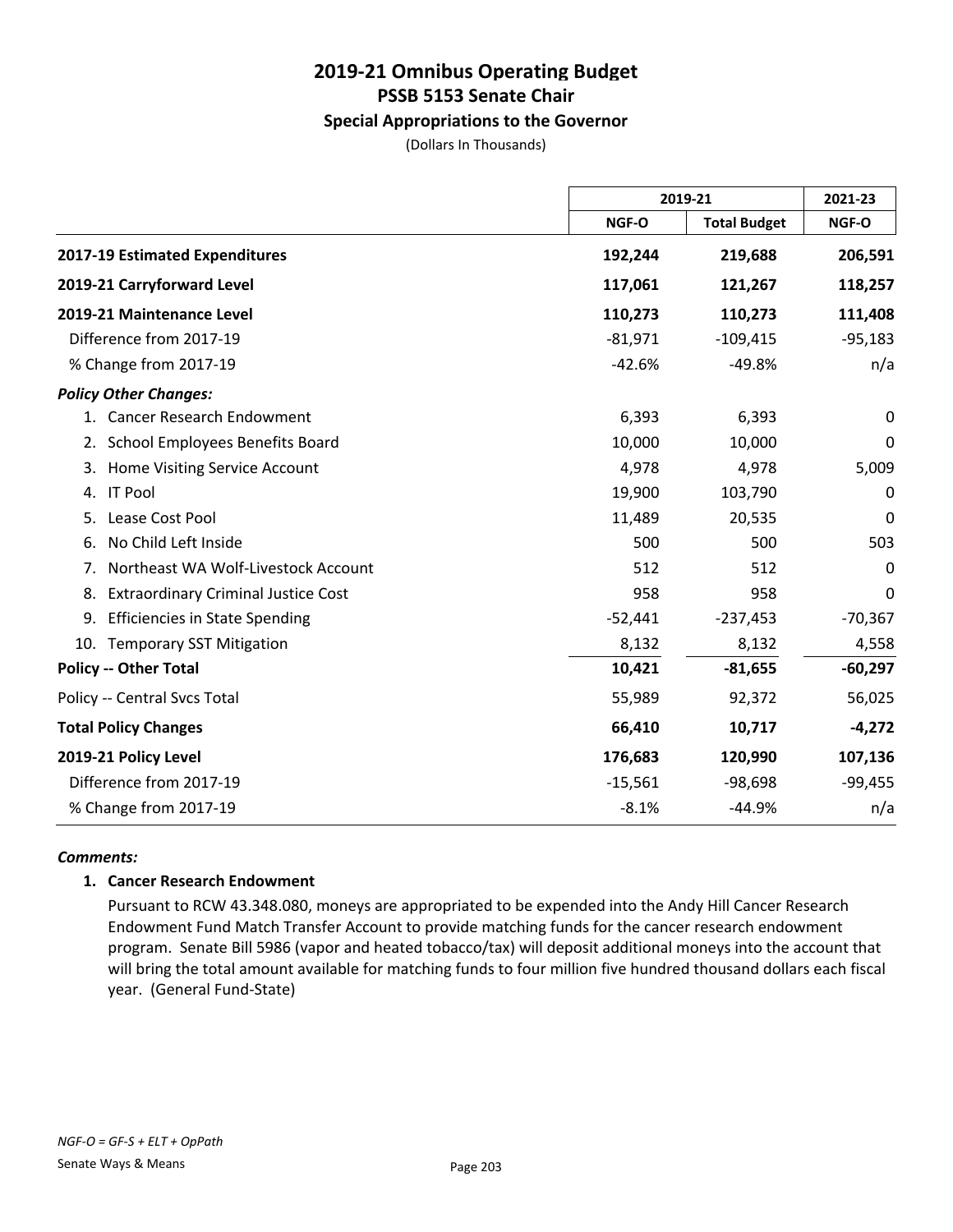# 2019-21 Omnibus Operating Budget
## PSSB 5153 Senate Chair
### Special Appropriations to the Governor
(Dollars In Thousands)

| | 2019-21 | | 2021-23 |
|---|---|---|---|
| | NGF-O | Total Budget | NGF-O |
| **2017-19 Estimated Expenditures** | **192,244** | **219,688** | **206,591** |
| **2019-21 Carryforward Level** | **117,061** | **121,267** | **118,257** |
| **2019-21 Maintenance Level** | **110,273** | **110,273** | **111,408** |
| Difference from 2017-19 | -81,971 | -109,415 | -95,183 |
| % Change from 2017-19 | -42.6% | -49.8% | n/a |
| ***Policy Other Changes:*** | | | |
| 1. Cancer Research Endowment | 6,393 | 6,393 | 0 |
| 2. School Employees Benefits Board | 10,000 | 10,000 | 0 |
| 3. Home Visiting Service Account | 4,978 | 4,978 | 5,009 |
| 4. IT Pool | 19,900 | 103,790 | 0 |
| 5. Lease Cost Pool | 11,489 | 20,535 | 0 |
| 6. No Child Left Inside | 500 | 500 | 503 |
| 7. Northeast WA Wolf-Livestock Account | 512 | 512 | 0 |
| 8. Extraordinary Criminal Justice Cost | 958 | 958 | 0 |
| 9. Efficiencies in State Spending | -52,441 | -237,453 | -70,367 |
| 10. Temporary SST Mitigation | 8,132 | 8,132 | 4,558 |
| **Policy -- Other Total** | **10,421** | **-81,655** | **-60,297** |
| Policy -- Central Svcs Total | 55,989 | 92,372 | 56,025 |
| **Total Policy Changes** | **66,410** | **10,717** | **-4,272** |
| **2019-21 Policy Level** | **176,683** | **120,990** | **107,136** |
| Difference from 2017-19 | -15,561 | -98,698 | -99,455 |
| % Change from 2017-19 | -8.1% | -44.9% | n/a |

***Comments:***

**1. Cancer Research Endowment**

Pursuant to RCW 43.348.080, moneys are appropriated to be expended into the Andy Hill Cancer Research Endowment Fund Match Transfer Account to provide matching funds for the cancer research endowment program. Senate Bill 5986 (vapor and heated tobacco/tax) will deposit additional moneys into the account that will bring the total amount available for matching funds to four million five hundred thousand dollars each fiscal year. (General Fund-State)

*NGF-O = GF-S + ELT + OpPath*

Senate Ways & Means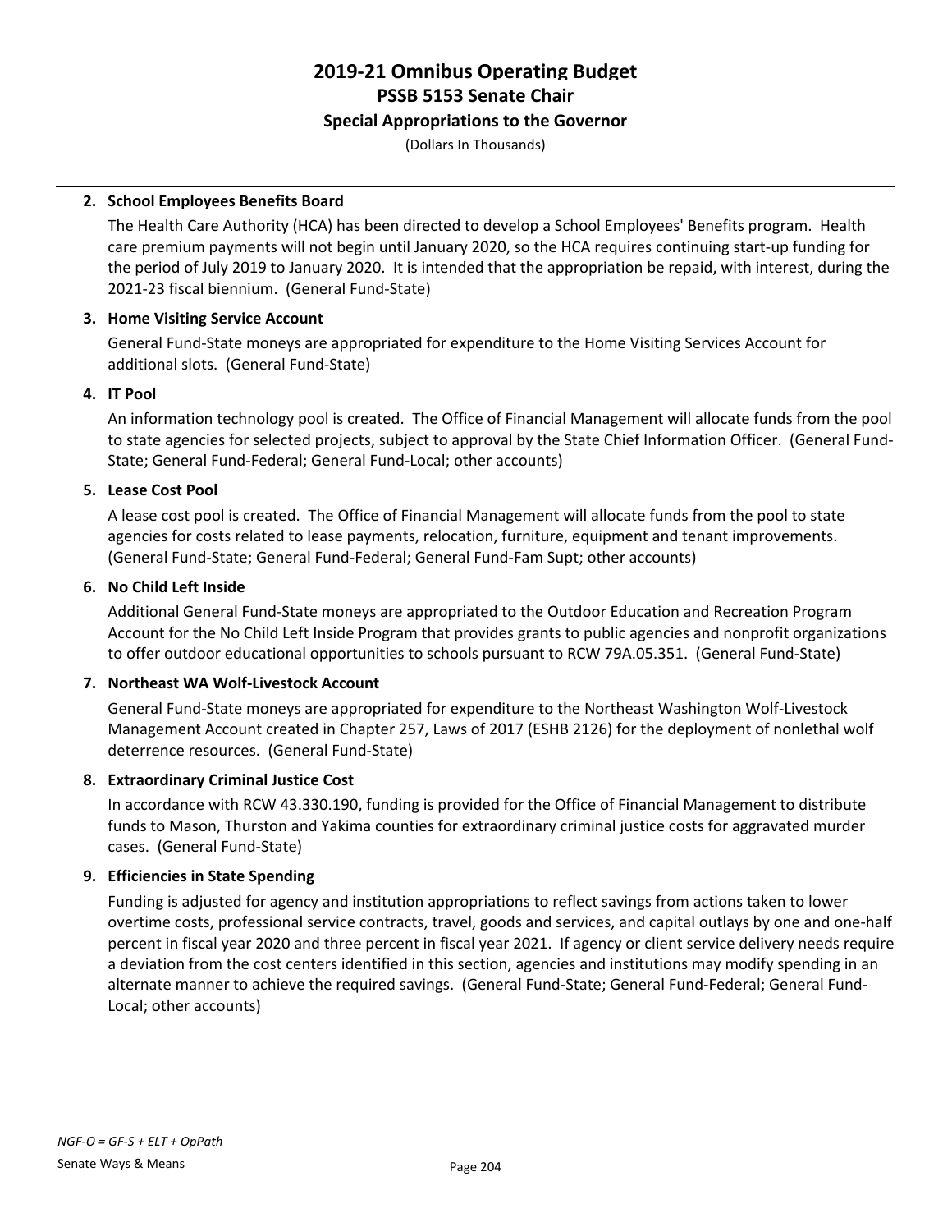# 2019-21 Omnibus Operating Budget
## PSSB 5153 Senate Chair
### Special Appropriations to the Governor

(Dollars In Thousands)

**2. School Employees Benefits Board**

The Health Care Authority (HCA) has been directed to develop a School Employees' Benefits program. Health care premium payments will not begin until January 2020, so the HCA requires continuing start-up funding for the period of July 2019 to January 2020. It is intended that the appropriation be repaid, with interest, during the 2021-23 fiscal biennium. (General Fund-State)

**3. Home Visiting Service Account**

General Fund-State moneys are appropriated for expenditure to the Home Visiting Services Account for additional slots. (General Fund-State)

**4. IT Pool**

An information technology pool is created. The Office of Financial Management will allocate funds from the pool to state agencies for selected projects, subject to approval by the State Chief Information Officer. (General Fund-State; General Fund-Federal; General Fund-Local; other accounts)

**5. Lease Cost Pool**

A lease cost pool is created. The Office of Financial Management will allocate funds from the pool to state agencies for costs related to lease payments, relocation, furniture, equipment and tenant improvements. (General Fund-State; General Fund-Federal; General Fund-Fam Supt; other accounts)

**6. No Child Left Inside**

Additional General Fund-State moneys are appropriated to the Outdoor Education and Recreation Program Account for the No Child Left Inside Program that provides grants to public agencies and nonprofit organizations to offer outdoor educational opportunities to schools pursuant to RCW 79A.05.351. (General Fund-State)

**7. Northeast WA Wolf-Livestock Account**

General Fund-State moneys are appropriated for expenditure to the Northeast Washington Wolf-Livestock Management Account created in Chapter 257, Laws of 2017 (ESHB 2126) for the deployment of nonlethal wolf deterrence resources. (General Fund-State)

**8. Extraordinary Criminal Justice Cost**

In accordance with RCW 43.330.190, funding is provided for the Office of Financial Management to distribute funds to Mason, Thurston and Yakima counties for extraordinary criminal justice costs for aggravated murder cases. (General Fund-State)

**9. Efficiencies in State Spending**

Funding is adjusted for agency and institution appropriations to reflect savings from actions taken to lower overtime costs, professional service contracts, travel, goods and services, and capital outlays by one and one-half percent in fiscal year 2020 and three percent in fiscal year 2021. If agency or client service delivery needs require a deviation from the cost centers identified in this section, agencies and institutions may modify spending in an alternate manner to achieve the required savings. (General Fund-State; General Fund-Federal; General Fund-Local; other accounts)

*NGF-O = GF-S + ELT + OpPath*

Senate Ways & Means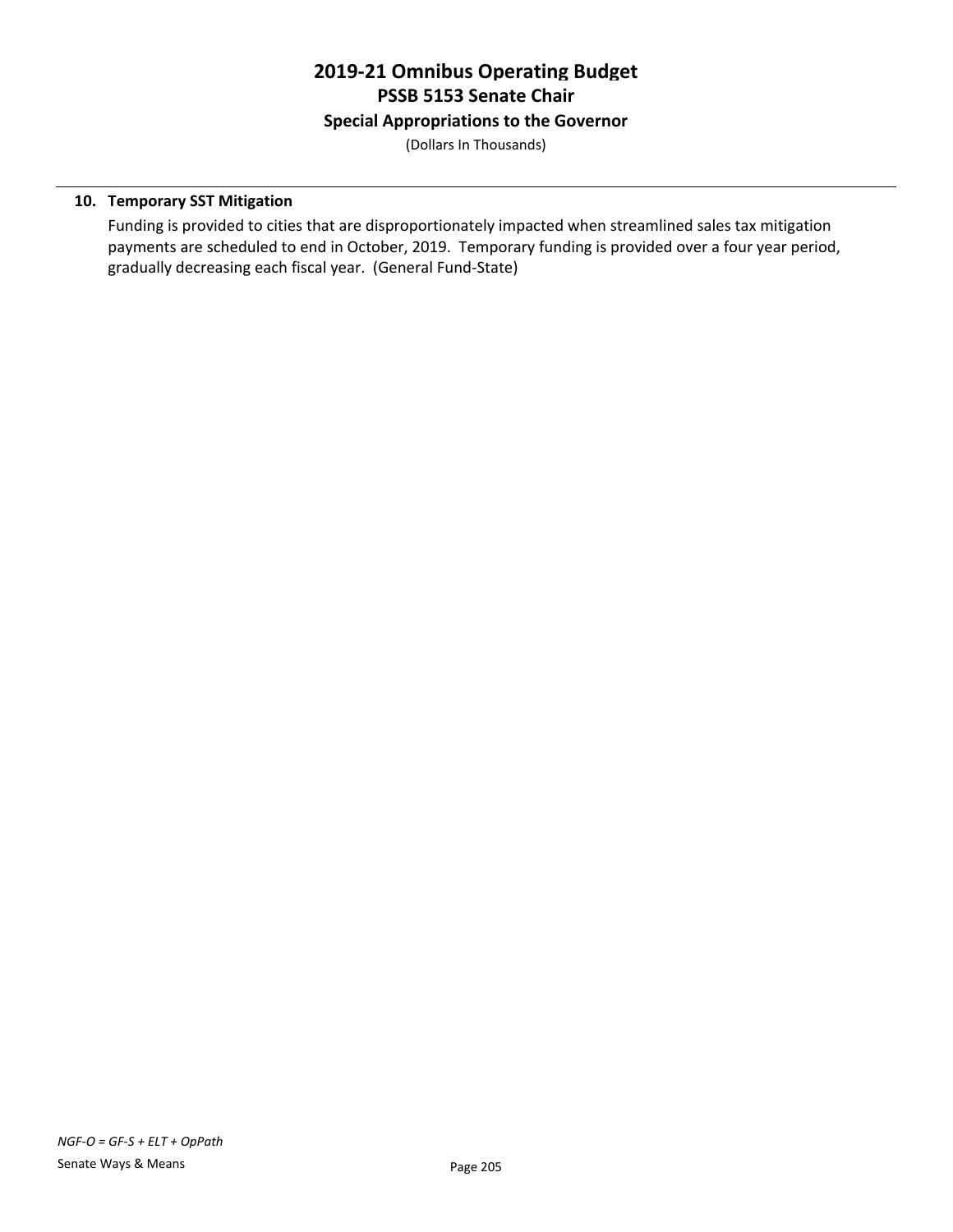**10. Temporary SST Mitigation**

Funding is provided to cities that are disproportionately impacted when streamlined sales tax mitigation payments are scheduled to end in October, 2019. Temporary funding is provided over a four year period, gradually decreasing each fiscal year. (General Fund-State)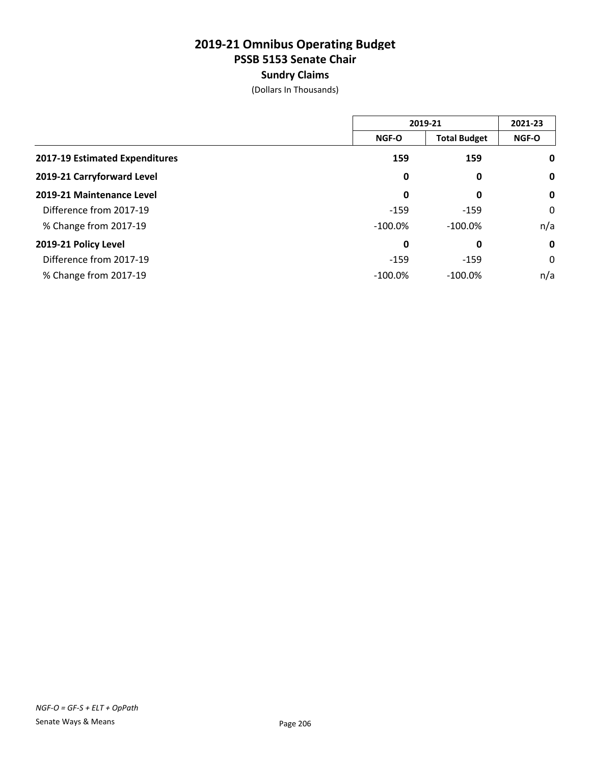# 2019-21 Omnibus Operating Budget
## PSSB 5153 Senate Chair
### Sundry Claims
(Dollars In Thousands)

| | 2019-21 | | 2021-23 |
|---|---|---|---|
| | NGF-O | Total Budget | NGF-O |
| **2017-19 Estimated Expenditures** | **159** | **159** | **0** |
| **2019-21 Carryforward Level** | **0** | **0** | **0** |
| **2019-21 Maintenance Level** | **0** | **0** | **0** |
| Difference from 2017-19 | -159 | -159 | 0 |
| % Change from 2017-19 | -100.0% | -100.0% | n/a |
| **2019-21 Policy Level** | **0** | **0** | **0** |
| Difference from 2017-19 | -159 | -159 | 0 |
| % Change from 2017-19 | -100.0% | -100.0% | n/a |

*NGF-O = GF-S + ELT + OpPath*

Senate Ways & Means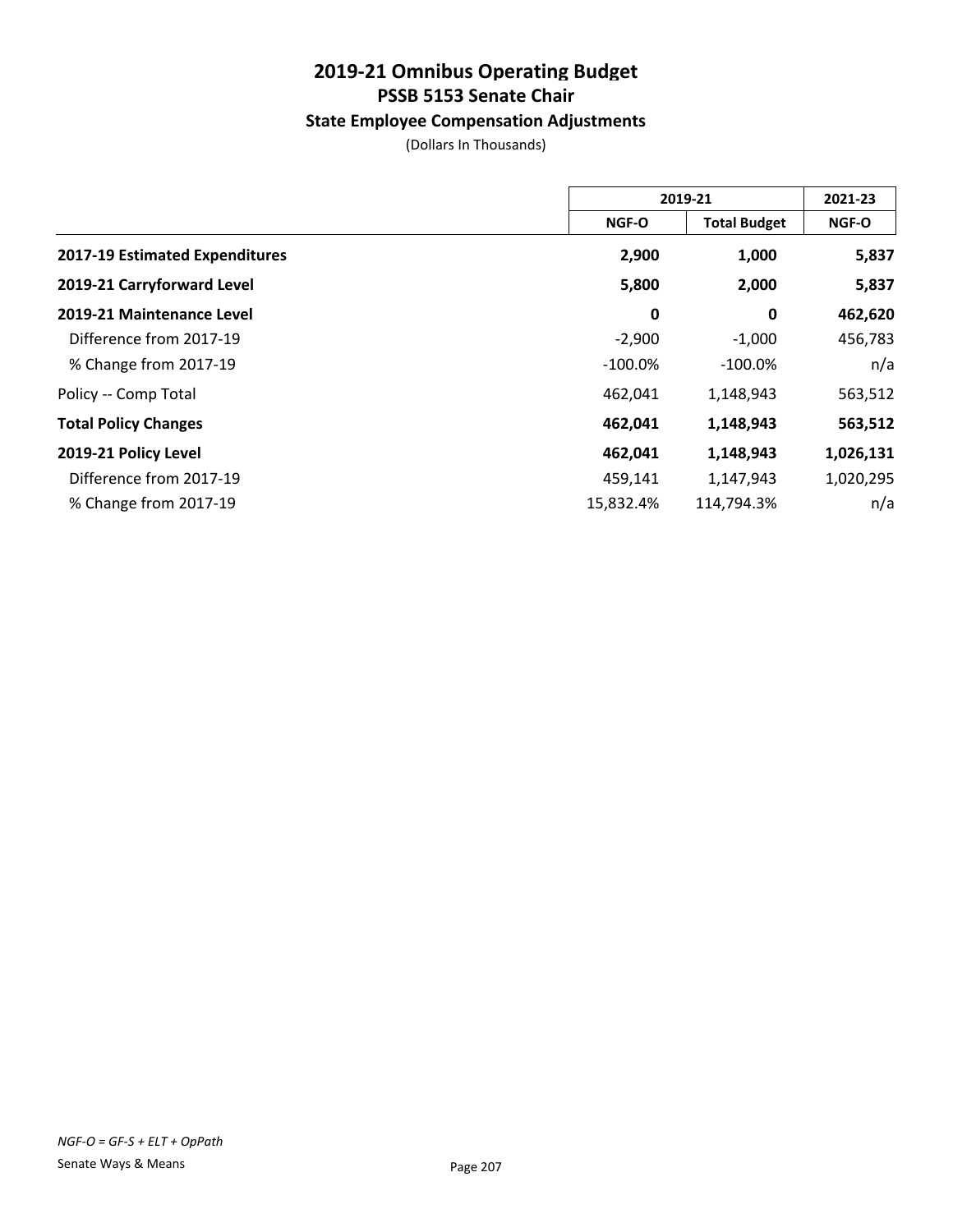# 2019-21 Omnibus Operating Budget
## PSSB 5153 Senate Chair
### State Employee Compensation Adjustments

(Dollars In Thousands)

| | 2019-21 | | 2021-23 |
|---|---|---|---|
| | NGF-O | Total Budget | NGF-O |
| **2017-19 Estimated Expenditures** | **2,900** | **1,000** | **5,837** |
| **2019-21 Carryforward Level** | **5,800** | **2,000** | **5,837** |
| **2019-21 Maintenance Level** | **0** | **0** | **462,620** |
| Difference from 2017-19 | -2,900 | -1,000 | 456,783 |
| % Change from 2017-19 | -100.0% | -100.0% | n/a |
| Policy -- Comp Total | 462,041 | 1,148,943 | 563,512 |
| **Total Policy Changes** | **462,041** | **1,148,943** | **563,512** |
| **2019-21 Policy Level** | **462,041** | **1,148,943** | **1,026,131** |
| Difference from 2017-19 | 459,141 | 1,147,943 | 1,020,295 |
| % Change from 2017-19 | 15,832.4% | 114,794.3% | n/a |

*NGF-O = GF-S + ELT + OpPath*

Senate Ways & Means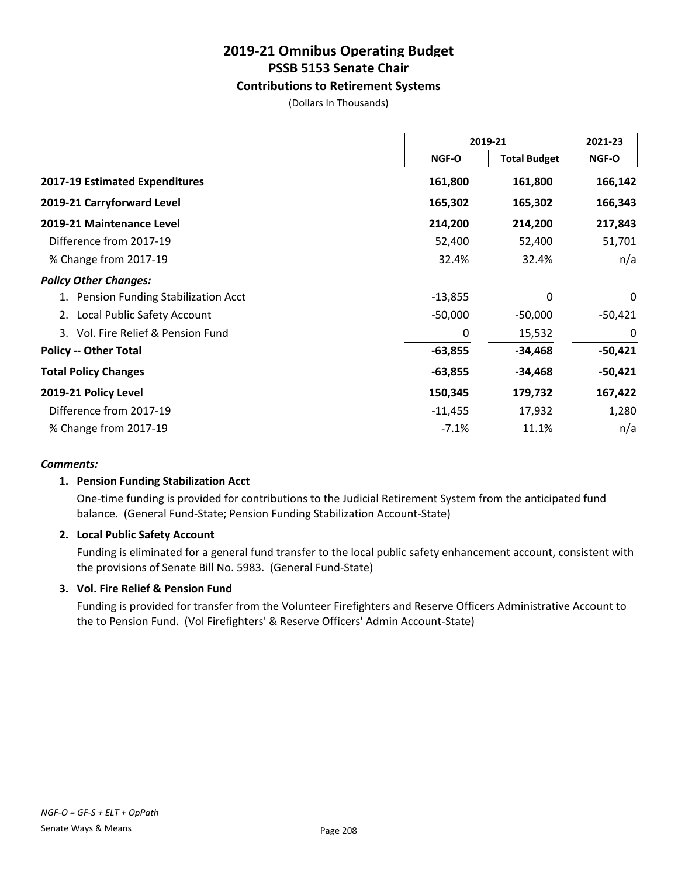# 2019-21 Omnibus Operating Budget
## PSSB 5153 Senate Chair
### Contributions to Retirement Systems

(Dollars In Thousands)

| | 2019-21 | | 2021-23 |
|---|---|---|---|
| | NGF-O | Total Budget | NGF-O |
| **2017-19 Estimated Expenditures** | **161,800** | **161,800** | **166,142** |
| **2019-21 Carryforward Level** | **165,302** | **165,302** | **166,343** |
| **2019-21 Maintenance Level** | **214,200** | **214,200** | **217,843** |
| Difference from 2017-19 | 52,400 | 52,400 | 51,701 |
| % Change from 2017-19 | 32.4% | 32.4% | n/a |
| ***Policy Other Changes:*** | | | |
| 1. Pension Funding Stabilization Acct | -13,855 | 0 | 0 |
| 2. Local Public Safety Account | -50,000 | -50,000 | -50,421 |
| 3. Vol. Fire Relief & Pension Fund | 0 | 15,532 | 0 |
| **Policy -- Other Total** | **-63,855** | **-34,468** | **-50,421** |
| **Total Policy Changes** | **-63,855** | **-34,468** | **-50,421** |
| **2019-21 Policy Level** | **150,345** | **179,732** | **167,422** |
| Difference from 2017-19 | -11,455 | 17,932 | 1,280 |
| % Change from 2017-19 | -7.1% | 11.1% | n/a |

***Comments:***

1. **Pension Funding Stabilization Acct**

   One-time funding is provided for contributions to the Judicial Retirement System from the anticipated fund balance. (General Fund-State; Pension Funding Stabilization Account-State)

2. **Local Public Safety Account**

   Funding is eliminated for a general fund transfer to the local public safety enhancement account, consistent with the provisions of Senate Bill No. 5983. (General Fund-State)

3. **Vol. Fire Relief & Pension Fund**

   Funding is provided for transfer from the Volunteer Firefighters and Reserve Officers Administrative Account to the to Pension Fund. (Vol Firefighters' & Reserve Officers' Admin Account-State)

*NGF-O = GF-S + ELT + OpPath*

Senate Ways & Means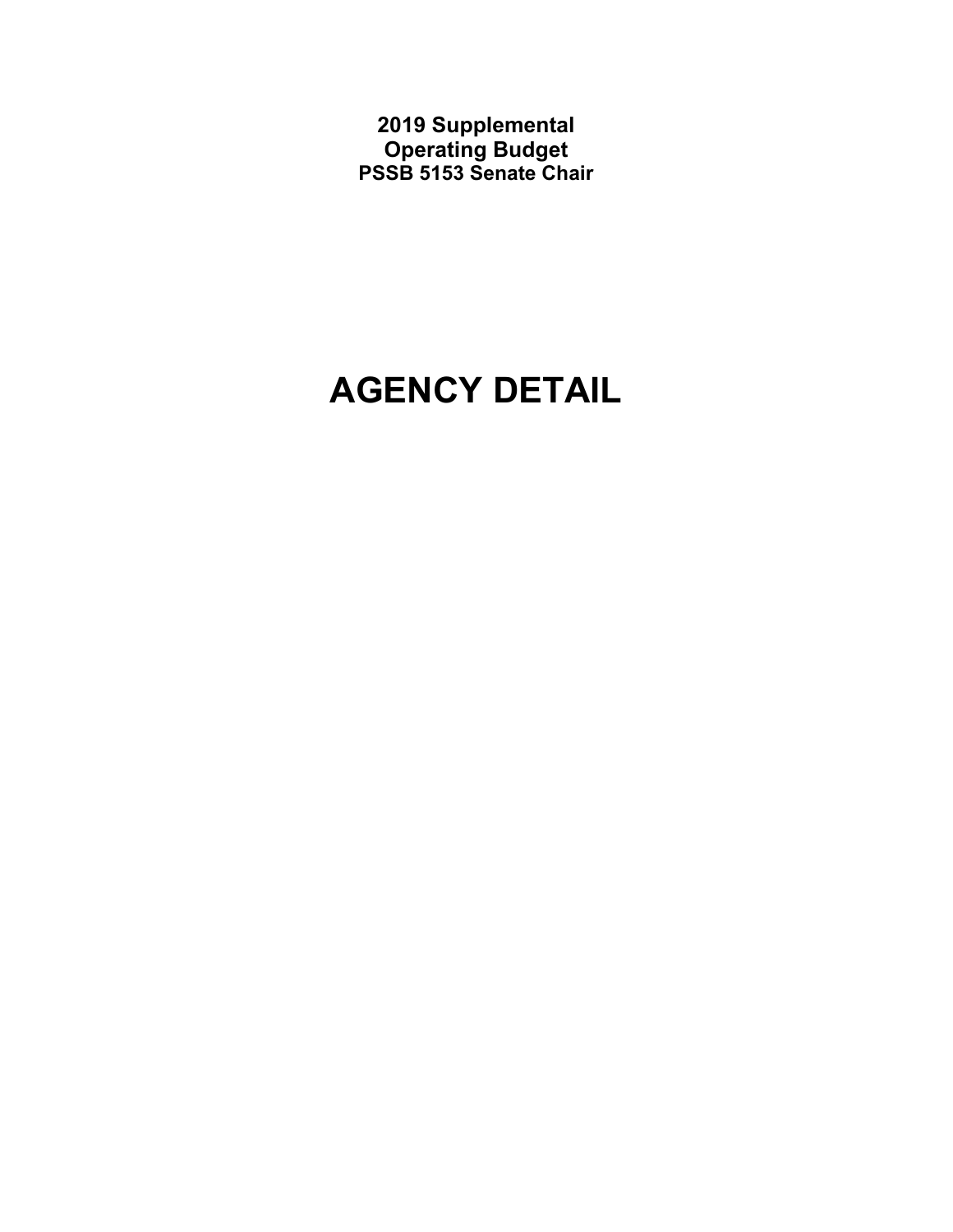**2019 Supplemental**
**Operating Budget**
**PSSB 5153 Senate Chair**

# AGENCY DETAIL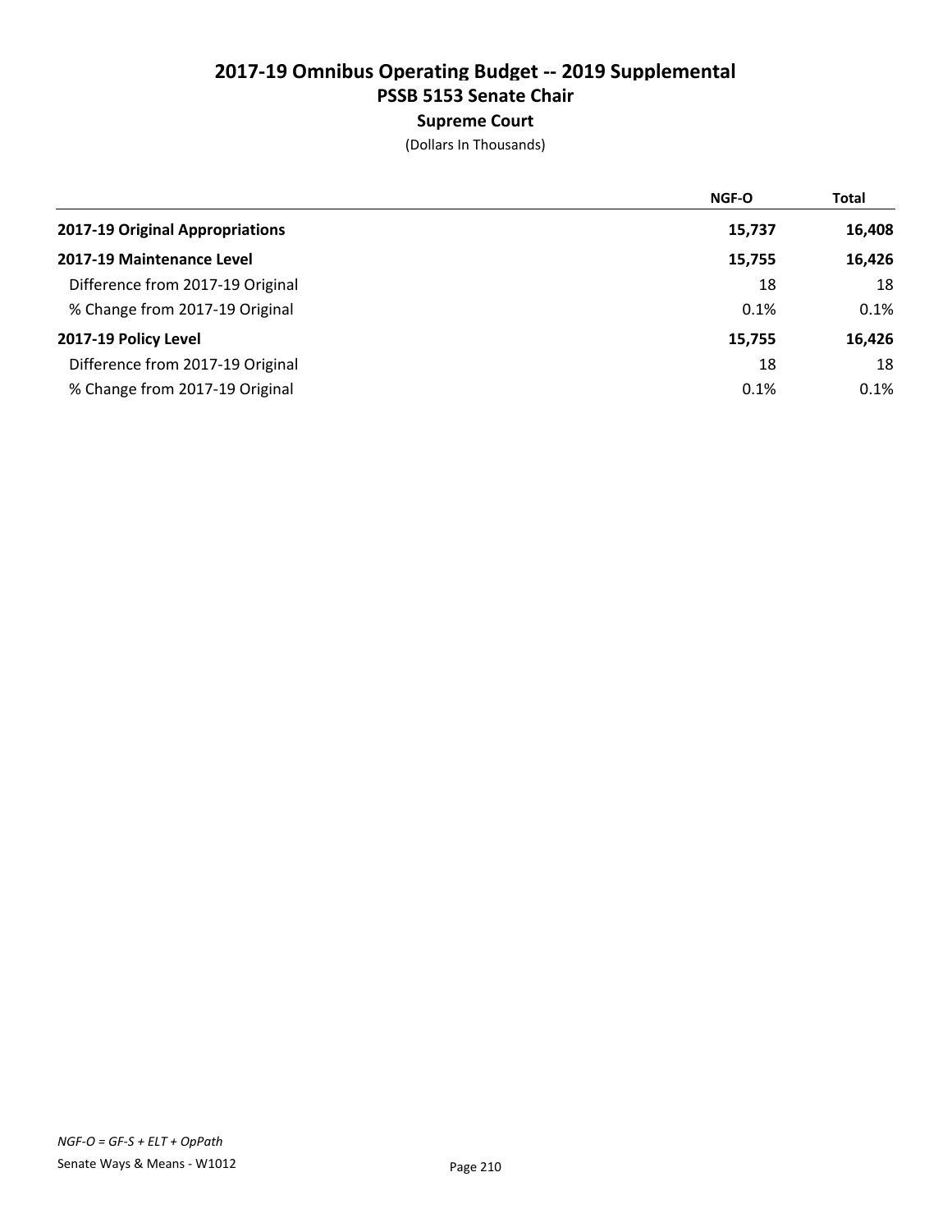# 2017-19 Omnibus Operating Budget -- 2019 Supplemental

## PSSB 5153 Senate Chair

### Supreme Court

(Dollars In Thousands)

| | NGF-O | Total |
|---|---|---|
| **2017-19 Original Appropriations** | **15,737** | **16,408** |
| **2017-19 Maintenance Level** | **15,755** | **16,426** |
| Difference from 2017-19 Original | 18 | 18 |
| % Change from 2017-19 Original | 0.1% | 0.1% |
| **2017-19 Policy Level** | **15,755** | **16,426** |
| Difference from 2017-19 Original | 18 | 18 |
| % Change from 2017-19 Original | 0.1% | 0.1% |

*NGF-O = GF-S + ELT + OpPath*

Senate Ways & Means - W1012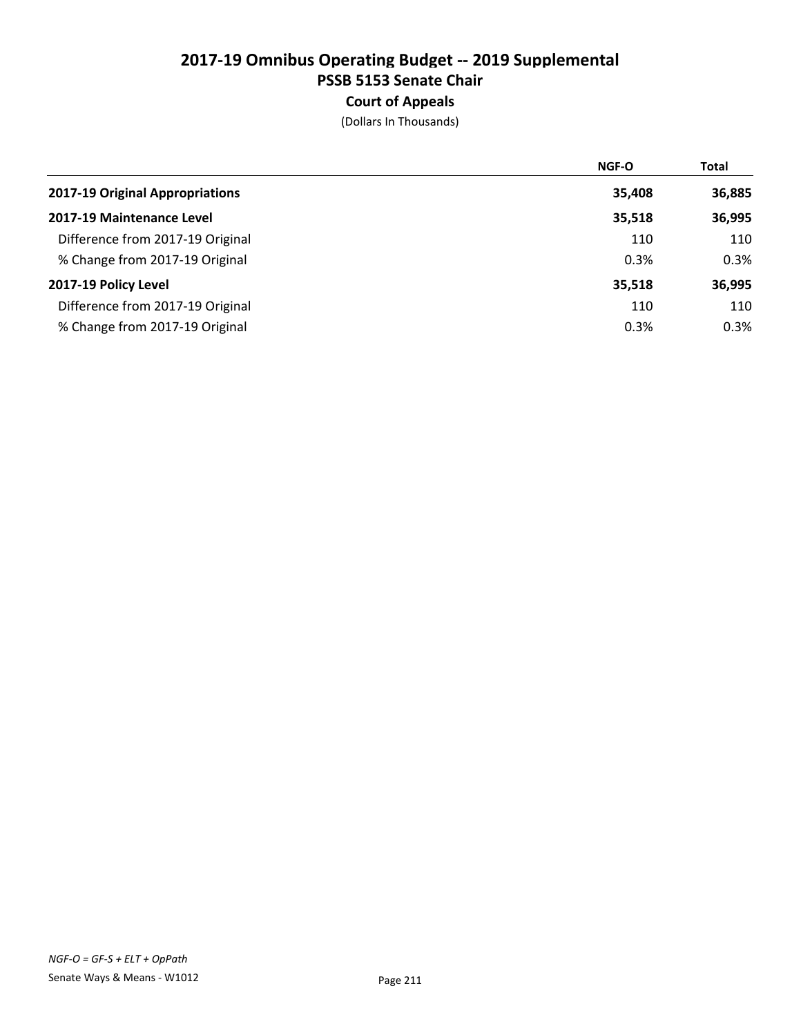# 2017-19 Omnibus Operating Budget -- 2019 Supplemental

## PSSB 5153 Senate Chair

### Court of Appeals

(Dollars In Thousands)

| | NGF-O | Total |
|---|---|---|
| **2017-19 Original Appropriations** | **35,408** | **36,885** |
| **2017-19 Maintenance Level** | **35,518** | **36,995** |
| Difference from 2017-19 Original | 110 | 110 |
| % Change from 2017-19 Original | 0.3% | 0.3% |
| **2017-19 Policy Level** | **35,518** | **36,995** |
| Difference from 2017-19 Original | 110 | 110 |
| % Change from 2017-19 Original | 0.3% | 0.3% |

*NGF-O = GF-S + ELT + OpPath*

Senate Ways & Means - W1012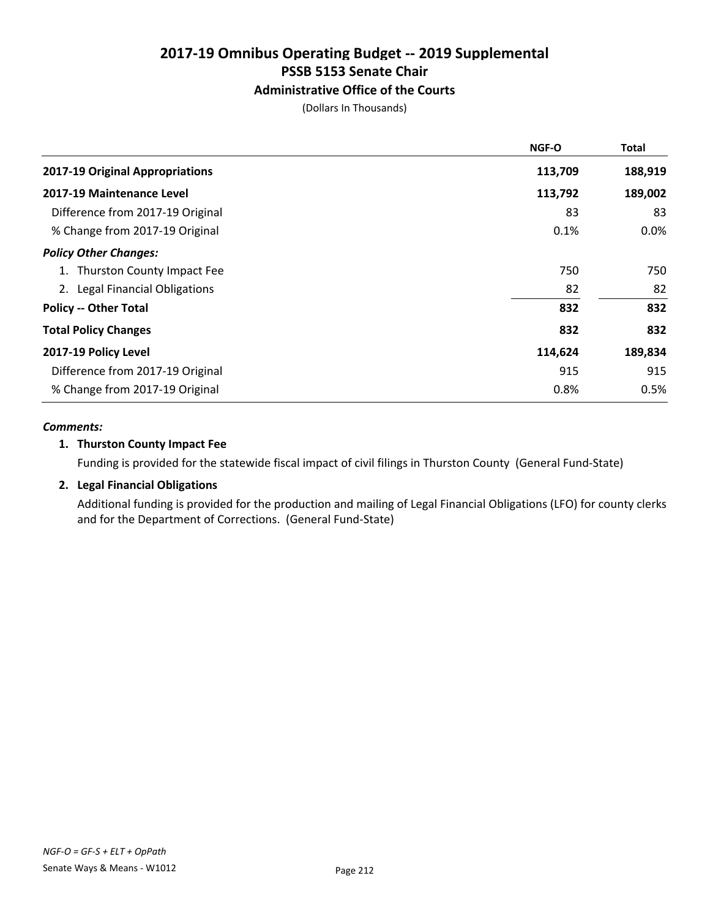# 2017-19 Omnibus Operating Budget -- 2019 Supplemental
## PSSB 5153 Senate Chair
### Administrative Office of the Courts

(Dollars In Thousands)

| | NGF-O | Total |
|---|---|---|
| **2017-19 Original Appropriations** | **113,709** | **188,919** |
| **2017-19 Maintenance Level** | **113,792** | **189,002** |
| Difference from 2017-19 Original | 83 | 83 |
| % Change from 2017-19 Original | 0.1% | 0.0% |
| ***Policy Other Changes:*** | | |
| 1. Thurston County Impact Fee | 750 | 750 |
| 2. Legal Financial Obligations | 82 | 82 |
| **Policy -- Other Total** | **832** | **832** |
| **Total Policy Changes** | **832** | **832** |
| **2017-19 Policy Level** | **114,624** | **189,834** |
| Difference from 2017-19 Original | 915 | 915 |
| % Change from 2017-19 Original | 0.8% | 0.5% |

***Comments:***

**1. Thurston County Impact Fee**

Funding is provided for the statewide fiscal impact of civil filings in Thurston County (General Fund-State)

**2. Legal Financial Obligations**

Additional funding is provided for the production and mailing of Legal Financial Obligations (LFO) for county clerks and for the Department of Corrections. (General Fund-State)

*NGF-O = GF-S + ELT + OpPath*

Senate Ways & Means - W1012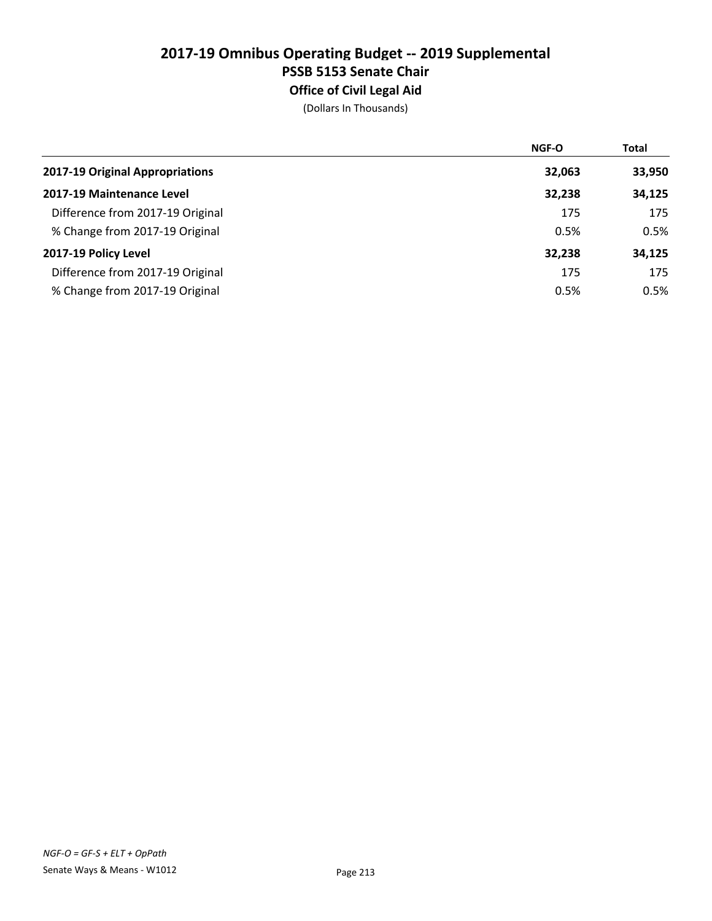# 2017-19 Omnibus Operating Budget -- 2019 Supplemental

## PSSB 5153 Senate Chair

### Office of Civil Legal Aid

(Dollars In Thousands)

| | NGF-O | Total |
|---|---|---|
| **2017-19 Original Appropriations** | **32,063** | **33,950** |
| **2017-19 Maintenance Level** | **32,238** | **34,125** |
| Difference from 2017-19 Original | 175 | 175 |
| % Change from 2017-19 Original | 0.5% | 0.5% |
| **2017-19 Policy Level** | **32,238** | **34,125** |
| Difference from 2017-19 Original | 175 | 175 |
| % Change from 2017-19 Original | 0.5% | 0.5% |

*NGF-O = GF-S + ELT + OpPath*

Senate Ways & Means - W1012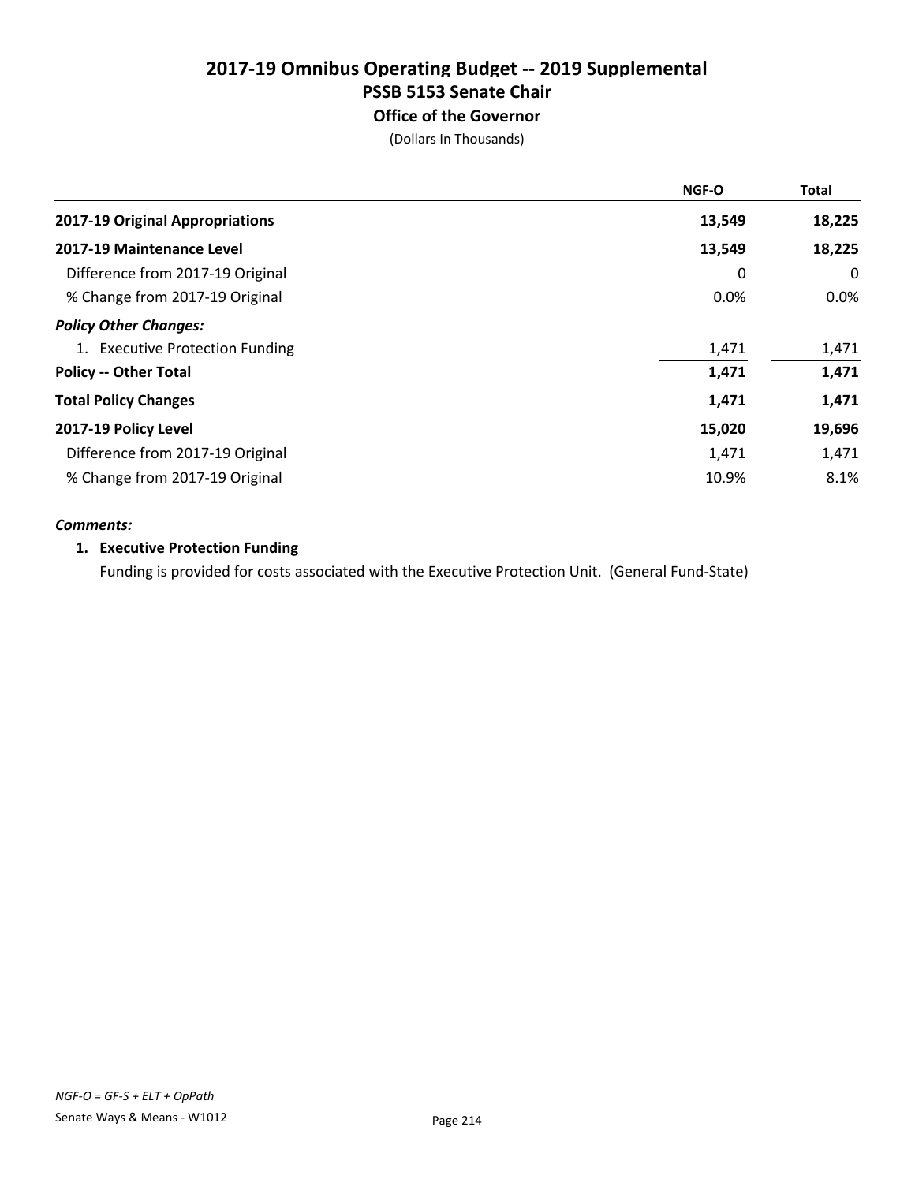# 2017-19 Omnibus Operating Budget -- 2019 Supplemental
## PSSB 5153 Senate Chair
### Office of the Governor

(Dollars In Thousands)

| | NGF-O | Total |
|---|---|---|
| **2017-19 Original Appropriations** | **13,549** | **18,225** |
| **2017-19 Maintenance Level** | **13,549** | **18,225** |
| Difference from 2017-19 Original | 0 | 0 |
| % Change from 2017-19 Original | 0.0% | 0.0% |
| ***Policy Other Changes:*** | | |
| 1. Executive Protection Funding | 1,471 | 1,471 |
| **Policy -- Other Total** | **1,471** | **1,471** |
| **Total Policy Changes** | **1,471** | **1,471** |
| **2017-19 Policy Level** | **15,020** | **19,696** |
| Difference from 2017-19 Original | 1,471 | 1,471 |
| % Change from 2017-19 Original | 10.9% | 8.1% |

***Comments:***

**1. Executive Protection Funding**

Funding is provided for costs associated with the Executive Protection Unit. (General Fund-State)

*NGF-O = GF-S + ELT + OpPath*

Senate Ways & Means - W1012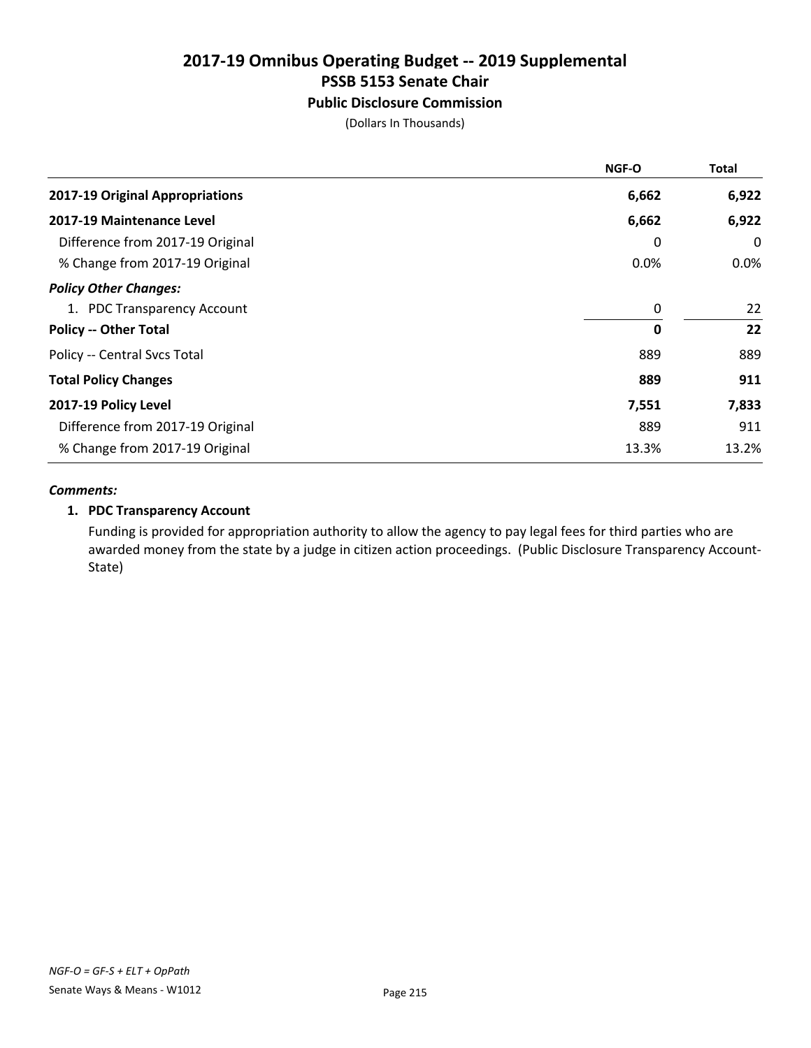# 2017-19 Omnibus Operating Budget -- 2019 Supplemental
## PSSB 5153 Senate Chair
### Public Disclosure Commission

(Dollars In Thousands)

| | NGF-O | Total |
|---|---|---|
| **2017-19 Original Appropriations** | **6,662** | **6,922** |
| **2017-19 Maintenance Level** | **6,662** | **6,922** |
| Difference from 2017-19 Original | 0 | 0 |
| % Change from 2017-19 Original | 0.0% | 0.0% |
| ***Policy Other Changes:*** | | |
| 1. PDC Transparency Account | 0 | 22 |
| **Policy -- Other Total** | **0** | **22** |
| Policy -- Central Svcs Total | 889 | 889 |
| **Total Policy Changes** | **889** | **911** |
| **2017-19 Policy Level** | **7,551** | **7,833** |
| Difference from 2017-19 Original | 889 | 911 |
| % Change from 2017-19 Original | 13.3% | 13.2% |

***Comments:***

**1. PDC Transparency Account**

Funding is provided for appropriation authority to allow the agency to pay legal fees for third parties who are awarded money from the state by a judge in citizen action proceedings. (Public Disclosure Transparency Account-State)

*NGF-O = GF-S + ELT + OpPath*

Senate Ways & Means - W1012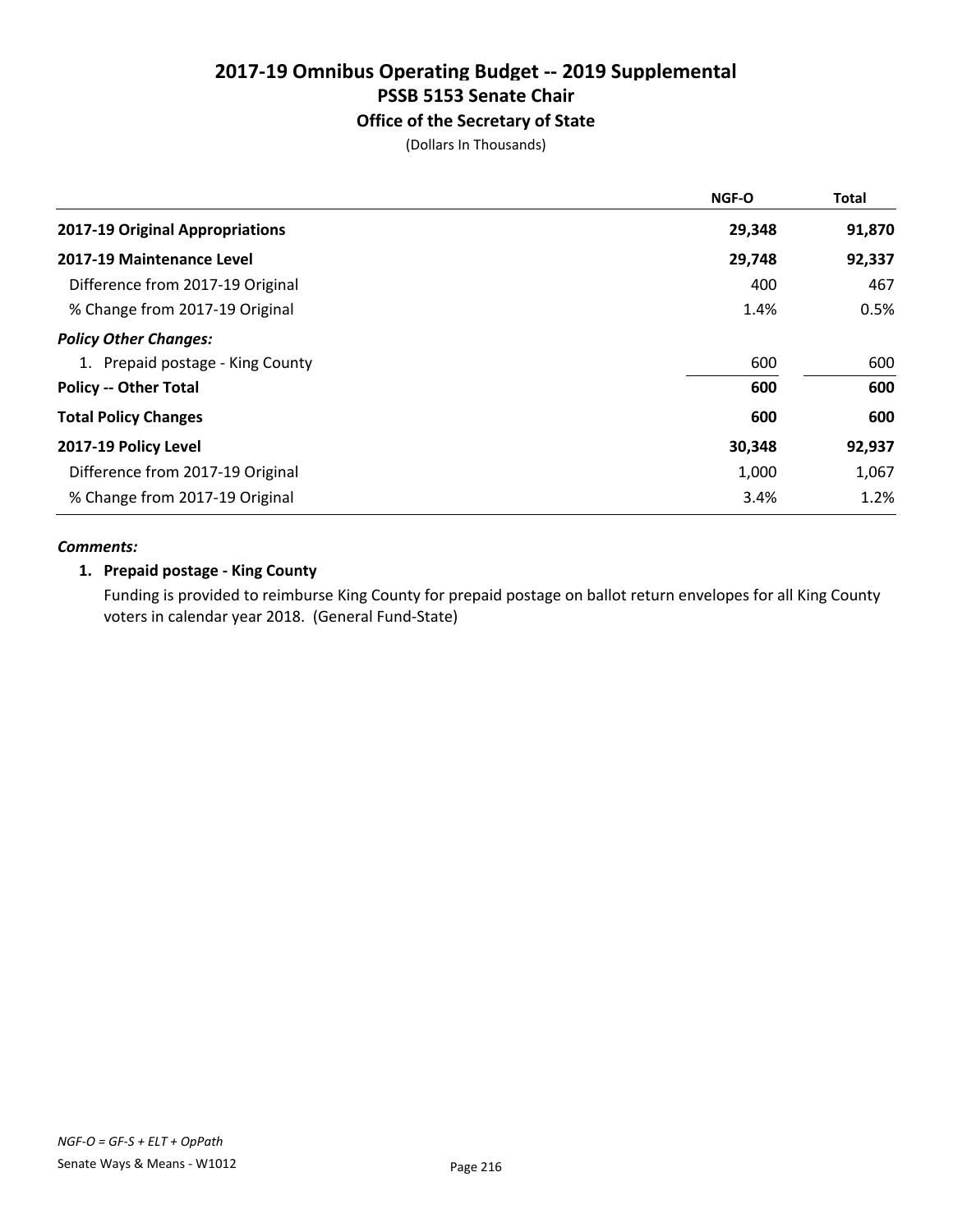# 2017-19 Omnibus Operating Budget -- 2019 Supplemental
## PSSB 5153 Senate Chair
### Office of the Secretary of State

(Dollars In Thousands)

| | NGF-O | Total |
|---|---|---|
| **2017-19 Original Appropriations** | **29,348** | **91,870** |
| **2017-19 Maintenance Level** | **29,748** | **92,337** |
| Difference from 2017-19 Original | 400 | 467 |
| % Change from 2017-19 Original | 1.4% | 0.5% |
| ***Policy Other Changes:*** | | |
| 1. Prepaid postage - King County | 600 | 600 |
| **Policy -- Other Total** | **600** | **600** |
| **Total Policy Changes** | **600** | **600** |
| **2017-19 Policy Level** | **30,348** | **92,937** |
| Difference from 2017-19 Original | 1,000 | 1,067 |
| % Change from 2017-19 Original | 3.4% | 1.2% |

***Comments:***

1. **Prepaid postage - King County**

   Funding is provided to reimburse King County for prepaid postage on ballot return envelopes for all King County voters in calendar year 2018. (General Fund-State)

*NGF-O = GF-S + ELT + OpPath*

Senate Ways & Means - W1012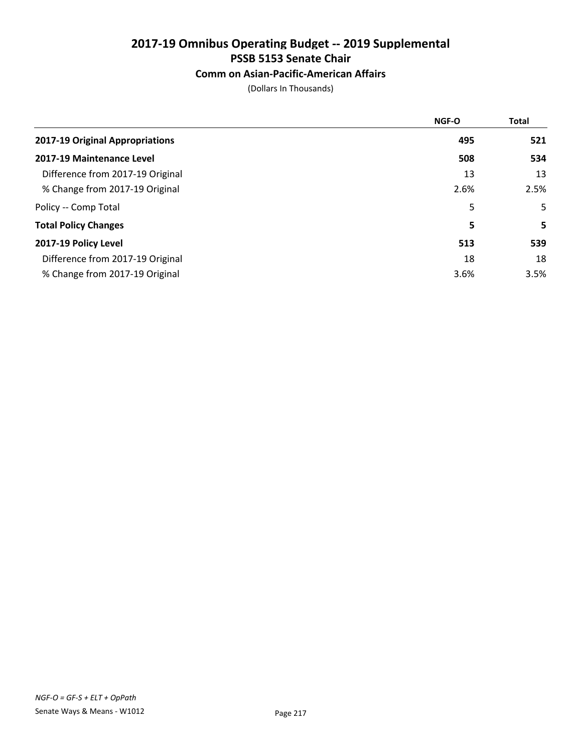# 2017-19 Omnibus Operating Budget -- 2019 Supplemental
## PSSB 5153 Senate Chair
### Comm on Asian-Pacific-American Affairs

(Dollars In Thousands)

| | NGF-O | Total |
|---|---|---|
| **2017-19 Original Appropriations** | **495** | **521** |
| **2017-19 Maintenance Level** | **508** | **534** |
| Difference from 2017-19 Original | 13 | 13 |
| % Change from 2017-19 Original | 2.6% | 2.5% |
| Policy -- Comp Total | 5 | 5 |
| **Total Policy Changes** | **5** | **5** |
| **2017-19 Policy Level** | **513** | **539** |
| Difference from 2017-19 Original | 18 | 18 |
| % Change from 2017-19 Original | 3.6% | 3.5% |

*NGF-O = GF-S + ELT + OpPath*

Senate Ways & Means - W1012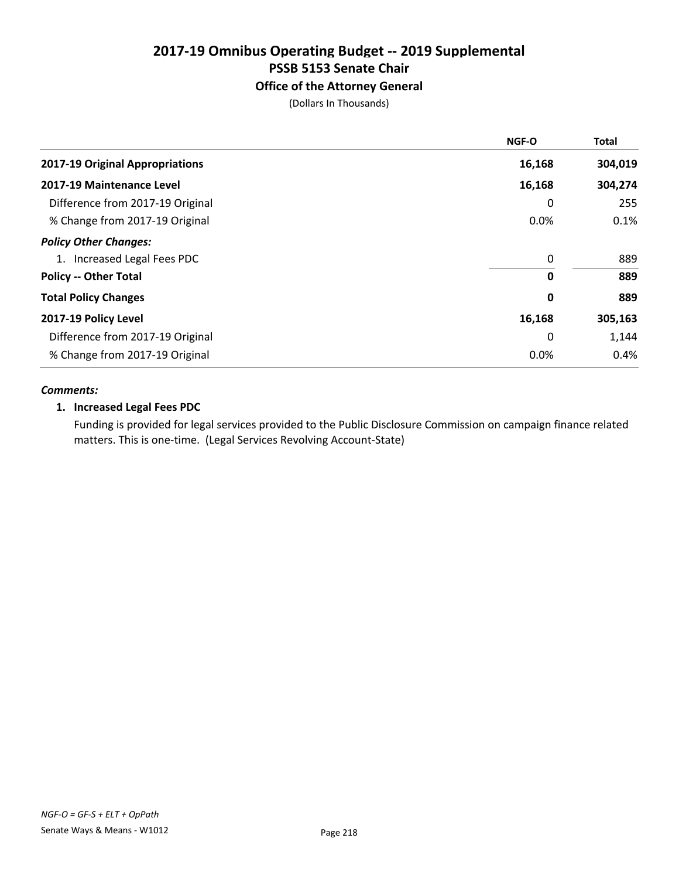# 2017-19 Omnibus Operating Budget -- 2019 Supplemental
## PSSB 5153 Senate Chair
### Office of the Attorney General
(Dollars In Thousands)

| | NGF-O | Total |
|---|---|---|
| **2017-19 Original Appropriations** | **16,168** | **304,019** |
| **2017-19 Maintenance Level** | **16,168** | **304,274** |
| Difference from 2017-19 Original | 0 | 255 |
| % Change from 2017-19 Original | 0.0% | 0.1% |
| ***Policy Other Changes:*** | | |
| 1. Increased Legal Fees PDC | 0 | 889 |
| **Policy -- Other Total** | **0** | **889** |
| **Total Policy Changes** | **0** | **889** |
| **2017-19 Policy Level** | **16,168** | **305,163** |
| Difference from 2017-19 Original | 0 | 1,144 |
| % Change from 2017-19 Original | 0.0% | 0.4% |

***Comments:***

**1. Increased Legal Fees PDC**

Funding is provided for legal services provided to the Public Disclosure Commission on campaign finance related matters. This is one-time. (Legal Services Revolving Account-State)

*NGF-O = GF-S + ELT + OpPath*

Senate Ways & Means - W1012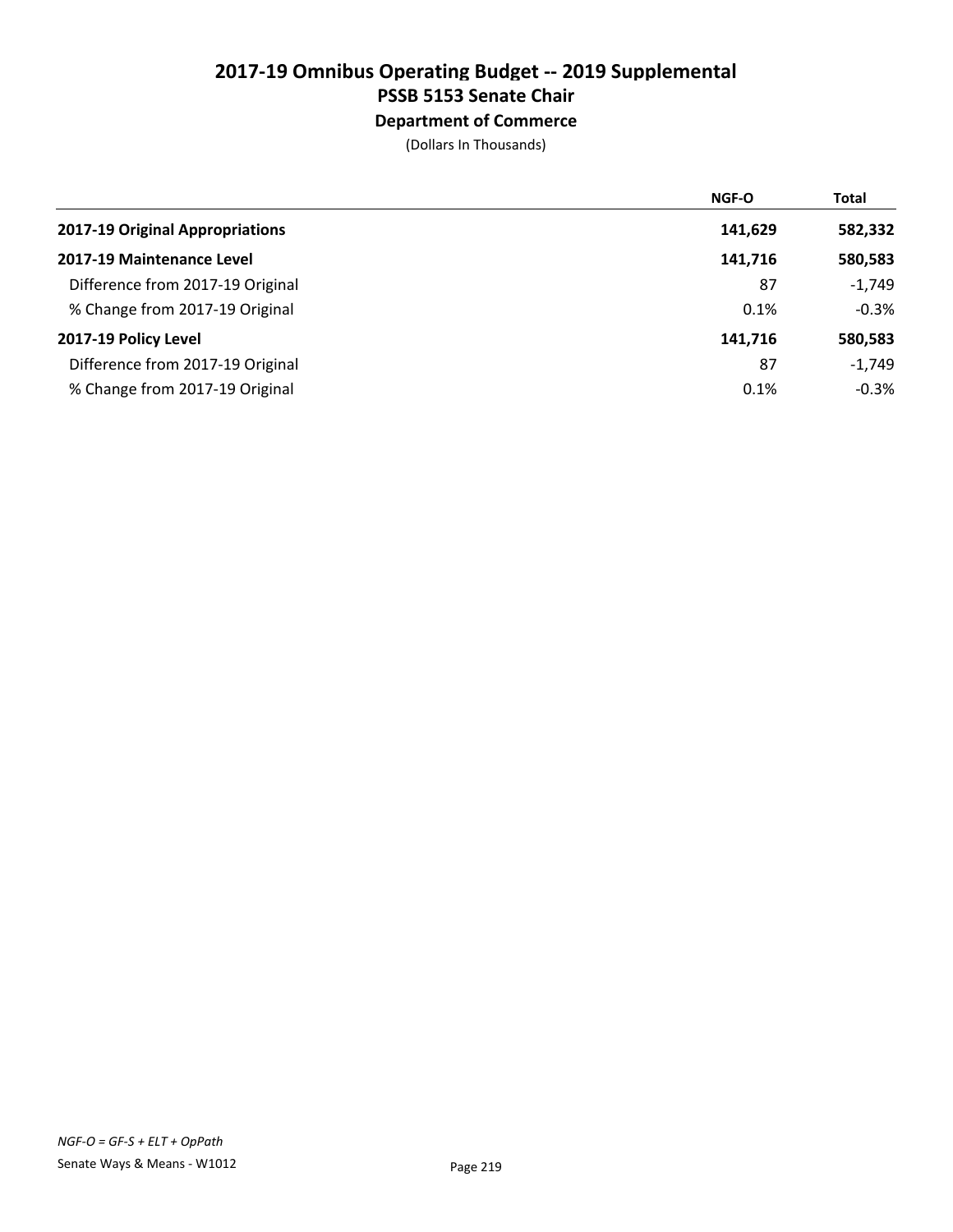# 2017-19 Omnibus Operating Budget -- 2019 Supplemental

## PSSB 5153 Senate Chair

### Department of Commerce

(Dollars In Thousands)

| | NGF-O | Total |
|---|---|---|
| **2017-19 Original Appropriations** | **141,629** | **582,332** |
| **2017-19 Maintenance Level** | **141,716** | **580,583** |
| Difference from 2017-19 Original | 87 | -1,749 |
| % Change from 2017-19 Original | 0.1% | -0.3% |
| **2017-19 Policy Level** | **141,716** | **580,583** |
| Difference from 2017-19 Original | 87 | -1,749 |
| % Change from 2017-19 Original | 0.1% | -0.3% |

*NGF-O = GF-S + ELT + OpPath*

Senate Ways & Means - W1012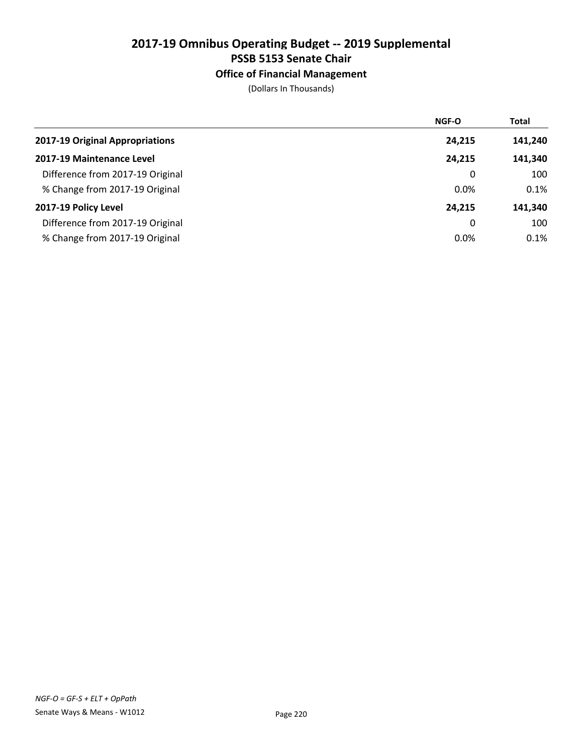# 2017-19 Omnibus Operating Budget -- 2019 Supplemental
## PSSB 5153 Senate Chair
### Office of Financial Management

(Dollars In Thousands)

| | NGF-O | Total |
|---|---|---|
| **2017-19 Original Appropriations** | **24,215** | **141,240** |
| **2017-19 Maintenance Level** | **24,215** | **141,340** |
| Difference from 2017-19 Original | 0 | 100 |
| % Change from 2017-19 Original | 0.0% | 0.1% |
| **2017-19 Policy Level** | **24,215** | **141,340** |
| Difference from 2017-19 Original | 0 | 100 |
| % Change from 2017-19 Original | 0.0% | 0.1% |

*NGF-O = GF-S + ELT + OpPath*

Senate Ways & Means - W1012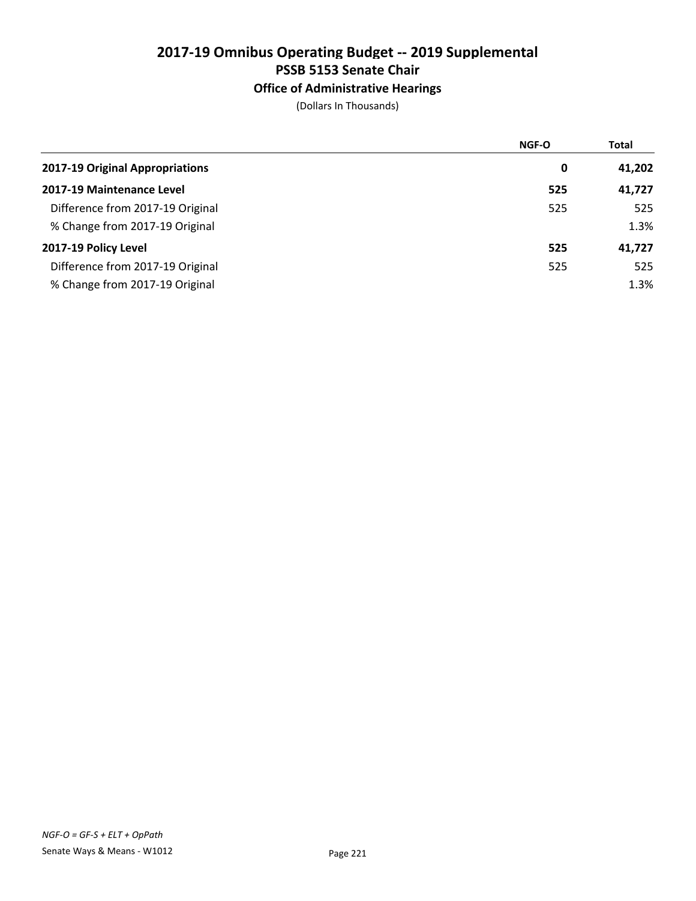# 2017-19 Omnibus Operating Budget -- 2019 Supplemental
## PSSB 5153 Senate Chair
### Office of Administrative Hearings

(Dollars In Thousands)

| | NGF-O | Total |
|---|---|---|
| **2017-19 Original Appropriations** | **0** | **41,202** |
| **2017-19 Maintenance Level** | **525** | **41,727** |
| Difference from 2017-19 Original | 525 | 525 |
| % Change from 2017-19 Original | | 1.3% |
| **2017-19 Policy Level** | **525** | **41,727** |
| Difference from 2017-19 Original | 525 | 525 |
| % Change from 2017-19 Original | | 1.3% |

*NGF-O = GF-S + ELT + OpPath*

Senate Ways & Means - W1012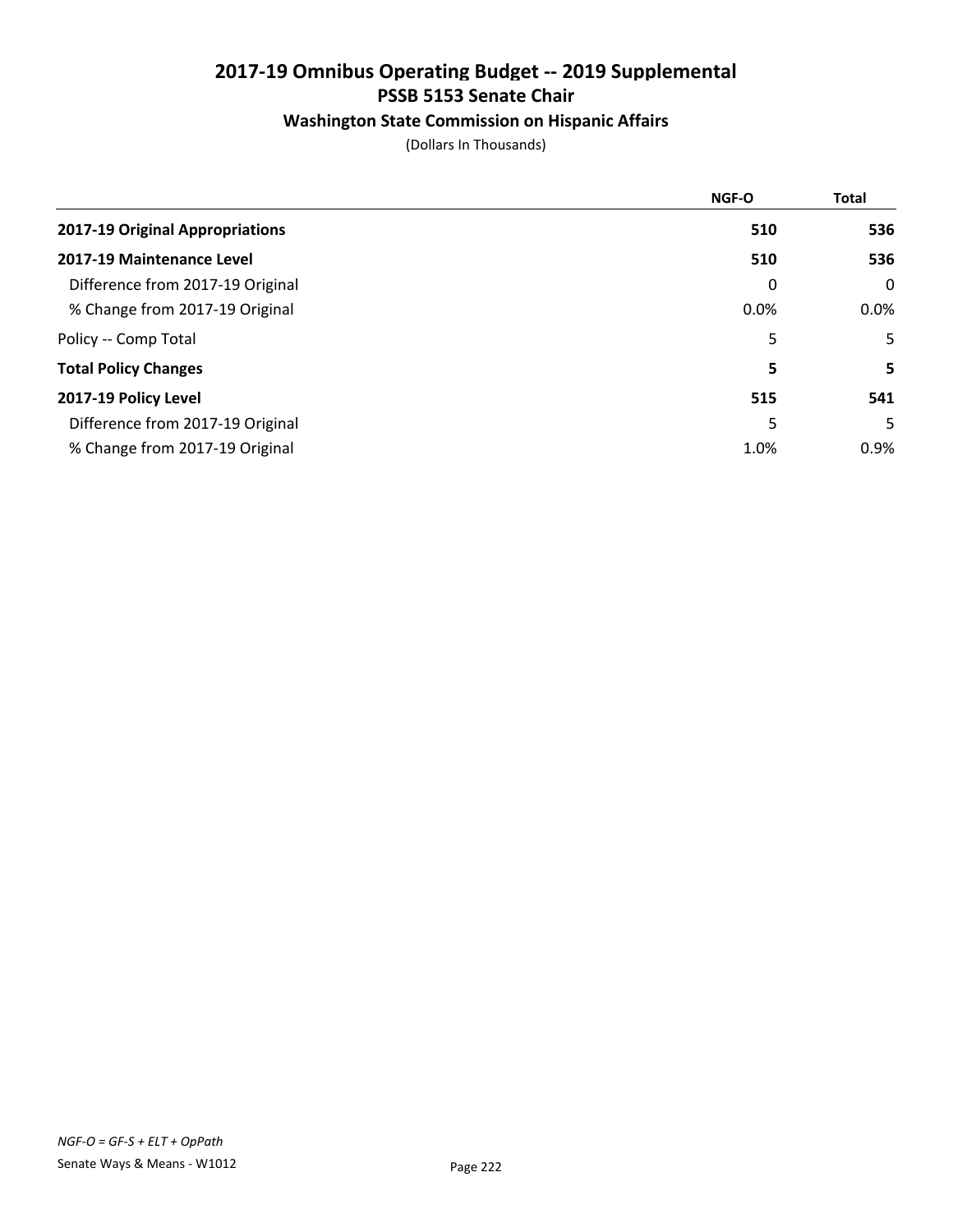# 2017-19 Omnibus Operating Budget -- 2019 Supplemental
## PSSB 5153 Senate Chair
### Washington State Commission on Hispanic Affairs

(Dollars In Thousands)

| | NGF-O | Total |
|---|---|---|
| **2017-19 Original Appropriations** | **510** | **536** |
| **2017-19 Maintenance Level** | **510** | **536** |
| Difference from 2017-19 Original | 0 | 0 |
| % Change from 2017-19 Original | 0.0% | 0.0% |
| Policy -- Comp Total | 5 | 5 |
| **Total Policy Changes** | **5** | **5** |
| **2017-19 Policy Level** | **515** | **541** |
| Difference from 2017-19 Original | 5 | 5 |
| % Change from 2017-19 Original | 1.0% | 0.9% |

*NGF-O = GF-S + ELT + OpPath*

Senate Ways & Means - W1012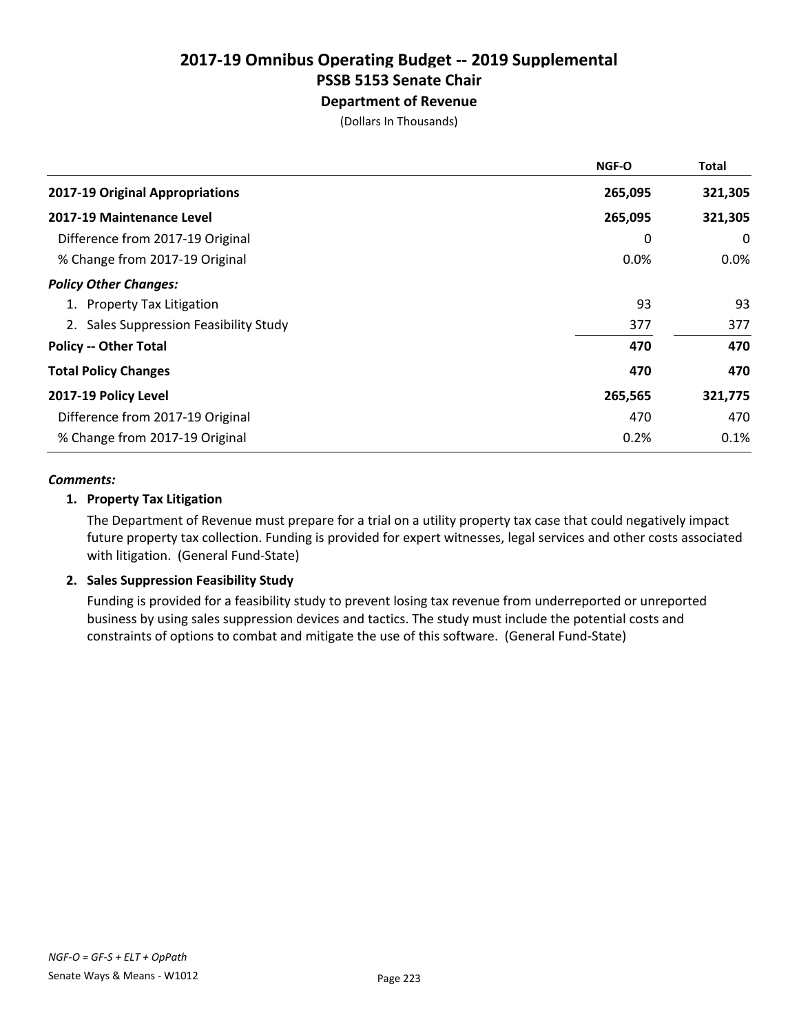# 2017-19 Omnibus Operating Budget -- 2019 Supplemental
## PSSB 5153 Senate Chair
### Department of Revenue
(Dollars In Thousands)

| | NGF-O | Total |
|---|---|---|
| **2017-19 Original Appropriations** | **265,095** | **321,305** |
| **2017-19 Maintenance Level** | **265,095** | **321,305** |
| Difference from 2017-19 Original | 0 | 0 |
| % Change from 2017-19 Original | 0.0% | 0.0% |
| ***Policy Other Changes:*** | | |
| 1. Property Tax Litigation | 93 | 93 |
| 2. Sales Suppression Feasibility Study | 377 | 377 |
| **Policy -- Other Total** | **470** | **470** |
| **Total Policy Changes** | **470** | **470** |
| **2017-19 Policy Level** | **265,565** | **321,775** |
| Difference from 2017-19 Original | 470 | 470 |
| % Change from 2017-19 Original | 0.2% | 0.1% |

***Comments:***

**1. Property Tax Litigation**

The Department of Revenue must prepare for a trial on a utility property tax case that could negatively impact future property tax collection. Funding is provided for expert witnesses, legal services and other costs associated with litigation. (General Fund-State)

**2. Sales Suppression Feasibility Study**

Funding is provided for a feasibility study to prevent losing tax revenue from underreported or unreported business by using sales suppression devices and tactics. The study must include the potential costs and constraints of options to combat and mitigate the use of this software. (General Fund-State)

*NGF-O = GF-S + ELT + OpPath*

Senate Ways & Means - W1012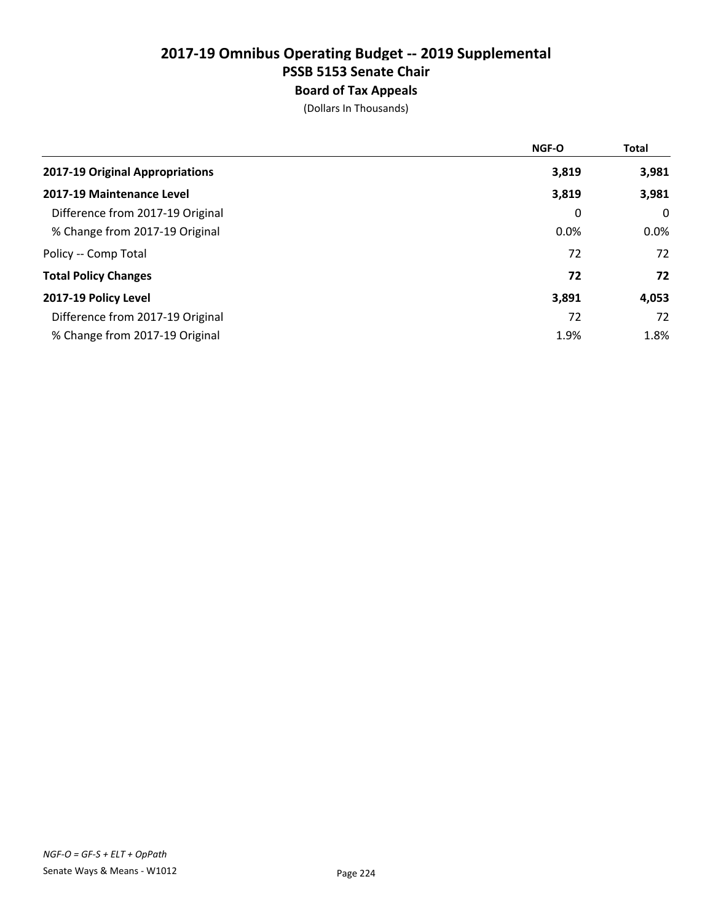# 2017-19 Omnibus Operating Budget -- 2019 Supplemental
## PSSB 5153 Senate Chair
### Board of Tax Appeals

(Dollars In Thousands)

| | NGF-O | Total |
|---|---|---|
| **2017-19 Original Appropriations** | **3,819** | **3,981** |
| **2017-19 Maintenance Level** | **3,819** | **3,981** |
| Difference from 2017-19 Original | 0 | 0 |
| % Change from 2017-19 Original | 0.0% | 0.0% |
| Policy -- Comp Total | 72 | 72 |
| **Total Policy Changes** | **72** | **72** |
| **2017-19 Policy Level** | **3,891** | **4,053** |
| Difference from 2017-19 Original | 72 | 72 |
| % Change from 2017-19 Original | 1.9% | 1.8% |

*NGF-O = GF-S + ELT + OpPath*

Senate Ways & Means - W1012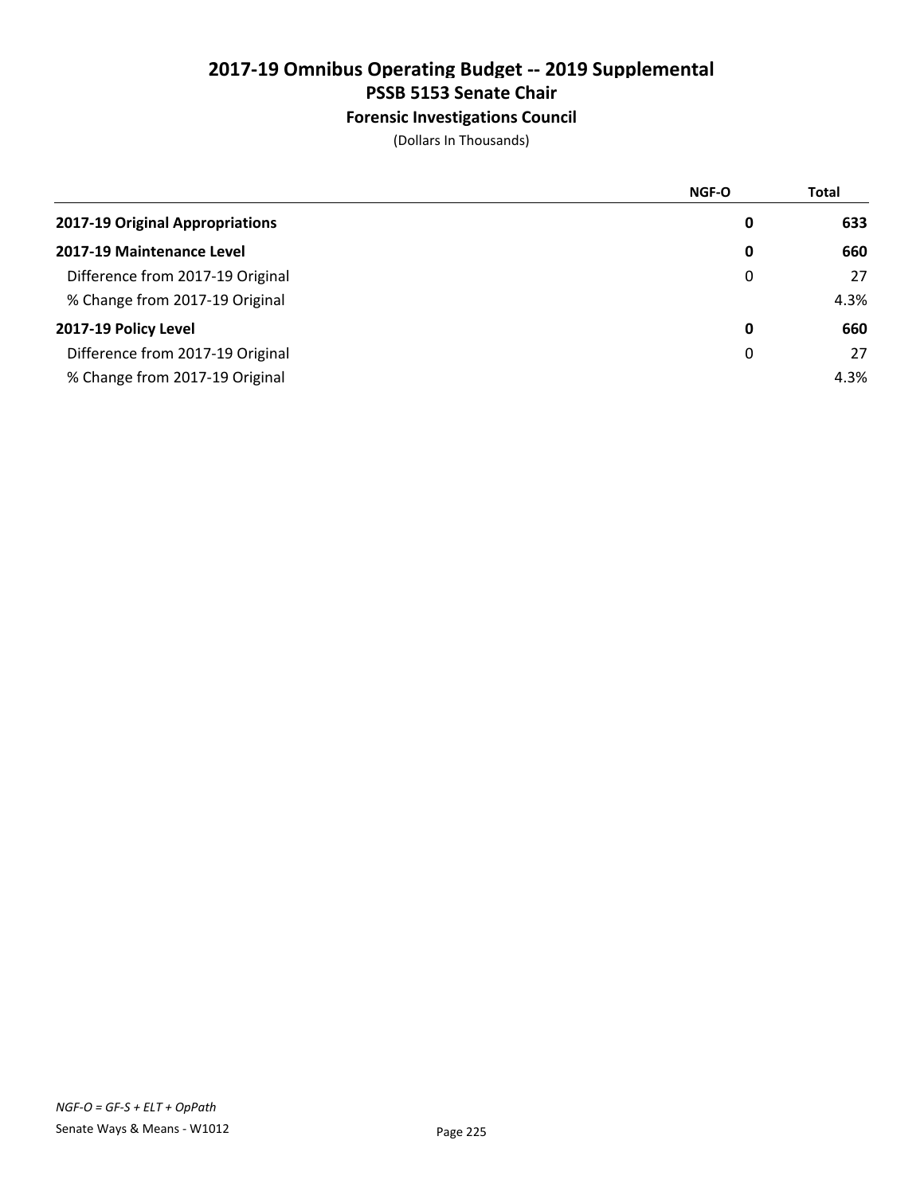# 2017-19 Omnibus Operating Budget -- 2019 Supplemental
## PSSB 5153 Senate Chair
### Forensic Investigations Council

(Dollars In Thousands)

| | NGF-O | Total |
|---|---|---|
| **2017-19 Original Appropriations** | **0** | **633** |
| **2017-19 Maintenance Level** | **0** | **660** |
| Difference from 2017-19 Original | 0 | 27 |
| % Change from 2017-19 Original | | 4.3% |
| **2017-19 Policy Level** | **0** | **660** |
| Difference from 2017-19 Original | 0 | 27 |
| % Change from 2017-19 Original | | 4.3% |

*NGF-O = GF-S + ELT + OpPath*

Senate Ways & Means - W1012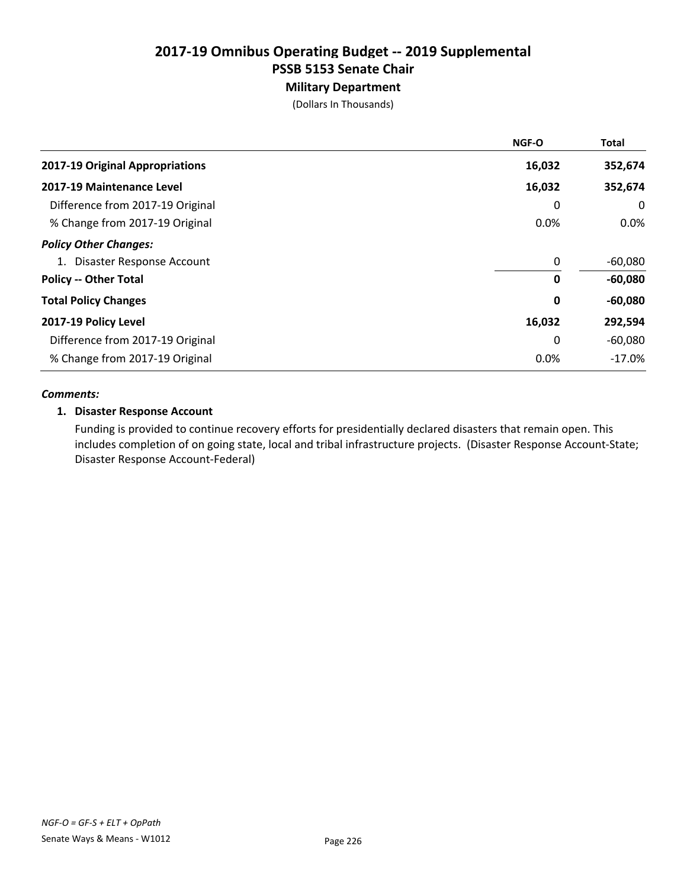# 2017-19 Omnibus Operating Budget -- 2019 Supplemental

## PSSB 5153 Senate Chair

### Military Department

(Dollars In Thousands)

| | NGF-O | Total |
|---|---|---|
| **2017-19 Original Appropriations** | **16,032** | **352,674** |
| **2017-19 Maintenance Level** | **16,032** | **352,674** |
| Difference from 2017-19 Original | 0 | 0 |
| % Change from 2017-19 Original | 0.0% | 0.0% |
| ***Policy Other Changes:*** | | |
| 1. Disaster Response Account | 0 | -60,080 |
| **Policy -- Other Total** | **0** | **-60,080** |
| **Total Policy Changes** | **0** | **-60,080** |
| **2017-19 Policy Level** | **16,032** | **292,594** |
| Difference from 2017-19 Original | 0 | -60,080 |
| % Change from 2017-19 Original | 0.0% | -17.0% |

***Comments:***

**1. Disaster Response Account**

Funding is provided to continue recovery efforts for presidentially declared disasters that remain open. This includes completion of on going state, local and tribal infrastructure projects. (Disaster Response Account-State; Disaster Response Account-Federal)

*NGF-O = GF-S + ELT + OpPath*

Senate Ways & Means - W1012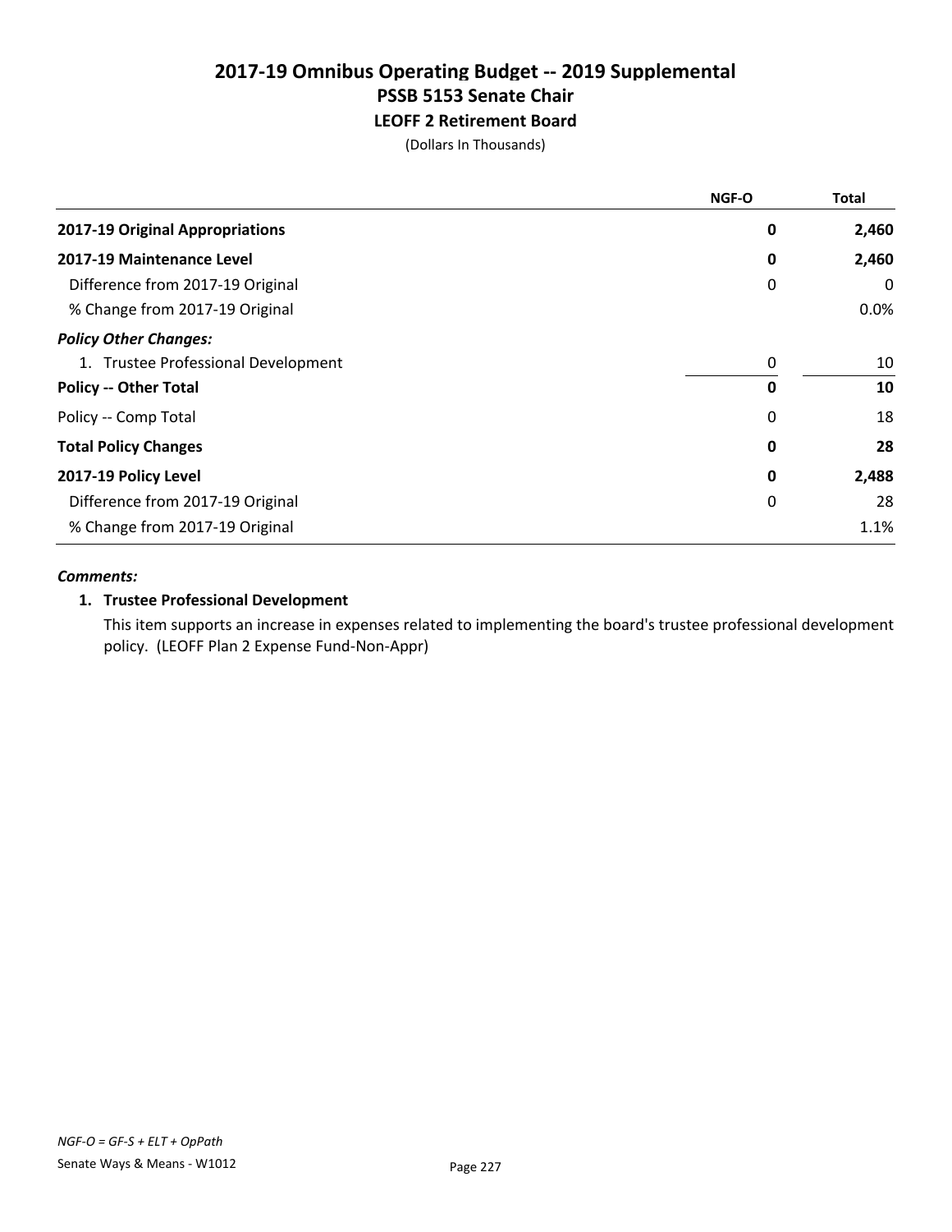# 2017-19 Omnibus Operating Budget -- 2019 Supplemental
## PSSB 5153 Senate Chair
### LEOFF 2 Retirement Board
(Dollars In Thousands)

| | NGF-O | Total |
|---|---|---|
| **2017-19 Original Appropriations** | **0** | **2,460** |
| **2017-19 Maintenance Level** | **0** | **2,460** |
| Difference from 2017-19 Original | 0 | 0 |
| % Change from 2017-19 Original | | 0.0% |
| ***Policy Other Changes:*** | | |
| 1. Trustee Professional Development | 0 | 10 |
| **Policy -- Other Total** | **0** | **10** |
| Policy -- Comp Total | 0 | 18 |
| **Total Policy Changes** | **0** | **28** |
| **2017-19 Policy Level** | **0** | **2,488** |
| Difference from 2017-19 Original | 0 | 28 |
| % Change from 2017-19 Original | | 1.1% |

***Comments:***

**1. Trustee Professional Development**

This item supports an increase in expenses related to implementing the board's trustee professional development policy. (LEOFF Plan 2 Expense Fund-Non-Appr)

*NGF-O = GF-S + ELT + OpPath*

Senate Ways & Means - W1012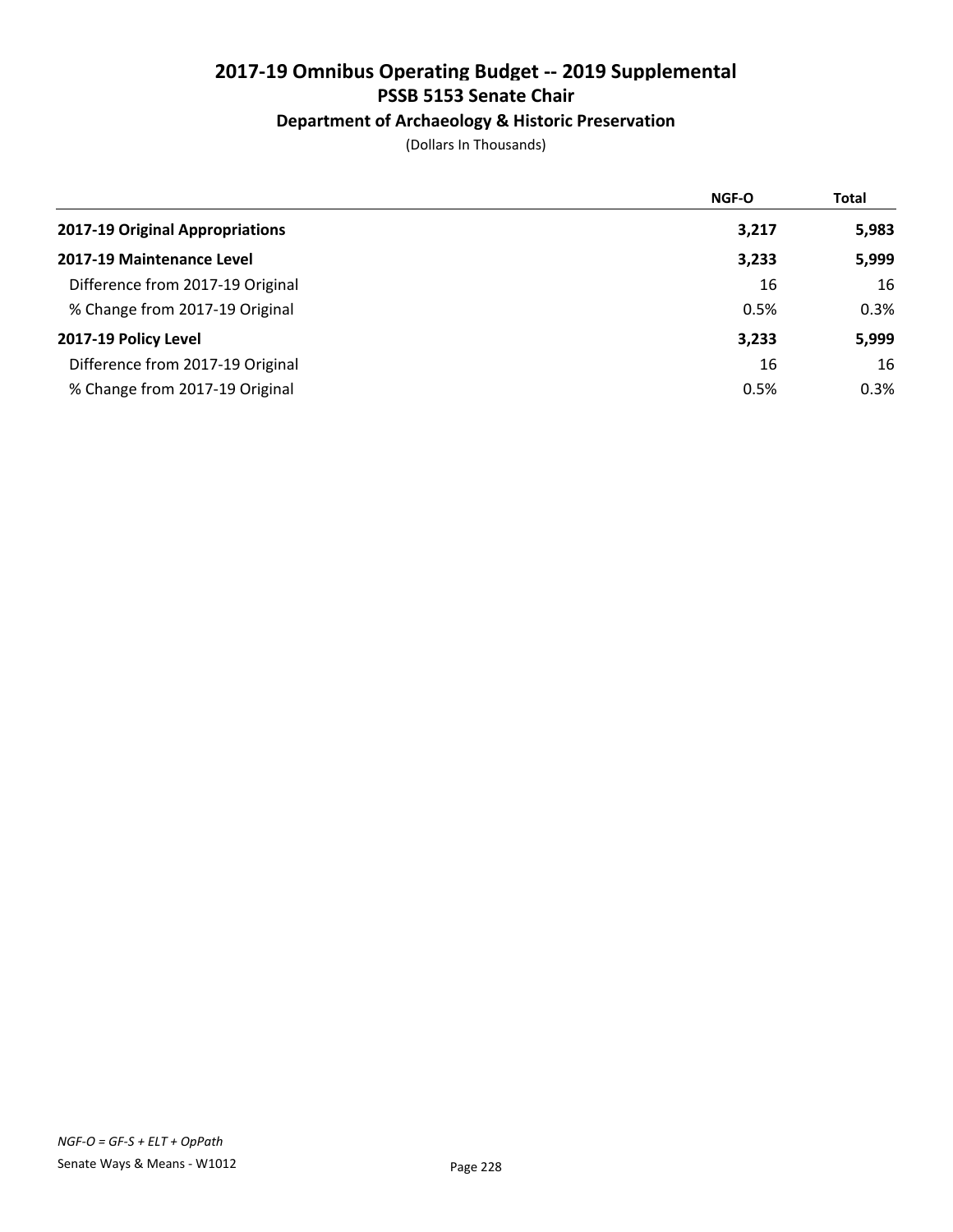# 2017-19 Omnibus Operating Budget -- 2019 Supplemental
## PSSB 5153 Senate Chair
### Department of Archaeology & Historic Preservation

(Dollars In Thousands)

| | NGF-O | Total |
|---|---|---|
| **2017-19 Original Appropriations** | **3,217** | **5,983** |
| **2017-19 Maintenance Level** | **3,233** | **5,999** |
| Difference from 2017-19 Original | 16 | 16 |
| % Change from 2017-19 Original | 0.5% | 0.3% |
| **2017-19 Policy Level** | **3,233** | **5,999** |
| Difference from 2017-19 Original | 16 | 16 |
| % Change from 2017-19 Original | 0.5% | 0.3% |

*NGF-O = GF-S + ELT + OpPath*

Senate Ways & Means - W1012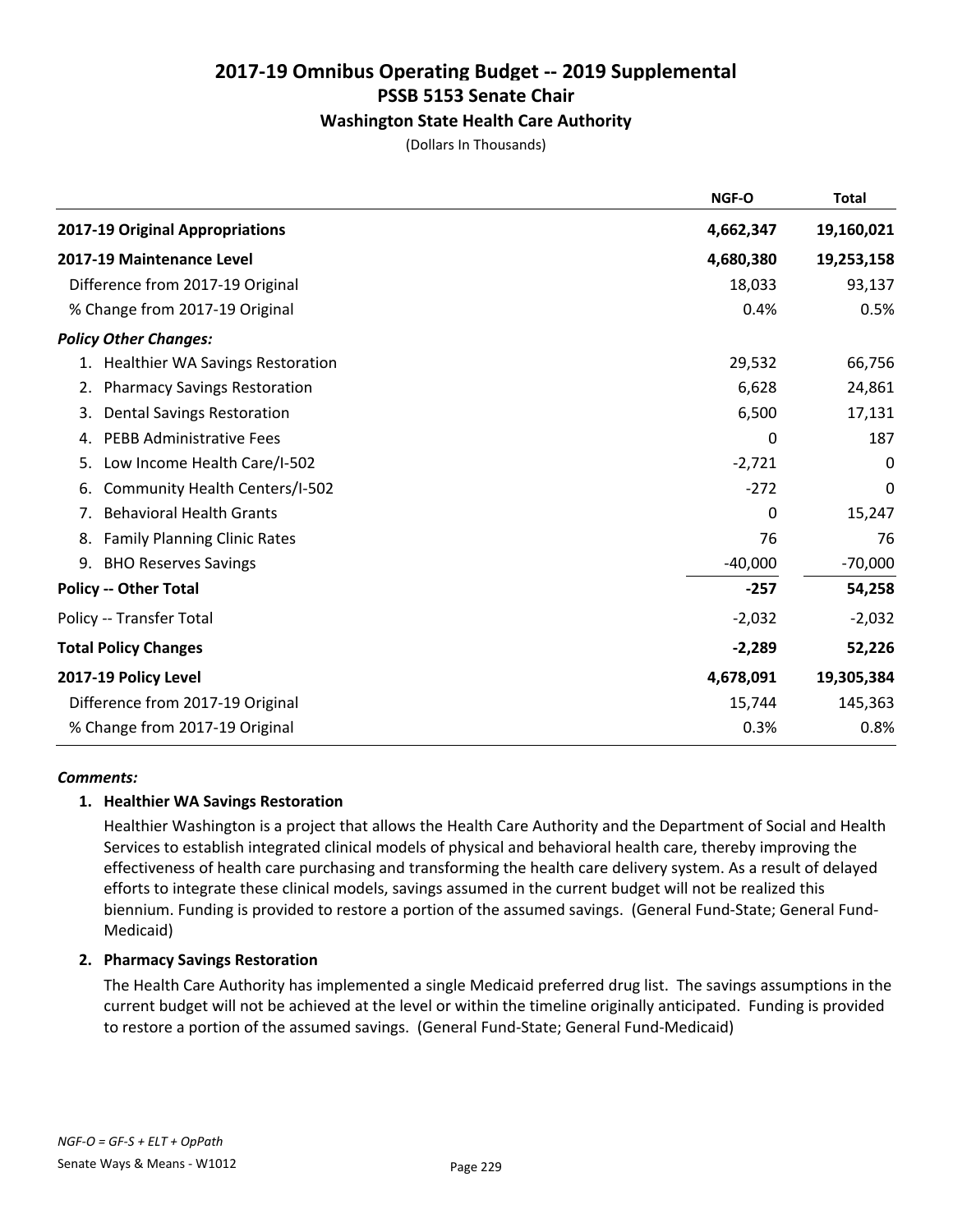# 2017-19 Omnibus Operating Budget -- 2019 Supplemental
## PSSB 5153 Senate Chair
### Washington State Health Care Authority
(Dollars In Thousands)

| | NGF-O | Total |
|---|---|---|
| **2017-19 Original Appropriations** | **4,662,347** | **19,160,021** |
| **2017-19 Maintenance Level** | **4,680,380** | **19,253,158** |
| Difference from 2017-19 Original | 18,033 | 93,137 |
| % Change from 2017-19 Original | 0.4% | 0.5% |
| ***Policy Other Changes:*** | | |
| 1. Healthier WA Savings Restoration | 29,532 | 66,756 |
| 2. Pharmacy Savings Restoration | 6,628 | 24,861 |
| 3. Dental Savings Restoration | 6,500 | 17,131 |
| 4. PEBB Administrative Fees | 0 | 187 |
| 5. Low Income Health Care/I-502 | -2,721 | 0 |
| 6. Community Health Centers/I-502 | -272 | 0 |
| 7. Behavioral Health Grants | 0 | 15,247 |
| 8. Family Planning Clinic Rates | 76 | 76 |
| 9. BHO Reserves Savings | -40,000 | -70,000 |
| **Policy -- Other Total** | **-257** | **54,258** |
| Policy -- Transfer Total | -2,032 | -2,032 |
| **Total Policy Changes** | **-2,289** | **52,226** |
| **2017-19 Policy Level** | **4,678,091** | **19,305,384** |
| Difference from 2017-19 Original | 15,744 | 145,363 |
| % Change from 2017-19 Original | 0.3% | 0.8% |

***Comments:***

**1. Healthier WA Savings Restoration**

Healthier Washington is a project that allows the Health Care Authority and the Department of Social and Health Services to establish integrated clinical models of physical and behavioral health care, thereby improving the effectiveness of health care purchasing and transforming the health care delivery system. As a result of delayed efforts to integrate these clinical models, savings assumed in the current budget will not be realized this biennium. Funding is provided to restore a portion of the assumed savings. (General Fund-State; General Fund-Medicaid)

**2. Pharmacy Savings Restoration**

The Health Care Authority has implemented a single Medicaid preferred drug list. The savings assumptions in the current budget will not be achieved at the level or within the timeline originally anticipated. Funding is provided to restore a portion of the assumed savings. (General Fund-State; General Fund-Medicaid)

*NGF-O = GF-S + ELT + OpPath*

Senate Ways & Means - W1012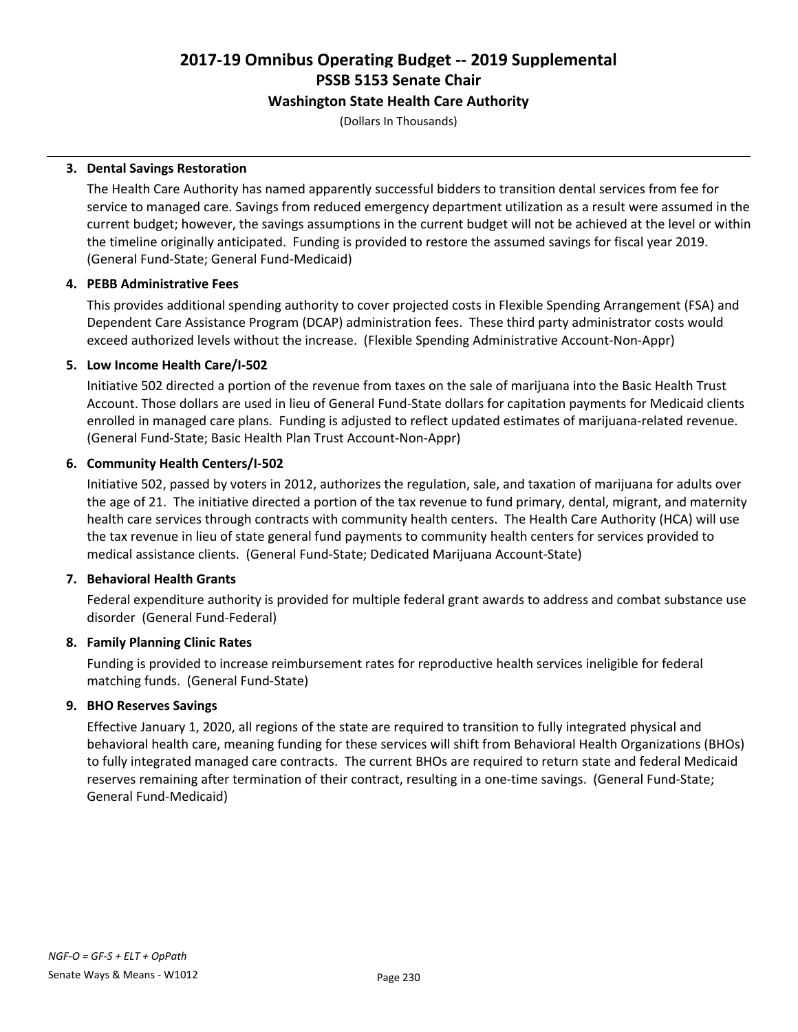**3. Dental Savings Restoration**

The Health Care Authority has named apparently successful bidders to transition dental services from fee for service to managed care. Savings from reduced emergency department utilization as a result were assumed in the current budget; however, the savings assumptions in the current budget will not be achieved at the level or within the timeline originally anticipated. Funding is provided to restore the assumed savings for fiscal year 2019. (General Fund-State; General Fund-Medicaid)

**4. PEBB Administrative Fees**

This provides additional spending authority to cover projected costs in Flexible Spending Arrangement (FSA) and Dependent Care Assistance Program (DCAP) administration fees. These third party administrator costs would exceed authorized levels without the increase. (Flexible Spending Administrative Account-Non-Appr)

**5. Low Income Health Care/I-502**

Initiative 502 directed a portion of the revenue from taxes on the sale of marijuana into the Basic Health Trust Account. Those dollars are used in lieu of General Fund-State dollars for capitation payments for Medicaid clients enrolled in managed care plans. Funding is adjusted to reflect updated estimates of marijuana-related revenue. (General Fund-State; Basic Health Plan Trust Account-Non-Appr)

**6. Community Health Centers/I-502**

Initiative 502, passed by voters in 2012, authorizes the regulation, sale, and taxation of marijuana for adults over the age of 21. The initiative directed a portion of the tax revenue to fund primary, dental, migrant, and maternity health care services through contracts with community health centers. The Health Care Authority (HCA) will use the tax revenue in lieu of state general fund payments to community health centers for services provided to medical assistance clients. (General Fund-State; Dedicated Marijuana Account-State)

**7. Behavioral Health Grants**

Federal expenditure authority is provided for multiple federal grant awards to address and combat substance use disorder (General Fund-Federal)

**8. Family Planning Clinic Rates**

Funding is provided to increase reimbursement rates for reproductive health services ineligible for federal matching funds. (General Fund-State)

**9. BHO Reserves Savings**

Effective January 1, 2020, all regions of the state are required to transition to fully integrated physical and behavioral health care, meaning funding for these services will shift from Behavioral Health Organizations (BHOs) to fully integrated managed care contracts. The current BHOs are required to return state and federal Medicaid reserves remaining after termination of their contract, resulting in a one-time savings. (General Fund-State; General Fund-Medicaid)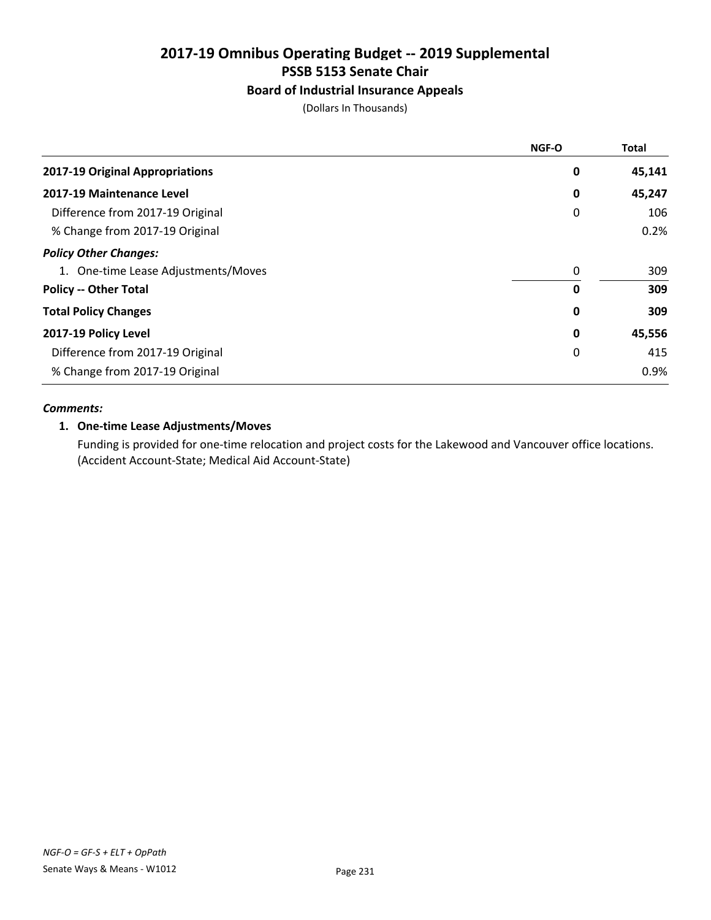# 2017-19 Omnibus Operating Budget -- 2019 Supplemental
## PSSB 5153 Senate Chair
### Board of Industrial Insurance Appeals

(Dollars In Thousands)

| | NGF-O | Total |
|---|---|---|
| **2017-19 Original Appropriations** | **0** | **45,141** |
| **2017-19 Maintenance Level** | **0** | **45,247** |
| Difference from 2017-19 Original | 0 | 106 |
| % Change from 2017-19 Original | | 0.2% |
| ***Policy Other Changes:*** | | |
| 1. One-time Lease Adjustments/Moves | 0 | 309 |
| **Policy -- Other Total** | **0** | **309** |
| **Total Policy Changes** | **0** | **309** |
| **2017-19 Policy Level** | **0** | **45,556** |
| Difference from 2017-19 Original | 0 | 415 |
| % Change from 2017-19 Original | | 0.9% |

***Comments:***

**1. One-time Lease Adjustments/Moves**

Funding is provided for one-time relocation and project costs for the Lakewood and Vancouver office locations. (Accident Account-State; Medical Aid Account-State)

*NGF-O = GF-S + ELT + OpPath*

Senate Ways & Means - W1012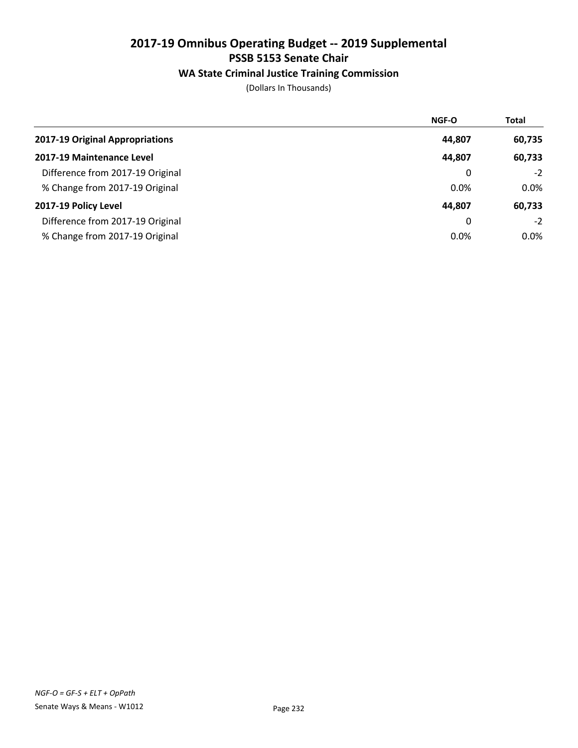# 2017-19 Omnibus Operating Budget -- 2019 Supplemental
## PSSB 5153 Senate Chair
### WA State Criminal Justice Training Commission

(Dollars In Thousands)

| | NGF-O | Total |
|---|---|---|
| **2017-19 Original Appropriations** | **44,807** | **60,735** |
| **2017-19 Maintenance Level** | **44,807** | **60,733** |
| Difference from 2017-19 Original | 0 | -2 |
| % Change from 2017-19 Original | 0.0% | 0.0% |
| **2017-19 Policy Level** | **44,807** | **60,733** |
| Difference from 2017-19 Original | 0 | -2 |
| % Change from 2017-19 Original | 0.0% | 0.0% |

*NGF-O = GF-S + ELT + OpPath*

Senate Ways & Means - W1012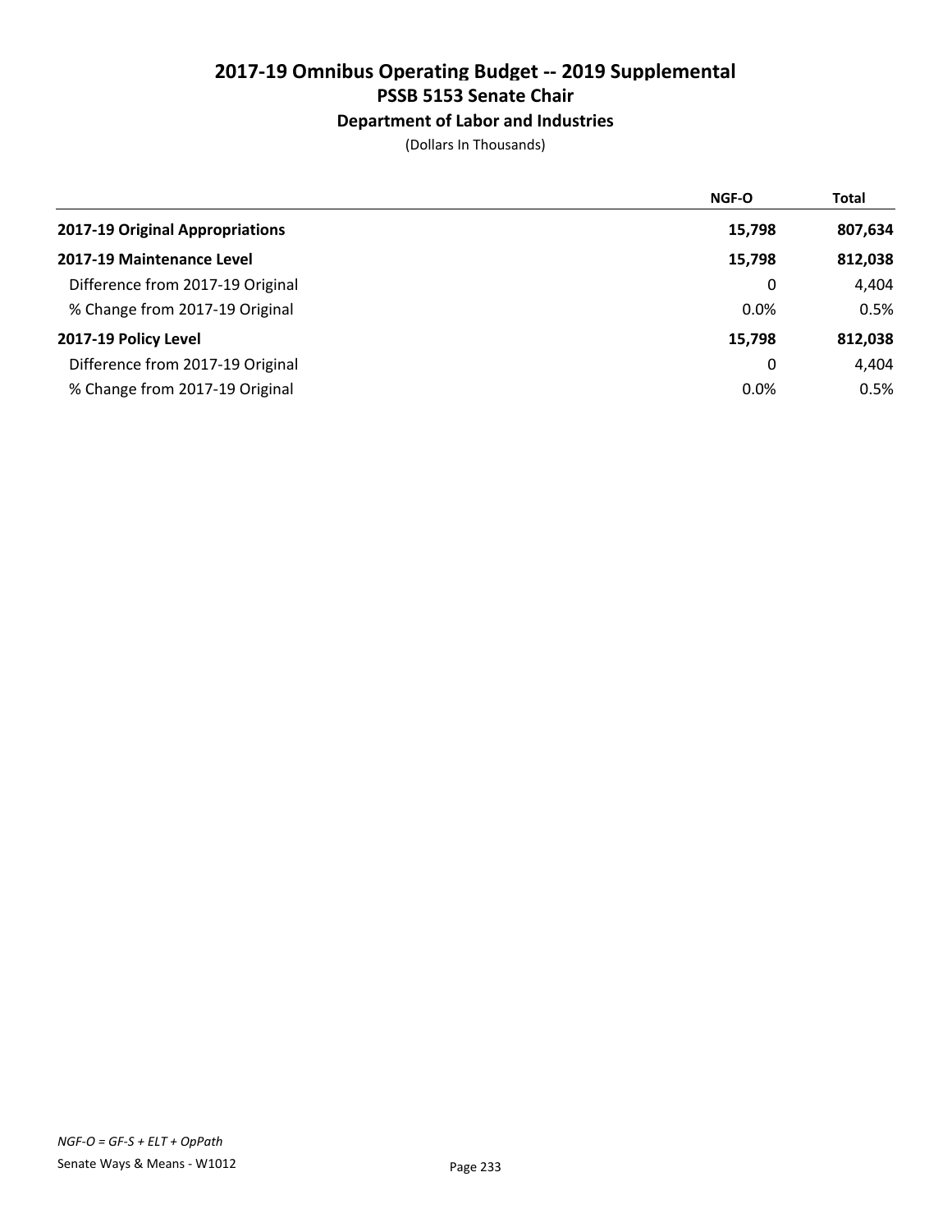# 2017-19 Omnibus Operating Budget -- 2019 Supplemental
## PSSB 5153 Senate Chair
### Department of Labor and Industries

(Dollars In Thousands)

| | NGF-O | Total |
|---|---|---|
| **2017-19 Original Appropriations** | **15,798** | **807,634** |
| **2017-19 Maintenance Level** | **15,798** | **812,038** |
| Difference from 2017-19 Original | 0 | 4,404 |
| % Change from 2017-19 Original | 0.0% | 0.5% |
| **2017-19 Policy Level** | **15,798** | **812,038** |
| Difference from 2017-19 Original | 0 | 4,404 |
| % Change from 2017-19 Original | 0.0% | 0.5% |

*NGF-O = GF-S + ELT + OpPath*

Senate Ways & Means - W1012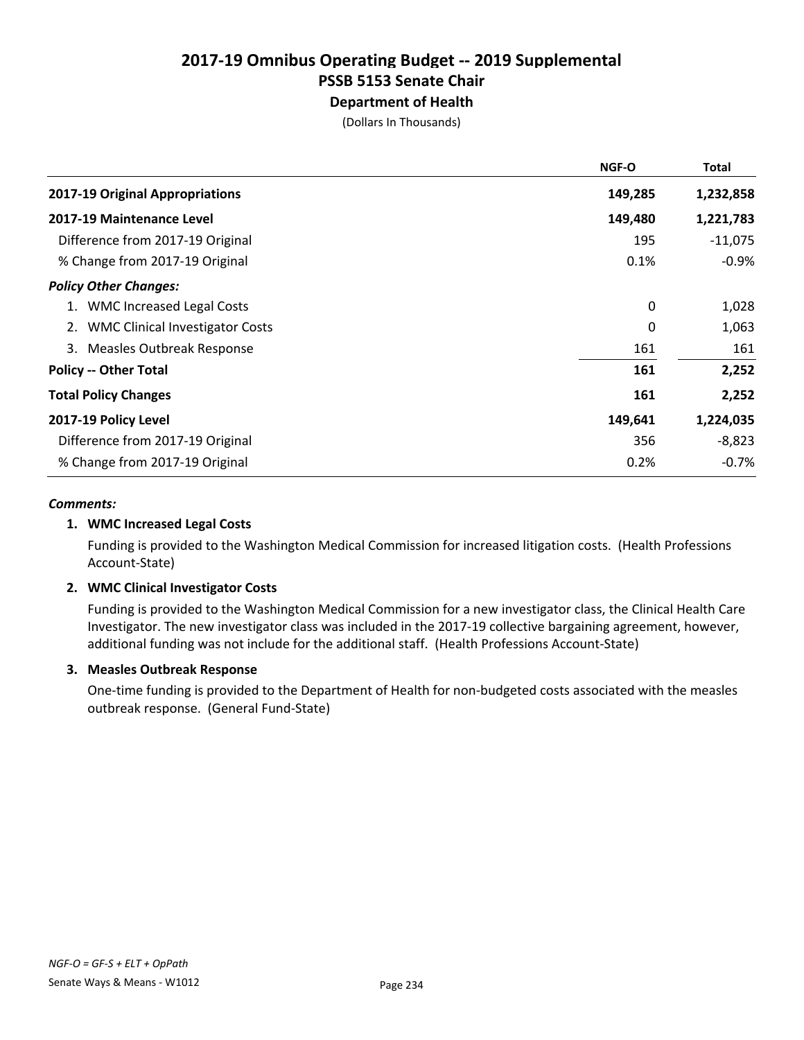# 2017-19 Omnibus Operating Budget -- 2019 Supplemental
## PSSB 5153 Senate Chair
### Department of Health
(Dollars In Thousands)

| | NGF-O | Total |
|---|---|---|
| **2017-19 Original Appropriations** | **149,285** | **1,232,858** |
| **2017-19 Maintenance Level** | **149,480** | **1,221,783** |
| Difference from 2017-19 Original | 195 | -11,075 |
| % Change from 2017-19 Original | 0.1% | -0.9% |
| ***Policy Other Changes:*** | | |
| 1. WMC Increased Legal Costs | 0 | 1,028 |
| 2. WMC Clinical Investigator Costs | 0 | 1,063 |
| 3. Measles Outbreak Response | 161 | 161 |
| **Policy -- Other Total** | **161** | **2,252** |
| **Total Policy Changes** | **161** | **2,252** |
| **2017-19 Policy Level** | **149,641** | **1,224,035** |
| Difference from 2017-19 Original | 356 | -8,823 |
| % Change from 2017-19 Original | 0.2% | -0.7% |

***Comments:***

**1. WMC Increased Legal Costs**

Funding is provided to the Washington Medical Commission for increased litigation costs. (Health Professions Account-State)

**2. WMC Clinical Investigator Costs**

Funding is provided to the Washington Medical Commission for a new investigator class, the Clinical Health Care Investigator. The new investigator class was included in the 2017-19 collective bargaining agreement, however, additional funding was not include for the additional staff. (Health Professions Account-State)

**3. Measles Outbreak Response**

One-time funding is provided to the Department of Health for non-budgeted costs associated with the measles outbreak response. (General Fund-State)

*NGF-O = GF-S + ELT + OpPath*

Senate Ways & Means - W1012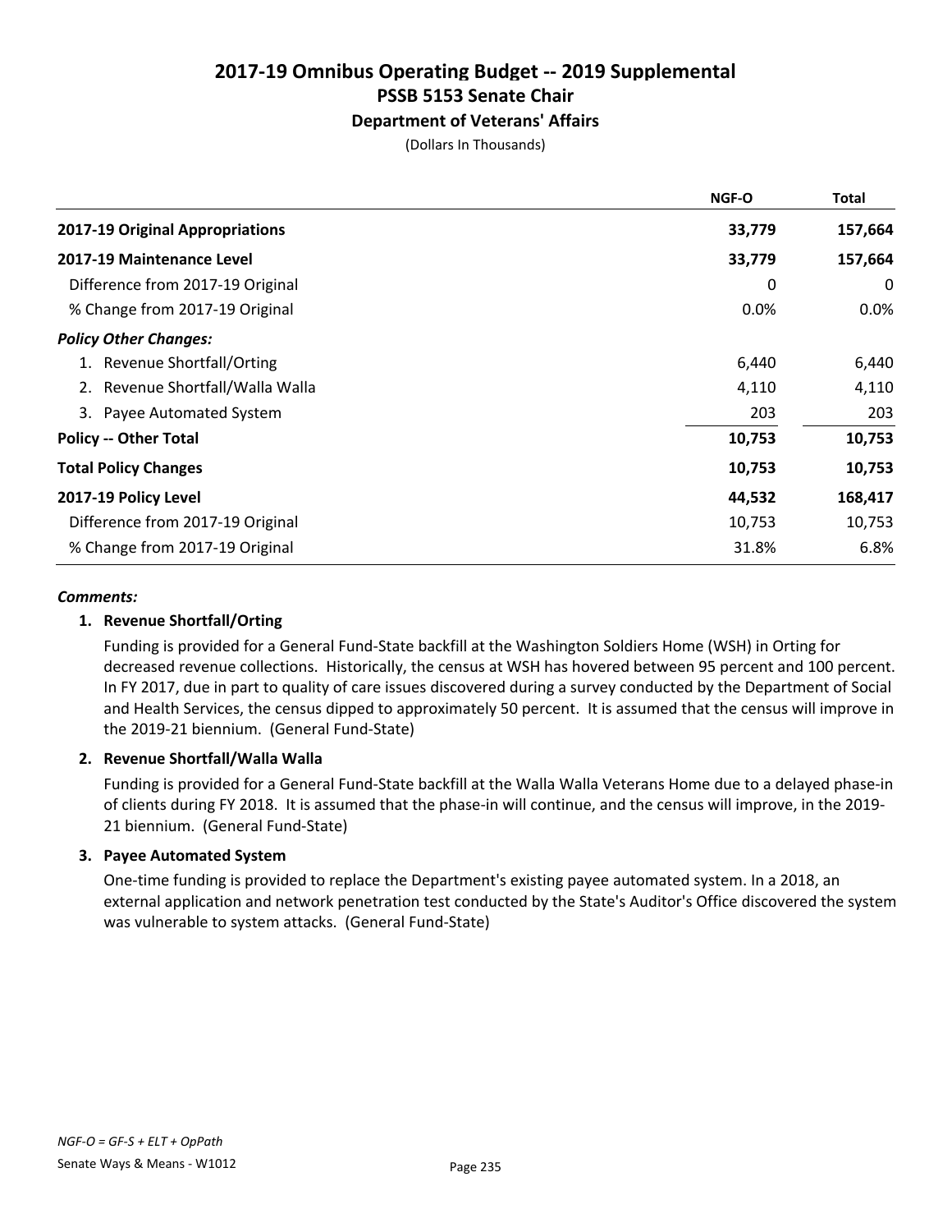# 2017-19 Omnibus Operating Budget -- 2019 Supplemental
## PSSB 5153 Senate Chair
### Department of Veterans' Affairs
(Dollars In Thousands)

| | NGF-O | Total |
|---|---|---|
| **2017-19 Original Appropriations** | **33,779** | **157,664** |
| **2017-19 Maintenance Level** | **33,779** | **157,664** |
| Difference from 2017-19 Original | 0 | 0 |
| % Change from 2017-19 Original | 0.0% | 0.0% |
| ***Policy Other Changes:*** | | |
| 1. Revenue Shortfall/Orting | 6,440 | 6,440 |
| 2. Revenue Shortfall/Walla Walla | 4,110 | 4,110 |
| 3. Payee Automated System | 203 | 203 |
| **Policy -- Other Total** | **10,753** | **10,753** |
| **Total Policy Changes** | **10,753** | **10,753** |
| **2017-19 Policy Level** | **44,532** | **168,417** |
| Difference from 2017-19 Original | 10,753 | 10,753 |
| % Change from 2017-19 Original | 31.8% | 6.8% |

***Comments:***

**1. Revenue Shortfall/Orting**

Funding is provided for a General Fund-State backfill at the Washington Soldiers Home (WSH) in Orting for decreased revenue collections. Historically, the census at WSH has hovered between 95 percent and 100 percent. In FY 2017, due in part to quality of care issues discovered during a survey conducted by the Department of Social and Health Services, the census dipped to approximately 50 percent. It is assumed that the census will improve in the 2019-21 biennium. (General Fund-State)

**2. Revenue Shortfall/Walla Walla**

Funding is provided for a General Fund-State backfill at the Walla Walla Veterans Home due to a delayed phase-in of clients during FY 2018. It is assumed that the phase-in will continue, and the census will improve, in the 2019-21 biennium. (General Fund-State)

**3. Payee Automated System**

One-time funding is provided to replace the Department's existing payee automated system. In a 2018, an external application and network penetration test conducted by the State's Auditor's Office discovered the system was vulnerable to system attacks. (General Fund-State)

*NGF-O = GF-S + ELT + OpPath*

Senate Ways & Means - W1012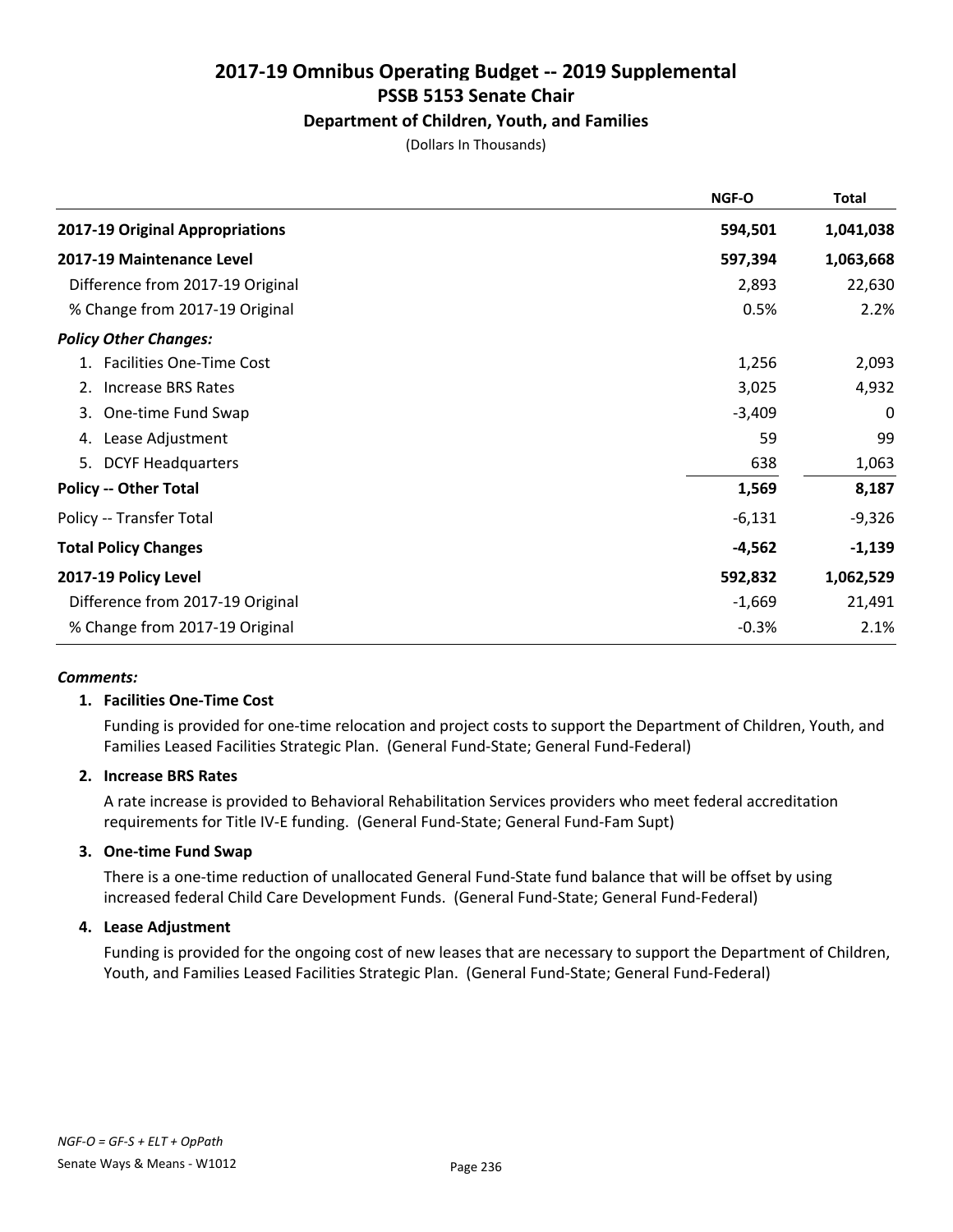# 2017-19 Omnibus Operating Budget -- 2019 Supplemental
## PSSB 5153 Senate Chair
### Department of Children, Youth, and Families
(Dollars In Thousands)

| | NGF-O | Total |
|---|---|---|
| **2017-19 Original Appropriations** | **594,501** | **1,041,038** |
| **2017-19 Maintenance Level** | **597,394** | **1,063,668** |
| Difference from 2017-19 Original | 2,893 | 22,630 |
| % Change from 2017-19 Original | 0.5% | 2.2% |
| ***Policy Other Changes:*** | | |
| 1. Facilities One-Time Cost | 1,256 | 2,093 |
| 2. Increase BRS Rates | 3,025 | 4,932 |
| 3. One-time Fund Swap | -3,409 | 0 |
| 4. Lease Adjustment | 59 | 99 |
| 5. DCYF Headquarters | 638 | 1,063 |
| **Policy -- Other Total** | **1,569** | **8,187** |
| Policy -- Transfer Total | -6,131 | -9,326 |
| **Total Policy Changes** | **-4,562** | **-1,139** |
| **2017-19 Policy Level** | **592,832** | **1,062,529** |
| Difference from 2017-19 Original | -1,669 | 21,491 |
| % Change from 2017-19 Original | -0.3% | 2.1% |

***Comments:***

**1. Facilities One-Time Cost**

Funding is provided for one-time relocation and project costs to support the Department of Children, Youth, and Families Leased Facilities Strategic Plan. (General Fund-State; General Fund-Federal)

**2. Increase BRS Rates**

A rate increase is provided to Behavioral Rehabilitation Services providers who meet federal accreditation requirements for Title IV-E funding. (General Fund-State; General Fund-Fam Supt)

**3. One-time Fund Swap**

There is a one-time reduction of unallocated General Fund-State fund balance that will be offset by using increased federal Child Care Development Funds. (General Fund-State; General Fund-Federal)

**4. Lease Adjustment**

Funding is provided for the ongoing cost of new leases that are necessary to support the Department of Children, Youth, and Families Leased Facilities Strategic Plan. (General Fund-State; General Fund-Federal)

*NGF-O = GF-S + ELT + OpPath*

Senate Ways & Means - W1012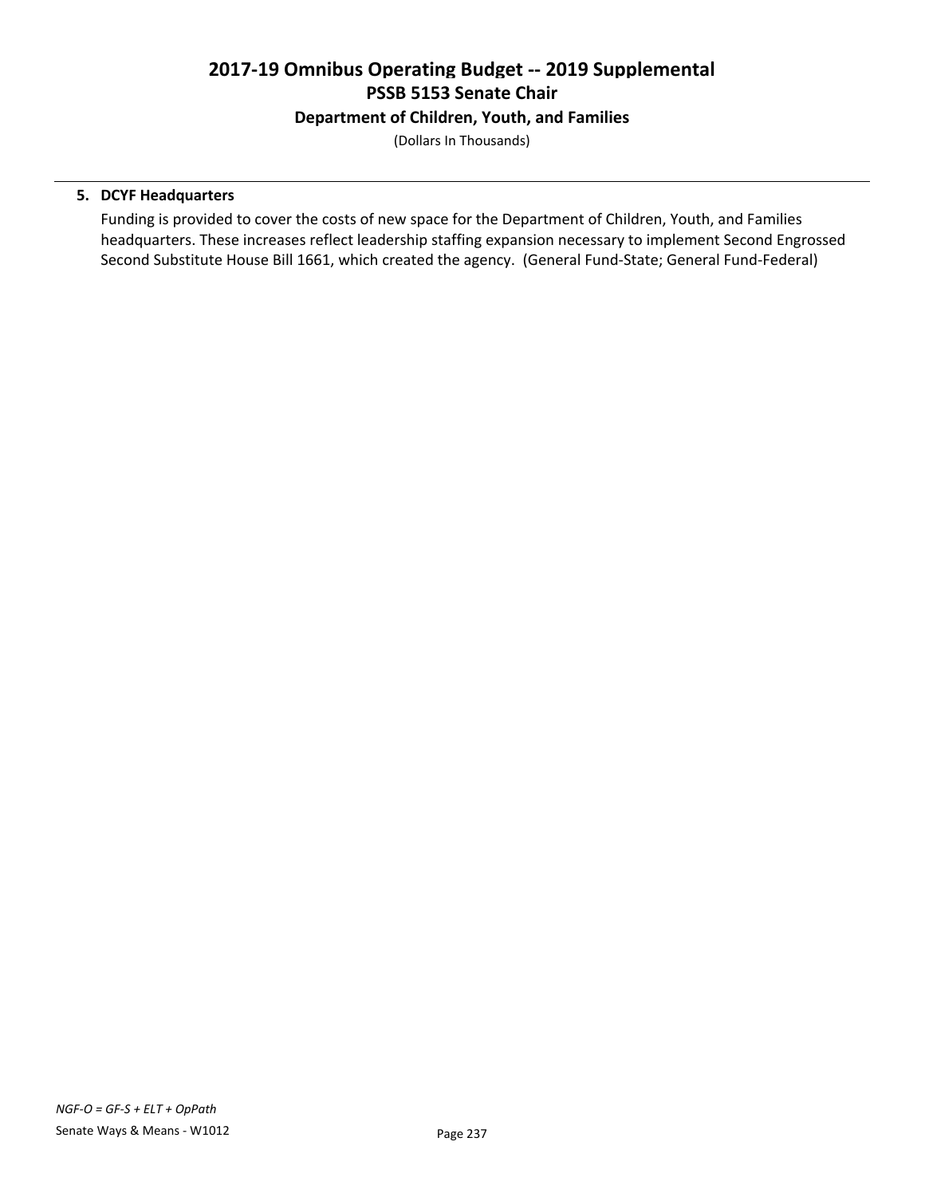**5. DCYF Headquarters**

Funding is provided to cover the costs of new space for the Department of Children, Youth, and Families headquarters. These increases reflect leadership staffing expansion necessary to implement Second Engrossed Second Substitute House Bill 1661, which created the agency. (General Fund-State; General Fund-Federal)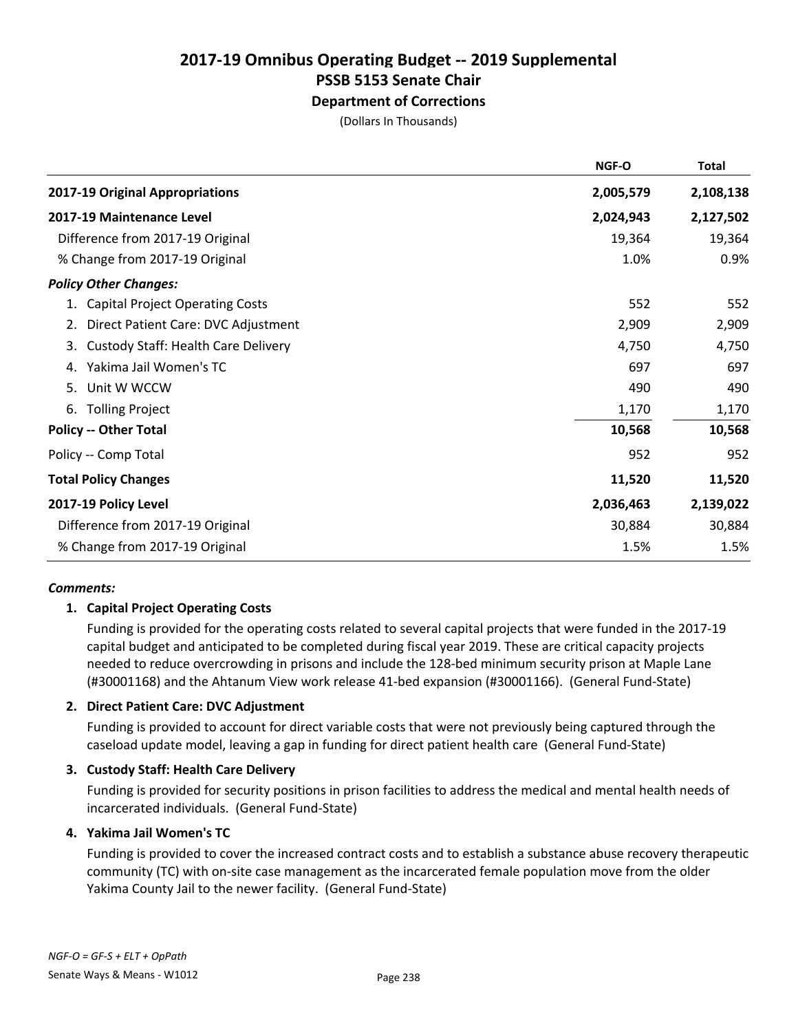# 2017-19 Omnibus Operating Budget -- 2019 Supplemental
## PSSB 5153 Senate Chair
### Department of Corrections
(Dollars In Thousands)

| | NGF-O | Total |
|---|---|---|
| **2017-19 Original Appropriations** | **2,005,579** | **2,108,138** |
| **2017-19 Maintenance Level** | **2,024,943** | **2,127,502** |
| Difference from 2017-19 Original | 19,364 | 19,364 |
| % Change from 2017-19 Original | 1.0% | 0.9% |
| ***Policy Other Changes:*** | | |
| 1. Capital Project Operating Costs | 552 | 552 |
| 2. Direct Patient Care: DVC Adjustment | 2,909 | 2,909 |
| 3. Custody Staff: Health Care Delivery | 4,750 | 4,750 |
| 4. Yakima Jail Women's TC | 697 | 697 |
| 5. Unit W WCCW | 490 | 490 |
| 6. Tolling Project | 1,170 | 1,170 |
| **Policy -- Other Total** | **10,568** | **10,568** |
| Policy -- Comp Total | 952 | 952 |
| **Total Policy Changes** | **11,520** | **11,520** |
| **2017-19 Policy Level** | **2,036,463** | **2,139,022** |
| Difference from 2017-19 Original | 30,884 | 30,884 |
| % Change from 2017-19 Original | 1.5% | 1.5% |

***Comments:***

**1. Capital Project Operating Costs**

Funding is provided for the operating costs related to several capital projects that were funded in the 2017-19 capital budget and anticipated to be completed during fiscal year 2019. These are critical capacity projects needed to reduce overcrowding in prisons and include the 128-bed minimum security prison at Maple Lane (#30001168) and the Ahtanum View work release 41-bed expansion (#30001166). (General Fund-State)

**2. Direct Patient Care: DVC Adjustment**

Funding is provided to account for direct variable costs that were not previously being captured through the caseload update model, leaving a gap in funding for direct patient health care (General Fund-State)

**3. Custody Staff: Health Care Delivery**

Funding is provided for security positions in prison facilities to address the medical and mental health needs of incarcerated individuals. (General Fund-State)

**4. Yakima Jail Women's TC**

Funding is provided to cover the increased contract costs and to establish a substance abuse recovery therapeutic community (TC) with on-site case management as the incarcerated female population move from the older Yakima County Jail to the newer facility. (General Fund-State)

*NGF-O = GF-S + ELT + OpPath*

Senate Ways & Means - W1012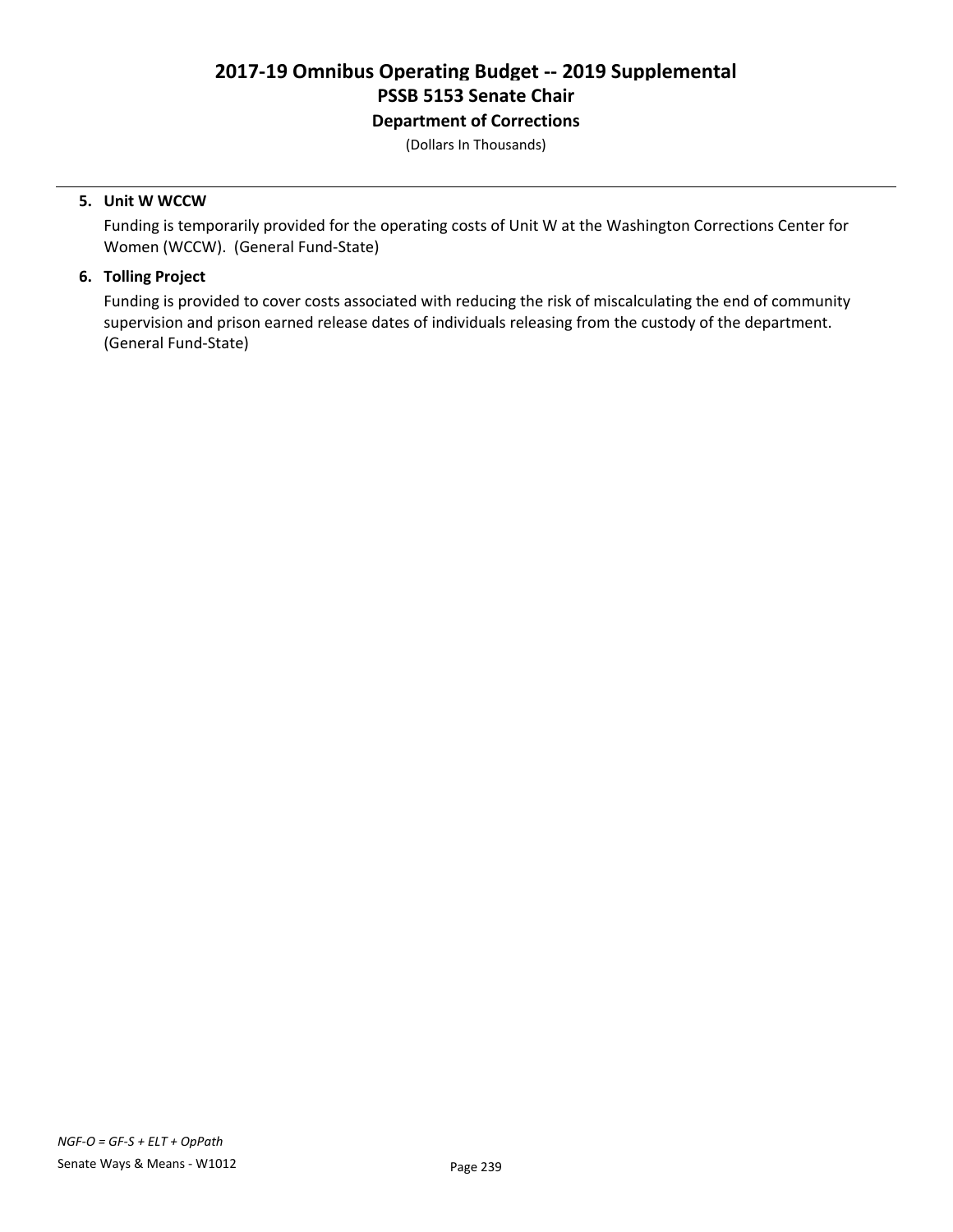# 2017-19 Omnibus Operating Budget -- 2019 Supplemental
## PSSB 5153 Senate Chair
### Department of Corrections
(Dollars In Thousands)

5. **Unit W WCCW**

   Funding is temporarily provided for the operating costs of Unit W at the Washington Corrections Center for Women (WCCW). (General Fund-State)

6. **Tolling Project**

   Funding is provided to cover costs associated with reducing the risk of miscalculating the end of community supervision and prison earned release dates of individuals releasing from the custody of the department. (General Fund-State)

*NGF-O = GF-S + ELT + OpPath*

Senate Ways & Means - W1012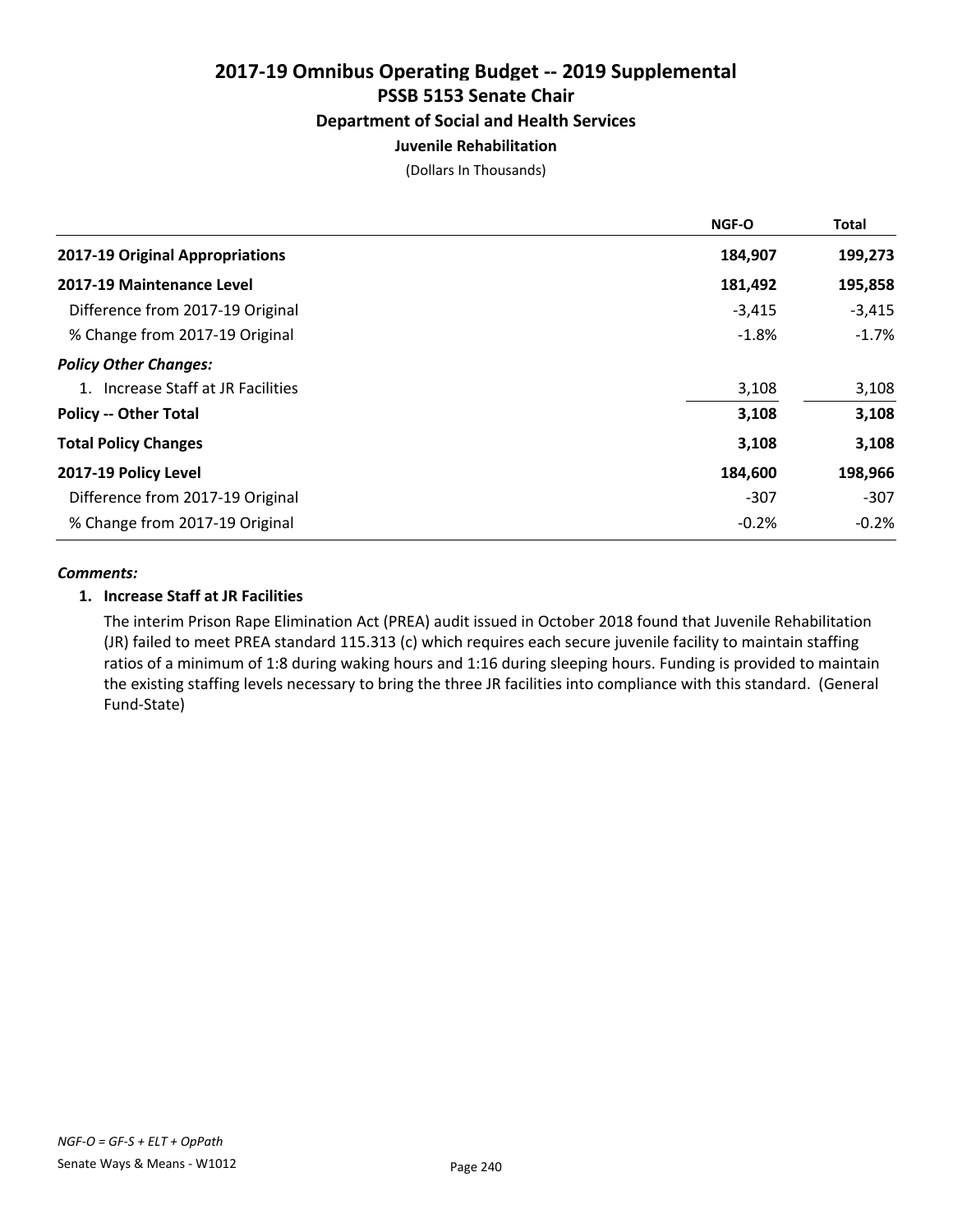# 2017-19 Omnibus Operating Budget -- 2019 Supplemental
## PSSB 5153 Senate Chair
### Department of Social and Health Services
#### Juvenile Rehabilitation

(Dollars In Thousands)

| | NGF-O | Total |
|---|---|---|
| **2017-19 Original Appropriations** | **184,907** | **199,273** |
| **2017-19 Maintenance Level** | **181,492** | **195,858** |
| Difference from 2017-19 Original | -3,415 | -3,415 |
| % Change from 2017-19 Original | -1.8% | -1.7% |
| ***Policy Other Changes:*** | | |
| 1. Increase Staff at JR Facilities | 3,108 | 3,108 |
| **Policy -- Other Total** | **3,108** | **3,108** |
| **Total Policy Changes** | **3,108** | **3,108** |
| **2017-19 Policy Level** | **184,600** | **198,966** |
| Difference from 2017-19 Original | -307 | -307 |
| % Change from 2017-19 Original | -0.2% | -0.2% |

***Comments:***

**1. Increase Staff at JR Facilities**

The interim Prison Rape Elimination Act (PREA) audit issued in October 2018 found that Juvenile Rehabilitation (JR) failed to meet PREA standard 115.313 (c) which requires each secure juvenile facility to maintain staffing ratios of a minimum of 1:8 during waking hours and 1:16 during sleeping hours. Funding is provided to maintain the existing staffing levels necessary to bring the three JR facilities into compliance with this standard. (General Fund-State)

*NGF-O = GF-S + ELT + OpPath*

Senate Ways & Means - W1012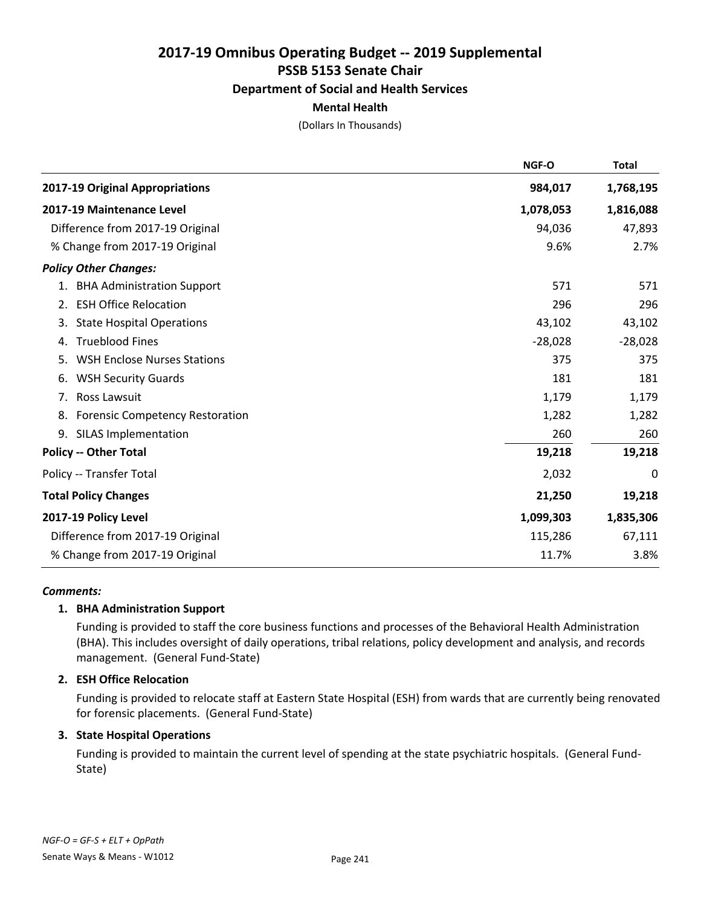# 2017-19 Omnibus Operating Budget -- 2019 Supplemental
## PSSB 5153 Senate Chair
### Department of Social and Health Services
#### Mental Health

(Dollars In Thousands)

| | NGF-O | Total |
|---|---|---|
| **2017-19 Original Appropriations** | **984,017** | **1,768,195** |
| **2017-19 Maintenance Level** | **1,078,053** | **1,816,088** |
| Difference from 2017-19 Original | 94,036 | 47,893 |
| % Change from 2017-19 Original | 9.6% | 2.7% |
| ***Policy Other Changes:*** | | |
| 1. BHA Administration Support | 571 | 571 |
| 2. ESH Office Relocation | 296 | 296 |
| 3. State Hospital Operations | 43,102 | 43,102 |
| 4. Trueblood Fines | -28,028 | -28,028 |
| 5. WSH Enclose Nurses Stations | 375 | 375 |
| 6. WSH Security Guards | 181 | 181 |
| 7. Ross Lawsuit | 1,179 | 1,179 |
| 8. Forensic Competency Restoration | 1,282 | 1,282 |
| 9. SILAS Implementation | 260 | 260 |
| **Policy -- Other Total** | **19,218** | **19,218** |
| Policy -- Transfer Total | 2,032 | 0 |
| **Total Policy Changes** | **21,250** | **19,218** |
| **2017-19 Policy Level** | **1,099,303** | **1,835,306** |
| Difference from 2017-19 Original | 115,286 | 67,111 |
| % Change from 2017-19 Original | 11.7% | 3.8% |

***Comments:***

**1. BHA Administration Support**

Funding is provided to staff the core business functions and processes of the Behavioral Health Administration (BHA). This includes oversight of daily operations, tribal relations, policy development and analysis, and records management. (General Fund-State)

**2. ESH Office Relocation**

Funding is provided to relocate staff at Eastern State Hospital (ESH) from wards that are currently being renovated for forensic placements. (General Fund-State)

**3. State Hospital Operations**

Funding is provided to maintain the current level of spending at the state psychiatric hospitals. (General Fund-State)

*NGF-O = GF-S + ELT + OpPath*

Senate Ways & Means - W1012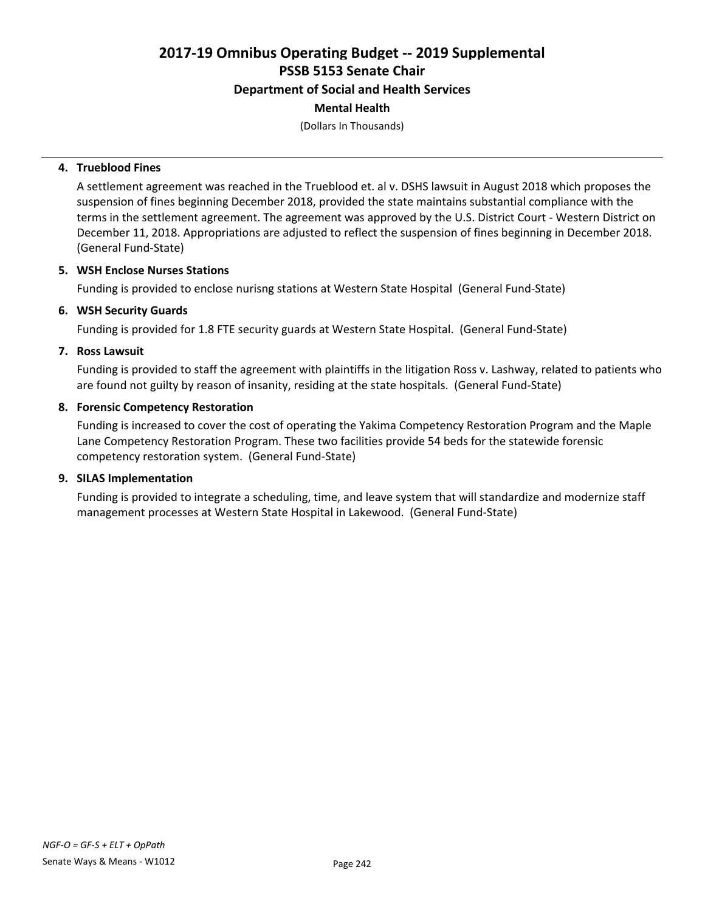# 2017-19 Omnibus Operating Budget -- 2019 Supplemental
## PSSB 5153 Senate Chair
### Department of Social and Health Services
#### Mental Health

(Dollars In Thousands)

4. **Trueblood Fines**

   A settlement agreement was reached in the Trueblood et. al v. DSHS lawsuit in August 2018 which proposes the suspension of fines beginning December 2018, provided the state maintains substantial compliance with the terms in the settlement agreement. The agreement was approved by the U.S. District Court - Western District on December 11, 2018. Appropriations are adjusted to reflect the suspension of fines beginning in December 2018. (General Fund-State)

5. **WSH Enclose Nurses Stations**

   Funding is provided to enclose nurisng stations at Western State Hospital (General Fund-State)

6. **WSH Security Guards**

   Funding is provided for 1.8 FTE security guards at Western State Hospital. (General Fund-State)

7. **Ross Lawsuit**

   Funding is provided to staff the agreement with plaintiffs in the litigation Ross v. Lashway, related to patients who are found not guilty by reason of insanity, residing at the state hospitals. (General Fund-State)

8. **Forensic Competency Restoration**

   Funding is increased to cover the cost of operating the Yakima Competency Restoration Program and the Maple Lane Competency Restoration Program. These two facilities provide 54 beds for the statewide forensic competency restoration system. (General Fund-State)

9. **SILAS Implementation**

   Funding is provided to integrate a scheduling, time, and leave system that will standardize and modernize staff management processes at Western State Hospital in Lakewood. (General Fund-State)

*NGF-O = GF-S + ELT + OpPath*

Senate Ways & Means - W1012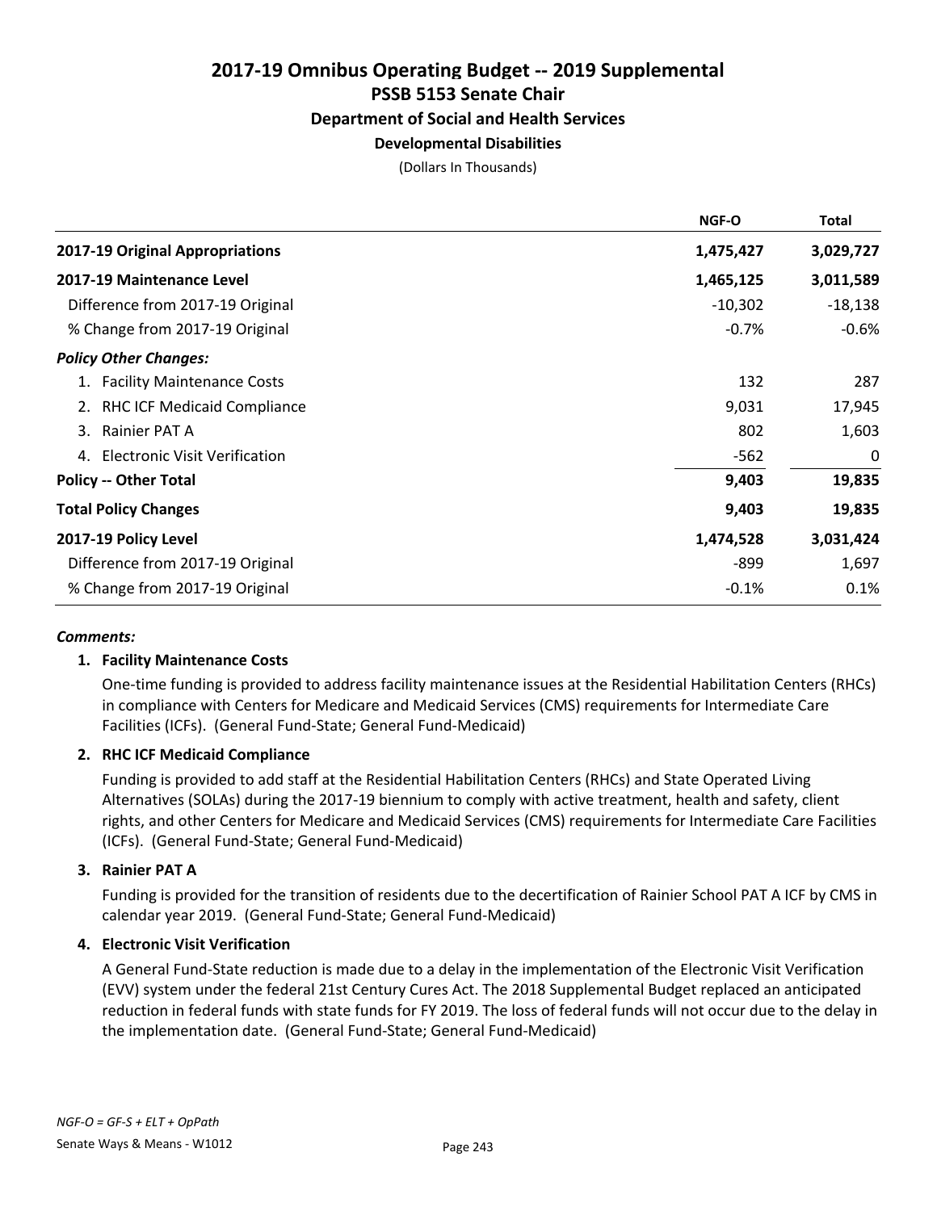# 2017-19 Omnibus Operating Budget -- 2019 Supplemental

## PSSB 5153 Senate Chair

### Department of Social and Health Services

#### Developmental Disabilities

(Dollars In Thousands)

| | NGF-O | Total |
|---|---|---|
| **2017-19 Original Appropriations** | **1,475,427** | **3,029,727** |
| **2017-19 Maintenance Level** | **1,465,125** | **3,011,589** |
| Difference from 2017-19 Original | -10,302 | -18,138 |
| % Change from 2017-19 Original | -0.7% | -0.6% |
| ***Policy Other Changes:*** | | |
| 1. Facility Maintenance Costs | 132 | 287 |
| 2. RHC ICF Medicaid Compliance | 9,031 | 17,945 |
| 3. Rainier PAT A | 802 | 1,603 |
| 4. Electronic Visit Verification | -562 | 0 |
| **Policy -- Other Total** | **9,403** | **19,835** |
| **Total Policy Changes** | **9,403** | **19,835** |
| **2017-19 Policy Level** | **1,474,528** | **3,031,424** |
| Difference from 2017-19 Original | -899 | 1,697 |
| % Change from 2017-19 Original | -0.1% | 0.1% |

***Comments:***

**1. Facility Maintenance Costs**

One-time funding is provided to address facility maintenance issues at the Residential Habilitation Centers (RHCs) in compliance with Centers for Medicare and Medicaid Services (CMS) requirements for Intermediate Care Facilities (ICFs). (General Fund-State; General Fund-Medicaid)

**2. RHC ICF Medicaid Compliance**

Funding is provided to add staff at the Residential Habilitation Centers (RHCs) and State Operated Living Alternatives (SOLAs) during the 2017-19 biennium to comply with active treatment, health and safety, client rights, and other Centers for Medicare and Medicaid Services (CMS) requirements for Intermediate Care Facilities (ICFs). (General Fund-State; General Fund-Medicaid)

**3. Rainier PAT A**

Funding is provided for the transition of residents due to the decertification of Rainier School PAT A ICF by CMS in calendar year 2019. (General Fund-State; General Fund-Medicaid)

**4. Electronic Visit Verification**

A General Fund-State reduction is made due to a delay in the implementation of the Electronic Visit Verification (EVV) system under the federal 21st Century Cures Act. The 2018 Supplemental Budget replaced an anticipated reduction in federal funds with state funds for FY 2019. The loss of federal funds will not occur due to the delay in the implementation date. (General Fund-State; General Fund-Medicaid)

*NGF-O = GF-S + ELT + OpPath*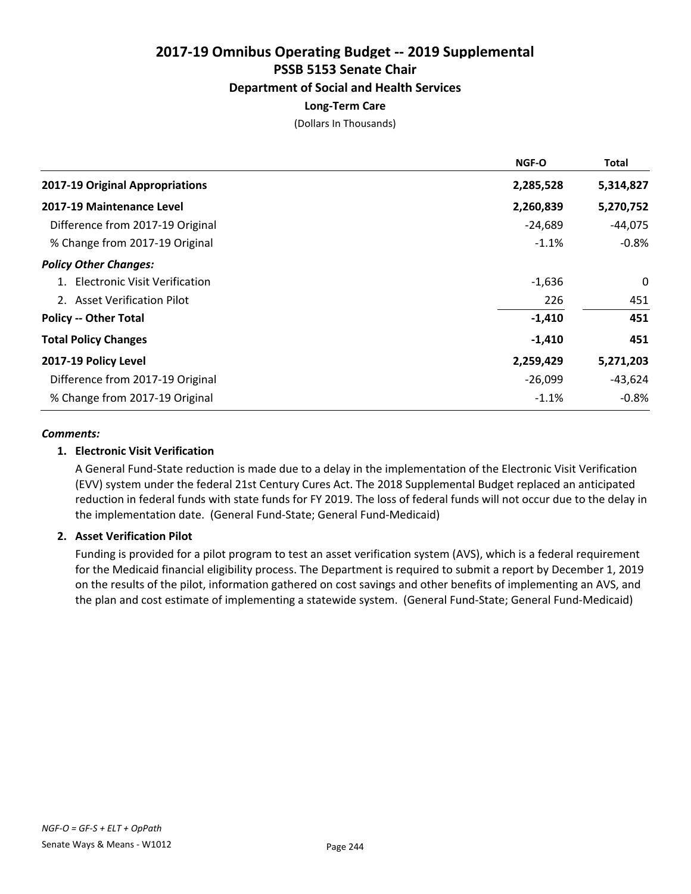# 2017-19 Omnibus Operating Budget -- 2019 Supplemental

## PSSB 5153 Senate Chair

### Department of Social and Health Services

**Long-Term Care**

(Dollars In Thousands)

| | NGF-O | Total |
|---|---|---|
| **2017-19 Original Appropriations** | **2,285,528** | **5,314,827** |
| **2017-19 Maintenance Level** | **2,260,839** | **5,270,752** |
| Difference from 2017-19 Original | -24,689 | -44,075 |
| % Change from 2017-19 Original | -1.1% | -0.8% |
| ***Policy Other Changes:*** | | |
| 1. Electronic Visit Verification | -1,636 | 0 |
| 2. Asset Verification Pilot | 226 | 451 |
| **Policy -- Other Total** | **-1,410** | **451** |
| **Total Policy Changes** | **-1,410** | **451** |
| **2017-19 Policy Level** | **2,259,429** | **5,271,203** |
| Difference from 2017-19 Original | -26,099 | -43,624 |
| % Change from 2017-19 Original | -1.1% | -0.8% |

***Comments:***

**1. Electronic Visit Verification**

A General Fund-State reduction is made due to a delay in the implementation of the Electronic Visit Verification (EVV) system under the federal 21st Century Cures Act. The 2018 Supplemental Budget replaced an anticipated reduction in federal funds with state funds for FY 2019. The loss of federal funds will not occur due to the delay in the implementation date. (General Fund-State; General Fund-Medicaid)

**2. Asset Verification Pilot**

Funding is provided for a pilot program to test an asset verification system (AVS), which is a federal requirement for the Medicaid financial eligibility process. The Department is required to submit a report by December 1, 2019 on the results of the pilot, information gathered on cost savings and other benefits of implementing an AVS, and the plan and cost estimate of implementing a statewide system. (General Fund-State; General Fund-Medicaid)

*NGF-O = GF-S + ELT + OpPath*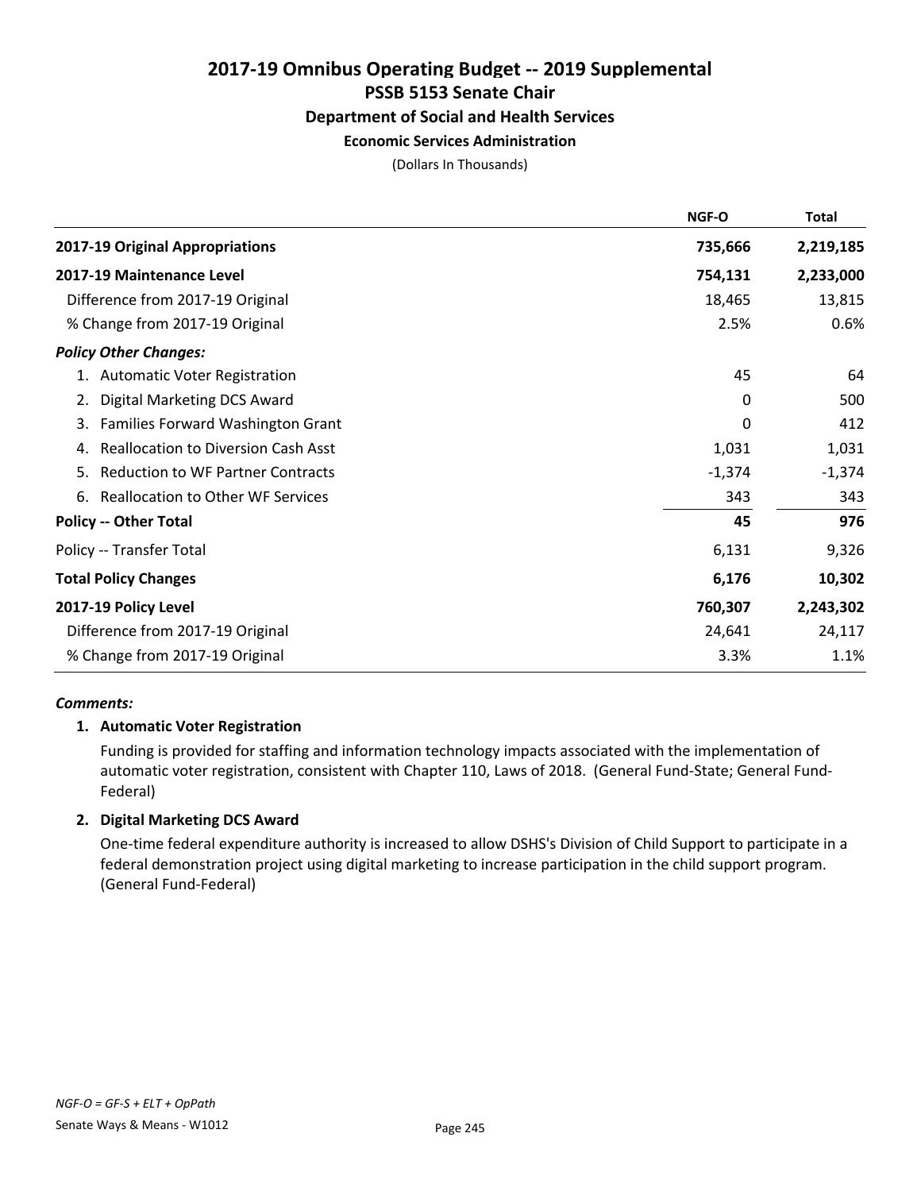# 2017-19 Omnibus Operating Budget -- 2019 Supplemental
## PSSB 5153 Senate Chair
### Department of Social and Health Services
#### Economic Services Administration

(Dollars In Thousands)

| | NGF-O | Total |
|---|---|---|
| **2017-19 Original Appropriations** | **735,666** | **2,219,185** |
| **2017-19 Maintenance Level** | **754,131** | **2,233,000** |
| Difference from 2017-19 Original | 18,465 | 13,815 |
| % Change from 2017-19 Original | 2.5% | 0.6% |
| ***Policy Other Changes:*** | | |
| 1. Automatic Voter Registration | 45 | 64 |
| 2. Digital Marketing DCS Award | 0 | 500 |
| 3. Families Forward Washington Grant | 0 | 412 |
| 4. Reallocation to Diversion Cash Asst | 1,031 | 1,031 |
| 5. Reduction to WF Partner Contracts | -1,374 | -1,374 |
| 6. Reallocation to Other WF Services | 343 | 343 |
| **Policy -- Other Total** | **45** | **976** |
| Policy -- Transfer Total | 6,131 | 9,326 |
| **Total Policy Changes** | **6,176** | **10,302** |
| **2017-19 Policy Level** | **760,307** | **2,243,302** |
| Difference from 2017-19 Original | 24,641 | 24,117 |
| % Change from 2017-19 Original | 3.3% | 1.1% |

***Comments:***

**1. Automatic Voter Registration**

Funding is provided for staffing and information technology impacts associated with the implementation of automatic voter registration, consistent with Chapter 110, Laws of 2018. (General Fund-State; General Fund-Federal)

**2. Digital Marketing DCS Award**

One-time federal expenditure authority is increased to allow DSHS's Division of Child Support to participate in a federal demonstration project using digital marketing to increase participation in the child support program. (General Fund-Federal)

*NGF-O = GF-S + ELT + OpPath*

Senate Ways & Means - W1012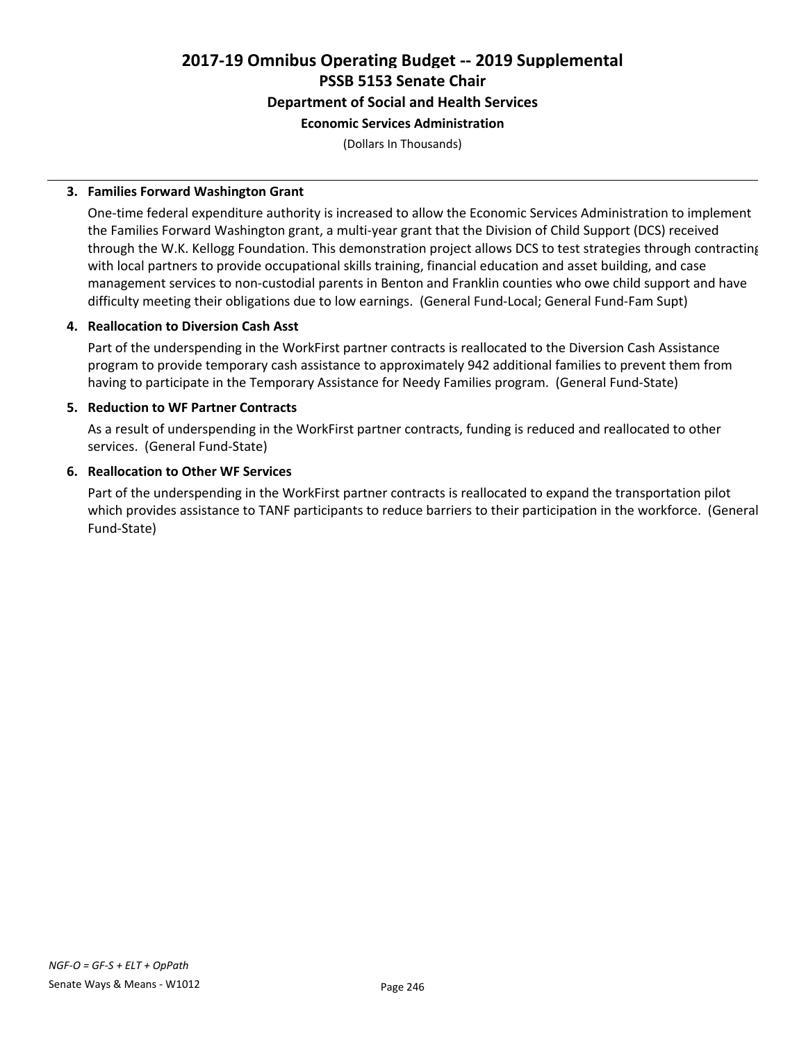# 2017-19 Omnibus Operating Budget -- 2019 Supplemental
## PSSB 5153 Senate Chair
### Department of Social and Health Services
#### Economic Services Administration

(Dollars In Thousands)

3. **Families Forward Washington Grant**

   One-time federal expenditure authority is increased to allow the Economic Services Administration to implement the Families Forward Washington grant, a multi-year grant that the Division of Child Support (DCS) received through the W.K. Kellogg Foundation. This demonstration project allows DCS to test strategies through contracting with local partners to provide occupational skills training, financial education and asset building, and case management services to non-custodial parents in Benton and Franklin counties who owe child support and have difficulty meeting their obligations due to low earnings. (General Fund-Local; General Fund-Fam Supt)

4. **Reallocation to Diversion Cash Asst**

   Part of the underspending in the WorkFirst partner contracts is reallocated to the Diversion Cash Assistance program to provide temporary cash assistance to approximately 942 additional families to prevent them from having to participate in the Temporary Assistance for Needy Families program. (General Fund-State)

5. **Reduction to WF Partner Contracts**

   As a result of underspending in the WorkFirst partner contracts, funding is reduced and reallocated to other services. (General Fund-State)

6. **Reallocation to Other WF Services**

   Part of the underspending in the WorkFirst partner contracts is reallocated to expand the transportation pilot which provides assistance to TANF participants to reduce barriers to their participation in the workforce. (General Fund-State)

*NGF-O = GF-S + ELT + OpPath*

Senate Ways & Means - W1012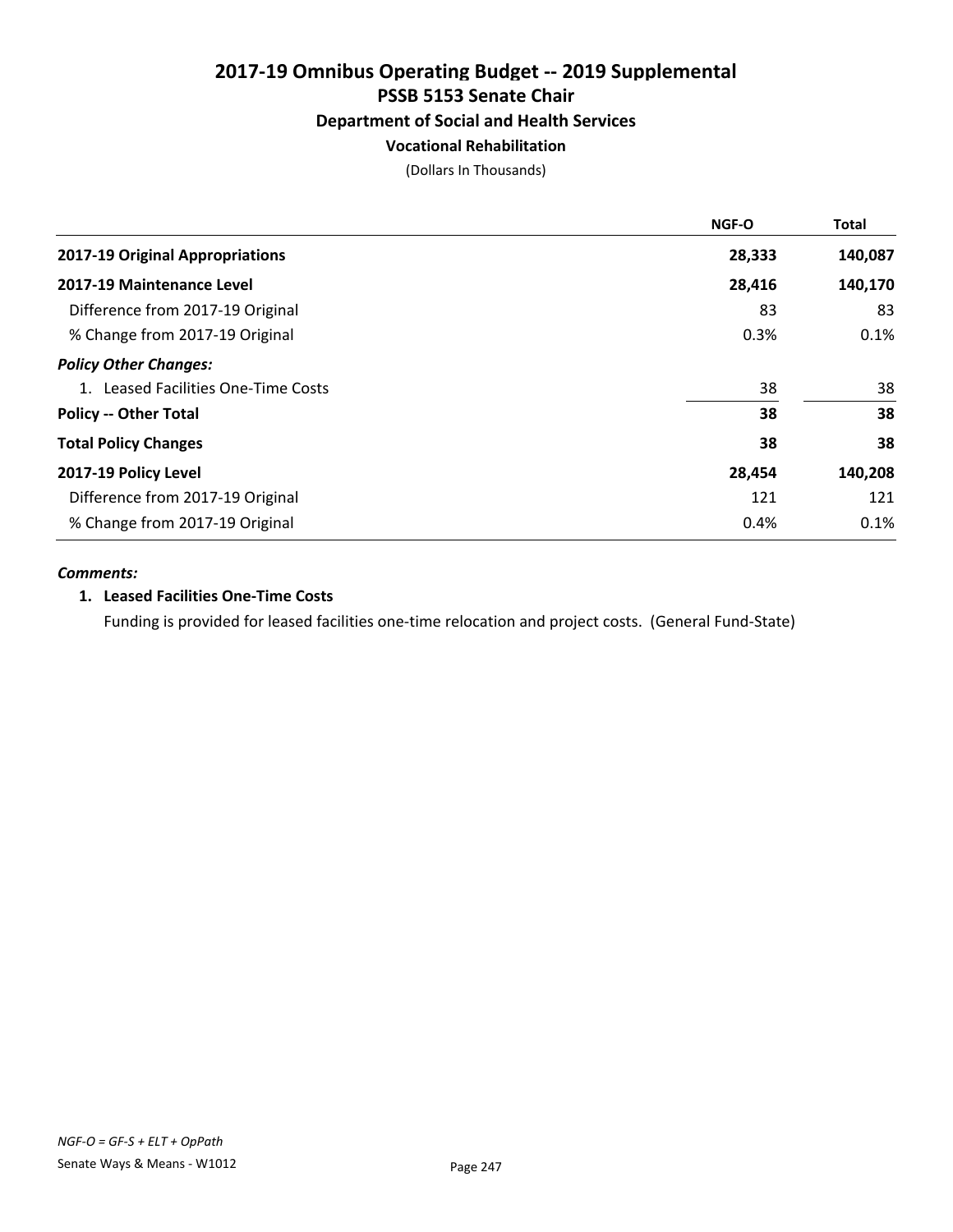# 2017-19 Omnibus Operating Budget -- 2019 Supplemental

## PSSB 5153 Senate Chair

### Department of Social and Health Services

#### Vocational Rehabilitation

(Dollars In Thousands)

| | NGF-O | Total |
|---|---|---|
| **2017-19 Original Appropriations** | **28,333** | **140,087** |
| **2017-19 Maintenance Level** | **28,416** | **140,170** |
| Difference from 2017-19 Original | 83 | 83 |
| % Change from 2017-19 Original | 0.3% | 0.1% |
| ***Policy Other Changes:*** | | |
| 1. Leased Facilities One-Time Costs | 38 | 38 |
| **Policy -- Other Total** | **38** | **38** |
| **Total Policy Changes** | **38** | **38** |
| **2017-19 Policy Level** | **28,454** | **140,208** |
| Difference from 2017-19 Original | 121 | 121 |
| % Change from 2017-19 Original | 0.4% | 0.1% |

***Comments:***

**1. Leased Facilities One-Time Costs**

Funding is provided for leased facilities one-time relocation and project costs. (General Fund-State)

*NGF-O = GF-S + ELT + OpPath*

Senate Ways & Means - W1012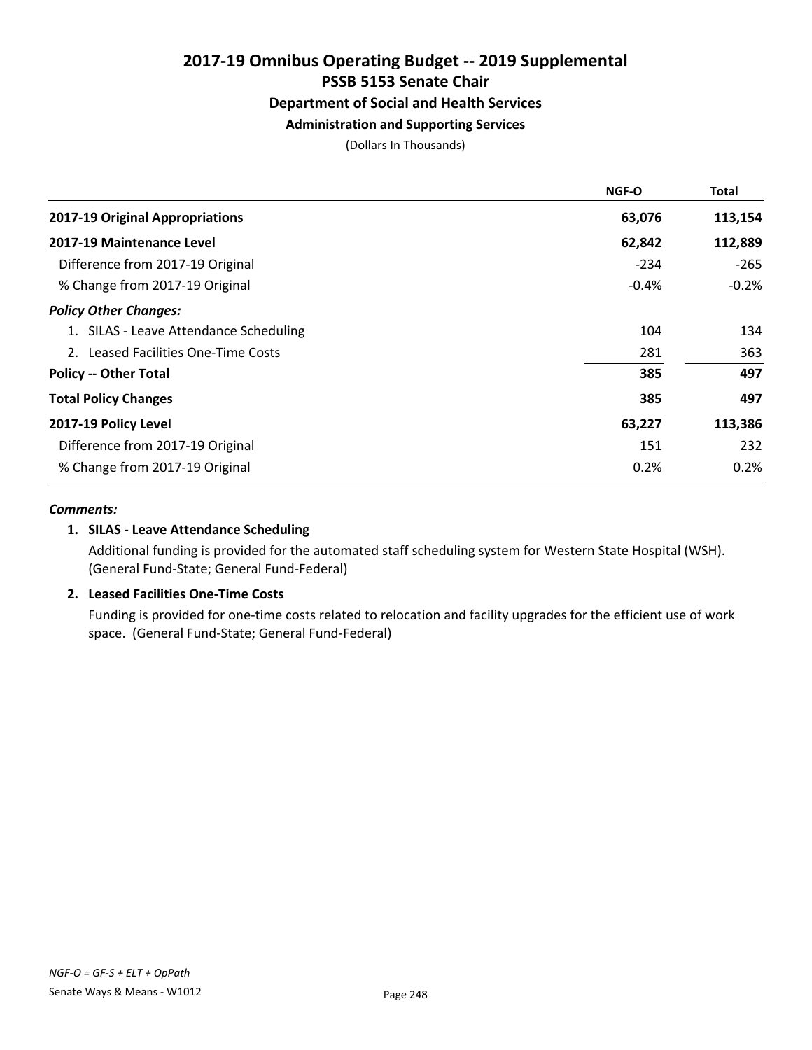# 2017-19 Omnibus Operating Budget -- 2019 Supplemental
## PSSB 5153 Senate Chair
### Department of Social and Health Services
#### Administration and Supporting Services

(Dollars In Thousands)

| | NGF-O | Total |
|---|---|---|
| **2017-19 Original Appropriations** | **63,076** | **113,154** |
| **2017-19 Maintenance Level** | **62,842** | **112,889** |
| Difference from 2017-19 Original | -234 | -265 |
| % Change from 2017-19 Original | -0.4% | -0.2% |
| ***Policy Other Changes:*** | | |
| 1. SILAS - Leave Attendance Scheduling | 104 | 134 |
| 2. Leased Facilities One-Time Costs | 281 | 363 |
| **Policy -- Other Total** | **385** | **497** |
| **Total Policy Changes** | **385** | **497** |
| **2017-19 Policy Level** | **63,227** | **113,386** |
| Difference from 2017-19 Original | 151 | 232 |
| % Change from 2017-19 Original | 0.2% | 0.2% |

***Comments:***

**1. SILAS - Leave Attendance Scheduling**

Additional funding is provided for the automated staff scheduling system for Western State Hospital (WSH). (General Fund-State; General Fund-Federal)

**2. Leased Facilities One-Time Costs**

Funding is provided for one-time costs related to relocation and facility upgrades for the efficient use of work space. (General Fund-State; General Fund-Federal)

*NGF-O = GF-S + ELT + OpPath*

Senate Ways & Means - W1012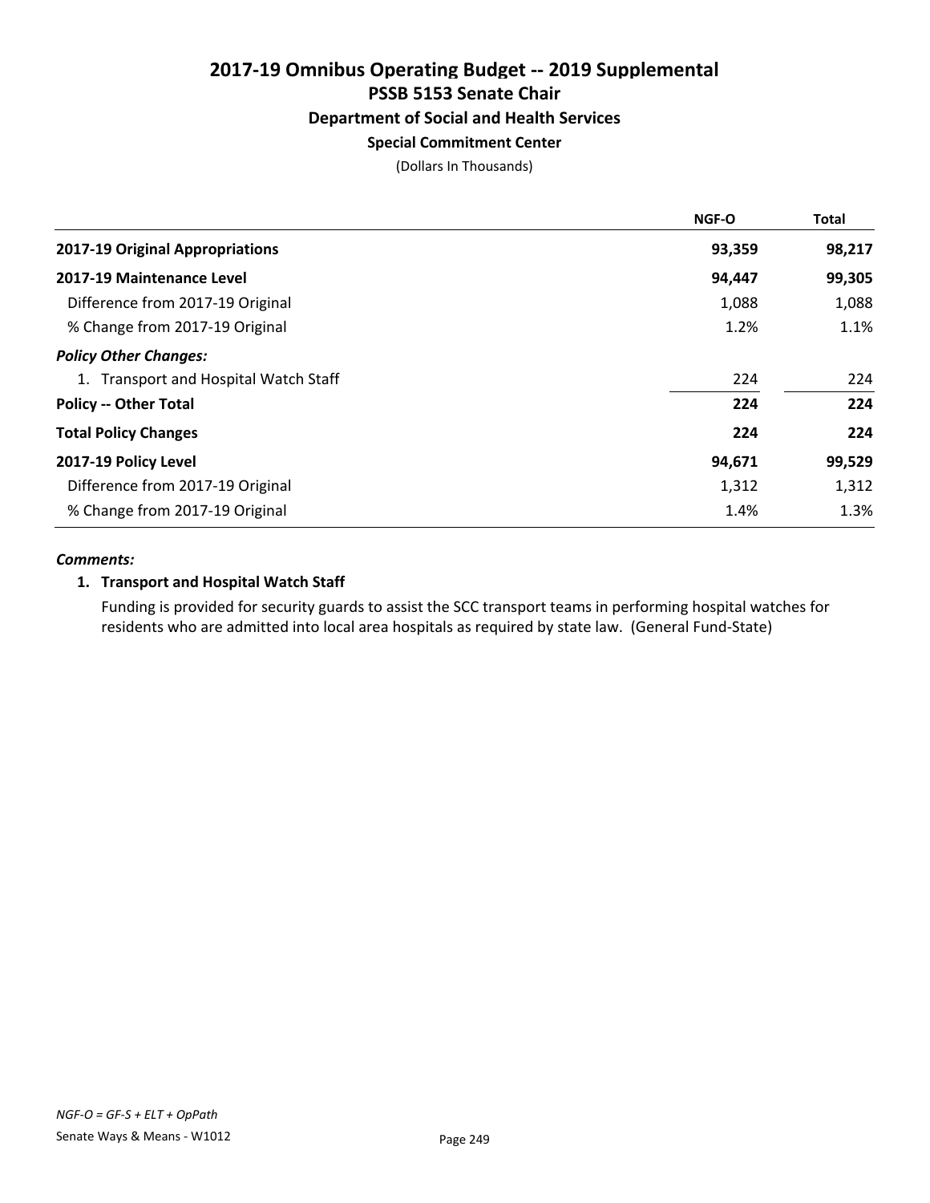# 2017-19 Omnibus Operating Budget -- 2019 Supplemental
## PSSB 5153 Senate Chair
### Department of Social and Health Services
#### Special Commitment Center

(Dollars In Thousands)

| | NGF-O | Total |
|---|---|---|
| **2017-19 Original Appropriations** | **93,359** | **98,217** |
| **2017-19 Maintenance Level** | **94,447** | **99,305** |
| Difference from 2017-19 Original | 1,088 | 1,088 |
| % Change from 2017-19 Original | 1.2% | 1.1% |
| ***Policy Other Changes:*** | | |
| 1. Transport and Hospital Watch Staff | 224 | 224 |
| **Policy -- Other Total** | **224** | **224** |
| **Total Policy Changes** | **224** | **224** |
| **2017-19 Policy Level** | **94,671** | **99,529** |
| Difference from 2017-19 Original | 1,312 | 1,312 |
| % Change from 2017-19 Original | 1.4% | 1.3% |

***Comments:***

**1. Transport and Hospital Watch Staff**

Funding is provided for security guards to assist the SCC transport teams in performing hospital watches for residents who are admitted into local area hospitals as required by state law. (General Fund-State)

*NGF-O = GF-S + ELT + OpPath*

Senate Ways & Means - W1012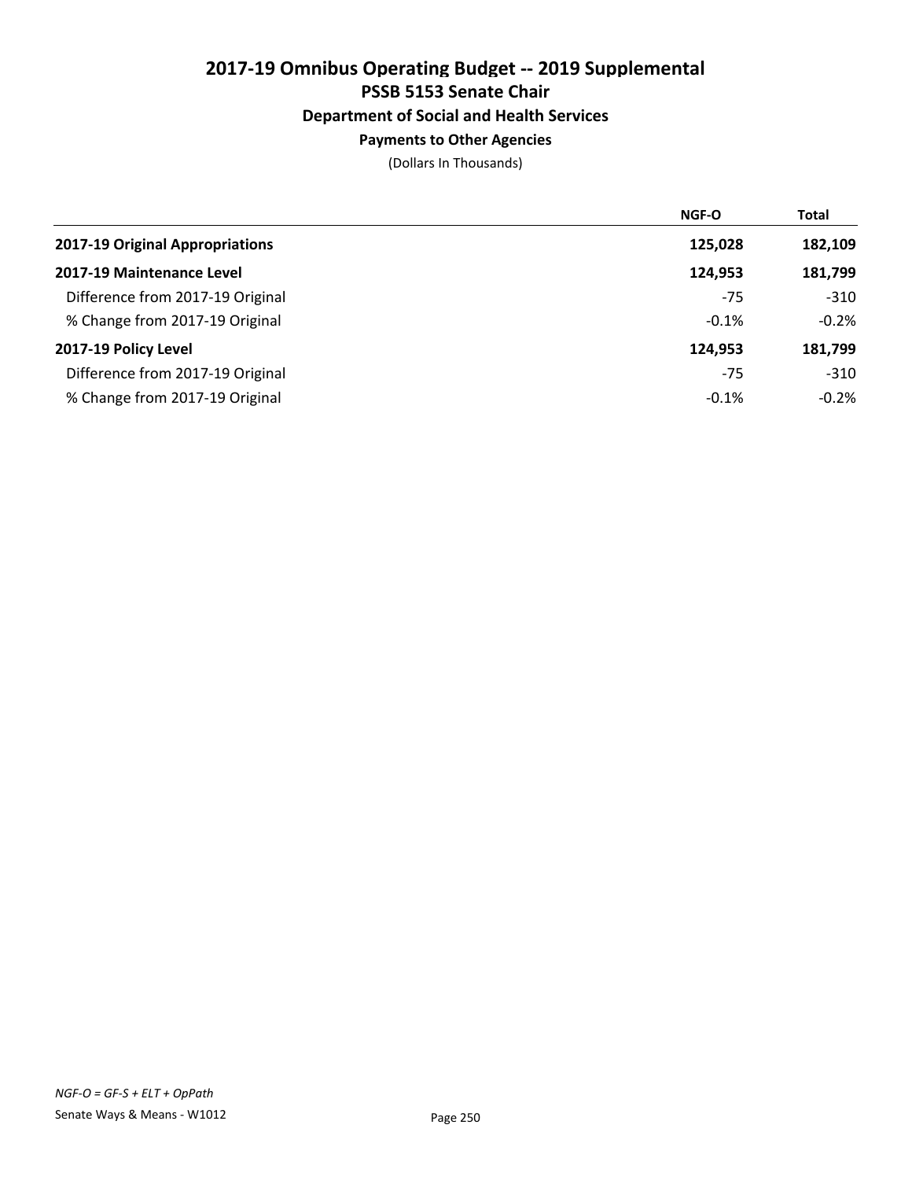# 2017-19 Omnibus Operating Budget -- 2019 Supplemental

## PSSB 5153 Senate Chair

### Department of Social and Health Services

#### Payments to Other Agencies

(Dollars In Thousands)

| | NGF-O | Total |
|---|---|---|
| **2017-19 Original Appropriations** | **125,028** | **182,109** |
| **2017-19 Maintenance Level** | **124,953** | **181,799** |
| Difference from 2017-19 Original | -75 | -310 |
| % Change from 2017-19 Original | -0.1% | -0.2% |
| **2017-19 Policy Level** | **124,953** | **181,799** |
| Difference from 2017-19 Original | -75 | -310 |
| % Change from 2017-19 Original | -0.1% | -0.2% |

*NGF-O = GF-S + ELT + OpPath*

Senate Ways & Means - W1012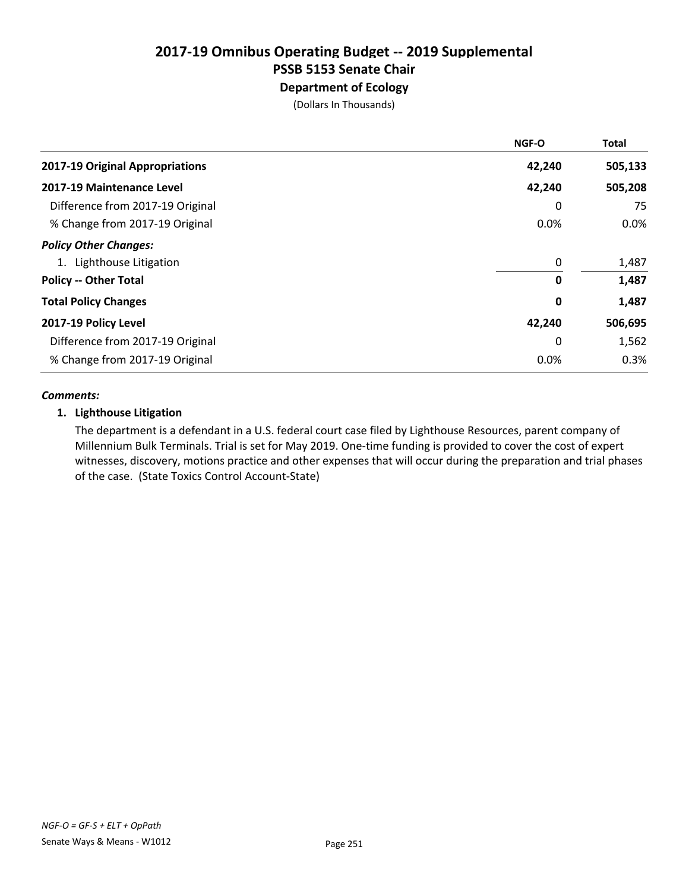# 2017-19 Omnibus Operating Budget -- 2019 Supplemental
## PSSB 5153 Senate Chair
### Department of Ecology

(Dollars In Thousands)

| | NGF-O | Total |
|---|---|---|
| **2017-19 Original Appropriations** | **42,240** | **505,133** |
| **2017-19 Maintenance Level** | **42,240** | **505,208** |
| Difference from 2017-19 Original | 0 | 75 |
| % Change from 2017-19 Original | 0.0% | 0.0% |
| ***Policy Other Changes:*** | | |
| 1. Lighthouse Litigation | 0 | 1,487 |
| **Policy -- Other Total** | **0** | **1,487** |
| **Total Policy Changes** | **0** | **1,487** |
| **2017-19 Policy Level** | **42,240** | **506,695** |
| Difference from 2017-19 Original | 0 | 1,562 |
| % Change from 2017-19 Original | 0.0% | 0.3% |

***Comments:***

**1. Lighthouse Litigation**

The department is a defendant in a U.S. federal court case filed by Lighthouse Resources, parent company of Millennium Bulk Terminals. Trial is set for May 2019. One-time funding is provided to cover the cost of expert witnesses, discovery, motions practice and other expenses that will occur during the preparation and trial phases of the case. (State Toxics Control Account-State)

*NGF-O = GF-S + ELT + OpPath*

Senate Ways & Means - W1012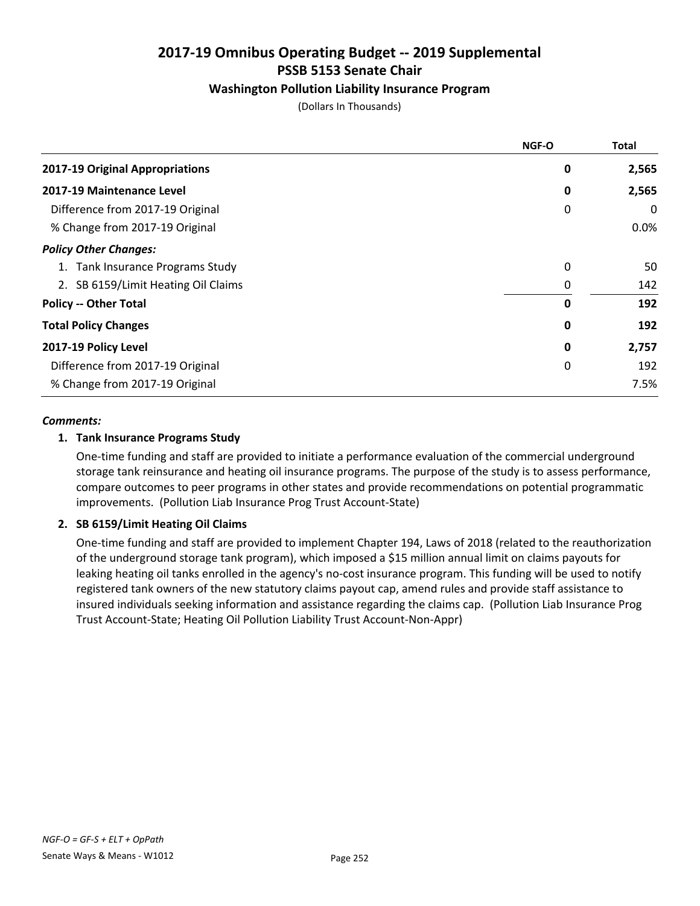# 2017-19 Omnibus Operating Budget -- 2019 Supplemental
## PSSB 5153 Senate Chair
### Washington Pollution Liability Insurance Program

(Dollars In Thousands)

| | NGF-O | Total |
|---|---|---|
| **2017-19 Original Appropriations** | **0** | **2,565** |
| **2017-19 Maintenance Level** | **0** | **2,565** |
| Difference from 2017-19 Original | 0 | 0 |
| % Change from 2017-19 Original | | 0.0% |
| ***Policy Other Changes:*** | | |
| 1. Tank Insurance Programs Study | 0 | 50 |
| 2. SB 6159/Limit Heating Oil Claims | 0 | 142 |
| **Policy -- Other Total** | **0** | **192** |
| **Total Policy Changes** | **0** | **192** |
| **2017-19 Policy Level** | **0** | **2,757** |
| Difference from 2017-19 Original | 0 | 192 |
| % Change from 2017-19 Original | | 7.5% |

***Comments:***

**1. Tank Insurance Programs Study**

One-time funding and staff are provided to initiate a performance evaluation of the commercial underground storage tank reinsurance and heating oil insurance programs. The purpose of the study is to assess performance, compare outcomes to peer programs in other states and provide recommendations on potential programmatic improvements. (Pollution Liab Insurance Prog Trust Account-State)

**2. SB 6159/Limit Heating Oil Claims**

One-time funding and staff are provided to implement Chapter 194, Laws of 2018 (related to the reauthorization of the underground storage tank program), which imposed a $15 million annual limit on claims payouts for leaking heating oil tanks enrolled in the agency's no-cost insurance program. This funding will be used to notify registered tank owners of the new statutory claims payout cap, amend rules and provide staff assistance to insured individuals seeking information and assistance regarding the claims cap. (Pollution Liab Insurance Prog Trust Account-State; Heating Oil Pollution Liability Trust Account-Non-Appr)

*NGF-O = GF-S + ELT + OpPath*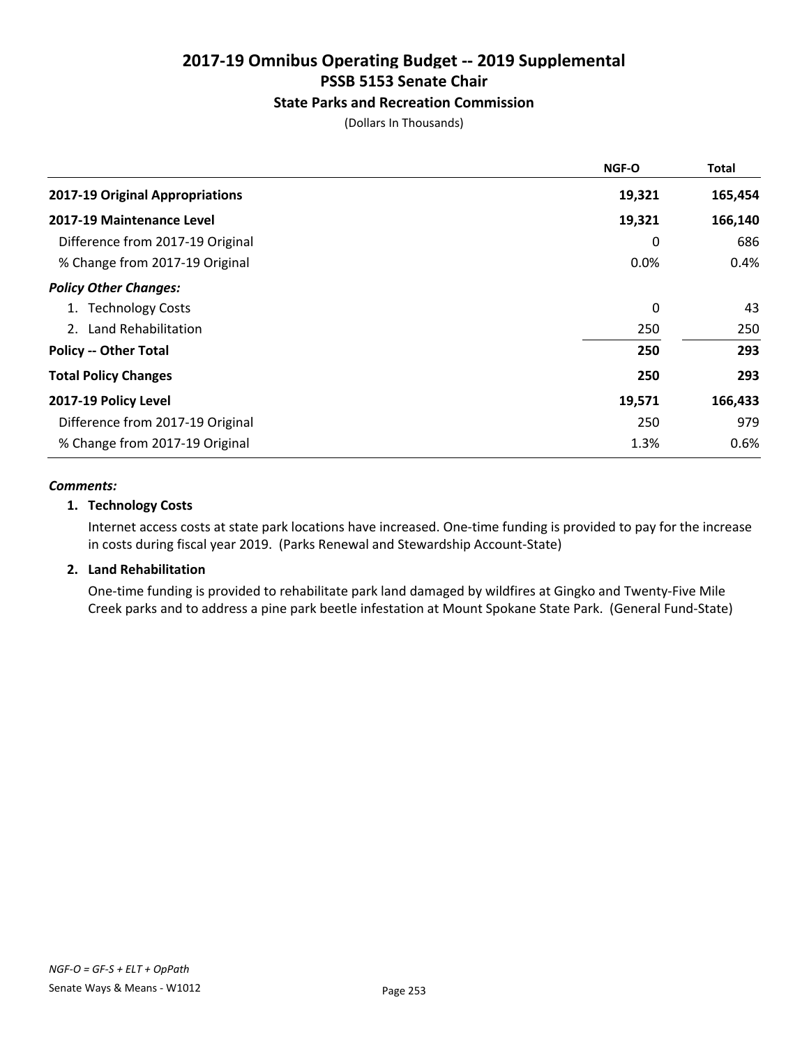# 2017-19 Omnibus Operating Budget -- 2019 Supplemental

## PSSB 5153 Senate Chair

### State Parks and Recreation Commission

(Dollars In Thousands)

| | NGF-O | Total |
|---|---|---|
| **2017-19 Original Appropriations** | **19,321** | **165,454** |
| **2017-19 Maintenance Level** | **19,321** | **166,140** |
| Difference from 2017-19 Original | 0 | 686 |
| % Change from 2017-19 Original | 0.0% | 0.4% |
| ***Policy Other Changes:*** | | |
| 1. Technology Costs | 0 | 43 |
| 2. Land Rehabilitation | 250 | 250 |
| **Policy -- Other Total** | **250** | **293** |
| **Total Policy Changes** | **250** | **293** |
| **2017-19 Policy Level** | **19,571** | **166,433** |
| Difference from 2017-19 Original | 250 | 979 |
| % Change from 2017-19 Original | 1.3% | 0.6% |

***Comments:***

**1. Technology Costs**

Internet access costs at state park locations have increased. One-time funding is provided to pay for the increase in costs during fiscal year 2019. (Parks Renewal and Stewardship Account-State)

**2. Land Rehabilitation**

One-time funding is provided to rehabilitate park land damaged by wildfires at Gingko and Twenty-Five Mile Creek parks and to address a pine park beetle infestation at Mount Spokane State Park. (General Fund-State)

*NGF-O = GF-S + ELT + OpPath*

Senate Ways & Means - W1012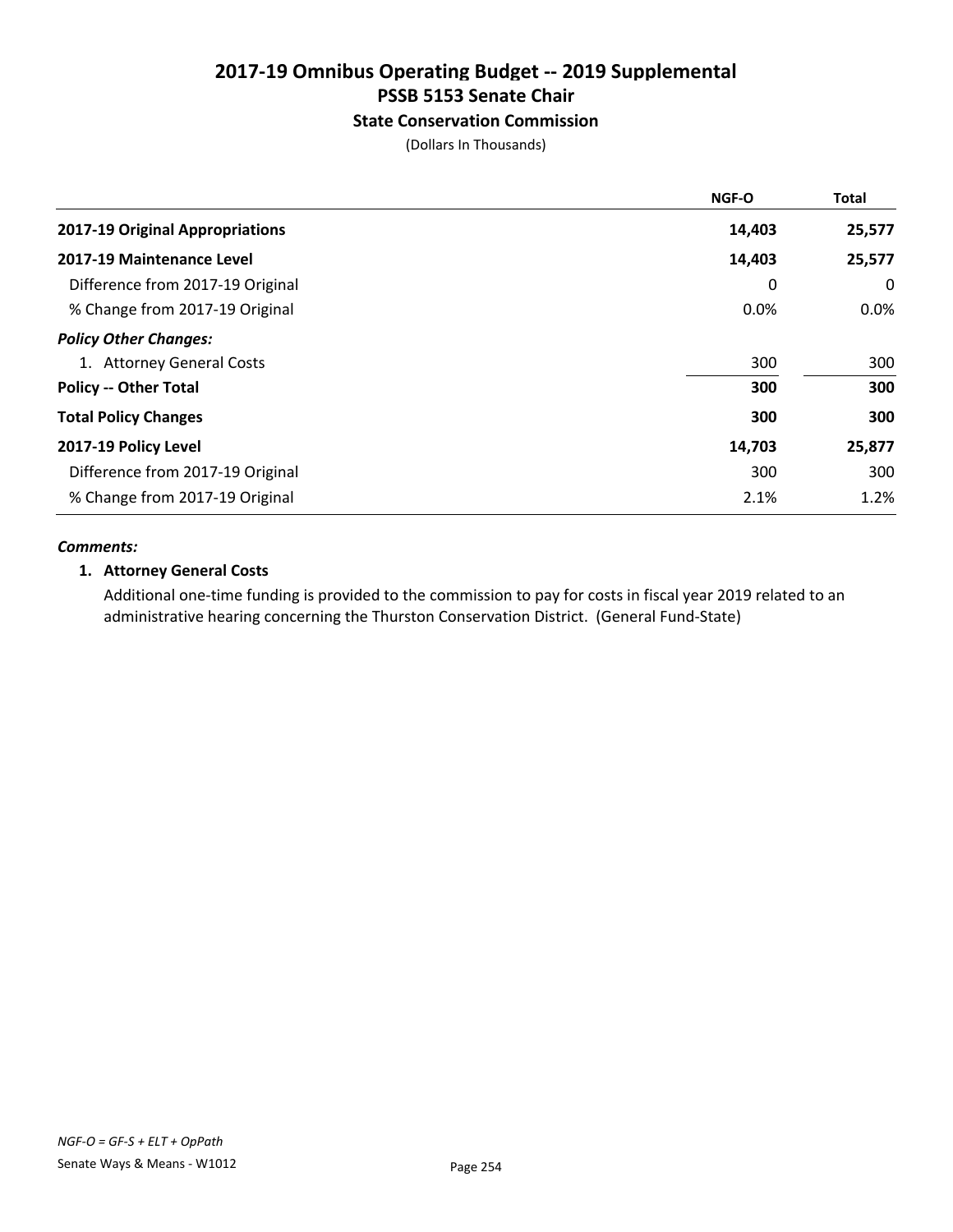# 2017-19 Omnibus Operating Budget -- 2019 Supplemental
## PSSB 5153 Senate Chair
### State Conservation Commission
(Dollars In Thousands)

| | NGF-O | Total |
|---|---|---|
| **2017-19 Original Appropriations** | **14,403** | **25,577** |
| **2017-19 Maintenance Level** | **14,403** | **25,577** |
| Difference from 2017-19 Original | 0 | 0 |
| % Change from 2017-19 Original | 0.0% | 0.0% |
| ***Policy Other Changes:*** | | |
| 1. Attorney General Costs | 300 | 300 |
| **Policy -- Other Total** | **300** | **300** |
| **Total Policy Changes** | **300** | **300** |
| **2017-19 Policy Level** | **14,703** | **25,877** |
| Difference from 2017-19 Original | 300 | 300 |
| % Change from 2017-19 Original | 2.1% | 1.2% |

***Comments:***

**1. Attorney General Costs**

Additional one-time funding is provided to the commission to pay for costs in fiscal year 2019 related to an administrative hearing concerning the Thurston Conservation District. (General Fund-State)

*NGF-O = GF-S + ELT + OpPath*

Senate Ways & Means - W1012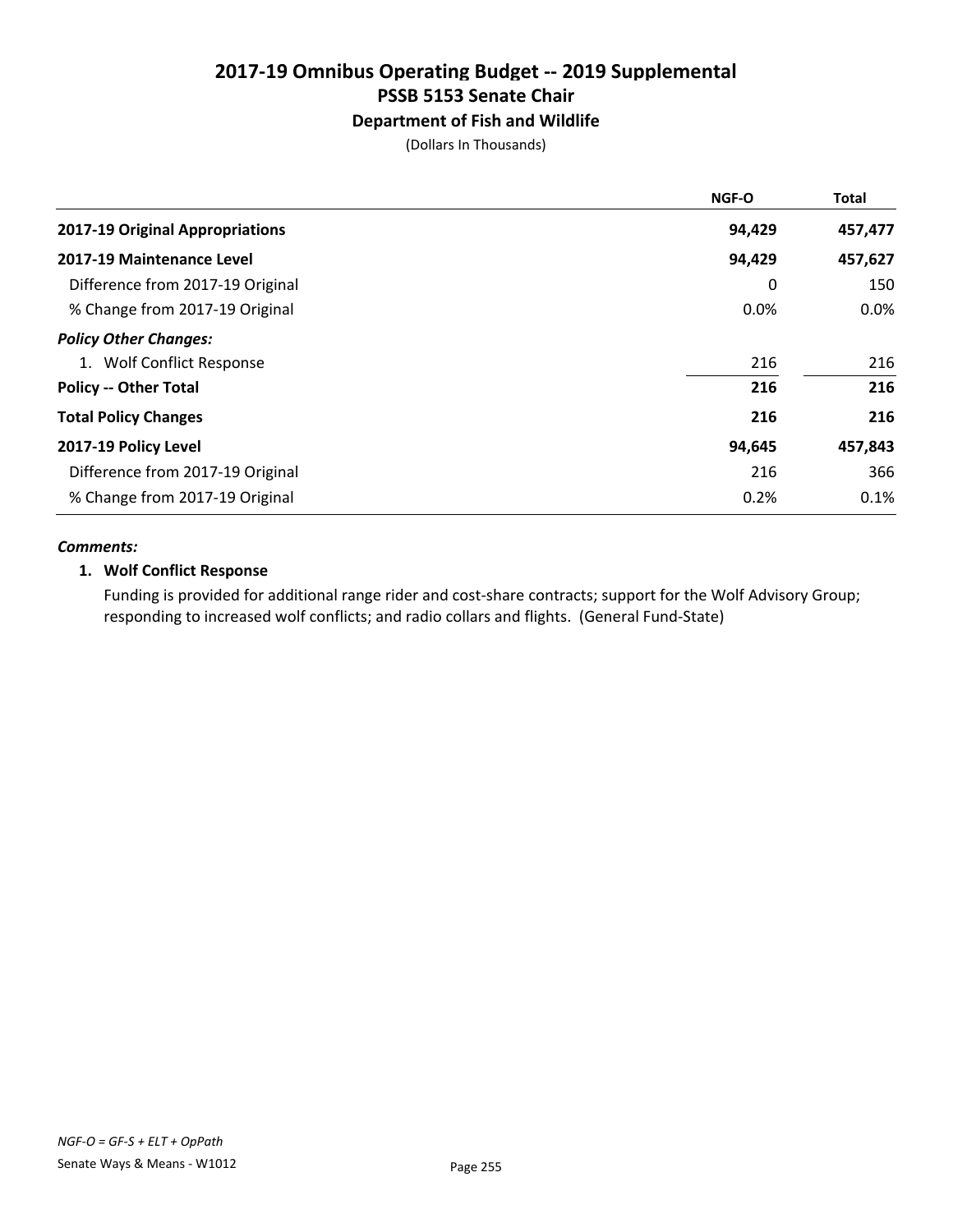# 2017-19 Omnibus Operating Budget -- 2019 Supplemental

## PSSB 5153 Senate Chair

### Department of Fish and Wildlife

(Dollars In Thousands)

| | NGF-O | Total |
|---|---|---|
| **2017-19 Original Appropriations** | **94,429** | **457,477** |
| **2017-19 Maintenance Level** | **94,429** | **457,627** |
| Difference from 2017-19 Original | 0 | 150 |
| % Change from 2017-19 Original | 0.0% | 0.0% |
| ***Policy Other Changes:*** | | |
| 1. Wolf Conflict Response | 216 | 216 |
| **Policy -- Other Total** | **216** | **216** |
| **Total Policy Changes** | **216** | **216** |
| **2017-19 Policy Level** | **94,645** | **457,843** |
| Difference from 2017-19 Original | 216 | 366 |
| % Change from 2017-19 Original | 0.2% | 0.1% |

***Comments:***

**1. Wolf Conflict Response**

Funding is provided for additional range rider and cost-share contracts; support for the Wolf Advisory Group; responding to increased wolf conflicts; and radio collars and flights. (General Fund-State)

*NGF-O = GF-S + ELT + OpPath*

Senate Ways & Means - W1012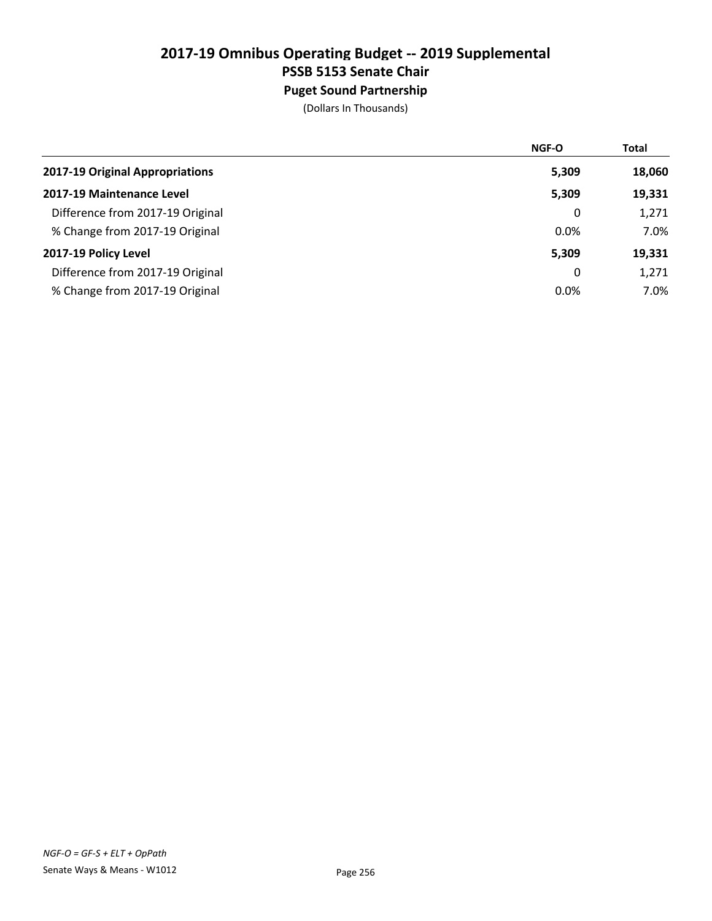# 2017-19 Omnibus Operating Budget -- 2019 Supplemental

## PSSB 5153 Senate Chair

### Puget Sound Partnership

(Dollars In Thousands)

| | NGF-O | Total |
|---|---|---|
| **2017-19 Original Appropriations** | **5,309** | **18,060** |
| **2017-19 Maintenance Level** | **5,309** | **19,331** |
| Difference from 2017-19 Original | 0 | 1,271 |
| % Change from 2017-19 Original | 0.0% | 7.0% |
| **2017-19 Policy Level** | **5,309** | **19,331** |
| Difference from 2017-19 Original | 0 | 1,271 |
| % Change from 2017-19 Original | 0.0% | 7.0% |

*NGF-O = GF-S + ELT + OpPath*

Senate Ways & Means - W1012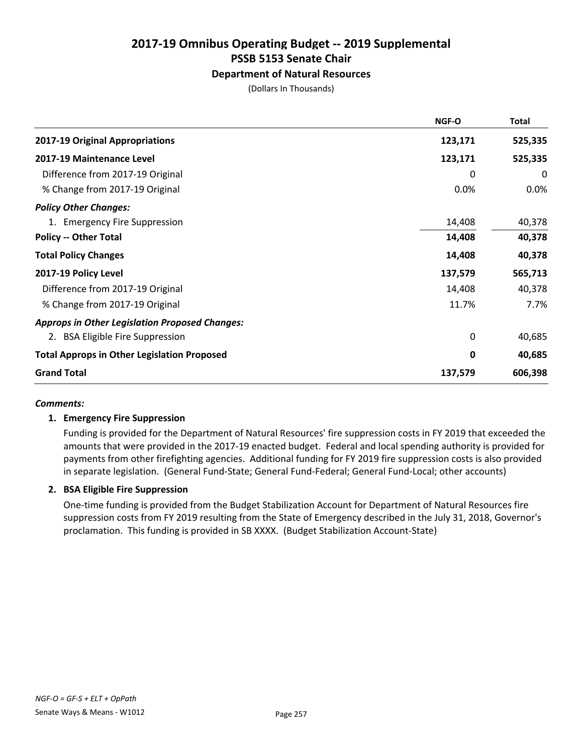# 2017-19 Omnibus Operating Budget -- 2019 Supplemental
## PSSB 5153 Senate Chair
### Department of Natural Resources

(Dollars In Thousands)

| | NGF-O | Total |
|---|---|---|
| **2017-19 Original Appropriations** | **123,171** | **525,335** |
| **2017-19 Maintenance Level** | **123,171** | **525,335** |
| Difference from 2017-19 Original | 0 | 0 |
| % Change from 2017-19 Original | 0.0% | 0.0% |
| ***Policy Other Changes:*** | | |
| 1. Emergency Fire Suppression | 14,408 | 40,378 |
| **Policy -- Other Total** | **14,408** | **40,378** |
| **Total Policy Changes** | **14,408** | **40,378** |
| **2017-19 Policy Level** | **137,579** | **565,713** |
| Difference from 2017-19 Original | 14,408 | 40,378 |
| % Change from 2017-19 Original | 11.7% | 7.7% |
| ***Approps in Other Legislation Proposed Changes:*** | | |
| 2. BSA Eligible Fire Suppression | 0 | 40,685 |
| **Total Approps in Other Legislation Proposed** | **0** | **40,685** |
| **Grand Total** | **137,579** | **606,398** |

***Comments:***

**1. Emergency Fire Suppression**

Funding is provided for the Department of Natural Resources' fire suppression costs in FY 2019 that exceeded the amounts that were provided in the 2017-19 enacted budget. Federal and local spending authority is provided for payments from other firefighting agencies. Additional funding for FY 2019 fire suppression costs is also provided in separate legislation. (General Fund-State; General Fund-Federal; General Fund-Local; other accounts)

**2. BSA Eligible Fire Suppression**

One-time funding is provided from the Budget Stabilization Account for Department of Natural Resources fire suppression costs from FY 2019 resulting from the State of Emergency described in the July 31, 2018, Governor's proclamation. This funding is provided in SB XXXX. (Budget Stabilization Account-State)

*NGF-O = GF-S + ELT + OpPath*

Senate Ways & Means - W1012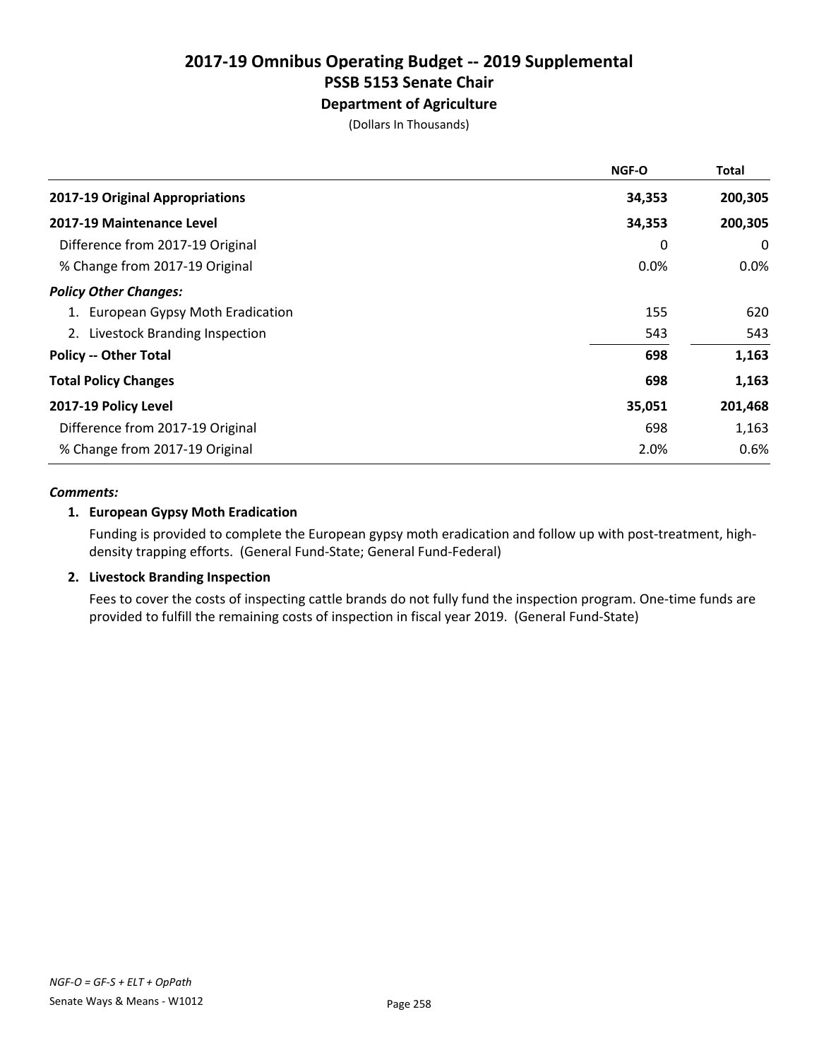# 2017-19 Omnibus Operating Budget -- 2019 Supplemental
## PSSB 5153 Senate Chair
### Department of Agriculture
(Dollars In Thousands)

| | NGF-O | Total |
|---|---|---|
| **2017-19 Original Appropriations** | **34,353** | **200,305** |
| **2017-19 Maintenance Level** | **34,353** | **200,305** |
| Difference from 2017-19 Original | 0 | 0 |
| % Change from 2017-19 Original | 0.0% | 0.0% |
| ***Policy Other Changes:*** | | |
| 1. European Gypsy Moth Eradication | 155 | 620 |
| 2. Livestock Branding Inspection | 543 | 543 |
| **Policy -- Other Total** | **698** | **1,163** |
| **Total Policy Changes** | **698** | **1,163** |
| **2017-19 Policy Level** | **35,051** | **201,468** |
| Difference from 2017-19 Original | 698 | 1,163 |
| % Change from 2017-19 Original | 2.0% | 0.6% |

***Comments:***

**1. European Gypsy Moth Eradication**

Funding is provided to complete the European gypsy moth eradication and follow up with post-treatment, high-density trapping efforts. (General Fund-State; General Fund-Federal)

**2. Livestock Branding Inspection**

Fees to cover the costs of inspecting cattle brands do not fully fund the inspection program. One-time funds are provided to fulfill the remaining costs of inspection in fiscal year 2019. (General Fund-State)

*NGF-O = GF-S + ELT + OpPath*

Senate Ways & Means - W1012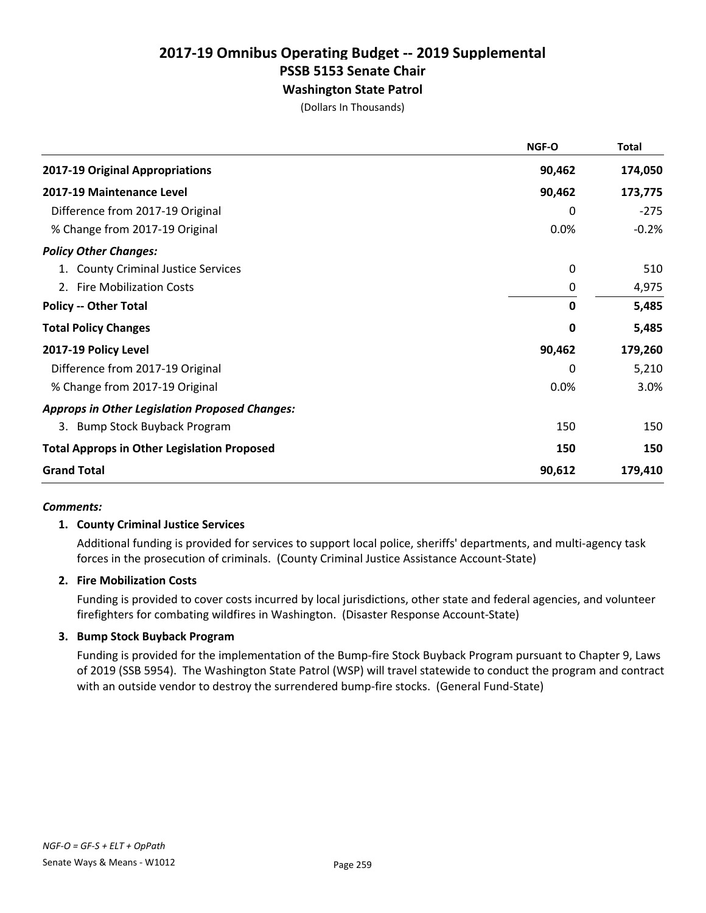# 2017-19 Omnibus Operating Budget -- 2019 Supplemental
## PSSB 5153 Senate Chair
### Washington State Patrol

(Dollars In Thousands)

| | NGF-O | Total |
|---|---|---|
| **2017-19 Original Appropriations** | **90,462** | **174,050** |
| **2017-19 Maintenance Level** | **90,462** | **173,775** |
| Difference from 2017-19 Original | 0 | -275 |
| % Change from 2017-19 Original | 0.0% | -0.2% |
| ***Policy Other Changes:*** | | |
| 1. County Criminal Justice Services | 0 | 510 |
| 2. Fire Mobilization Costs | 0 | 4,975 |
| **Policy -- Other Total** | **0** | **5,485** |
| **Total Policy Changes** | **0** | **5,485** |
| **2017-19 Policy Level** | **90,462** | **179,260** |
| Difference from 2017-19 Original | 0 | 5,210 |
| % Change from 2017-19 Original | 0.0% | 3.0% |
| ***Approps in Other Legislation Proposed Changes:*** | | |
| 3. Bump Stock Buyback Program | 150 | 150 |
| **Total Approps in Other Legislation Proposed** | **150** | **150** |
| **Grand Total** | **90,612** | **179,410** |

***Comments:***

**1. County Criminal Justice Services**

Additional funding is provided for services to support local police, sheriffs' departments, and multi-agency task forces in the prosecution of criminals. (County Criminal Justice Assistance Account-State)

**2. Fire Mobilization Costs**

Funding is provided to cover costs incurred by local jurisdictions, other state and federal agencies, and volunteer firefighters for combating wildfires in Washington. (Disaster Response Account-State)

**3. Bump Stock Buyback Program**

Funding is provided for the implementation of the Bump-fire Stock Buyback Program pursuant to Chapter 9, Laws of 2019 (SSB 5954). The Washington State Patrol (WSP) will travel statewide to conduct the program and contract with an outside vendor to destroy the surrendered bump-fire stocks. (General Fund-State)

*NGF-O = GF-S + ELT + OpPath*

Senate Ways & Means - W1012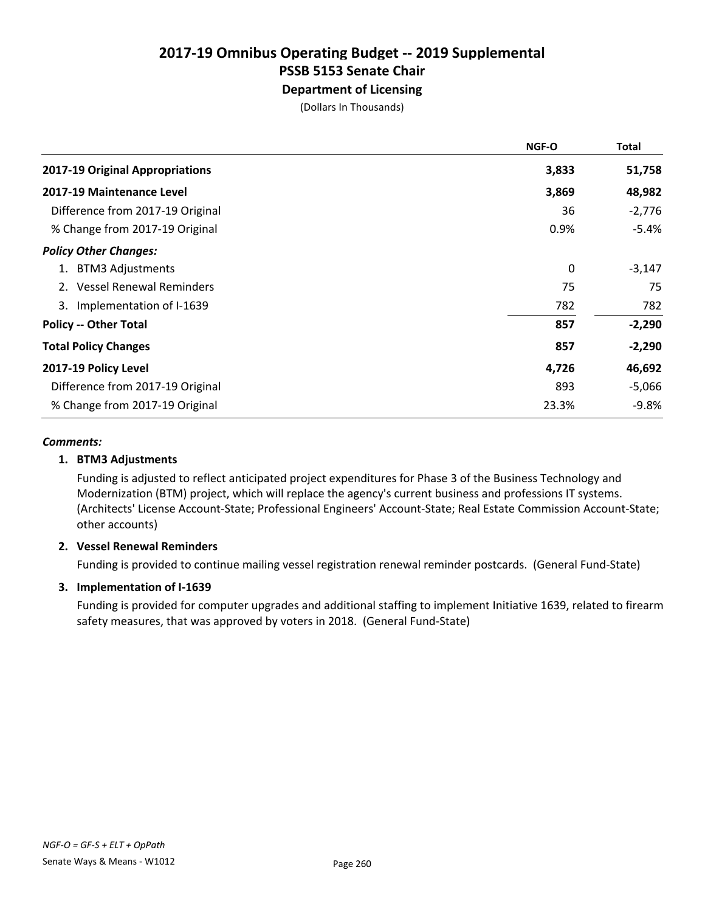# 2017-19 Omnibus Operating Budget -- 2019 Supplemental
## PSSB 5153 Senate Chair
### Department of Licensing
(Dollars In Thousands)

| | NGF-O | Total |
|---|---|---|
| **2017-19 Original Appropriations** | **3,833** | **51,758** |
| **2017-19 Maintenance Level** | **3,869** | **48,982** |
| Difference from 2017-19 Original | 36 | -2,776 |
| % Change from 2017-19 Original | 0.9% | -5.4% |
| ***Policy Other Changes:*** | | |
| 1. BTM3 Adjustments | 0 | -3,147 |
| 2. Vessel Renewal Reminders | 75 | 75 |
| 3. Implementation of I-1639 | 782 | 782 |
| **Policy -- Other Total** | **857** | **-2,290** |
| **Total Policy Changes** | **857** | **-2,290** |
| **2017-19 Policy Level** | **4,726** | **46,692** |
| Difference from 2017-19 Original | 893 | -5,066 |
| % Change from 2017-19 Original | 23.3% | -9.8% |

***Comments:***

**1. BTM3 Adjustments**

Funding is adjusted to reflect anticipated project expenditures for Phase 3 of the Business Technology and Modernization (BTM) project, which will replace the agency's current business and professions IT systems. (Architects' License Account-State; Professional Engineers' Account-State; Real Estate Commission Account-State; other accounts)

**2. Vessel Renewal Reminders**

Funding is provided to continue mailing vessel registration renewal reminder postcards. (General Fund-State)

**3. Implementation of I-1639**

Funding is provided for computer upgrades and additional staffing to implement Initiative 1639, related to firearm safety measures, that was approved by voters in 2018. (General Fund-State)

*NGF-O = GF-S + ELT + OpPath*

Senate Ways & Means - W1012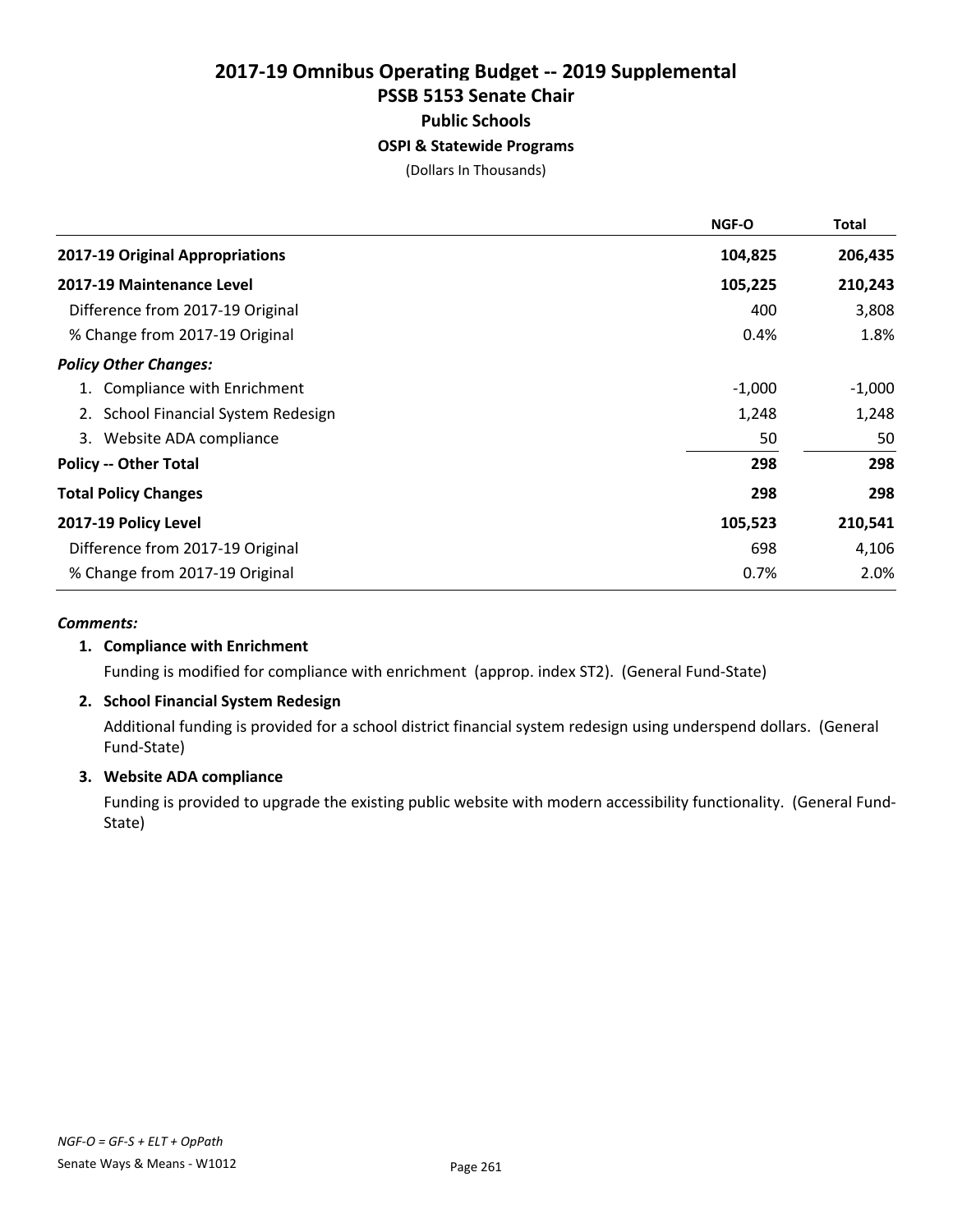# 2017-19 Omnibus Operating Budget -- 2019 Supplemental
## PSSB 5153 Senate Chair
### Public Schools
#### OSPI & Statewide Programs

(Dollars In Thousands)

| | NGF-O | Total |
|---|---|---|
| **2017-19 Original Appropriations** | **104,825** | **206,435** |
| **2017-19 Maintenance Level** | **105,225** | **210,243** |
| Difference from 2017-19 Original | 400 | 3,808 |
| % Change from 2017-19 Original | 0.4% | 1.8% |
| ***Policy Other Changes:*** | | |
| 1. Compliance with Enrichment | -1,000 | -1,000 |
| 2. School Financial System Redesign | 1,248 | 1,248 |
| 3. Website ADA compliance | 50 | 50 |
| **Policy -- Other Total** | **298** | **298** |
| **Total Policy Changes** | **298** | **298** |
| **2017-19 Policy Level** | **105,523** | **210,541** |
| Difference from 2017-19 Original | 698 | 4,106 |
| % Change from 2017-19 Original | 0.7% | 2.0% |

***Comments:***

**1. Compliance with Enrichment**

Funding is modified for compliance with enrichment (approp. index ST2). (General Fund-State)

**2. School Financial System Redesign**

Additional funding is provided for a school district financial system redesign using underspend dollars. (General Fund-State)

**3. Website ADA compliance**

Funding is provided to upgrade the existing public website with modern accessibility functionality. (General Fund-State)

*NGF-O = GF-S + ELT + OpPath*

Senate Ways & Means - W1012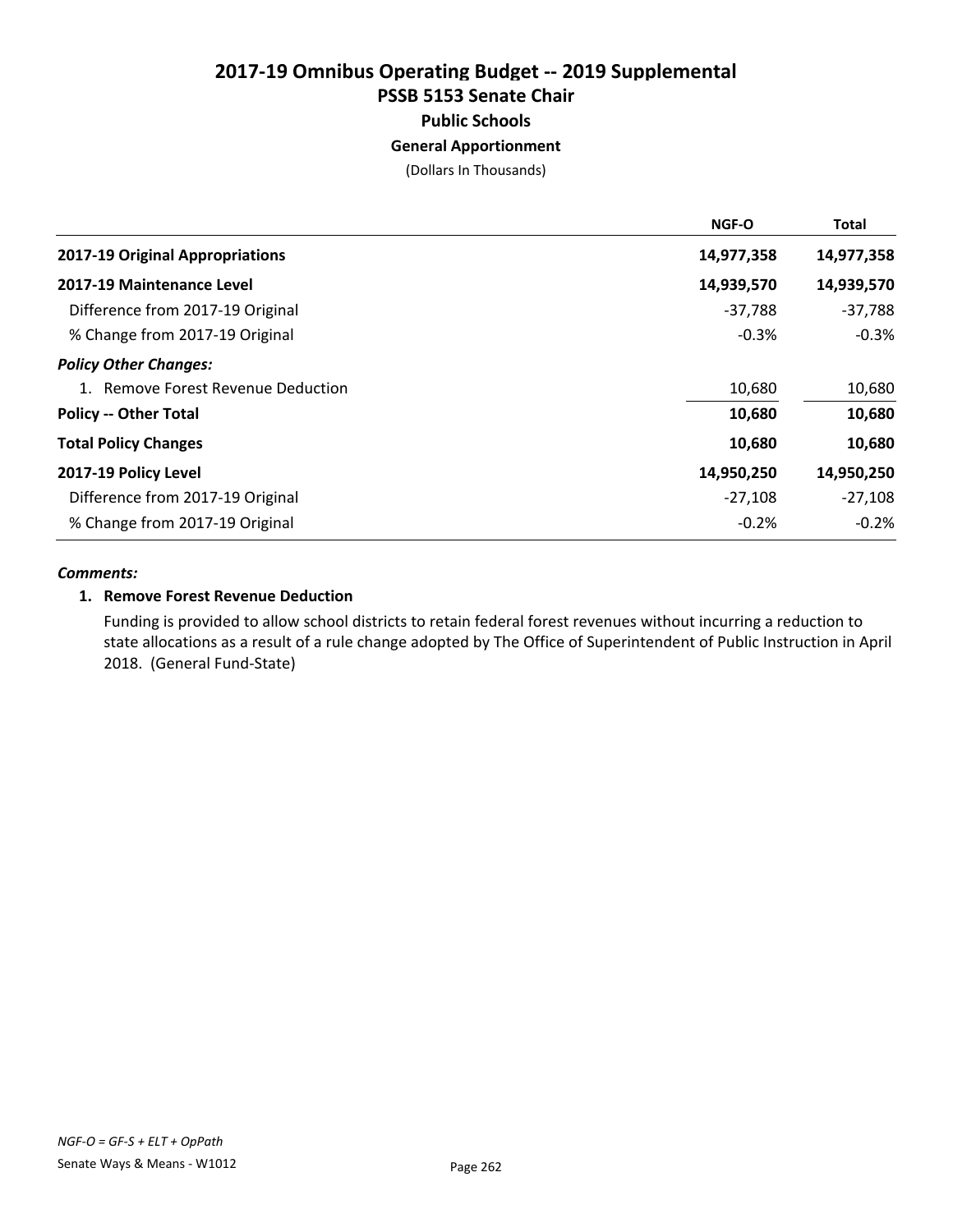# 2017-19 Omnibus Operating Budget -- 2019 Supplemental
## PSSB 5153 Senate Chair
### Public Schools
#### General Apportionment

(Dollars In Thousands)

| | NGF-O | Total |
|---|---|---|
| **2017-19 Original Appropriations** | **14,977,358** | **14,977,358** |
| **2017-19 Maintenance Level** | **14,939,570** | **14,939,570** |
| Difference from 2017-19 Original | -37,788 | -37,788 |
| % Change from 2017-19 Original | -0.3% | -0.3% |
| ***Policy Other Changes:*** | | |
| 1. Remove Forest Revenue Deduction | 10,680 | 10,680 |
| **Policy -- Other Total** | **10,680** | **10,680** |
| **Total Policy Changes** | **10,680** | **10,680** |
| **2017-19 Policy Level** | **14,950,250** | **14,950,250** |
| Difference from 2017-19 Original | -27,108 | -27,108 |
| % Change from 2017-19 Original | -0.2% | -0.2% |

***Comments:***

**1. Remove Forest Revenue Deduction**

Funding is provided to allow school districts to retain federal forest revenues without incurring a reduction to state allocations as a result of a rule change adopted by The Office of Superintendent of Public Instruction in April 2018. (General Fund-State)

*NGF-O = GF-S + ELT + OpPath*

Senate Ways & Means - W1012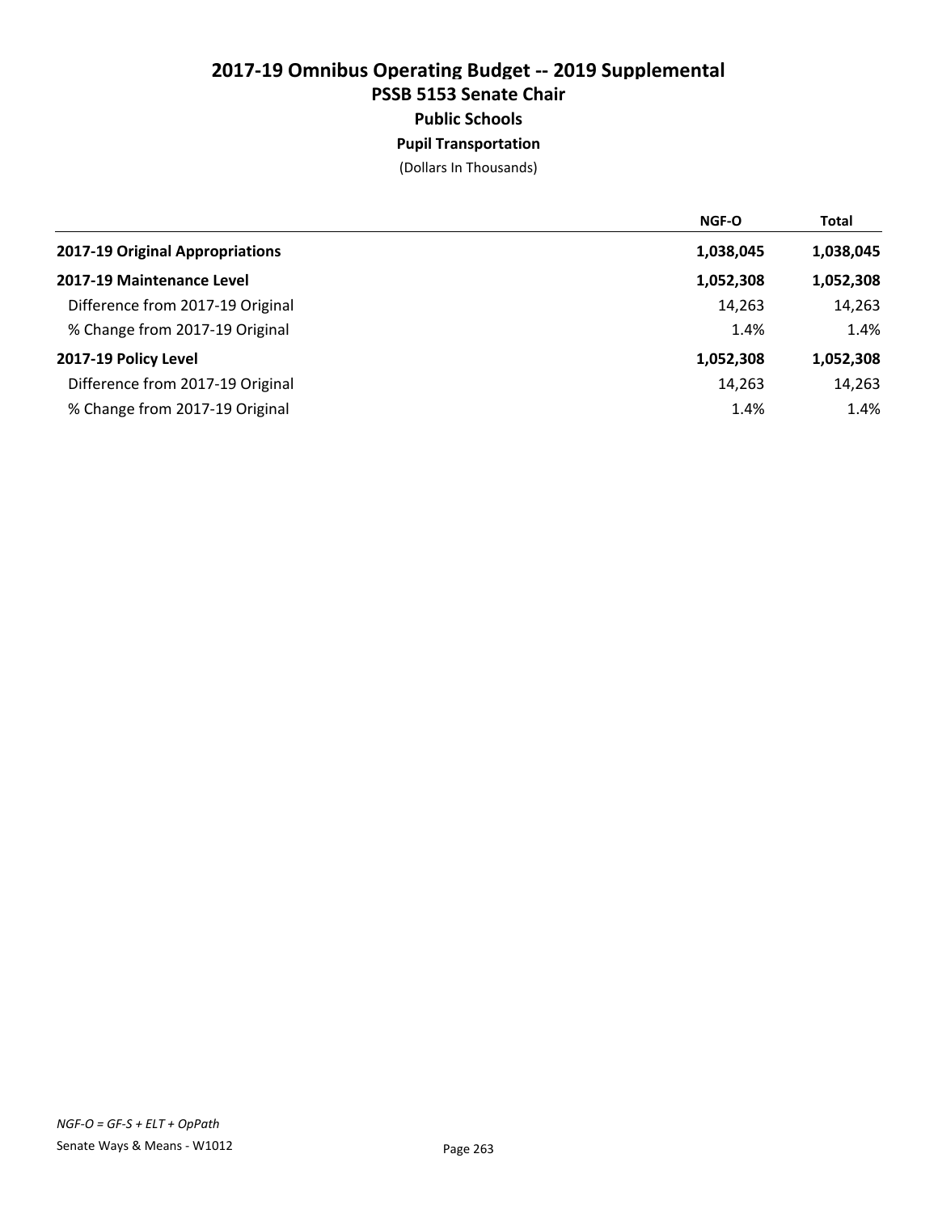# 2017-19 Omnibus Operating Budget -- 2019 Supplemental
## PSSB 5153 Senate Chair
### Public Schools
#### Pupil Transportation
(Dollars In Thousands)

| | NGF-O | Total |
|---|---|---|
| **2017-19 Original Appropriations** | **1,038,045** | **1,038,045** |
| **2017-19 Maintenance Level** | **1,052,308** | **1,052,308** |
| Difference from 2017-19 Original | 14,263 | 14,263 |
| % Change from 2017-19 Original | 1.4% | 1.4% |
| **2017-19 Policy Level** | **1,052,308** | **1,052,308** |
| Difference from 2017-19 Original | 14,263 | 14,263 |
| % Change from 2017-19 Original | 1.4% | 1.4% |

*NGF-O = GF-S + ELT + OpPath*

Senate Ways & Means - W1012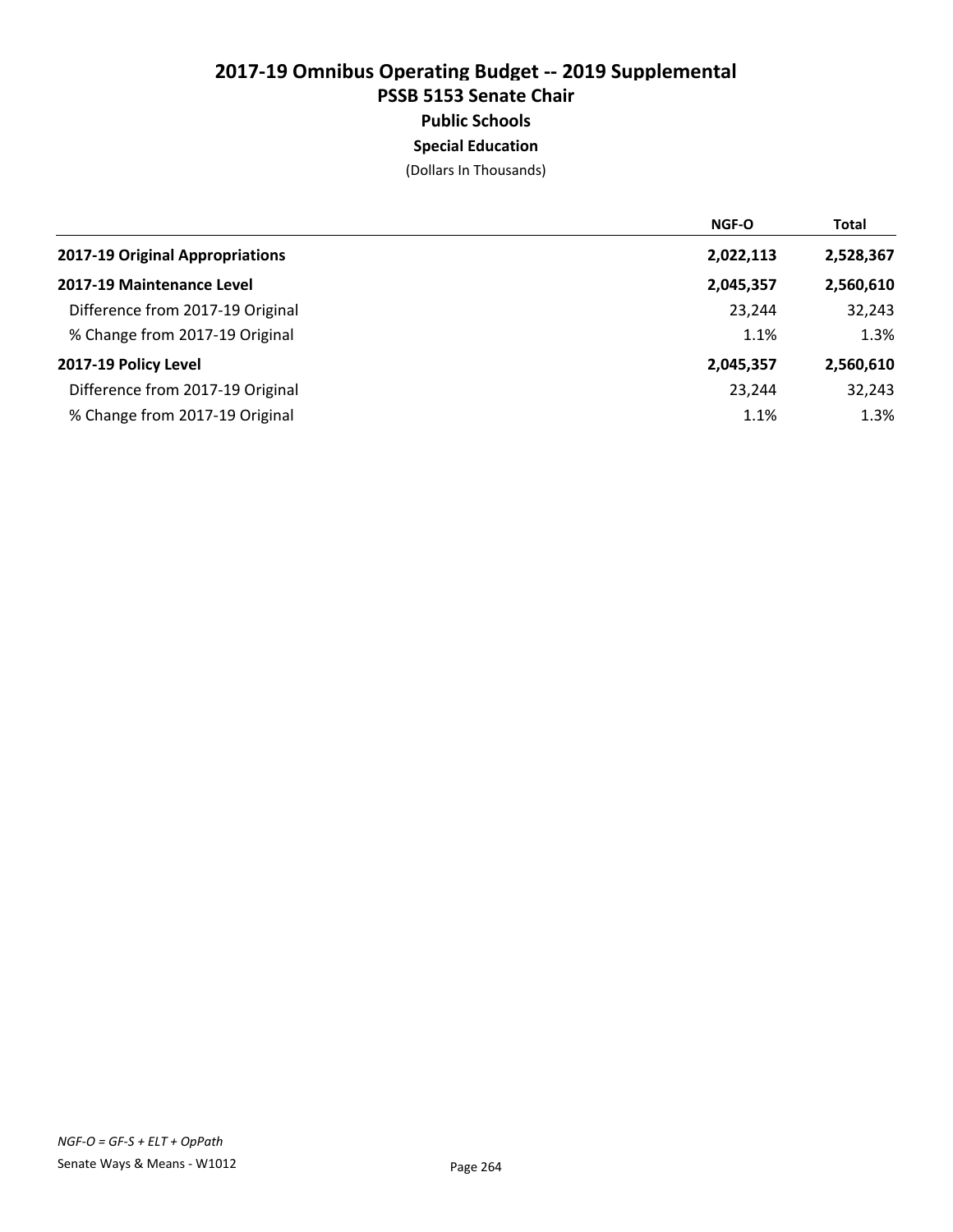# 2017-19 Omnibus Operating Budget -- 2019 Supplemental

## PSSB 5153 Senate Chair

### Public Schools

### Special Education

(Dollars In Thousands)

| | NGF-O | Total |
|---|---|---|
| **2017-19 Original Appropriations** | **2,022,113** | **2,528,367** |
| **2017-19 Maintenance Level** | **2,045,357** | **2,560,610** |
| Difference from 2017-19 Original | 23,244 | 32,243 |
| % Change from 2017-19 Original | 1.1% | 1.3% |
| **2017-19 Policy Level** | **2,045,357** | **2,560,610** |
| Difference from 2017-19 Original | 23,244 | 32,243 |
| % Change from 2017-19 Original | 1.1% | 1.3% |

*NGF-O = GF-S + ELT + OpPath*

Senate Ways & Means - W1012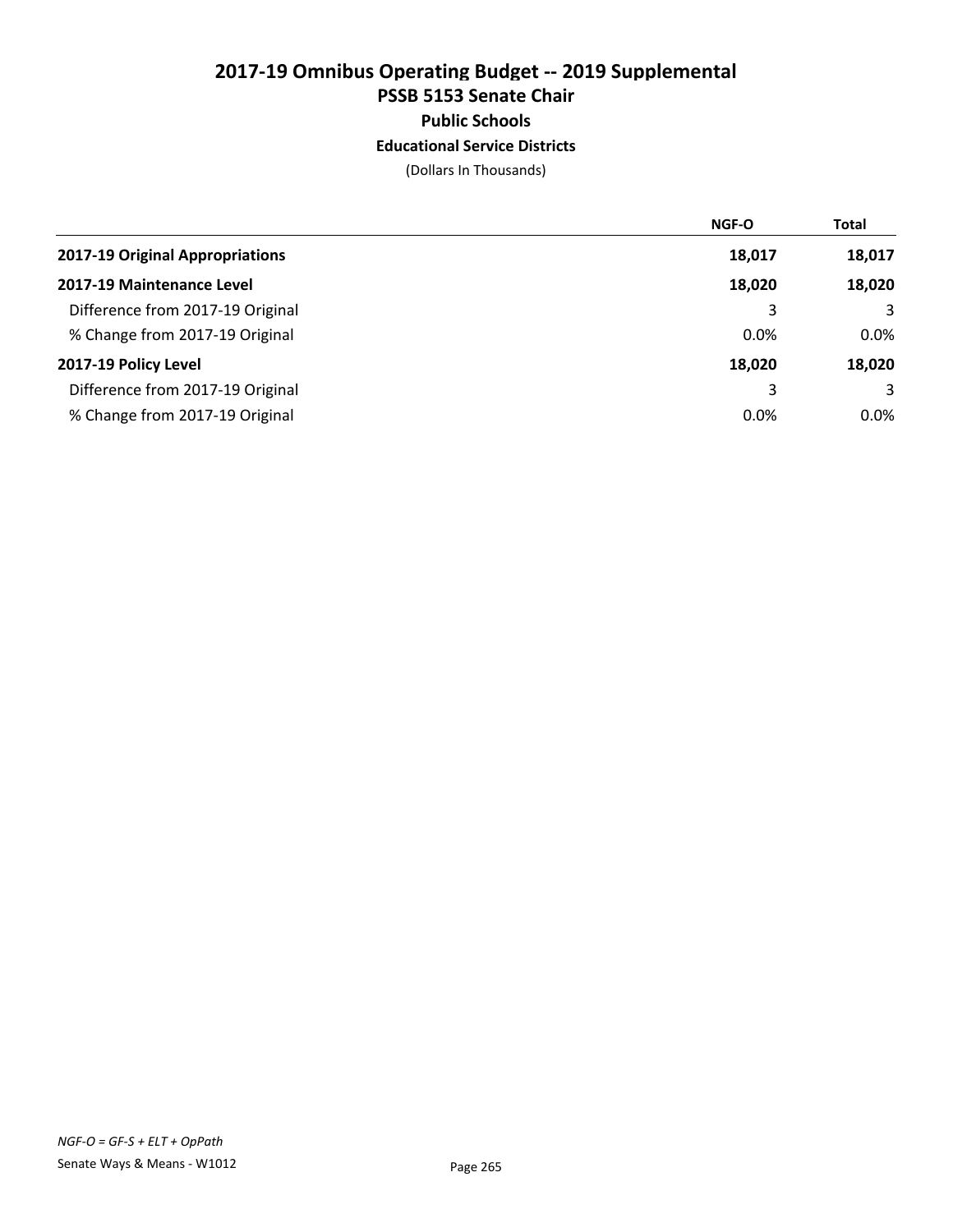# 2017-19 Omnibus Operating Budget -- 2019 Supplemental

## PSSB 5153 Senate Chair

### Public Schools

#### Educational Service Districts

(Dollars In Thousands)

| | NGF-O | Total |
|---|---|---|
| **2017-19 Original Appropriations** | **18,017** | **18,017** |
| **2017-19 Maintenance Level** | **18,020** | **18,020** |
| Difference from 2017-19 Original | 3 | 3 |
| % Change from 2017-19 Original | 0.0% | 0.0% |
| **2017-19 Policy Level** | **18,020** | **18,020** |
| Difference from 2017-19 Original | 3 | 3 |
| % Change from 2017-19 Original | 0.0% | 0.0% |

*NGF-O = GF-S + ELT + OpPath*

Senate Ways & Means - W1012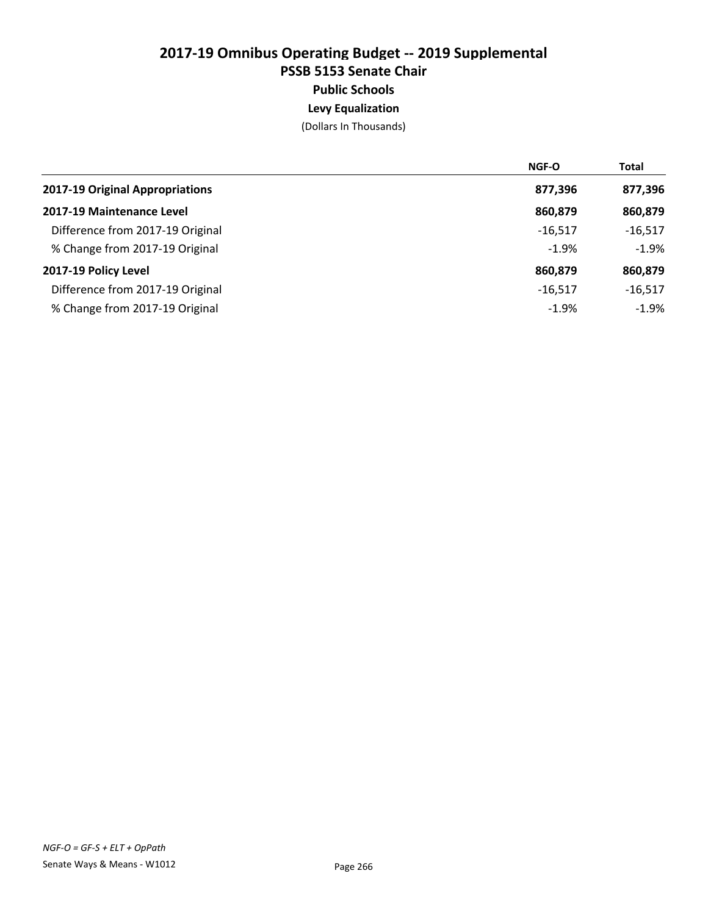# 2017-19 Omnibus Operating Budget -- 2019 Supplemental

## PSSB 5153 Senate Chair

### Public Schools

#### Levy Equalization

(Dollars In Thousands)

| | NGF-O | Total |
|---|---|---|
| **2017-19 Original Appropriations** | **877,396** | **877,396** |
| **2017-19 Maintenance Level** | **860,879** | **860,879** |
| Difference from 2017-19 Original | -16,517 | -16,517 |
| % Change from 2017-19 Original | -1.9% | -1.9% |
| **2017-19 Policy Level** | **860,879** | **860,879** |
| Difference from 2017-19 Original | -16,517 | -16,517 |
| % Change from 2017-19 Original | -1.9% | -1.9% |

*NGF-O = GF-S + ELT + OpPath*

Senate Ways & Means - W1012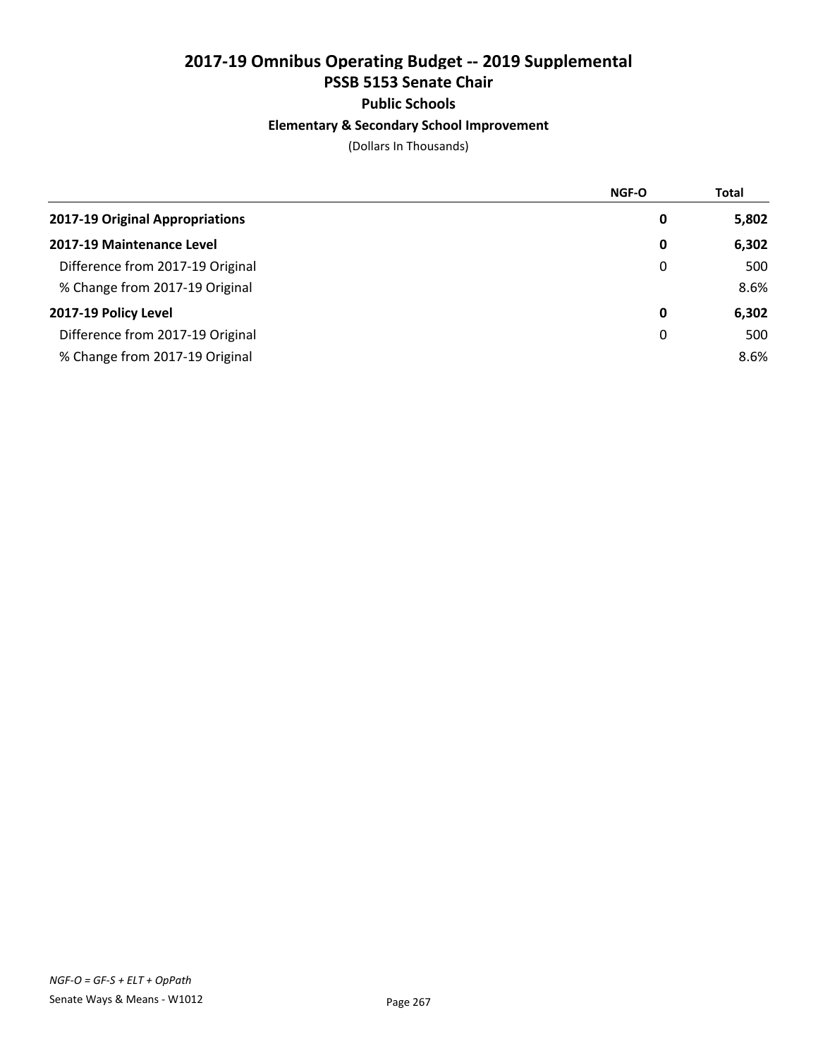# 2017-19 Omnibus Operating Budget -- 2019 Supplemental
## PSSB 5153 Senate Chair
### Public Schools
#### Elementary & Secondary School Improvement

(Dollars In Thousands)

| | NGF-O | Total |
|---|---|---|
| **2017-19 Original Appropriations** | **0** | **5,802** |
| **2017-19 Maintenance Level** | **0** | **6,302** |
| Difference from 2017-19 Original | 0 | 500 |
| % Change from 2017-19 Original | | 8.6% |
| **2017-19 Policy Level** | **0** | **6,302** |
| Difference from 2017-19 Original | 0 | 500 |
| % Change from 2017-19 Original | | 8.6% |

*NGF-O = GF-S + ELT + OpPath*

Senate Ways & Means - W1012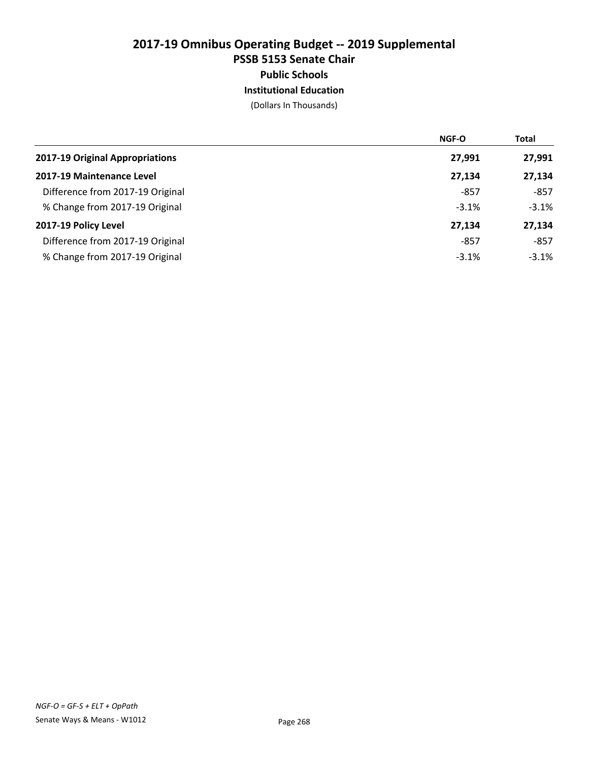# 2017-19 Omnibus Operating Budget -- 2019 Supplemental

## PSSB 5153 Senate Chair

### Public Schools

#### Institutional Education

(Dollars In Thousands)

| | NGF-O | Total |
|---|---|---|
| **2017-19 Original Appropriations** | **27,991** | **27,991** |
| **2017-19 Maintenance Level** | **27,134** | **27,134** |
| Difference from 2017-19 Original | -857 | -857 |
| % Change from 2017-19 Original | -3.1% | -3.1% |
| **2017-19 Policy Level** | **27,134** | **27,134** |
| Difference from 2017-19 Original | -857 | -857 |
| % Change from 2017-19 Original | -3.1% | -3.1% |

*NGF-O = GF-S + ELT + OpPath*

Senate Ways & Means - W1012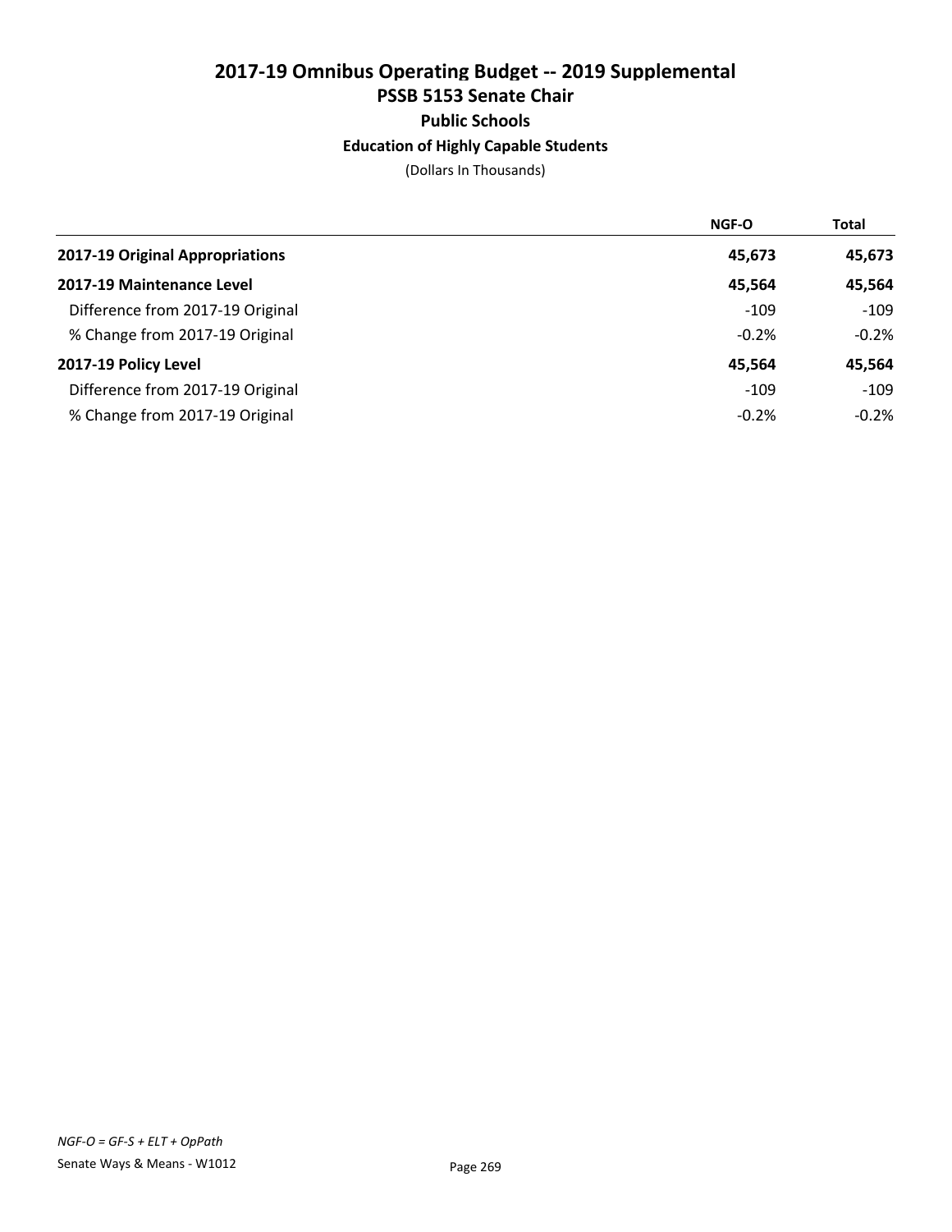# 2017-19 Omnibus Operating Budget -- 2019 Supplemental
## PSSB 5153 Senate Chair
### Public Schools
### Education of Highly Capable Students

(Dollars In Thousands)

| | NGF-O | Total |
|---|---|---|
| **2017-19 Original Appropriations** | **45,673** | **45,673** |
| **2017-19 Maintenance Level** | **45,564** | **45,564** |
| Difference from 2017-19 Original | -109 | -109 |
| % Change from 2017-19 Original | -0.2% | -0.2% |
| **2017-19 Policy Level** | **45,564** | **45,564** |
| Difference from 2017-19 Original | -109 | -109 |
| % Change from 2017-19 Original | -0.2% | -0.2% |

*NGF-O = GF-S + ELT + OpPath*

Senate Ways & Means - W1012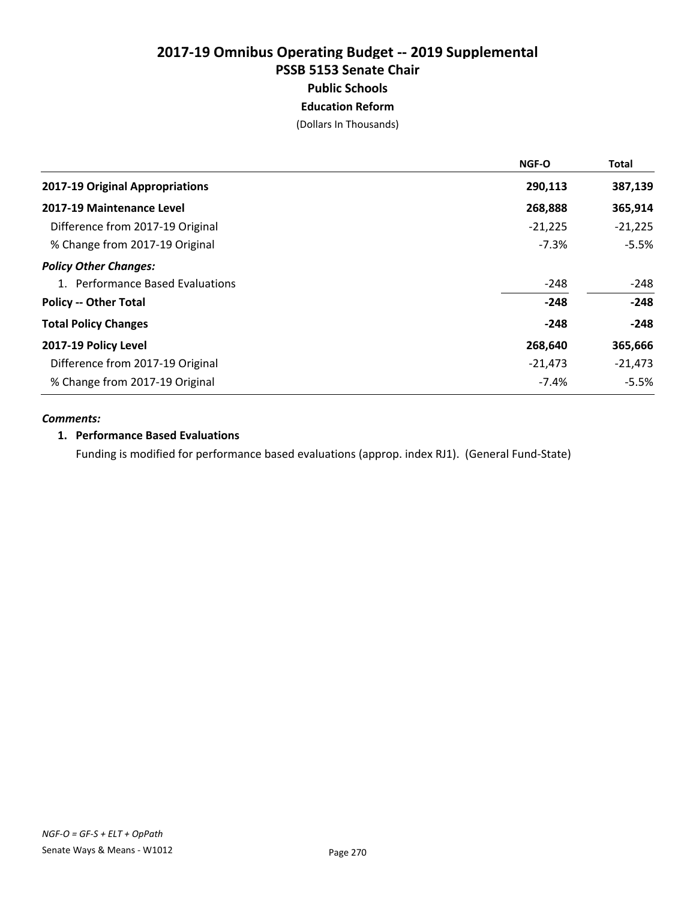# 2017-19 Omnibus Operating Budget -- 2019 Supplemental

## PSSB 5153 Senate Chair

### Public Schools

### Education Reform

(Dollars In Thousands)

| | NGF-O | Total |
|---|---|---|
| **2017-19 Original Appropriations** | **290,113** | **387,139** |
| **2017-19 Maintenance Level** | **268,888** | **365,914** |
| Difference from 2017-19 Original | -21,225 | -21,225 |
| % Change from 2017-19 Original | -7.3% | -5.5% |
| ***Policy Other Changes:*** | | |
| 1. Performance Based Evaluations | -248 | -248 |
| **Policy -- Other Total** | **-248** | **-248** |
| **Total Policy Changes** | **-248** | **-248** |
| **2017-19 Policy Level** | **268,640** | **365,666** |
| Difference from 2017-19 Original | -21,473 | -21,473 |
| % Change from 2017-19 Original | -7.4% | -5.5% |

***Comments:***

**1. Performance Based Evaluations**

Funding is modified for performance based evaluations (approp. index RJ1). (General Fund-State)

*NGF-O = GF-S + ELT + OpPath*

Senate Ways & Means - W1012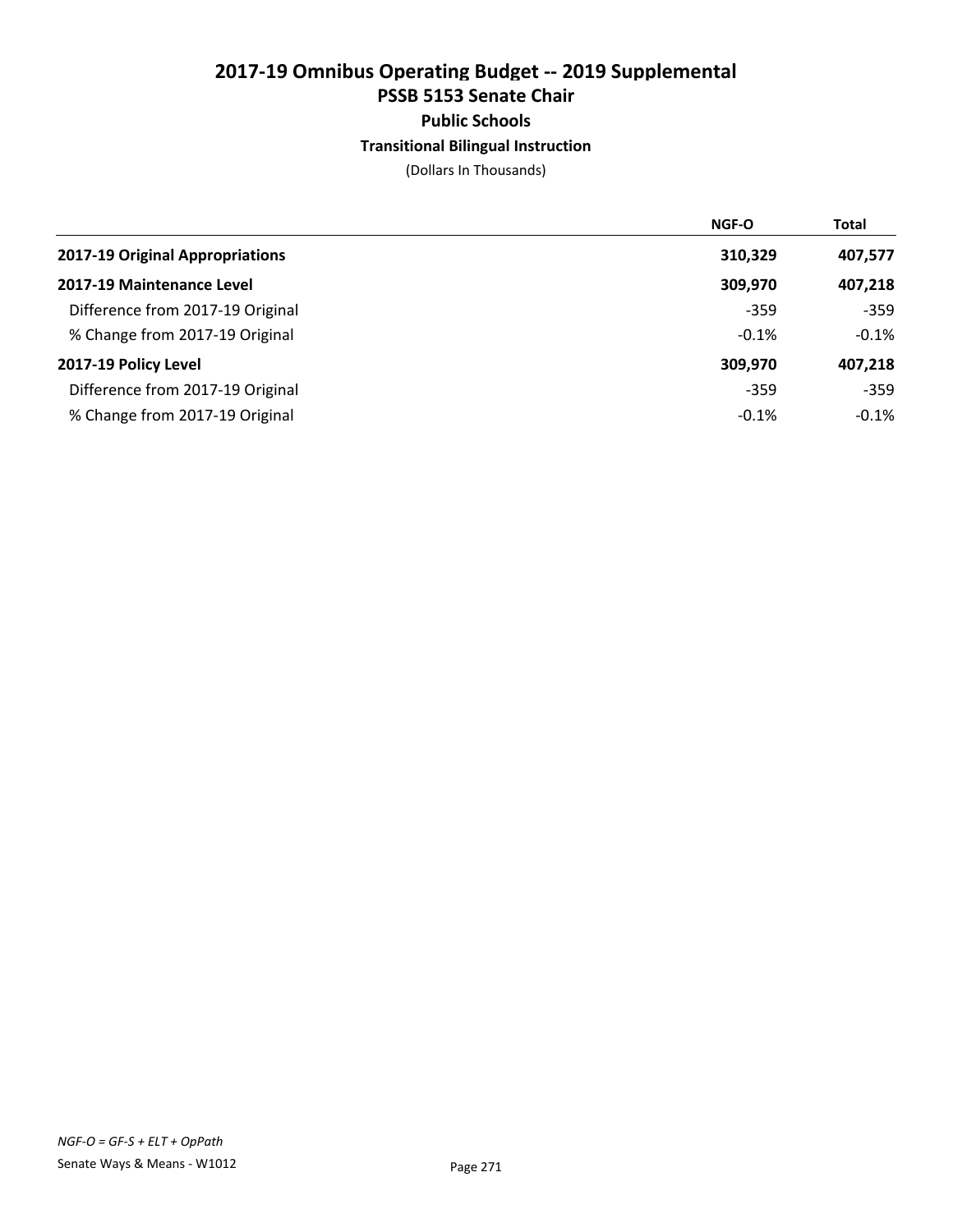# 2017-19 Omnibus Operating Budget -- 2019 Supplemental
## PSSB 5153 Senate Chair
### Public Schools
#### Transitional Bilingual Instruction

(Dollars In Thousands)

| | NGF-O | Total |
|---|---|---|
| **2017-19 Original Appropriations** | **310,329** | **407,577** |
| **2017-19 Maintenance Level** | **309,970** | **407,218** |
| Difference from 2017-19 Original | -359 | -359 |
| % Change from 2017-19 Original | -0.1% | -0.1% |
| **2017-19 Policy Level** | **309,970** | **407,218** |
| Difference from 2017-19 Original | -359 | -359 |
| % Change from 2017-19 Original | -0.1% | -0.1% |

*NGF-O = GF-S + ELT + OpPath*

Senate Ways & Means - W1012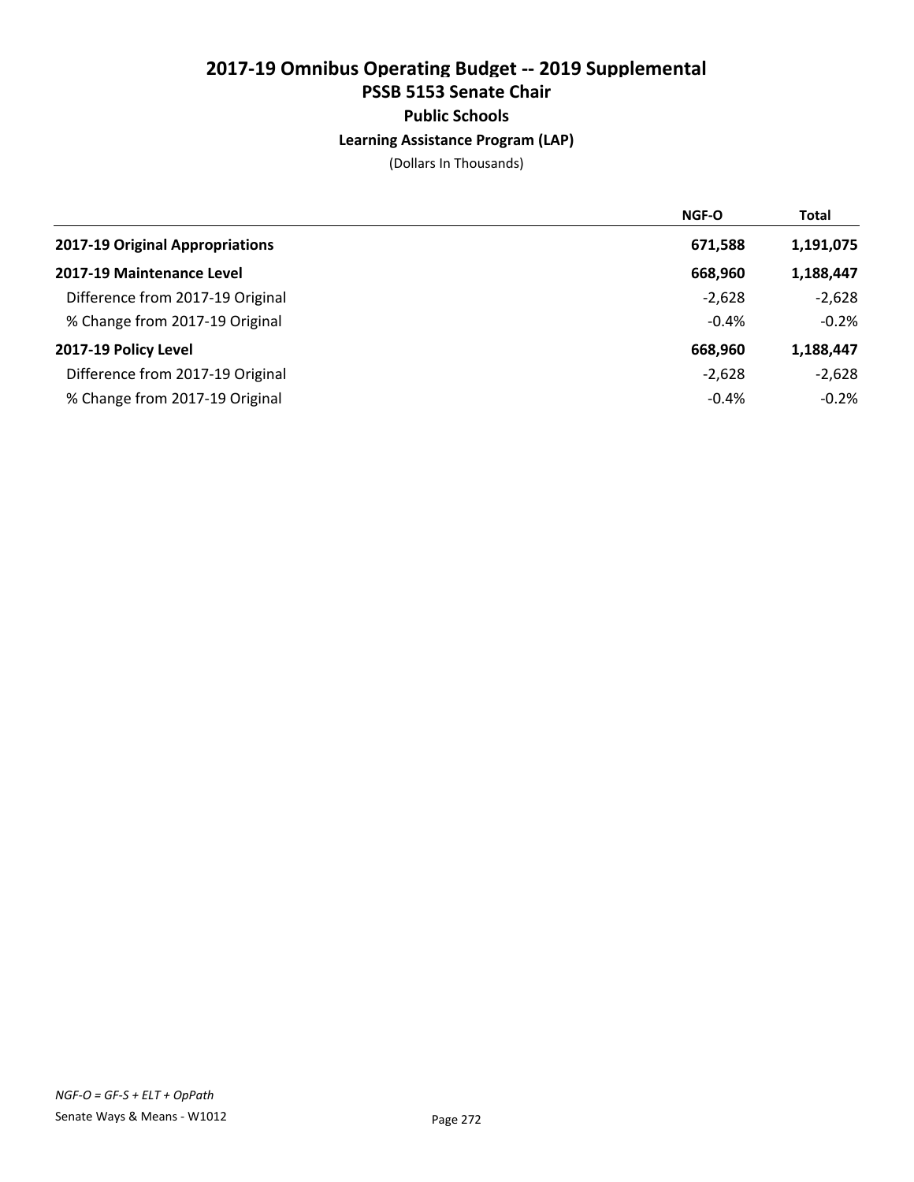# 2017-19 Omnibus Operating Budget -- 2019 Supplemental

## PSSB 5153 Senate Chair

### Public Schools

#### Learning Assistance Program (LAP)

(Dollars In Thousands)

| | NGF-O | Total |
|---|---|---|
| **2017-19 Original Appropriations** | **671,588** | **1,191,075** |
| **2017-19 Maintenance Level** | **668,960** | **1,188,447** |
| Difference from 2017-19 Original | -2,628 | -2,628 |
| % Change from 2017-19 Original | -0.4% | -0.2% |
| **2017-19 Policy Level** | **668,960** | **1,188,447** |
| Difference from 2017-19 Original | -2,628 | -2,628 |
| % Change from 2017-19 Original | -0.4% | -0.2% |

*NGF-O = GF-S + ELT + OpPath*

Senate Ways & Means - W1012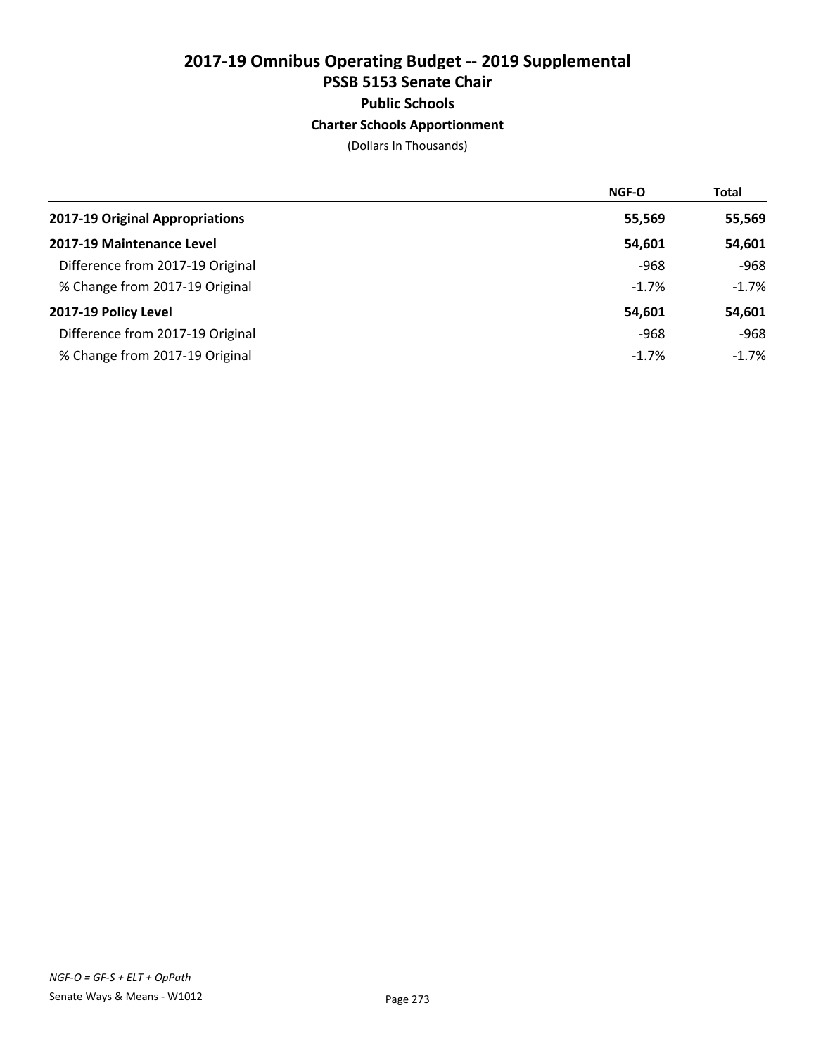# 2017-19 Omnibus Operating Budget -- 2019 Supplemental

## PSSB 5153 Senate Chair

### Public Schools

### Charter Schools Apportionment

(Dollars In Thousands)

| | NGF-O | Total |
|---|---|---|
| **2017-19 Original Appropriations** | **55,569** | **55,569** |
| **2017-19 Maintenance Level** | **54,601** | **54,601** |
| Difference from 2017-19 Original | -968 | -968 |
| % Change from 2017-19 Original | -1.7% | -1.7% |
| **2017-19 Policy Level** | **54,601** | **54,601** |
| Difference from 2017-19 Original | -968 | -968 |
| % Change from 2017-19 Original | -1.7% | -1.7% |

*NGF-O = GF-S + ELT + OpPath*

Senate Ways & Means - W1012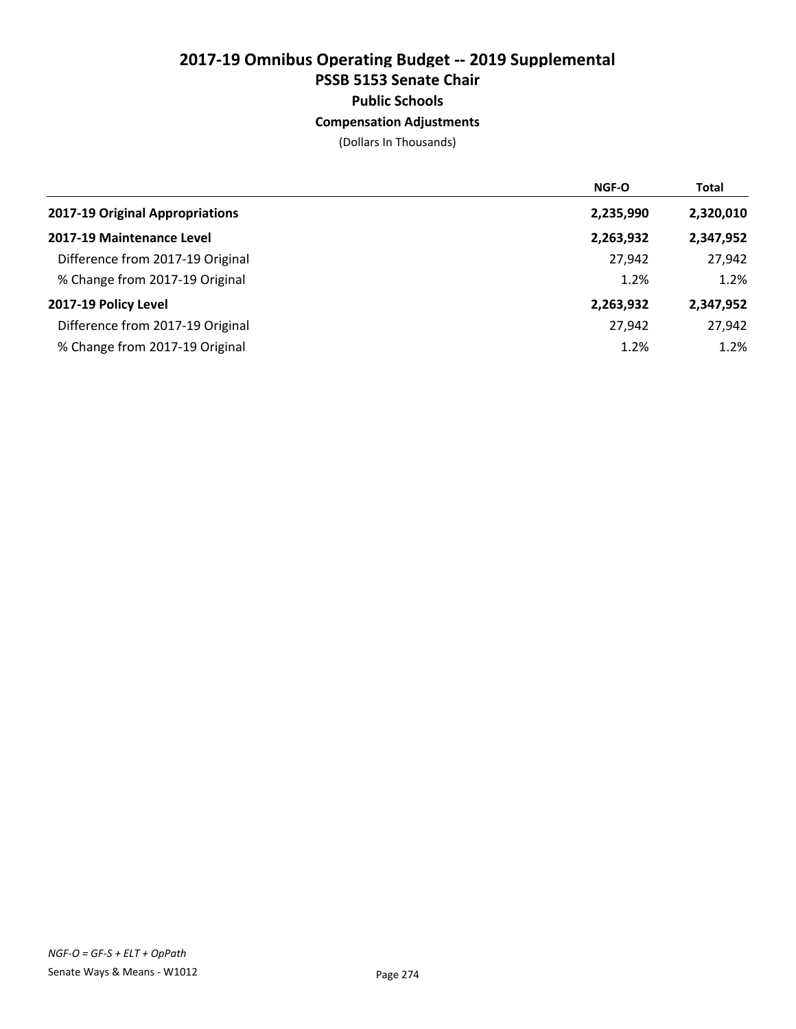# 2017-19 Omnibus Operating Budget -- 2019 Supplemental
## PSSB 5153 Senate Chair
### Public Schools
#### Compensation Adjustments

(Dollars In Thousands)

| | NGF-O | Total |
|---|---|---|
| **2017-19 Original Appropriations** | **2,235,990** | **2,320,010** |
| **2017-19 Maintenance Level** | **2,263,932** | **2,347,952** |
| Difference from 2017-19 Original | 27,942 | 27,942 |
| % Change from 2017-19 Original | 1.2% | 1.2% |
| **2017-19 Policy Level** | **2,263,932** | **2,347,952** |
| Difference from 2017-19 Original | 27,942 | 27,942 |
| % Change from 2017-19 Original | 1.2% | 1.2% |

*NGF-O = GF-S + ELT + OpPath*

Senate Ways & Means - W1012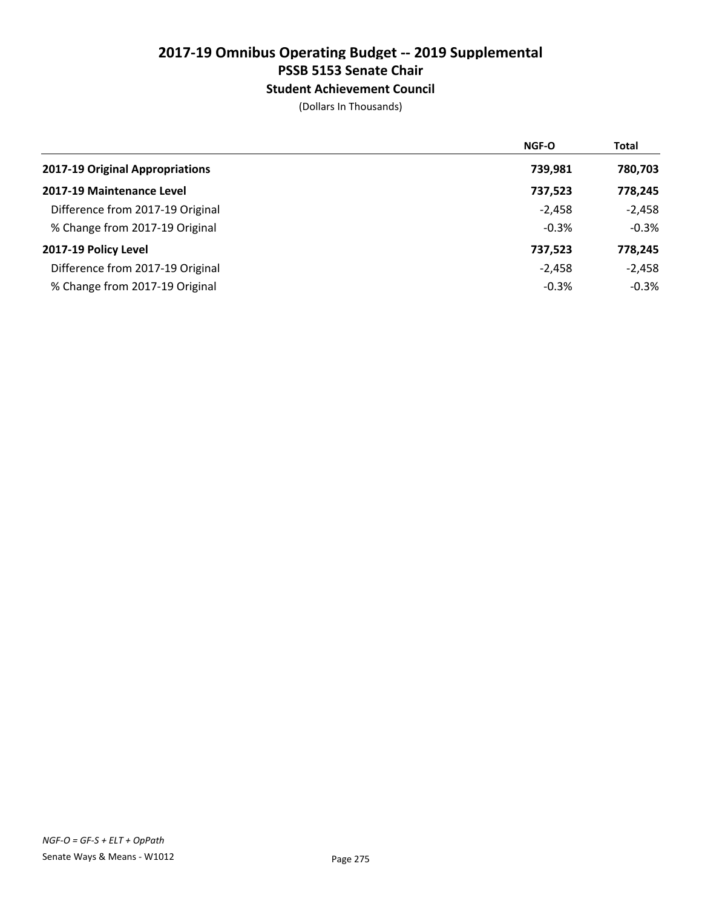# 2017-19 Omnibus Operating Budget -- 2019 Supplemental
## PSSB 5153 Senate Chair
### Student Achievement Council
(Dollars In Thousands)

| | NGF-O | Total |
|---|---|---|
| **2017-19 Original Appropriations** | **739,981** | **780,703** |
| **2017-19 Maintenance Level** | **737,523** | **778,245** |
| Difference from 2017-19 Original | -2,458 | -2,458 |
| % Change from 2017-19 Original | -0.3% | -0.3% |
| **2017-19 Policy Level** | **737,523** | **778,245** |
| Difference from 2017-19 Original | -2,458 | -2,458 |
| % Change from 2017-19 Original | -0.3% | -0.3% |

*NGF-O = GF-S + ELT + OpPath*

Senate Ways & Means - W1012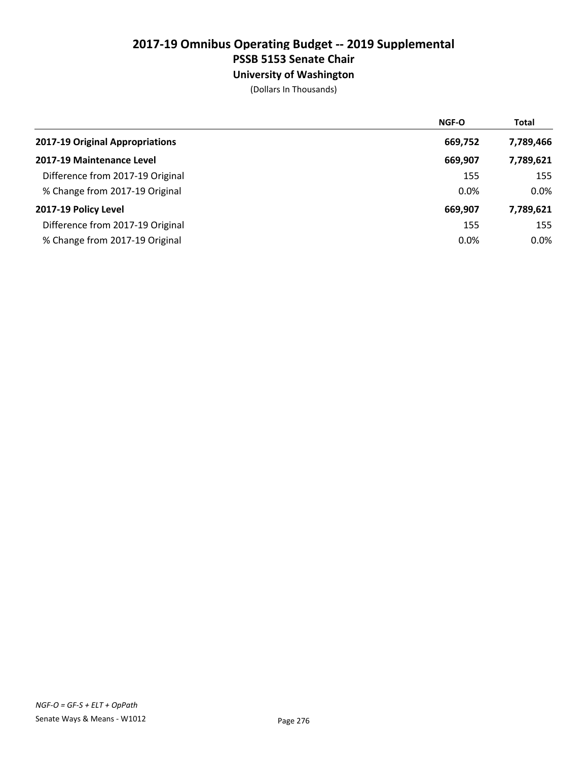# 2017-19 Omnibus Operating Budget -- 2019 Supplemental

## PSSB 5153 Senate Chair

### University of Washington

(Dollars In Thousands)

| | NGF-O | Total |
|---|---|---|
| **2017-19 Original Appropriations** | **669,752** | **7,789,466** |
| **2017-19 Maintenance Level** | **669,907** | **7,789,621** |
| Difference from 2017-19 Original | 155 | 155 |
| % Change from 2017-19 Original | 0.0% | 0.0% |
| **2017-19 Policy Level** | **669,907** | **7,789,621** |
| Difference from 2017-19 Original | 155 | 155 |
| % Change from 2017-19 Original | 0.0% | 0.0% |

*NGF-O = GF-S + ELT + OpPath*

Senate Ways & Means - W1012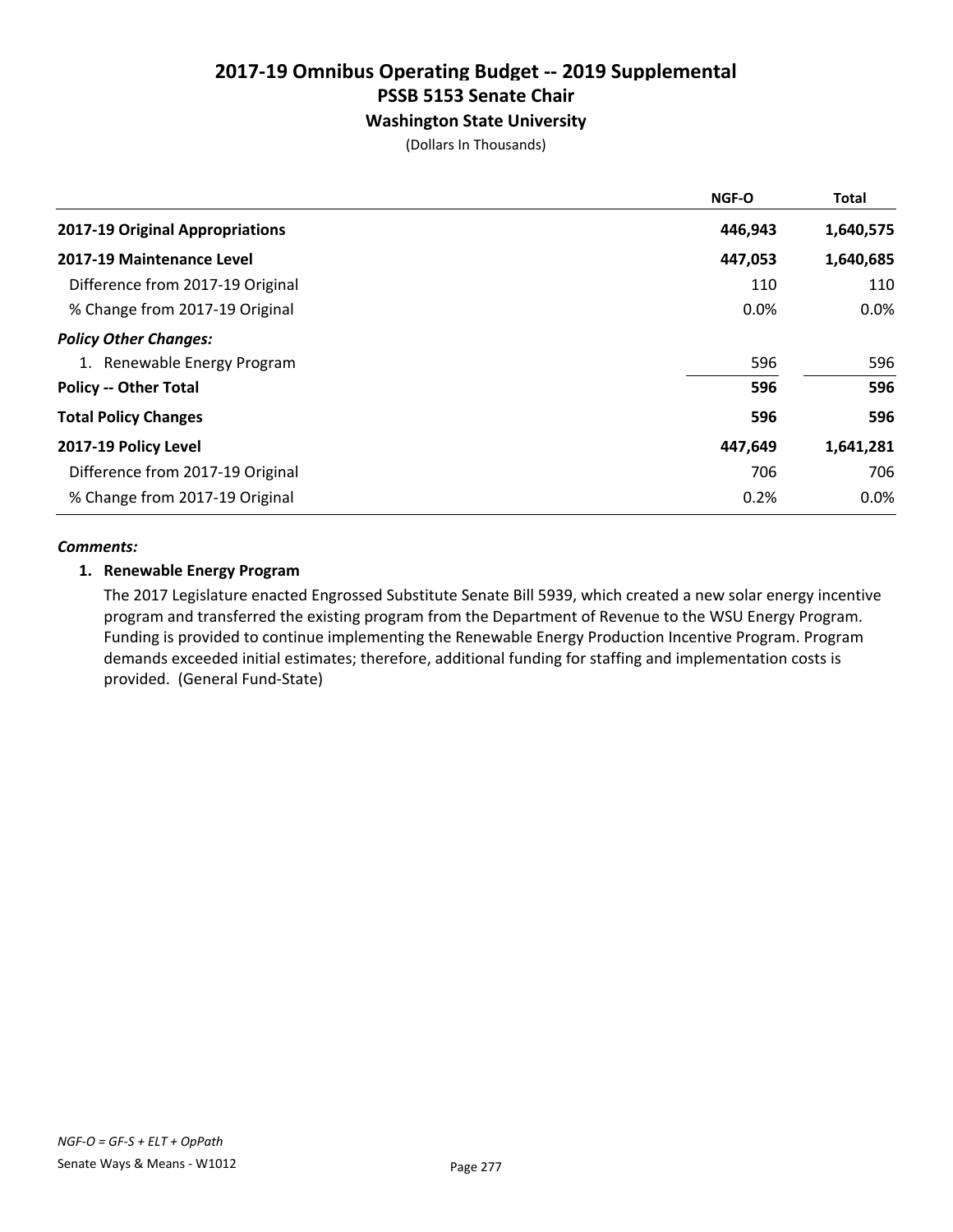# 2017-19 Omnibus Operating Budget -- 2019 Supplemental
## PSSB 5153 Senate Chair
### Washington State University

(Dollars In Thousands)

| | NGF-O | Total |
|---|---|---|
| **2017-19 Original Appropriations** | **446,943** | **1,640,575** |
| **2017-19 Maintenance Level** | **447,053** | **1,640,685** |
| Difference from 2017-19 Original | 110 | 110 |
| % Change from 2017-19 Original | 0.0% | 0.0% |
| ***Policy Other Changes:*** | | |
| 1. Renewable Energy Program | 596 | 596 |
| **Policy -- Other Total** | **596** | **596** |
| **Total Policy Changes** | **596** | **596** |
| **2017-19 Policy Level** | **447,649** | **1,641,281** |
| Difference from 2017-19 Original | 706 | 706 |
| % Change from 2017-19 Original | 0.2% | 0.0% |

***Comments:***

**1. Renewable Energy Program**

The 2017 Legislature enacted Engrossed Substitute Senate Bill 5939, which created a new solar energy incentive program and transferred the existing program from the Department of Revenue to the WSU Energy Program. Funding is provided to continue implementing the Renewable Energy Production Incentive Program. Program demands exceeded initial estimates; therefore, additional funding for staffing and implementation costs is provided. (General Fund-State)

*NGF-O = GF-S + ELT + OpPath*

Senate Ways & Means - W1012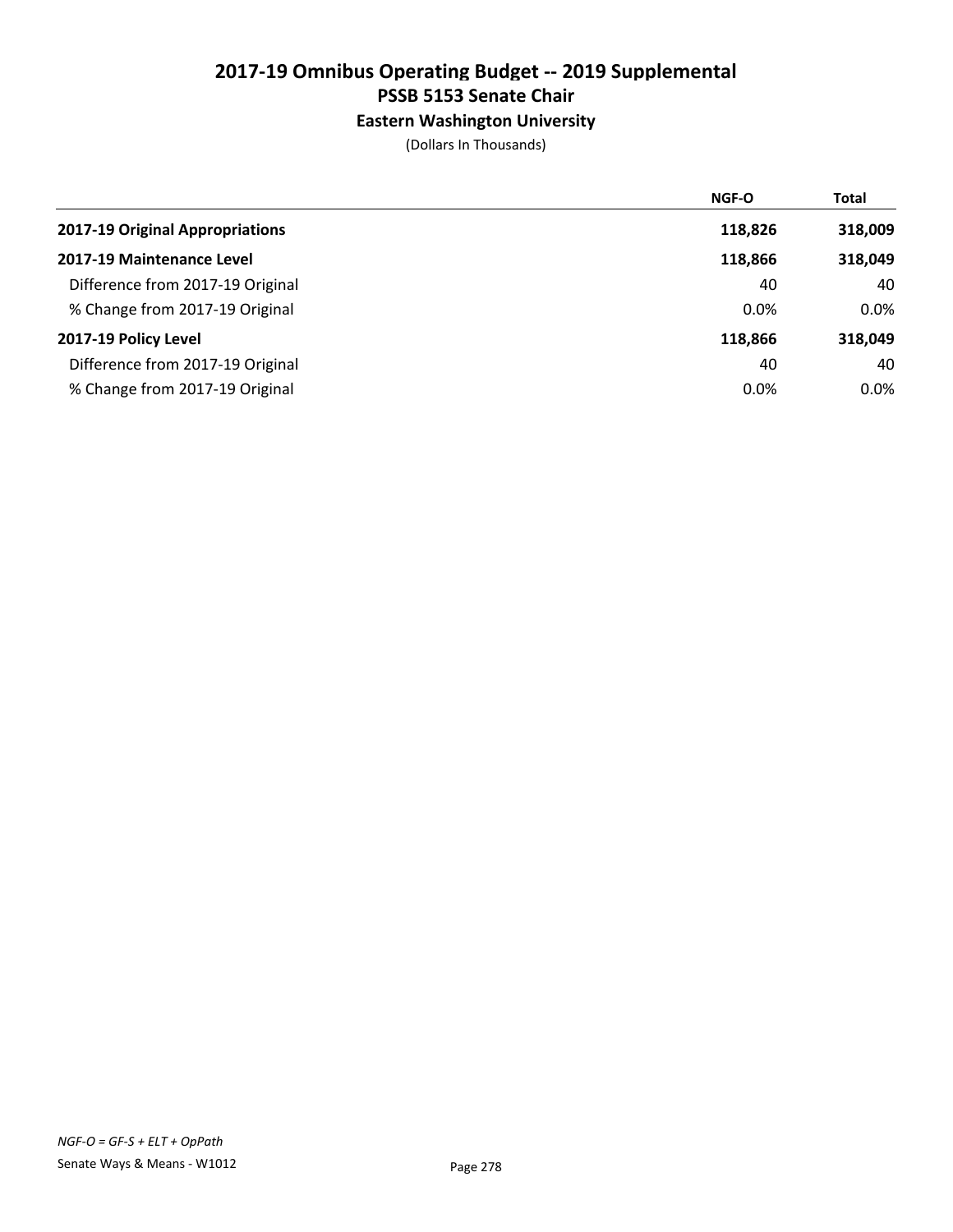# 2017-19 Omnibus Operating Budget -- 2019 Supplemental
## PSSB 5153 Senate Chair
### Eastern Washington University

(Dollars In Thousands)

| | NGF-O | Total |
|---|---|---|
| **2017-19 Original Appropriations** | **118,826** | **318,009** |
| **2017-19 Maintenance Level** | **118,866** | **318,049** |
| Difference from 2017-19 Original | 40 | 40 |
| % Change from 2017-19 Original | 0.0% | 0.0% |
| **2017-19 Policy Level** | **118,866** | **318,049** |
| Difference from 2017-19 Original | 40 | 40 |
| % Change from 2017-19 Original | 0.0% | 0.0% |

*NGF-O = GF-S + ELT + OpPath*

Senate Ways & Means - W1012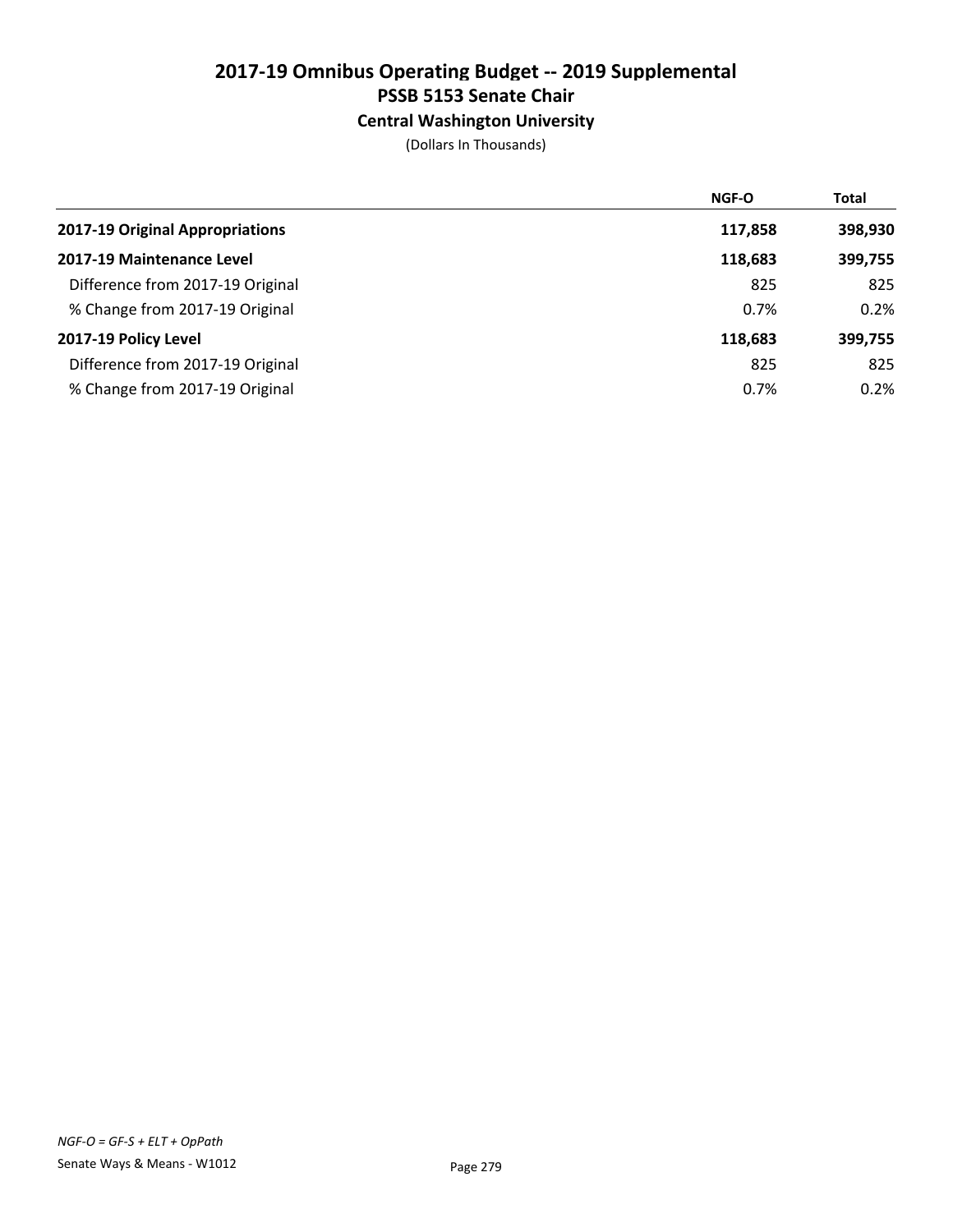# 2017-19 Omnibus Operating Budget -- 2019 Supplemental

## PSSB 5153 Senate Chair

### Central Washington University

(Dollars In Thousands)

| | NGF-O | Total |
|---|---|---|
| **2017-19 Original Appropriations** | **117,858** | **398,930** |
| **2017-19 Maintenance Level** | **118,683** | **399,755** |
| Difference from 2017-19 Original | 825 | 825 |
| % Change from 2017-19 Original | 0.7% | 0.2% |
| **2017-19 Policy Level** | **118,683** | **399,755** |
| Difference from 2017-19 Original | 825 | 825 |
| % Change from 2017-19 Original | 0.7% | 0.2% |

*NGF-O = GF-S + ELT + OpPath*

Senate Ways & Means - W1012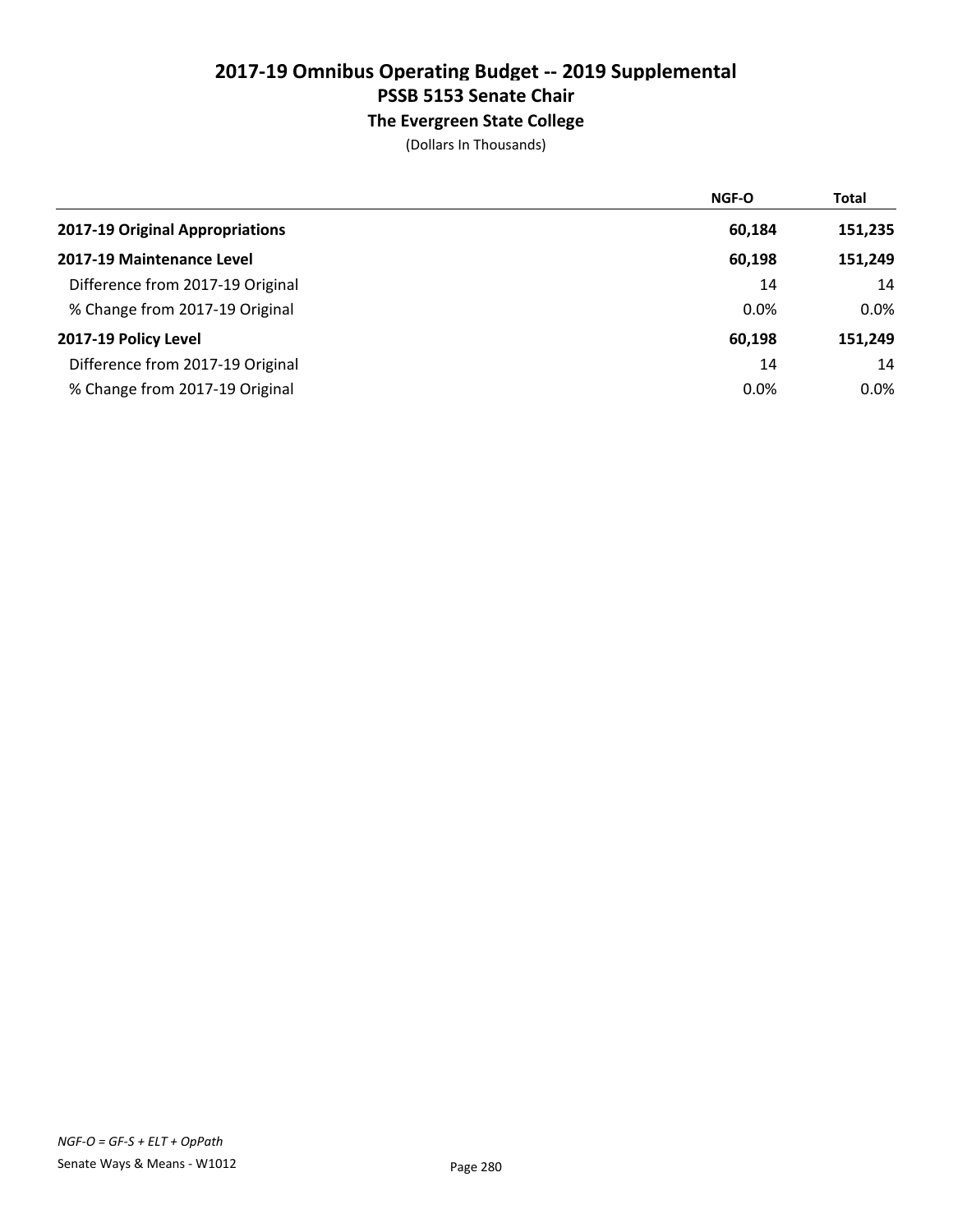# 2017-19 Omnibus Operating Budget -- 2019 Supplemental
## PSSB 5153 Senate Chair
### The Evergreen State College
(Dollars In Thousands)

| | NGF-O | Total |
|---|---|---|
| **2017-19 Original Appropriations** | **60,184** | **151,235** |
| **2017-19 Maintenance Level** | **60,198** | **151,249** |
| Difference from 2017-19 Original | 14 | 14 |
| % Change from 2017-19 Original | 0.0% | 0.0% |
| **2017-19 Policy Level** | **60,198** | **151,249** |
| Difference from 2017-19 Original | 14 | 14 |
| % Change from 2017-19 Original | 0.0% | 0.0% |

*NGF-O = GF-S + ELT + OpPath*

Senate Ways & Means - W1012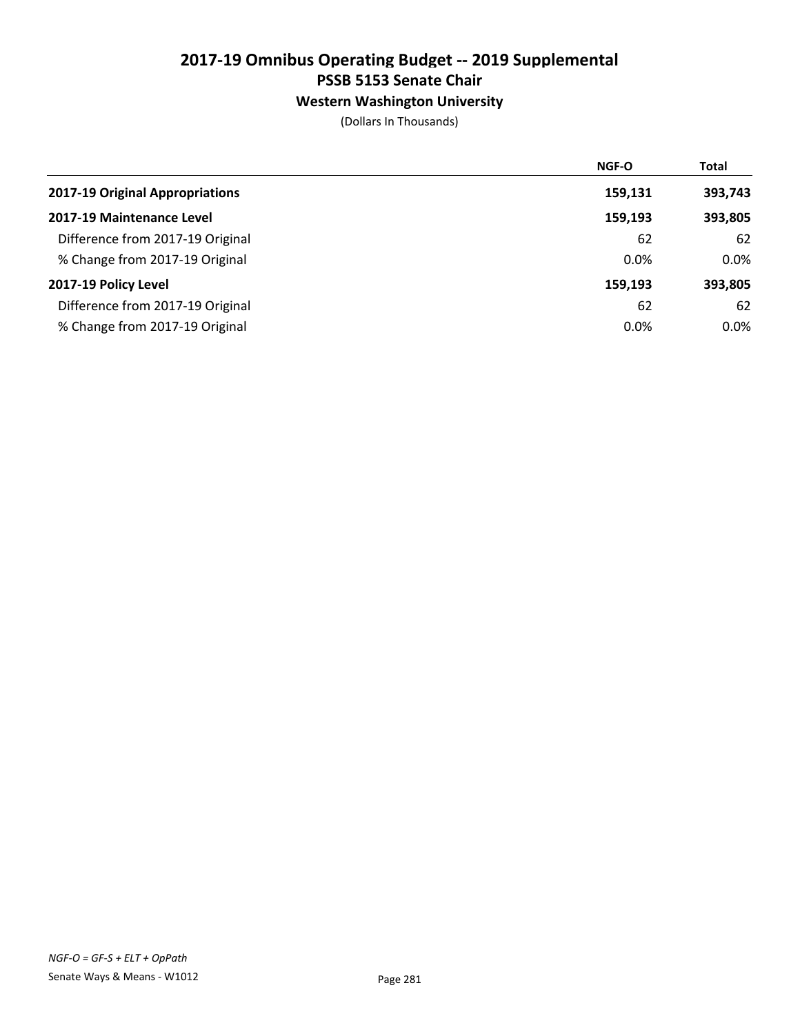# 2017-19 Omnibus Operating Budget -- 2019 Supplemental

## PSSB 5153 Senate Chair

### Western Washington University

(Dollars In Thousands)

| | NGF-O | Total |
|---|---|---|
| **2017-19 Original Appropriations** | **159,131** | **393,743** |
| **2017-19 Maintenance Level** | **159,193** | **393,805** |
| Difference from 2017-19 Original | 62 | 62 |
| % Change from 2017-19 Original | 0.0% | 0.0% |
| **2017-19 Policy Level** | **159,193** | **393,805** |
| Difference from 2017-19 Original | 62 | 62 |
| % Change from 2017-19 Original | 0.0% | 0.0% |

*NGF-O = GF-S + ELT + OpPath*

Senate Ways & Means - W1012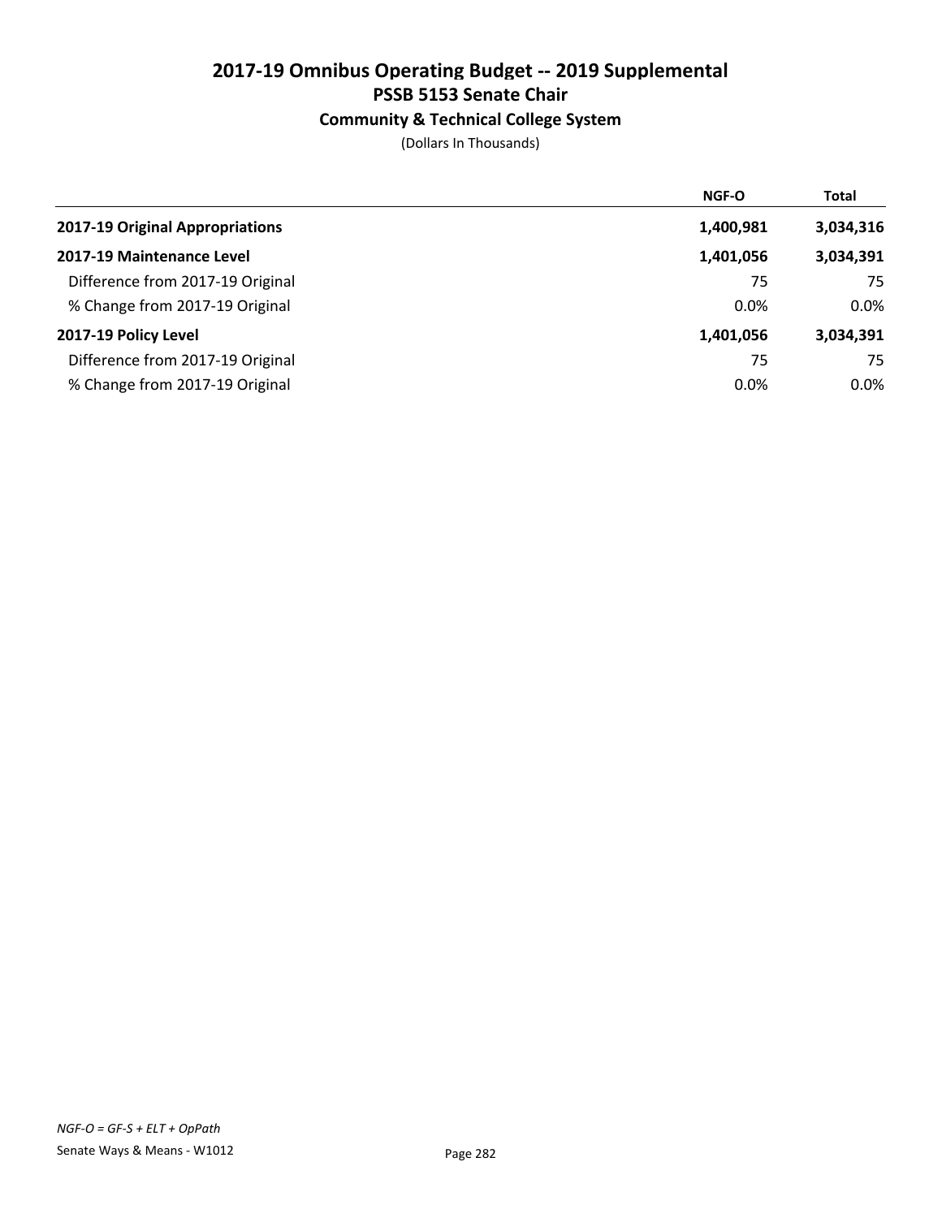# 2017-19 Omnibus Operating Budget -- 2019 Supplemental
## PSSB 5153 Senate Chair
### Community & Technical College System

(Dollars In Thousands)

| | NGF-O | Total |
|---|---|---|
| **2017-19 Original Appropriations** | 1,400,981 | 3,034,316 |
| **2017-19 Maintenance Level** | 1,401,056 | 3,034,391 |
| Difference from 2017-19 Original | 75 | 75 |
| % Change from 2017-19 Original | 0.0% | 0.0% |
| **2017-19 Policy Level** | 1,401,056 | 3,034,391 |
| Difference from 2017-19 Original | 75 | 75 |
| % Change from 2017-19 Original | 0.0% | 0.0% |

*NGF-O = GF-S + ELT + OpPath*

Senate Ways & Means - W1012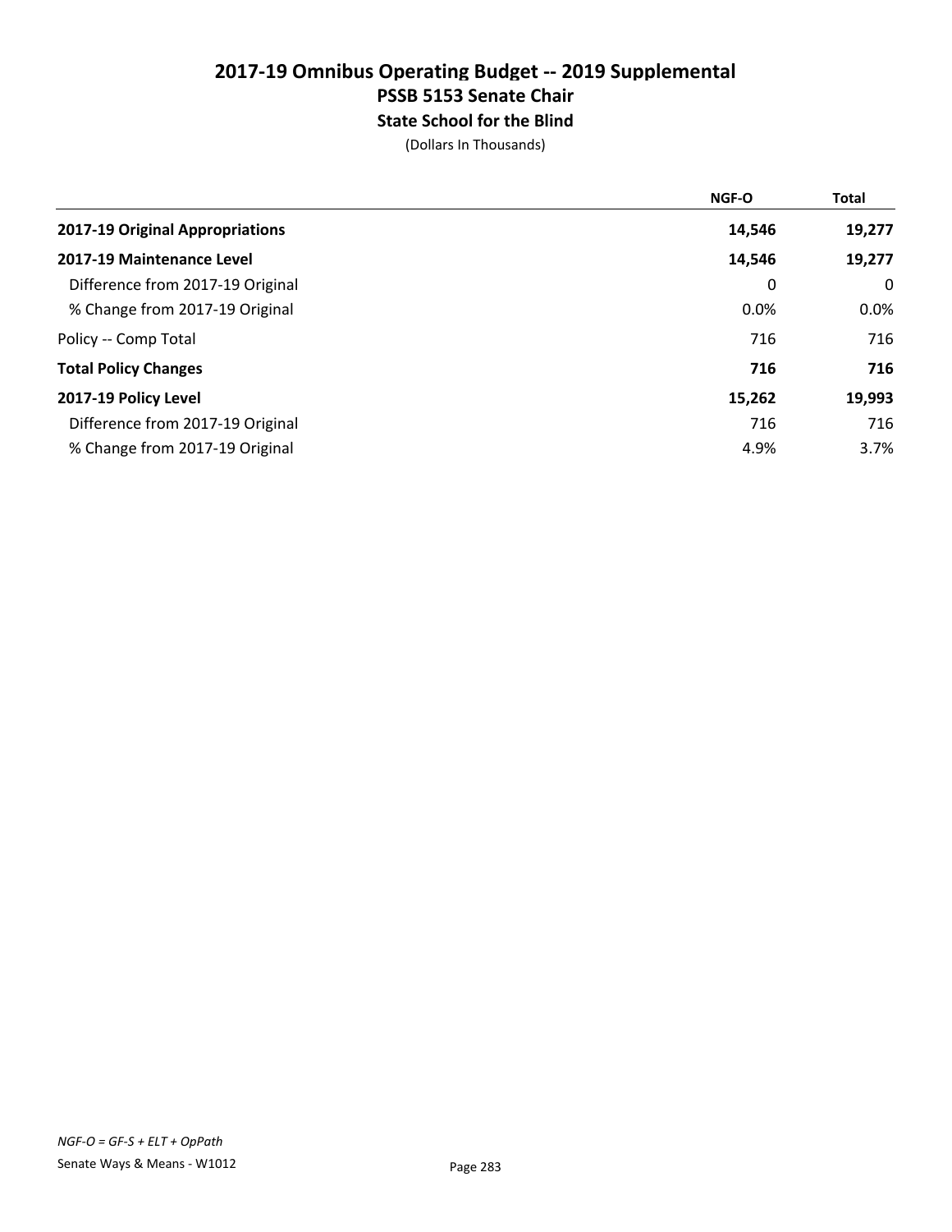# 2017-19 Omnibus Operating Budget -- 2019 Supplemental

## PSSB 5153 Senate Chair

### State School for the Blind

(Dollars In Thousands)

| | NGF-O | Total |
|---|---|---|
| **2017-19 Original Appropriations** | **14,546** | **19,277** |
| **2017-19 Maintenance Level** | **14,546** | **19,277** |
| Difference from 2017-19 Original | 0 | 0 |
| % Change from 2017-19 Original | 0.0% | 0.0% |
| Policy -- Comp Total | 716 | 716 |
| **Total Policy Changes** | **716** | **716** |
| **2017-19 Policy Level** | **15,262** | **19,993** |
| Difference from 2017-19 Original | 716 | 716 |
| % Change from 2017-19 Original | 4.9% | 3.7% |

*NGF-O = GF-S + ELT + OpPath*

Senate Ways & Means - W1012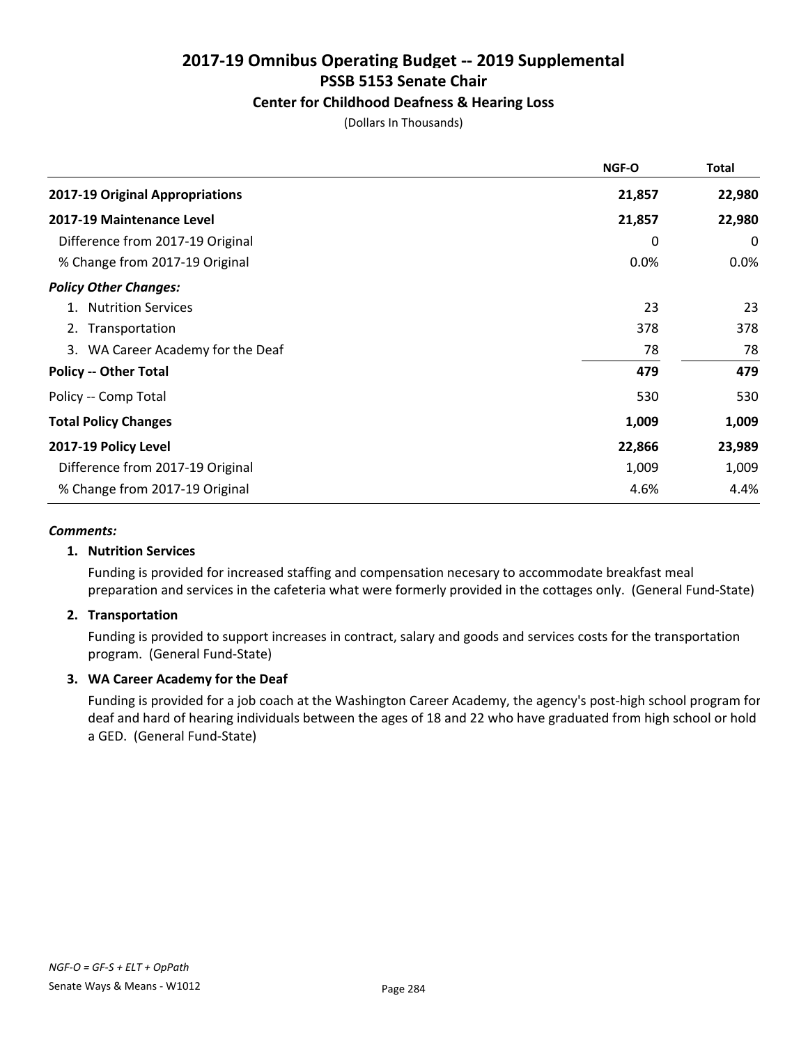# 2017-19 Omnibus Operating Budget -- 2019 Supplemental

## PSSB 5153 Senate Chair

### Center for Childhood Deafness & Hearing Loss

(Dollars In Thousands)

| | NGF-O | Total |
|---|---|---|
| **2017-19 Original Appropriations** | **21,857** | **22,980** |
| **2017-19 Maintenance Level** | **21,857** | **22,980** |
| Difference from 2017-19 Original | 0 | 0 |
| % Change from 2017-19 Original | 0.0% | 0.0% |
| ***Policy Other Changes:*** | | |
| 1. Nutrition Services | 23 | 23 |
| 2. Transportation | 378 | 378 |
| 3. WA Career Academy for the Deaf | 78 | 78 |
| **Policy -- Other Total** | **479** | **479** |
| Policy -- Comp Total | 530 | 530 |
| **Total Policy Changes** | **1,009** | **1,009** |
| **2017-19 Policy Level** | **22,866** | **23,989** |
| Difference from 2017-19 Original | 1,009 | 1,009 |
| % Change from 2017-19 Original | 4.6% | 4.4% |

***Comments:***

**1. Nutrition Services**

Funding is provided for increased staffing and compensation necesary to accommodate breakfast meal preparation and services in the cafeteria what were formerly provided in the cottages only. (General Fund-State)

**2. Transportation**

Funding is provided to support increases in contract, salary and goods and services costs for the transportation program. (General Fund-State)

**3. WA Career Academy for the Deaf**

Funding is provided for a job coach at the Washington Career Academy, the agency's post-high school program for deaf and hard of hearing individuals between the ages of 18 and 22 who have graduated from high school or hold a GED. (General Fund-State)

*NGF-O = GF-S + ELT + OpPath*

Senate Ways & Means - W1012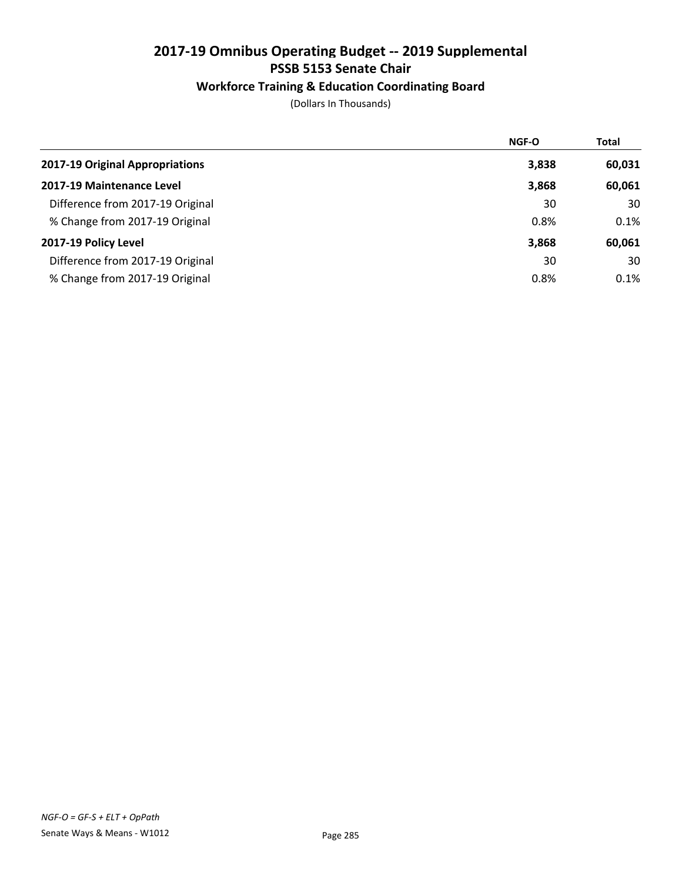# 2017-19 Omnibus Operating Budget -- 2019 Supplemental

## PSSB 5153 Senate Chair

### Workforce Training & Education Coordinating Board

(Dollars In Thousands)

| | NGF-O | Total |
|---|---|---|
| **2017-19 Original Appropriations** | **3,838** | **60,031** |
| **2017-19 Maintenance Level** | **3,868** | **60,061** |
| Difference from 2017-19 Original | 30 | 30 |
| % Change from 2017-19 Original | 0.8% | 0.1% |
| **2017-19 Policy Level** | **3,868** | **60,061** |
| Difference from 2017-19 Original | 30 | 30 |
| % Change from 2017-19 Original | 0.8% | 0.1% |

*NGF-O = GF-S + ELT + OpPath*

Senate Ways & Means - W1012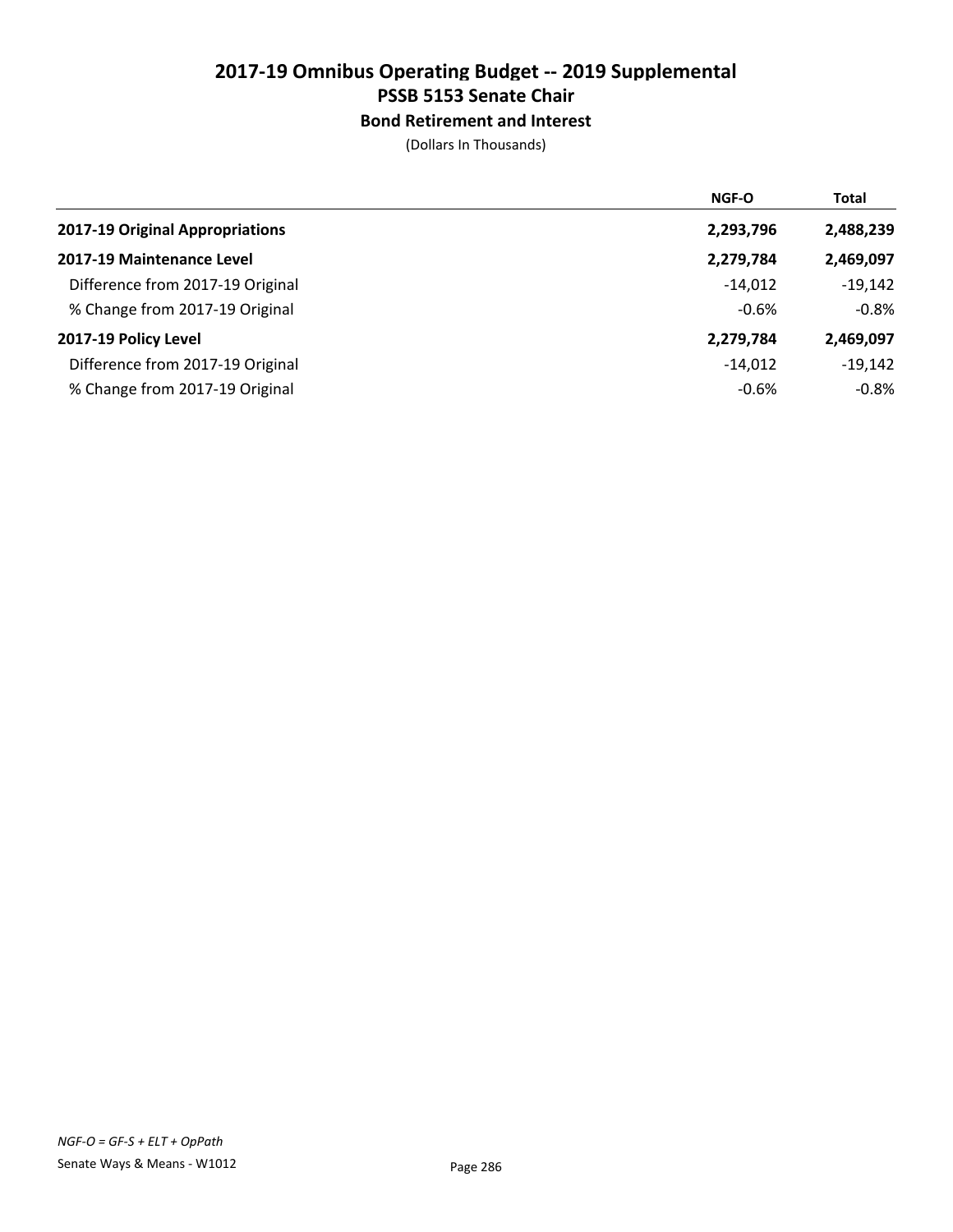# 2017-19 Omnibus Operating Budget -- 2019 Supplemental
## PSSB 5153 Senate Chair
### Bond Retirement and Interest

(Dollars In Thousands)

| | NGF-O | Total |
|---|---|---|
| **2017-19 Original Appropriations** | **2,293,796** | **2,488,239** |
| **2017-19 Maintenance Level** | **2,279,784** | **2,469,097** |
| Difference from 2017-19 Original | -14,012 | -19,142 |
| % Change from 2017-19 Original | -0.6% | -0.8% |
| **2017-19 Policy Level** | **2,279,784** | **2,469,097** |
| Difference from 2017-19 Original | -14,012 | -19,142 |
| % Change from 2017-19 Original | -0.6% | -0.8% |

*NGF-O = GF-S + ELT + OpPath*

Senate Ways & Means - W1012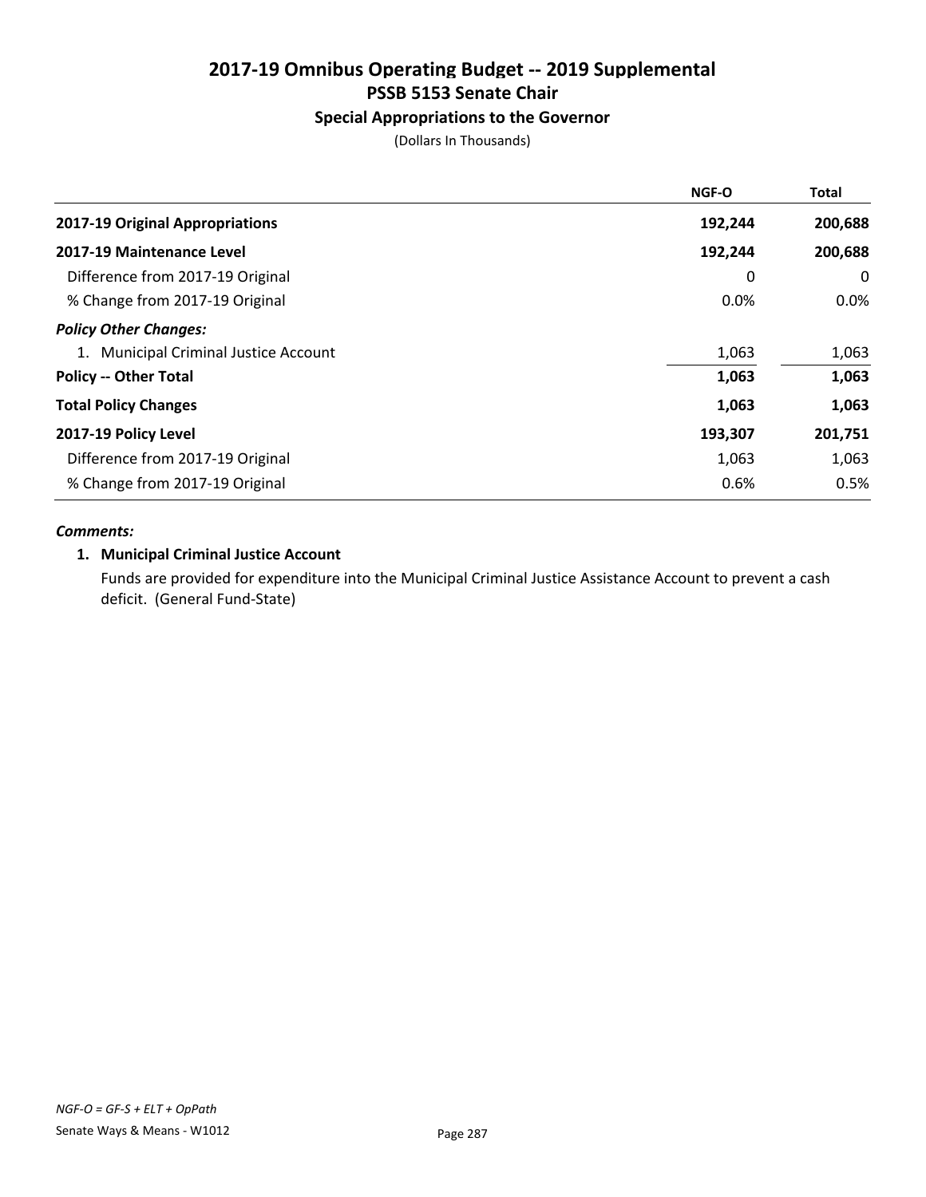# 2017-19 Omnibus Operating Budget -- 2019 Supplemental
## PSSB 5153 Senate Chair
### Special Appropriations to the Governor

(Dollars In Thousands)

| | NGF-O | Total |
|---|---|---|
| **2017-19 Original Appropriations** | **192,244** | **200,688** |
| **2017-19 Maintenance Level** | **192,244** | **200,688** |
| Difference from 2017-19 Original | 0 | 0 |
| % Change from 2017-19 Original | 0.0% | 0.0% |
| ***Policy Other Changes:*** | | |
| 1. Municipal Criminal Justice Account | 1,063 | 1,063 |
| **Policy -- Other Total** | **1,063** | **1,063** |
| **Total Policy Changes** | **1,063** | **1,063** |
| **2017-19 Policy Level** | **193,307** | **201,751** |
| Difference from 2017-19 Original | 1,063 | 1,063 |
| % Change from 2017-19 Original | 0.6% | 0.5% |

***Comments:***

**1. Municipal Criminal Justice Account**

Funds are provided for expenditure into the Municipal Criminal Justice Assistance Account to prevent a cash deficit. (General Fund-State)

*NGF-O = GF-S + ELT + OpPath*

Senate Ways & Means - W1012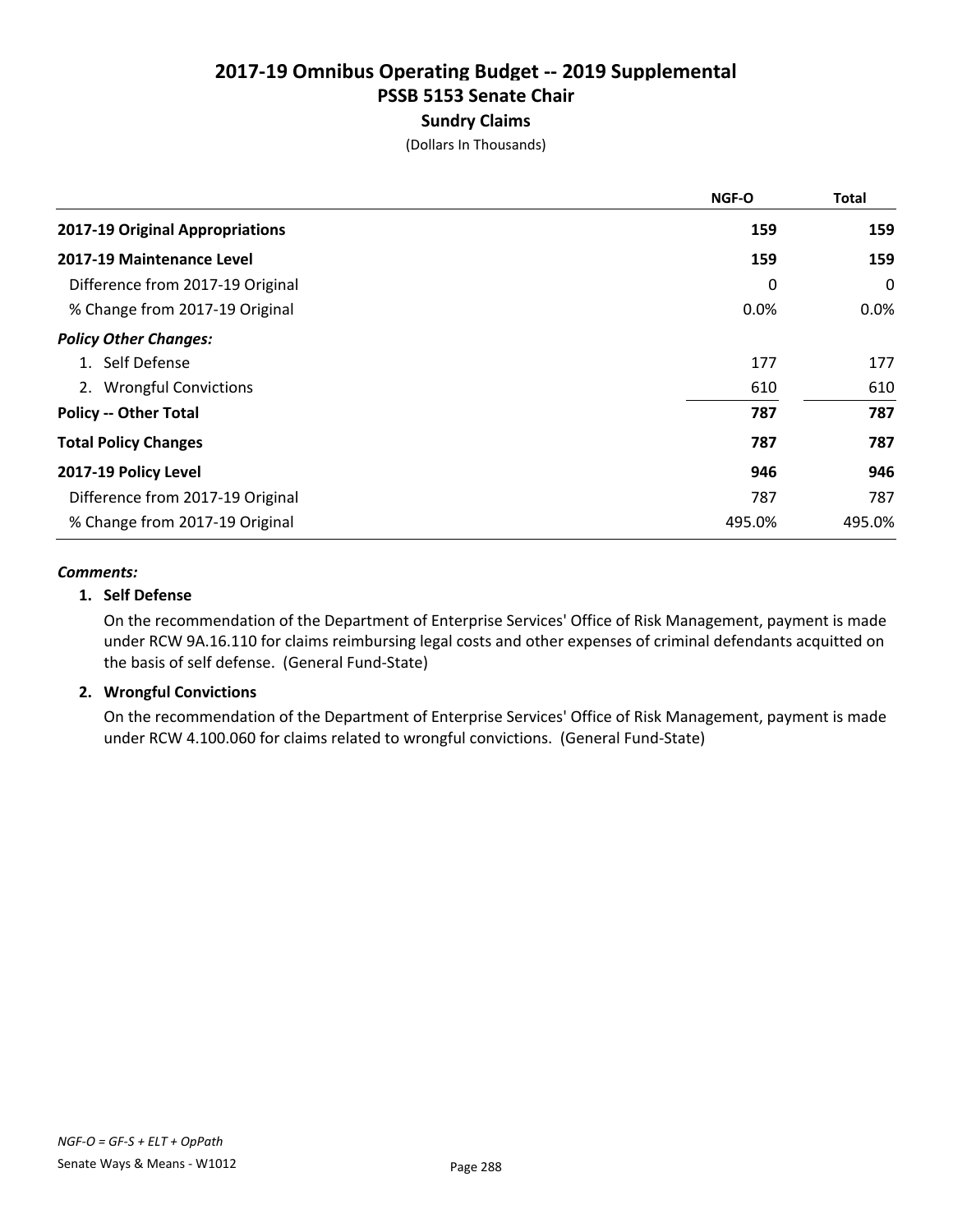# 2017-19 Omnibus Operating Budget -- 2019 Supplemental
## PSSB 5153 Senate Chair
### Sundry Claims
(Dollars In Thousands)

| | NGF-O | Total |
|---|---|---|
| **2017-19 Original Appropriations** | **159** | **159** |
| **2017-19 Maintenance Level** | **159** | **159** |
| Difference from 2017-19 Original | 0 | 0 |
| % Change from 2017-19 Original | 0.0% | 0.0% |
| ***Policy Other Changes:*** | | |
| 1. Self Defense | 177 | 177 |
| 2. Wrongful Convictions | 610 | 610 |
| **Policy -- Other Total** | **787** | **787** |
| **Total Policy Changes** | **787** | **787** |
| **2017-19 Policy Level** | **946** | **946** |
| Difference from 2017-19 Original | 787 | 787 |
| % Change from 2017-19 Original | 495.0% | 495.0% |

***Comments:***

**1. Self Defense**

On the recommendation of the Department of Enterprise Services' Office of Risk Management, payment is made under RCW 9A.16.110 for claims reimbursing legal costs and other expenses of criminal defendants acquitted on the basis of self defense. (General Fund-State)

**2. Wrongful Convictions**

On the recommendation of the Department of Enterprise Services' Office of Risk Management, payment is made under RCW 4.100.060 for claims related to wrongful convictions. (General Fund-State)

*NGF-O = GF-S + ELT + OpPath*

Senate Ways & Means - W1012